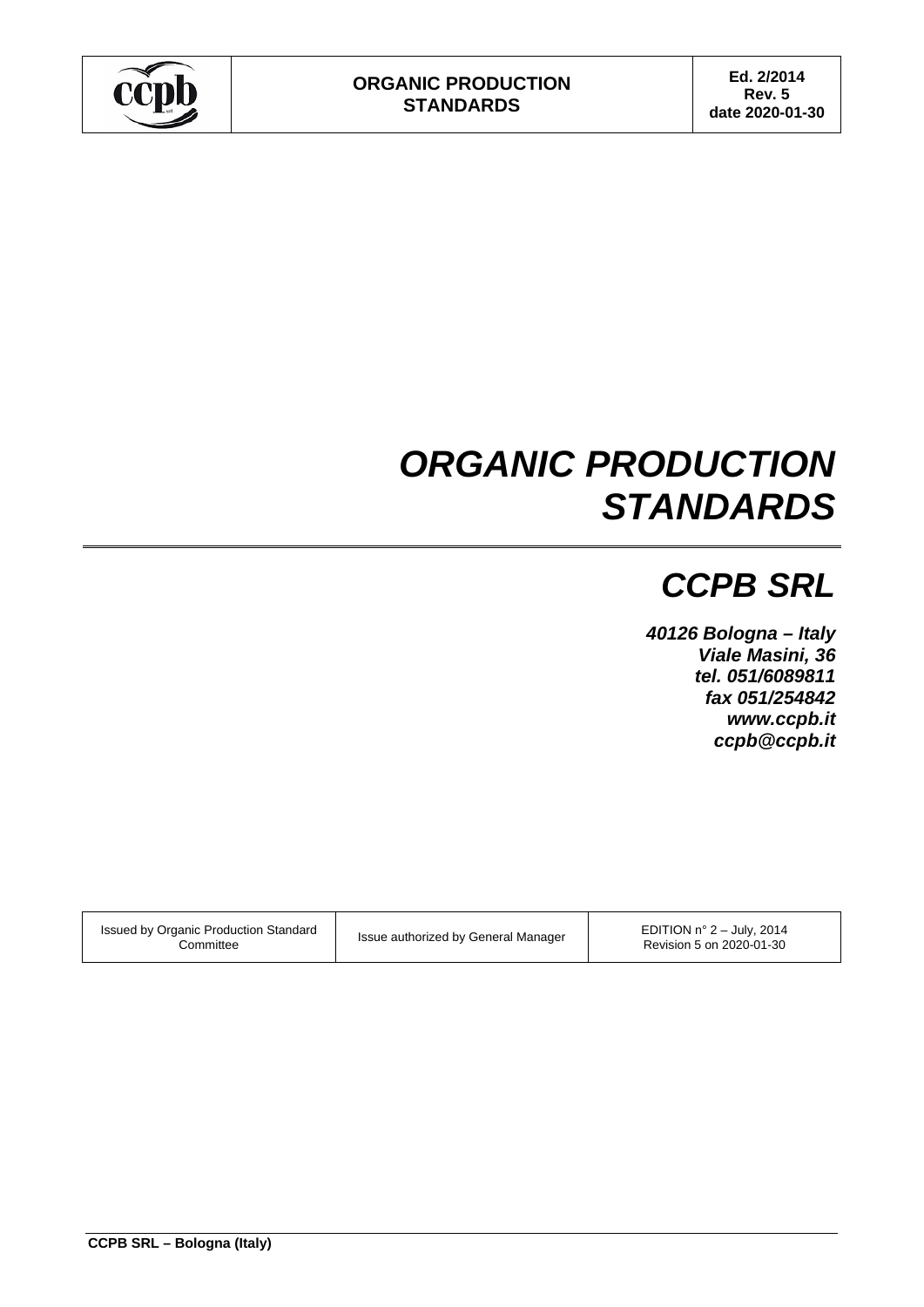# *ORGANIC PRODUCTION STANDARDS*

## *CCPB SRL*

***40126 Bologna – Italy***
***Viale Masini, 36***
***tel. 051/6089811***
***fax 051/254842***
***www.ccpb.it***
***ccpb@ccpb.it***

| Issued by Organic Production Standard Committee | Issue authorized by General Manager | EDITION n° 2 – July, 2014<br>Revision 5 on 2020-01-30 |
|---|---|---|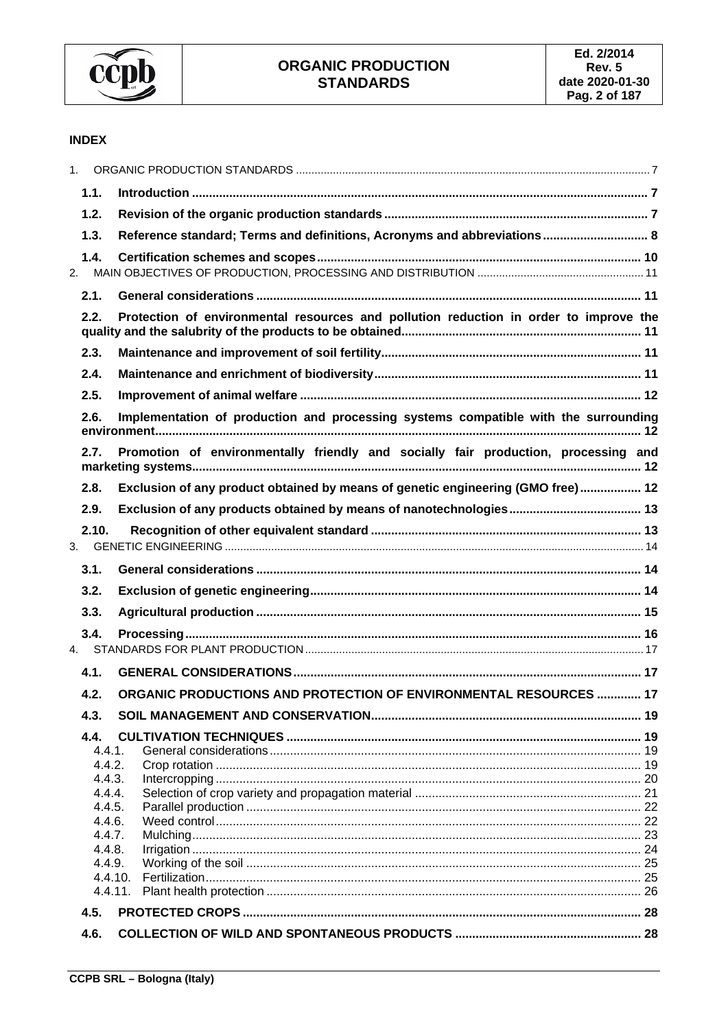**INDEX**

1. ORGANIC PRODUCTION STANDARDS ..... 7
   - **1.1. Introduction ..... 7**
   - **1.2. Revision of the organic production standards ..... 7**
   - **1.3. Reference standard; Terms and definitions, Acronyms and abbreviations ..... 8**
   - **1.4. Certification schemes and scopes ..... 10**
2. MAIN OBJECTIVES OF PRODUCTION, PROCESSING AND DISTRIBUTION ..... 11
   - **2.1. General considerations ..... 11**
   - **2.2. Protection of environmental resources and pollution reduction in order to improve the quality and the salubrity of the products to be obtained ..... 11**
   - **2.3. Maintenance and improvement of soil fertility ..... 11**
   - **2.4. Maintenance and enrichment of biodiversity ..... 11**
   - **2.5. Improvement of animal welfare ..... 12**
   - **2.6. Implementation of production and processing systems compatible with the surrounding environment ..... 12**
   - **2.7. Promotion of environmentally friendly and socially fair production, processing and marketing systems ..... 12**
   - **2.8. Exclusion of any product obtained by means of genetic engineering (GMO free) ..... 12**
   - **2.9. Exclusion of any products obtained by means of nanotechnologies ..... 13**
   - **2.10. Recognition of other equivalent standard ..... 13**
3. GENETIC ENGINEERING ..... 14
   - **3.1. General considerations ..... 14**
   - **3.2. Exclusion of genetic engineering ..... 14**
   - **3.3. Agricultural production ..... 15**
   - **3.4. Processing ..... 16**
4. STANDARDS FOR PLANT PRODUCTION ..... 17
   - **4.1. GENERAL CONSIDERATIONS ..... 17**
   - **4.2. ORGANIC PRODUCTIONS AND PROTECTION OF ENVIRONMENTAL RESOURCES ..... 17**
   - **4.3. SOIL MANAGEMENT AND CONSERVATION ..... 19**
   - **4.4. CULTIVATION TECHNIQUES ..... 19**
     - 4.4.1. General considerations ..... 19
     - 4.4.2. Crop rotation ..... 19
     - 4.4.3. Intercropping ..... 20
     - 4.4.4. Selection of crop variety and propagation material ..... 21
     - 4.4.5. Parallel production ..... 22
     - 4.4.6. Weed control ..... 22
     - 4.4.7. Mulching ..... 23
     - 4.4.8. Irrigation ..... 24
     - 4.4.9. Working of the soil ..... 25
     - 4.4.10. Fertilization ..... 25
     - 4.4.11. Plant health protection ..... 26
   - **4.5. PROTECTED CROPS ..... 28**
   - **4.6. COLLECTION OF WILD AND SPONTANEOUS PRODUCTS ..... 28**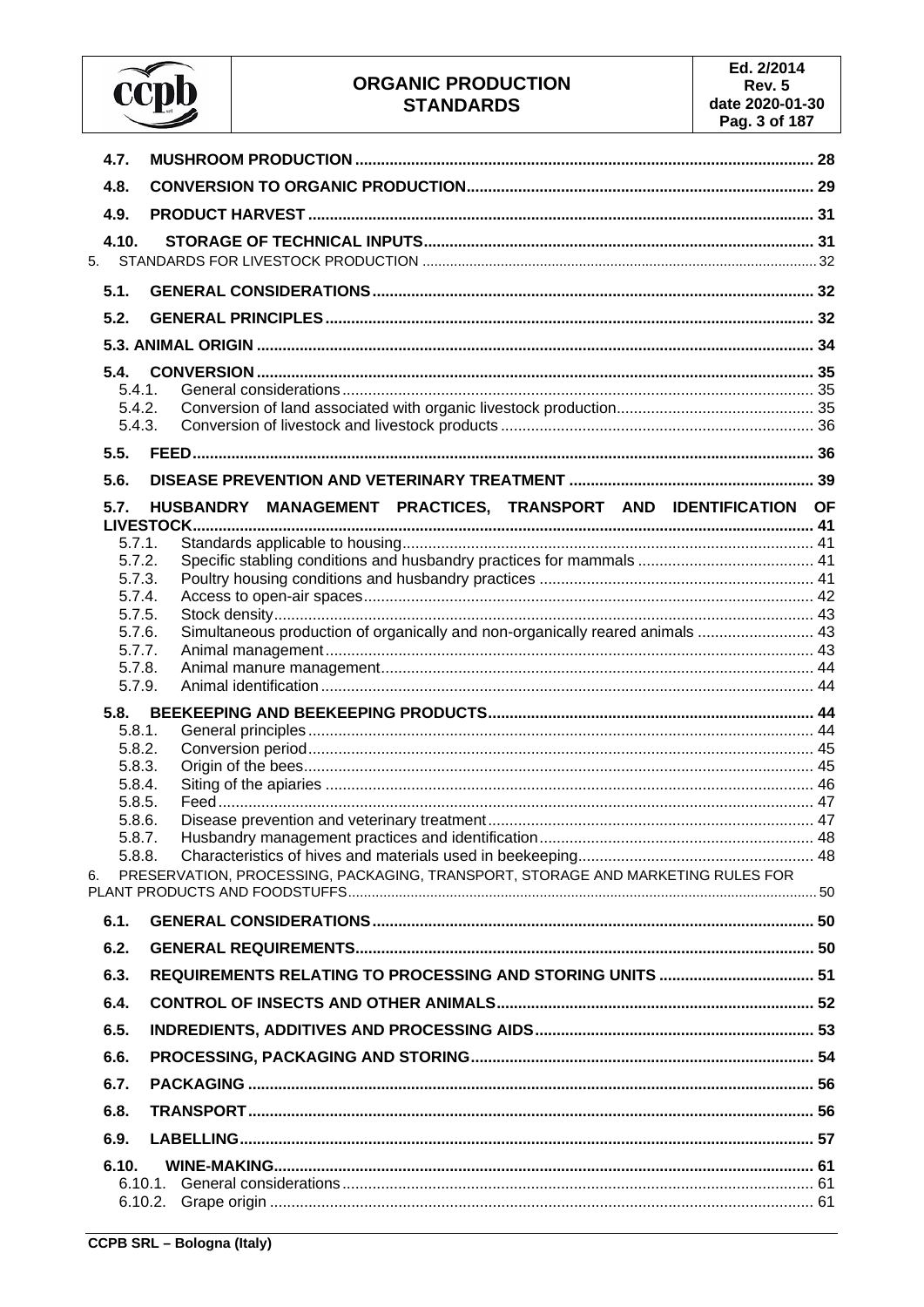| | | |
|---|---|---|
| **4.7.** | **MUSHROOM PRODUCTION** | **28** |
| **4.8.** | **CONVERSION TO ORGANIC PRODUCTION** | **29** |
| **4.9.** | **PRODUCT HARVEST** | **31** |
| **4.10.** | **STORAGE OF TECHNICAL INPUTS** | **31** |
| 5. | STANDARDS FOR LIVESTOCK PRODUCTION | 32 |
| **5.1.** | **GENERAL CONSIDERATIONS** | **32** |
| **5.2.** | **GENERAL PRINCIPLES** | **32** |
| **5.3.** | **ANIMAL ORIGIN** | **34** |
| **5.4.** | **CONVERSION** | **35** |
| 5.4.1. | General considerations | 35 |
| 5.4.2. | Conversion of land associated with organic livestock production | 35 |
| 5.4.3. | Conversion of livestock and livestock products | 36 |
| **5.5.** | **FEED** | **36** |
| **5.6.** | **DISEASE PREVENTION AND VETERINARY TREATMENT** | **39** |
| **5.7.** | **HUSBANDRY MANAGEMENT PRACTICES, TRANSPORT AND IDENTIFICATION OF LIVESTOCK** | **41** |
| 5.7.1. | Standards applicable to housing | 41 |
| 5.7.2. | Specific stabling conditions and husbandry practices for mammals | 41 |
| 5.7.3. | Poultry housing conditions and husbandry practices | 41 |
| 5.7.4. | Access to open-air spaces | 42 |
| 5.7.5. | Stock density | 43 |
| 5.7.6. | Simultaneous production of organically and non-organically reared animals | 43 |
| 5.7.7. | Animal management | 43 |
| 5.7.8. | Animal manure management | 44 |
| 5.7.9. | Animal identification | 44 |
| **5.8.** | **BEEKEEPING AND BEEKEEPING PRODUCTS** | **44** |
| 5.8.1. | General principles | 44 |
| 5.8.2. | Conversion period | 45 |
| 5.8.3. | Origin of the bees | 45 |
| 5.8.4. | Siting of the apiaries | 46 |
| 5.8.5. | Feed | 47 |
| 5.8.6. | Disease prevention and veterinary treatment | 47 |
| 5.8.7. | Husbandry management practices and identification | 48 |
| 5.8.8. | Characteristics of hives and materials used in beekeeping | 48 |
| 6. | PRESERVATION, PROCESSING, PACKAGING, TRANSPORT, STORAGE AND MARKETING RULES FOR PLANT PRODUCTS AND FOODSTUFFS | 50 |
| **6.1.** | **GENERAL CONSIDERATIONS** | **50** |
| **6.2.** | **GENERAL REQUIREMENTS** | **50** |
| **6.3.** | **REQUIREMENTS RELATING TO PROCESSING AND STORING UNITS** | **51** |
| **6.4.** | **CONTROL OF INSECTS AND OTHER ANIMALS** | **52** |
| **6.5.** | **INDREDIENTS, ADDITIVES AND PROCESSING AIDS** | **53** |
| **6.6.** | **PROCESSING, PACKAGING AND STORING** | **54** |
| **6.7.** | **PACKAGING** | **56** |
| **6.8.** | **TRANSPORT** | **56** |
| **6.9.** | **LABELLING** | **57** |
| **6.10.** | **WINE-MAKING** | **61** |
| 6.10.1. | General considerations | 61 |
| 6.10.2. | Grape origin | 61 |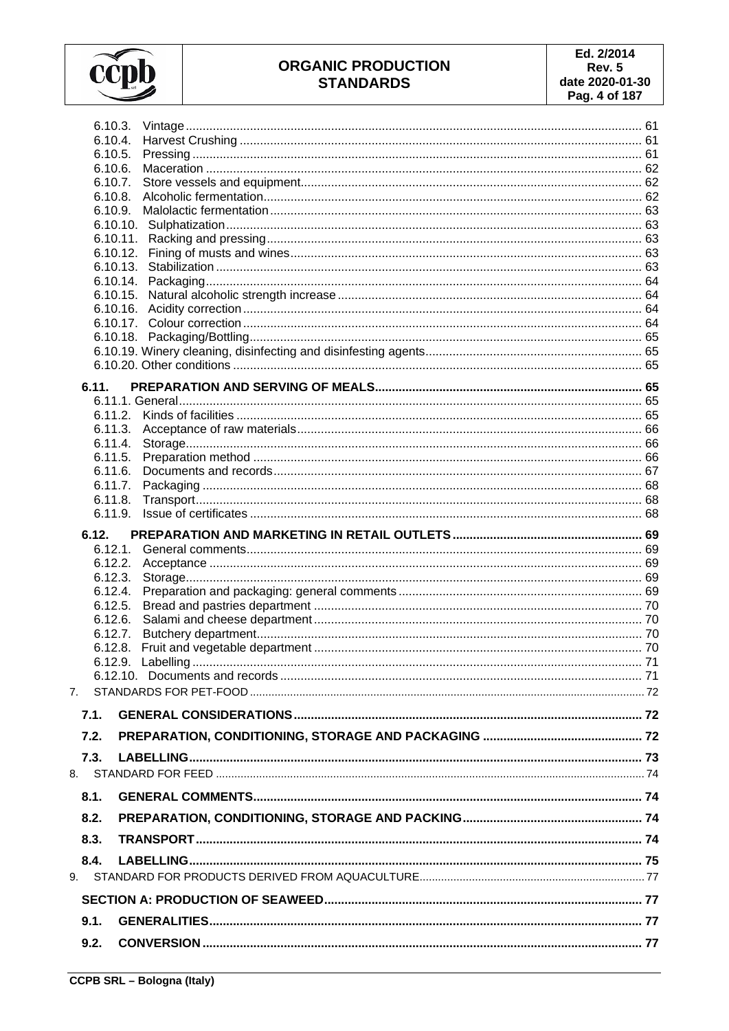6.10.3. Vintage ..... 61
6.10.4. Harvest Crushing ..... 61
6.10.5. Pressing ..... 61
6.10.6. Maceration ..... 62
6.10.7. Store vessels and equipment ..... 62
6.10.8. Alcoholic fermentation ..... 62
6.10.9. Malolactic fermentation ..... 63
6.10.10. Sulphatization ..... 63
6.10.11. Racking and pressing ..... 63
6.10.12. Fining of musts and wines ..... 63
6.10.13. Stabilization ..... 63
6.10.14. Packaging ..... 64
6.10.15. Natural alcoholic strength increase ..... 64
6.10.16. Acidity correction ..... 64
6.10.17. Colour correction ..... 64
6.10.18. Packaging/Bottling ..... 65
6.10.19. Winery cleaning, disinfecting and disinfesting agents ..... 65
6.10.20. Other conditions ..... 65

**6.11. PREPARATION AND SERVING OF MEALS ..... 65**

6.11.1. General ..... 65
6.11.2. Kinds of facilities ..... 65
6.11.3. Acceptance of raw materials ..... 66
6.11.4. Storage ..... 66
6.11.5. Preparation method ..... 66
6.11.6. Documents and records ..... 67
6.11.7. Packaging ..... 68
6.11.8. Transport ..... 68
6.11.9. Issue of certificates ..... 68

**6.12. PREPARATION AND MARKETING IN RETAIL OUTLETS ..... 69**

6.12.1. General comments ..... 69
6.12.2. Acceptance ..... 69
6.12.3. Storage ..... 69
6.12.4. Preparation and packaging: general comments ..... 69
6.12.5. Bread and pastries department ..... 70
6.12.6. Salami and cheese department ..... 70
6.12.7. Butchery department ..... 70
6.12.8. Fruit and vegetable department ..... 70
6.12.9. Labelling ..... 71
6.12.10. Documents and records ..... 71

7. STANDARDS FOR PET-FOOD ..... 72

**7.1. GENERAL CONSIDERATIONS ..... 72**

**7.2. PREPARATION, CONDITIONING, STORAGE AND PACKAGING ..... 72**

**7.3. LABELLING ..... 73**

8. STANDARD FOR FEED ..... 74

**8.1. GENERAL COMMENTS ..... 74**

**8.2. PREPARATION, CONDITIONING, STORAGE AND PACKING ..... 74**

**8.3. TRANSPORT ..... 74**

**8.4. LABELLING ..... 75**

9. STANDARD FOR PRODUCTS DERIVED FROM AQUACULTURE ..... 77

**SECTION A: PRODUCTION OF SEAWEED ..... 77**

**9.1. GENERALITIES ..... 77**

**9.2. CONVERSION ..... 77**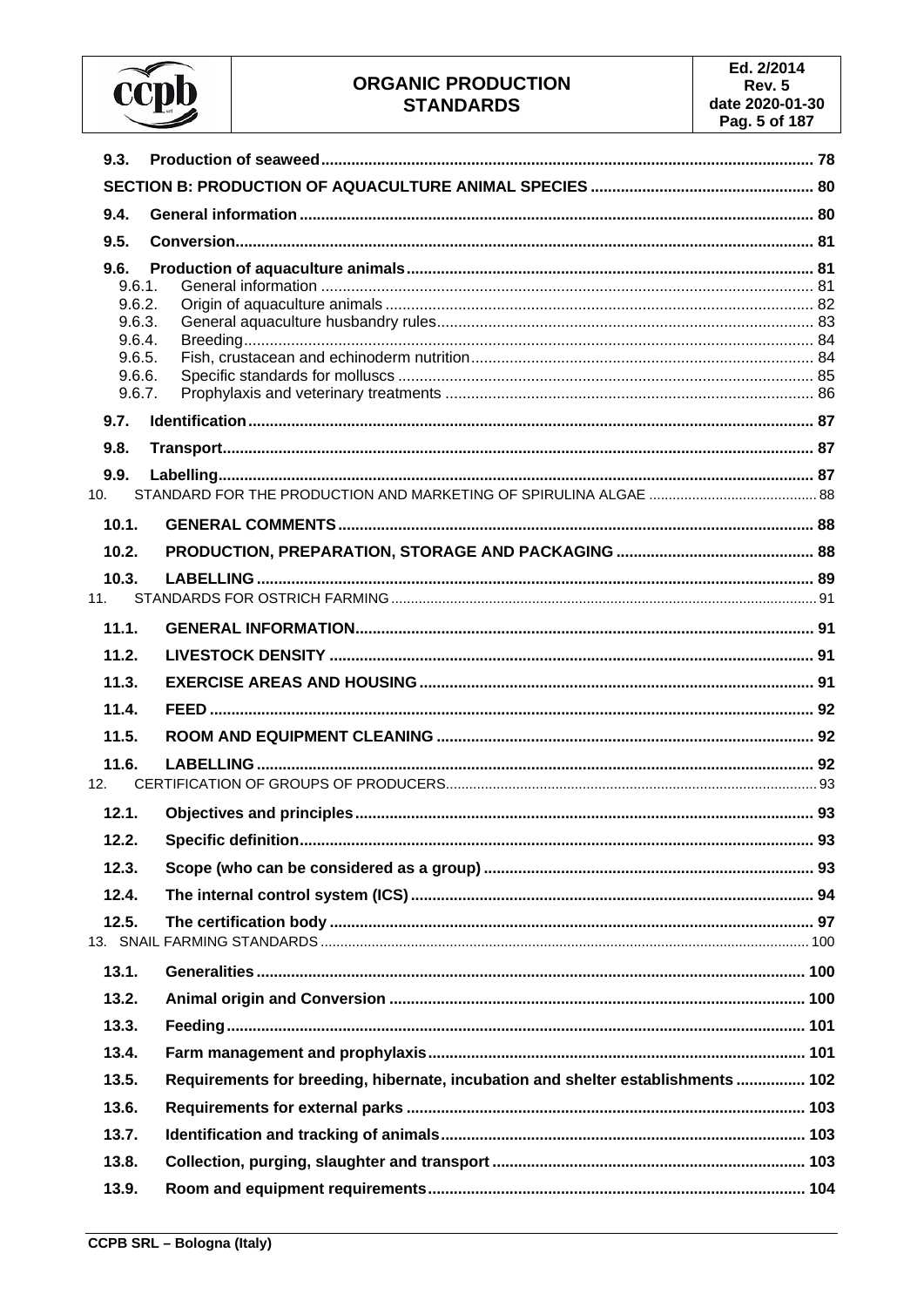| | | |
|---|---|---|
| **9.3.** | **Production of seaweed** | **78** |
| **SECTION B: PRODUCTION OF AQUACULTURE ANIMAL SPECIES** | | **80** |
| **9.4.** | **General information** | **80** |
| **9.5.** | **Conversion** | **81** |
| **9.6.** | **Production of aquaculture animals** | **81** |
| 9.6.1. | General information | 81 |
| 9.6.2. | Origin of aquaculture animals | 82 |
| 9.6.3. | General aquaculture husbandry rules | 83 |
| 9.6.4. | Breeding | 84 |
| 9.6.5. | Fish, crustacean and echinoderm nutrition | 84 |
| 9.6.6. | Specific standards for molluscs | 85 |
| 9.6.7. | Prophylaxis and veterinary treatments | 86 |
| **9.7.** | **Identification** | **87** |
| **9.8.** | **Transport** | **87** |
| **9.9.** | **Labelling** | **87** |
| 10. | STANDARD FOR THE PRODUCTION AND MARKETING OF SPIRULINA ALGAE | 88 |
| **10.1.** | **GENERAL COMMENTS** | **88** |
| **10.2.** | **PRODUCTION, PREPARATION, STORAGE AND PACKAGING** | **88** |
| **10.3.** | **LABELLING** | **89** |
| 11. | STANDARDS FOR OSTRICH FARMING | 91 |
| **11.1.** | **GENERAL INFORMATION** | **91** |
| **11.2.** | **LIVESTOCK DENSITY** | **91** |
| **11.3.** | **EXERCISE AREAS AND HOUSING** | **91** |
| **11.4.** | **FEED** | **92** |
| **11.5.** | **ROOM AND EQUIPMENT CLEANING** | **92** |
| **11.6.** | **LABELLING** | **92** |
| 12. | CERTIFICATION OF GROUPS OF PRODUCERS | 93 |
| **12.1.** | **Objectives and principles** | **93** |
| **12.2.** | **Specific definition** | **93** |
| **12.3.** | **Scope (who can be considered as a group)** | **93** |
| **12.4.** | **The internal control system (ICS)** | **94** |
| **12.5.** | **The certification body** | **97** |
| 13. | SNAIL FARMING STANDARDS | 100 |
| **13.1.** | **Generalities** | **100** |
| **13.2.** | **Animal origin and Conversion** | **100** |
| **13.3.** | **Feeding** | **101** |
| **13.4.** | **Farm management and prophylaxis** | **101** |
| **13.5.** | **Requirements for breeding, hibernate, incubation and shelter establishments** | **102** |
| **13.6.** | **Requirements for external parks** | **103** |
| **13.7.** | **Identification and tracking of animals** | **103** |
| **13.8.** | **Collection, purging, slaughter and transport** | **103** |
| **13.9.** | **Room and equipment requirements** | **104** |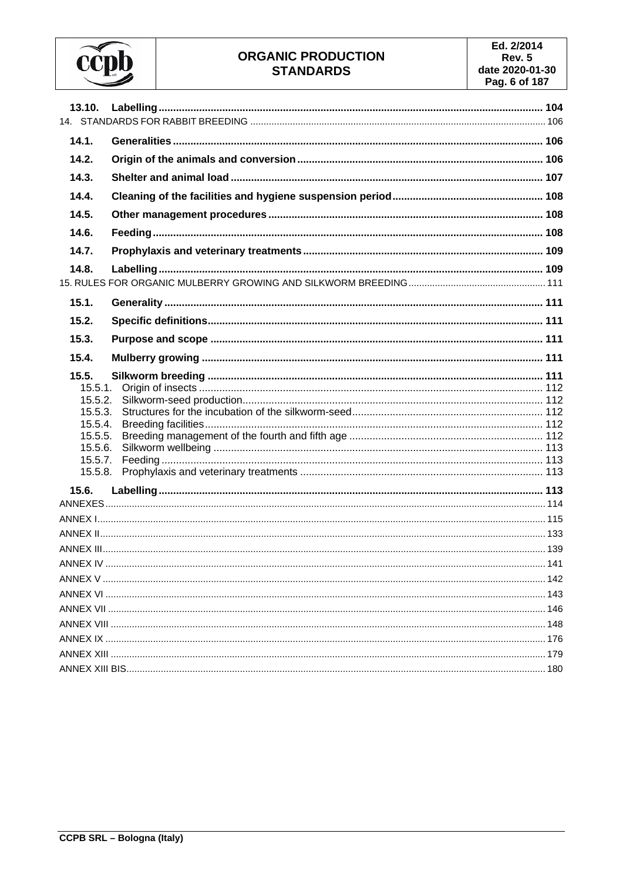13.10. **Labelling** ... 104

14. STANDARDS FOR RABBIT BREEDING ... 106

14.1. **Generalities** ... 106

14.2. **Origin of the animals and conversion** ... 106

14.3. **Shelter and animal load** ... 107

14.4. **Cleaning of the facilities and hygiene suspension period** ... 108

14.5. **Other management procedures** ... 108

14.6. **Feeding** ... 108

14.7. **Prophylaxis and veterinary treatments** ... 109

14.8. **Labelling** ... 109

15. RULES FOR ORGANIC MULBERRY GROWING AND SILKWORM BREEDING ... 111

15.1. **Generality** ... 111

15.2. **Specific definitions** ... 111

15.3. **Purpose and scope** ... 111

15.4. **Mulberry growing** ... 111

15.5. **Silkworm breeding** ... 111

- 15.5.1. Origin of insects ... 112
- 15.5.2. Silkworm-seed production ... 112
- 15.5.3. Structures for the incubation of the silkworm-seed ... 112
- 15.5.4. Breeding facilities ... 112
- 15.5.5. Breeding management of the fourth and fifth age ... 112
- 15.5.6. Silkworm wellbeing ... 113
- 15.5.7. Feeding ... 113
- 15.5.8. Prophylaxis and veterinary treatments ... 113

15.6. **Labelling** ... 113

ANNEXES ... 114

ANNEX I ... 115

ANNEX II ... 133

ANNEX III ... 139

ANNEX IV ... 141

ANNEX V ... 142

ANNEX VI ... 143

ANNEX VII ... 146

ANNEX VIII ... 148

ANNEX IX ... 176

ANNEX XIII ... 179

ANNEX XIII BIS ... 180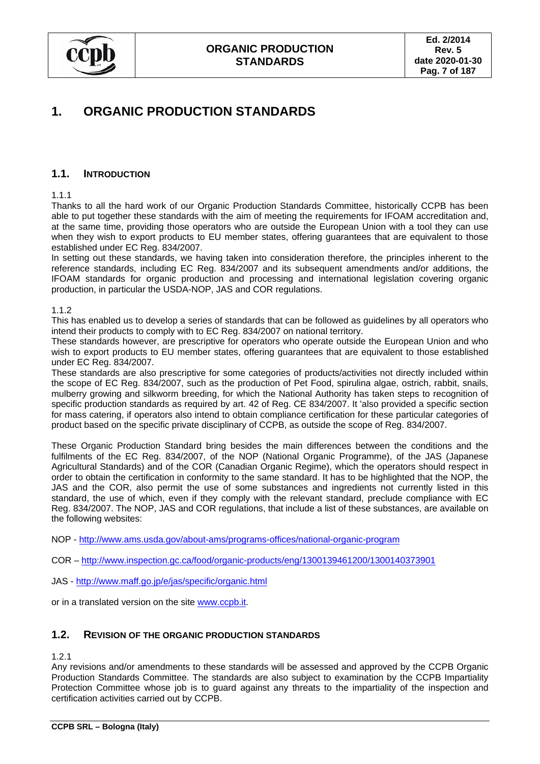# 1. ORGANIC PRODUCTION STANDARDS

## 1.1. INTRODUCTION

1.1.1

Thanks to all the hard work of our Organic Production Standards Committee, historically CCPB has been able to put together these standards with the aim of meeting the requirements for IFOAM accreditation and, at the same time, providing those operators who are outside the European Union with a tool they can use when they wish to export products to EU member states, offering guarantees that are equivalent to those established under EC Reg. 834/2007.

In setting out these standards, we having taken into consideration therefore, the principles inherent to the reference standards, including EC Reg. 834/2007 and its subsequent amendments and/or additions, the IFOAM standards for organic production and processing and international legislation covering organic production, in particular the USDA-NOP, JAS and COR regulations.

1.1.2

This has enabled us to develop a series of standards that can be followed as guidelines by all operators who intend their products to comply with to EC Reg. 834/2007 on national territory.

These standards however, are prescriptive for operators who operate outside the European Union and who wish to export products to EU member states, offering guarantees that are equivalent to those established under EC Reg. 834/2007.

These standards are also prescriptive for some categories of products/activities not directly included within the scope of EC Reg. 834/2007, such as the production of Pet Food, spirulina algae, ostrich, rabbit, snails, mulberry growing and silkworm breeding, for which the National Authority has taken steps to recognition of specific production standards as required by art. 42 of Reg. CE 834/2007. It 'also provided a specific section for mass catering, if operators also intend to obtain compliance certification for these particular categories of product based on the specific private disciplinary of CCPB, as outside the scope of Reg. 834/2007.

These Organic Production Standard bring besides the main differences between the conditions and the fulfilments of the EC Reg. 834/2007, of the NOP (National Organic Programme), of the JAS (Japanese Agricultural Standards) and of the COR (Canadian Organic Regime), which the operators should respect in order to obtain the certification in conformity to the same standard. It has to be highlighted that the NOP, the JAS and the COR, also permit the use of some substances and ingredients not currently listed in this standard, the use of which, even if they comply with the relevant standard, preclude compliance with EC Reg. 834/2007. The NOP, JAS and COR regulations, that include a list of these substances, are available on the following websites:

NOP - http://www.ams.usda.gov/about-ams/programs-offices/national-organic-program

COR – http://www.inspection.gc.ca/food/organic-products/eng/1300139461200/1300140373901

JAS - http://www.maff.go.jp/e/jas/specific/organic.html

or in a translated version on the site www.ccpb.it.

## 1.2. REVISION OF THE ORGANIC PRODUCTION STANDARDS

1.2.1

Any revisions and/or amendments to these standards will be assessed and approved by the CCPB Organic Production Standards Committee. The standards are also subject to examination by the CCPB Impartiality Protection Committee whose job is to guard against any threats to the impartiality of the inspection and certification activities carried out by CCPB.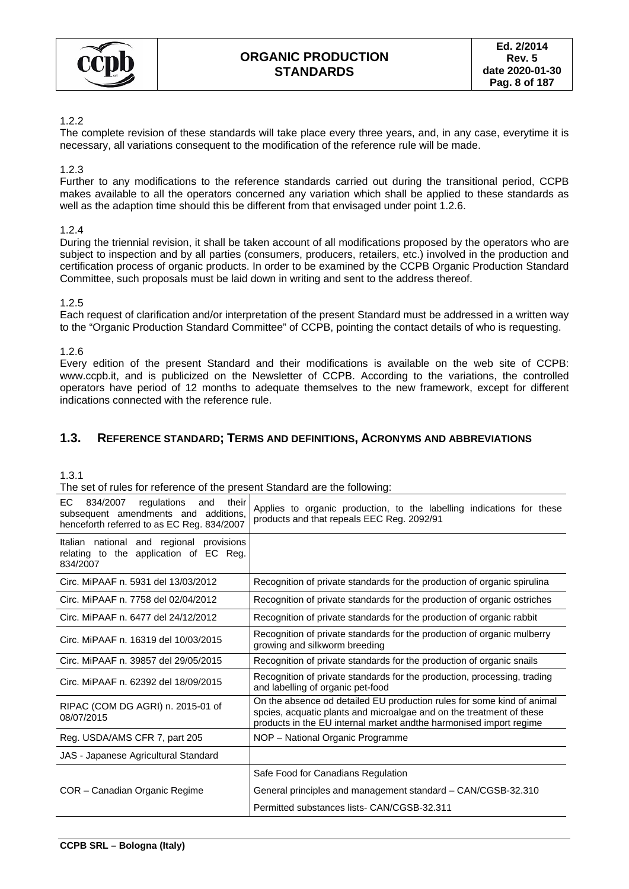1.2.2

The complete revision of these standards will take place every three years, and, in any case, everytime it is necessary, all variations consequent to the modification of the reference rule will be made.

1.2.3

Further to any modifications to the reference standards carried out during the transitional period, CCPB makes available to all the operators concerned any variation which shall be applied to these standards as well as the adaption time should this be different from that envisaged under point 1.2.6.

1.2.4

During the triennial revision, it shall be taken account of all modifications proposed by the operators who are subject to inspection and by all parties (consumers, producers, retailers, etc.) involved in the production and certification process of organic products. In order to be examined by the CCPB Organic Production Standard Committee, such proposals must be laid down in writing and sent to the address thereof.

1.2.5

Each request of clarification and/or interpretation of the present Standard must be addressed in a written way to the "Organic Production Standard Committee" of CCPB, pointing the contact details of who is requesting.

1.2.6

Every edition of the present Standard and their modifications is available on the web site of CCPB: www.ccpb.it, and is publicized on the Newsletter of CCPB. According to the variations, the controlled operators have period of 12 months to adequate themselves to the new framework, except for different indications connected with the reference rule.

## 1.3. Reference standard; Terms and definitions, Acronyms and abbreviations

1.3.1

The set of rules for reference of the present Standard are the following:

| | |
|---|---|
| EC 834/2007 regulations and their subsequent amendments and additions, henceforth referred to as EC Reg. 834/2007 | Applies to organic production, to the labelling indications for these products and that repeals EEC Reg. 2092/91 |
| Italian national and regional provisions relating to the application of EC Reg. 834/2007 | |
| Circ. MiPAAF n. 5931 del 13/03/2012 | Recognition of private standards for the production of organic spirulina |
| Circ. MiPAAF n. 7758 del 02/04/2012 | Recognition of private standards for the production of organic ostriches |
| Circ. MiPAAF n. 6477 del 24/12/2012 | Recognition of private standards for the production of organic rabbit |
| Circ. MiPAAF n. 16319 del 10/03/2015 | Recognition of private standards for the production of organic mulberry growing and silkworm breeding |
| Circ. MiPAAF n. 39857 del 29/05/2015 | Recognition of private standards for the production of organic snails |
| Circ. MiPAAF n. 62392 del 18/09/2015 | Recognition of private standards for the production, processing, trading and labelling of organic pet-food |
| RIPAC (COM DG AGRI) n. 2015-01 of 08/07/2015 | On the absence od detailed EU production rules for some kind of animal spcies, acquatic plants and microalgae and on the treatment of these products in the EU internal market andthe harmonised import regime |
| Reg. USDA/AMS CFR 7, part 205 | NOP – National Organic Programme |
| JAS - Japanese Agricultural Standard | |
| COR – Canadian Organic Regime | Safe Food for Canadians Regulation<br>General principles and management standard – CAN/CGSB-32.310<br>Permitted substances lists- CAN/CGSB-32.311 |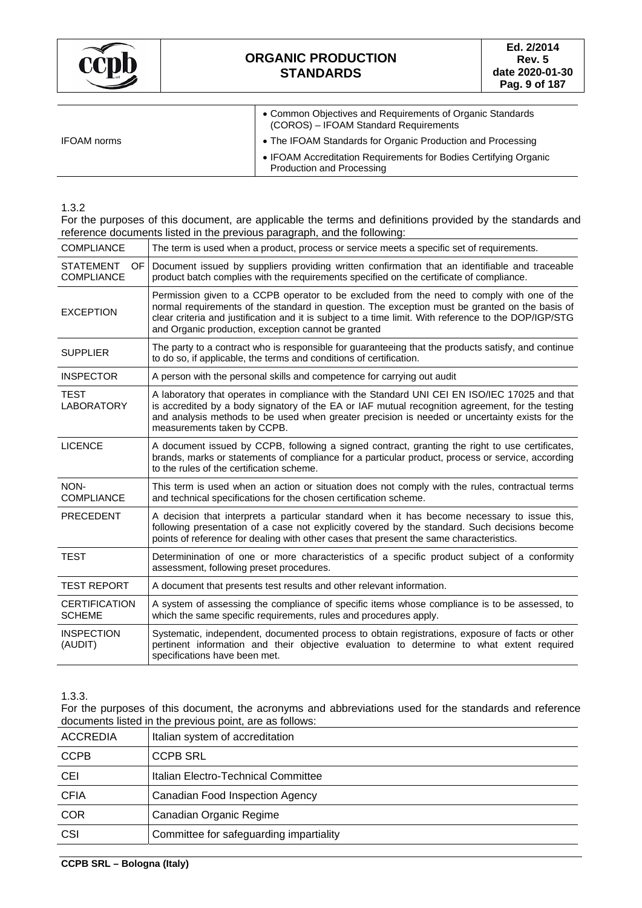| | |
|---|---|
| IFOAM norms | • Common Objectives and Requirements of Organic Standards (COROS) – IFOAM Standard Requirements<br>• The IFOAM Standards for Organic Production and Processing<br>• IFOAM Accreditation Requirements for Bodies Certifying Organic Production and Processing |

1.3.2

For the purposes of this document, are applicable the terms and definitions provided by the standards and reference documents listed in the previous paragraph, and the following:

| | |
|---|---|
| COMPLIANCE | The term is used when a product, process or service meets a specific set of requirements. |
| STATEMENT OF COMPLIANCE | Document issued by suppliers providing written confirmation that an identifiable and traceable product batch complies with the requirements specified on the certificate of compliance. |
| EXCEPTION | Permission given to a CCPB operator to be excluded from the need to comply with one of the normal requirements of the standard in question. The exception must be granted on the basis of clear criteria and justification and it is subject to a time limit. With reference to the DOP/IGP/STG and Organic production, exception cannot be granted |
| SUPPLIER | The party to a contract who is responsible for guaranteeing that the products satisfy, and continue to do so, if applicable, the terms and conditions of certification. |
| INSPECTOR | A person with the personal skills and competence for carrying out audit |
| TEST LABORATORY | A laboratory that operates in compliance with the Standard UNI CEI EN ISO/IEC 17025 and that is accredited by a body signatory of the EA or IAF mutual recognition agreement, for the testing and analysis methods to be used when greater precision is needed or uncertainty exists for the measurements taken by CCPB. |
| LICENCE | A document issued by CCPB, following a signed contract, granting the right to use certificates, brands, marks or statements of compliance for a particular product, process or service, according to the rules of the certification scheme. |
| NON-COMPLIANCE | This term is used when an action or situation does not comply with the rules, contractual terms and technical specifications for the chosen certification scheme. |
| PRECEDENT | A decision that interprets a particular standard when it has become necessary to issue this, following presentation of a case not explicitly covered by the standard. Such decisions become points of reference for dealing with other cases that present the same characteristics. |
| TEST | Determinination of one or more characteristics of a specific product subject of a conformity assessment, following preset procedures. |
| TEST REPORT | A document that presents test results and other relevant information. |
| CERTIFICATION SCHEME | A system of assessing the compliance of specific items whose compliance is to be assessed, to which the same specific requirements, rules and procedures apply. |
| INSPECTION (AUDIT) | Systematic, independent, documented process to obtain registrations, exposure of facts or other pertinent information and their objective evaluation to determine to what extent required specifications have been met. |

1.3.3.

For the purposes of this document, the acronyms and abbreviations used for the standards and reference documents listed in the previous point, are as follows:

| | |
|---|---|
| ACCREDIA | Italian system of accreditation |
| CCPB | CCPB SRL |
| CEI | Italian Electro-Technical Committee |
| CFIA | Canadian Food Inspection Agency |
| COR | Canadian Organic Regime |
| CSI | Committee for safeguarding impartiality |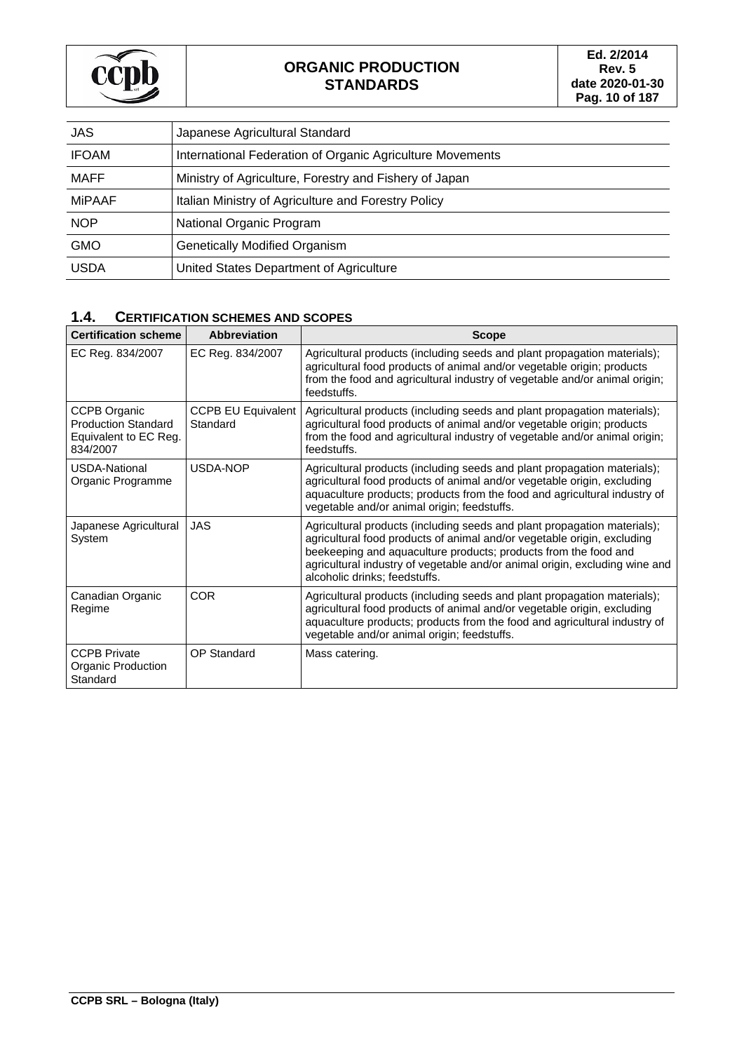| JAS | Japanese Agricultural Standard |
|---|---|
| IFOAM | International Federation of Organic Agriculture Movements |
| MAFF | Ministry of Agriculture, Forestry and Fishery of Japan |
| MiPAAF | Italian Ministry of Agriculture and Forestry Policy |
| NOP | National Organic Program |
| GMO | Genetically Modified Organism |
| USDA | United States Department of Agriculture |

## 1.4. CERTIFICATION SCHEMES AND SCOPES

| Certification scheme | Abbreviation | Scope |
|---|---|---|
| EC Reg. 834/2007 | EC Reg. 834/2007 | Agricultural products (including seeds and plant propagation materials); agricultural food products of animal and/or vegetable origin; products from the food and agricultural industry of vegetable and/or animal origin; feedstuffs. |
| CCPB Organic Production Standard Equivalent to EC Reg. 834/2007 | CCPB EU Equivalent Standard | Agricultural products (including seeds and plant propagation materials); agricultural food products of animal and/or vegetable origin; products from the food and agricultural industry of vegetable and/or animal origin; feedstuffs. |
| USDA-National Organic Programme | USDA-NOP | Agricultural products (including seeds and plant propagation materials); agricultural food products of animal and/or vegetable origin, excluding aquaculture products; products from the food and agricultural industry of vegetable and/or animal origin; feedstuffs. |
| Japanese Agricultural System | JAS | Agricultural products (including seeds and plant propagation materials); agricultural food products of animal and/or vegetable origin, excluding beekeeping and aquaculture products; products from the food and agricultural industry of vegetable and/or animal origin, excluding wine and alcoholic drinks; feedstuffs. |
| Canadian Organic Regime | COR | Agricultural products (including seeds and plant propagation materials); agricultural food products of animal and/or vegetable origin, excluding aquaculture products; products from the food and agricultural industry of vegetable and/or animal origin; feedstuffs. |
| CCPB Private Organic Production Standard | OP Standard | Mass catering. |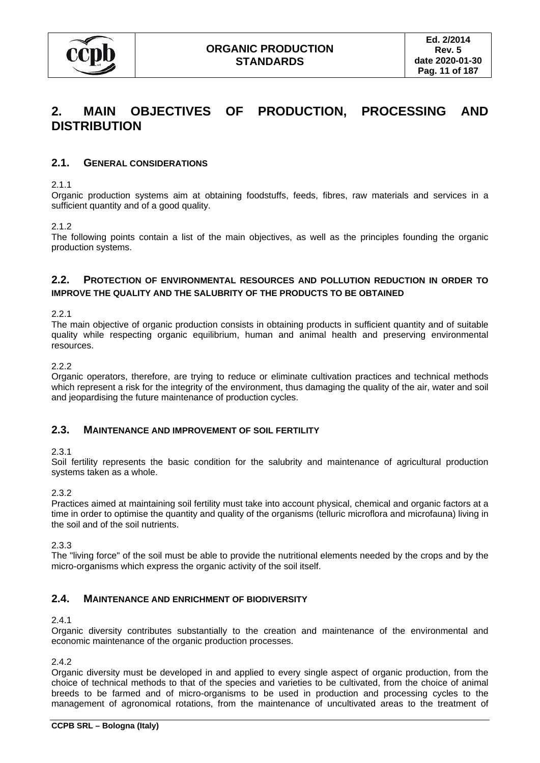# 2. MAIN OBJECTIVES OF PRODUCTION, PROCESSING AND DISTRIBUTION

## 2.1. GENERAL CONSIDERATIONS

2.1.1
Organic production systems aim at obtaining foodstuffs, feeds, fibres, raw materials and services in a sufficient quantity and of a good quality.

2.1.2
The following points contain a list of the main objectives, as well as the principles founding the organic production systems.

## 2.2. PROTECTION OF ENVIRONMENTAL RESOURCES AND POLLUTION REDUCTION IN ORDER TO IMPROVE THE QUALITY AND THE SALUBRITY OF THE PRODUCTS TO BE OBTAINED

2.2.1
The main objective of organic production consists in obtaining products in sufficient quantity and of suitable quality while respecting organic equilibrium, human and animal health and preserving environmental resources.

2.2.2
Organic operators, therefore, are trying to reduce or eliminate cultivation practices and technical methods which represent a risk for the integrity of the environment, thus damaging the quality of the air, water and soil and jeopardising the future maintenance of production cycles.

## 2.3. MAINTENANCE AND IMPROVEMENT OF SOIL FERTILITY

2.3.1
Soil fertility represents the basic condition for the salubrity and maintenance of agricultural production systems taken as a whole.

2.3.2
Practices aimed at maintaining soil fertility must take into account physical, chemical and organic factors at a time in order to optimise the quantity and quality of the organisms (telluric microflora and microfauna) living in the soil and of the soil nutrients.

2.3.3
The "living force" of the soil must be able to provide the nutritional elements needed by the crops and by the micro-organisms which express the organic activity of the soil itself.

## 2.4. MAINTENANCE AND ENRICHMENT OF BIODIVERSITY

2.4.1
Organic diversity contributes substantially to the creation and maintenance of the environmental and economic maintenance of the organic production processes.

2.4.2
Organic diversity must be developed in and applied to every single aspect of organic production, from the choice of technical methods to that of the species and varieties to be cultivated, from the choice of animal breeds to be farmed and of micro-organisms to be used in production and processing cycles to the management of agronomical rotations, from the maintenance of uncultivated areas to the treatment of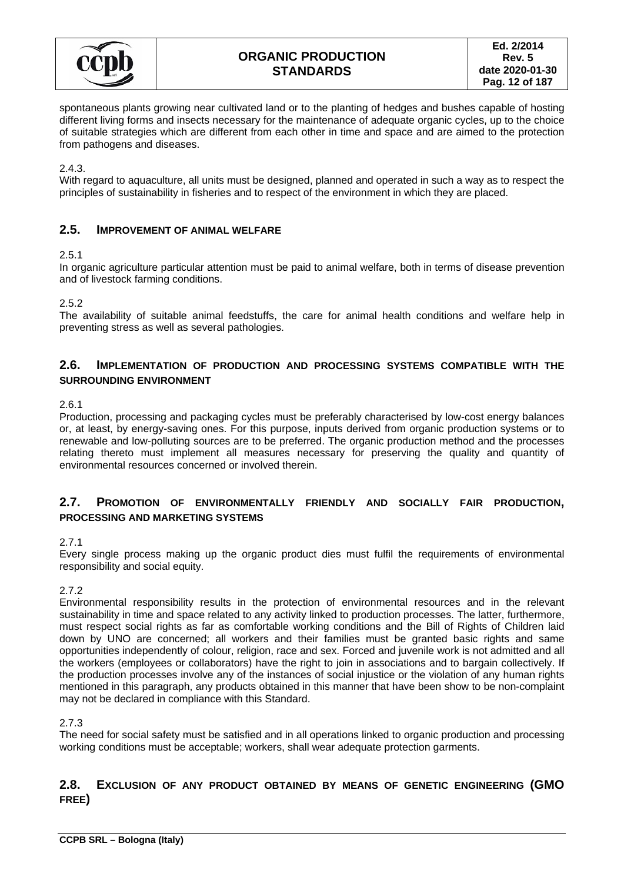spontaneous plants growing near cultivated land or to the planting of hedges and bushes capable of hosting different living forms and insects necessary for the maintenance of adequate organic cycles, up to the choice of suitable strategies which are different from each other in time and space and are aimed to the protection from pathogens and diseases.

2.4.3.
With regard to aquaculture, all units must be designed, planned and operated in such a way as to respect the principles of sustainability in fisheries and to respect of the environment in which they are placed.

## 2.5. IMPROVEMENT OF ANIMAL WELFARE

2.5.1
In organic agriculture particular attention must be paid to animal welfare, both in terms of disease prevention and of livestock farming conditions.

2.5.2
The availability of suitable animal feedstuffs, the care for animal health conditions and welfare help in preventing stress as well as several pathologies.

## 2.6. IMPLEMENTATION OF PRODUCTION AND PROCESSING SYSTEMS COMPATIBLE WITH THE SURROUNDING ENVIRONMENT

2.6.1
Production, processing and packaging cycles must be preferably characterised by low-cost energy balances or, at least, by energy-saving ones. For this purpose, inputs derived from organic production systems or to renewable and low-polluting sources are to be preferred. The organic production method and the processes relating thereto must implement all measures necessary for preserving the quality and quantity of environmental resources concerned or involved therein.

## 2.7. PROMOTION OF ENVIRONMENTALLY FRIENDLY AND SOCIALLY FAIR PRODUCTION, PROCESSING AND MARKETING SYSTEMS

2.7.1
Every single process making up the organic product dies must fulfil the requirements of environmental responsibility and social equity.

2.7.2
Environmental responsibility results in the protection of environmental resources and in the relevant sustainability in time and space related to any activity linked to production processes. The latter, furthermore, must respect social rights as far as comfortable working conditions and the Bill of Rights of Children laid down by UNO are concerned; all workers and their families must be granted basic rights and same opportunities independently of colour, religion, race and sex. Forced and juvenile work is not admitted and all the workers (employees or collaborators) have the right to join in associations and to bargain collectively. If the production processes involve any of the instances of social injustice or the violation of any human rights mentioned in this paragraph, any products obtained in this manner that have been show to be non-complaint may not be declared in compliance with this Standard.

2.7.3
The need for social safety must be satisfied and in all operations linked to organic production and processing working conditions must be acceptable; workers, shall wear adequate protection garments.

## 2.8. EXCLUSION OF ANY PRODUCT OBTAINED BY MEANS OF GENETIC ENGINEERING (GMO FREE)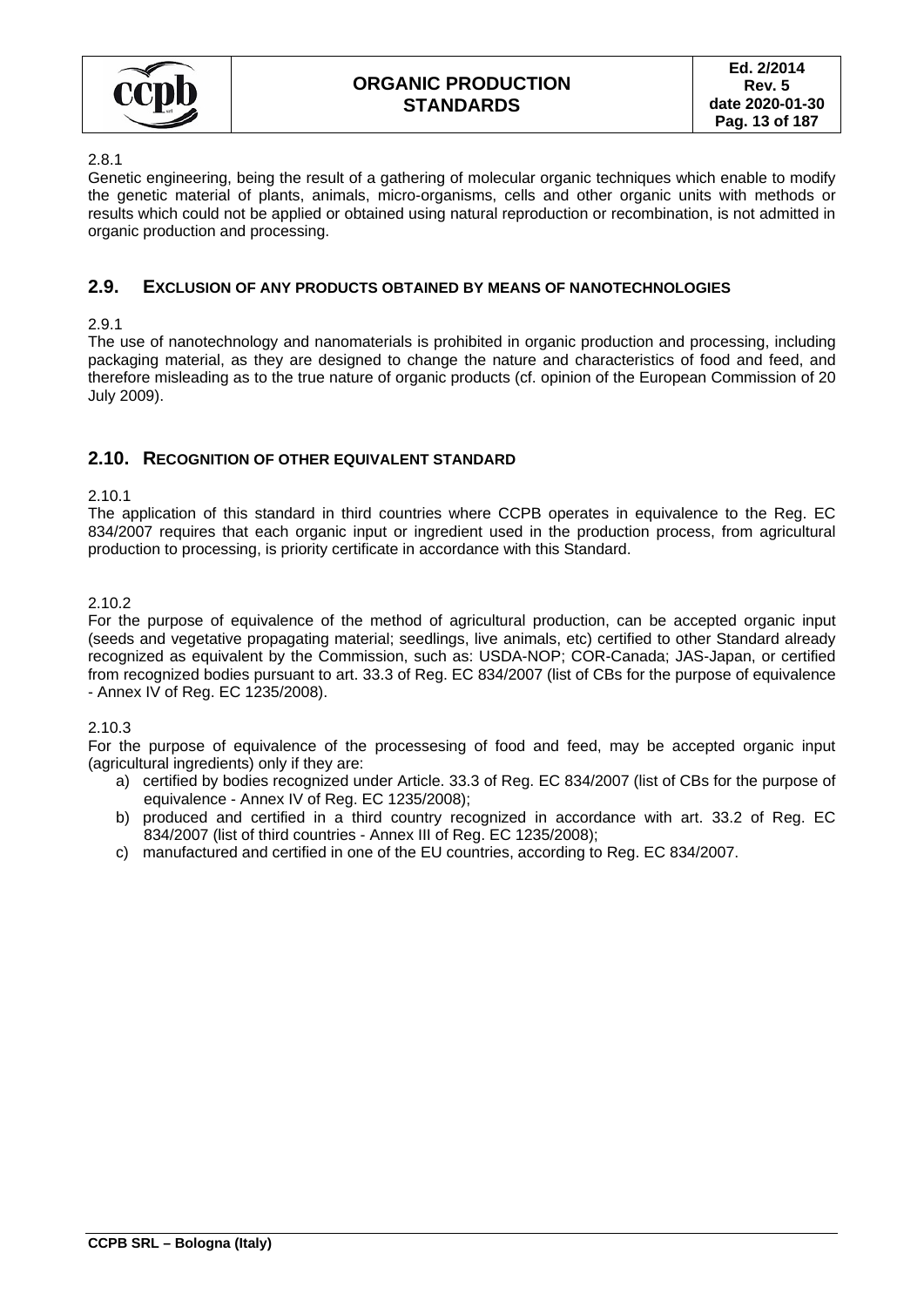2.8.1
Genetic engineering, being the result of a gathering of molecular organic techniques which enable to modify the genetic material of plants, animals, micro-organisms, cells and other organic units with methods or results which could not be applied or obtained using natural reproduction or recombination, is not admitted in organic production and processing.

## 2.9. EXCLUSION OF ANY PRODUCTS OBTAINED BY MEANS OF NANOTECHNOLOGIES

2.9.1
The use of nanotechnology and nanomaterials is prohibited in organic production and processing, including packaging material, as they are designed to change the nature and characteristics of food and feed, and therefore misleading as to the true nature of organic products (cf. opinion of the European Commission of 20 July 2009).

## 2.10. RECOGNITION OF OTHER EQUIVALENT STANDARD

2.10.1
The application of this standard in third countries where CCPB operates in equivalence to the Reg. EC 834/2007 requires that each organic input or ingredient used in the production process, from agricultural production to processing, is priority certificate in accordance with this Standard.

2.10.2
For the purpose of equivalence of the method of agricultural production, can be accepted organic input (seeds and vegetative propagating material; seedlings, live animals, etc) certified to other Standard already recognized as equivalent by the Commission, such as: USDA-NOP; COR-Canada; JAS-Japan, or certified from recognized bodies pursuant to art. 33.3 of Reg. EC 834/2007 (list of CBs for the purpose of equivalence - Annex IV of Reg. EC 1235/2008).

2.10.3
For the purpose of equivalence of the processesing of food and feed, may be accepted organic input (agricultural ingredients) only if they are:

a) certified by bodies recognized under Article. 33.3 of Reg. EC 834/2007 (list of CBs for the purpose of equivalence - Annex IV of Reg. EC 1235/2008);
b) produced and certified in a third country recognized in accordance with art. 33.2 of Reg. EC 834/2007 (list of third countries - Annex III of Reg. EC 1235/2008);
c) manufactured and certified in one of the EU countries, according to Reg. EC 834/2007.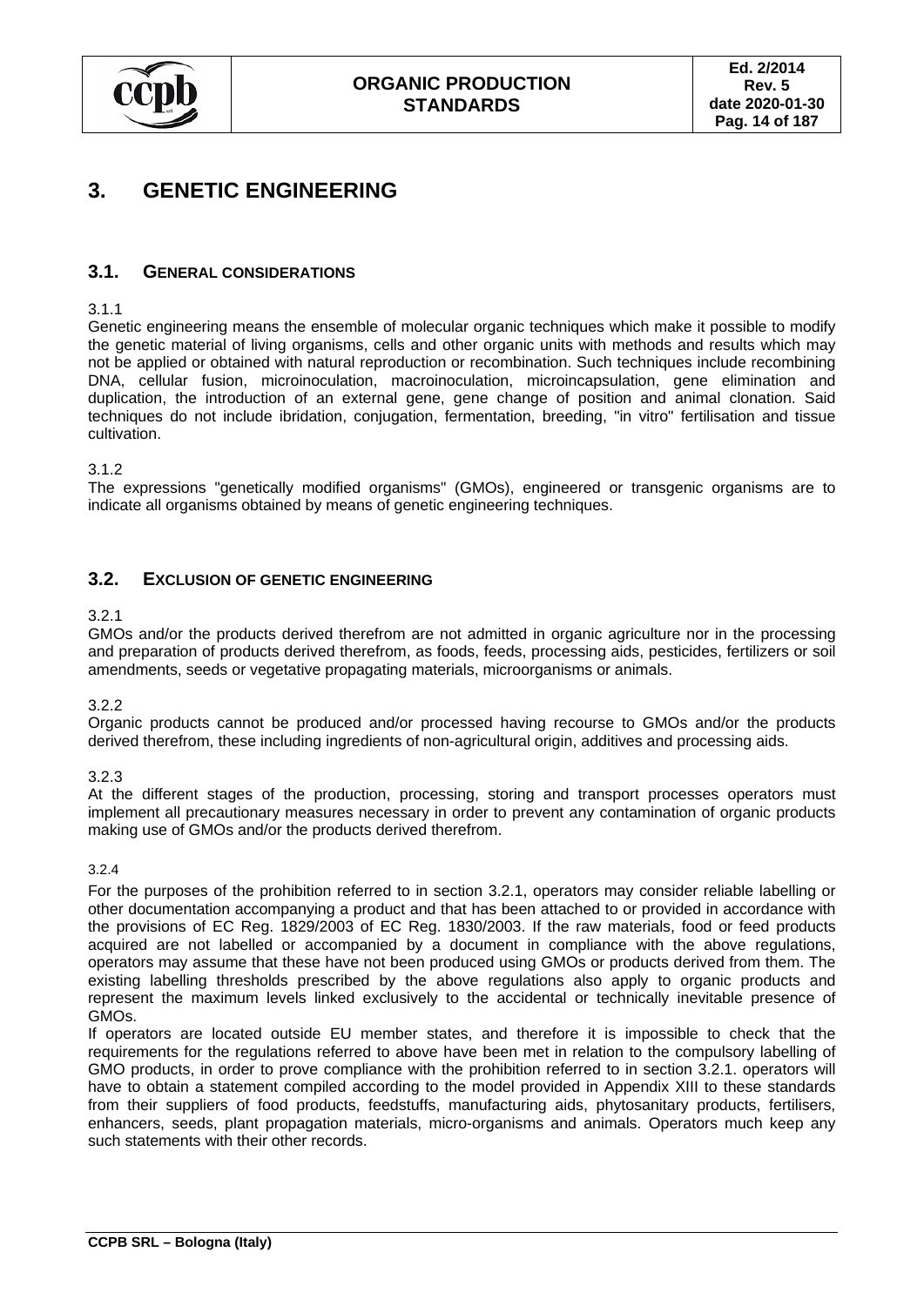# 3. GENETIC ENGINEERING

## 3.1. GENERAL CONSIDERATIONS

3.1.1

Genetic engineering means the ensemble of molecular organic techniques which make it possible to modify the genetic material of living organisms, cells and other organic units with methods and results which may not be applied or obtained with natural reproduction or recombination. Such techniques include recombining DNA, cellular fusion, microinoculation, macroinoculation, microincapsulation, gene elimination and duplication, the introduction of an external gene, gene change of position and animal clonation. Said techniques do not include ibridation, conjugation, fermentation, breeding, "in vitro" fertilisation and tissue cultivation.

3.1.2

The expressions "genetically modified organisms" (GMOs), engineered or transgenic organisms are to indicate all organisms obtained by means of genetic engineering techniques.

## 3.2. EXCLUSION OF GENETIC ENGINEERING

3.2.1

GMOs and/or the products derived therefrom are not admitted in organic agriculture nor in the processing and preparation of products derived therefrom, as foods, feeds, processing aids, pesticides, fertilizers or soil amendments, seeds or vegetative propagating materials, microorganisms or animals.

3.2.2

Organic products cannot be produced and/or processed having recourse to GMOs and/or the products derived therefrom, these including ingredients of non-agricultural origin, additives and processing aids.

3.2.3

At the different stages of the production, processing, storing and transport processes operators must implement all precautionary measures necessary in order to prevent any contamination of organic products making use of GMOs and/or the products derived therefrom.

3.2.4

For the purposes of the prohibition referred to in section 3.2.1, operators may consider reliable labelling or other documentation accompanying a product and that has been attached to or provided in accordance with the provisions of EC Reg. 1829/2003 of EC Reg. 1830/2003. If the raw materials, food or feed products acquired are not labelled or accompanied by a document in compliance with the above regulations, operators may assume that these have not been produced using GMOs or products derived from them. The existing labelling thresholds prescribed by the above regulations also apply to organic products and represent the maximum levels linked exclusively to the accidental or technically inevitable presence of GMOs.

If operators are located outside EU member states, and therefore it is impossible to check that the requirements for the regulations referred to above have been met in relation to the compulsory labelling of GMO products, in order to prove compliance with the prohibition referred to in section 3.2.1. operators will have to obtain a statement compiled according to the model provided in Appendix XIII to these standards from their suppliers of food products, feedstuffs, manufacturing aids, phytosanitary products, fertilisers, enhancers, seeds, plant propagation materials, micro-organisms and animals. Operators much keep any such statements with their other records.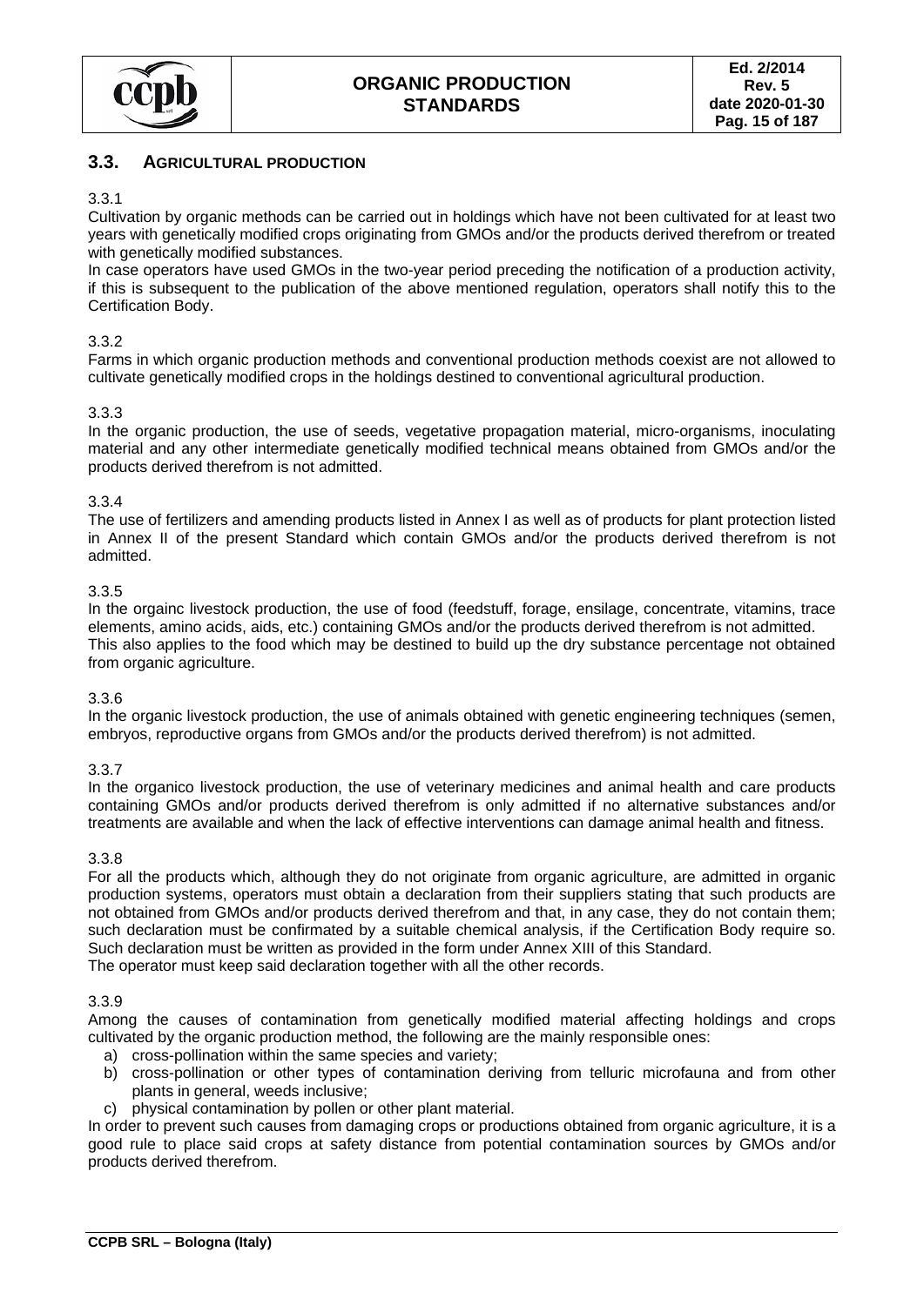## 3.3. AGRICULTURAL PRODUCTION

3.3.1

Cultivation by organic methods can be carried out in holdings which have not been cultivated for at least two years with genetically modified crops originating from GMOs and/or the products derived therefrom or treated with genetically modified substances.

In case operators have used GMOs in the two-year period preceding the notification of a production activity, if this is subsequent to the publication of the above mentioned regulation, operators shall notify this to the Certification Body.

3.3.2

Farms in which organic production methods and conventional production methods coexist are not allowed to cultivate genetically modified crops in the holdings destined to conventional agricultural production.

3.3.3

In the organic production, the use of seeds, vegetative propagation material, micro-organisms, inoculating material and any other intermediate genetically modified technical means obtained from GMOs and/or the products derived therefrom is not admitted.

3.3.4

The use of fertilizers and amending products listed in Annex I as well as of products for plant protection listed in Annex II of the present Standard which contain GMOs and/or the products derived therefrom is not admitted.

3.3.5

In the orgainc livestock production, the use of food (feedstuff, forage, ensilage, concentrate, vitamins, trace elements, amino acids, aids, etc.) containing GMOs and/or the products derived therefrom is not admitted.
This also applies to the food which may be destined to build up the dry substance percentage not obtained from organic agriculture.

3.3.6

In the organic livestock production, the use of animals obtained with genetic engineering techniques (semen, embryos, reproductive organs from GMOs and/or the products derived therefrom) is not admitted.

3.3.7

In the organico livestock production, the use of veterinary medicines and animal health and care products containing GMOs and/or products derived therefrom is only admitted if no alternative substances and/or treatments are available and when the lack of effective interventions can damage animal health and fitness.

3.3.8

For all the products which, although they do not originate from organic agriculture, are admitted in organic production systems, operators must obtain a declaration from their suppliers stating that such products are not obtained from GMOs and/or products derived therefrom and that, in any case, they do not contain them; such declaration must be confirmated by a suitable chemical analysis, if the Certification Body require so. Such declaration must be written as provided in the form under Annex XIII of this Standard.
The operator must keep said declaration together with all the other records.

3.3.9

Among the causes of contamination from genetically modified material affecting holdings and crops cultivated by the organic production method, the following are the mainly responsible ones:

a) cross-pollination within the same species and variety;
b) cross-pollination or other types of contamination deriving from telluric microfauna and from other plants in general, weeds inclusive;
c) physical contamination by pollen or other plant material.

In order to prevent such causes from damaging crops or productions obtained from organic agriculture, it is a good rule to place said crops at safety distance from potential contamination sources by GMOs and/or products derived therefrom.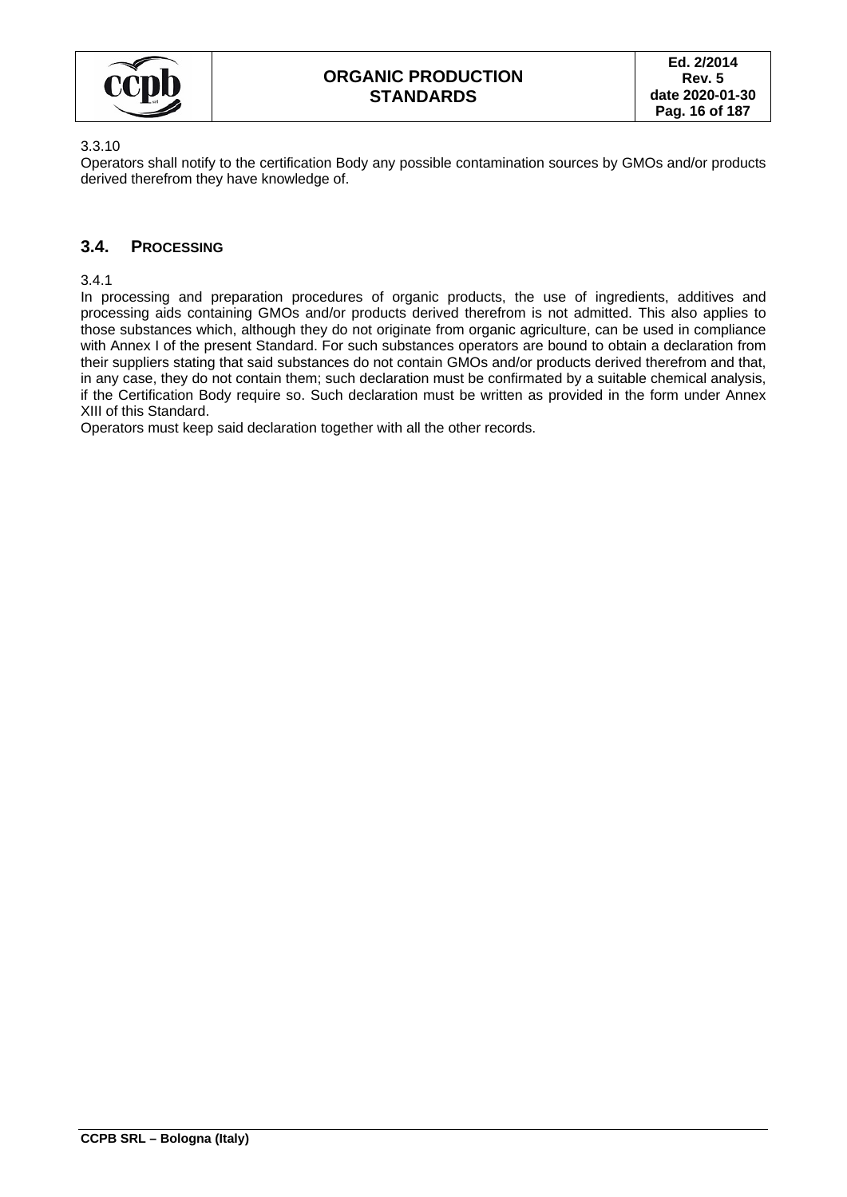3.3.10

Operators shall notify to the certification Body any possible contamination sources by GMOs and/or products derived therefrom they have knowledge of.

## 3.4. PROCESSING

3.4.1

In processing and preparation procedures of organic products, the use of ingredients, additives and processing aids containing GMOs and/or products derived therefrom is not admitted. This also applies to those substances which, although they do not originate from organic agriculture, can be used in compliance with Annex I of the present Standard. For such substances operators are bound to obtain a declaration from their suppliers stating that said substances do not contain GMOs and/or products derived therefrom and that, in any case, they do not contain them; such declaration must be confirmated by a suitable chemical analysis, if the Certification Body require so. Such declaration must be written as provided in the form under Annex XIII of this Standard.

Operators must keep said declaration together with all the other records.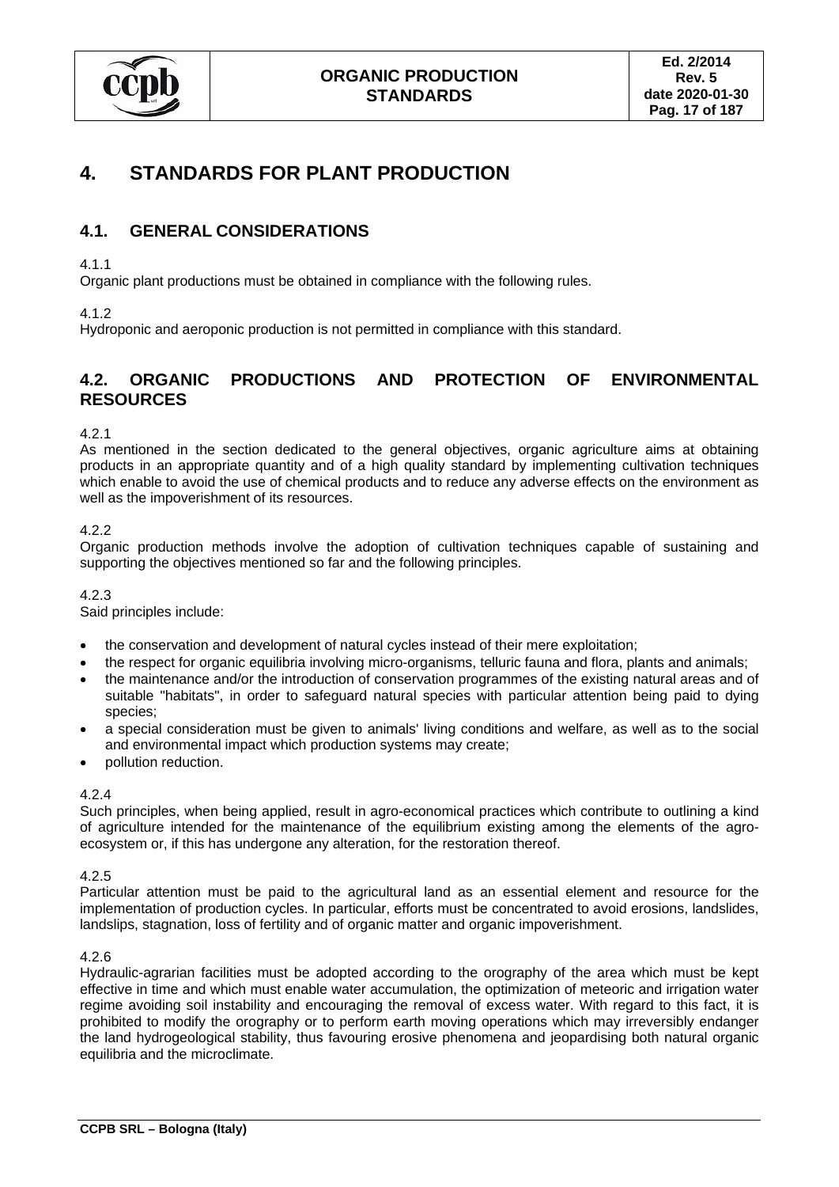# 4. STANDARDS FOR PLANT PRODUCTION

## 4.1. GENERAL CONSIDERATIONS

4.1.1
Organic plant productions must be obtained in compliance with the following rules.

4.1.2
Hydroponic and aeroponic production is not permitted in compliance with this standard.

## 4.2. ORGANIC PRODUCTIONS AND PROTECTION OF ENVIRONMENTAL RESOURCES

4.2.1
As mentioned in the section dedicated to the general objectives, organic agriculture aims at obtaining products in an appropriate quantity and of a high quality standard by implementing cultivation techniques which enable to avoid the use of chemical products and to reduce any adverse effects on the environment as well as the impoverishment of its resources.

4.2.2
Organic production methods involve the adoption of cultivation techniques capable of sustaining and supporting the objectives mentioned so far and the following principles.

4.2.3
Said principles include:

- the conservation and development of natural cycles instead of their mere exploitation;
- the respect for organic equilibria involving micro-organisms, telluric fauna and flora, plants and animals;
- the maintenance and/or the introduction of conservation programmes of the existing natural areas and of suitable "habitats", in order to safeguard natural species with particular attention being paid to dying species;
- a special consideration must be given to animals' living conditions and welfare, as well as to the social and environmental impact which production systems may create;
- pollution reduction.

4.2.4
Such principles, when being applied, result in agro-economical practices which contribute to outlining a kind of agriculture intended for the maintenance of the equilibrium existing among the elements of the agro-ecosystem or, if this has undergone any alteration, for the restoration thereof.

4.2.5
Particular attention must be paid to the agricultural land as an essential element and resource for the implementation of production cycles. In particular, efforts must be concentrated to avoid erosions, landslides, landslips, stagnation, loss of fertility and of organic matter and organic impoverishment.

4.2.6
Hydraulic-agrarian facilities must be adopted according to the orography of the area which must be kept effective in time and which must enable water accumulation, the optimization of meteoric and irrigation water regime avoiding soil instability and encouraging the removal of excess water. With regard to this fact, it is prohibited to modify the orography or to perform earth moving operations which may irreversibly endanger the land hydrogeological stability, thus favouring erosive phenomena and jeopardising both natural organic equilibria and the microclimate.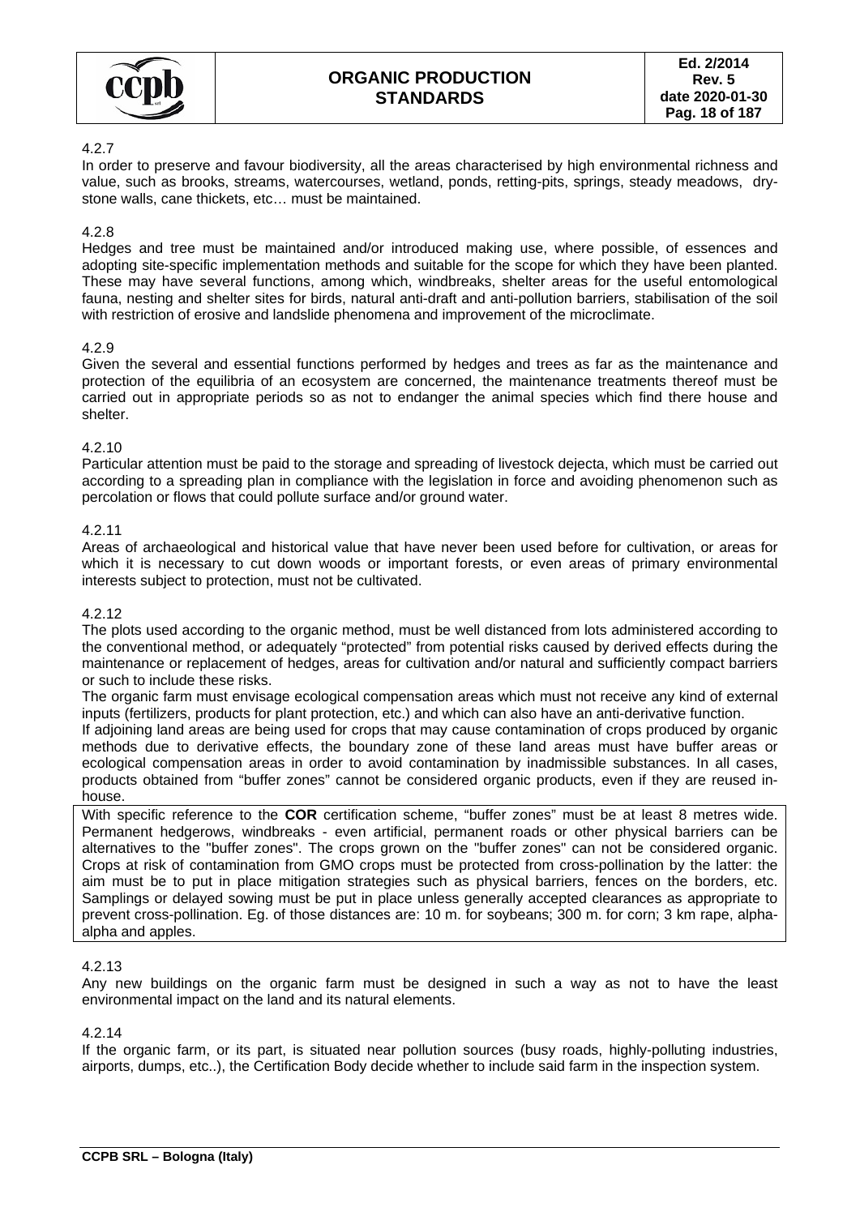4.2.7

In order to preserve and favour biodiversity, all the areas characterised by high environmental richness and value, such as brooks, streams, watercourses, wetland, ponds, retting-pits, springs, steady meadows, dry-stone walls, cane thickets, etc… must be maintained.

4.2.8

Hedges and tree must be maintained and/or introduced making use, where possible, of essences and adopting site-specific implementation methods and suitable for the scope for which they have been planted. These may have several functions, among which, windbreaks, shelter areas for the useful entomological fauna, nesting and shelter sites for birds, natural anti-draft and anti-pollution barriers, stabilisation of the soil with restriction of erosive and landslide phenomena and improvement of the microclimate.

4.2.9

Given the several and essential functions performed by hedges and trees as far as the maintenance and protection of the equilibria of an ecosystem are concerned, the maintenance treatments thereof must be carried out in appropriate periods so as not to endanger the animal species which find there house and shelter.

4.2.10

Particular attention must be paid to the storage and spreading of livestock dejecta, which must be carried out according to a spreading plan in compliance with the legislation in force and avoiding phenomenon such as percolation or flows that could pollute surface and/or ground water.

4.2.11

Areas of archaeological and historical value that have never been used before for cultivation, or areas for which it is necessary to cut down woods or important forests, or even areas of primary environmental interests subject to protection, must not be cultivated.

4.2.12

The plots used according to the organic method, must be well distanced from lots administered according to the conventional method, or adequately "protected" from potential risks caused by derived effects during the maintenance or replacement of hedges, areas for cultivation and/or natural and sufficiently compact barriers or such to include these risks.

The organic farm must envisage ecological compensation areas which must not receive any kind of external inputs (fertilizers, products for plant protection, etc.) and which can also have an anti-derivative function.

If adjoining land areas are being used for crops that may cause contamination of crops produced by organic methods due to derivative effects, the boundary zone of these land areas must have buffer areas or ecological compensation areas in order to avoid contamination by inadmissible substances. In all cases, products obtained from "buffer zones" cannot be considered organic products, even if they are reused in-house.

With specific reference to the **COR** certification scheme, "buffer zones" must be at least 8 metres wide. Permanent hedgerows, windbreaks - even artificial, permanent roads or other physical barriers can be alternatives to the "buffer zones". The crops grown on the "buffer zones" can not be considered organic. Crops at risk of contamination from GMO crops must be protected from cross-pollination by the latter: the aim must be to put in place mitigation strategies such as physical barriers, fences on the borders, etc. Samplings or delayed sowing must be put in place unless generally accepted clearances as appropriate to prevent cross-pollination. Eg. of those distances are: 10 m. for soybeans; 300 m. for corn; 3 km rape, alpha-alpha and apples.

4.2.13

Any new buildings on the organic farm must be designed in such a way as not to have the least environmental impact on the land and its natural elements.

4.2.14

If the organic farm, or its part, is situated near pollution sources (busy roads, highly-polluting industries, airports, dumps, etc..), the Certification Body decide whether to include said farm in the inspection system.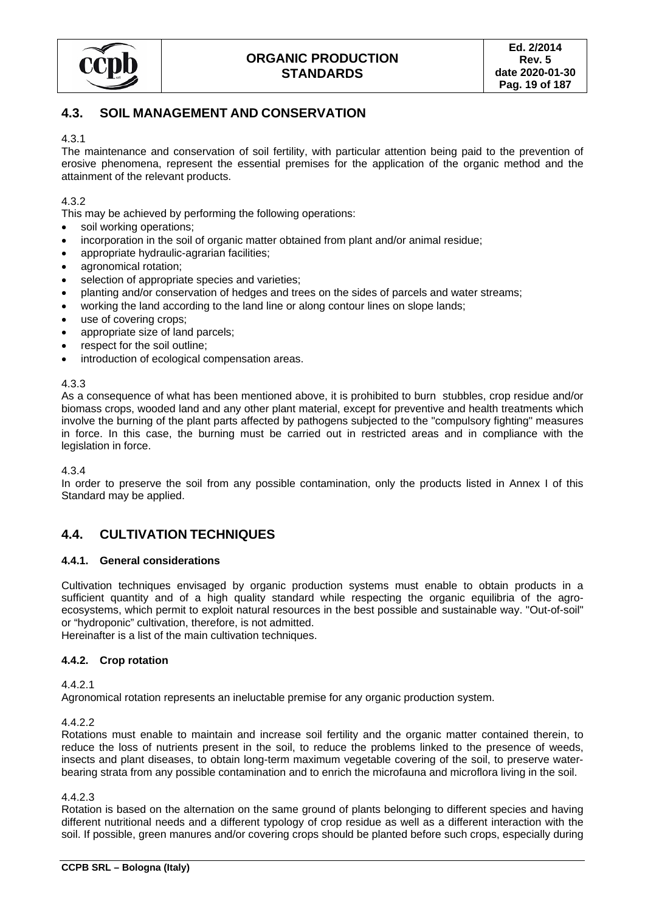## 4.3. SOIL MANAGEMENT AND CONSERVATION

4.3.1

The maintenance and conservation of soil fertility, with particular attention being paid to the prevention of erosive phenomena, represent the essential premises for the application of the organic method and the attainment of the relevant products.

4.3.2

This may be achieved by performing the following operations:

- soil working operations;
- incorporation in the soil of organic matter obtained from plant and/or animal residue;
- appropriate hydraulic-agrarian facilities;
- agronomical rotation;
- selection of appropriate species and varieties;
- planting and/or conservation of hedges and trees on the sides of parcels and water streams;
- working the land according to the land line or along contour lines on slope lands;
- use of covering crops;
- appropriate size of land parcels;
- respect for the soil outline;
- introduction of ecological compensation areas.

4.3.3

As a consequence of what has been mentioned above, it is prohibited to burn stubbles, crop residue and/or biomass crops, wooded land and any other plant material, except for preventive and health treatments which involve the burning of the plant parts affected by pathogens subjected to the "compulsory fighting" measures in force. In this case, the burning must be carried out in restricted areas and in compliance with the legislation in force.

4.3.4

In order to preserve the soil from any possible contamination, only the products listed in Annex I of this Standard may be applied.

## 4.4. CULTIVATION TECHNIQUES

### 4.4.1. General considerations

Cultivation techniques envisaged by organic production systems must enable to obtain products in a sufficient quantity and of a high quality standard while respecting the organic equilibria of the agro-ecosystems, which permit to exploit natural resources in the best possible and sustainable way. "Out-of-soil" or "hydroponic" cultivation, therefore, is not admitted.

Hereinafter is a list of the main cultivation techniques.

### 4.4.2. Crop rotation

4.4.2.1

Agronomical rotation represents an ineluctable premise for any organic production system.

4.4.2.2

Rotations must enable to maintain and increase soil fertility and the organic matter contained therein, to reduce the loss of nutrients present in the soil, to reduce the problems linked to the presence of weeds, insects and plant diseases, to obtain long-term maximum vegetable covering of the soil, to preserve water-bearing strata from any possible contamination and to enrich the microfauna and microflora living in the soil.

4.4.2.3

Rotation is based on the alternation on the same ground of plants belonging to different species and having different nutritional needs and a different typology of crop residue as well as a different interaction with the soil. If possible, green manures and/or covering crops should be planted before such crops, especially during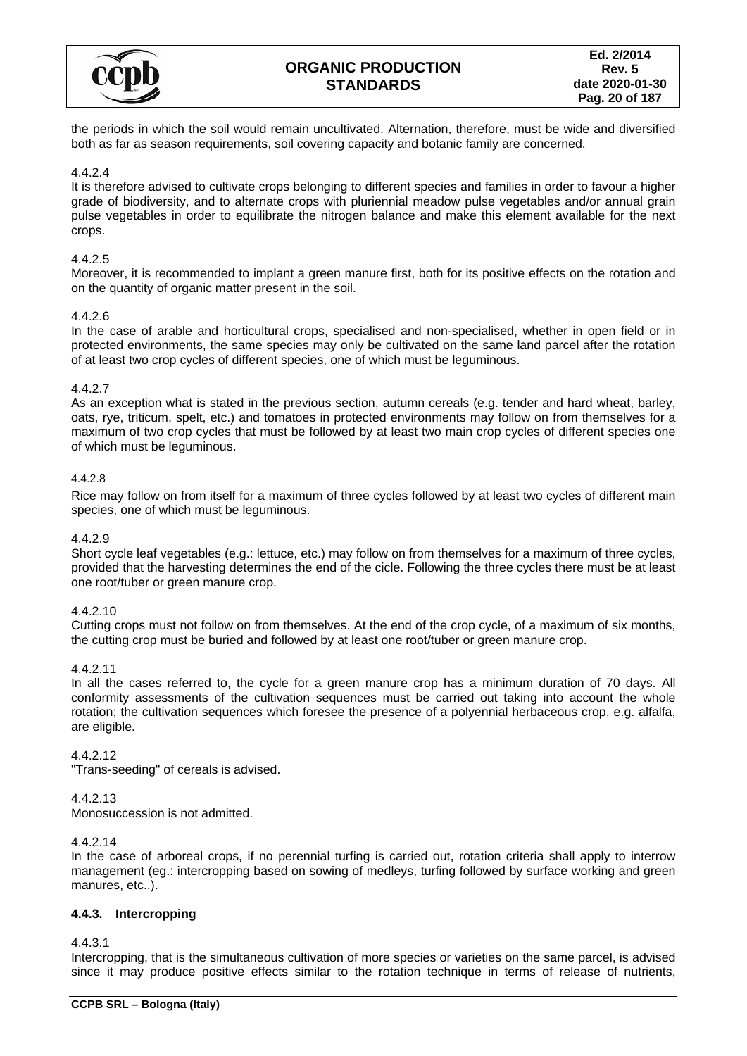the periods in which the soil would remain uncultivated. Alternation, therefore, must be wide and diversified both as far as season requirements, soil covering capacity and botanic family are concerned.

4.4.2.4
It is therefore advised to cultivate crops belonging to different species and families in order to favour a higher grade of biodiversity, and to alternate crops with pluriennial meadow pulse vegetables and/or annual grain pulse vegetables in order to equilibrate the nitrogen balance and make this element available for the next crops.

4.4.2.5
Moreover, it is recommended to implant a green manure first, both for its positive effects on the rotation and on the quantity of organic matter present in the soil.

4.4.2.6
In the case of arable and horticultural crops, specialised and non-specialised, whether in open field or in protected environments, the same species may only be cultivated on the same land parcel after the rotation of at least two crop cycles of different species, one of which must be leguminous.

4.4.2.7
As an exception what is stated in the previous section, autumn cereals (e.g. tender and hard wheat, barley, oats, rye, triticum, spelt, etc.) and tomatoes in protected environments may follow on from themselves for a maximum of two crop cycles that must be followed by at least two main crop cycles of different species one of which must be leguminous.

4.4.2.8
Rice may follow on from itself for a maximum of three cycles followed by at least two cycles of different main species, one of which must be leguminous.

4.4.2.9
Short cycle leaf vegetables (e.g.: lettuce, etc.) may follow on from themselves for a maximum of three cycles, provided that the harvesting determines the end of the cicle. Following the three cycles there must be at least one root/tuber or green manure crop.

4.4.2.10
Cutting crops must not follow on from themselves. At the end of the crop cycle, of a maximum of six months, the cutting crop must be buried and followed by at least one root/tuber or green manure crop.

4.4.2.11
In all the cases referred to, the cycle for a green manure crop has a minimum duration of 70 days. All conformity assessments of the cultivation sequences must be carried out taking into account the whole rotation; the cultivation sequences which foresee the presence of a polyennial herbaceous crop, e.g. alfalfa, are eligible.

4.4.2.12
"Trans-seeding" of cereals is advised.

4.4.2.13
Monosuccession is not admitted.

4.4.2.14
In the case of arboreal crops, if no perennial turfing is carried out, rotation criteria shall apply to interrow management (eg.: intercropping based on sowing of medleys, turfing followed by surface working and green manures, etc..).

### 4.4.3. Intercropping

4.4.3.1
Intercropping, that is the simultaneous cultivation of more species or varieties on the same parcel, is advised since it may produce positive effects similar to the rotation technique in terms of release of nutrients,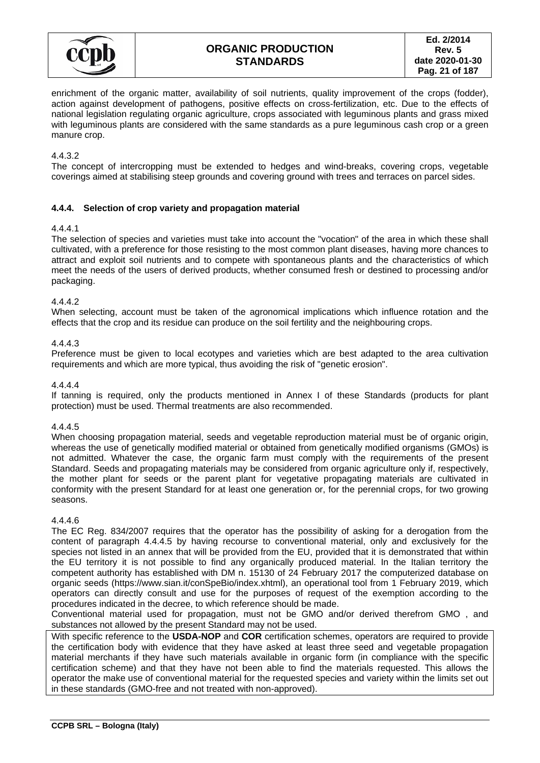enrichment of the organic matter, availability of soil nutrients, quality improvement of the crops (fodder), action against development of pathogens, positive effects on cross-fertilization, etc. Due to the effects of national legislation regulating organic agriculture, crops associated with leguminous plants and grass mixed with leguminous plants are considered with the same standards as a pure leguminous cash crop or a green manure crop.

4.4.3.2

The concept of intercropping must be extended to hedges and wind-breaks, covering crops, vegetable coverings aimed at stabilising steep grounds and covering ground with trees and terraces on parcel sides.

### 4.4.4. Selection of crop variety and propagation material

4.4.4.1

The selection of species and varieties must take into account the "vocation" of the area in which these shall cultivated, with a preference for those resisting to the most common plant diseases, having more chances to attract and exploit soil nutrients and to compete with spontaneous plants and the characteristics of which meet the needs of the users of derived products, whether consumed fresh or destined to processing and/or packaging.

4.4.4.2

When selecting, account must be taken of the agronomical implications which influence rotation and the effects that the crop and its residue can produce on the soil fertility and the neighbouring crops.

4.4.4.3

Preference must be given to local ecotypes and varieties which are best adapted to the area cultivation requirements and which are more typical, thus avoiding the risk of "genetic erosion".

4.4.4.4

If tanning is required, only the products mentioned in Annex I of these Standards (products for plant protection) must be used. Thermal treatments are also recommended.

4.4.4.5

When choosing propagation material, seeds and vegetable reproduction material must be of organic origin, whereas the use of genetically modified material or obtained from genetically modified organisms (GMOs) is not admitted. Whatever the case, the organic farm must comply with the requirements of the present Standard. Seeds and propagating materials may be considered from organic agriculture only if, respectively, the mother plant for seeds or the parent plant for vegetative propagating materials are cultivated in conformity with the present Standard for at least one generation or, for the perennial crops, for two growing seasons.

4.4.4.6

The EC Reg. 834/2007 requires that the operator has the possibility of asking for a derogation from the content of paragraph 4.4.4.5 by having recourse to conventional material, only and exclusively for the species not listed in an annex that will be provided from the EU, provided that it is demonstrated that within the EU territory it is not possible to find any organically produced material. In the Italian territory the competent authority has established with DM n. 15130 of 24 February 2017 the computerized database on organic seeds (https://www.sian.it/conSpeBio/index.xhtml), an operational tool from 1 February 2019, which operators can directly consult and use for the purposes of request of the exemption according to the procedures indicated in the decree, to which reference should be made.

Conventional material used for propagation, must not be GMO and/or derived therefrom GMO , and substances not allowed by the present Standard may not be used.

With specific reference to the **USDA-NOP** and **COR** certification schemes, operators are required to provide the certification body with evidence that they have asked at least three seed and vegetable propagation material merchants if they have such materials available in organic form (in compliance with the specific certification scheme) and that they have not been able to find the materials requested. This allows the operator the make use of conventional material for the requested species and variety within the limits set out in these standards (GMO-free and not treated with non-approved).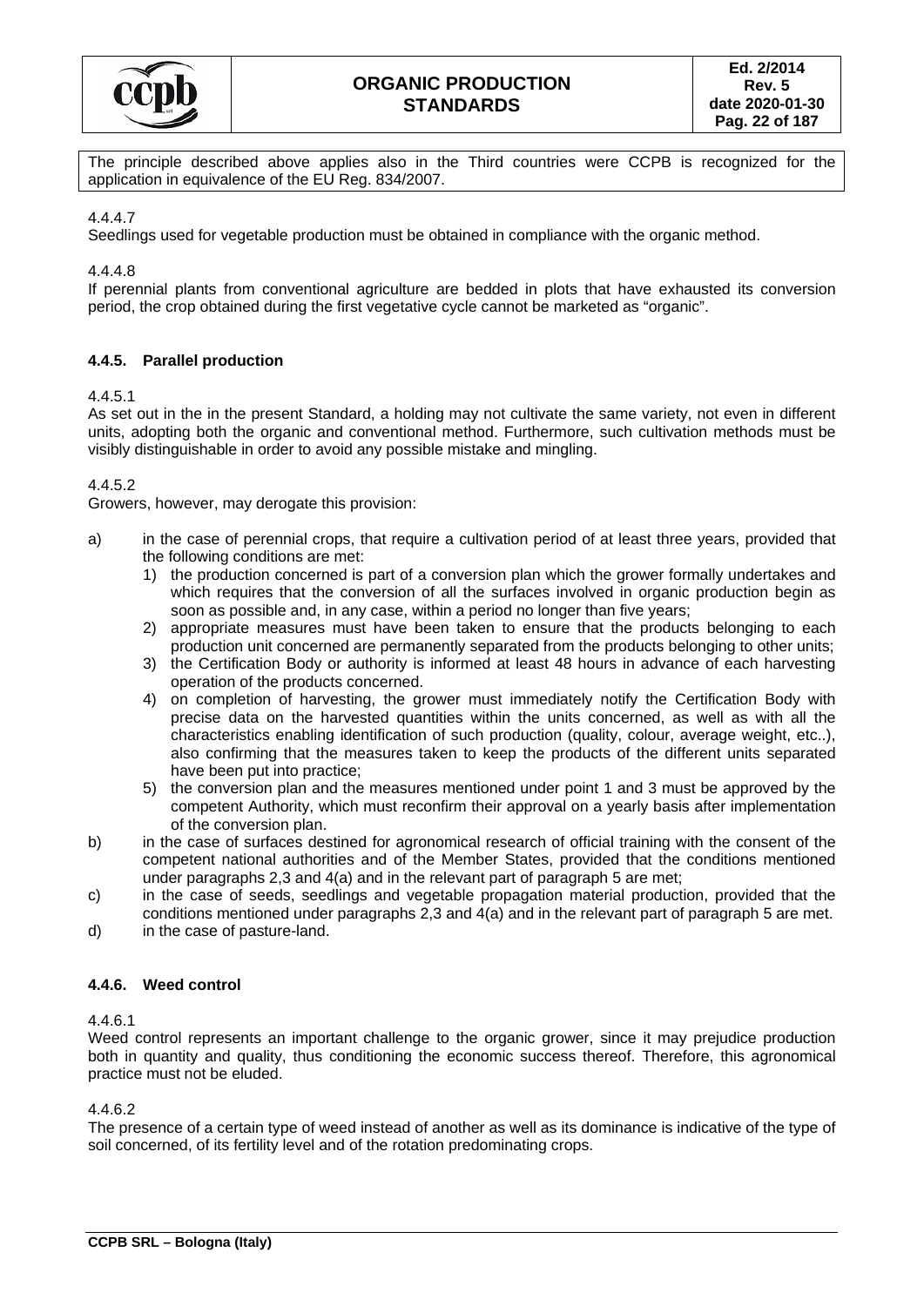The principle described above applies also in the Third countries were CCPB is recognized for the application in equivalence of the EU Reg. 834/2007.

4.4.4.7
Seedlings used for vegetable production must be obtained in compliance with the organic method.

4.4.4.8
If perennial plants from conventional agriculture are bedded in plots that have exhausted its conversion period, the crop obtained during the first vegetative cycle cannot be marketed as "organic".

### 4.4.5. Parallel production

4.4.5.1
As set out in the in the present Standard, a holding may not cultivate the same variety, not even in different units, adopting both the organic and conventional method. Furthermore, such cultivation methods must be visibly distinguishable in order to avoid any possible mistake and mingling.

4.4.5.2
Growers, however, may derogate this provision:

a) in the case of perennial crops, that require a cultivation period of at least three years, provided that the following conditions are met:
   1) the production concerned is part of a conversion plan which the grower formally undertakes and which requires that the conversion of all the surfaces involved in organic production begin as soon as possible and, in any case, within a period no longer than five years;
   2) appropriate measures must have been taken to ensure that the products belonging to each production unit concerned are permanently separated from the products belonging to other units;
   3) the Certification Body or authority is informed at least 48 hours in advance of each harvesting operation of the products concerned.
   4) on completion of harvesting, the grower must immediately notify the Certification Body with precise data on the harvested quantities within the units concerned, as well as with all the characteristics enabling identification of such production (quality, colour, average weight, etc..), also confirming that the measures taken to keep the products of the different units separated have been put into practice;
   5) the conversion plan and the measures mentioned under point 1 and 3 must be approved by the competent Authority, which must reconfirm their approval on a yearly basis after implementation of the conversion plan.

b) in the case of surfaces destined for agronomical research of official training with the consent of the competent national authorities and of the Member States, provided that the conditions mentioned under paragraphs 2,3 and 4(a) and in the relevant part of paragraph 5 are met;
c) in the case of seeds, seedlings and vegetable propagation material production, provided that the conditions mentioned under paragraphs 2,3 and 4(a) and in the relevant part of paragraph 5 are met.
d) in the case of pasture-land.

### 4.4.6. Weed control

4.4.6.1
Weed control represents an important challenge to the organic grower, since it may prejudice production both in quantity and quality, thus conditioning the economic success thereof. Therefore, this agronomical practice must not be eluded.

4.4.6.2
The presence of a certain type of weed instead of another as well as its dominance is indicative of the type of soil concerned, of its fertility level and of the rotation predominating crops.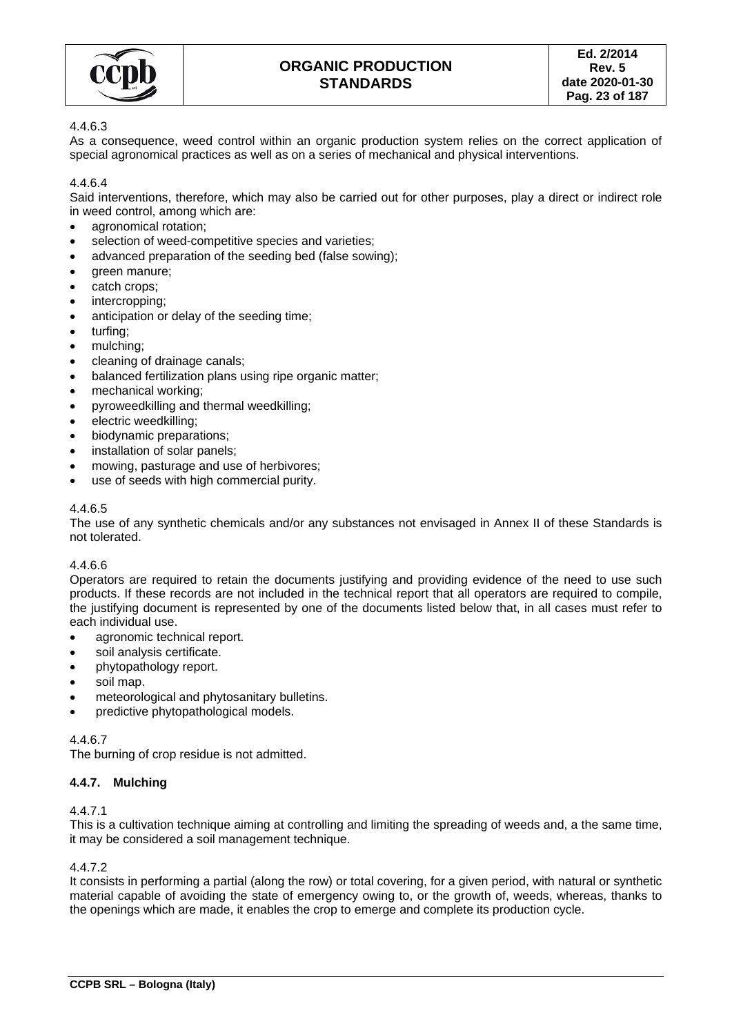4.4.6.3

As a consequence, weed control within an organic production system relies on the correct application of special agronomical practices as well as on a series of mechanical and physical interventions.

4.4.6.4

Said interventions, therefore, which may also be carried out for other purposes, play a direct or indirect role in weed control, among which are:

- agronomical rotation;
- selection of weed-competitive species and varieties;
- advanced preparation of the seeding bed (false sowing);
- green manure;
- catch crops;
- intercropping;
- anticipation or delay of the seeding time;
- turfing;
- mulching;
- cleaning of drainage canals;
- balanced fertilization plans using ripe organic matter;
- mechanical working;
- pyroweedkilling and thermal weedkilling;
- electric weedkilling;
- biodynamic preparations;
- installation of solar panels;
- mowing, pasturage and use of herbivores;
- use of seeds with high commercial purity.

4.4.6.5

The use of any synthetic chemicals and/or any substances not envisaged in Annex II of these Standards is not tolerated.

4.4.6.6

Operators are required to retain the documents justifying and providing evidence of the need to use such products. If these records are not included in the technical report that all operators are required to compile, the justifying document is represented by one of the documents listed below that, in all cases must refer to each individual use.

- agronomic technical report.
- soil analysis certificate.
- phytopathology report.
- soil map.
- meteorological and phytosanitary bulletins.
- predictive phytopathological models.

4.4.6.7

The burning of crop residue is not admitted.

### 4.4.7. Mulching

4.4.7.1

This is a cultivation technique aiming at controlling and limiting the spreading of weeds and, a the same time, it may be considered a soil management technique.

4.4.7.2

It consists in performing a partial (along the row) or total covering, for a given period, with natural or synthetic material capable of avoiding the state of emergency owing to, or the growth of, weeds, whereas, thanks to the openings which are made, it enables the crop to emerge and complete its production cycle.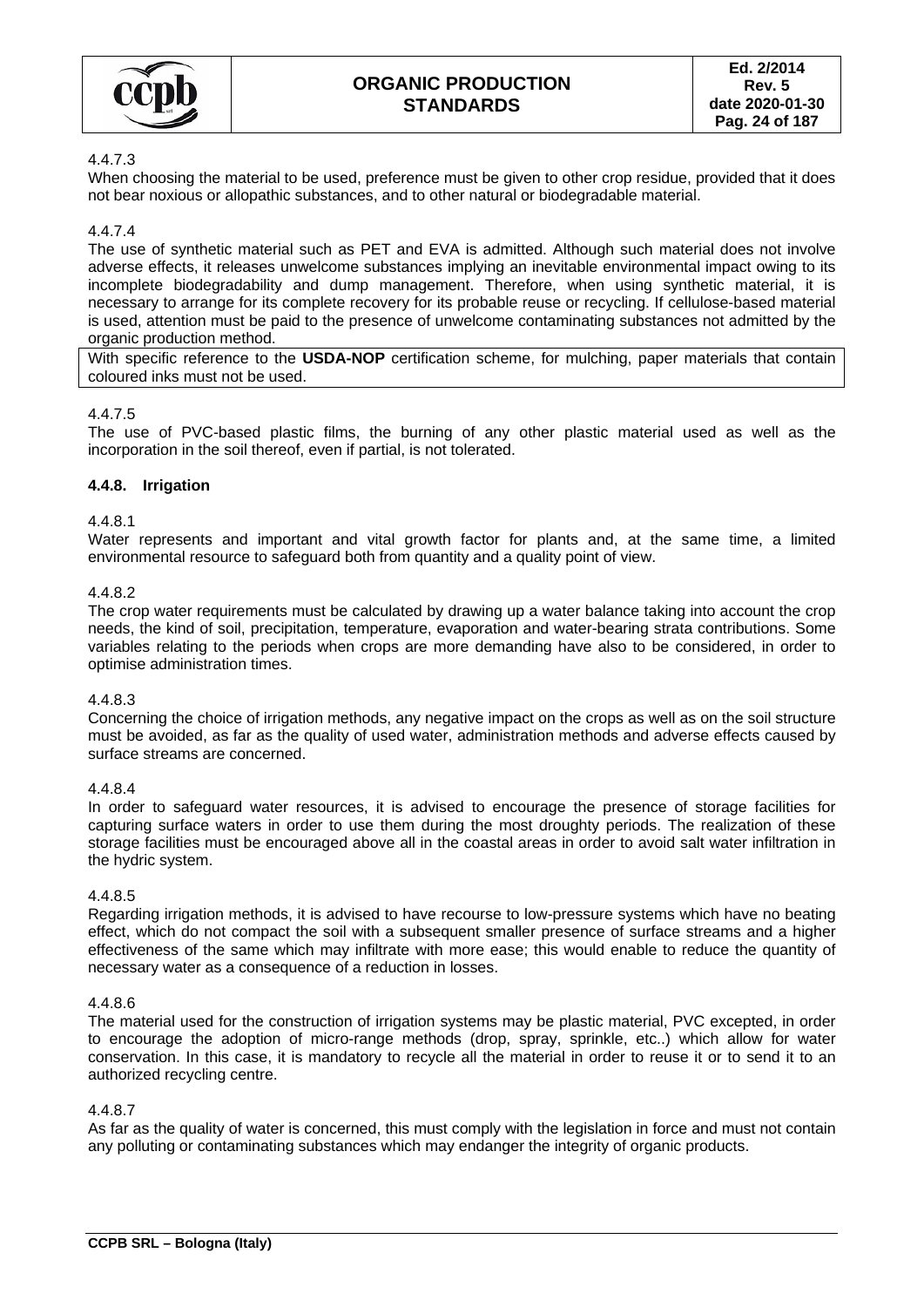4.4.7.3

When choosing the material to be used, preference must be given to other crop residue, provided that it does not bear noxious or allopathic substances, and to other natural or biodegradable material.

4.4.7.4

The use of synthetic material such as PET and EVA is admitted. Although such material does not involve adverse effects, it releases unwelcome substances implying an inevitable environmental impact owing to its incomplete biodegradability and dump management. Therefore, when using synthetic material, it is necessary to arrange for its complete recovery for its probable reuse or recycling. If cellulose-based material is used, attention must be paid to the presence of unwelcome contaminating substances not admitted by the organic production method.

With specific reference to the **USDA-NOP** certification scheme, for mulching, paper materials that contain coloured inks must not be used.

4.4.7.5

The use of PVC-based plastic films, the burning of any other plastic material used as well as the incorporation in the soil thereof, even if partial, is not tolerated.

### 4.4.8. Irrigation

4.4.8.1

Water represents and important and vital growth factor for plants and, at the same time, a limited environmental resource to safeguard both from quantity and a quality point of view.

4.4.8.2

The crop water requirements must be calculated by drawing up a water balance taking into account the crop needs, the kind of soil, precipitation, temperature, evaporation and water-bearing strata contributions. Some variables relating to the periods when crops are more demanding have also to be considered, in order to optimise administration times.

4.4.8.3

Concerning the choice of irrigation methods, any negative impact on the crops as well as on the soil structure must be avoided, as far as the quality of used water, administration methods and adverse effects caused by surface streams are concerned.

4.4.8.4

In order to safeguard water resources, it is advised to encourage the presence of storage facilities for capturing surface waters in order to use them during the most droughty periods. The realization of these storage facilities must be encouraged above all in the coastal areas in order to avoid salt water infiltration in the hydric system.

4.4.8.5

Regarding irrigation methods, it is advised to have recourse to low-pressure systems which have no beating effect, which do not compact the soil with a subsequent smaller presence of surface streams and a higher effectiveness of the same which may infiltrate with more ease; this would enable to reduce the quantity of necessary water as a consequence of a reduction in losses.

4.4.8.6

The material used for the construction of irrigation systems may be plastic material, PVC excepted, in order to encourage the adoption of micro-range methods (drop, spray, sprinkle, etc..) which allow for water conservation. In this case, it is mandatory to recycle all the material in order to reuse it or to send it to an authorized recycling centre.

4.4.8.7

As far as the quality of water is concerned, this must comply with the legislation in force and must not contain any polluting or contaminating substances which may endanger the integrity of organic products.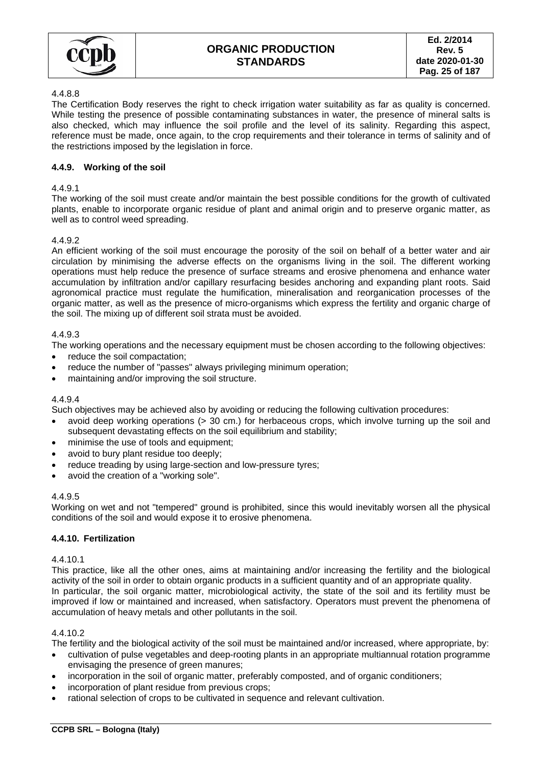4.4.8.8

The Certification Body reserves the right to check irrigation water suitability as far as quality is concerned. While testing the presence of possible contaminating substances in water, the presence of mineral salts is also checked, which may influence the soil profile and the level of its salinity. Regarding this aspect, reference must be made, once again, to the crop requirements and their tolerance in terms of salinity and of the restrictions imposed by the legislation in force.

#### 4.4.9. Working of the soil

4.4.9.1

The working of the soil must create and/or maintain the best possible conditions for the growth of cultivated plants, enable to incorporate organic residue of plant and animal origin and to preserve organic matter, as well as to control weed spreading.

4.4.9.2

An efficient working of the soil must encourage the porosity of the soil on behalf of a better water and air circulation by minimising the adverse effects on the organisms living in the soil. The different working operations must help reduce the presence of surface streams and erosive phenomena and enhance water accumulation by infiltration and/or capillary resurfacing besides anchoring and expanding plant roots. Said agronomical practice must regulate the humification, mineralisation and reorganication processes of the organic matter, as well as the presence of micro-organisms which express the fertility and organic charge of the soil. The mixing up of different soil strata must be avoided.

4.4.9.3

The working operations and the necessary equipment must be chosen according to the following objectives:

- reduce the soil compactation;
- reduce the number of "passes" always privileging minimum operation;
- maintaining and/or improving the soil structure.

4.4.9.4

Such objectives may be achieved also by avoiding or reducing the following cultivation procedures:

- avoid deep working operations (> 30 cm.) for herbaceous crops, which involve turning up the soil and subsequent devastating effects on the soil equilibrium and stability;
- minimise the use of tools and equipment;
- avoid to bury plant residue too deeply;
- reduce treading by using large-section and low-pressure tyres;
- avoid the creation of a "working sole".

4.4.9.5

Working on wet and not "tempered" ground is prohibited, since this would inevitably worsen all the physical conditions of the soil and would expose it to erosive phenomena.

#### 4.4.10. Fertilization

4.4.10.1

This practice, like all the other ones, aims at maintaining and/or increasing the fertility and the biological activity of the soil in order to obtain organic products in a sufficient quantity and of an appropriate quality.
In particular, the soil organic matter, microbiological activity, the state of the soil and its fertility must be improved if low or maintained and increased, when satisfactory. Operators must prevent the phenomena of accumulation of heavy metals and other pollutants in the soil.

4.4.10.2

The fertility and the biological activity of the soil must be maintained and/or increased, where appropriate, by:

- cultivation of pulse vegetables and deep-rooting plants in an appropriate multiannual rotation programme envisaging the presence of green manures;
- incorporation in the soil of organic matter, preferably composted, and of organic conditioners;
- incorporation of plant residue from previous crops;
- rational selection of crops to be cultivated in sequence and relevant cultivation.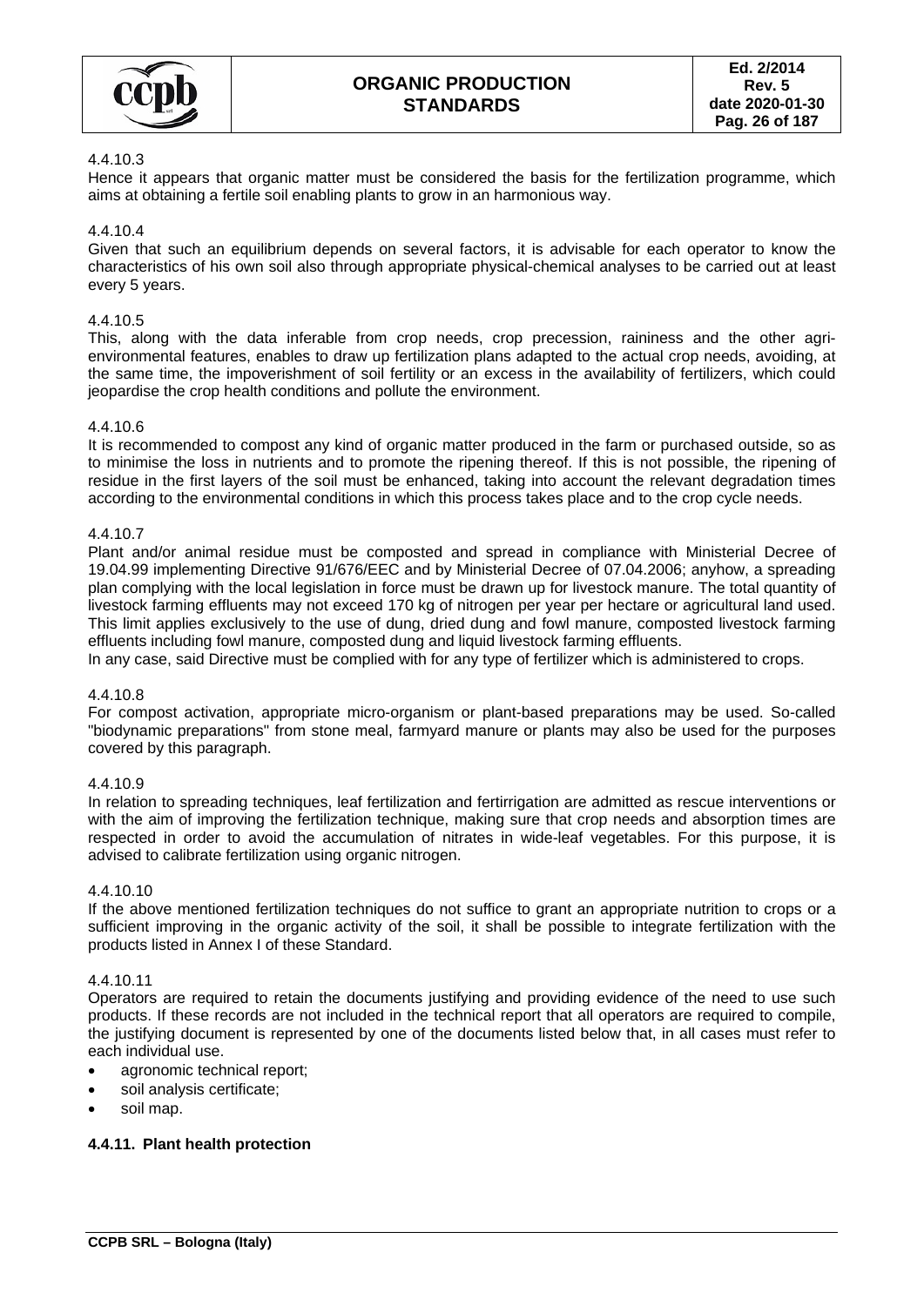4.4.10.3

Hence it appears that organic matter must be considered the basis for the fertilization programme, which aims at obtaining a fertile soil enabling plants to grow in an harmonious way.

4.4.10.4

Given that such an equilibrium depends on several factors, it is advisable for each operator to know the characteristics of his own soil also through appropriate physical-chemical analyses to be carried out at least every 5 years.

4.4.10.5

This, along with the data inferable from crop needs, crop precession, raininess and the other agri-environmental features, enables to draw up fertilization plans adapted to the actual crop needs, avoiding, at the same time, the impoverishment of soil fertility or an excess in the availability of fertilizers, which could jeopardise the crop health conditions and pollute the environment.

4.4.10.6

It is recommended to compost any kind of organic matter produced in the farm or purchased outside, so as to minimise the loss in nutrients and to promote the ripening thereof. If this is not possible, the ripening of residue in the first layers of the soil must be enhanced, taking into account the relevant degradation times according to the environmental conditions in which this process takes place and to the crop cycle needs.

4.4.10.7

Plant and/or animal residue must be composted and spread in compliance with Ministerial Decree of 19.04.99 implementing Directive 91/676/EEC and by Ministerial Decree of 07.04.2006; anyhow, a spreading plan complying with the local legislation in force must be drawn up for livestock manure. The total quantity of livestock farming effluents may not exceed 170 kg of nitrogen per year per hectare or agricultural land used. This limit applies exclusively to the use of dung, dried dung and fowl manure, composted livestock farming effluents including fowl manure, composted dung and liquid livestock farming effluents.

In any case, said Directive must be complied with for any type of fertilizer which is administered to crops.

4.4.10.8

For compost activation, appropriate micro-organism or plant-based preparations may be used. So-called "biodynamic preparations" from stone meal, farmyard manure or plants may also be used for the purposes covered by this paragraph.

4.4.10.9

In relation to spreading techniques, leaf fertilization and fertirrigation are admitted as rescue interventions or with the aim of improving the fertilization technique, making sure that crop needs and absorption times are respected in order to avoid the accumulation of nitrates in wide-leaf vegetables. For this purpose, it is advised to calibrate fertilization using organic nitrogen.

4.4.10.10

If the above mentioned fertilization techniques do not suffice to grant an appropriate nutrition to crops or a sufficient improving in the organic activity of the soil, it shall be possible to integrate fertilization with the products listed in Annex I of these Standard.

4.4.10.11

Operators are required to retain the documents justifying and providing evidence of the need to use such products. If these records are not included in the technical report that all operators are required to compile, the justifying document is represented by one of the documents listed below that, in all cases must refer to each individual use.

- agronomic technical report;
- soil analysis certificate;
- soil map.

### 4.4.11. Plant health protection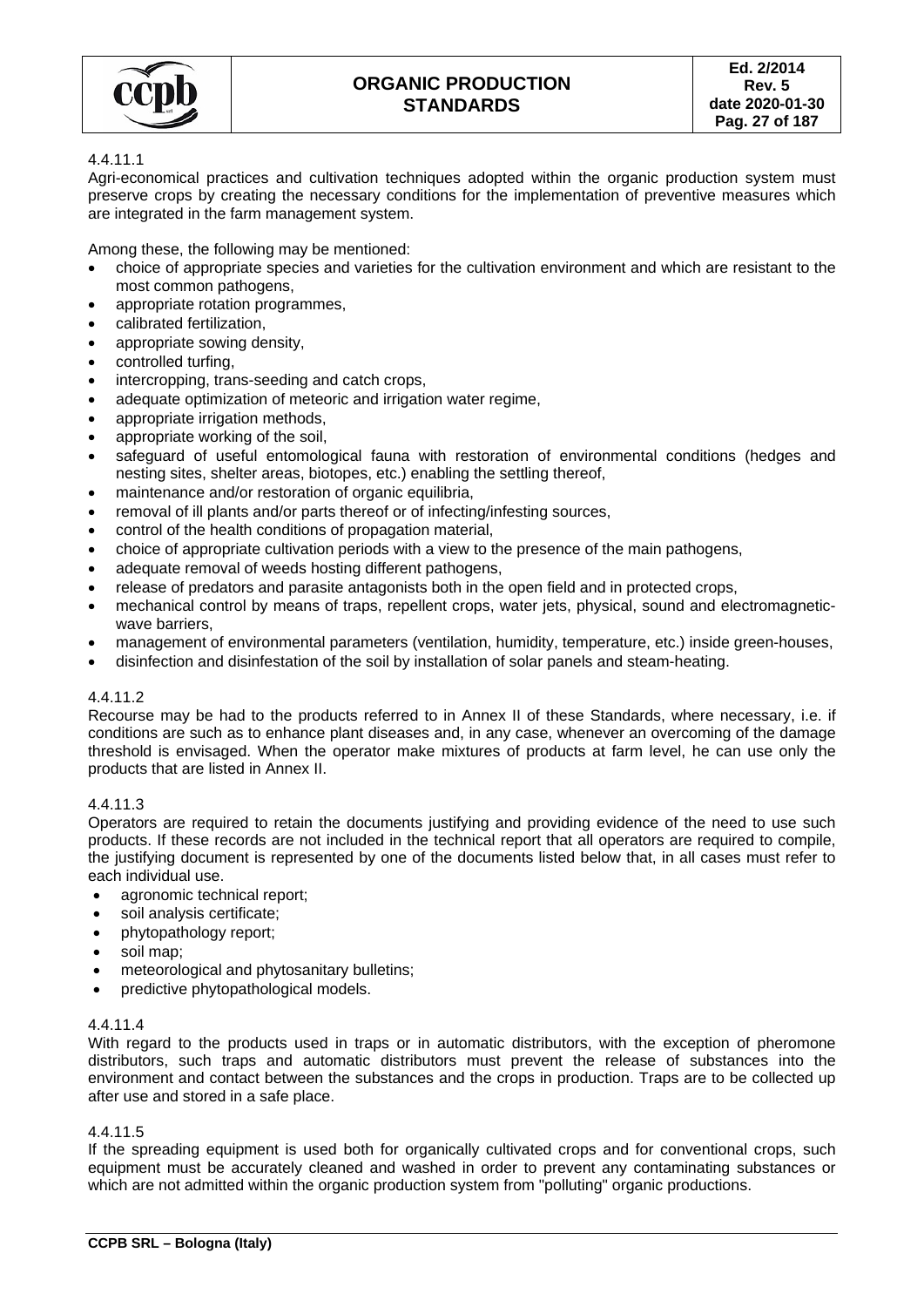4.4.11.1

Agri-economical practices and cultivation techniques adopted within the organic production system must preserve crops by creating the necessary conditions for the implementation of preventive measures which are integrated in the farm management system.

Among these, the following may be mentioned:

- choice of appropriate species and varieties for the cultivation environment and which are resistant to the most common pathogens,
- appropriate rotation programmes,
- calibrated fertilization,
- appropriate sowing density,
- controlled turfing,
- intercropping, trans-seeding and catch crops,
- adequate optimization of meteoric and irrigation water regime,
- appropriate irrigation methods,
- appropriate working of the soil,
- safeguard of useful entomological fauna with restoration of environmental conditions (hedges and nesting sites, shelter areas, biotopes, etc.) enabling the settling thereof,
- maintenance and/or restoration of organic equilibria,
- removal of ill plants and/or parts thereof or of infecting/infesting sources,
- control of the health conditions of propagation material,
- choice of appropriate cultivation periods with a view to the presence of the main pathogens,
- adequate removal of weeds hosting different pathogens,
- release of predators and parasite antagonists both in the open field and in protected crops,
- mechanical control by means of traps, repellent crops, water jets, physical, sound and electromagnetic-wave barriers,
- management of environmental parameters (ventilation, humidity, temperature, etc.) inside green-houses,
- disinfection and disinfestation of the soil by installation of solar panels and steam-heating.

4.4.11.2

Recourse may be had to the products referred to in Annex II of these Standards, where necessary, i.e. if conditions are such as to enhance plant diseases and, in any case, whenever an overcoming of the damage threshold is envisaged. When the operator make mixtures of products at farm level, he can use only the products that are listed in Annex II.

4.4.11.3

Operators are required to retain the documents justifying and providing evidence of the need to use such products. If these records are not included in the technical report that all operators are required to compile, the justifying document is represented by one of the documents listed below that, in all cases must refer to each individual use.

- agronomic technical report;
- soil analysis certificate;
- phytopathology report;
- soil map;
- meteorological and phytosanitary bulletins;
- predictive phytopathological models.

4.4.11.4

With regard to the products used in traps or in automatic distributors, with the exception of pheromone distributors, such traps and automatic distributors must prevent the release of substances into the environment and contact between the substances and the crops in production. Traps are to be collected up after use and stored in a safe place.

4.4.11.5

If the spreading equipment is used both for organically cultivated crops and for conventional crops, such equipment must be accurately cleaned and washed in order to prevent any contaminating substances or which are not admitted within the organic production system from "polluting" organic productions.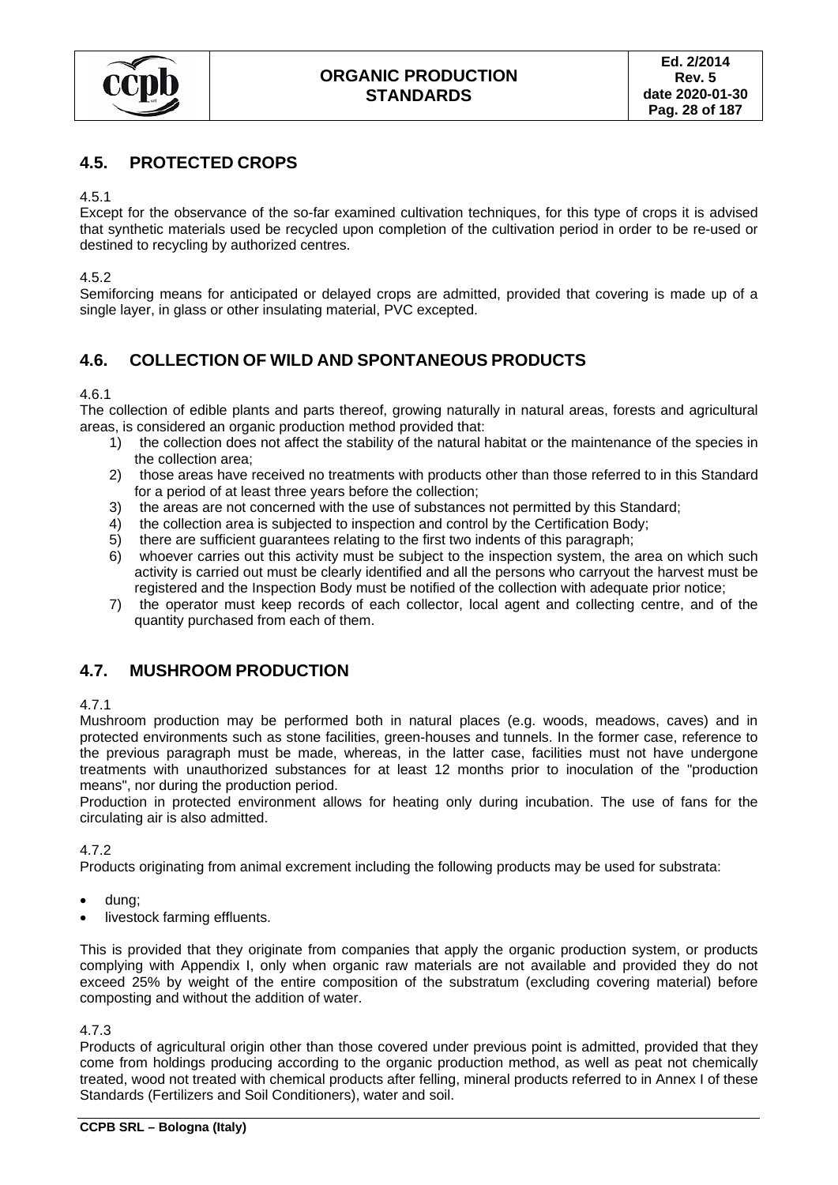## 4.5. PROTECTED CROPS

4.5.1
Except for the observance of the so-far examined cultivation techniques, for this type of crops it is advised that synthetic materials used be recycled upon completion of the cultivation period in order to be re-used or destined to recycling by authorized centres.

4.5.2
Semiforcing means for anticipated or delayed crops are admitted, provided that covering is made up of a single layer, in glass or other insulating material, PVC excepted.

## 4.6. COLLECTION OF WILD AND SPONTANEOUS PRODUCTS

4.6.1
The collection of edible plants and parts thereof, growing naturally in natural areas, forests and agricultural areas, is considered an organic production method provided that:

1) the collection does not affect the stability of the natural habitat or the maintenance of the species in the collection area;
2) those areas have received no treatments with products other than those referred to in this Standard for a period of at least three years before the collection;
3) the areas are not concerned with the use of substances not permitted by this Standard;
4) the collection area is subjected to inspection and control by the Certification Body;
5) there are sufficient guarantees relating to the first two indents of this paragraph;
6) whoever carries out this activity must be subject to the inspection system, the area on which such activity is carried out must be clearly identified and all the persons who carryout the harvest must be registered and the Inspection Body must be notified of the collection with adequate prior notice;
7) the operator must keep records of each collector, local agent and collecting centre, and of the quantity purchased from each of them.

## 4.7. MUSHROOM PRODUCTION

4.7.1
Mushroom production may be performed both in natural places (e.g. woods, meadows, caves) and in protected environments such as stone facilities, green-houses and tunnels. In the former case, reference to the previous paragraph must be made, whereas, in the latter case, facilities must not have undergone treatments with unauthorized substances for at least 12 months prior to inoculation of the "production means", nor during the production period.
Production in protected environment allows for heating only during incubation. The use of fans for the circulating air is also admitted.

4.7.2
Products originating from animal excrement including the following products may be used for substrata:

- dung;
- livestock farming effluents.

This is provided that they originate from companies that apply the organic production system, or products complying with Appendix I, only when organic raw materials are not available and provided they do not exceed 25% by weight of the entire composition of the substratum (excluding covering material) before composting and without the addition of water.

4.7.3
Products of agricultural origin other than those covered under previous point is admitted, provided that they come from holdings producing according to the organic production method, as well as peat not chemically treated, wood not treated with chemical products after felling, mineral products referred to in Annex I of these Standards (Fertilizers and Soil Conditioners), water and soil.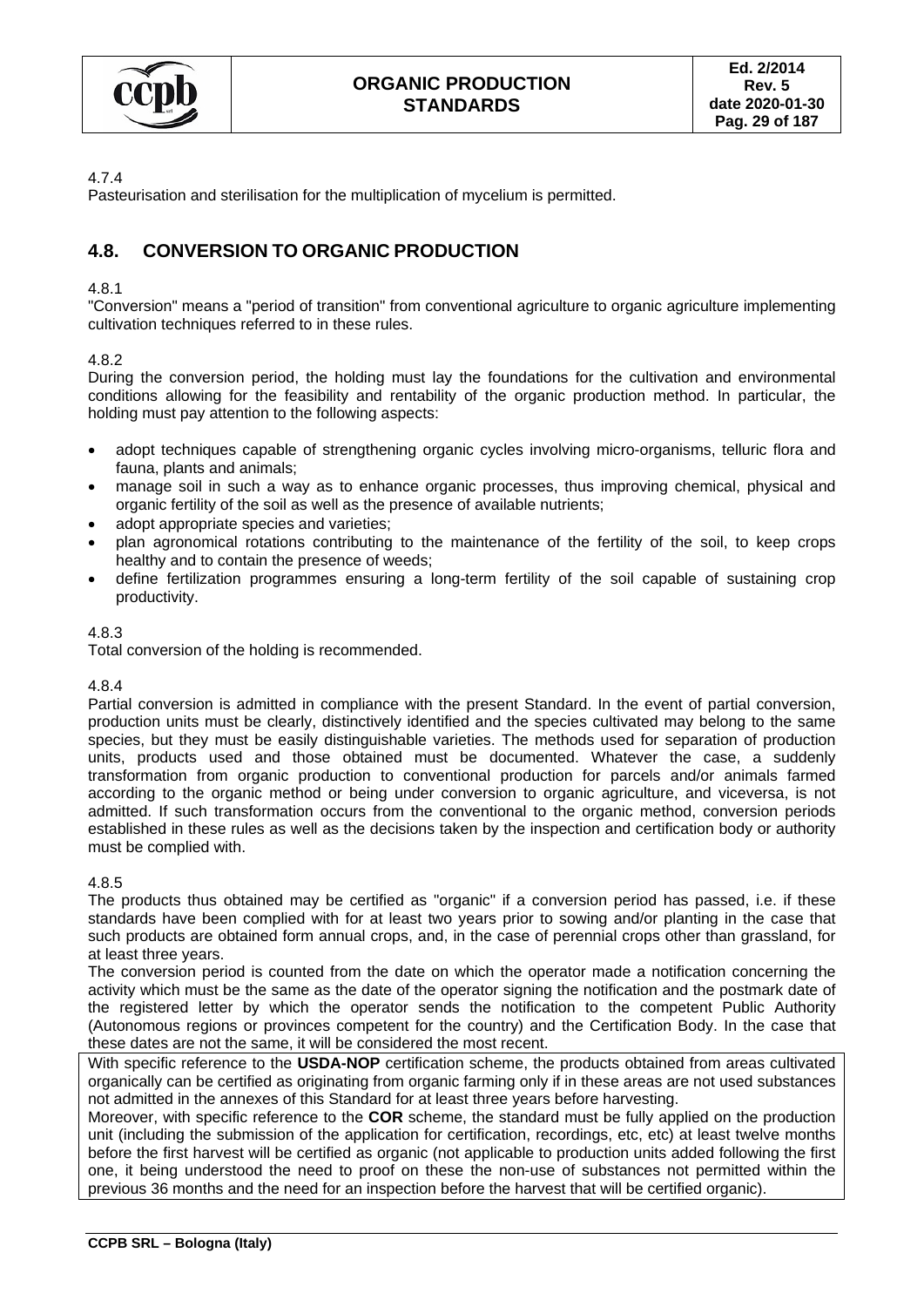4.7.4
Pasteurisation and sterilisation for the multiplication of mycelium is permitted.

## 4.8. CONVERSION TO ORGANIC PRODUCTION

4.8.1
"Conversion" means a "period of transition" from conventional agriculture to organic agriculture implementing cultivation techniques referred to in these rules.

4.8.2
During the conversion period, the holding must lay the foundations for the cultivation and environmental conditions allowing for the feasibility and rentability of the organic production method. In particular, the holding must pay attention to the following aspects:

- adopt techniques capable of strengthening organic cycles involving micro-organisms, telluric flora and fauna, plants and animals;
- manage soil in such a way as to enhance organic processes, thus improving chemical, physical and organic fertility of the soil as well as the presence of available nutrients;
- adopt appropriate species and varieties;
- plan agronomical rotations contributing to the maintenance of the fertility of the soil, to keep crops healthy and to contain the presence of weeds;
- define fertilization programmes ensuring a long-term fertility of the soil capable of sustaining crop productivity.

4.8.3
Total conversion of the holding is recommended.

4.8.4
Partial conversion is admitted in compliance with the present Standard. In the event of partial conversion, production units must be clearly, distinctively identified and the species cultivated may belong to the same species, but they must be easily distinguishable varieties. The methods used for separation of production units, products used and those obtained must be documented. Whatever the case, a suddenly transformation from organic production to conventional production for parcels and/or animals farmed according to the organic method or being under conversion to organic agriculture, and viceversa, is not admitted. If such transformation occurs from the conventional to the organic method, conversion periods established in these rules as well as the decisions taken by the inspection and certification body or authority must be complied with.

4.8.5
The products thus obtained may be certified as "organic" if a conversion period has passed, i.e. if these standards have been complied with for at least two years prior to sowing and/or planting in the case that such products are obtained form annual crops, and, in the case of perennial crops other than grassland, for at least three years.
The conversion period is counted from the date on which the operator made a notification concerning the activity which must be the same as the date of the operator signing the notification and the postmark date of the registered letter by which the operator sends the notification to the competent Public Authority (Autonomous regions or provinces competent for the country) and the Certification Body. In the case that these dates are not the same, it will be considered the most recent.

With specific reference to the **USDA-NOP** certification scheme, the products obtained from areas cultivated organically can be certified as originating from organic farming only if in these areas are not used substances not admitted in the annexes of this Standard for at least three years before harvesting.
Moreover, with specific reference to the **COR** scheme, the standard must be fully applied on the production unit (including the submission of the application for certification, recordings, etc, etc) at least twelve months before the first harvest will be certified as organic (not applicable to production units added following the first one, it being understood the need to proof on these the non-use of substances not permitted within the previous 36 months and the need for an inspection before the harvest that will be certified organic).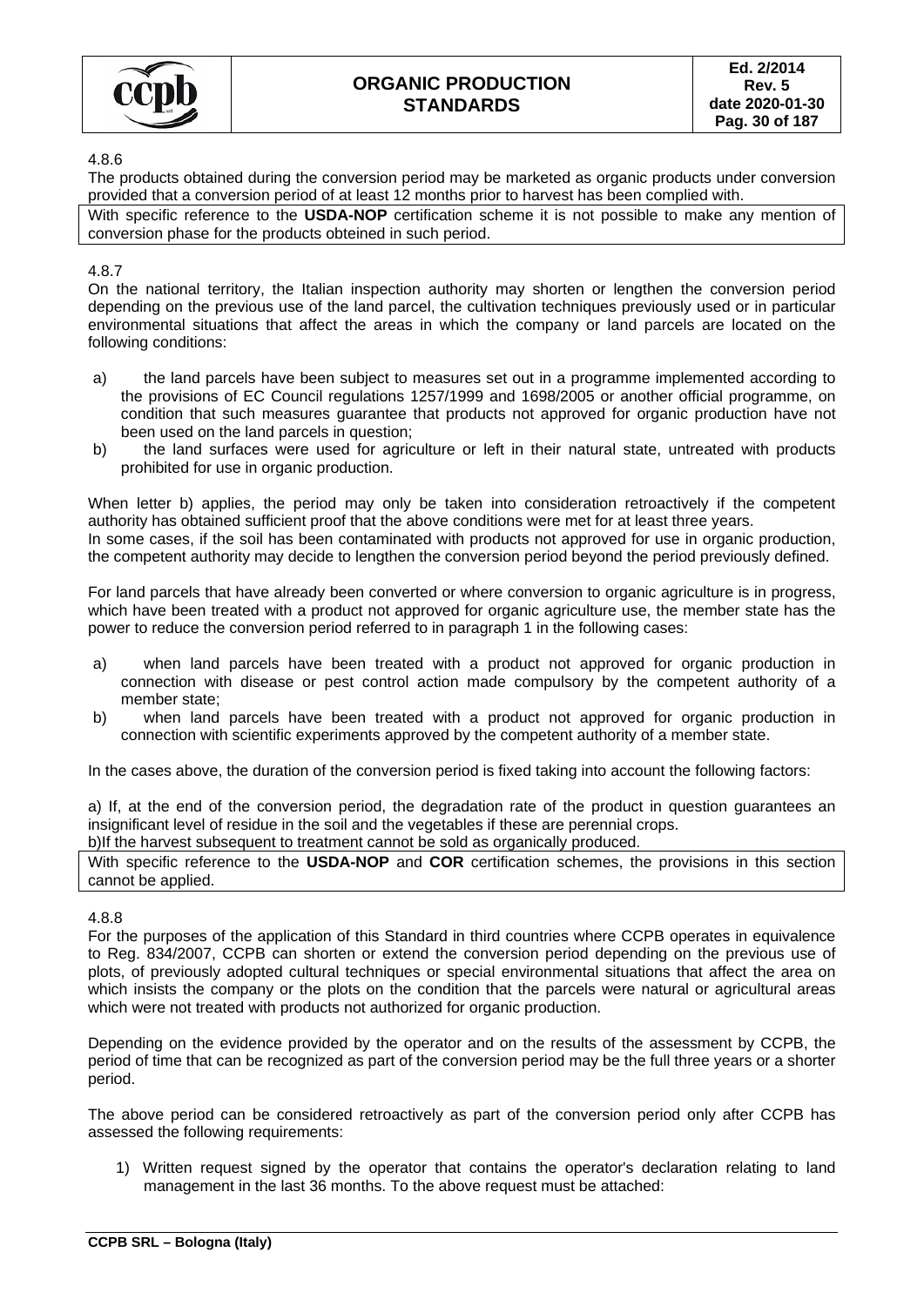4.8.6

The products obtained during the conversion period may be marketed as organic products under conversion provided that a conversion period of at least 12 months prior to harvest has been complied with.

With specific reference to the **USDA-NOP** certification scheme it is not possible to make any mention of conversion phase for the products obteined in such period.

4.8.7

On the national territory, the Italian inspection authority may shorten or lengthen the conversion period depending on the previous use of the land parcel, the cultivation techniques previously used or in particular environmental situations that affect the areas in which the company or land parcels are located on the following conditions:

a) the land parcels have been subject to measures set out in a programme implemented according to the provisions of EC Council regulations 1257/1999 and 1698/2005 or another official programme, on condition that such measures guarantee that products not approved for organic production have not been used on the land parcels in question;
b) the land surfaces were used for agriculture or left in their natural state, untreated with products prohibited for use in organic production.

When letter b) applies, the period may only be taken into consideration retroactively if the competent authority has obtained sufficient proof that the above conditions were met for at least three years.
In some cases, if the soil has been contaminated with products not approved for use in organic production, the competent authority may decide to lengthen the conversion period beyond the period previously defined.

For land parcels that have already been converted or where conversion to organic agriculture is in progress, which have been treated with a product not approved for organic agriculture use, the member state has the power to reduce the conversion period referred to in paragraph 1 in the following cases:

a) when land parcels have been treated with a product not approved for organic production in connection with disease or pest control action made compulsory by the competent authority of a member state;
b) when land parcels have been treated with a product not approved for organic production in connection with scientific experiments approved by the competent authority of a member state.

In the cases above, the duration of the conversion period is fixed taking into account the following factors:

a) If, at the end of the conversion period, the degradation rate of the product in question guarantees an insignificant level of residue in the soil and the vegetables if these are perennial crops.
b)If the harvest subsequent to treatment cannot be sold as organically produced.

With specific reference to the **USDA-NOP** and **COR** certification schemes, the provisions in this section cannot be applied.

4.8.8

For the purposes of the application of this Standard in third countries where CCPB operates in equivalence to Reg. 834/2007, CCPB can shorten or extend the conversion period depending on the previous use of plots, of previously adopted cultural techniques or special environmental situations that affect the area on which insists the company or the plots on the condition that the parcels were natural or agricultural areas which were not treated with products not authorized for organic production.

Depending on the evidence provided by the operator and on the results of the assessment by CCPB, the period of time that can be recognized as part of the conversion period may be the full three years or a shorter period.

The above period can be considered retroactively as part of the conversion period only after CCPB has assessed the following requirements:

1) Written request signed by the operator that contains the operator's declaration relating to land management in the last 36 months. To the above request must be attached: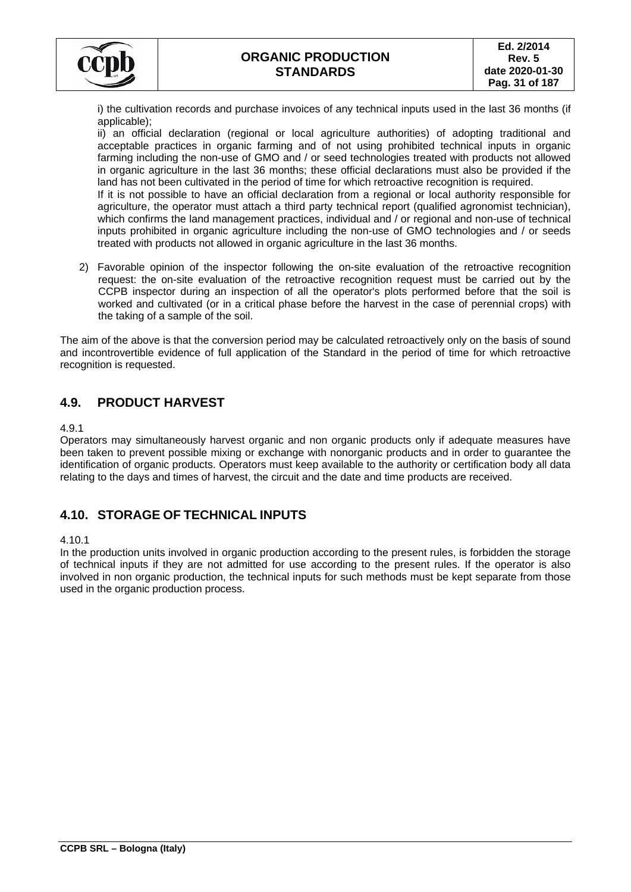i) the cultivation records and purchase invoices of any technical inputs used in the last 36 months (if applicable);

ii) an official declaration (regional or local agriculture authorities) of adopting traditional and acceptable practices in organic farming and of not using prohibited technical inputs in organic farming including the non-use of GMO and / or seed technologies treated with products not allowed in organic agriculture in the last 36 months; these official declarations must also be provided if the land has not been cultivated in the period of time for which retroactive recognition is required.

If it is not possible to have an official declaration from a regional or local authority responsible for agriculture, the operator must attach a third party technical report (qualified agronomist technician), which confirms the land management practices, individual and / or regional and non-use of technical inputs prohibited in organic agriculture including the non-use of GMO technologies and / or seeds treated with products not allowed in organic agriculture in the last 36 months.

2) Favorable opinion of the inspector following the on-site evaluation of the retroactive recognition request: the on-site evaluation of the retroactive recognition request must be carried out by the CCPB inspector during an inspection of all the operator's plots performed before that the soil is worked and cultivated (or in a critical phase before the harvest in the case of perennial crops) with the taking of a sample of the soil.

The aim of the above is that the conversion period may be calculated retroactively only on the basis of sound and incontrovertible evidence of full application of the Standard in the period of time for which retroactive recognition is requested.

## 4.9. PRODUCT HARVEST

4.9.1

Operators may simultaneously harvest organic and non organic products only if adequate measures have been taken to prevent possible mixing or exchange with nonorganic products and in order to guarantee the identification of organic products. Operators must keep available to the authority or certification body all data relating to the days and times of harvest, the circuit and the date and time products are received.

## 4.10. STORAGE OF TECHNICAL INPUTS

4.10.1

In the production units involved in organic production according to the present rules, is forbidden the storage of technical inputs if they are not admitted for use according to the present rules. If the operator is also involved in non organic production, the technical inputs for such methods must be kept separate from those used in the organic production process.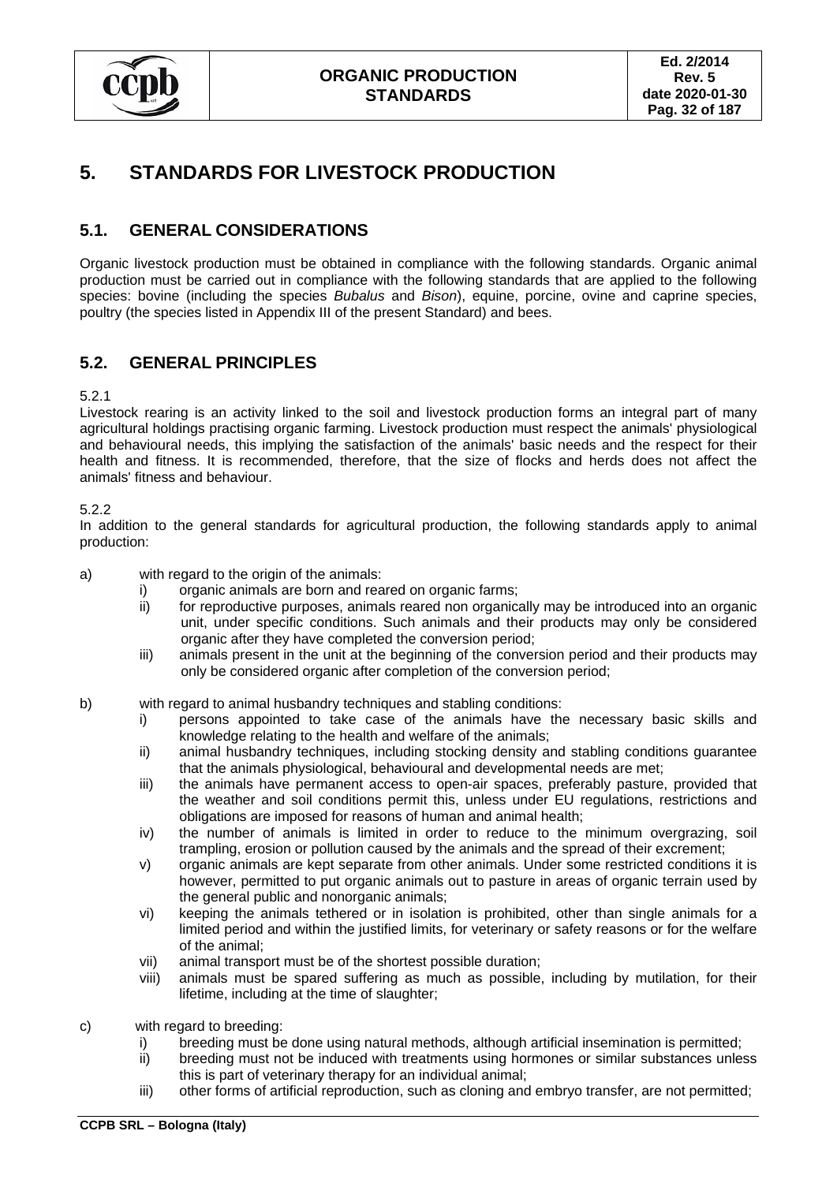# 5. STANDARDS FOR LIVESTOCK PRODUCTION

## 5.1. GENERAL CONSIDERATIONS

Organic livestock production must be obtained in compliance with the following standards. Organic animal production must be carried out in compliance with the following standards that are applied to the following species: bovine (including the species *Bubalus* and *Bison*), equine, porcine, ovine and caprine species, poultry (the species listed in Appendix III of the present Standard) and bees.

## 5.2. GENERAL PRINCIPLES

5.2.1

Livestock rearing is an activity linked to the soil and livestock production forms an integral part of many agricultural holdings practising organic farming. Livestock production must respect the animals' physiological and behavioural needs, this implying the satisfaction of the animals' basic needs and the respect for their health and fitness. It is recommended, therefore, that the size of flocks and herds does not affect the animals' fitness and behaviour.

5.2.2

In addition to the general standards for agricultural production, the following standards apply to animal production:

a) with regard to the origin of the animals:
   - i) organic animals are born and reared on organic farms;
   - ii) for reproductive purposes, animals reared non organically may be introduced into an organic unit, under specific conditions. Such animals and their products may only be considered organic after they have completed the conversion period;
   - iii) animals present in the unit at the beginning of the conversion period and their products may only be considered organic after completion of the conversion period;

b) with regard to animal husbandry techniques and stabling conditions:
   - i) persons appointed to take case of the animals have the necessary basic skills and knowledge relating to the health and welfare of the animals;
   - ii) animal husbandry techniques, including stocking density and stabling conditions guarantee that the animals physiological, behavioural and developmental needs are met;
   - iii) the animals have permanent access to open-air spaces, preferably pasture, provided that the weather and soil conditions permit this, unless under EU regulations, restrictions and obligations are imposed for reasons of human and animal health;
   - iv) the number of animals is limited in order to reduce to the minimum overgrazing, soil trampling, erosion or pollution caused by the animals and the spread of their excrement;
   - v) organic animals are kept separate from other animals. Under some restricted conditions it is however, permitted to put organic animals out to pasture in areas of organic terrain used by the general public and nonorganic animals;
   - vi) keeping the animals tethered or in isolation is prohibited, other than single animals for a limited period and within the justified limits, for veterinary or safety reasons or for the welfare of the animal;
   - vii) animal transport must be of the shortest possible duration;
   - viii) animals must be spared suffering as much as possible, including by mutilation, for their lifetime, including at the time of slaughter;

c) with regard to breeding:
   - i) breeding must be done using natural methods, although artificial insemination is permitted;
   - ii) breeding must not be induced with treatments using hormones or similar substances unless this is part of veterinary therapy for an individual animal;
   - iii) other forms of artificial reproduction, such as cloning and embryo transfer, are not permitted;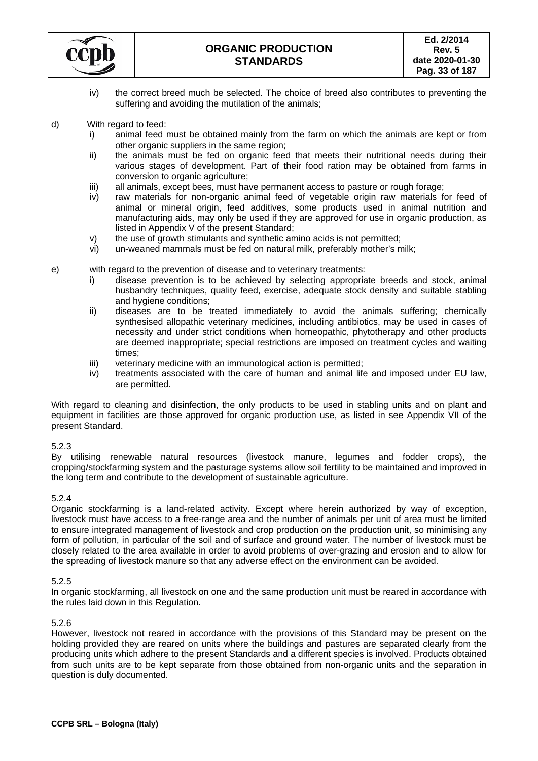iv) the correct breed much be selected. The choice of breed also contributes to preventing the suffering and avoiding the mutilation of the animals;

d) With regard to feed:

i) animal feed must be obtained mainly from the farm on which the animals are kept or from other organic suppliers in the same region;

ii) the animals must be fed on organic feed that meets their nutritional needs during their various stages of development. Part of their food ration may be obtained from farms in conversion to organic agriculture;

iii) all animals, except bees, must have permanent access to pasture or rough forage;

iv) raw materials for non-organic animal feed of vegetable origin raw materials for feed of animal or mineral origin, feed additives, some products used in animal nutrition and manufacturing aids, may only be used if they are approved for use in organic production, as listed in Appendix V of the present Standard;

v) the use of growth stimulants and synthetic amino acids is not permitted;

vi) un-weaned mammals must be fed on natural milk, preferably mother's milk;

e) with regard to the prevention of disease and to veterinary treatments:

i) disease prevention is to be achieved by selecting appropriate breeds and stock, animal husbandry techniques, quality feed, exercise, adequate stock density and suitable stabling and hygiene conditions;

ii) diseases are to be treated immediately to avoid the animals suffering; chemically synthesised allopathic veterinary medicines, including antibiotics, may be used in cases of necessity and under strict conditions when homeopathic, phytotherapy and other products are deemed inappropriate; special restrictions are imposed on treatment cycles and waiting times;

iii) veterinary medicine with an immunological action is permitted;

iv) treatments associated with the care of human and animal life and imposed under EU law, are permitted.

With regard to cleaning and disinfection, the only products to be used in stabling units and on plant and equipment in facilities are those approved for organic production use, as listed in see Appendix VII of the present Standard.

5.2.3

By utilising renewable natural resources (livestock manure, legumes and fodder crops), the cropping/stockfarming system and the pasturage systems allow soil fertility to be maintained and improved in the long term and contribute to the development of sustainable agriculture.

5.2.4

Organic stockfarming is a land-related activity. Except where herein authorized by way of exception, livestock must have access to a free-range area and the number of animals per unit of area must be limited to ensure integrated management of livestock and crop production on the production unit, so minimising any form of pollution, in particular of the soil and of surface and ground water. The number of livestock must be closely related to the area available in order to avoid problems of over-grazing and erosion and to allow for the spreading of livestock manure so that any adverse effect on the environment can be avoided.

5.2.5

In organic stockfarming, all livestock on one and the same production unit must be reared in accordance with the rules laid down in this Regulation.

5.2.6

However, livestock not reared in accordance with the provisions of this Standard may be present on the holding provided they are reared on units where the buildings and pastures are separated clearly from the producing units which adhere to the present Standards and a different species is involved. Products obtained from such units are to be kept separate from those obtained from non-organic units and the separation in question is duly documented.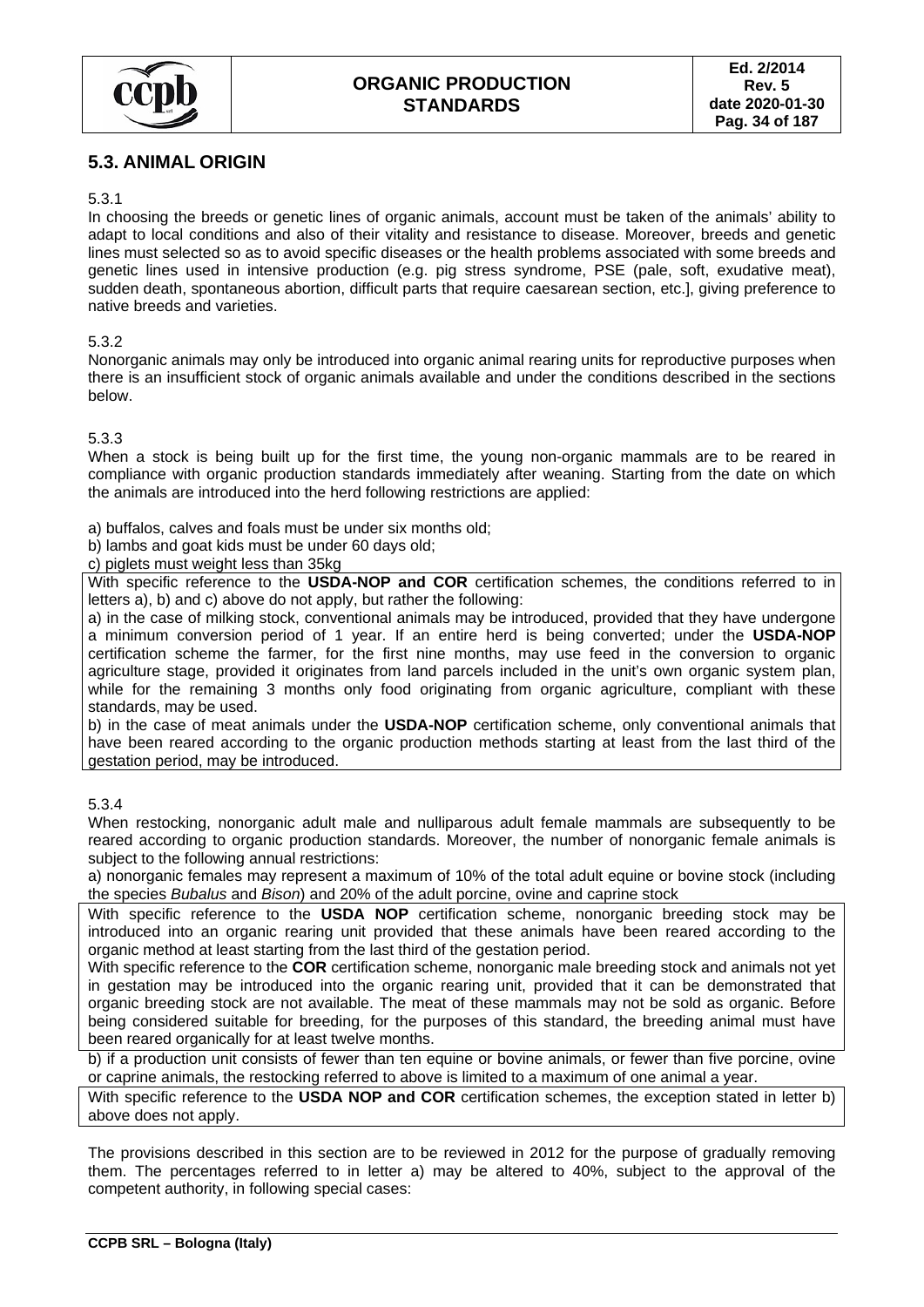## 5.3. ANIMAL ORIGIN

5.3.1

In choosing the breeds or genetic lines of organic animals, account must be taken of the animals' ability to adapt to local conditions and also of their vitality and resistance to disease. Moreover, breeds and genetic lines must selected so as to avoid specific diseases or the health problems associated with some breeds and genetic lines used in intensive production (e.g. pig stress syndrome, PSE (pale, soft, exudative meat), sudden death, spontaneous abortion, difficult parts that require caesarean section, etc.], giving preference to native breeds and varieties.

5.3.2

Nonorganic animals may only be introduced into organic animal rearing units for reproductive purposes when there is an insufficient stock of organic animals available and under the conditions described in the sections below.

5.3.3

When a stock is being built up for the first time, the young non-organic mammals are to be reared in compliance with organic production standards immediately after weaning. Starting from the date on which the animals are introduced into the herd following restrictions are applied:

a) buffalos, calves and foals must be under six months old;

b) lambs and goat kids must be under 60 days old;

c) piglets must weight less than 35kg

With specific reference to the **USDA-NOP and COR** certification schemes, the conditions referred to in letters a), b) and c) above do not apply, but rather the following:

a) in the case of milking stock, conventional animals may be introduced, provided that they have undergone a minimum conversion period of 1 year. If an entire herd is being converted; under the **USDA-NOP** certification scheme the farmer, for the first nine months, may use feed in the conversion to organic agriculture stage, provided it originates from land parcels included in the unit's own organic system plan, while for the remaining 3 months only food originating from organic agriculture, compliant with these standards, may be used.

b) in the case of meat animals under the **USDA-NOP** certification scheme, only conventional animals that have been reared according to the organic production methods starting at least from the last third of the gestation period, may be introduced.

5.3.4

When restocking, nonorganic adult male and nulliparous adult female mammals are subsequently to be reared according to organic production standards. Moreover, the number of nonorganic female animals is subject to the following annual restrictions:

a) nonorganic females may represent a maximum of 10% of the total adult equine or bovine stock (including the species *Bubalus* and *Bison*) and 20% of the adult porcine, ovine and caprine stock

With specific reference to the **USDA NOP** certification scheme, nonorganic breeding stock may be introduced into an organic rearing unit provided that these animals have been reared according to the organic method at least starting from the last third of the gestation period.

With specific reference to the **COR** certification scheme, nonorganic male breeding stock and animals not yet in gestation may be introduced into the organic rearing unit, provided that it can be demonstrated that organic breeding stock are not available. The meat of these mammals may not be sold as organic. Before being considered suitable for breeding, for the purposes of this standard, the breeding animal must have been reared organically for at least twelve months.

b) if a production unit consists of fewer than ten equine or bovine animals, or fewer than five porcine, ovine or caprine animals, the restocking referred to above is limited to a maximum of one animal a year.

With specific reference to the **USDA NOP and COR** certification schemes, the exception stated in letter b) above does not apply.

The provisions described in this section are to be reviewed in 2012 for the purpose of gradually removing them. The percentages referred to in letter a) may be altered to 40%, subject to the approval of the competent authority, in following special cases: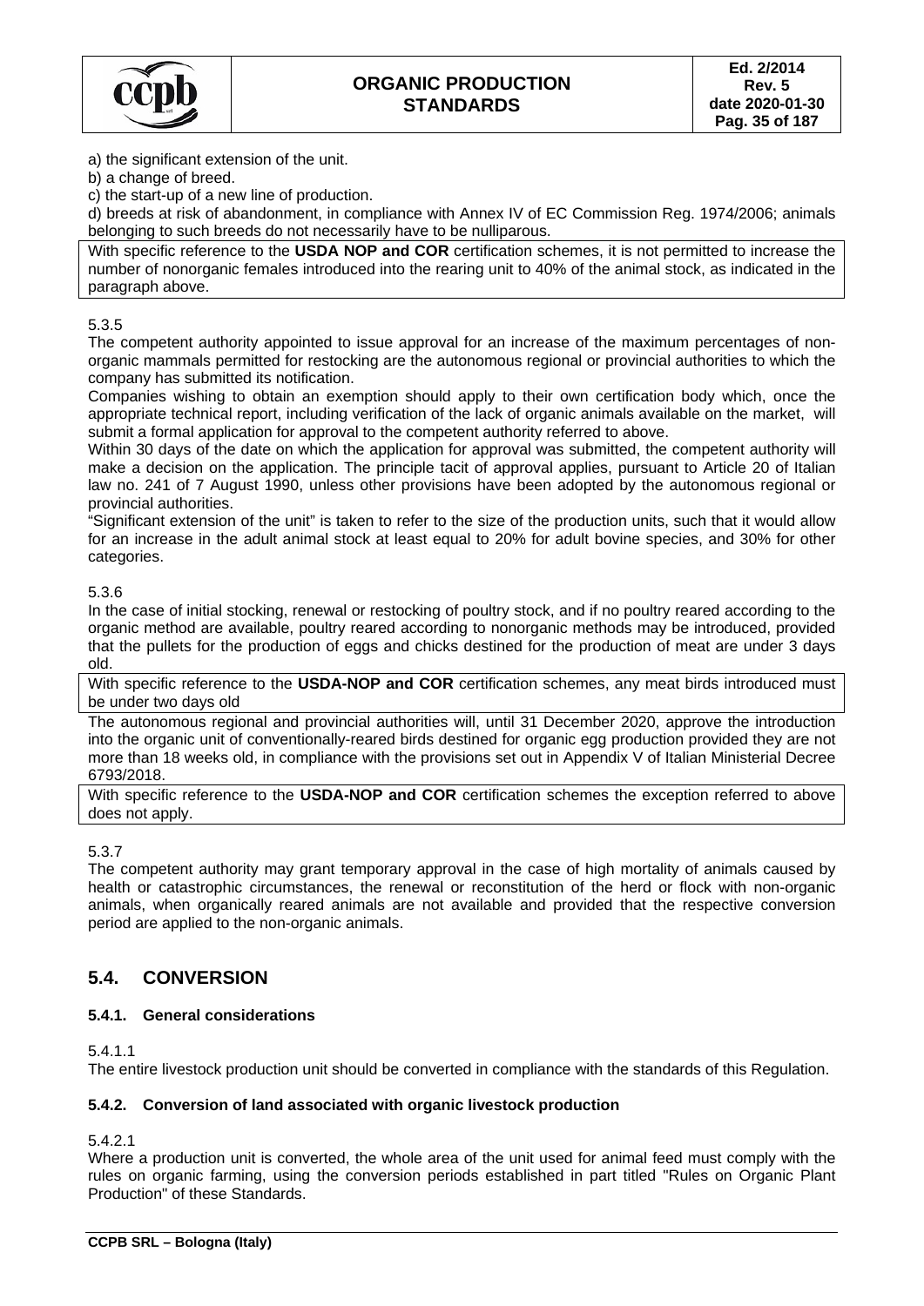a) the significant extension of the unit.

b) a change of breed.

c) the start-up of a new line of production.

d) breeds at risk of abandonment, in compliance with Annex IV of EC Commission Reg. 1974/2006; animals belonging to such breeds do not necessarily have to be nulliparous.

With specific reference to the **USDA NOP and COR** certification schemes, it is not permitted to increase the number of nonorganic females introduced into the rearing unit to 40% of the animal stock, as indicated in the paragraph above.

5.3.5

The competent authority appointed to issue approval for an increase of the maximum percentages of non-organic mammals permitted for restocking are the autonomous regional or provincial authorities to which the company has submitted its notification.

Companies wishing to obtain an exemption should apply to their own certification body which, once the appropriate technical report, including verification of the lack of organic animals available on the market, will submit a formal application for approval to the competent authority referred to above.

Within 30 days of the date on which the application for approval was submitted, the competent authority will make a decision on the application. The principle tacit of approval applies, pursuant to Article 20 of Italian law no. 241 of 7 August 1990, unless other provisions have been adopted by the autonomous regional or provincial authorities.

"Significant extension of the unit" is taken to refer to the size of the production units, such that it would allow for an increase in the adult animal stock at least equal to 20% for adult bovine species, and 30% for other categories.

5.3.6

In the case of initial stocking, renewal or restocking of poultry stock, and if no poultry reared according to the organic method are available, poultry reared according to nonorganic methods may be introduced, provided that the pullets for the production of eggs and chicks destined for the production of meat are under 3 days old.

With specific reference to the **USDA-NOP and COR** certification schemes, any meat birds introduced must be under two days old

The autonomous regional and provincial authorities will, until 31 December 2020, approve the introduction into the organic unit of conventionally-reared birds destined for organic egg production provided they are not more than 18 weeks old, in compliance with the provisions set out in Appendix V of Italian Ministerial Decree 6793/2018.

With specific reference to the **USDA-NOP and COR** certification schemes the exception referred to above does not apply.

5.3.7

The competent authority may grant temporary approval in the case of high mortality of animals caused by health or catastrophic circumstances, the renewal or reconstitution of the herd or flock with non-organic animals, when organically reared animals are not available and provided that the respective conversion period are applied to the non-organic animals.

## 5.4. CONVERSION

### 5.4.1. General considerations

5.4.1.1

The entire livestock production unit should be converted in compliance with the standards of this Regulation.

### 5.4.2. Conversion of land associated with organic livestock production

5.4.2.1

Where a production unit is converted, the whole area of the unit used for animal feed must comply with the rules on organic farming, using the conversion periods established in part titled "Rules on Organic Plant Production" of these Standards.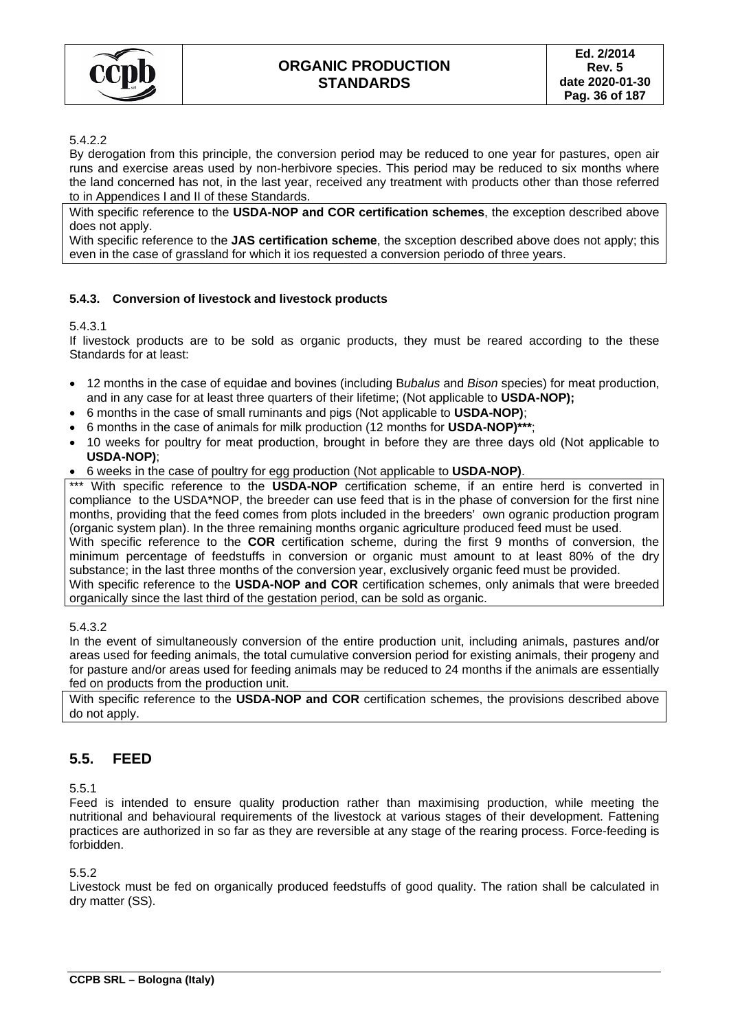5.4.2.2

By derogation from this principle, the conversion period may be reduced to one year for pastures, open air runs and exercise areas used by non-herbivore species. This period may be reduced to six months where the land concerned has not, in the last year, received any treatment with products other than those referred to in Appendices I and II of these Standards.

With specific reference to the **USDA-NOP and COR certification schemes**, the exception described above does not apply.
With specific reference to the **JAS certification scheme**, the sxception described above does not apply; this even in the case of grassland for which it ios requested a conversion periodo of three years.

### 5.4.3. Conversion of livestock and livestock products

5.4.3.1

If livestock products are to be sold as organic products, they must be reared according to the these Standards for at least:

- 12 months in the case of equidae and bovines (including B*ubalus* and *Bison* species) for meat production, and in any case for at least three quarters of their lifetime; (Not applicable to **USDA-NOP);**
- 6 months in the case of small ruminants and pigs (Not applicable to **USDA-NOP)**;
- 6 months in the case of animals for milk production (12 months for **USDA-NOP)*****;
- 10 weeks for poultry for meat production, brought in before they are three days old (Not applicable to **USDA-NOP)**;
- 6 weeks in the case of poultry for egg production (Not applicable to **USDA-NOP)**.

*** With specific reference to the **USDA-NOP** certification scheme, if an entire herd is converted in compliance to the USDA*NOP, the breeder can use feed that is in the phase of conversion for the first nine months, providing that the feed comes from plots included in the breeders' own ogranic production program (organic system plan). In the three remaining months organic agriculture produced feed must be used.
With specific reference to the **COR** certification scheme, during the first 9 months of conversion, the minimum percentage of feedstuffs in conversion or organic must amount to at least 80% of the dry substance; in the last three months of the conversion year, exclusively organic feed must be provided.
With specific reference to the **USDA-NOP and COR** certification schemes, only animals that were breeded organically since the last third of the gestation period, can be sold as organic.

5.4.3.2

In the event of simultaneously conversion of the entire production unit, including animals, pastures and/or areas used for feeding animals, the total cumulative conversion period for existing animals, their progeny and for pasture and/or areas used for feeding animals may be reduced to 24 months if the animals are essentially fed on products from the production unit.

With specific reference to the **USDA-NOP and COR** certification schemes, the provisions described above do not apply.

## 5.5. FEED

5.5.1

Feed is intended to ensure quality production rather than maximising production, while meeting the nutritional and behavioural requirements of the livestock at various stages of their development. Fattening practices are authorized in so far as they are reversible at any stage of the rearing process. Force-feeding is forbidden.

5.5.2

Livestock must be fed on organically produced feedstuffs of good quality. The ration shall be calculated in dry matter (SS).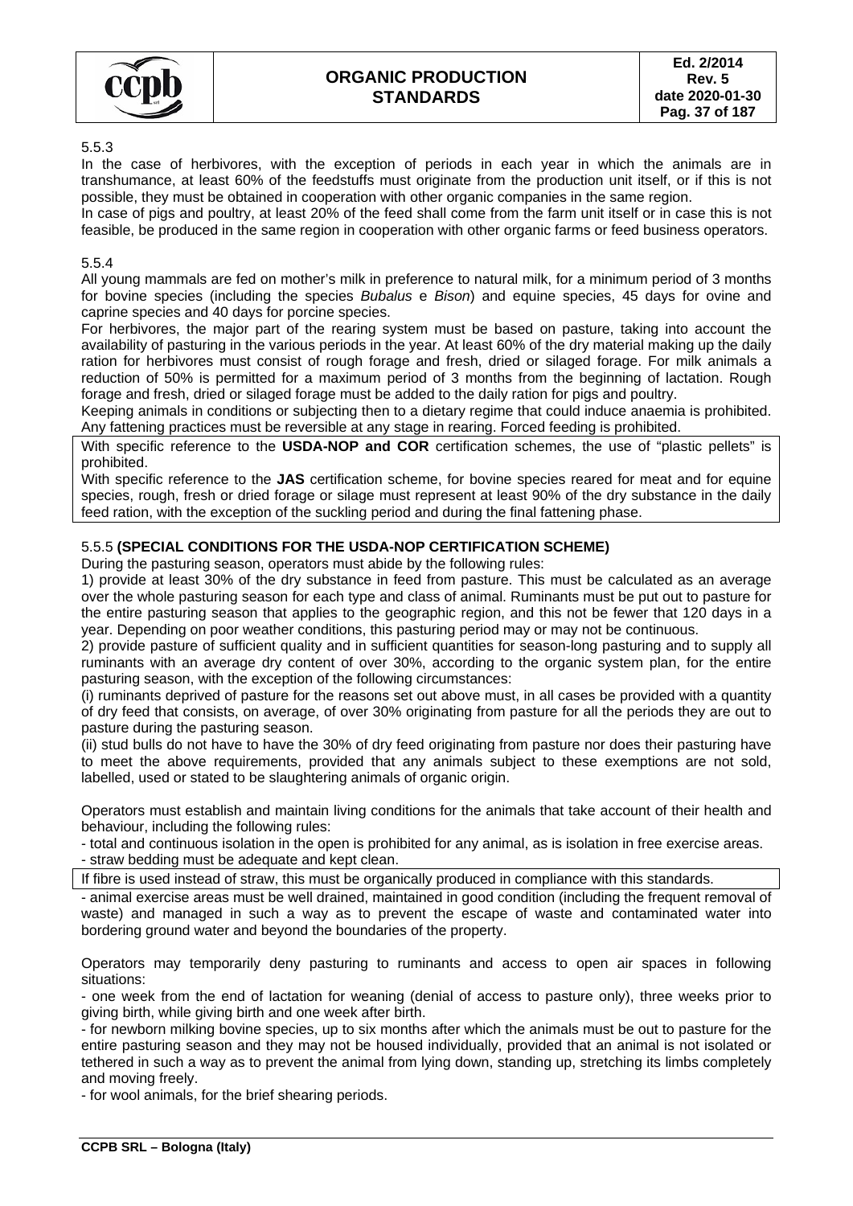5.5.3

In the case of herbivores, with the exception of periods in each year in which the animals are in transhumance, at least 60% of the feedstuffs must originate from the production unit itself, or if this is not possible, they must be obtained in cooperation with other organic companies in the same region.

In case of pigs and poultry, at least 20% of the feed shall come from the farm unit itself or in case this is not feasible, be produced in the same region in cooperation with other organic farms or feed business operators.

5.5.4

All young mammals are fed on mother's milk in preference to natural milk, for a minimum period of 3 months for bovine species (including the species *Bubalus* e *Bison*) and equine species, 45 days for ovine and caprine species and 40 days for porcine species.

For herbivores, the major part of the rearing system must be based on pasture, taking into account the availability of pasturing in the various periods in the year. At least 60% of the dry material making up the daily ration for herbivores must consist of rough forage and fresh, dried or silaged forage. For milk animals a reduction of 50% is permitted for a maximum period of 3 months from the beginning of lactation. Rough forage and fresh, dried or silaged forage must be added to the daily ration for pigs and poultry.

Keeping animals in conditions or subjecting then to a dietary regime that could induce anaemia is prohibited. Any fattening practices must be reversible at any stage in rearing. Forced feeding is prohibited.

With specific reference to the **USDA-NOP and COR** certification schemes, the use of "plastic pellets" is prohibited.

With specific reference to the **JAS** certification scheme, for bovine species reared for meat and for equine species, rough, fresh or dried forage or silage must represent at least 90% of the dry substance in the daily feed ration, with the exception of the suckling period and during the final fattening phase.

5.5.5 **(SPECIAL CONDITIONS FOR THE USDA-NOP CERTIFICATION SCHEME)**

During the pasturing season, operators must abide by the following rules:

1) provide at least 30% of the dry substance in feed from pasture. This must be calculated as an average over the whole pasturing season for each type and class of animal. Ruminants must be put out to pasture for the entire pasturing season that applies to the geographic region, and this not be fewer that 120 days in a year. Depending on poor weather conditions, this pasturing period may or may not be continuous.

2) provide pasture of sufficient quality and in sufficient quantities for season-long pasturing and to supply all ruminants with an average dry content of over 30%, according to the organic system plan, for the entire pasturing season, with the exception of the following circumstances:

(i) ruminants deprived of pasture for the reasons set out above must, in all cases be provided with a quantity of dry feed that consists, on average, of over 30% originating from pasture for all the periods they are out to pasture during the pasturing season.

(ii) stud bulls do not have to have the 30% of dry feed originating from pasture nor does their pasturing have to meet the above requirements, provided that any animals subject to these exemptions are not sold, labelled, used or stated to be slaughtering animals of organic origin.

Operators must establish and maintain living conditions for the animals that take account of their health and behaviour, including the following rules:

- total and continuous isolation in the open is prohibited for any animal, as is isolation in free exercise areas.
- straw bedding must be adequate and kept clean.

If fibre is used instead of straw, this must be organically produced in compliance with this standards.

- animal exercise areas must be well drained, maintained in good condition (including the frequent removal of waste) and managed in such a way as to prevent the escape of waste and contaminated water into bordering ground water and beyond the boundaries of the property.

Operators may temporarily deny pasturing to ruminants and access to open air spaces in following situations:

- one week from the end of lactation for weaning (denial of access to pasture only), three weeks prior to giving birth, while giving birth and one week after birth.
- for newborn milking bovine species, up to six months after which the animals must be out to pasture for the entire pasturing season and they may not be housed individually, provided that an animal is not isolated or tethered in such a way as to prevent the animal from lying down, standing up, stretching its limbs completely and moving freely.
- for wool animals, for the brief shearing periods.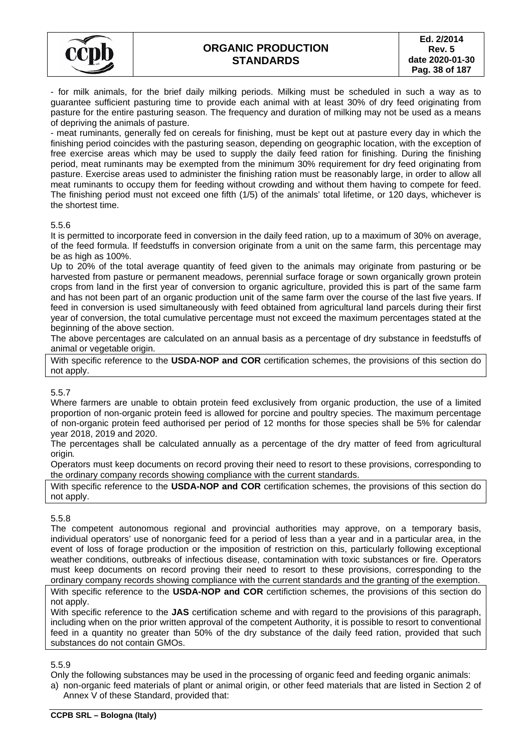- for milk animals, for the brief daily milking periods. Milking must be scheduled in such a way as to guarantee sufficient pasturing time to provide each animal with at least 30% of dry feed originating from pasture for the entire pasturing season. The frequency and duration of milking may not be used as a means of depriving the animals of pasture.

- meat ruminants, generally fed on cereals for finishing, must be kept out at pasture every day in which the finishing period coincides with the pasturing season, depending on geographic location, with the exception of free exercise areas which may be used to supply the daily feed ration for finishing. During the finishing period, meat ruminants may be exempted from the minimum 30% requirement for dry feed originating from pasture. Exercise areas used to administer the finishing ration must be reasonably large, in order to allow all meat ruminants to occupy them for feeding without crowding and without them having to compete for feed. The finishing period must not exceed one fifth (1/5) of the animals' total lifetime, or 120 days, whichever is the shortest time.

5.5.6

It is permitted to incorporate feed in conversion in the daily feed ration, up to a maximum of 30% on average, of the feed formula. If feedstuffs in conversion originate from a unit on the same farm, this percentage may be as high as 100%.

Up to 20% of the total average quantity of feed given to the animals may originate from pasturing or be harvested from pasture or permanent meadows, perennial surface forage or sown organically grown protein crops from land in the first year of conversion to organic agriculture, provided this is part of the same farm and has not been part of an organic production unit of the same farm over the course of the last five years. If feed in conversion is used simultaneously with feed obtained from agricultural land parcels during their first year of conversion, the total cumulative percentage must not exceed the maximum percentages stated at the beginning of the above section.

The above percentages are calculated on an annual basis as a percentage of dry substance in feedstuffs of animal or vegetable origin.

With specific reference to the **USDA-NOP and COR** certification schemes, the provisions of this section do not apply.

5.5.7

Where farmers are unable to obtain protein feed exclusively from organic production, the use of a limited proportion of non-organic protein feed is allowed for porcine and poultry species. The maximum percentage of non-organic protein feed authorised per period of 12 months for those species shall be 5% for calendar year 2018, 2019 and 2020.

The percentages shall be calculated annually as a percentage of the dry matter of feed from agricultural origin*.*

Operators must keep documents on record proving their need to resort to these provisions, corresponding to the ordinary company records showing compliance with the current standards.

With specific reference to the **USDA-NOP and COR** certification schemes, the provisions of this section do not apply.

5.5.8

The competent autonomous regional and provincial authorities may approve, on a temporary basis, individual operators' use of nonorganic feed for a period of less than a year and in a particular area, in the event of loss of forage production or the imposition of restriction on this, particularly following exceptional weather conditions, outbreaks of infectious disease, contamination with toxic substances or fire. Operators must keep documents on record proving their need to resort to these provisions, corresponding to the ordinary company records showing compliance with the current standards and the granting of the exemption.

With specific reference to the **USDA-NOP and COR** certifiction schemes, the provisions of this section do not apply.

With specific reference to the **JAS** certification scheme and with regard to the provisions of this paragraph, including when on the prior written approval of the competent Authority, it is possible to resort to conventional feed in a quantity no greater than 50% of the dry substance of the daily feed ration, provided that such substances do not contain GMOs.

5.5.9

Only the following substances may be used in the processing of organic feed and feeding organic animals:

a) non-organic feed materials of plant or animal origin, or other feed materials that are listed in Section 2 of Annex V of these Standard, provided that: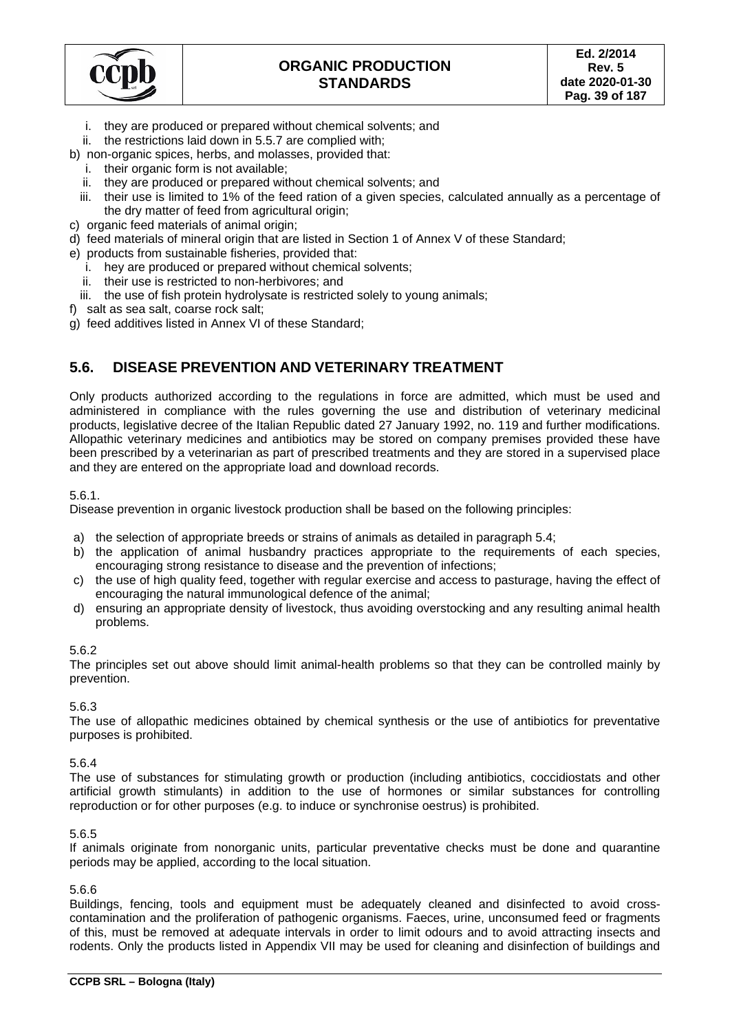i. they are produced or prepared without chemical solvents; and
   ii. the restrictions laid down in 5.5.7 are complied with;

b) non-organic spices, herbs, and molasses, provided that:
   i. their organic form is not available;
   ii. they are produced or prepared without chemical solvents; and
   iii. their use is limited to 1% of the feed ration of a given species, calculated annually as a percentage of the dry matter of feed from agricultural origin;

c) organic feed materials of animal origin;

d) feed materials of mineral origin that are listed in Section 1 of Annex V of these Standard;

e) products from sustainable fisheries, provided that:
   i. hey are produced or prepared without chemical solvents;
   ii. their use is restricted to non-herbivores; and
   iii. the use of fish protein hydrolysate is restricted solely to young animals;

f) salt as sea salt, coarse rock salt;

g) feed additives listed in Annex VI of these Standard;

## 5.6. DISEASE PREVENTION AND VETERINARY TREATMENT

Only products authorized according to the regulations in force are admitted, which must be used and administered in compliance with the rules governing the use and distribution of veterinary medicinal products, legislative decree of the Italian Republic dated 27 January 1992, no. 119 and further modifications. Allopathic veterinary medicines and antibiotics may be stored on company premises provided these have been prescribed by a veterinarian as part of prescribed treatments and they are stored in a supervised place and they are entered on the appropriate load and download records.

5.6.1.

Disease prevention in organic livestock production shall be based on the following principles:

a) the selection of appropriate breeds or strains of animals as detailed in paragraph 5.4;
b) the application of animal husbandry practices appropriate to the requirements of each species, encouraging strong resistance to disease and the prevention of infections;
c) the use of high quality feed, together with regular exercise and access to pasturage, having the effect of encouraging the natural immunological defence of the animal;
d) ensuring an appropriate density of livestock, thus avoiding overstocking and any resulting animal health problems.

5.6.2

The principles set out above should limit animal-health problems so that they can be controlled mainly by prevention.

5.6.3

The use of allopathic medicines obtained by chemical synthesis or the use of antibiotics for preventative purposes is prohibited.

5.6.4

The use of substances for stimulating growth or production (including antibiotics, coccidiostats and other artificial growth stimulants) in addition to the use of hormones or similar substances for controlling reproduction or for other purposes (e.g. to induce or synchronise oestrus) is prohibited.

5.6.5

If animals originate from nonorganic units, particular preventative checks must be done and quarantine periods may be applied, according to the local situation.

5.6.6

Buildings, fencing, tools and equipment must be adequately cleaned and disinfected to avoid cross-contamination and the proliferation of pathogenic organisms. Faeces, urine, unconsumed feed or fragments of this, must be removed at adequate intervals in order to limit odours and to avoid attracting insects and rodents. Only the products listed in Appendix VII may be used for cleaning and disinfection of buildings and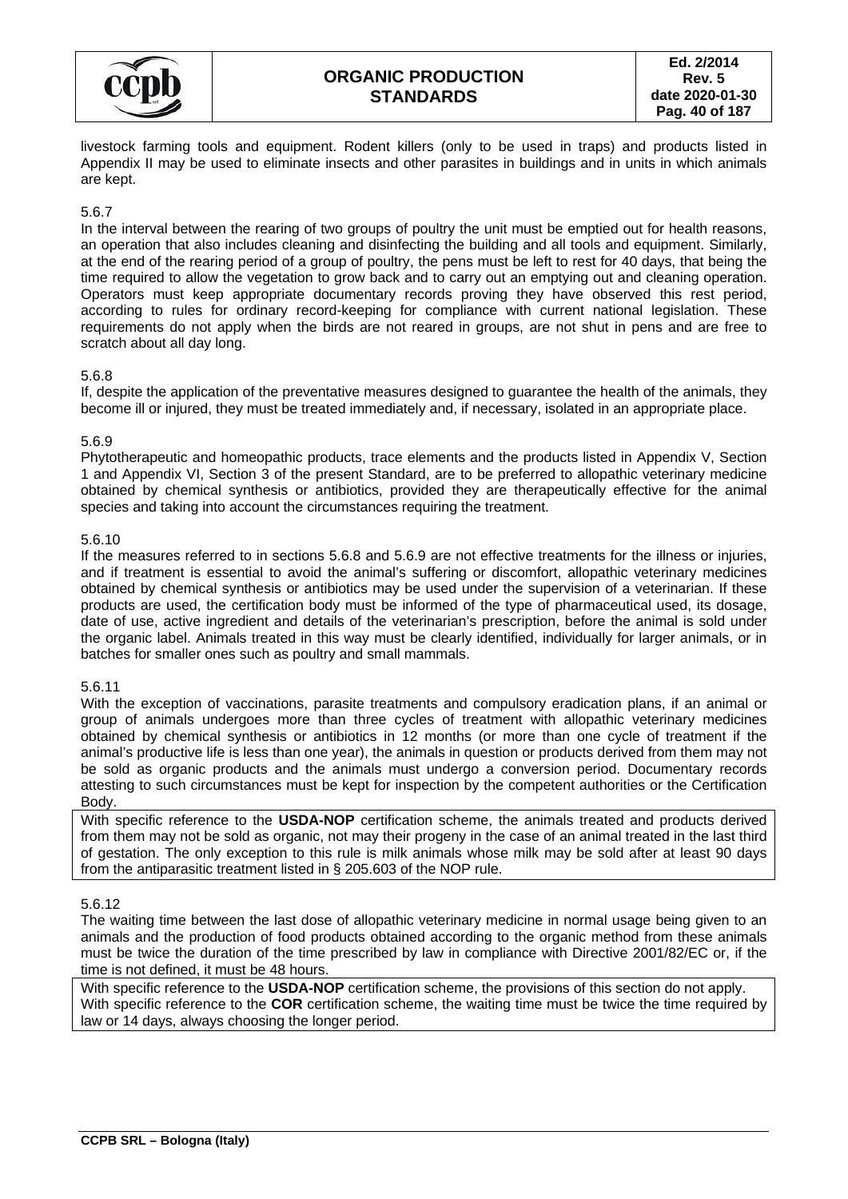livestock farming tools and equipment. Rodent killers (only to be used in traps) and products listed in Appendix II may be used to eliminate insects and other parasites in buildings and in units in which animals are kept.

5.6.7

In the interval between the rearing of two groups of poultry the unit must be emptied out for health reasons, an operation that also includes cleaning and disinfecting the building and all tools and equipment. Similarly, at the end of the rearing period of a group of poultry, the pens must be left to rest for 40 days, that being the time required to allow the vegetation to grow back and to carry out an emptying out and cleaning operation. Operators must keep appropriate documentary records proving they have observed this rest period, according to rules for ordinary record-keeping for compliance with current national legislation. These requirements do not apply when the birds are not reared in groups, are not shut in pens and are free to scratch about all day long.

5.6.8

If, despite the application of the preventative measures designed to guarantee the health of the animals, they become ill or injured, they must be treated immediately and, if necessary, isolated in an appropriate place.

5.6.9

Phytotherapeutic and homeopathic products, trace elements and the products listed in Appendix V, Section 1 and Appendix VI, Section 3 of the present Standard, are to be preferred to allopathic veterinary medicine obtained by chemical synthesis or antibiotics, provided they are therapeutically effective for the animal species and taking into account the circumstances requiring the treatment.

5.6.10

If the measures referred to in sections 5.6.8 and 5.6.9 are not effective treatments for the illness or injuries, and if treatment is essential to avoid the animal's suffering or discomfort, allopathic veterinary medicines obtained by chemical synthesis or antibiotics may be used under the supervision of a veterinarian. If these products are used, the certification body must be informed of the type of pharmaceutical used, its dosage, date of use, active ingredient and details of the veterinarian's prescription, before the animal is sold under the organic label. Animals treated in this way must be clearly identified, individually for larger animals, or in batches for smaller ones such as poultry and small mammals.

5.6.11

With the exception of vaccinations, parasite treatments and compulsory eradication plans, if an animal or group of animals undergoes more than three cycles of treatment with allopathic veterinary medicines obtained by chemical synthesis or antibiotics in 12 months (or more than one cycle of treatment if the animal's productive life is less than one year), the animals in question or products derived from them may not be sold as organic products and the animals must undergo a conversion period. Documentary records attesting to such circumstances must be kept for inspection by the competent authorities or the Certification Body.

With specific reference to the **USDA-NOP** certification scheme, the animals treated and products derived from them may not be sold as organic, not may their progeny in the case of an animal treated in the last third of gestation. The only exception to this rule is milk animals whose milk may be sold after at least 90 days from the antiparasitic treatment listed in § 205.603 of the NOP rule.

5.6.12

The waiting time between the last dose of allopathic veterinary medicine in normal usage being given to an animals and the production of food products obtained according to the organic method from these animals must be twice the duration of the time prescribed by law in compliance with Directive 2001/82/EC or, if the time is not defined, it must be 48 hours.

With specific reference to the **USDA-NOP** certification scheme, the provisions of this section do not apply.
With specific reference to the **COR** certification scheme, the waiting time must be twice the time required by law or 14 days, always choosing the longer period.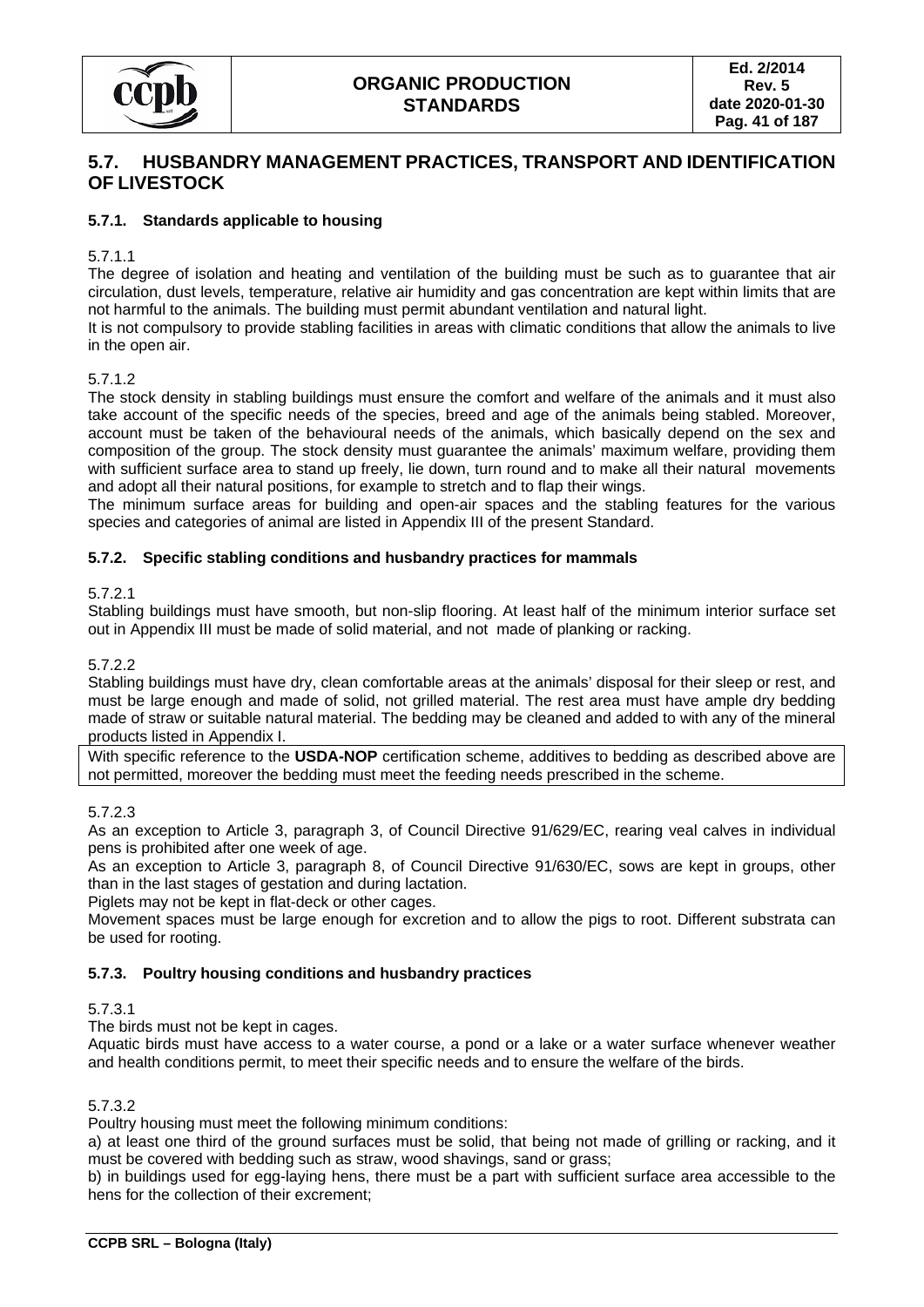## 5.7. HUSBANDRY MANAGEMENT PRACTICES, TRANSPORT AND IDENTIFICATION OF LIVESTOCK

### 5.7.1. Standards applicable to housing

5.7.1.1

The degree of isolation and heating and ventilation of the building must be such as to guarantee that air circulation, dust levels, temperature, relative air humidity and gas concentration are kept within limits that are not harmful to the animals. The building must permit abundant ventilation and natural light.

It is not compulsory to provide stabling facilities in areas with climatic conditions that allow the animals to live in the open air.

5.7.1.2

The stock density in stabling buildings must ensure the comfort and welfare of the animals and it must also take account of the specific needs of the species, breed and age of the animals being stabled. Moreover, account must be taken of the behavioural needs of the animals, which basically depend on the sex and composition of the group. The stock density must guarantee the animals' maximum welfare, providing them with sufficient surface area to stand up freely, lie down, turn round and to make all their natural movements and adopt all their natural positions, for example to stretch and to flap their wings.

The minimum surface areas for building and open-air spaces and the stabling features for the various species and categories of animal are listed in Appendix III of the present Standard.

### 5.7.2. Specific stabling conditions and husbandry practices for mammals

5.7.2.1

Stabling buildings must have smooth, but non-slip flooring. At least half of the minimum interior surface set out in Appendix III must be made of solid material, and not made of planking or racking.

5.7.2.2

Stabling buildings must have dry, clean comfortable areas at the animals' disposal for their sleep or rest, and must be large enough and made of solid, not grilled material. The rest area must have ample dry bedding made of straw or suitable natural material. The bedding may be cleaned and added to with any of the mineral products listed in Appendix I.

With specific reference to the **USDA-NOP** certification scheme, additives to bedding as described above are not permitted, moreover the bedding must meet the feeding needs prescribed in the scheme.

5.7.2.3

As an exception to Article 3, paragraph 3, of Council Directive 91/629/EC, rearing veal calves in individual pens is prohibited after one week of age.

As an exception to Article 3, paragraph 8, of Council Directive 91/630/EC, sows are kept in groups, other than in the last stages of gestation and during lactation.

Piglets may not be kept in flat-deck or other cages.

Movement spaces must be large enough for excretion and to allow the pigs to root. Different substrata can be used for rooting.

### 5.7.3. Poultry housing conditions and husbandry practices

5.7.3.1

The birds must not be kept in cages.

Aquatic birds must have access to a water course, a pond or a lake or a water surface whenever weather and health conditions permit, to meet their specific needs and to ensure the welfare of the birds.

5.7.3.2

Poultry housing must meet the following minimum conditions:

a) at least one third of the ground surfaces must be solid, that being not made of grilling or racking, and it must be covered with bedding such as straw, wood shavings, sand or grass;

b) in buildings used for egg-laying hens, there must be a part with sufficient surface area accessible to the hens for the collection of their excrement;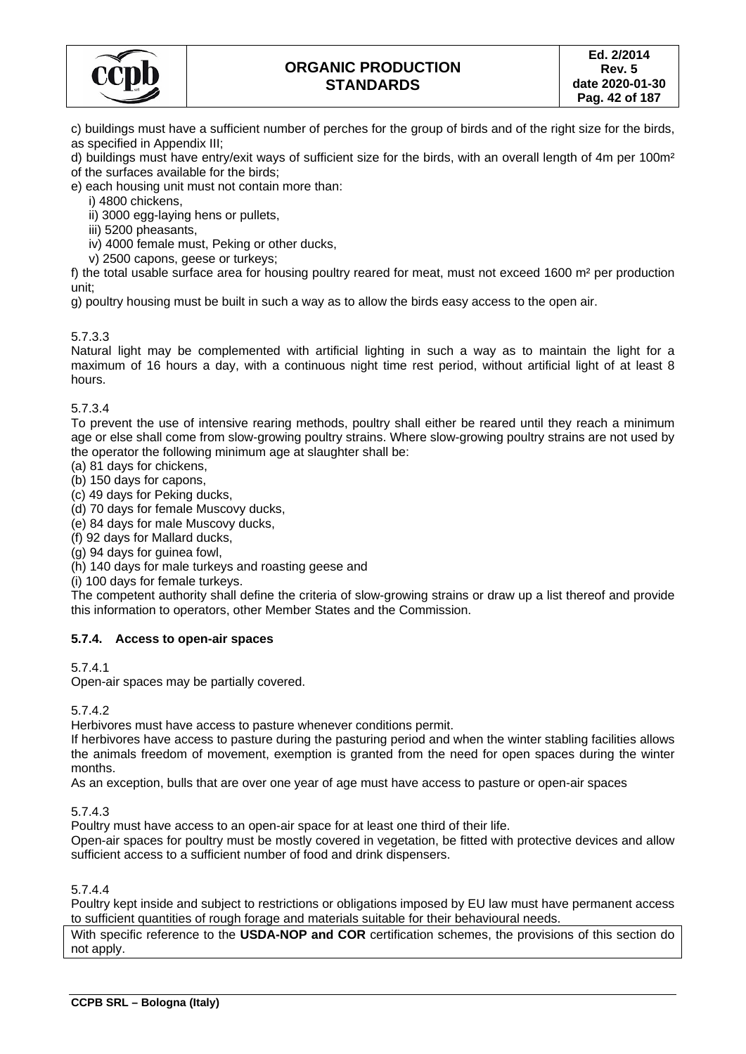c) buildings must have a sufficient number of perches for the group of birds and of the right size for the birds, as specified in Appendix III;

d) buildings must have entry/exit ways of sufficient size for the birds, with an overall length of 4m per 100m² of the surfaces available for the birds;

e) each housing unit must not contain more than:

   i) 4800 chickens,
   ii) 3000 egg-laying hens or pullets,
   iii) 5200 pheasants,
   iv) 4000 female must, Peking or other ducks,
   v) 2500 capons, geese or turkeys;

f) the total usable surface area for housing poultry reared for meat, must not exceed 1600 m² per production unit;

g) poultry housing must be built in such a way as to allow the birds easy access to the open air.

5.7.3.3

Natural light may be complemented with artificial lighting in such a way as to maintain the light for a maximum of 16 hours a day, with a continuous night time rest period, without artificial light of at least 8 hours.

5.7.3.4

To prevent the use of intensive rearing methods, poultry shall either be reared until they reach a minimum age or else shall come from slow-growing poultry strains. Where slow-growing poultry strains are not used by the operator the following minimum age at slaughter shall be:

(a) 81 days for chickens,
(b) 150 days for capons,
(c) 49 days for Peking ducks,
(d) 70 days for female Muscovy ducks,
(e) 84 days for male Muscovy ducks,
(f) 92 days for Mallard ducks,
(g) 94 days for guinea fowl,
(h) 140 days for male turkeys and roasting geese and
(i) 100 days for female turkeys.

The competent authority shall define the criteria of slow-growing strains or draw up a list thereof and provide this information to operators, other Member States and the Commission.

### 5.7.4. Access to open-air spaces

5.7.4.1

Open-air spaces may be partially covered.

5.7.4.2

Herbivores must have access to pasture whenever conditions permit.

If herbivores have access to pasture during the pasturing period and when the winter stabling facilities allows the animals freedom of movement, exemption is granted from the need for open spaces during the winter months.

As an exception, bulls that are over one year of age must have access to pasture or open-air spaces

5.7.4.3

Poultry must have access to an open-air space for at least one third of their life.

Open-air spaces for poultry must be mostly covered in vegetation, be fitted with protective devices and allow sufficient access to a sufficient number of food and drink dispensers.

5.7.4.4

Poultry kept inside and subject to restrictions or obligations imposed by EU law must have permanent access to sufficient quantities of rough forage and materials suitable for their behavioural needs.

With specific reference to the **USDA-NOP and COR** certification schemes, the provisions of this section do not apply.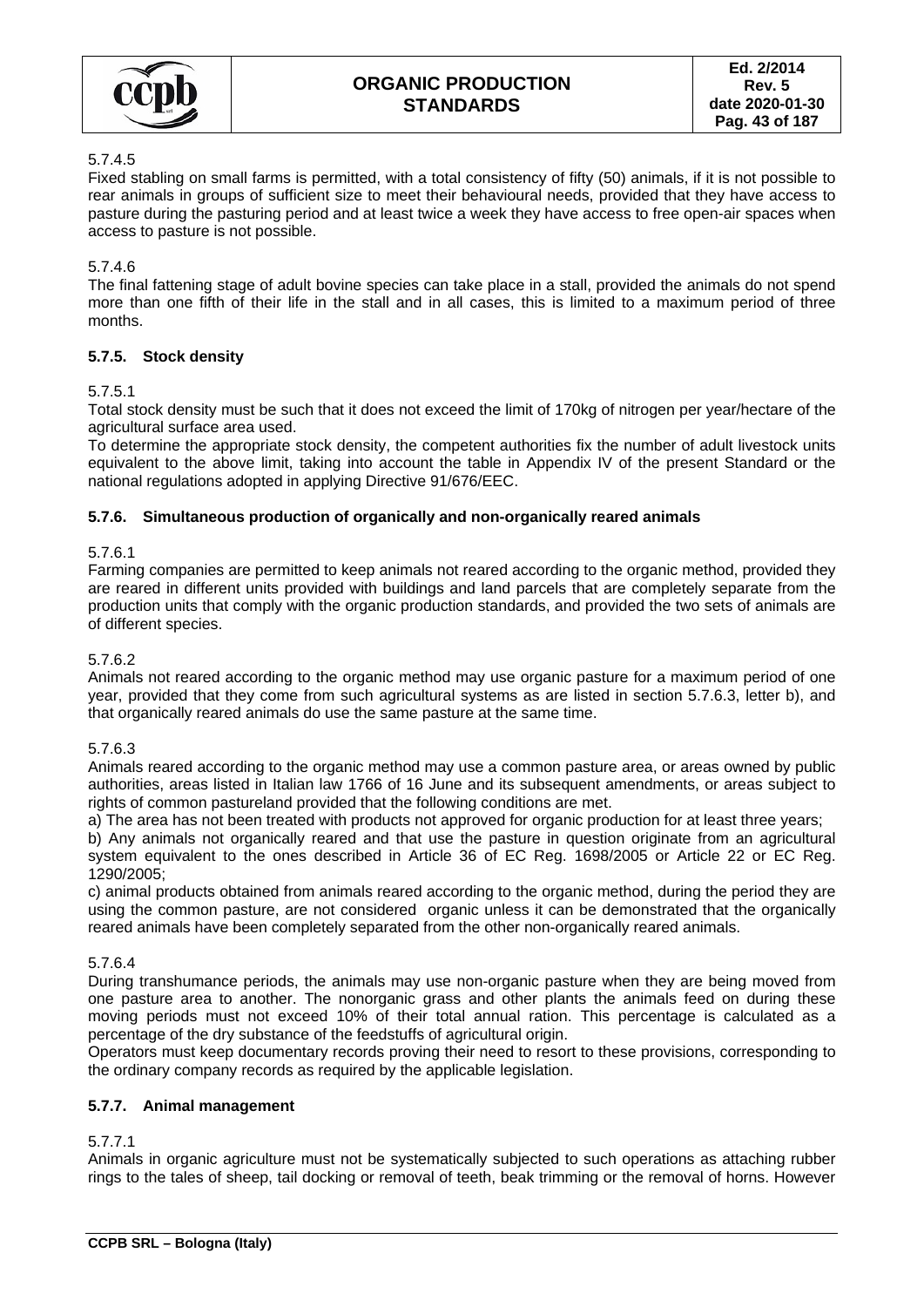5.7.4.5

Fixed stabling on small farms is permitted, with a total consistency of fifty (50) animals, if it is not possible to rear animals in groups of sufficient size to meet their behavioural needs, provided that they have access to pasture during the pasturing period and at least twice a week they have access to free open-air spaces when access to pasture is not possible.

5.7.4.6

The final fattening stage of adult bovine species can take place in a stall, provided the animals do not spend more than one fifth of their life in the stall and in all cases, this is limited to a maximum period of three months.

### 5.7.5. Stock density

5.7.5.1

Total stock density must be such that it does not exceed the limit of 170kg of nitrogen per year/hectare of the agricultural surface area used.

To determine the appropriate stock density, the competent authorities fix the number of adult livestock units equivalent to the above limit, taking into account the table in Appendix IV of the present Standard or the national regulations adopted in applying Directive 91/676/EEC.

### 5.7.6. Simultaneous production of organically and non-organically reared animals

5.7.6.1

Farming companies are permitted to keep animals not reared according to the organic method, provided they are reared in different units provided with buildings and land parcels that are completely separate from the production units that comply with the organic production standards, and provided the two sets of animals are of different species.

5.7.6.2

Animals not reared according to the organic method may use organic pasture for a maximum period of one year, provided that they come from such agricultural systems as are listed in section 5.7.6.3, letter b), and that organically reared animals do use the same pasture at the same time.

5.7.6.3

Animals reared according to the organic method may use a common pasture area, or areas owned by public authorities, areas listed in Italian law 1766 of 16 June and its subsequent amendments, or areas subject to rights of common pastureland provided that the following conditions are met.

a) The area has not been treated with products not approved for organic production for at least three years;

b) Any animals not organically reared and that use the pasture in question originate from an agricultural system equivalent to the ones described in Article 36 of EC Reg. 1698/2005 or Article 22 or EC Reg. 1290/2005;

c) animal products obtained from animals reared according to the organic method, during the period they are using the common pasture, are not considered organic unless it can be demonstrated that the organically reared animals have been completely separated from the other non-organically reared animals.

5.7.6.4

During transhumance periods, the animals may use non-organic pasture when they are being moved from one pasture area to another. The nonorganic grass and other plants the animals feed on during these moving periods must not exceed 10% of their total annual ration. This percentage is calculated as a percentage of the dry substance of the feedstuffs of agricultural origin.

Operators must keep documentary records proving their need to resort to these provisions, corresponding to the ordinary company records as required by the applicable legislation.

### 5.7.7. Animal management

5.7.7.1

Animals in organic agriculture must not be systematically subjected to such operations as attaching rubber rings to the tales of sheep, tail docking or removal of teeth, beak trimming or the removal of horns. However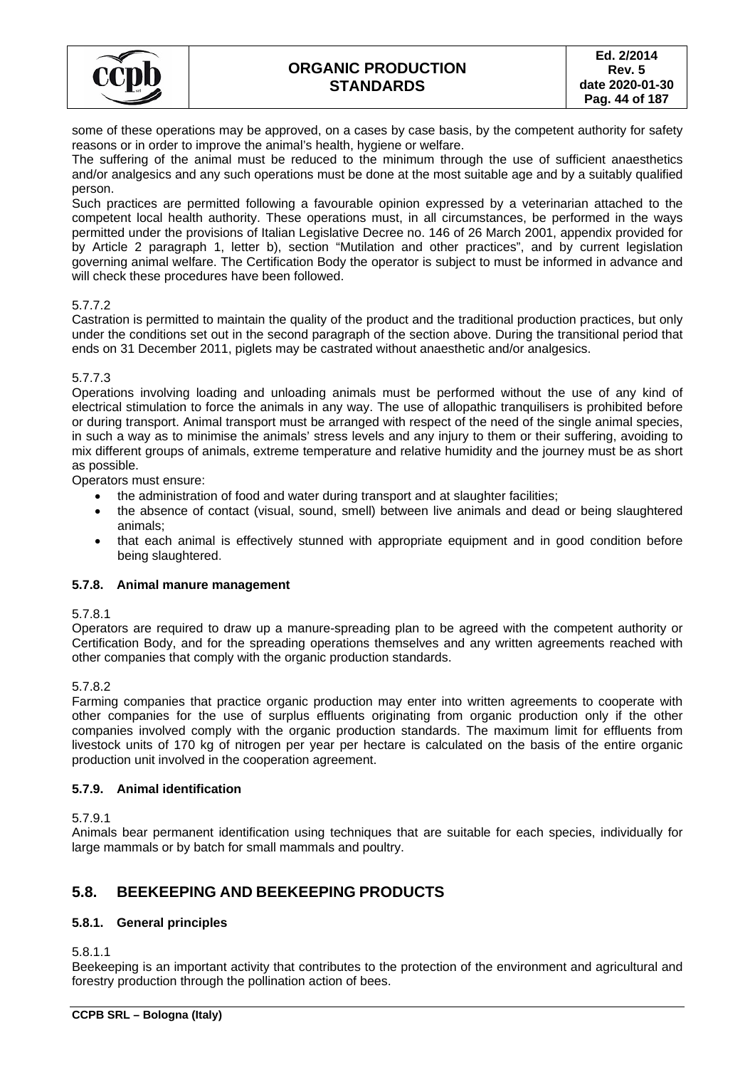some of these operations may be approved, on a cases by case basis, by the competent authority for safety reasons or in order to improve the animal's health, hygiene or welfare.

The suffering of the animal must be reduced to the minimum through the use of sufficient anaesthetics and/or analgesics and any such operations must be done at the most suitable age and by a suitably qualified person.

Such practices are permitted following a favourable opinion expressed by a veterinarian attached to the competent local health authority. These operations must, in all circumstances, be performed in the ways permitted under the provisions of Italian Legislative Decree no. 146 of 26 March 2001, appendix provided for by Article 2 paragraph 1, letter b), section "Mutilation and other practices", and by current legislation governing animal welfare. The Certification Body the operator is subject to must be informed in advance and will check these procedures have been followed.

5.7.7.2

Castration is permitted to maintain the quality of the product and the traditional production practices, but only under the conditions set out in the second paragraph of the section above. During the transitional period that ends on 31 December 2011, piglets may be castrated without anaesthetic and/or analgesics.

5.7.7.3

Operations involving loading and unloading animals must be performed without the use of any kind of electrical stimulation to force the animals in any way. The use of allopathic tranquilisers is prohibited before or during transport. Animal transport must be arranged with respect of the need of the single animal species, in such a way as to minimise the animals' stress levels and any injury to them or their suffering, avoiding to mix different groups of animals, extreme temperature and relative humidity and the journey must be as short as possible.

Operators must ensure:

- the administration of food and water during transport and at slaughter facilities;
- the absence of contact (visual, sound, smell) between live animals and dead or being slaughtered animals;
- that each animal is effectively stunned with appropriate equipment and in good condition before being slaughtered.

### 5.7.8. Animal manure management

5.7.8.1

Operators are required to draw up a manure-spreading plan to be agreed with the competent authority or Certification Body, and for the spreading operations themselves and any written agreements reached with other companies that comply with the organic production standards.

5.7.8.2

Farming companies that practice organic production may enter into written agreements to cooperate with other companies for the use of surplus effluents originating from organic production only if the other companies involved comply with the organic production standards. The maximum limit for effluents from livestock units of 170 kg of nitrogen per year per hectare is calculated on the basis of the entire organic production unit involved in the cooperation agreement.

### 5.7.9. Animal identification

5.7.9.1

Animals bear permanent identification using techniques that are suitable for each species, individually for large mammals or by batch for small mammals and poultry.

## 5.8. BEEKEEPING AND BEEKEEPING PRODUCTS

### 5.8.1. General principles

5.8.1.1

Beekeeping is an important activity that contributes to the protection of the environment and agricultural and forestry production through the pollination action of bees.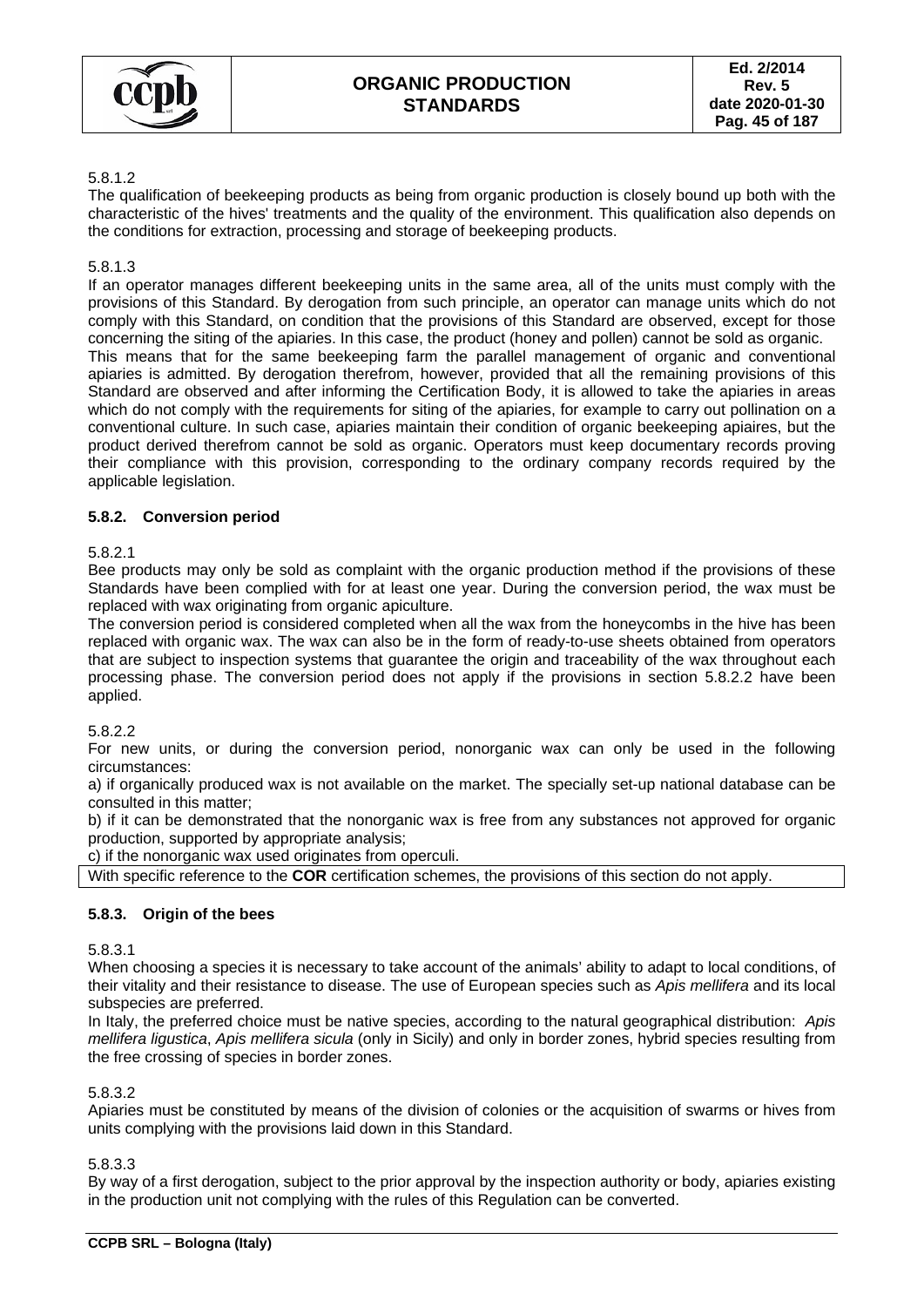5.8.1.2

The qualification of beekeeping products as being from organic production is closely bound up both with the characteristic of the hives' treatments and the quality of the environment. This qualification also depends on the conditions for extraction, processing and storage of beekeeping products.

5.8.1.3

If an operator manages different beekeeping units in the same area, all of the units must comply with the provisions of this Standard. By derogation from such principle, an operator can manage units which do not comply with this Standard, on condition that the provisions of this Standard are observed, except for those concerning the siting of the apiaries. In this case, the product (honey and pollen) cannot be sold as organic.

This means that for the same beekeeping farm the parallel management of organic and conventional apiaries is admitted. By derogation therefrom, however, provided that all the remaining provisions of this Standard are observed and after informing the Certification Body, it is allowed to take the apiaries in areas which do not comply with the requirements for siting of the apiaries, for example to carry out pollination on a conventional culture. In such case, apiaries maintain their condition of organic beekeeping apiaires, but the product derived therefrom cannot be sold as organic. Operators must keep documentary records proving their compliance with this provision, corresponding to the ordinary company records required by the applicable legislation.

### 5.8.2. Conversion period

5.8.2.1

Bee products may only be sold as complaint with the organic production method if the provisions of these Standards have been complied with for at least one year. During the conversion period, the wax must be replaced with wax originating from organic apiculture.

The conversion period is considered completed when all the wax from the honeycombs in the hive has been replaced with organic wax. The wax can also be in the form of ready-to-use sheets obtained from operators that are subject to inspection systems that guarantee the origin and traceability of the wax throughout each processing phase. The conversion period does not apply if the provisions in section 5.8.2.2 have been applied.

5.8.2.2

For new units, or during the conversion period, nonorganic wax can only be used in the following circumstances:

a) if organically produced wax is not available on the market. The specially set-up national database can be consulted in this matter;

b) if it can be demonstrated that the nonorganic wax is free from any substances not approved for organic production, supported by appropriate analysis;

c) if the nonorganic wax used originates from operculi.

With specific reference to the **COR** certification schemes, the provisions of this section do not apply.

### 5.8.3. Origin of the bees

5.8.3.1

When choosing a species it is necessary to take account of the animals' ability to adapt to local conditions, of their vitality and their resistance to disease. The use of European species such as *Apis mellifera* and its local subspecies are preferred.

In Italy, the preferred choice must be native species, according to the natural geographical distribution: *Apis mellifera ligustica*, *Apis mellifera sicula* (only in Sicily) and only in border zones, hybrid species resulting from the free crossing of species in border zones.

5.8.3.2

Apiaries must be constituted by means of the division of colonies or the acquisition of swarms or hives from units complying with the provisions laid down in this Standard.

5.8.3.3

By way of a first derogation, subject to the prior approval by the inspection authority or body, apiaries existing in the production unit not complying with the rules of this Regulation can be converted.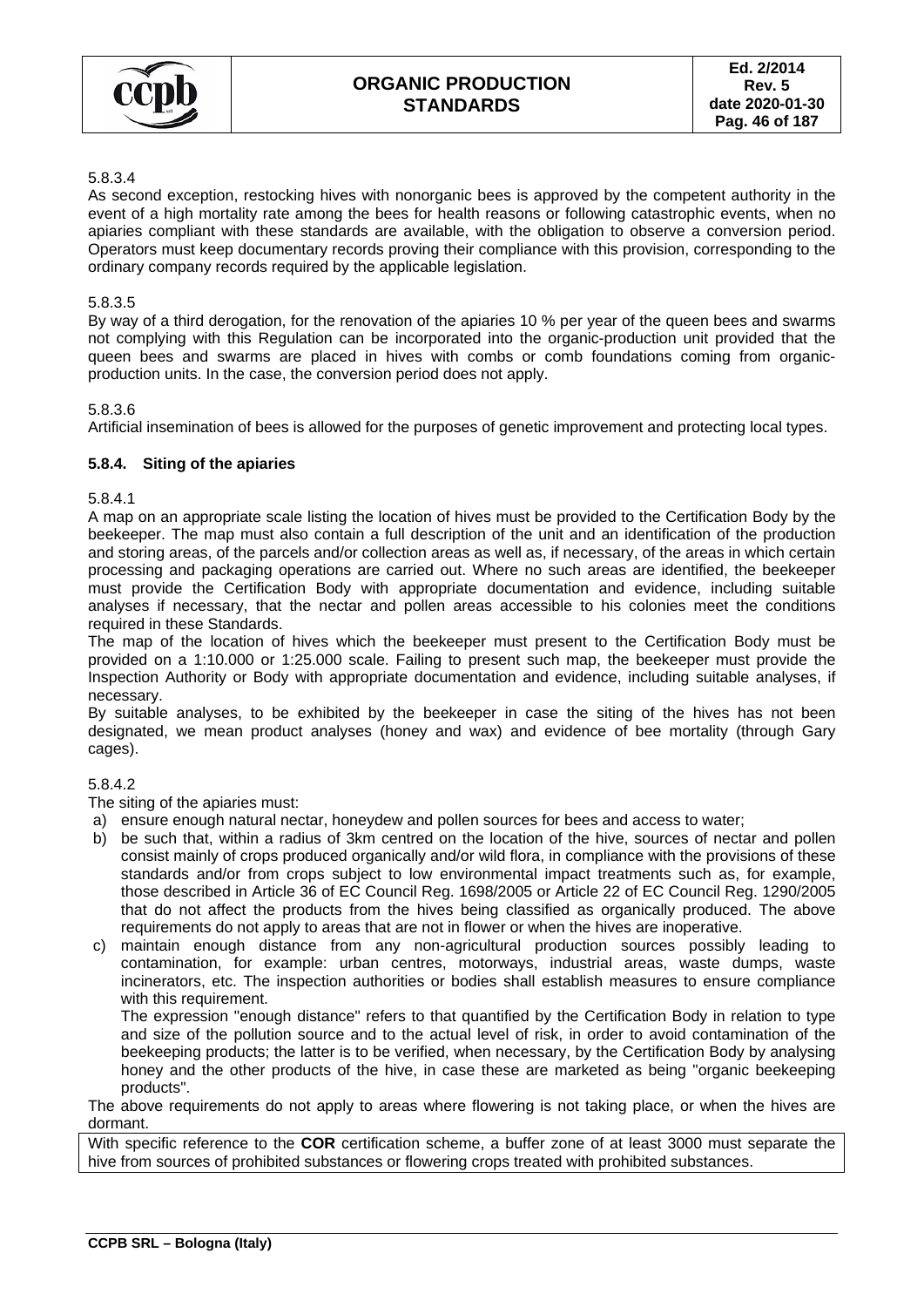5.8.3.4

As second exception, restocking hives with nonorganic bees is approved by the competent authority in the event of a high mortality rate among the bees for health reasons or following catastrophic events, when no apiaries compliant with these standards are available, with the obligation to observe a conversion period. Operators must keep documentary records proving their compliance with this provision, corresponding to the ordinary company records required by the applicable legislation.

5.8.3.5

By way of a third derogation, for the renovation of the apiaries 10 % per year of the queen bees and swarms not complying with this Regulation can be incorporated into the organic-production unit provided that the queen bees and swarms are placed in hives with combs or comb foundations coming from organic-production units. In the case, the conversion period does not apply.

5.8.3.6

Artificial insemination of bees is allowed for the purposes of genetic improvement and protecting local types.

### 5.8.4. Siting of the apiaries

5.8.4.1

A map on an appropriate scale listing the location of hives must be provided to the Certification Body by the beekeeper. The map must also contain a full description of the unit and an identification of the production and storing areas, of the parcels and/or collection areas as well as, if necessary, of the areas in which certain processing and packaging operations are carried out. Where no such areas are identified, the beekeeper must provide the Certification Body with appropriate documentation and evidence, including suitable analyses if necessary, that the nectar and pollen areas accessible to his colonies meet the conditions required in these Standards.

The map of the location of hives which the beekeeper must present to the Certification Body must be provided on a 1:10.000 or 1:25.000 scale. Failing to present such map, the beekeeper must provide the Inspection Authority or Body with appropriate documentation and evidence, including suitable analyses, if necessary.

By suitable analyses, to be exhibited by the beekeeper in case the siting of the hives has not been designated, we mean product analyses (honey and wax) and evidence of bee mortality (through Gary cages).

5.8.4.2

The siting of the apiaries must:

a) ensure enough natural nectar, honeydew and pollen sources for bees and access to water;
b) be such that, within a radius of 3km centred on the location of the hive, sources of nectar and pollen consist mainly of crops produced organically and/or wild flora, in compliance with the provisions of these standards and/or from crops subject to low environmental impact treatments such as, for example, those described in Article 36 of EC Council Reg. 1698/2005 or Article 22 of EC Council Reg. 1290/2005 that do not affect the products from the hives being classified as organically produced. The above requirements do not apply to areas that are not in flower or when the hives are inoperative.
c) maintain enough distance from any non-agricultural production sources possibly leading to contamination, for example: urban centres, motorways, industrial areas, waste dumps, waste incinerators, etc. The inspection authorities or bodies shall establish measures to ensure compliance with this requirement.

   The expression "enough distance" refers to that quantified by the Certification Body in relation to type and size of the pollution source and to the actual level of risk, in order to avoid contamination of the beekeeping products; the latter is to be verified, when necessary, by the Certification Body by analysing honey and the other products of the hive, in case these are marketed as being "organic beekeeping products".

The above requirements do not apply to areas where flowering is not taking place, or when the hives are dormant.

With specific reference to the **COR** certification scheme, a buffer zone of at least 3000 must separate the hive from sources of prohibited substances or flowering crops treated with prohibited substances.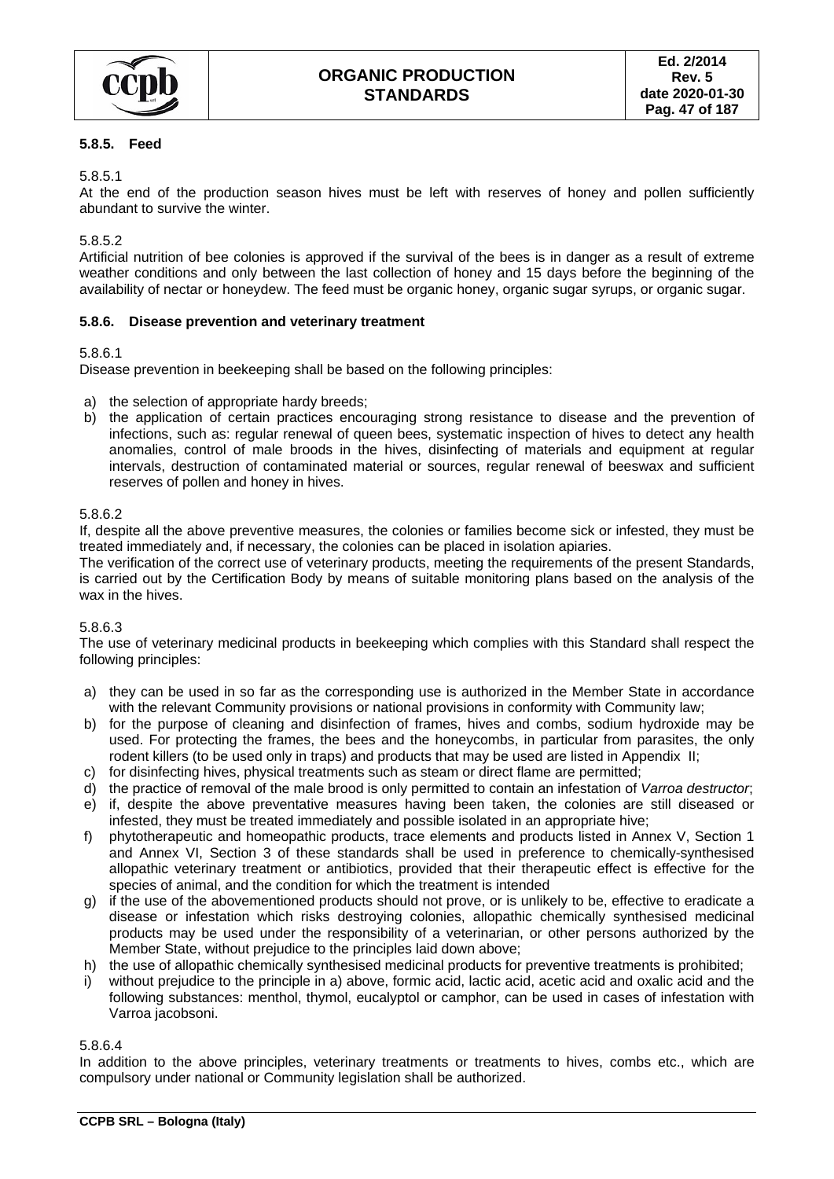### 5.8.5. Feed

5.8.5.1
At the end of the production season hives must be left with reserves of honey and pollen sufficiently abundant to survive the winter.

5.8.5.2
Artificial nutrition of bee colonies is approved if the survival of the bees is in danger as a result of extreme weather conditions and only between the last collection of honey and 15 days before the beginning of the availability of nectar or honeydew. The feed must be organic honey, organic sugar syrups, or organic sugar.

### 5.8.6. Disease prevention and veterinary treatment

5.8.6.1
Disease prevention in beekeeping shall be based on the following principles:

a) the selection of appropriate hardy breeds;
b) the application of certain practices encouraging strong resistance to disease and the prevention of infections, such as: regular renewal of queen bees, systematic inspection of hives to detect any health anomalies, control of male broods in the hives, disinfecting of materials and equipment at regular intervals, destruction of contaminated material or sources, regular renewal of beeswax and sufficient reserves of pollen and honey in hives.

5.8.6.2
If, despite all the above preventive measures, the colonies or families become sick or infested, they must be treated immediately and, if necessary, the colonies can be placed in isolation apiaries.
The verification of the correct use of veterinary products, meeting the requirements of the present Standards, is carried out by the Certification Body by means of suitable monitoring plans based on the analysis of the wax in the hives.

5.8.6.3
The use of veterinary medicinal products in beekeeping which complies with this Standard shall respect the following principles:

a) they can be used in so far as the corresponding use is authorized in the Member State in accordance with the relevant Community provisions or national provisions in conformity with Community law;
b) for the purpose of cleaning and disinfection of frames, hives and combs, sodium hydroxide may be used. For protecting the frames, the bees and the honeycombs, in particular from parasites, the only rodent killers (to be used only in traps) and products that may be used are listed in Appendix II;
c) for disinfecting hives, physical treatments such as steam or direct flame are permitted;
d) the practice of removal of the male brood is only permitted to contain an infestation of *Varroa destructor*;
e) if, despite the above preventative measures having been taken, the colonies are still diseased or infested, they must be treated immediately and possible isolated in an appropriate hive;
f) phytotherapeutic and homeopathic products, trace elements and products listed in Annex V, Section 1 and Annex VI, Section 3 of these standards shall be used in preference to chemically-synthesised allopathic veterinary treatment or antibiotics, provided that their therapeutic effect is effective for the species of animal, and the condition for which the treatment is intended
g) if the use of the abovementioned products should not prove, or is unlikely to be, effective to eradicate a disease or infestation which risks destroying colonies, allopathic chemically synthesised medicinal products may be used under the responsibility of a veterinarian, or other persons authorized by the Member State, without prejudice to the principles laid down above;
h) the use of allopathic chemically synthesised medicinal products for preventive treatments is prohibited;
i) without prejudice to the principle in a) above, formic acid, lactic acid, acetic acid and oxalic acid and the following substances: menthol, thymol, eucalyptol or camphor, can be used in cases of infestation with Varroa jacobsoni.

5.8.6.4
In addition to the above principles, veterinary treatments or treatments to hives, combs etc., which are compulsory under national or Community legislation shall be authorized.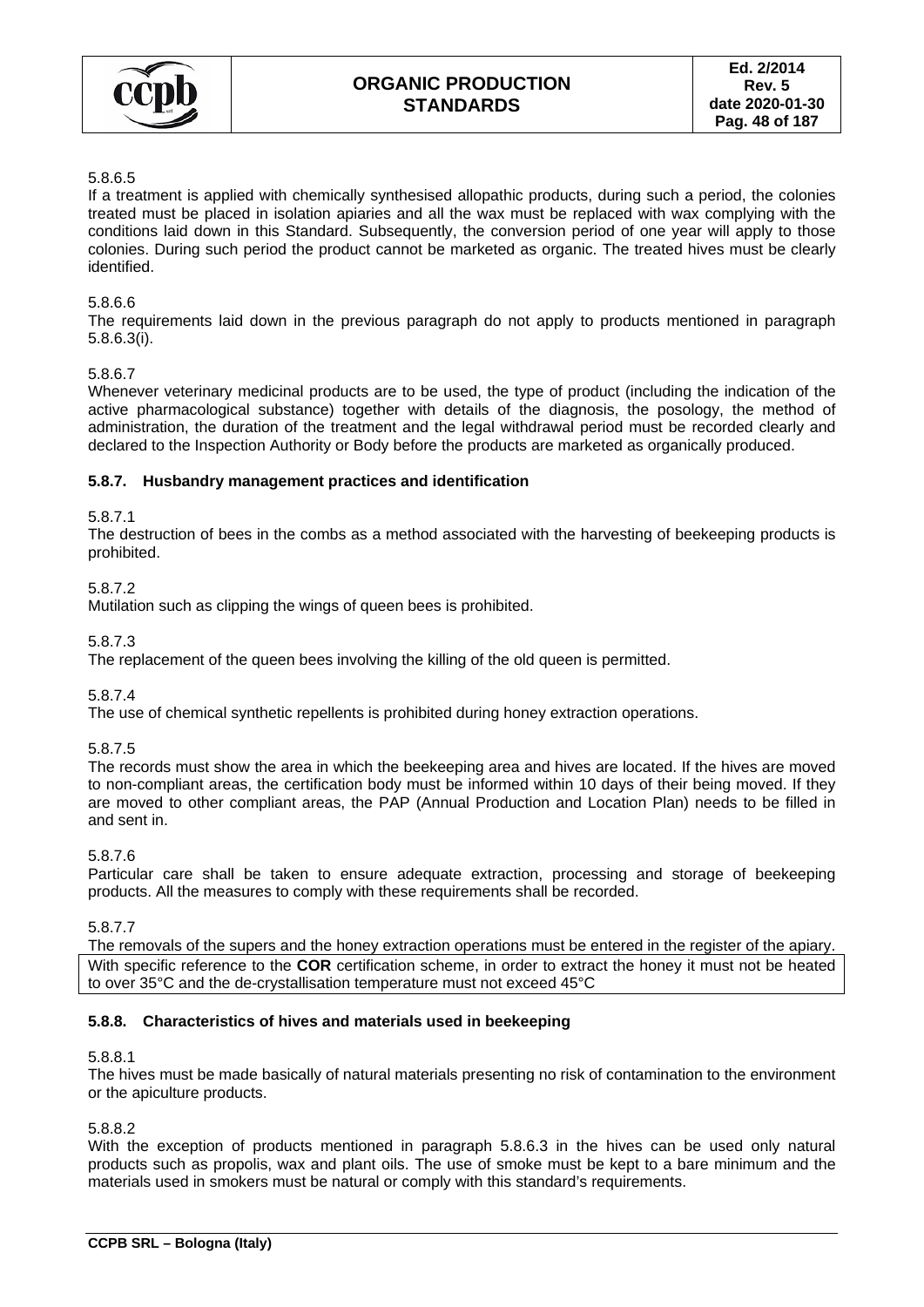5.8.6.5

If a treatment is applied with chemically synthesised allopathic products, during such a period, the colonies treated must be placed in isolation apiaries and all the wax must be replaced with wax complying with the conditions laid down in this Standard. Subsequently, the conversion period of one year will apply to those colonies. During such period the product cannot be marketed as organic. The treated hives must be clearly identified.

5.8.6.6

The requirements laid down in the previous paragraph do not apply to products mentioned in paragraph 5.8.6.3(i).

5.8.6.7

Whenever veterinary medicinal products are to be used, the type of product (including the indication of the active pharmacological substance) together with details of the diagnosis, the posology, the method of administration, the duration of the treatment and the legal withdrawal period must be recorded clearly and declared to the Inspection Authority or Body before the products are marketed as organically produced.

### 5.8.7. Husbandry management practices and identification

5.8.7.1

The destruction of bees in the combs as a method associated with the harvesting of beekeeping products is prohibited.

5.8.7.2

Mutilation such as clipping the wings of queen bees is prohibited.

5.8.7.3

The replacement of the queen bees involving the killing of the old queen is permitted.

5.8.7.4

The use of chemical synthetic repellents is prohibited during honey extraction operations.

5.8.7.5

The records must show the area in which the beekeeping area and hives are located. If the hives are moved to non-compliant areas, the certification body must be informed within 10 days of their being moved. If they are moved to other compliant areas, the PAP (Annual Production and Location Plan) needs to be filled in and sent in.

5.8.7.6

Particular care shall be taken to ensure adequate extraction, processing and storage of beekeeping products. All the measures to comply with these requirements shall be recorded.

5.8.7.7

The removals of the supers and the honey extraction operations must be entered in the register of the apiary.

With specific reference to the **COR** certification scheme, in order to extract the honey it must not be heated to over 35°C and the de-crystallisation temperature must not exceed 45°C

### 5.8.8. Characteristics of hives and materials used in beekeeping

5.8.8.1

The hives must be made basically of natural materials presenting no risk of contamination to the environment or the apiculture products.

5.8.8.2

With the exception of products mentioned in paragraph 5.8.6.3 in the hives can be used only natural products such as propolis, wax and plant oils. The use of smoke must be kept to a bare minimum and the materials used in smokers must be natural or comply with this standard's requirements.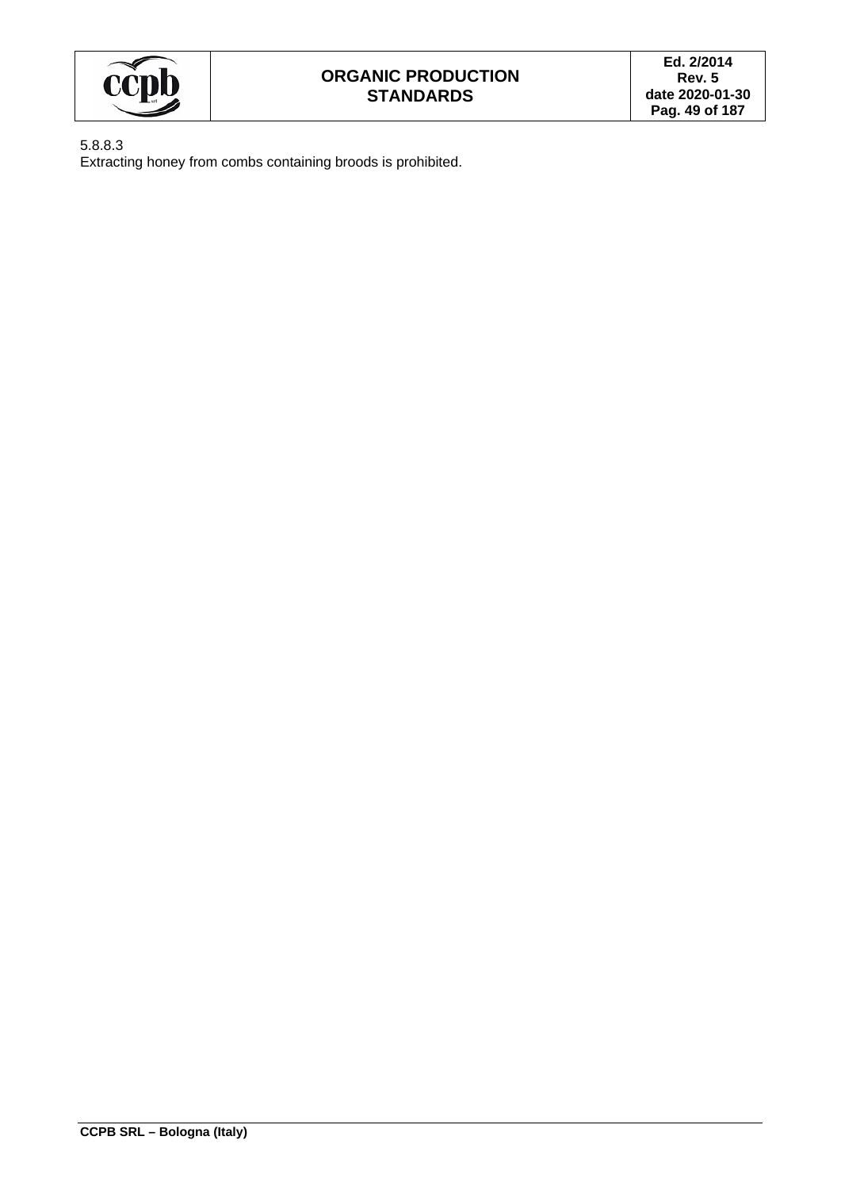5.8.8.3

Extracting honey from combs containing broods is prohibited.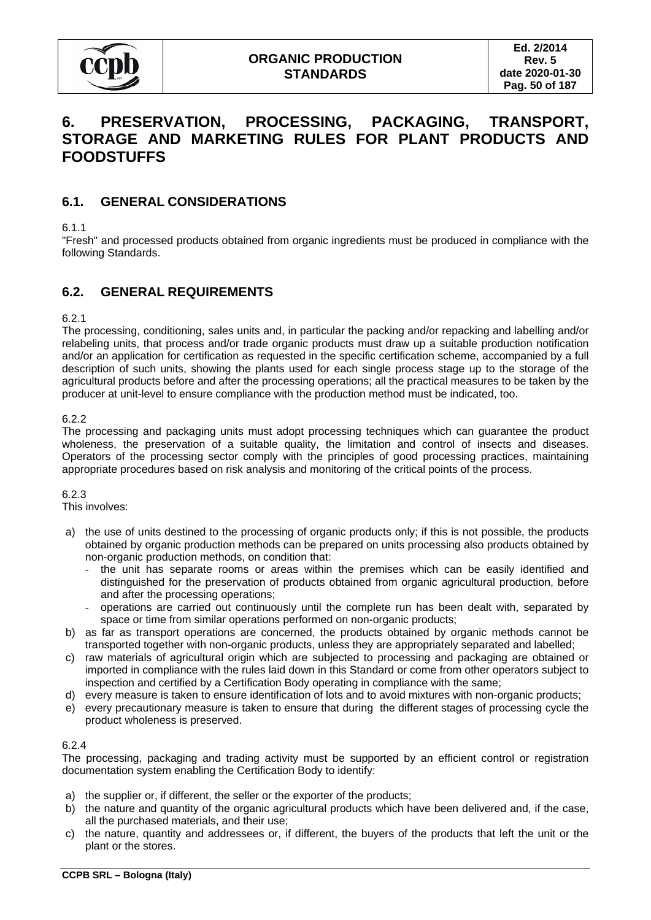# 6. PRESERVATION, PROCESSING, PACKAGING, TRANSPORT, STORAGE AND MARKETING RULES FOR PLANT PRODUCTS AND FOODSTUFFS

## 6.1. GENERAL CONSIDERATIONS

6.1.1
"Fresh" and processed products obtained from organic ingredients must be produced in compliance with the following Standards.

## 6.2. GENERAL REQUIREMENTS

6.2.1
The processing, conditioning, sales units and, in particular the packing and/or repacking and labelling and/or relabeling units, that process and/or trade organic products must draw up a suitable production notification and/or an application for certification as requested in the specific certification scheme, accompanied by a full description of such units, showing the plants used for each single process stage up to the storage of the agricultural products before and after the processing operations; all the practical measures to be taken by the producer at unit-level to ensure compliance with the production method must be indicated, too.

6.2.2
The processing and packaging units must adopt processing techniques which can guarantee the product wholeness, the preservation of a suitable quality, the limitation and control of insects and diseases. Operators of the processing sector comply with the principles of good processing practices, maintaining appropriate procedures based on risk analysis and monitoring of the critical points of the process.

6.2.3
This involves:

a) the use of units destined to the processing of organic products only; if this is not possible, the products obtained by organic production methods can be prepared on units processing also products obtained by non-organic production methods, on condition that:
   - the unit has separate rooms or areas within the premises which can be easily identified and distinguished for the preservation of products obtained from organic agricultural production, before and after the processing operations;
   - operations are carried out continuously until the complete run has been dealt with, separated by space or time from similar operations performed on non-organic products;
b) as far as transport operations are concerned, the products obtained by organic methods cannot be transported together with non-organic products, unless they are appropriately separated and labelled;
c) raw materials of agricultural origin which are subjected to processing and packaging are obtained or imported in compliance with the rules laid down in this Standard or come from other operators subject to inspection and certified by a Certification Body operating in compliance with the same;
d) every measure is taken to ensure identification of lots and to avoid mixtures with non-organic products;
e) every precautionary measure is taken to ensure that during the different stages of processing cycle the product wholeness is preserved.

6.2.4
The processing, packaging and trading activity must be supported by an efficient control or registration documentation system enabling the Certification Body to identify:

a) the supplier or, if different, the seller or the exporter of the products;
b) the nature and quantity of the organic agricultural products which have been delivered and, if the case, all the purchased materials, and their use;
c) the nature, quantity and addressees or, if different, the buyers of the products that left the unit or the plant or the stores.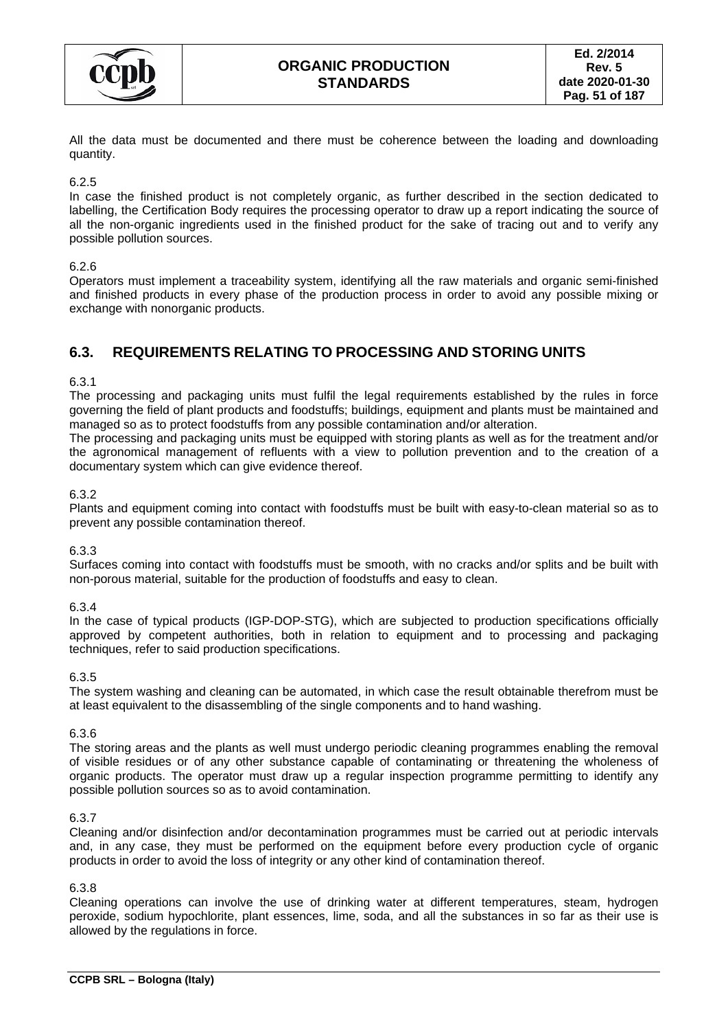All the data must be documented and there must be coherence between the loading and downloading quantity.

6.2.5

In case the finished product is not completely organic, as further described in the section dedicated to labelling, the Certification Body requires the processing operator to draw up a report indicating the source of all the non-organic ingredients used in the finished product for the sake of tracing out and to verify any possible pollution sources.

6.2.6

Operators must implement a traceability system, identifying all the raw materials and organic semi-finished and finished products in every phase of the production process in order to avoid any possible mixing or exchange with nonorganic products.

## 6.3. REQUIREMENTS RELATING TO PROCESSING AND STORING UNITS

6.3.1

The processing and packaging units must fulfil the legal requirements established by the rules in force governing the field of plant products and foodstuffs; buildings, equipment and plants must be maintained and managed so as to protect foodstuffs from any possible contamination and/or alteration.

The processing and packaging units must be equipped with storing plants as well as for the treatment and/or the agronomical management of refluents with a view to pollution prevention and to the creation of a documentary system which can give evidence thereof.

6.3.2

Plants and equipment coming into contact with foodstuffs must be built with easy-to-clean material so as to prevent any possible contamination thereof.

6.3.3

Surfaces coming into contact with foodstuffs must be smooth, with no cracks and/or splits and be built with non-porous material, suitable for the production of foodstuffs and easy to clean.

6.3.4

In the case of typical products (IGP-DOP-STG), which are subjected to production specifications officially approved by competent authorities, both in relation to equipment and to processing and packaging techniques, refer to said production specifications.

6.3.5

The system washing and cleaning can be automated, in which case the result obtainable therefrom must be at least equivalent to the disassembling of the single components and to hand washing.

6.3.6

The storing areas and the plants as well must undergo periodic cleaning programmes enabling the removal of visible residues or of any other substance capable of contaminating or threatening the wholeness of organic products. The operator must draw up a regular inspection programme permitting to identify any possible pollution sources so as to avoid contamination.

6.3.7

Cleaning and/or disinfection and/or decontamination programmes must be carried out at periodic intervals and, in any case, they must be performed on the equipment before every production cycle of organic products in order to avoid the loss of integrity or any other kind of contamination thereof.

6.3.8

Cleaning operations can involve the use of drinking water at different temperatures, steam, hydrogen peroxide, sodium hypochlorite, plant essences, lime, soda, and all the substances in so far as their use is allowed by the regulations in force.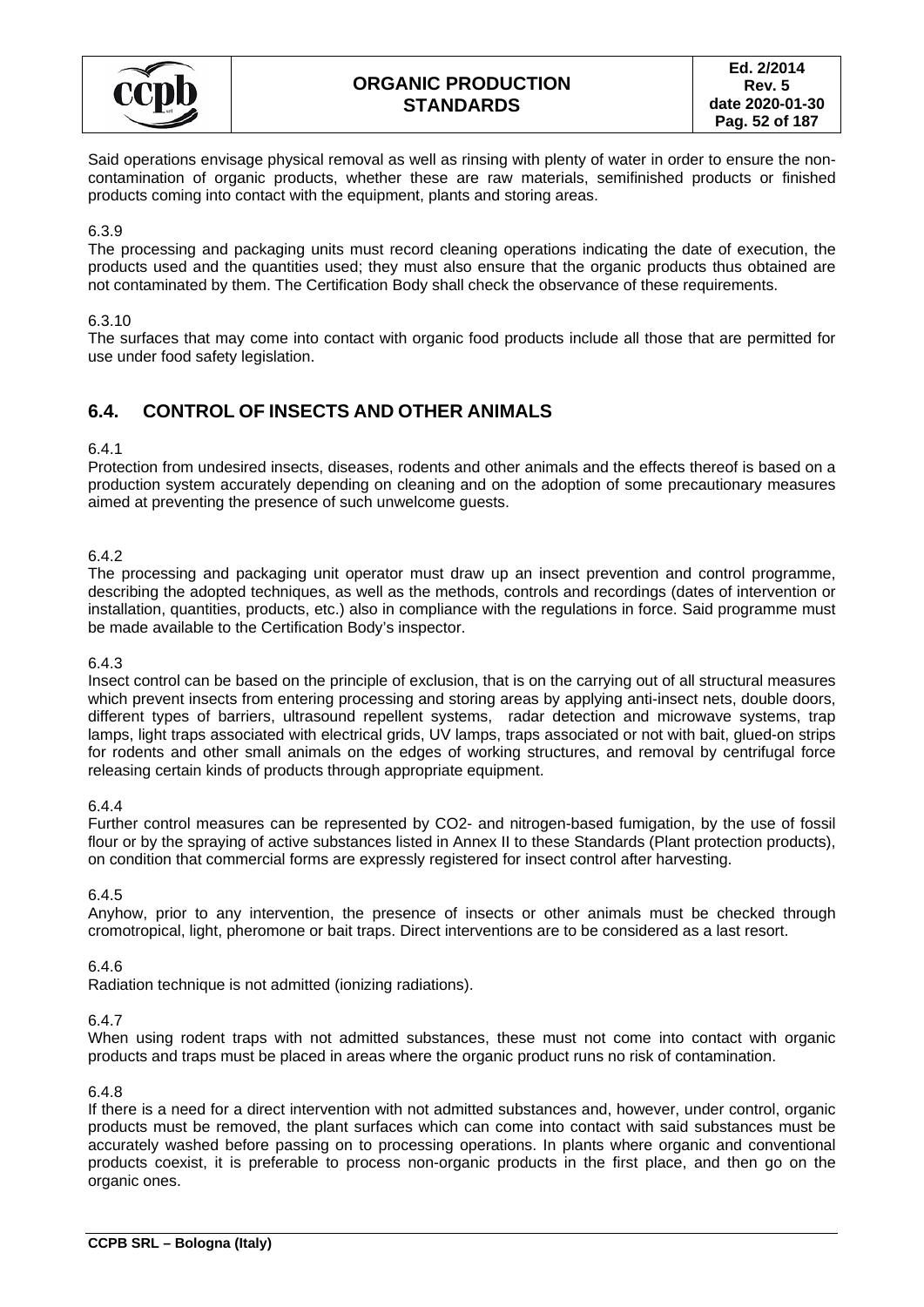Said operations envisage physical removal as well as rinsing with plenty of water in order to ensure the non-contamination of organic products, whether these are raw materials, semifinished products or finished products coming into contact with the equipment, plants and storing areas.

6.3.9

The processing and packaging units must record cleaning operations indicating the date of execution, the products used and the quantities used; they must also ensure that the organic products thus obtained are not contaminated by them. The Certification Body shall check the observance of these requirements.

6.3.10

The surfaces that may come into contact with organic food products include all those that are permitted for use under food safety legislation.

## 6.4. CONTROL OF INSECTS AND OTHER ANIMALS

6.4.1

Protection from undesired insects, diseases, rodents and other animals and the effects thereof is based on a production system accurately depending on cleaning and on the adoption of some precautionary measures aimed at preventing the presence of such unwelcome guests.

6.4.2

The processing and packaging unit operator must draw up an insect prevention and control programme, describing the adopted techniques, as well as the methods, controls and recordings (dates of intervention or installation, quantities, products, etc.) also in compliance with the regulations in force. Said programme must be made available to the Certification Body's inspector.

6.4.3

Insect control can be based on the principle of exclusion, that is on the carrying out of all structural measures which prevent insects from entering processing and storing areas by applying anti-insect nets, double doors, different types of barriers, ultrasound repellent systems, radar detection and microwave systems, trap lamps, light traps associated with electrical grids, UV lamps, traps associated or not with bait, glued-on strips for rodents and other small animals on the edges of working structures, and removal by centrifugal force releasing certain kinds of products through appropriate equipment.

6.4.4

Further control measures can be represented by $CO_2$- and nitrogen-based fumigation, by the use of fossil flour or by the spraying of active substances listed in Annex II to these Standards (Plant protection products), on condition that commercial forms are expressly registered for insect control after harvesting.

6.4.5

Anyhow, prior to any intervention, the presence of insects or other animals must be checked through cromotropical, light, pheromone or bait traps. Direct interventions are to be considered as a last resort.

6.4.6

Radiation technique is not admitted (ionizing radiations).

6.4.7

When using rodent traps with not admitted substances, these must not come into contact with organic products and traps must be placed in areas where the organic product runs no risk of contamination.

6.4.8

If there is a need for a direct intervention with not admitted substances and, however, under control, organic products must be removed, the plant surfaces which can come into contact with said substances must be accurately washed before passing on to processing operations. In plants where organic and conventional products coexist, it is preferable to process non-organic products in the first place, and then go on the organic ones.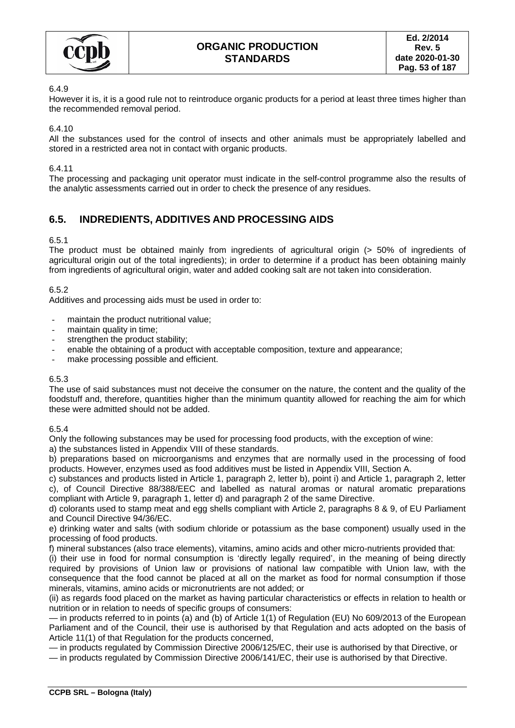6.4.9

However it is, it is a good rule not to reintroduce organic products for a period at least three times higher than the recommended removal period.

6.4.10

All the substances used for the control of insects and other animals must be appropriately labelled and stored in a restricted area not in contact with organic products.

6.4.11

The processing and packaging unit operator must indicate in the self-control programme also the results of the analytic assessments carried out in order to check the presence of any residues.

## 6.5. INDREDIENTS, ADDITIVES AND PROCESSING AIDS

6.5.1

The product must be obtained mainly from ingredients of agricultural origin (> 50% of ingredients of agricultural origin out of the total ingredients); in order to determine if a product has been obtaining mainly from ingredients of agricultural origin, water and added cooking salt are not taken into consideration.

6.5.2

Additives and processing aids must be used in order to:

- maintain the product nutritional value;
- maintain quality in time;
- strengthen the product stability;
- enable the obtaining of a product with acceptable composition, texture and appearance;
- make processing possible and efficient.

6.5.3

The use of said substances must not deceive the consumer on the nature, the content and the quality of the foodstuff and, therefore, quantities higher than the minimum quantity allowed for reaching the aim for which these were admitted should not be added.

6.5.4

Only the following substances may be used for processing food products, with the exception of wine:

a) the substances listed in Appendix VIII of these standards.

b) preparations based on microorganisms and enzymes that are normally used in the processing of food products. However, enzymes used as food additives must be listed in Appendix VIII, Section A.

c) substances and products listed in Article 1, paragraph 2, letter b), point i) and Article 1, paragraph 2, letter c), of Council Directive 88/388/EEC and labelled as natural aromas or natural aromatic preparations compliant with Article 9, paragraph 1, letter d) and paragraph 2 of the same Directive.

d) colorants used to stamp meat and egg shells compliant with Article 2, paragraphs 8 & 9, of EU Parliament and Council Directive 94/36/EC.

e) drinking water and salts (with sodium chloride or potassium as the base component) usually used in the processing of food products.

f) mineral substances (also trace elements), vitamins, amino acids and other micro-nutrients provided that:

(i) their use in food for normal consumption is 'directly legally required', in the meaning of being directly required by provisions of Union law or provisions of national law compatible with Union law, with the consequence that the food cannot be placed at all on the market as food for normal consumption if those minerals, vitamins, amino acids or micronutrients are not added; or

(ii) as regards food placed on the market as having particular characteristics or effects in relation to health or nutrition or in relation to needs of specific groups of consumers:

— in products referred to in points (a) and (b) of Article 1(1) of Regulation (EU) No 609/2013 of the European Parliament and of the Council, their use is authorised by that Regulation and acts adopted on the basis of Article 11(1) of that Regulation for the products concerned,

— in products regulated by Commission Directive 2006/125/EC, their use is authorised by that Directive, or

— in products regulated by Commission Directive 2006/141/EC, their use is authorised by that Directive.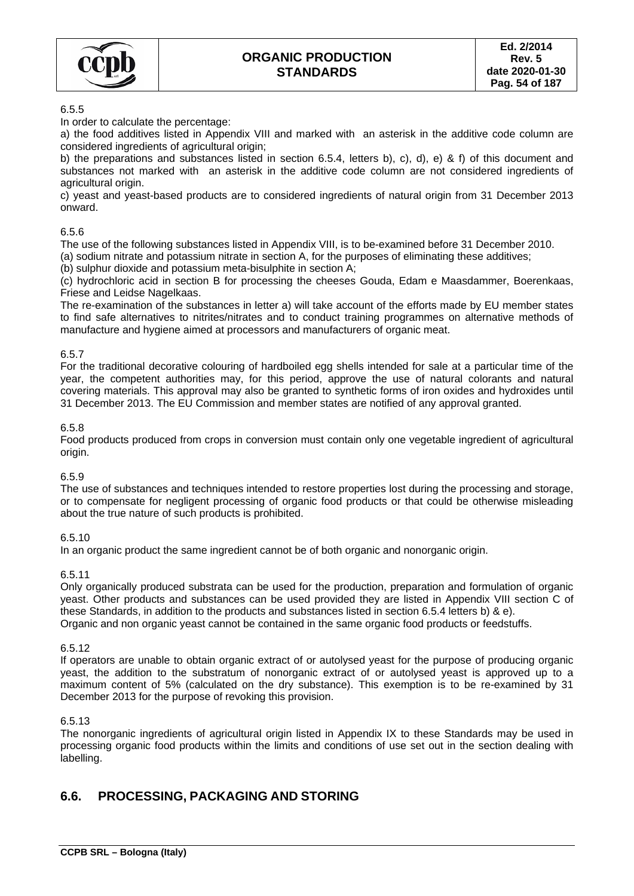6.5.5

In order to calculate the percentage:

a) the food additives listed in Appendix VIII and marked with an asterisk in the additive code column are considered ingredients of agricultural origin;

b) the preparations and substances listed in section 6.5.4, letters b), c), d), e) & f) of this document and substances not marked with an asterisk in the additive code column are not considered ingredients of agricultural origin.

c) yeast and yeast-based products are to considered ingredients of natural origin from 31 December 2013 onward.

6.5.6

The use of the following substances listed in Appendix VIII, is to be-examined before 31 December 2010.

(a) sodium nitrate and potassium nitrate in section A, for the purposes of eliminating these additives;

(b) sulphur dioxide and potassium meta-bisulphite in section A;

(c) hydrochloric acid in section B for processing the cheeses Gouda, Edam e Maasdammer, Boerenkaas, Friese and Leidse Nagelkaas.

The re-examination of the substances in letter a) will take account of the efforts made by EU member states to find safe alternatives to nitrites/nitrates and to conduct training programmes on alternative methods of manufacture and hygiene aimed at processors and manufacturers of organic meat.

6.5.7

For the traditional decorative colouring of hardboiled egg shells intended for sale at a particular time of the year, the competent authorities may, for this period, approve the use of natural colorants and natural covering materials. This approval may also be granted to synthetic forms of iron oxides and hydroxides until 31 December 2013. The EU Commission and member states are notified of any approval granted.

6.5.8

Food products produced from crops in conversion must contain only one vegetable ingredient of agricultural origin.

6.5.9

The use of substances and techniques intended to restore properties lost during the processing and storage, or to compensate for negligent processing of organic food products or that could be otherwise misleading about the true nature of such products is prohibited.

6.5.10

In an organic product the same ingredient cannot be of both organic and nonorganic origin.

6.5.11

Only organically produced substrata can be used for the production, preparation and formulation of organic yeast. Other products and substances can be used provided they are listed in Appendix VIII section C of these Standards, in addition to the products and substances listed in section 6.5.4 letters b) & e).

Organic and non organic yeast cannot be contained in the same organic food products or feedstuffs.

6.5.12

If operators are unable to obtain organic extract of or autolysed yeast for the purpose of producing organic yeast, the addition to the substratum of nonorganic extract of or autolysed yeast is approved up to a maximum content of 5% (calculated on the dry substance). This exemption is to be re-examined by 31 December 2013 for the purpose of revoking this provision.

6.5.13

The nonorganic ingredients of agricultural origin listed in Appendix IX to these Standards may be used in processing organic food products within the limits and conditions of use set out in the section dealing with labelling.

## 6.6. PROCESSING, PACKAGING AND STORING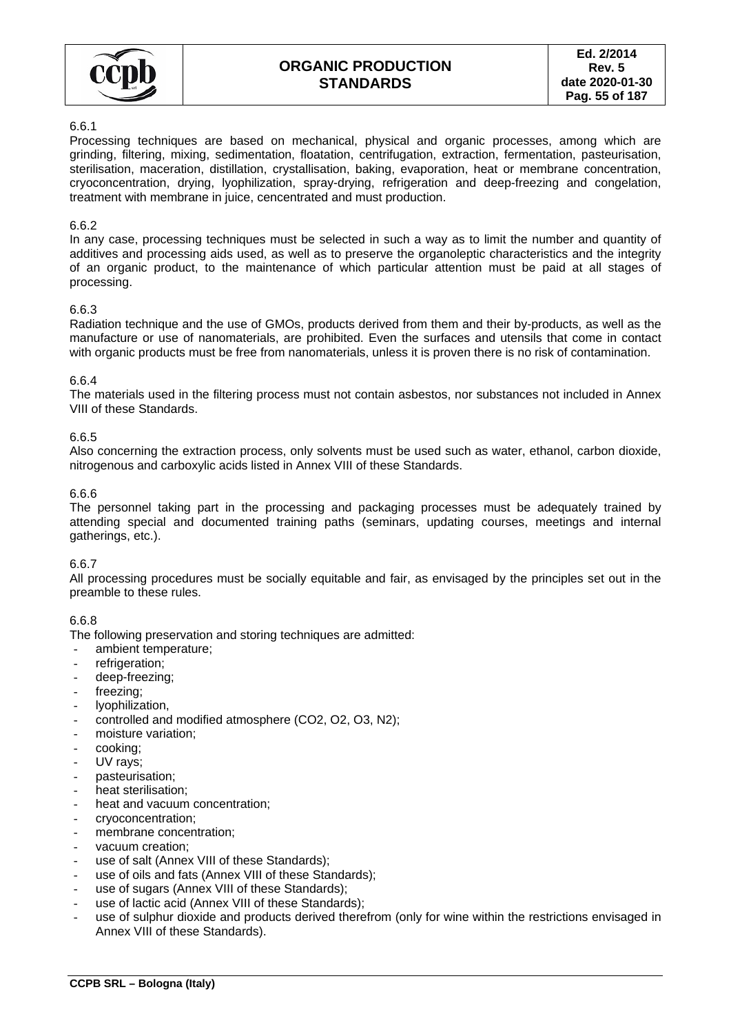6.6.1

Processing techniques are based on mechanical, physical and organic processes, among which are grinding, filtering, mixing, sedimentation, floatation, centrifugation, extraction, fermentation, pasteurisation, sterilisation, maceration, distillation, crystallisation, baking, evaporation, heat or membrane concentration, cryoconcentration, drying, lyophilization, spray-drying, refrigeration and deep-freezing and congelation, treatment with membrane in juice, cencentrated and must production.

6.6.2

In any case, processing techniques must be selected in such a way as to limit the number and quantity of additives and processing aids used, as well as to preserve the organoleptic characteristics and the integrity of an organic product, to the maintenance of which particular attention must be paid at all stages of processing.

6.6.3

Radiation technique and the use of GMOs, products derived from them and their by-products, as well as the manufacture or use of nanomaterials, are prohibited. Even the surfaces and utensils that come in contact with organic products must be free from nanomaterials, unless it is proven there is no risk of contamination.

6.6.4

The materials used in the filtering process must not contain asbestos, nor substances not included in Annex VIII of these Standards.

6.6.5

Also concerning the extraction process, only solvents must be used such as water, ethanol, carbon dioxide, nitrogenous and carboxylic acids listed in Annex VIII of these Standards.

6.6.6

The personnel taking part in the processing and packaging processes must be adequately trained by attending special and documented training paths (seminars, updating courses, meetings and internal gatherings, etc.).

6.6.7

All processing procedures must be socially equitable and fair, as envisaged by the principles set out in the preamble to these rules.

6.6.8

The following preservation and storing techniques are admitted:

- ambient temperature;
- refrigeration;
- deep-freezing;
- freezing;
- lyophilization,
- controlled and modified atmosphere ($CO_2$, $O_2$, $O_3$, $N_2$);
- moisture variation;
- cooking;
- UV rays;
- pasteurisation;
- heat sterilisation;
- heat and vacuum concentration;
- cryoconcentration;
- membrane concentration;
- vacuum creation;
- use of salt (Annex VIII of these Standards);
- use of oils and fats (Annex VIII of these Standards);
- use of sugars (Annex VIII of these Standards);
- use of lactic acid (Annex VIII of these Standards);
- use of sulphur dioxide and products derived therefrom (only for wine within the restrictions envisaged in Annex VIII of these Standards).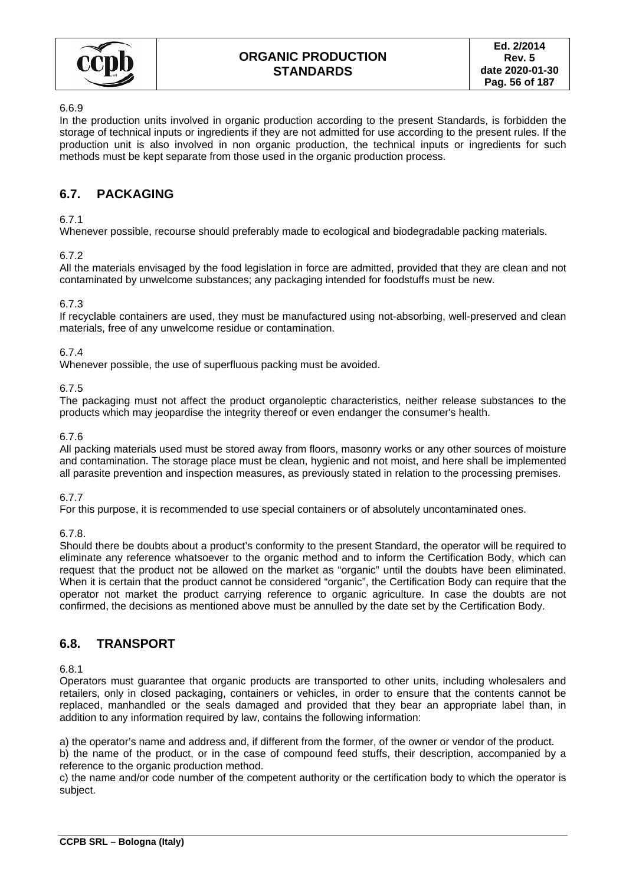6.6.9

In the production units involved in organic production according to the present Standards, is forbidden the storage of technical inputs or ingredients if they are not admitted for use according to the present rules. If the production unit is also involved in non organic production, the technical inputs or ingredients for such methods must be kept separate from those used in the organic production process.

## 6.7. PACKAGING

6.7.1

Whenever possible, recourse should preferably made to ecological and biodegradable packing materials.

6.7.2

All the materials envisaged by the food legislation in force are admitted, provided that they are clean and not contaminated by unwelcome substances; any packaging intended for foodstuffs must be new.

6.7.3

If recyclable containers are used, they must be manufactured using not-absorbing, well-preserved and clean materials, free of any unwelcome residue or contamination.

6.7.4

Whenever possible, the use of superfluous packing must be avoided.

6.7.5

The packaging must not affect the product organoleptic characteristics, neither release substances to the products which may jeopardise the integrity thereof or even endanger the consumer's health.

6.7.6

All packing materials used must be stored away from floors, masonry works or any other sources of moisture and contamination. The storage place must be clean, hygienic and not moist, and here shall be implemented all parasite prevention and inspection measures, as previously stated in relation to the processing premises.

6.7.7

For this purpose, it is recommended to use special containers or of absolutely uncontaminated ones.

6.7.8.

Should there be doubts about a product's conformity to the present Standard, the operator will be required to eliminate any reference whatsoever to the organic method and to inform the Certification Body, which can request that the product not be allowed on the market as "organic" until the doubts have been eliminated. When it is certain that the product cannot be considered "organic", the Certification Body can require that the operator not market the product carrying reference to organic agriculture. In case the doubts are not confirmed, the decisions as mentioned above must be annulled by the date set by the Certification Body.

## 6.8. TRANSPORT

6.8.1

Operators must guarantee that organic products are transported to other units, including wholesalers and retailers, only in closed packaging, containers or vehicles, in order to ensure that the contents cannot be replaced, manhandled or the seals damaged and provided that they bear an appropriate label than, in addition to any information required by law, contains the following information:

a) the operator's name and address and, if different from the former, of the owner or vendor of the product.

b) the name of the product, or in the case of compound feed stuffs, their description, accompanied by a reference to the organic production method.

c) the name and/or code number of the competent authority or the certification body to which the operator is subject.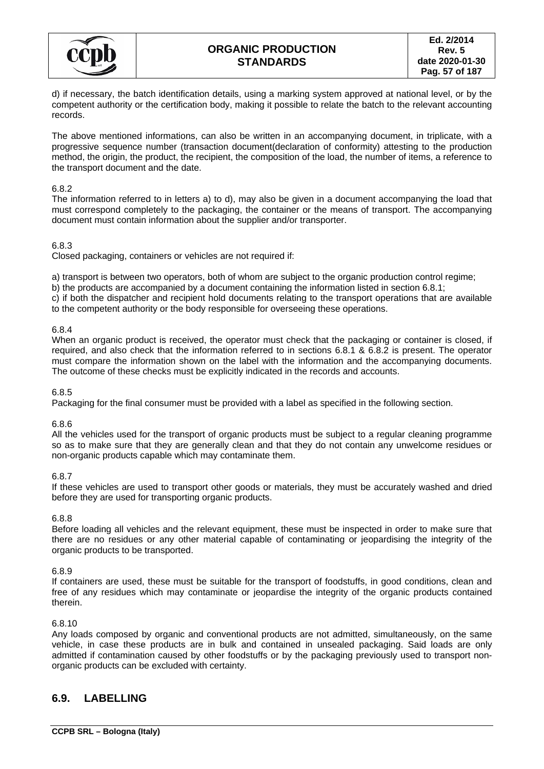d) if necessary, the batch identification details, using a marking system approved at national level, or by the competent authority or the certification body, making it possible to relate the batch to the relevant accounting records.

The above mentioned informations, can also be written in an accompanying document, in triplicate, with a progressive sequence number (transaction document(declaration of conformity) attesting to the production method, the origin, the product, the recipient, the composition of the load, the number of items, a reference to the transport document and the date.

6.8.2
The information referred to in letters a) to d), may also be given in a document accompanying the load that must correspond completely to the packaging, the container or the means of transport. The accompanying document must contain information about the supplier and/or transporter.

6.8.3
Closed packaging, containers or vehicles are not required if:

a) transport is between two operators, both of whom are subject to the organic production control regime;
b) the products are accompanied by a document containing the information listed in section 6.8.1;
c) if both the dispatcher and recipient hold documents relating to the transport operations that are available to the competent authority or the body responsible for overseeing these operations.

6.8.4
When an organic product is received, the operator must check that the packaging or container is closed, if required, and also check that the information referred to in sections 6.8.1 & 6.8.2 is present. The operator must compare the information shown on the label with the information and the accompanying documents. The outcome of these checks must be explicitly indicated in the records and accounts.

6.8.5
Packaging for the final consumer must be provided with a label as specified in the following section.

6.8.6
All the vehicles used for the transport of organic products must be subject to a regular cleaning programme so as to make sure that they are generally clean and that they do not contain any unwelcome residues or non-organic products capable which may contaminate them.

6.8.7
If these vehicles are used to transport other goods or materials, they must be accurately washed and dried before they are used for transporting organic products.

6.8.8
Before loading all vehicles and the relevant equipment, these must be inspected in order to make sure that there are no residues or any other material capable of contaminating or jeopardising the integrity of the organic products to be transported.

6.8.9
If containers are used, these must be suitable for the transport of foodstuffs, in good conditions, clean and free of any residues which may contaminate or jeopardise the integrity of the organic products contained therein.

6.8.10
Any loads composed by organic and conventional products are not admitted, simultaneously, on the same vehicle, in case these products are in bulk and contained in unsealed packaging. Said loads are only admitted if contamination caused by other foodstuffs or by the packaging previously used to transport non-organic products can be excluded with certainty.

## 6.9. LABELLING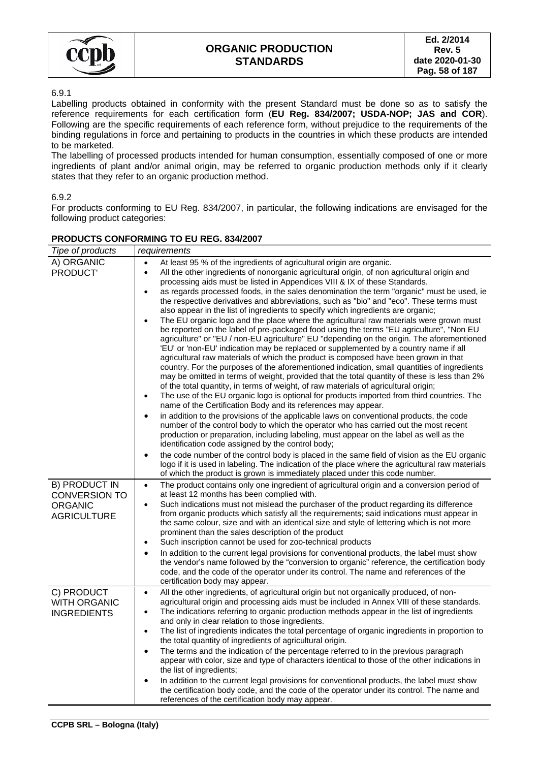6.9.1

Labelling products obtained in conformity with the present Standard must be done so as to satisfy the reference requirements for each certification form (**EU Reg. 834/2007; USDA-NOP; JAS and COR**). Following are the specific requirements of each reference form, without prejudice to the requirements of the binding regulations in force and pertaining to products in the countries in which these products are intended to be marketed.

The labelling of processed products intended for human consumption, essentially composed of one or more ingredients of plant and/or animal origin, may be referred to organic production methods only if it clearly states that they refer to an organic production method.

6.9.2

For products conforming to EU Reg. 834/2007, in particular, the following indications are envisaged for the following product categories:

**PRODUCTS CONFORMING TO EU REG. 834/2007**

| *Tipe of products* | *requirements* |
|---|---|
| A) ORGANIC PRODUCT' | • At least 95 % of the ingredients of agricultural origin are organic.<br>• All the other ingredients of nonorganic agricultural origin, of non agricultural origin and processing aids must be listed in Appendices VIII & IX of these Standards.<br>• as regards processed foods, in the sales denomination the term "organic" must be used, ie the respective derivatives and abbreviations, such as "bio" and "eco". These terms must also appear in the list of ingredients to specify which ingredients are organic;<br>• The EU organic logo and the place where the agricultural raw materials were grown must be reported on the label of pre-packaged food using the terms "EU agriculture", "Non EU agriculture" or "EU / non-EU agriculture" EU "depending on the origin. The aforementioned 'EU' or 'non-EU' indication may be replaced or supplemented by a country name if all agricultural raw materials of which the product is composed have been grown in that country. For the purposes of the aforementioned indication, small quantities of ingredients may be omitted in terms of weight, provided that the total quantity of these is less than 2% of the total quantity, in terms of weight, of raw materials of agricultural origin;<br>• The use of the EU organic logo is optional for products imported from third countries. The name of the Certification Body and its references may appear.<br>• in addition to the provisions of the applicable laws on conventional products, the code number of the control body to which the operator who has carried out the most recent production or preparation, including labeling, must appear on the label as well as the identification code assigned by the control body;<br>• the code number of the control body is placed in the same field of vision as the EU organic logo if it is used in labeling. The indication of the place where the agricultural raw materials of which the product is grown is immediately placed under this code number. |
| B) PRODUCT IN CONVERSION TO ORGANIC AGRICULTURE | • The product contains only one ingredient of agricultural origin and a conversion period of at least 12 months has been complied with.<br>• Such indications must not mislead the purchaser of the product regarding its difference from organic products which satisfy all the requirements; said indications must appear in the same colour, size and with an identical size and style of lettering which is not more prominent than the sales description of the product<br>• Such inscription cannot be used for zoo-technical products<br>• In addition to the current legal provisions for conventional products, the label must show the vendor's name followed by the "conversion to organic" reference, the certification body code, and the code of the operator under its control. The name and references of the certification body may appear. |
| C) PRODUCT WITH ORGANIC INGREDIENTS | • All the other ingredients, of agricultural origin but not organically produced, of non-agricultural origin and processing aids must be included in Annex VIII of these standards.<br>• The indications referring to organic production methods appear in the list of ingredients and only in clear relation to those ingredients.<br>• The list of ingredients indicates the total percentage of organic ingredients in proportion to the total quantity of ingredients of agricultural origin.<br>• The terms and the indication of the percentage referred to in the previous paragraph appear with color, size and type of characters identical to those of the other indications in the list of ingredients;<br>• In addition to the current legal provisions for conventional products, the label must show the certification body code, and the code of the operator under its control. The name and references of the certification body may appear. |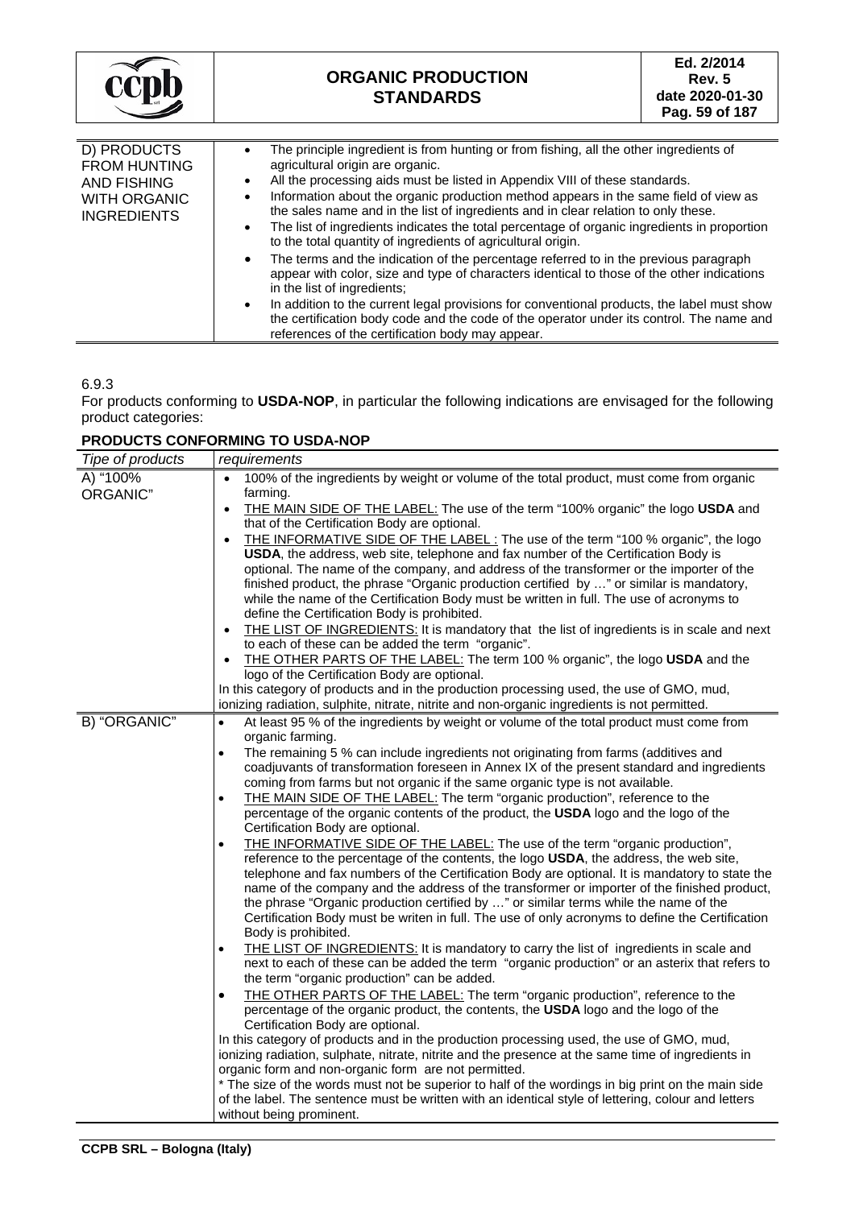| | |
|---|---|
| D) PRODUCTS FROM HUNTING AND FISHING WITH ORGANIC INGREDIENTS | • The principle ingredient is from hunting or from fishing, all the other ingredients of agricultural origin are organic.<br>• All the processing aids must be listed in Appendix VIII of these standards.<br>• Information about the organic production method appears in the same field of view as the sales name and in the list of ingredients and in clear relation to only these.<br>• The list of ingredients indicates the total percentage of organic ingredients in proportion to the total quantity of ingredients of agricultural origin.<br>• The terms and the indication of the percentage referred to in the previous paragraph appear with color, size and type of characters identical to those of the other indications in the list of ingredients;<br>• In addition to the current legal provisions for conventional products, the label must show the certification body code and the code of the operator under its control. The name and references of the certification body may appear. |

6.9.3

For products conforming to **USDA-NOP**, in particular the following indications are envisaged for the following product categories:

**PRODUCTS CONFORMING TO USDA-NOP**

| *Tipe of products* | *requirements* |
|---|---|
| A) "100% ORGANIC" | • 100% of the ingredients by weight or volume of the total product, must come from organic farming.<br>• <u>THE MAIN SIDE OF THE LABEL:</u> The use of the term "100% organic" the logo **USDA** and that of the Certification Body are optional.<br>• <u>THE INFORMATIVE SIDE OF THE LABEL :</u> The use of the term "100 % organic", the logo **USDA**, the address, web site, telephone and fax number of the Certification Body is optional. The name of the company, and address of the transformer or the importer of the finished product, the phrase "Organic production certified by …" or similar is mandatory, while the name of the Certification Body must be written in full. The use of acronyms to define the Certification Body is prohibited.<br>• <u>THE LIST OF INGREDIENTS:</u> It is mandatory that the list of ingredients is in scale and next to each of these can be added the term "organic".<br>• <u>THE OTHER PARTS OF THE LABEL:</u> The term 100 % organic", the logo **USDA** and the logo of the Certification Body are optional.<br>In this category of products and in the production processing used, the use of GMO, mud, ionizing radiation, sulphite, nitrate, nitrite and non-organic ingredients is not permitted. |
| B) "ORGANIC" | • At least 95 % of the ingredients by weight or volume of the total product must come from organic farming.<br>• The remaining 5 % can include ingredients not originating from farms (additives and coadjuvants of transformation foreseen in Annex IX of the present standard and ingredients coming from farms but not organic if the same organic type is not available.<br>• <u>THE MAIN SIDE OF THE LABEL:</u> The term "organic production", reference to the percentage of the organic contents of the product, the **USDA** logo and the logo of the Certification Body are optional.<br>• <u>THE INFORMATIVE SIDE OF THE LABEL:</u> The use of the term "organic production", reference to the percentage of the contents, the logo **USDA**, the address, the web site, telephone and fax numbers of the Certification Body are optional. It is mandatory to state the name of the company and the address of the transformer or importer of the finished product, the phrase "Organic production certified by …" or similar terms while the name of the Certification Body must be writen in full. The use of only acronyms to define the Certification Body is prohibited.<br>• <u>THE LIST OF INGREDIENTS:</u> It is mandatory to carry the list of ingredients in scale and next to each of these can be added the term "organic production" or an asterix that refers to the term "organic production" can be added.<br>• <u>THE OTHER PARTS OF THE LABEL:</u> The term "organic production", reference to the percentage of the organic product, the contents, the **USDA** logo and the logo of the Certification Body are optional.<br>In this category of products and in the production processing used, the use of GMO, mud, ionizing radiation, sulphate, nitrate, nitrite and the presence at the same time of ingredients in organic form and non-organic form are not permitted.<br>* The size of the words must not be superior to half of the wordings in big print on the main side of the label. The sentence must be written with an identical style of lettering, colour and letters without being prominent. |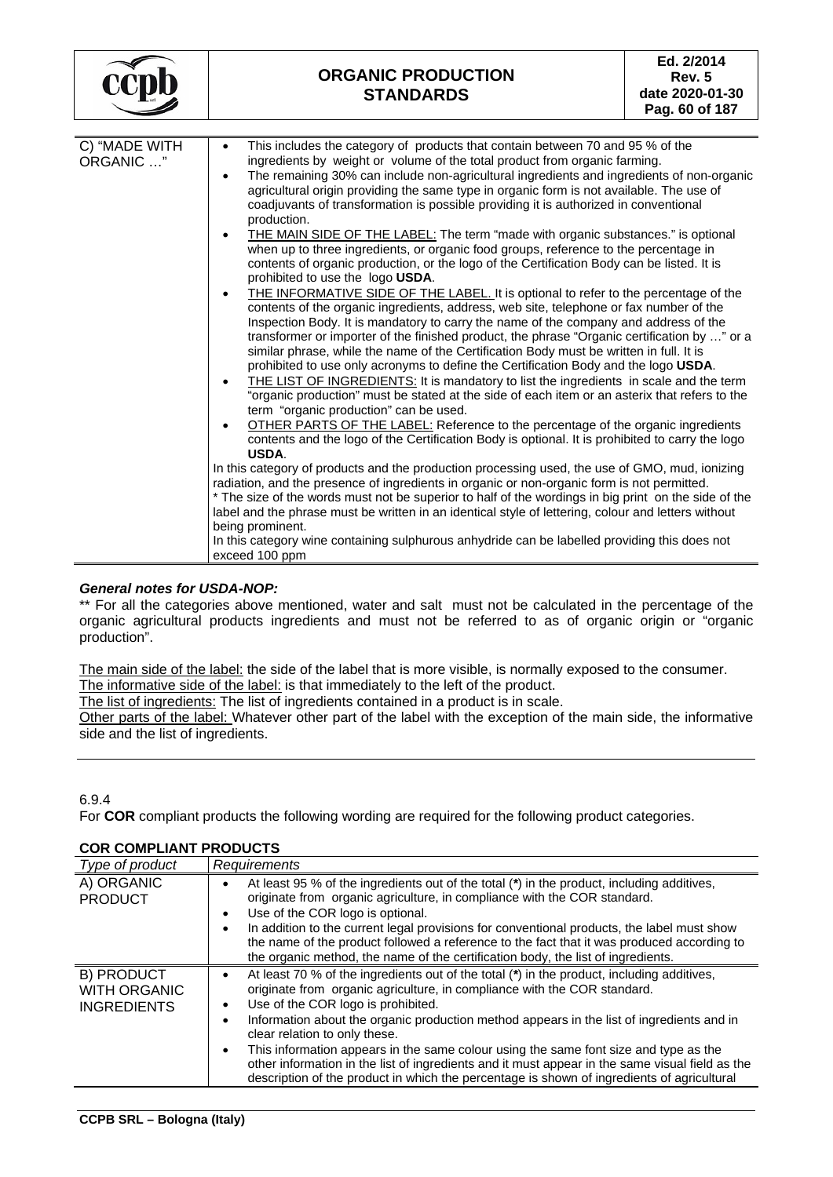| | |
|---|---|
| C) "MADE WITH ORGANIC …" | • This includes the category of products that contain between 70 and 95 % of the ingredients by weight or volume of the total product from organic farming.<br>• The remaining 30% can include non-agricultural ingredients and ingredients of non-organic agricultural origin providing the same type in organic form is not available. The use of coadjuvants of transformation is possible providing it is authorized in conventional production.<br>• <u>THE MAIN SIDE OF THE LABEL:</u> The term "made with organic substances." is optional when up to three ingredients, or organic food groups, reference to the percentage in contents of organic production, or the logo of the Certification Body can be listed. It is prohibited to use the logo **USDA**.<br>• <u>THE INFORMATIVE SIDE OF THE LABEL.</u> It is optional to refer to the percentage of the contents of the organic ingredients, address, web site, telephone or fax number of the Inspection Body. It is mandatory to carry the name of the company and address of the transformer or importer of the finished product, the phrase "Organic certification by …" or a similar phrase, while the name of the Certification Body must be written in full. It is prohibited to use only acronyms to define the Certification Body and the logo **USDA**.<br>• <u>THE LIST OF INGREDIENTS:</u> It is mandatory to list the ingredients in scale and the term "organic production" must be stated at the side of each item or an asterix that refers to the term "organic production" can be used.<br>• <u>OTHER PARTS OF THE LABEL:</u> Reference to the percentage of the organic ingredients contents and the logo of the Certification Body is optional. It is prohibited to carry the logo **USDA**.<br>In this category of products and the production processing used, the use of GMO, mud, ionizing radiation, and the presence of ingredients in organic or non-organic form is not permitted.<br>* The size of the words must not be superior to half of the wordings in big print on the side of the label and the phrase must be written in an identical style of lettering, colour and letters without being prominent.<br>In this category wine containing sulphurous anhydride can be labelled providing this does not exceed 100 ppm |

***General notes for USDA-NOP:***

** For all the categories above mentioned, water and salt must not be calculated in the percentage of the organic agricultural products ingredients and must not be referred to as of organic origin or "organic production".

<u>The main side of the label:</u> the side of the label that is more visible, is normally exposed to the consumer.
<u>The informative side of the label:</u> is that immediately to the left of the product.
<u>The list of ingredients:</u> The list of ingredients contained in a product is in scale.
<u>Other parts of the label:</u> Whatever other part of the label with the exception of the main side, the informative side and the list of ingredients.

---

6.9.4

For **COR** compliant products the following wording are required for the following product categories.

**COR COMPLIANT PRODUCTS**

| *Type of product* | *Requirements* |
|---|---|
| A) ORGANIC PRODUCT | • At least 95 % of the ingredients out of the total (*) in the product, including additives, originate from organic agriculture, in compliance with the COR standard.<br>• Use of the COR logo is optional.<br>• In addition to the current legal provisions for conventional products, the label must show the name of the product followed a reference to the fact that it was produced according to the organic method, the name of the certification body, the list of ingredients. |
| B) PRODUCT WITH ORGANIC INGREDIENTS | • At least 70 % of the ingredients out of the total (*) in the product, including additives, originate from organic agriculture, in compliance with the COR standard.<br>• Use of the COR logo is prohibited.<br>• Information about the organic production method appears in the list of ingredients and in clear relation to only these.<br>• This information appears in the same colour using the same font size and type as the other information in the list of ingredients and it must appear in the same visual field as the description of the product in which the percentage is shown of ingredients of agricultural |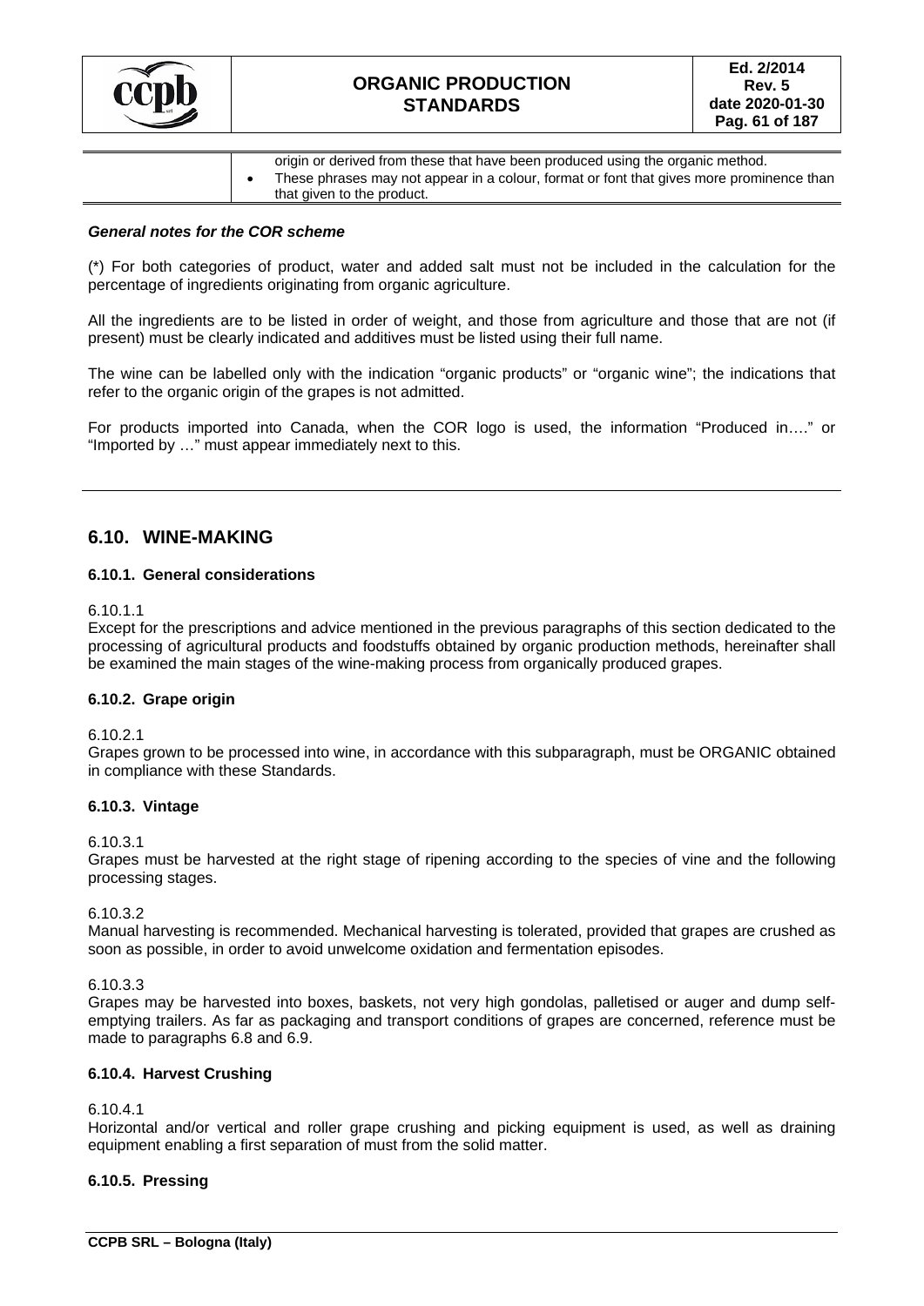| | origin or derived from these that have been produced using the organic method.<br>• These phrases may not appear in a colour, format or font that gives more prominence than that given to the product. |
|---|---|

***General notes for the COR scheme***

(*) For both categories of product, water and added salt must not be included in the calculation for the percentage of ingredients originating from organic agriculture.

All the ingredients are to be listed in order of weight, and those from agriculture and those that are not (if present) must be clearly indicated and additives must be listed using their full name.

The wine can be labelled only with the indication "organic products" or "organic wine"; the indications that refer to the organic origin of the grapes is not admitted.

For products imported into Canada, when the COR logo is used, the information "Produced in…." or "Imported by …" must appear immediately next to this.

## 6.10. WINE-MAKING

### 6.10.1. General considerations

6.10.1.1
Except for the prescriptions and advice mentioned in the previous paragraphs of this section dedicated to the processing of agricultural products and foodstuffs obtained by organic production methods, hereinafter shall be examined the main stages of the wine-making process from organically produced grapes.

### 6.10.2. Grape origin

6.10.2.1
Grapes grown to be processed into wine, in accordance with this subparagraph, must be ORGANIC obtained in compliance with these Standards.

### 6.10.3. Vintage

6.10.3.1
Grapes must be harvested at the right stage of ripening according to the species of vine and the following processing stages.

6.10.3.2
Manual harvesting is recommended. Mechanical harvesting is tolerated, provided that grapes are crushed as soon as possible, in order to avoid unwelcome oxidation and fermentation episodes.

6.10.3.3
Grapes may be harvested into boxes, baskets, not very high gondolas, palletised or auger and dump self-emptying trailers. As far as packaging and transport conditions of grapes are concerned, reference must be made to paragraphs 6.8 and 6.9.

### 6.10.4. Harvest Crushing

6.10.4.1
Horizontal and/or vertical and roller grape crushing and picking equipment is used, as well as draining equipment enabling a first separation of must from the solid matter.

### 6.10.5. Pressing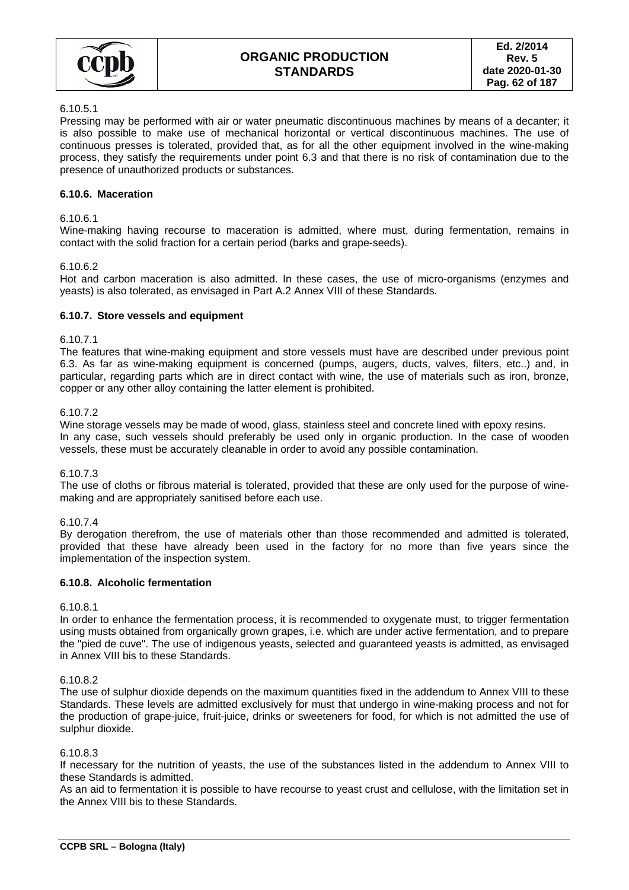6.10.5.1

Pressing may be performed with air or water pneumatic discontinuous machines by means of a decanter; it is also possible to make use of mechanical horizontal or vertical discontinuous machines. The use of continuous presses is tolerated, provided that, as for all the other equipment involved in the wine-making process, they satisfy the requirements under point 6.3 and that there is no risk of contamination due to the presence of unauthorized products or substances.

### 6.10.6. Maceration

6.10.6.1

Wine-making having recourse to maceration is admitted, where must, during fermentation, remains in contact with the solid fraction for a certain period (barks and grape-seeds).

6.10.6.2

Hot and carbon maceration is also admitted. In these cases, the use of micro-organisms (enzymes and yeasts) is also tolerated, as envisaged in Part A.2 Annex VIII of these Standards.

### 6.10.7. Store vessels and equipment

6.10.7.1

The features that wine-making equipment and store vessels must have are described under previous point 6.3. As far as wine-making equipment is concerned (pumps, augers, ducts, valves, filters, etc..) and, in particular, regarding parts which are in direct contact with wine, the use of materials such as iron, bronze, copper or any other alloy containing the latter element is prohibited.

6.10.7.2

Wine storage vessels may be made of wood, glass, stainless steel and concrete lined with epoxy resins.
In any case, such vessels should preferably be used only in organic production. In the case of wooden vessels, these must be accurately cleanable in order to avoid any possible contamination.

6.10.7.3

The use of cloths or fibrous material is tolerated, provided that these are only used for the purpose of wine-making and are appropriately sanitised before each use.

6.10.7.4

By derogation therefrom, the use of materials other than those recommended and admitted is tolerated, provided that these have already been used in the factory for no more than five years since the implementation of the inspection system.

### 6.10.8. Alcoholic fermentation

6.10.8.1

In order to enhance the fermentation process, it is recommended to oxygenate must, to trigger fermentation using musts obtained from organically grown grapes, i.e. which are under active fermentation, and to prepare the "pied de cuve". The use of indigenous yeasts, selected and guaranteed yeasts is admitted, as envisaged in Annex VIII bis to these Standards.

6.10.8.2

The use of sulphur dioxide depends on the maximum quantities fixed in the addendum to Annex VIII to these Standards. These levels are admitted exclusively for must that undergo in wine-making process and not for the production of grape-juice, fruit-juice, drinks or sweeteners for food, for which is not admitted the use of sulphur dioxide.

6.10.8.3

If necessary for the nutrition of yeasts, the use of the substances listed in the addendum to Annex VIII to these Standards is admitted.
As an aid to fermentation it is possible to have recourse to yeast crust and cellulose, with the limitation set in the Annex VIII bis to these Standards.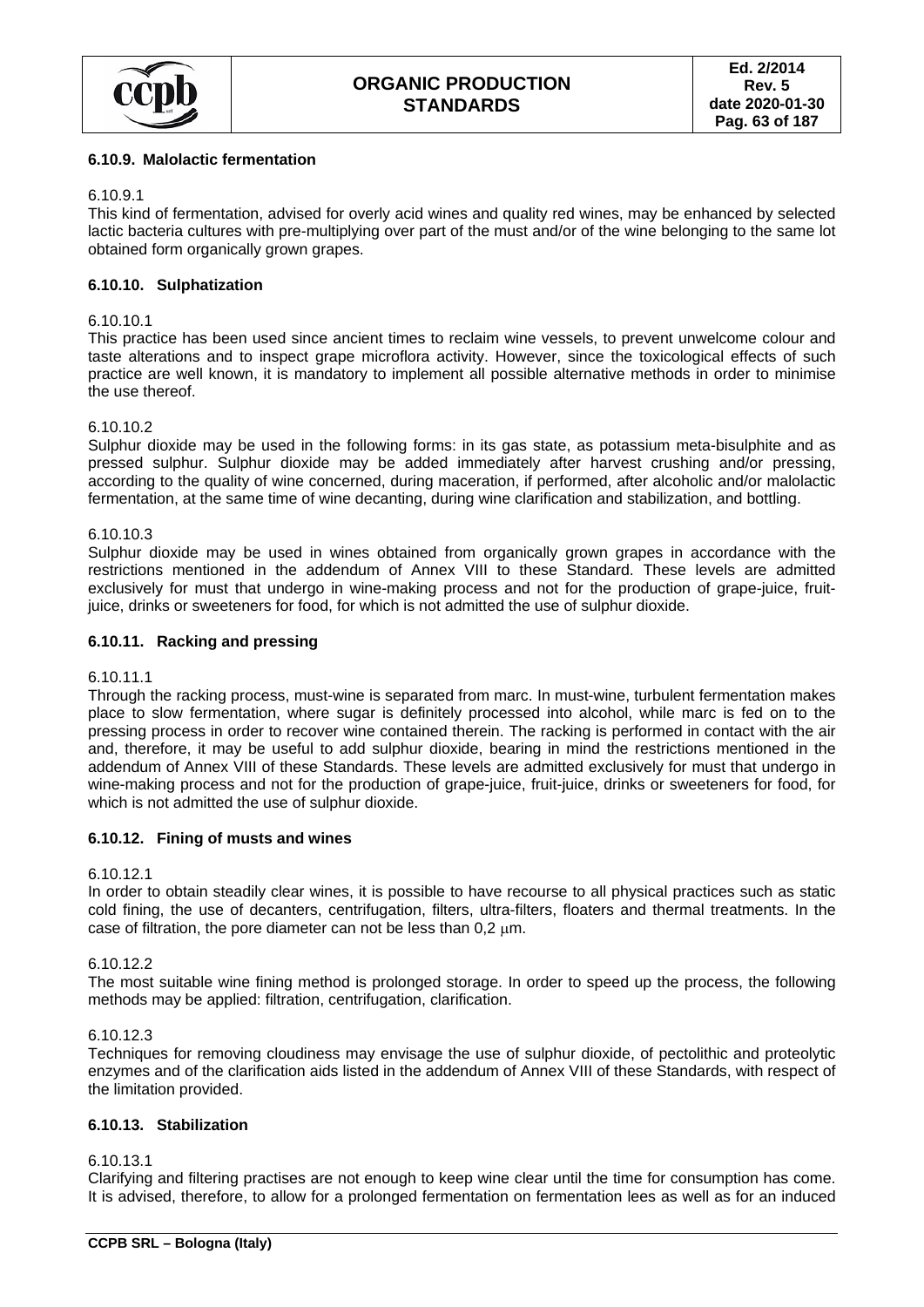### 6.10.9. Malolactic fermentation

6.10.9.1
This kind of fermentation, advised for overly acid wines and quality red wines, may be enhanced by selected lactic bacteria cultures with pre-multiplying over part of the must and/or of the wine belonging to the same lot obtained form organically grown grapes.

### 6.10.10. Sulphatization

6.10.10.1
This practice has been used since ancient times to reclaim wine vessels, to prevent unwelcome colour and taste alterations and to inspect grape microflora activity. However, since the toxicological effects of such practice are well known, it is mandatory to implement all possible alternative methods in order to minimise the use thereof.

6.10.10.2
Sulphur dioxide may be used in the following forms: in its gas state, as potassium meta-bisulphite and as pressed sulphur. Sulphur dioxide may be added immediately after harvest crushing and/or pressing, according to the quality of wine concerned, during maceration, if performed, after alcoholic and/or malolactic fermentation, at the same time of wine decanting, during wine clarification and stabilization, and bottling.

6.10.10.3
Sulphur dioxide may be used in wines obtained from organically grown grapes in accordance with the restrictions mentioned in the addendum of Annex VIII to these Standard. These levels are admitted exclusively for must that undergo in wine-making process and not for the production of grape-juice, fruit-juice, drinks or sweeteners for food, for which is not admitted the use of sulphur dioxide.

### 6.10.11. Racking and pressing

6.10.11.1
Through the racking process, must-wine is separated from marc. In must-wine, turbulent fermentation makes place to slow fermentation, where sugar is definitely processed into alcohol, while marc is fed on to the pressing process in order to recover wine contained therein. The racking is performed in contact with the air and, therefore, it may be useful to add sulphur dioxide, bearing in mind the restrictions mentioned in the addendum of Annex VIII of these Standards. These levels are admitted exclusively for must that undergo in wine-making process and not for the production of grape-juice, fruit-juice, drinks or sweeteners for food, for which is not admitted the use of sulphur dioxide.

### 6.10.12. Fining of musts and wines

6.10.12.1
In order to obtain steadily clear wines, it is possible to have recourse to all physical practices such as static cold fining, the use of decanters, centrifugation, filters, ultra-filters, floaters and thermal treatments. In the case of filtration, the pore diameter can not be less than 0,2 μm.

6.10.12.2
The most suitable wine fining method is prolonged storage. In order to speed up the process, the following methods may be applied: filtration, centrifugation, clarification.

6.10.12.3
Techniques for removing cloudiness may envisage the use of sulphur dioxide, of pectolithic and proteolytic enzymes and of the clarification aids listed in the addendum of Annex VIII of these Standards, with respect of the limitation provided.

### 6.10.13. Stabilization

6.10.13.1
Clarifying and filtering practises are not enough to keep wine clear until the time for consumption has come. It is advised, therefore, to allow for a prolonged fermentation on fermentation lees as well as for an induced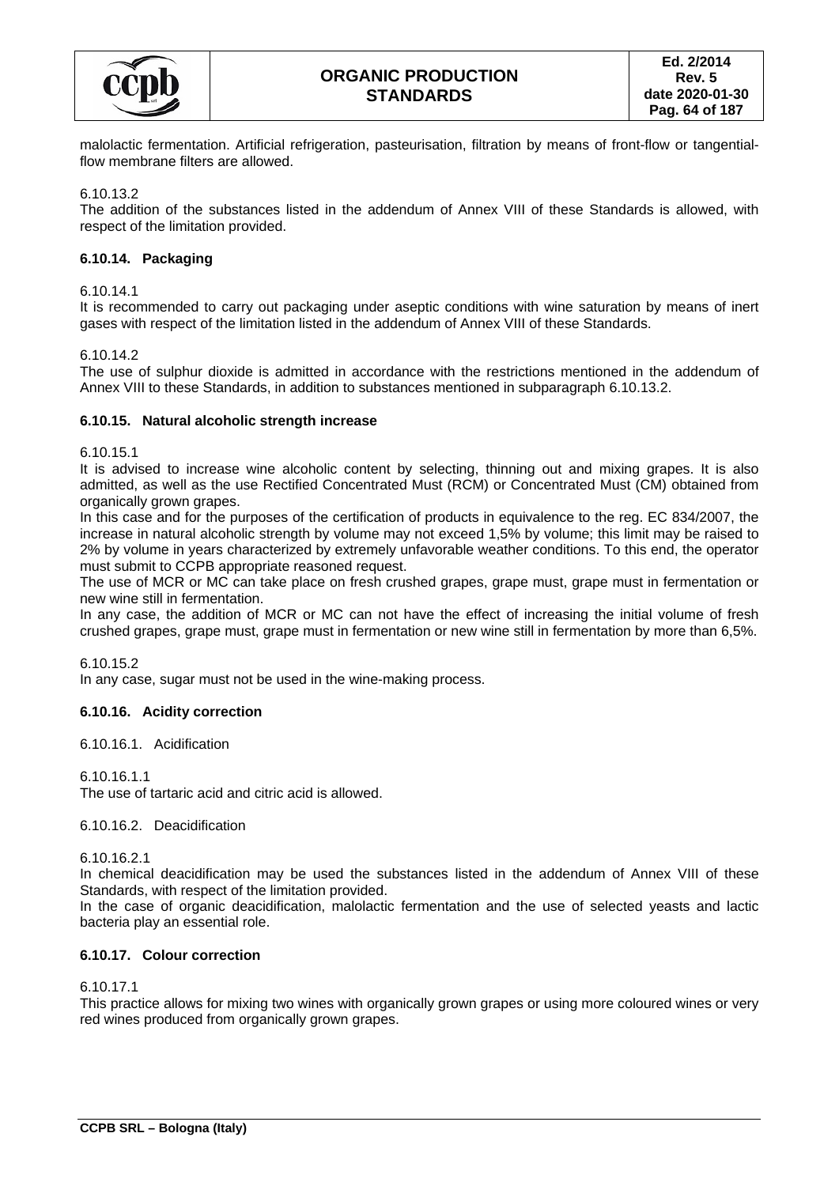malolactic fermentation. Artificial refrigeration, pasteurisation, filtration by means of front-flow or tangential-flow membrane filters are allowed.

6.10.13.2

The addition of the substances listed in the addendum of Annex VIII of these Standards is allowed, with respect of the limitation provided.

### 6.10.14. Packaging

6.10.14.1

It is recommended to carry out packaging under aseptic conditions with wine saturation by means of inert gases with respect of the limitation listed in the addendum of Annex VIII of these Standards.

6.10.14.2

The use of sulphur dioxide is admitted in accordance with the restrictions mentioned in the addendum of Annex VIII to these Standards, in addition to substances mentioned in subparagraph 6.10.13.2.

### 6.10.15. Natural alcoholic strength increase

6.10.15.1

It is advised to increase wine alcoholic content by selecting, thinning out and mixing grapes. It is also admitted, as well as the use Rectified Concentrated Must (RCM) or Concentrated Must (CM) obtained from organically grown grapes.

In this case and for the purposes of the certification of products in equivalence to the reg. EC 834/2007, the increase in natural alcoholic strength by volume may not exceed 1,5% by volume; this limit may be raised to 2% by volume in years characterized by extremely unfavorable weather conditions. To this end, the operator must submit to CCPB appropriate reasoned request.

The use of MCR or MC can take place on fresh crushed grapes, grape must, grape must in fermentation or new wine still in fermentation.

In any case, the addition of MCR or MC can not have the effect of increasing the initial volume of fresh crushed grapes, grape must, grape must in fermentation or new wine still in fermentation by more than 6,5%.

6.10.15.2

In any case, sugar must not be used in the wine-making process.

### 6.10.16. Acidity correction

6.10.16.1. Acidification

6.10.16.1.1

The use of tartaric acid and citric acid is allowed.

6.10.16.2. Deacidification

6.10.16.2.1

In chemical deacidification may be used the substances listed in the addendum of Annex VIII of these Standards, with respect of the limitation provided.

In the case of organic deacidification, malolactic fermentation and the use of selected yeasts and lactic bacteria play an essential role.

### 6.10.17. Colour correction

6.10.17.1

This practice allows for mixing two wines with organically grown grapes or using more coloured wines or very red wines produced from organically grown grapes.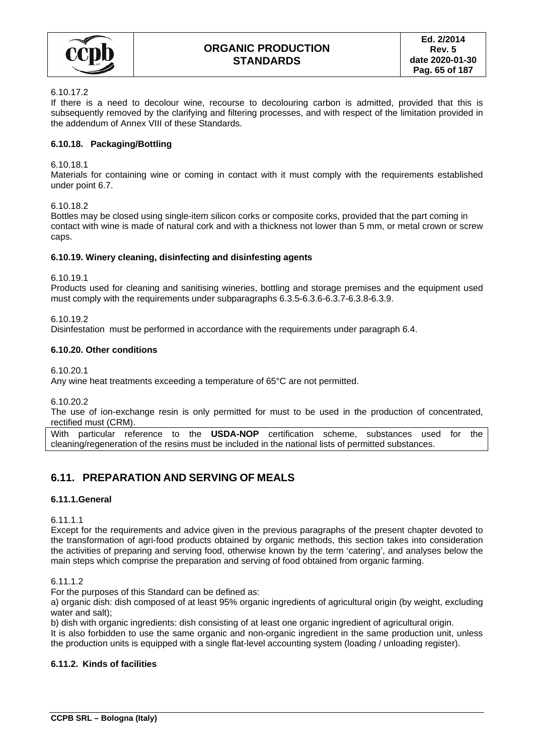6.10.17.2

If there is a need to decolour wine, recourse to decolouring carbon is admitted, provided that this is subsequently removed by the clarifying and filtering processes, and with respect of the limitation provided in the addendum of Annex VIII of these Standards.

#### 6.10.18. Packaging/Bottling

6.10.18.1

Materials for containing wine or coming in contact with it must comply with the requirements established under point 6.7.

6.10.18.2

Bottles may be closed using single-item silicon corks or composite corks, provided that the part coming in contact with wine is made of natural cork and with a thickness not lower than 5 mm, or metal crown or screw caps.

#### 6.10.19. Winery cleaning, disinfecting and disinfesting agents

6.10.19.1

Products used for cleaning and sanitising wineries, bottling and storage premises and the equipment used must comply with the requirements under subparagraphs 6.3.5-6.3.6-6.3.7-6.3.8-6.3.9.

6.10.19.2

Disinfestation must be performed in accordance with the requirements under paragraph 6.4.

#### 6.10.20. Other conditions

6.10.20.1

Any wine heat treatments exceeding a temperature of 65°C are not permitted.

6.10.20.2

The use of ion-exchange resin is only permitted for must to be used in the production of concentrated, rectified must (CRM).

With particular reference to the **USDA-NOP** certification scheme, substances used for the cleaning/regeneration of the resins must be included in the national lists of permitted substances.

## 6.11. PREPARATION AND SERVING OF MEALS

#### 6.11.1.General

6.11.1.1

Except for the requirements and advice given in the previous paragraphs of the present chapter devoted to the transformation of agri-food products obtained by organic methods, this section takes into consideration the activities of preparing and serving food, otherwise known by the term 'catering', and analyses below the main steps which comprise the preparation and serving of food obtained from organic farming.

6.11.1.2

For the purposes of this Standard can be defined as:

a) organic dish: dish composed of at least 95% organic ingredients of agricultural origin (by weight, excluding water and salt);

b) dish with organic ingredients: dish consisting of at least one organic ingredient of agricultural origin.

It is also forbidden to use the same organic and non-organic ingredient in the same production unit, unless the production units is equipped with a single flat-level accounting system (loading / unloading register).

#### 6.11.2. Kinds of facilities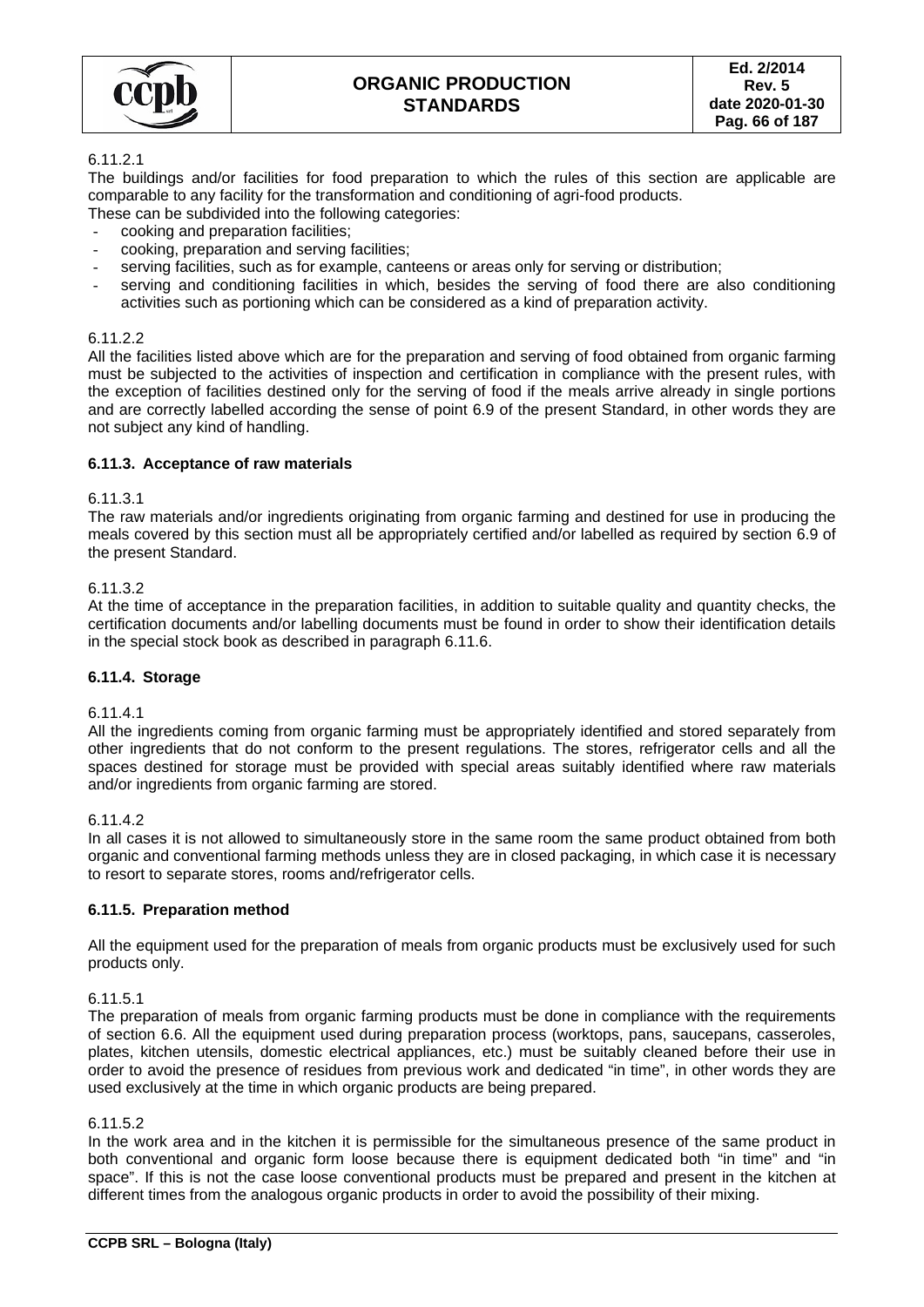6.11.2.1

The buildings and/or facilities for food preparation to which the rules of this section are applicable are comparable to any facility for the transformation and conditioning of agri-food products.

These can be subdivided into the following categories:

- cooking and preparation facilities;
- cooking, preparation and serving facilities;
- serving facilities, such as for example, canteens or areas only for serving or distribution;
- serving and conditioning facilities in which, besides the serving of food there are also conditioning activities such as portioning which can be considered as a kind of preparation activity.

6.11.2.2

All the facilities listed above which are for the preparation and serving of food obtained from organic farming must be subjected to the activities of inspection and certification in compliance with the present rules, with the exception of facilities destined only for the serving of food if the meals arrive already in single portions and are correctly labelled according the sense of point 6.9 of the present Standard, in other words they are not subject any kind of handling.

### 6.11.3. Acceptance of raw materials

6.11.3.1

The raw materials and/or ingredients originating from organic farming and destined for use in producing the meals covered by this section must all be appropriately certified and/or labelled as required by section 6.9 of the present Standard.

6.11.3.2

At the time of acceptance in the preparation facilities, in addition to suitable quality and quantity checks, the certification documents and/or labelling documents must be found in order to show their identification details in the special stock book as described in paragraph 6.11.6.

### 6.11.4. Storage

6.11.4.1

All the ingredients coming from organic farming must be appropriately identified and stored separately from other ingredients that do not conform to the present regulations. The stores, refrigerator cells and all the spaces destined for storage must be provided with special areas suitably identified where raw materials and/or ingredients from organic farming are stored.

6.11.4.2

In all cases it is not allowed to simultaneously store in the same room the same product obtained from both organic and conventional farming methods unless they are in closed packaging, in which case it is necessary to resort to separate stores, rooms and/refrigerator cells.

### 6.11.5. Preparation method

All the equipment used for the preparation of meals from organic products must be exclusively used for such products only.

6.11.5.1

The preparation of meals from organic farming products must be done in compliance with the requirements of section 6.6. All the equipment used during preparation process (worktops, pans, saucepans, casseroles, plates, kitchen utensils, domestic electrical appliances, etc.) must be suitably cleaned before their use in order to avoid the presence of residues from previous work and dedicated "in time", in other words they are used exclusively at the time in which organic products are being prepared.

6.11.5.2

In the work area and in the kitchen it is permissible for the simultaneous presence of the same product in both conventional and organic form loose because there is equipment dedicated both "in time" and "in space". If this is not the case loose conventional products must be prepared and present in the kitchen at different times from the analogous organic products in order to avoid the possibility of their mixing.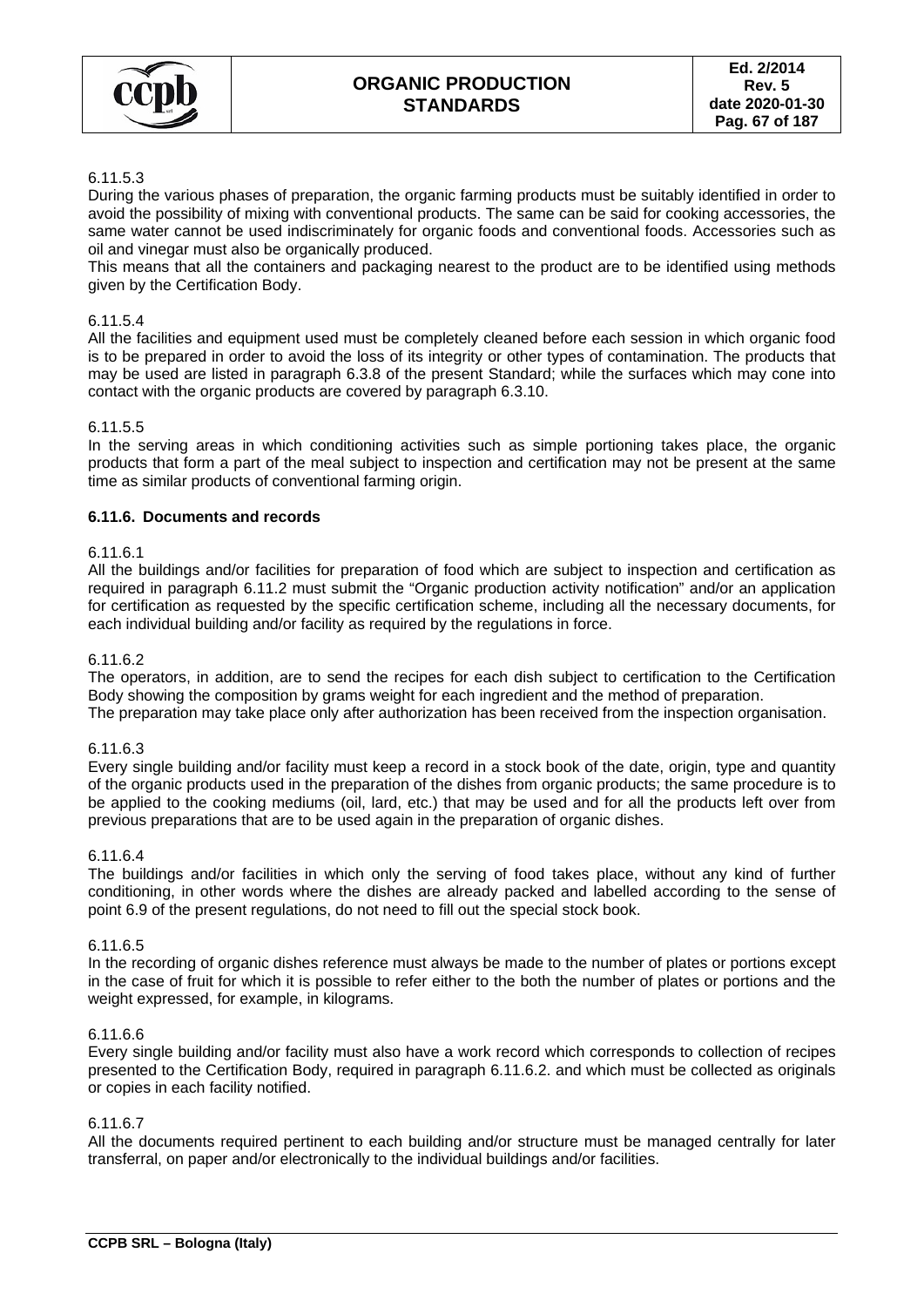6.11.5.3

During the various phases of preparation, the organic farming products must be suitably identified in order to avoid the possibility of mixing with conventional products. The same can be said for cooking accessories, the same water cannot be used indiscriminately for organic foods and conventional foods. Accessories such as oil and vinegar must also be organically produced.

This means that all the containers and packaging nearest to the product are to be identified using methods given by the Certification Body.

6.11.5.4

All the facilities and equipment used must be completely cleaned before each session in which organic food is to be prepared in order to avoid the loss of its integrity or other types of contamination. The products that may be used are listed in paragraph 6.3.8 of the present Standard; while the surfaces which may cone into contact with the organic products are covered by paragraph 6.3.10.

6.11.5.5

In the serving areas in which conditioning activities such as simple portioning takes place, the organic products that form a part of the meal subject to inspection and certification may not be present at the same time as similar products of conventional farming origin.

#### 6.11.6. Documents and records

6.11.6.1

All the buildings and/or facilities for preparation of food which are subject to inspection and certification as required in paragraph 6.11.2 must submit the "Organic production activity notification" and/or an application for certification as requested by the specific certification scheme, including all the necessary documents, for each individual building and/or facility as required by the regulations in force.

6.11.6.2

The operators, in addition, are to send the recipes for each dish subject to certification to the Certification Body showing the composition by grams weight for each ingredient and the method of preparation.

The preparation may take place only after authorization has been received from the inspection organisation.

6.11.6.3

Every single building and/or facility must keep a record in a stock book of the date, origin, type and quantity of the organic products used in the preparation of the dishes from organic products; the same procedure is to be applied to the cooking mediums (oil, lard, etc.) that may be used and for all the products left over from previous preparations that are to be used again in the preparation of organic dishes.

6.11.6.4

The buildings and/or facilities in which only the serving of food takes place, without any kind of further conditioning, in other words where the dishes are already packed and labelled according to the sense of point 6.9 of the present regulations, do not need to fill out the special stock book.

6.11.6.5

In the recording of organic dishes reference must always be made to the number of plates or portions except in the case of fruit for which it is possible to refer either to the both the number of plates or portions and the weight expressed, for example, in kilograms.

6.11.6.6

Every single building and/or facility must also have a work record which corresponds to collection of recipes presented to the Certification Body, required in paragraph 6.11.6.2. and which must be collected as originals or copies in each facility notified.

6.11.6.7

All the documents required pertinent to each building and/or structure must be managed centrally for later transferral, on paper and/or electronically to the individual buildings and/or facilities.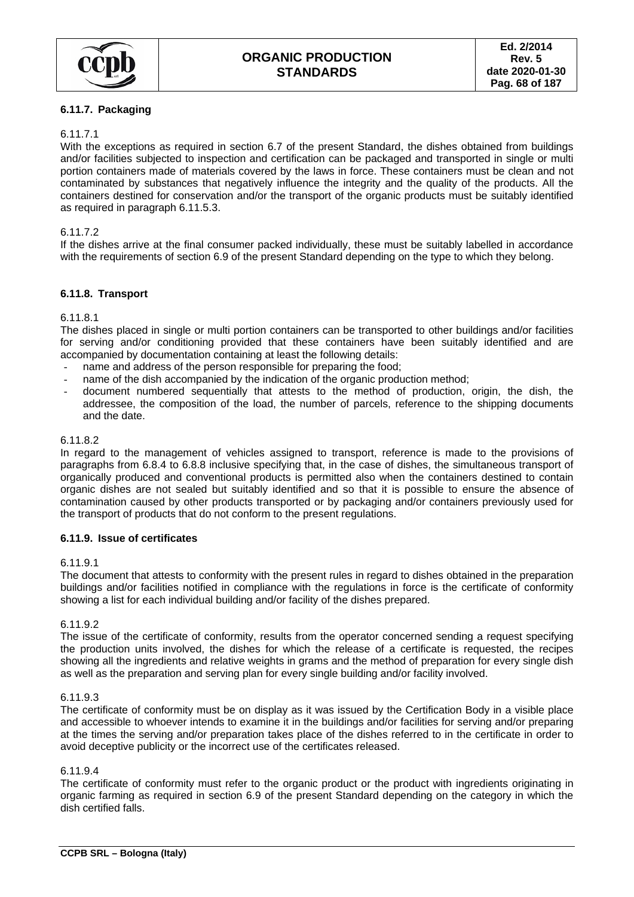### 6.11.7. Packaging

6.11.7.1

With the exceptions as required in section 6.7 of the present Standard, the dishes obtained from buildings and/or facilities subjected to inspection and certification can be packaged and transported in single or multi portion containers made of materials covered by the laws in force. These containers must be clean and not contaminated by substances that negatively influence the integrity and the quality of the products. All the containers destined for conservation and/or the transport of the organic products must be suitably identified as required in paragraph 6.11.5.3.

6.11.7.2

If the dishes arrive at the final consumer packed individually, these must be suitably labelled in accordance with the requirements of section 6.9 of the present Standard depending on the type to which they belong.

### 6.11.8. Transport

6.11.8.1

The dishes placed in single or multi portion containers can be transported to other buildings and/or facilities for serving and/or conditioning provided that these containers have been suitably identified and are accompanied by documentation containing at least the following details:

- name and address of the person responsible for preparing the food;
- name of the dish accompanied by the indication of the organic production method;
- document numbered sequentially that attests to the method of production, origin, the dish, the addressee, the composition of the load, the number of parcels, reference to the shipping documents and the date.

6.11.8.2

In regard to the management of vehicles assigned to transport, reference is made to the provisions of paragraphs from 6.8.4 to 6.8.8 inclusive specifying that, in the case of dishes, the simultaneous transport of organically produced and conventional products is permitted also when the containers destined to contain organic dishes are not sealed but suitably identified and so that it is possible to ensure the absence of contamination caused by other products transported or by packaging and/or containers previously used for the transport of products that do not conform to the present regulations.

### 6.11.9. Issue of certificates

6.11.9.1

The document that attests to conformity with the present rules in regard to dishes obtained in the preparation buildings and/or facilities notified in compliance with the regulations in force is the certificate of conformity showing a list for each individual building and/or facility of the dishes prepared.

6.11.9.2

The issue of the certificate of conformity, results from the operator concerned sending a request specifying the production units involved, the dishes for which the release of a certificate is requested, the recipes showing all the ingredients and relative weights in grams and the method of preparation for every single dish as well as the preparation and serving plan for every single building and/or facility involved.

6.11.9.3

The certificate of conformity must be on display as it was issued by the Certification Body in a visible place and accessible to whoever intends to examine it in the buildings and/or facilities for serving and/or preparing at the times the serving and/or preparation takes place of the dishes referred to in the certificate in order to avoid deceptive publicity or the incorrect use of the certificates released.

6.11.9.4

The certificate of conformity must refer to the organic product or the product with ingredients originating in organic farming as required in section 6.9 of the present Standard depending on the category in which the dish certified falls.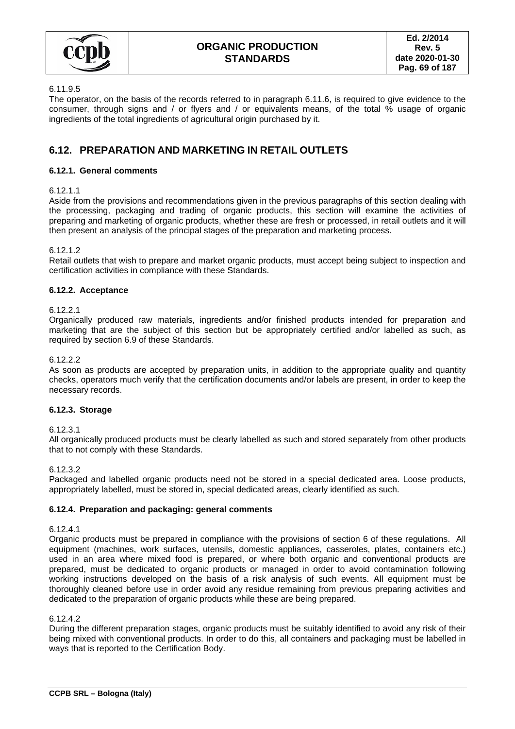6.11.9.5

The operator, on the basis of the records referred to in paragraph 6.11.6, is required to give evidence to the consumer, through signs and / or flyers and / or equivalents means, of the total % usage of organic ingredients of the total ingredients of agricultural origin purchased by it.

## 6.12. PREPARATION AND MARKETING IN RETAIL OUTLETS

### 6.12.1. General comments

6.12.1.1

Aside from the provisions and recommendations given in the previous paragraphs of this section dealing with the processing, packaging and trading of organic products, this section will examine the activities of preparing and marketing of organic products, whether these are fresh or processed, in retail outlets and it will then present an analysis of the principal stages of the preparation and marketing process.

6.12.1.2

Retail outlets that wish to prepare and market organic products, must accept being subject to inspection and certification activities in compliance with these Standards.

### 6.12.2. Acceptance

6.12.2.1

Organically produced raw materials, ingredients and/or finished products intended for preparation and marketing that are the subject of this section but be appropriately certified and/or labelled as such, as required by section 6.9 of these Standards.

6.12.2.2

As soon as products are accepted by preparation units, in addition to the appropriate quality and quantity checks, operators much verify that the certification documents and/or labels are present, in order to keep the necessary records.

### 6.12.3. Storage

6.12.3.1

All organically produced products must be clearly labelled as such and stored separately from other products that to not comply with these Standards.

6.12.3.2

Packaged and labelled organic products need not be stored in a special dedicated area. Loose products, appropriately labelled, must be stored in, special dedicated areas, clearly identified as such.

### 6.12.4. Preparation and packaging: general comments

6.12.4.1

Organic products must be prepared in compliance with the provisions of section 6 of these regulations. All equipment (machines, work surfaces, utensils, domestic appliances, casseroles, plates, containers etc.) used in an area where mixed food is prepared, or where both organic and conventional products are prepared, must be dedicated to organic products or managed in order to avoid contamination following working instructions developed on the basis of a risk analysis of such events. All equipment must be thoroughly cleaned before use in order avoid any residue remaining from previous preparing activities and dedicated to the preparation of organic products while these are being prepared.

6.12.4.2

During the different preparation stages, organic products must be suitably identified to avoid any risk of their being mixed with conventional products. In order to do this, all containers and packaging must be labelled in ways that is reported to the Certification Body.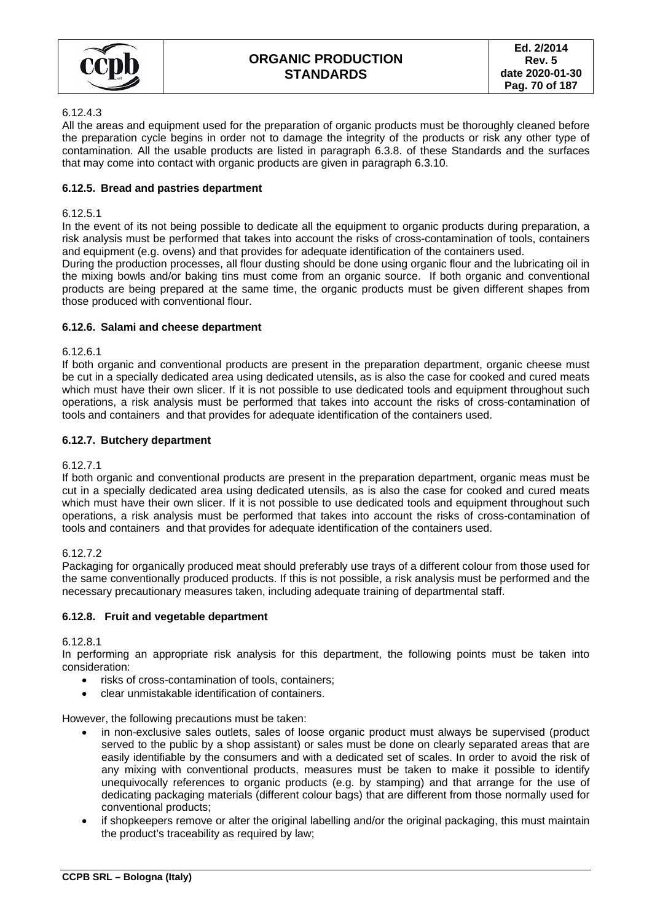6.12.4.3

All the areas and equipment used for the preparation of organic products must be thoroughly cleaned before the preparation cycle begins in order not to damage the integrity of the products or risk any other type of contamination. All the usable products are listed in paragraph 6.3.8. of these Standards and the surfaces that may come into contact with organic products are given in paragraph 6.3.10.

### 6.12.5. Bread and pastries department

6.12.5.1

In the event of its not being possible to dedicate all the equipment to organic products during preparation, a risk analysis must be performed that takes into account the risks of cross-contamination of tools, containers and equipment (e.g. ovens) and that provides for adequate identification of the containers used.

During the production processes, all flour dusting should be done using organic flour and the lubricating oil in the mixing bowls and/or baking tins must come from an organic source. If both organic and conventional products are being prepared at the same time, the organic products must be given different shapes from those produced with conventional flour.

### 6.12.6. Salami and cheese department

6.12.6.1

If both organic and conventional products are present in the preparation department, organic cheese must be cut in a specially dedicated area using dedicated utensils, as is also the case for cooked and cured meats which must have their own slicer. If it is not possible to use dedicated tools and equipment throughout such operations, a risk analysis must be performed that takes into account the risks of cross-contamination of tools and containers and that provides for adequate identification of the containers used.

### 6.12.7. Butchery department

6.12.7.1

If both organic and conventional products are present in the preparation department, organic meas must be cut in a specially dedicated area using dedicated utensils, as is also the case for cooked and cured meats which must have their own slicer. If it is not possible to use dedicated tools and equipment throughout such operations, a risk analysis must be performed that takes into account the risks of cross-contamination of tools and containers and that provides for adequate identification of the containers used.

6.12.7.2

Packaging for organically produced meat should preferably use trays of a different colour from those used for the same conventionally produced products. If this is not possible, a risk analysis must be performed and the necessary precautionary measures taken, including adequate training of departmental staff.

### 6.12.8. Fruit and vegetable department

6.12.8.1

In performing an appropriate risk analysis for this department, the following points must be taken into consideration:

- risks of cross-contamination of tools, containers;
- clear unmistakable identification of containers.

However, the following precautions must be taken:

- in non-exclusive sales outlets, sales of loose organic product must always be supervised (product served to the public by a shop assistant) or sales must be done on clearly separated areas that are easily identifiable by the consumers and with a dedicated set of scales. In order to avoid the risk of any mixing with conventional products, measures must be taken to make it possible to identify unequivocally references to organic products (e.g. by stamping) and that arrange for the use of dedicating packaging materials (different colour bags) that are different from those normally used for conventional products;
- if shopkeepers remove or alter the original labelling and/or the original packaging, this must maintain the product's traceability as required by law;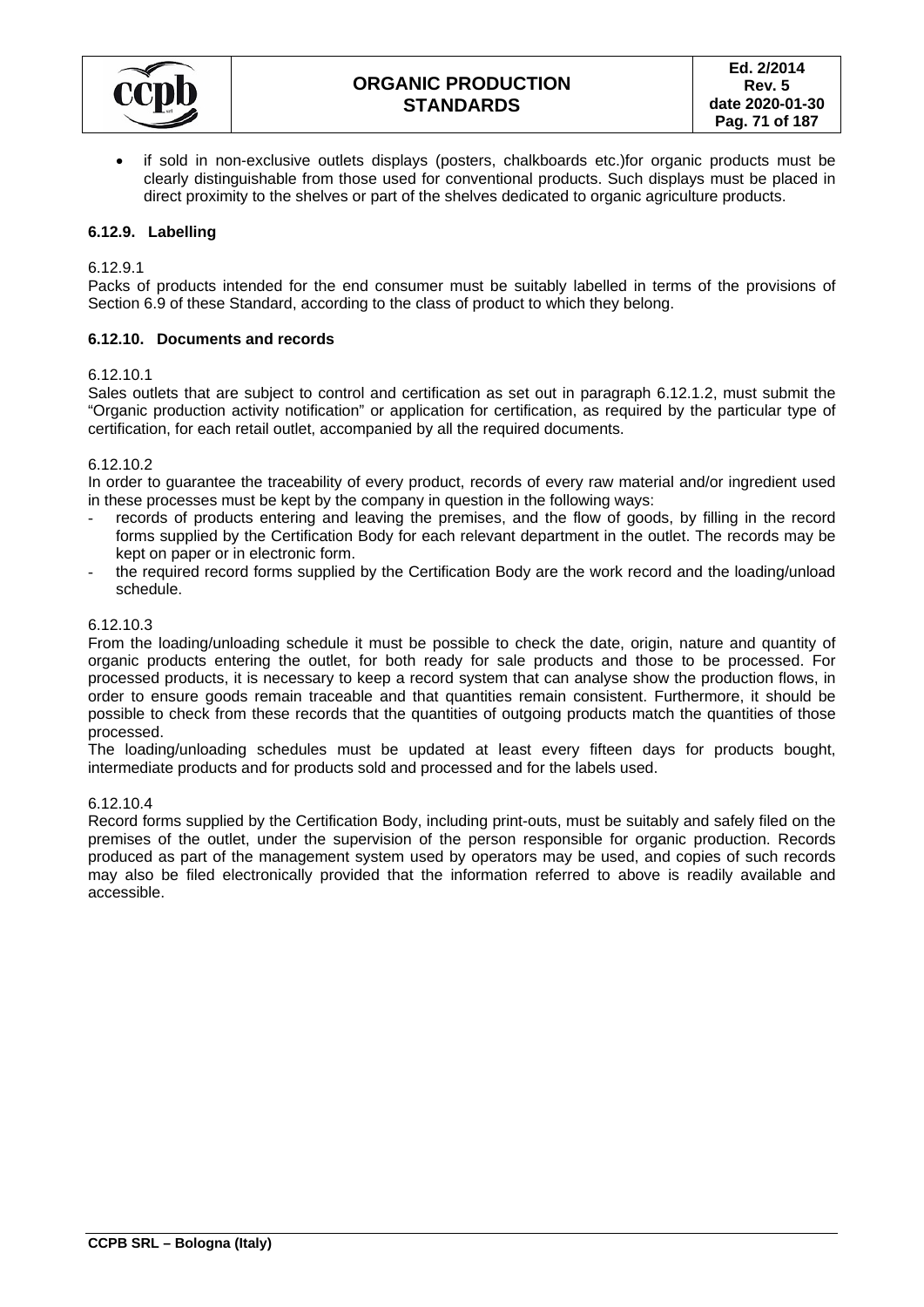- if sold in non-exclusive outlets displays (posters, chalkboards etc.)for organic products must be clearly distinguishable from those used for conventional products. Such displays must be placed in direct proximity to the shelves or part of the shelves dedicated to organic agriculture products.

### 6.12.9. Labelling

6.12.9.1

Packs of products intended for the end consumer must be suitably labelled in terms of the provisions of Section 6.9 of these Standard, according to the class of product to which they belong.

### 6.12.10. Documents and records

6.12.10.1

Sales outlets that are subject to control and certification as set out in paragraph 6.12.1.2, must submit the "Organic production activity notification" or application for certification, as required by the particular type of certification, for each retail outlet, accompanied by all the required documents.

6.12.10.2

In order to guarantee the traceability of every product, records of every raw material and/or ingredient used in these processes must be kept by the company in question in the following ways:

- records of products entering and leaving the premises, and the flow of goods, by filling in the record forms supplied by the Certification Body for each relevant department in the outlet. The records may be kept on paper or in electronic form.
- the required record forms supplied by the Certification Body are the work record and the loading/unload schedule.

6.12.10.3

From the loading/unloading schedule it must be possible to check the date, origin, nature and quantity of organic products entering the outlet, for both ready for sale products and those to be processed. For processed products, it is necessary to keep a record system that can analyse show the production flows, in order to ensure goods remain traceable and that quantities remain consistent. Furthermore, it should be possible to check from these records that the quantities of outgoing products match the quantities of those processed.

The loading/unloading schedules must be updated at least every fifteen days for products bought, intermediate products and for products sold and processed and for the labels used.

6.12.10.4

Record forms supplied by the Certification Body, including print-outs, must be suitably and safely filed on the premises of the outlet, under the supervision of the person responsible for organic production. Records produced as part of the management system used by operators may be used, and copies of such records may also be filed electronically provided that the information referred to above is readily available and accessible.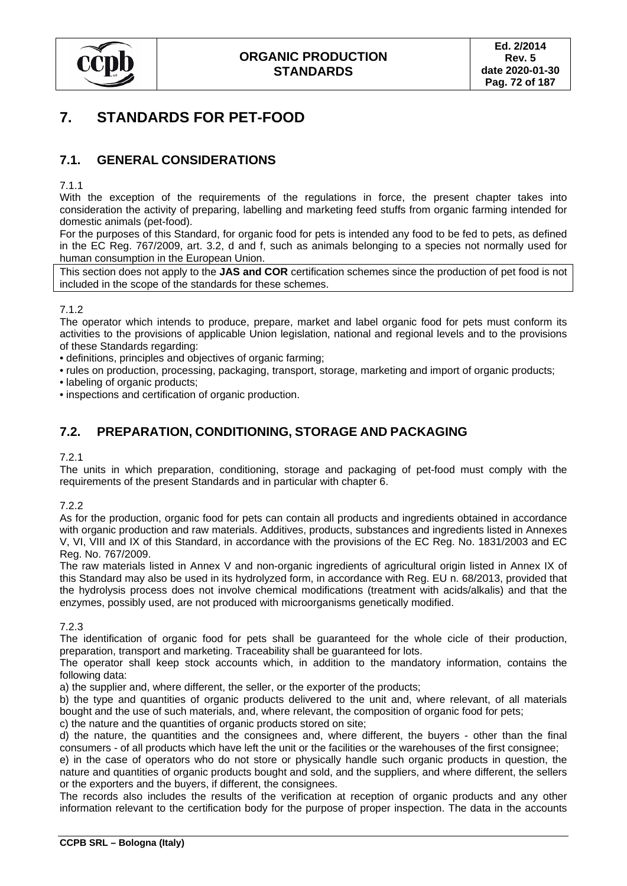# 7. STANDARDS FOR PET-FOOD

## 7.1. GENERAL CONSIDERATIONS

7.1.1

With the exception of the requirements of the regulations in force, the present chapter takes into consideration the activity of preparing, labelling and marketing feed stuffs from organic farming intended for domestic animals (pet-food).

For the purposes of this Standard, for organic food for pets is intended any food to be fed to pets, as defined in the EC Reg. 767/2009, art. 3.2, d and f, such as animals belonging to a species not normally used for human consumption in the European Union.

This section does not apply to the **JAS and COR** certification schemes since the production of pet food is not included in the scope of the standards for these schemes.

7.1.2

The operator which intends to produce, prepare, market and label organic food for pets must conform its activities to the provisions of applicable Union legislation, national and regional levels and to the provisions of these Standards regarding:

- definitions, principles and objectives of organic farming;
- rules on production, processing, packaging, transport, storage, marketing and import of organic products;
- labeling of organic products;
- inspections and certification of organic production.

## 7.2. PREPARATION, CONDITIONING, STORAGE AND PACKAGING

7.2.1

The units in which preparation, conditioning, storage and packaging of pet-food must comply with the requirements of the present Standards and in particular with chapter 6.

7.2.2

As for the production, organic food for pets can contain all products and ingredients obtained in accordance with organic production and raw materials. Additives, products, substances and ingredients listed in Annexes V, VI, VIII and IX of this Standard, in accordance with the provisions of the EC Reg. No. 1831/2003 and EC Reg. No. 767/2009.

The raw materials listed in Annex V and non-organic ingredients of agricultural origin listed in Annex IX of this Standard may also be used in its hydrolyzed form, in accordance with Reg. EU n. 68/2013, provided that the hydrolysis process does not involve chemical modifications (treatment with acids/alkalis) and that the enzymes, possibly used, are not produced with microorganisms genetically modified.

7.2.3

The identification of organic food for pets shall be guaranteed for the whole cicle of their production, preparation, transport and marketing. Traceability shall be guaranteed for lots.

The operator shall keep stock accounts which, in addition to the mandatory information, contains the following data:

a) the supplier and, where different, the seller, or the exporter of the products;

b) the type and quantities of organic products delivered to the unit and, where relevant, of all materials bought and the use of such materials, and, where relevant, the composition of organic food for pets;

c) the nature and the quantities of organic products stored on site;

d) the nature, the quantities and the consignees and, where different, the buyers - other than the final consumers - of all products which have left the unit or the facilities or the warehouses of the first consignee;

e) in the case of operators who do not store or physically handle such organic products in question, the nature and quantities of organic products bought and sold, and the suppliers, and where different, the sellers or the exporters and the buyers, if different, the consignees.

The records also includes the results of the verification at reception of organic products and any other information relevant to the certification body for the purpose of proper inspection. The data in the accounts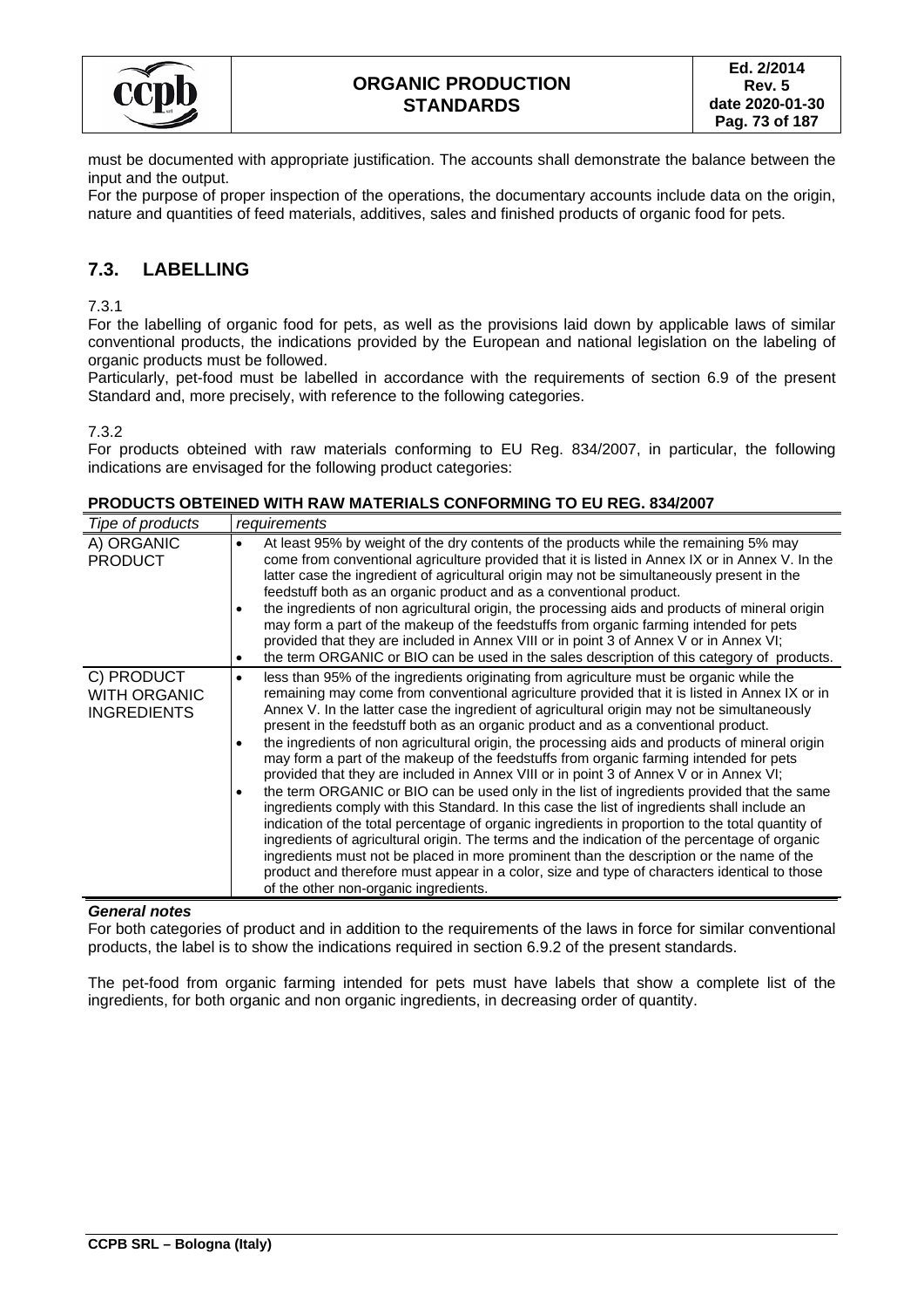must be documented with appropriate justification. The accounts shall demonstrate the balance between the input and the output.

For the purpose of proper inspection of the operations, the documentary accounts include data on the origin, nature and quantities of feed materials, additives, sales and finished products of organic food for pets.

## 7.3. LABELLING

7.3.1

For the labelling of organic food for pets, as well as the provisions laid down by applicable laws of similar conventional products, the indications provided by the European and national legislation on the labeling of organic products must be followed.

Particularly, pet-food must be labelled in accordance with the requirements of section 6.9 of the present Standard and, more precisely, with reference to the following categories.

7.3.2

For products obteined with raw materials conforming to EU Reg. 834/2007, in particular, the following indications are envisaged for the following product categories:

**PRODUCTS OBTEINED WITH RAW MATERIALS CONFORMING TO EU REG. 834/2007**

| *Tipe of products* | *requirements* |
|---|---|
| A) ORGANIC PRODUCT | • At least 95% by weight of the dry contents of the products while the remaining 5% may come from conventional agriculture provided that it is listed in Annex IX or in Annex V. In the latter case the ingredient of agricultural origin may not be simultaneously present in the feedstuff both as an organic product and as a conventional product.<br>• the ingredients of non agricultural origin, the processing aids and products of mineral origin may form a part of the makeup of the feedstuffs from organic farming intended for pets provided that they are included in Annex VIII or in point 3 of Annex V or in Annex VI;<br>• the term ORGANIC or BIO can be used in the sales description of this category of products. |
| C) PRODUCT WITH ORGANIC INGREDIENTS | • less than 95% of the ingredients originating from agriculture must be organic while the remaining may come from conventional agriculture provided that it is listed in Annex IX or in Annex V. In the latter case the ingredient of agricultural origin may not be simultaneously present in the feedstuff both as an organic product and as a conventional product.<br>• the ingredients of non agricultural origin, the processing aids and products of mineral origin may form a part of the makeup of the feedstuffs from organic farming intended for pets provided that they are included in Annex VIII or in point 3 of Annex V or in Annex VI;<br>• the term ORGANIC or BIO can be used only in the list of ingredients provided that the same ingredients comply with this Standard. In this case the list of ingredients shall include an indication of the total percentage of organic ingredients in proportion to the total quantity of ingredients of agricultural origin. The terms and the indication of the percentage of organic ingredients must not be placed in more prominent than the description or the name of the product and therefore must appear in a color, size and type of characters identical to those of the other non-organic ingredients. |

***General notes***

For both categories of product and in addition to the requirements of the laws in force for similar conventional products, the label is to show the indications required in section 6.9.2 of the present standards.

The pet-food from organic farming intended for pets must have labels that show a complete list of the ingredients, for both organic and non organic ingredients, in decreasing order of quantity.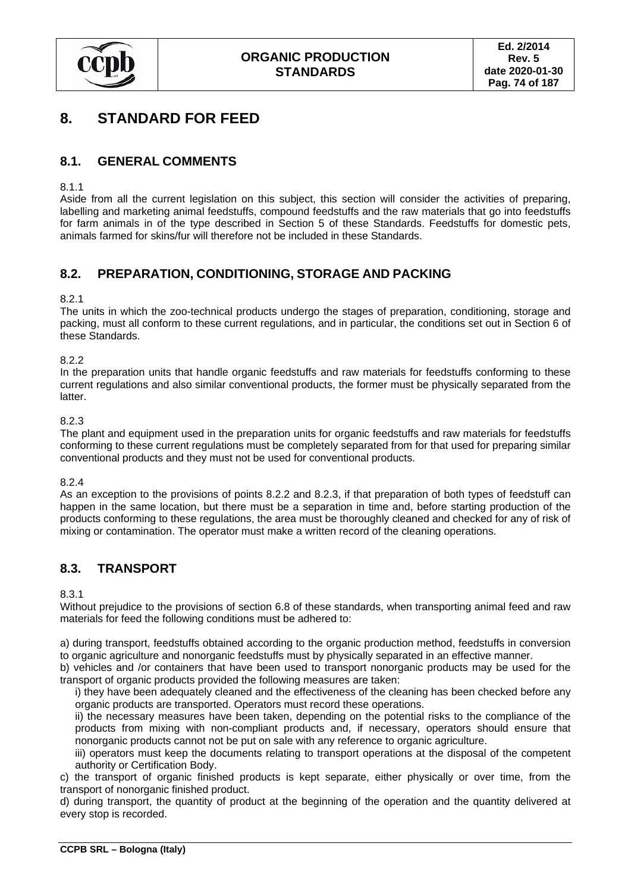# 8. STANDARD FOR FEED

## 8.1. GENERAL COMMENTS

8.1.1
Aside from all the current legislation on this subject, this section will consider the activities of preparing, labelling and marketing animal feedstuffs, compound feedstuffs and the raw materials that go into feedstuffs for farm animals in of the type described in Section 5 of these Standards. Feedstuffs for domestic pets, animals farmed for skins/fur will therefore not be included in these Standards.

## 8.2. PREPARATION, CONDITIONING, STORAGE AND PACKING

8.2.1
The units in which the zoo-technical products undergo the stages of preparation, conditioning, storage and packing, must all conform to these current regulations, and in particular, the conditions set out in Section 6 of these Standards.

8.2.2
In the preparation units that handle organic feedstuffs and raw materials for feedstuffs conforming to these current regulations and also similar conventional products, the former must be physically separated from the latter.

8.2.3
The plant and equipment used in the preparation units for organic feedstuffs and raw materials for feedstuffs conforming to these current regulations must be completely separated from for that used for preparing similar conventional products and they must not be used for conventional products.

8.2.4
As an exception to the provisions of points 8.2.2 and 8.2.3, if that preparation of both types of feedstuff can happen in the same location, but there must be a separation in time and, before starting production of the products conforming to these regulations, the area must be thoroughly cleaned and checked for any of risk of mixing or contamination. The operator must make a written record of the cleaning operations.

## 8.3. TRANSPORT

8.3.1
Without prejudice to the provisions of section 6.8 of these standards, when transporting animal feed and raw materials for feed the following conditions must be adhered to:

a) during transport, feedstuffs obtained according to the organic production method, feedstuffs in conversion to organic agriculture and nonorganic feedstuffs must by physically separated in an effective manner.
b) vehicles and /or containers that have been used to transport nonorganic products may be used for the transport of organic products provided the following measures are taken:
   i) they have been adequately cleaned and the effectiveness of the cleaning has been checked before any organic products are transported. Operators must record these operations.
   ii) the necessary measures have been taken, depending on the potential risks to the compliance of the products from mixing with non-compliant products and, if necessary, operators should ensure that nonorganic products cannot not be put on sale with any reference to organic agriculture.
   iii) operators must keep the documents relating to transport operations at the disposal of the competent authority or Certification Body.
c) the transport of organic finished products is kept separate, either physically or over time, from the transport of nonorganic finished product.
d) during transport, the quantity of product at the beginning of the operation and the quantity delivered at every stop is recorded.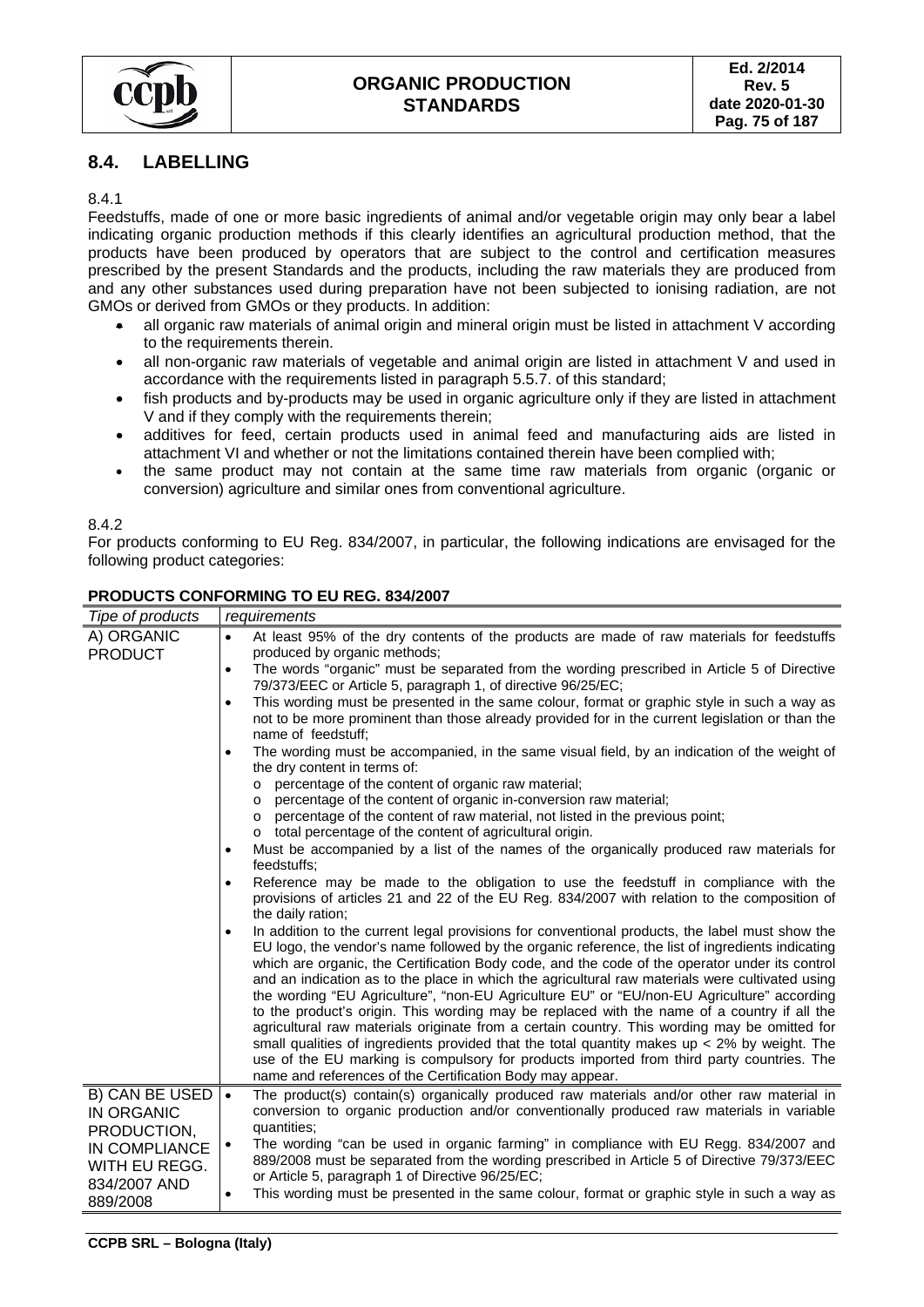## 8.4. LABELLING

8.4.1

Feedstuffs, made of one or more basic ingredients of animal and/or vegetable origin may only bear a label indicating organic production methods if this clearly identifies an agricultural production method, that the products have been produced by operators that are subject to the control and certification measures prescribed by the present Standards and the products, including the raw materials they are produced from and any other substances used during preparation have not been subjected to ionising radiation, are not GMOs or derived from GMOs or they products. In addition:

- all organic raw materials of animal origin and mineral origin must be listed in attachment V according to the requirements therein.
- all non-organic raw materials of vegetable and animal origin are listed in attachment V and used in accordance with the requirements listed in paragraph 5.5.7. of this standard;
- fish products and by-products may be used in organic agriculture only if they are listed in attachment V and if they comply with the requirements therein;
- additives for feed, certain products used in animal feed and manufacturing aids are listed in attachment VI and whether or not the limitations contained therein have been complied with;
- the same product may not contain at the same time raw materials from organic (organic or conversion) agriculture and similar ones from conventional agriculture.

8.4.2

For products conforming to EU Reg. 834/2007, in particular, the following indications are envisaged for the following product categories:

**PRODUCTS CONFORMING TO EU REG. 834/2007**

| *Tipe of products* | *requirements* |
|---|---|
| A) ORGANIC PRODUCT | • At least 95% of the dry contents of the products are made of raw materials for feedstuffs produced by organic methods;<br>• The words "organic" must be separated from the wording prescribed in Article 5 of Directive 79/373/EEC or Article 5, paragraph 1, of directive 96/25/EC;<br>• This wording must be presented in the same colour, format or graphic style in such a way as not to be more prominent than those already provided for in the current legislation or than the name of feedstuff;<br>• The wording must be accompanied, in the same visual field, by an indication of the weight of the dry content in terms of:<br>o percentage of the content of organic raw material;<br>o percentage of the content of organic in-conversion raw material;<br>o percentage of the content of raw material, not listed in the previous point;<br>o total percentage of the content of agricultural origin.<br>• Must be accompanied by a list of the names of the organically produced raw materials for feedstuffs;<br>• Reference may be made to the obligation to use the feedstuff in compliance with the provisions of articles 21 and 22 of the EU Reg. 834/2007 with relation to the composition of the daily ration;<br>• In addition to the current legal provisions for conventional products, the label must show the EU logo, the vendor's name followed by the organic reference, the list of ingredients indicating which are organic, the Certification Body code, and the code of the operator under its control and an indication as to the place in which the agricultural raw materials were cultivated using the wording "EU Agriculture", "non-EU Agriculture EU" or "EU/non-EU Agriculture" according to the product's origin. This wording may be replaced with the name of a country if all the agricultural raw materials originate from a certain country. This wording may be omitted for small qualities of ingredients provided that the total quantity makes up < 2% by weight. The use of the EU marking is compulsory for products imported from third party countries. The name and references of the Certification Body may appear. |
| B) CAN BE USED IN ORGANIC PRODUCTION, IN COMPLIANCE WITH EU REGG. 834/2007 AND 889/2008 | • The product(s) contain(s) organically produced raw materials and/or other raw material in conversion to organic production and/or conventionally produced raw materials in variable quantities;<br>• The wording "can be used in organic farming" in compliance with EU Regg. 834/2007 and 889/2008 must be separated from the wording prescribed in Article 5 of Directive 79/373/EEC or Article 5, paragraph 1 of Directive 96/25/EC;<br>• This wording must be presented in the same colour, format or graphic style in such a way as |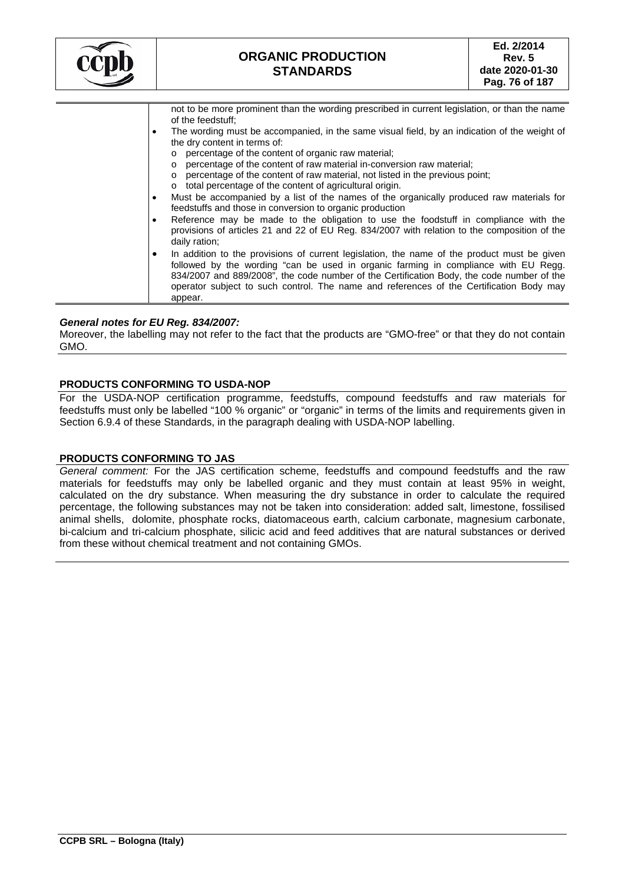|   |   |
|---|---|
|   | not to be more prominent than the wording prescribed in current legislation, or than the name of the feedstuff;<br>• The wording must be accompanied, in the same visual field, by an indication of the weight of the dry content in terms of:<br>o percentage of the content of organic raw material;<br>o percentage of the content of raw material in-conversion raw material;<br>o percentage of the content of raw material, not listed in the previous point;<br>o total percentage of the content of agricultural origin.<br>• Must be accompanied by a list of the names of the organically produced raw materials for feedstuffs and those in conversion to organic production<br>• Reference may be made to the obligation to use the foodstuff in compliance with the provisions of articles 21 and 22 of EU Reg. 834/2007 with relation to the composition of the daily ration;<br>• In addition to the provisions of current legislation, the name of the product must be given followed by the wording "can be used in organic farming in compliance with EU Regg. 834/2007 and 889/2008", the code number of the Certification Body, the code number of the operator subject to such control. The name and references of the Certification Body may appear. |

***General notes for EU Reg. 834/2007:***

Moreover, the labelling may not refer to the fact that the products are "GMO-free" or that they do not contain GMO.

**PRODUCTS CONFORMING TO USDA-NOP**

For the USDA-NOP certification programme, feedstuffs, compound feedstuffs and raw materials for feedstuffs must only be labelled "100 % organic" or "organic" in terms of the limits and requirements given in Section 6.9.4 of these Standards, in the paragraph dealing with USDA-NOP labelling.

**PRODUCTS CONFORMING TO JAS**

*General comment:* For the JAS certification scheme, feedstuffs and compound feedstuffs and the raw materials for feedstuffs may only be labelled organic and they must contain at least 95% in weight, calculated on the dry substance. When measuring the dry substance in order to calculate the required percentage, the following substances may not be taken into consideration: added salt, limestone, fossilised animal shells, dolomite, phosphate rocks, diatomaceous earth, calcium carbonate, magnesium carbonate, bi-calcium and tri-calcium phosphate, silicic acid and feed additives that are natural substances or derived from these without chemical treatment and not containing GMOs.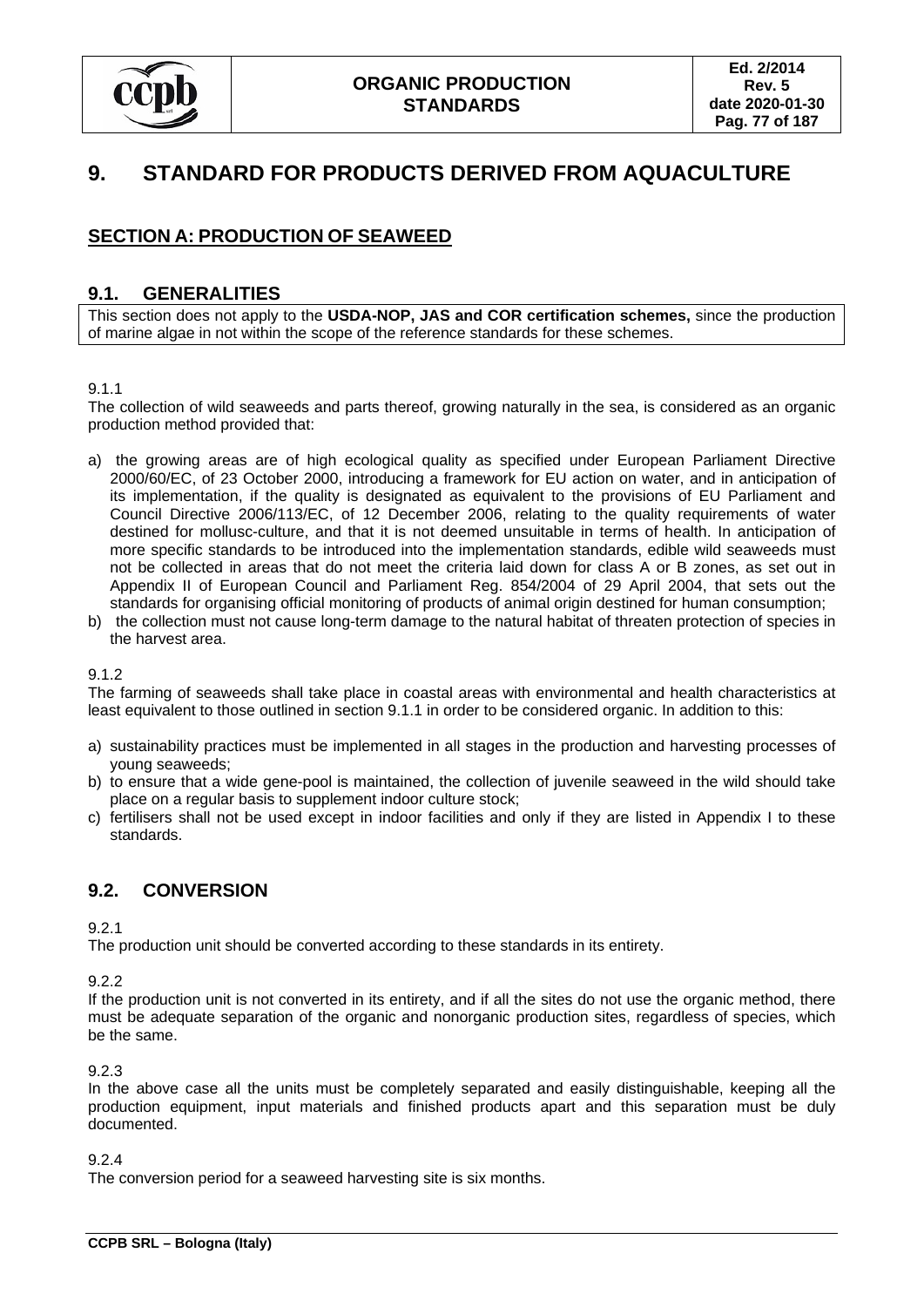# 9. STANDARD FOR PRODUCTS DERIVED FROM AQUACULTURE

## SECTION A: PRODUCTION OF SEAWEED

### 9.1. GENERALITIES

This section does not apply to the **USDA-NOP, JAS and COR certification schemes,** since the production of marine algae in not within the scope of the reference standards for these schemes.

9.1.1

The collection of wild seaweeds and parts thereof, growing naturally in the sea, is considered as an organic production method provided that:

a) the growing areas are of high ecological quality as specified under European Parliament Directive 2000/60/EC, of 23 October 2000, introducing a framework for EU action on water, and in anticipation of its implementation, if the quality is designated as equivalent to the provisions of EU Parliament and Council Directive 2006/113/EC, of 12 December 2006, relating to the quality requirements of water destined for mollusc-culture, and that it is not deemed unsuitable in terms of health. In anticipation of more specific standards to be introduced into the implementation standards, edible wild seaweeds must not be collected in areas that do not meet the criteria laid down for class A or B zones, as set out in Appendix II of European Council and Parliament Reg. 854/2004 of 29 April 2004, that sets out the standards for organising official monitoring of products of animal origin destined for human consumption;
b) the collection must not cause long-term damage to the natural habitat of threaten protection of species in the harvest area.

9.1.2

The farming of seaweeds shall take place in coastal areas with environmental and health characteristics at least equivalent to those outlined in section 9.1.1 in order to be considered organic. In addition to this:

a) sustainability practices must be implemented in all stages in the production and harvesting processes of young seaweeds;
b) to ensure that a wide gene-pool is maintained, the collection of juvenile seaweed in the wild should take place on a regular basis to supplement indoor culture stock;
c) fertilisers shall not be used except in indoor facilities and only if they are listed in Appendix I to these standards.

### 9.2. CONVERSION

9.2.1

The production unit should be converted according to these standards in its entirety.

9.2.2

If the production unit is not converted in its entirety, and if all the sites do not use the organic method, there must be adequate separation of the organic and nonorganic production sites, regardless of species, which be the same.

9.2.3

In the above case all the units must be completely separated and easily distinguishable, keeping all the production equipment, input materials and finished products apart and this separation must be duly documented.

9.2.4

The conversion period for a seaweed harvesting site is six months.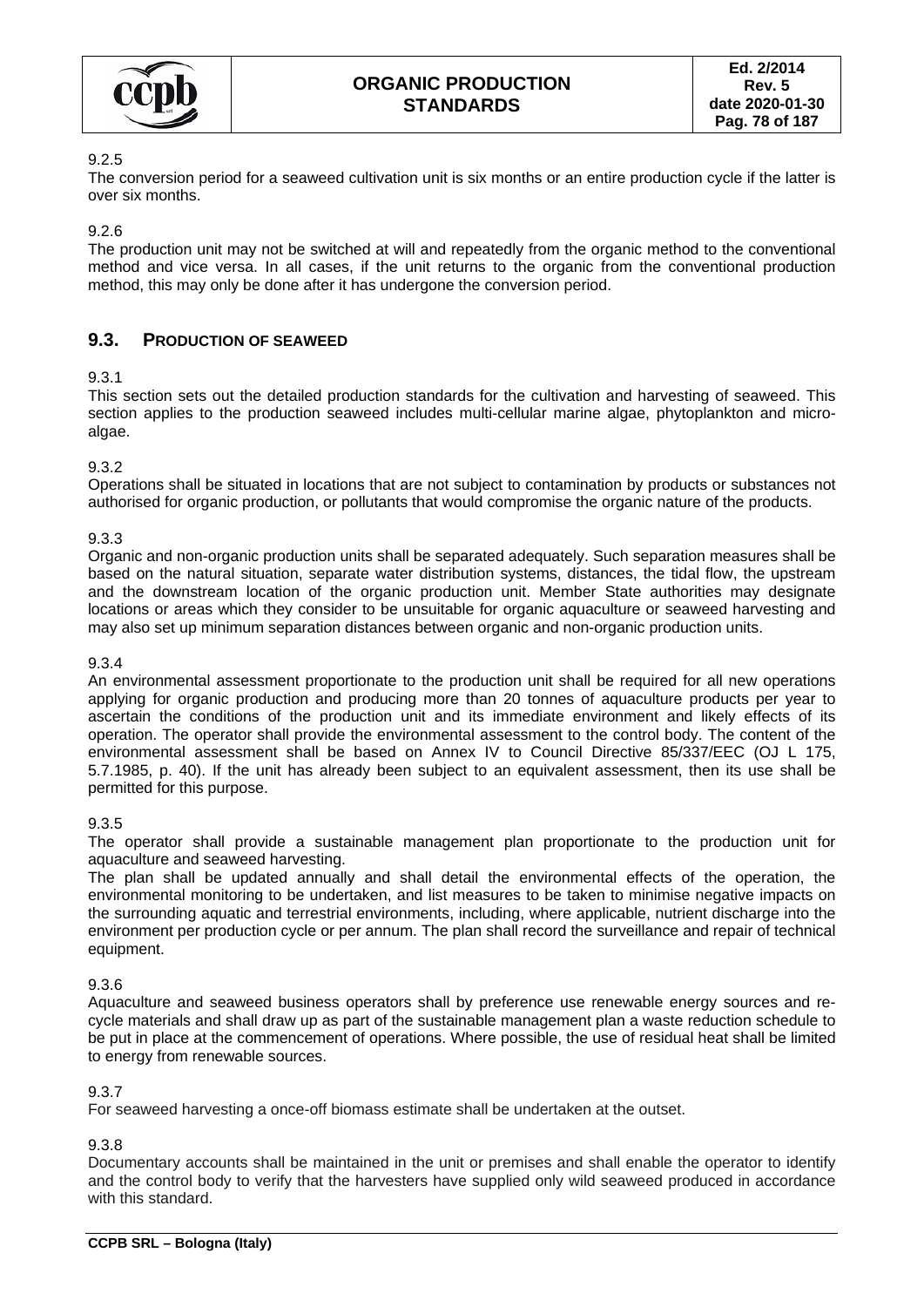9.2.5

The conversion period for a seaweed cultivation unit is six months or an entire production cycle if the latter is over six months.

9.2.6

The production unit may not be switched at will and repeatedly from the organic method to the conventional method and vice versa. In all cases, if the unit returns to the organic from the conventional production method, this may only be done after it has undergone the conversion period.

## 9.3. PRODUCTION OF SEAWEED

9.3.1

This section sets out the detailed production standards for the cultivation and harvesting of seaweed. This section applies to the production seaweed includes multi-cellular marine algae, phytoplankton and micro-algae.

9.3.2

Operations shall be situated in locations that are not subject to contamination by products or substances not authorised for organic production, or pollutants that would compromise the organic nature of the products.

9.3.3

Organic and non-organic production units shall be separated adequately. Such separation measures shall be based on the natural situation, separate water distribution systems, distances, the tidal flow, the upstream and the downstream location of the organic production unit. Member State authorities may designate locations or areas which they consider to be unsuitable for organic aquaculture or seaweed harvesting and may also set up minimum separation distances between organic and non-organic production units.

9.3.4

An environmental assessment proportionate to the production unit shall be required for all new operations applying for organic production and producing more than 20 tonnes of aquaculture products per year to ascertain the conditions of the production unit and its immediate environment and likely effects of its operation. The operator shall provide the environmental assessment to the control body. The content of the environmental assessment shall be based on Annex IV to Council Directive 85/337/EEC (OJ L 175, 5.7.1985, p. 40). If the unit has already been subject to an equivalent assessment, then its use shall be permitted for this purpose.

9.3.5

The operator shall provide a sustainable management plan proportionate to the production unit for aquaculture and seaweed harvesting.

The plan shall be updated annually and shall detail the environmental effects of the operation, the environmental monitoring to be undertaken, and list measures to be taken to minimise negative impacts on the surrounding aquatic and terrestrial environments, including, where applicable, nutrient discharge into the environment per production cycle or per annum. The plan shall record the surveillance and repair of technical equipment.

9.3.6

Aquaculture and seaweed business operators shall by preference use renewable energy sources and re-cycle materials and shall draw up as part of the sustainable management plan a waste reduction schedule to be put in place at the commencement of operations. Where possible, the use of residual heat shall be limited to energy from renewable sources.

9.3.7

For seaweed harvesting a once-off biomass estimate shall be undertaken at the outset.

9.3.8

Documentary accounts shall be maintained in the unit or premises and shall enable the operator to identify and the control body to verify that the harvesters have supplied only wild seaweed produced in accordance with this standard.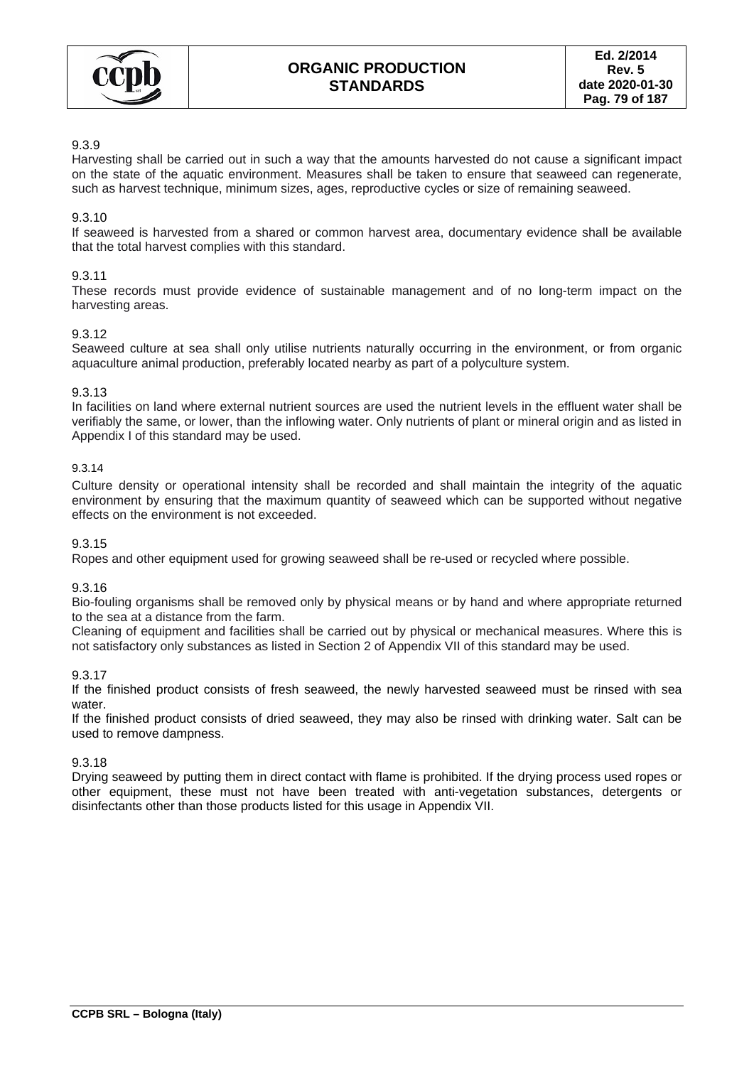9.3.9

Harvesting shall be carried out in such a way that the amounts harvested do not cause a significant impact on the state of the aquatic environment. Measures shall be taken to ensure that seaweed can regenerate, such as harvest technique, minimum sizes, ages, reproductive cycles or size of remaining seaweed.

9.3.10

If seaweed is harvested from a shared or common harvest area, documentary evidence shall be available that the total harvest complies with this standard.

9.3.11

These records must provide evidence of sustainable management and of no long-term impact on the harvesting areas.

9.3.12

Seaweed culture at sea shall only utilise nutrients naturally occurring in the environment, or from organic aquaculture animal production, preferably located nearby as part of a polyculture system.

9.3.13

In facilities on land where external nutrient sources are used the nutrient levels in the effluent water shall be verifiably the same, or lower, than the inflowing water. Only nutrients of plant or mineral origin and as listed in Appendix I of this standard may be used.

9.3.14

Culture density or operational intensity shall be recorded and shall maintain the integrity of the aquatic environment by ensuring that the maximum quantity of seaweed which can be supported without negative effects on the environment is not exceeded.

9.3.15

Ropes and other equipment used for growing seaweed shall be re-used or recycled where possible.

9.3.16

Bio-fouling organisms shall be removed only by physical means or by hand and where appropriate returned to the sea at a distance from the farm.

Cleaning of equipment and facilities shall be carried out by physical or mechanical measures. Where this is not satisfactory only substances as listed in Section 2 of Appendix VII of this standard may be used.

9.3.17

If the finished product consists of fresh seaweed, the newly harvested seaweed must be rinsed with sea water.

If the finished product consists of dried seaweed, they may also be rinsed with drinking water. Salt can be used to remove dampness.

9.3.18

Drying seaweed by putting them in direct contact with flame is prohibited. If the drying process used ropes or other equipment, these must not have been treated with anti-vegetation substances, detergents or disinfectants other than those products listed for this usage in Appendix VII.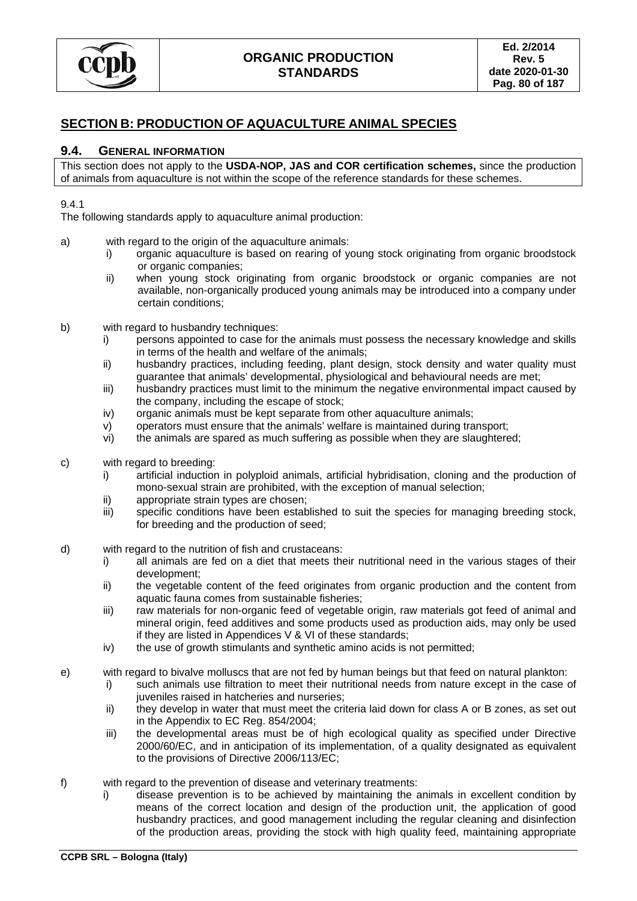## SECTION B: PRODUCTION OF AQUACULTURE ANIMAL SPECIES

### 9.4. General information

This section does not apply to the **USDA-NOP, JAS and COR certification schemes,** since the production of animals from aquaculture is not within the scope of the reference standards for these schemes.

9.4.1

The following standards apply to aquaculture animal production:

a) with regard to the origin of the aquaculture animals:
   - i) organic aquaculture is based on rearing of young stock originating from organic broodstock or organic companies;
   - ii) when young stock originating from organic broodstock or organic companies are not available, non-organically produced young animals may be introduced into a company under certain conditions;

b) with regard to husbandry techniques:
   - i) persons appointed to case for the animals must possess the necessary knowledge and skills in terms of the health and welfare of the animals;
   - ii) husbandry practices, including feeding, plant design, stock density and water quality must guarantee that animals' developmental, physiological and behavioural needs are met;
   - iii) husbandry practices must limit to the minimum the negative environmental impact caused by the company, including the escape of stock;
   - iv) organic animals must be kept separate from other aquaculture animals;
   - v) operators must ensure that the animals' welfare is maintained during transport;
   - vi) the animals are spared as much suffering as possible when they are slaughtered;

c) with regard to breeding:
   - i) artificial induction in polyploid animals, artificial hybridisation, cloning and the production of mono-sexual strain are prohibited, with the exception of manual selection;
   - ii) appropriate strain types are chosen;
   - iii) specific conditions have been established to suit the species for managing breeding stock, for breeding and the production of seed;

d) with regard to the nutrition of fish and crustaceans:
   - i) all animals are fed on a diet that meets their nutritional need in the various stages of their development;
   - ii) the vegetable content of the feed originates from organic production and the content from aquatic fauna comes from sustainable fisheries;
   - iii) raw materials for non-organic feed of vegetable origin, raw materials got feed of animal and mineral origin, feed additives and some products used as production aids, may only be used if they are listed in Appendices V & VI of these standards;
   - iv) the use of growth stimulants and synthetic amino acids is not permitted;

e) with regard to bivalve molluscs that are not fed by human beings but that feed on natural plankton:
   - i) such animals use filtration to meet their nutritional needs from nature except in the case of juveniles raised in hatcheries and nurseries;
   - ii) they develop in water that must meet the criteria laid down for class A or B zones, as set out in the Appendix to EC Reg. 854/2004;
   - iii) the developmental areas must be of high ecological quality as specified under Directive 2000/60/EC, and in anticipation of its implementation, of a quality designated as equivalent to the provisions of Directive 2006/113/EC;

f) with regard to the prevention of disease and veterinary treatments:
   - i) disease prevention is to be achieved by maintaining the animals in excellent condition by means of the correct location and design of the production unit, the application of good husbandry practices, and good management including the regular cleaning and disinfection of the production areas, providing the stock with high quality feed, maintaining appropriate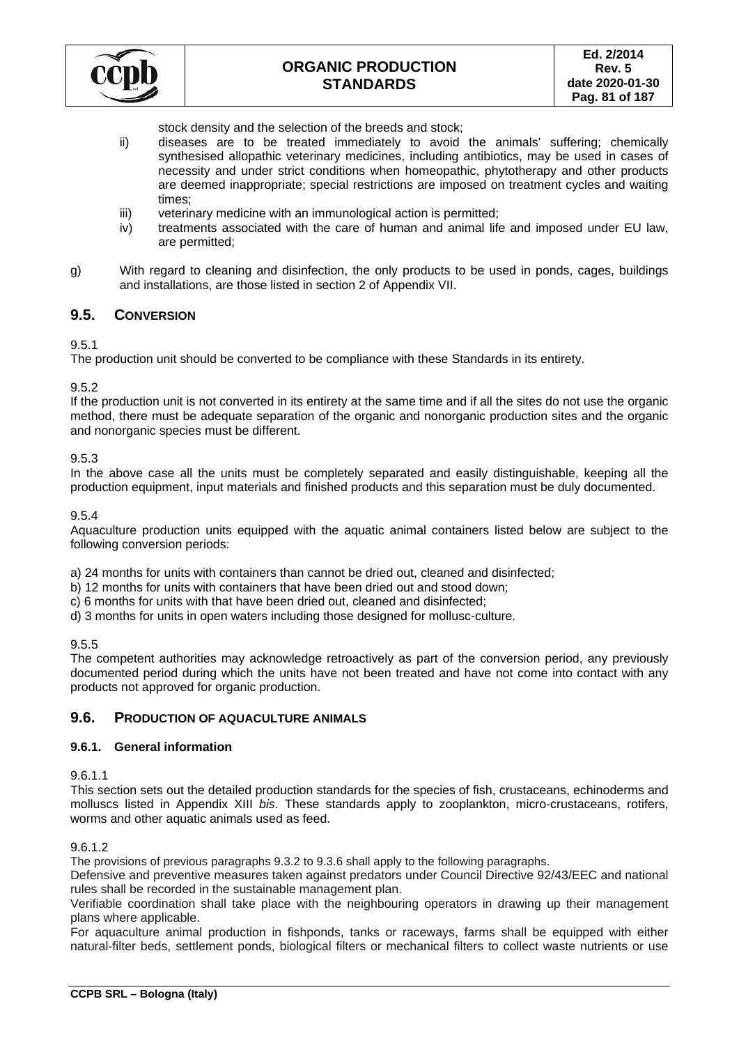stock density and the selection of the breeds and stock;

ii) diseases are to be treated immediately to avoid the animals' suffering; chemically synthesised allopathic veterinary medicines, including antibiotics, may be used in cases of necessity and under strict conditions when homeopathic, phytotherapy and other products are deemed inappropriate; special restrictions are imposed on treatment cycles and waiting times;

iii) veterinary medicine with an immunological action is permitted;

iv) treatments associated with the care of human and animal life and imposed under EU law, are permitted;

g) With regard to cleaning and disinfection, the only products to be used in ponds, cages, buildings and installations, are those listed in section 2 of Appendix VII.

## 9.5. CONVERSION

9.5.1

The production unit should be converted to be compliance with these Standards in its entirety.

9.5.2

If the production unit is not converted in its entirety at the same time and if all the sites do not use the organic method, there must be adequate separation of the organic and nonorganic production sites and the organic and nonorganic species must be different.

9.5.3

In the above case all the units must be completely separated and easily distinguishable, keeping all the production equipment, input materials and finished products and this separation must be duly documented.

9.5.4

Aquaculture production units equipped with the aquatic animal containers listed below are subject to the following conversion periods:

a) 24 months for units with containers than cannot be dried out, cleaned and disinfected;
b) 12 months for units with containers that have been dried out and stood down;
c) 6 months for units with that have been dried out, cleaned and disinfected;
d) 3 months for units in open waters including those designed for mollusc-culture.

9.5.5

The competent authorities may acknowledge retroactively as part of the conversion period, any previously documented period during which the units have not been treated and have not come into contact with any products not approved for organic production.

## 9.6. PRODUCTION OF AQUACULTURE ANIMALS

### 9.6.1. General information

9.6.1.1

This section sets out the detailed production standards for the species of fish, crustaceans, echinoderms and molluscs listed in Appendix XIII *bis*. These standards apply to zooplankton, micro-crustaceans, rotifers, worms and other aquatic animals used as feed.

9.6.1.2

The provisions of previous paragraphs 9.3.2 to 9.3.6 shall apply to the following paragraphs.

Defensive and preventive measures taken against predators under Council Directive 92/43/EEC and national rules shall be recorded in the sustainable management plan.

Verifiable coordination shall take place with the neighbouring operators in drawing up their management plans where applicable.

For aquaculture animal production in fishponds, tanks or raceways, farms shall be equipped with either natural-filter beds, settlement ponds, biological filters or mechanical filters to collect waste nutrients or use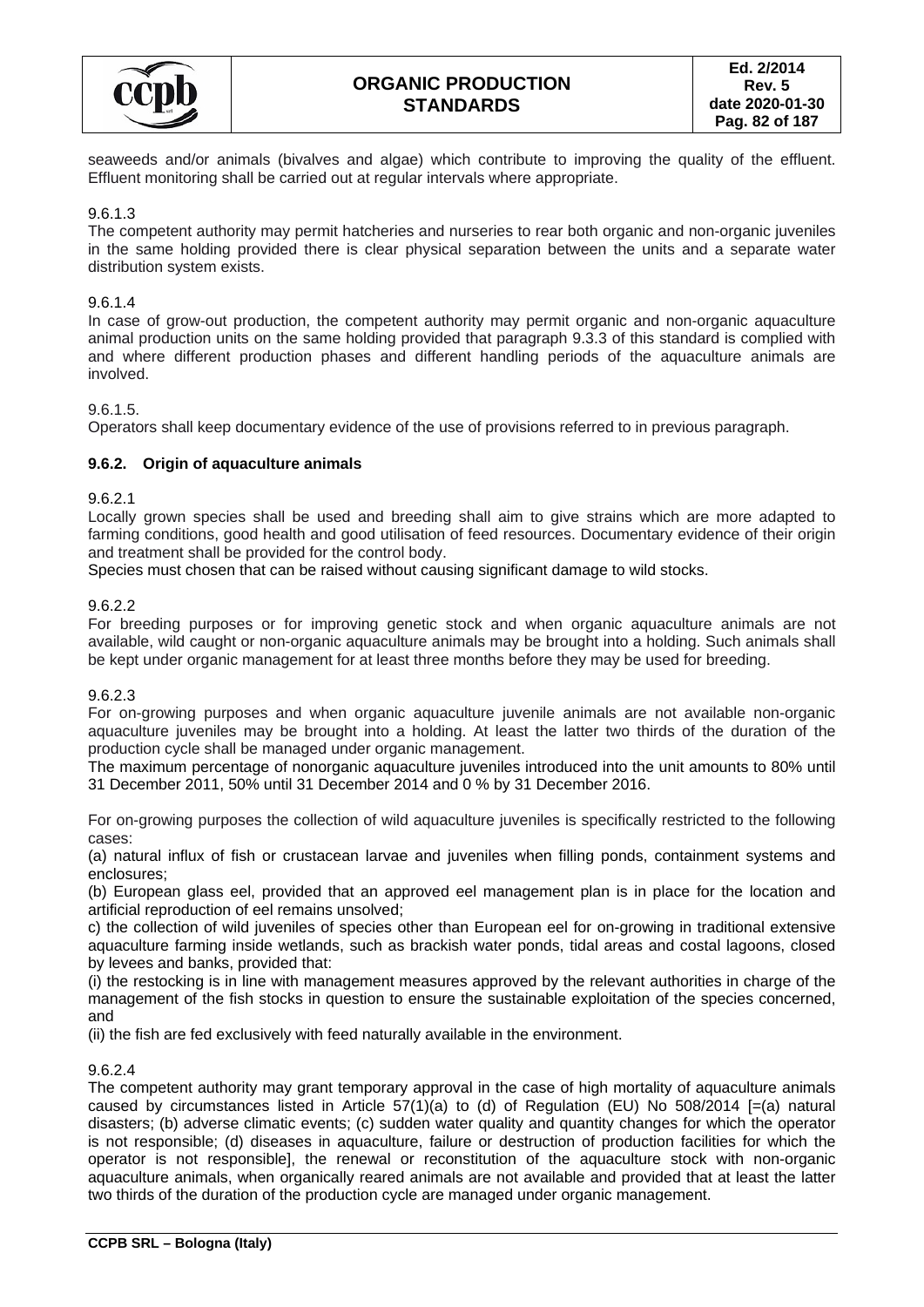seaweeds and/or animals (bivalves and algae) which contribute to improving the quality of the effluent. Effluent monitoring shall be carried out at regular intervals where appropriate.

9.6.1.3

The competent authority may permit hatcheries and nurseries to rear both organic and non-organic juveniles in the same holding provided there is clear physical separation between the units and a separate water distribution system exists.

9.6.1.4

In case of grow-out production, the competent authority may permit organic and non-organic aquaculture animal production units on the same holding provided that paragraph 9.3.3 of this standard is complied with and where different production phases and different handling periods of the aquaculture animals are involved.

9.6.1.5.

Operators shall keep documentary evidence of the use of provisions referred to in previous paragraph.

### 9.6.2. Origin of aquaculture animals

9.6.2.1

Locally grown species shall be used and breeding shall aim to give strains which are more adapted to farming conditions, good health and good utilisation of feed resources. Documentary evidence of their origin and treatment shall be provided for the control body.

Species must chosen that can be raised without causing significant damage to wild stocks.

9.6.2.2

For breeding purposes or for improving genetic stock and when organic aquaculture animals are not available, wild caught or non-organic aquaculture animals may be brought into a holding. Such animals shall be kept under organic management for at least three months before they may be used for breeding.

9.6.2.3

For on-growing purposes and when organic aquaculture juvenile animals are not available non-organic aquaculture juveniles may be brought into a holding. At least the latter two thirds of the duration of the production cycle shall be managed under organic management.

The maximum percentage of nonorganic aquaculture juveniles introduced into the unit amounts to 80% until 31 December 2011, 50% until 31 December 2014 and 0 % by 31 December 2016.

For on-growing purposes the collection of wild aquaculture juveniles is specifically restricted to the following cases:

(a) natural influx of fish or crustacean larvae and juveniles when filling ponds, containment systems and enclosures;

(b) European glass eel, provided that an approved eel management plan is in place for the location and artificial reproduction of eel remains unsolved;

c) the collection of wild juveniles of species other than European eel for on-growing in traditional extensive aquaculture farming inside wetlands, such as brackish water ponds, tidal areas and costal lagoons, closed by levees and banks, provided that:

(i) the restocking is in line with management measures approved by the relevant authorities in charge of the management of the fish stocks in question to ensure the sustainable exploitation of the species concerned, and

(ii) the fish are fed exclusively with feed naturally available in the environment.

9.6.2.4

The competent authority may grant temporary approval in the case of high mortality of aquaculture animals caused by circumstances listed in Article 57(1)(a) to (d) of Regulation (EU) No 508/2014 [=(a) natural disasters; (b) adverse climatic events; (c) sudden water quality and quantity changes for which the operator is not responsible; (d) diseases in aquaculture, failure or destruction of production facilities for which the operator is not responsible], the renewal or reconstitution of the aquaculture stock with non-organic aquaculture animals, when organically reared animals are not available and provided that at least the latter two thirds of the duration of the production cycle are managed under organic management.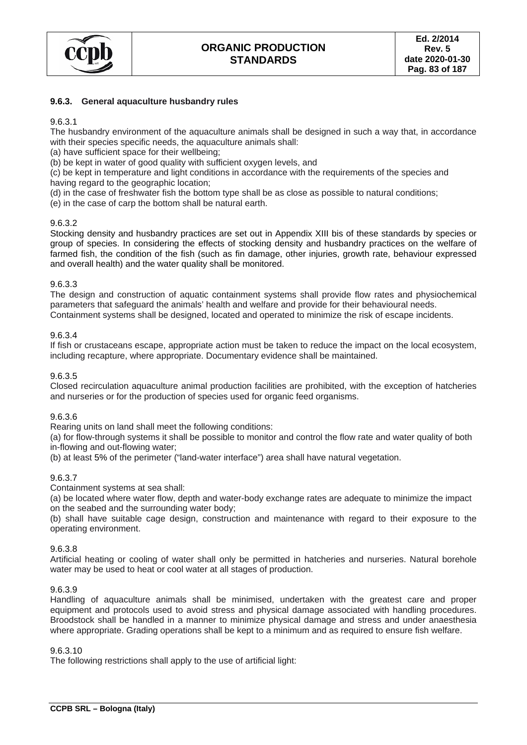### 9.6.3. General aquaculture husbandry rules

9.6.3.1

The husbandry environment of the aquaculture animals shall be designed in such a way that, in accordance with their species specific needs, the aquaculture animals shall:

(a) have sufficient space for their wellbeing;

(b) be kept in water of good quality with sufficient oxygen levels, and

(c) be kept in temperature and light conditions in accordance with the requirements of the species and having regard to the geographic location;

(d) in the case of freshwater fish the bottom type shall be as close as possible to natural conditions;

(e) in the case of carp the bottom shall be natural earth.

9.6.3.2

Stocking density and husbandry practices are set out in Appendix XIII bis of these standards by species or group of species. In considering the effects of stocking density and husbandry practices on the welfare of farmed fish, the condition of the fish (such as fin damage, other injuries, growth rate, behaviour expressed and overall health) and the water quality shall be monitored.

9.6.3.3

The design and construction of aquatic containment systems shall provide flow rates and physiochemical parameters that safeguard the animals' health and welfare and provide for their behavioural needs.
Containment systems shall be designed, located and operated to minimize the risk of escape incidents.

9.6.3.4

If fish or crustaceans escape, appropriate action must be taken to reduce the impact on the local ecosystem, including recapture, where appropriate. Documentary evidence shall be maintained.

9.6.3.5

Closed recirculation aquaculture animal production facilities are prohibited, with the exception of hatcheries and nurseries or for the production of species used for organic feed organisms.

9.6.3.6

Rearing units on land shall meet the following conditions:

(a) for flow-through systems it shall be possible to monitor and control the flow rate and water quality of both in-flowing and out-flowing water;

(b) at least 5% of the perimeter ("land-water interface") area shall have natural vegetation.

9.6.3.7

Containment systems at sea shall:

(a) be located where water flow, depth and water-body exchange rates are adequate to minimize the impact on the seabed and the surrounding water body;

(b) shall have suitable cage design, construction and maintenance with regard to their exposure to the operating environment.

9.6.3.8

Artificial heating or cooling of water shall only be permitted in hatcheries and nurseries. Natural borehole water may be used to heat or cool water at all stages of production.

9.6.3.9

Handling of aquaculture animals shall be minimised, undertaken with the greatest care and proper equipment and protocols used to avoid stress and physical damage associated with handling procedures. Broodstock shall be handled in a manner to minimize physical damage and stress and under anaesthesia where appropriate. Grading operations shall be kept to a minimum and as required to ensure fish welfare.

9.6.3.10

The following restrictions shall apply to the use of artificial light: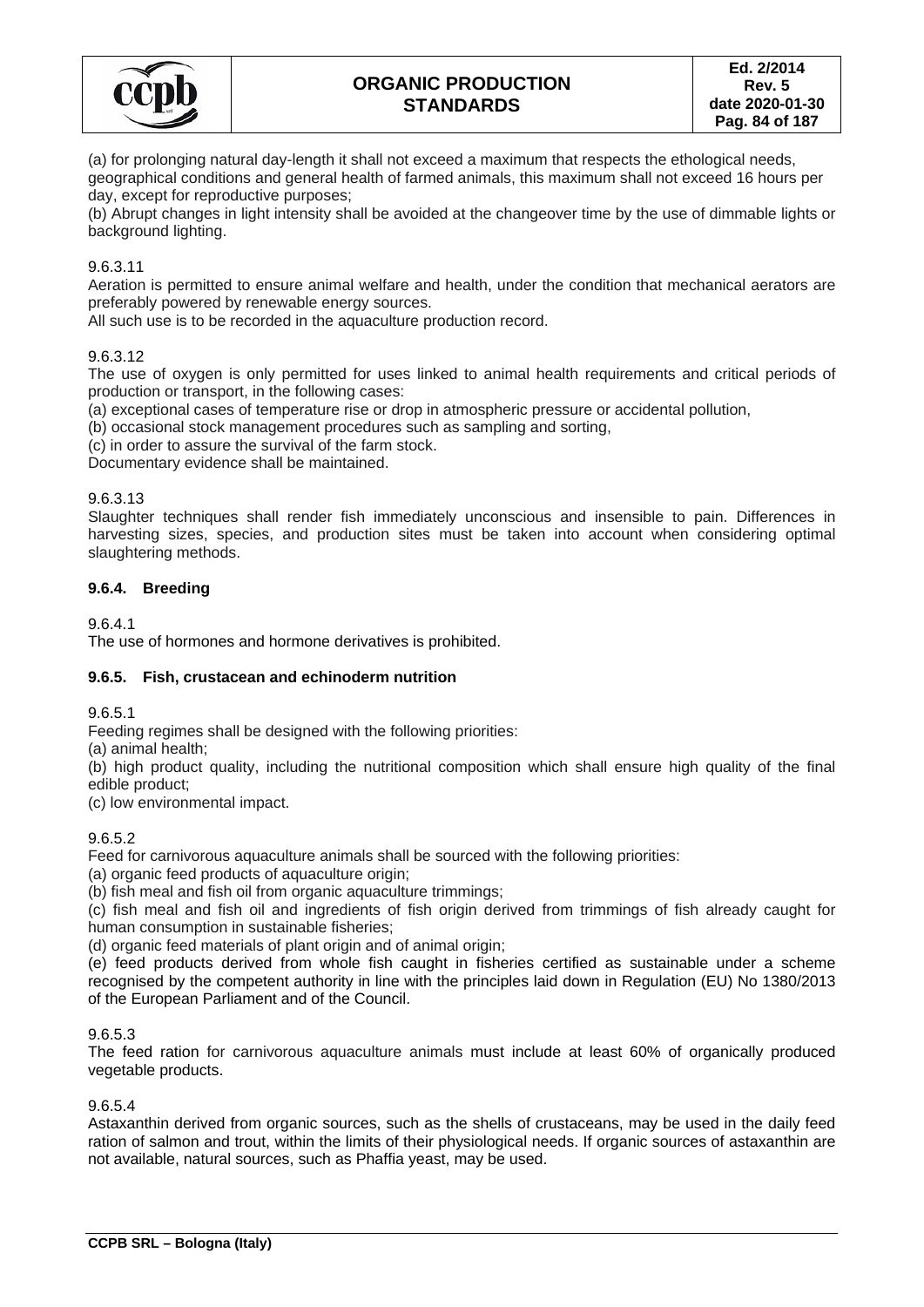(a) for prolonging natural day-length it shall not exceed a maximum that respects the ethological needs, geographical conditions and general health of farmed animals, this maximum shall not exceed 16 hours per day, except for reproductive purposes;
(b) Abrupt changes in light intensity shall be avoided at the changeover time by the use of dimmable lights or background lighting.

9.6.3.11
Aeration is permitted to ensure animal welfare and health, under the condition that mechanical aerators are preferably powered by renewable energy sources.
All such use is to be recorded in the aquaculture production record.

9.6.3.12
The use of oxygen is only permitted for uses linked to animal health requirements and critical periods of production or transport, in the following cases:
(a) exceptional cases of temperature rise or drop in atmospheric pressure or accidental pollution,
(b) occasional stock management procedures such as sampling and sorting,
(c) in order to assure the survival of the farm stock.
Documentary evidence shall be maintained.

9.6.3.13
Slaughter techniques shall render fish immediately unconscious and insensible to pain. Differences in harvesting sizes, species, and production sites must be taken into account when considering optimal slaughtering methods.

### 9.6.4. Breeding

9.6.4.1
The use of hormones and hormone derivatives is prohibited.

### 9.6.5. Fish, crustacean and echinoderm nutrition

9.6.5.1
Feeding regimes shall be designed with the following priorities:
(a) animal health;
(b) high product quality, including the nutritional composition which shall ensure high quality of the final edible product;
(c) low environmental impact.

9.6.5.2
Feed for carnivorous aquaculture animals shall be sourced with the following priorities:
(a) organic feed products of aquaculture origin;
(b) fish meal and fish oil from organic aquaculture trimmings;
(c) fish meal and fish oil and ingredients of fish origin derived from trimmings of fish already caught for human consumption in sustainable fisheries;
(d) organic feed materials of plant origin and of animal origin;
(e) feed products derived from whole fish caught in fisheries certified as sustainable under a scheme recognised by the competent authority in line with the principles laid down in Regulation (EU) No 1380/2013 of the European Parliament and of the Council.

9.6.5.3
The feed ration for carnivorous aquaculture animals must include at least 60% of organically produced vegetable products.

9.6.5.4
Astaxanthin derived from organic sources, such as the shells of crustaceans, may be used in the daily feed ration of salmon and trout, within the limits of their physiological needs. If organic sources of astaxanthin are not available, natural sources, such as Phaffia yeast, may be used.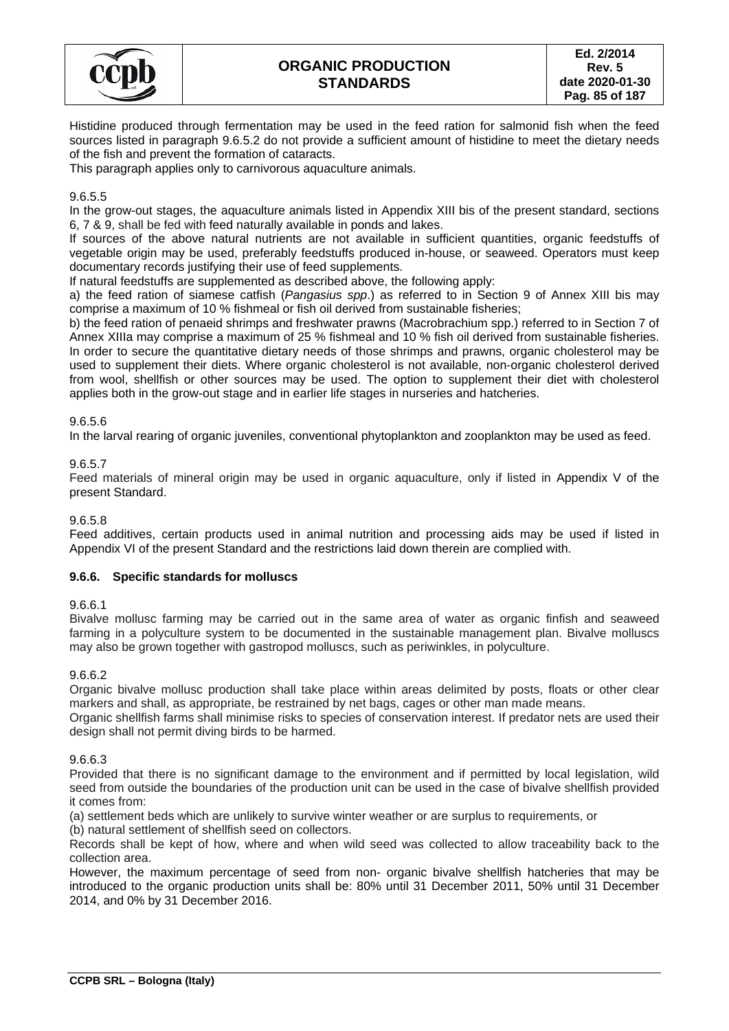Histidine produced through fermentation may be used in the feed ration for salmonid fish when the feed sources listed in paragraph 9.6.5.2 do not provide a sufficient amount of histidine to meet the dietary needs of the fish and prevent the formation of cataracts.
This paragraph applies only to carnivorous aquaculture animals.

9.6.5.5

In the grow-out stages, the aquaculture animals listed in Appendix XIII bis of the present standard, sections 6, 7 & 9, shall be fed with feed naturally available in ponds and lakes.
If sources of the above natural nutrients are not available in sufficient quantities, organic feedstuffs of vegetable origin may be used, preferably feedstuffs produced in-house, or seaweed. Operators must keep documentary records justifying their use of feed supplements.
If natural feedstuffs are supplemented as described above, the following apply:
a) the feed ration of siamese catfish (*Pangasius spp*.) as referred to in Section 9 of Annex XIII bis may comprise a maximum of 10 % fishmeal or fish oil derived from sustainable fisheries;
b) the feed ration of penaeid shrimps and freshwater prawns (Macrobrachium spp.) referred to in Section 7 of Annex XIIIa may comprise a maximum of 25 % fishmeal and 10 % fish oil derived from sustainable fisheries. In order to secure the quantitative dietary needs of those shrimps and prawns, organic cholesterol may be used to supplement their diets. Where organic cholesterol is not available, non-organic cholesterol derived from wool, shellfish or other sources may be used. The option to supplement their diet with cholesterol applies both in the grow-out stage and in earlier life stages in nurseries and hatcheries.

9.6.5.6

In the larval rearing of organic juveniles, conventional phytoplankton and zooplankton may be used as feed.

9.6.5.7

Feed materials of mineral origin may be used in organic aquaculture, only if listed in Appendix V of the present Standard.

9.6.5.8

Feed additives, certain products used in animal nutrition and processing aids may be used if listed in Appendix VI of the present Standard and the restrictions laid down therein are complied with.

### 9.6.6. Specific standards for molluscs

9.6.6.1

Bivalve mollusc farming may be carried out in the same area of water as organic finfish and seaweed farming in a polyculture system to be documented in the sustainable management plan. Bivalve molluscs may also be grown together with gastropod molluscs, such as periwinkles, in polyculture.

9.6.6.2

Organic bivalve mollusc production shall take place within areas delimited by posts, floats or other clear markers and shall, as appropriate, be restrained by net bags, cages or other man made means.
Organic shellfish farms shall minimise risks to species of conservation interest. If predator nets are used their design shall not permit diving birds to be harmed.

9.6.6.3

Provided that there is no significant damage to the environment and if permitted by local legislation, wild seed from outside the boundaries of the production unit can be used in the case of bivalve shellfish provided it comes from:
(a) settlement beds which are unlikely to survive winter weather or are surplus to requirements, or
(b) natural settlement of shellfish seed on collectors.
Records shall be kept of how, where and when wild seed was collected to allow traceability back to the collection area.
However, the maximum percentage of seed from non- organic bivalve shellfish hatcheries that may be introduced to the organic production units shall be: 80% until 31 December 2011, 50% until 31 December 2014, and 0% by 31 December 2016.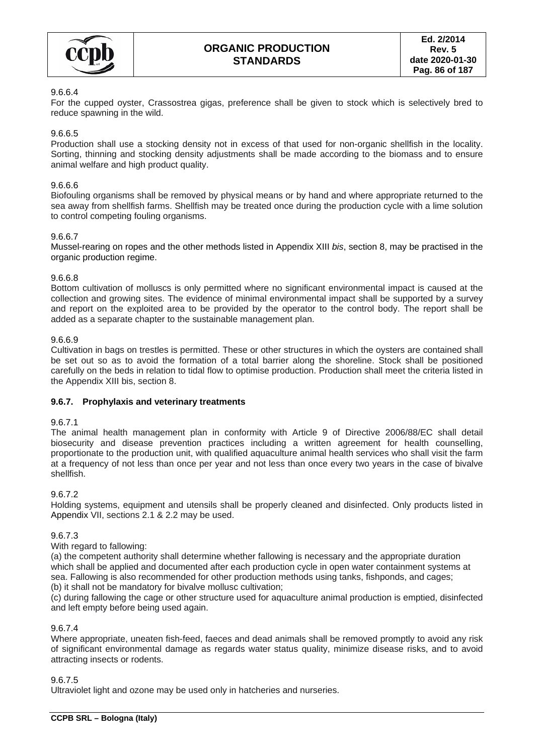9.6.6.4

For the cupped oyster, Crassostrea gigas, preference shall be given to stock which is selectively bred to reduce spawning in the wild.

9.6.6.5

Production shall use a stocking density not in excess of that used for non-organic shellfish in the locality. Sorting, thinning and stocking density adjustments shall be made according to the biomass and to ensure animal welfare and high product quality.

9.6.6.6

Biofouling organisms shall be removed by physical means or by hand and where appropriate returned to the sea away from shellfish farms. Shellfish may be treated once during the production cycle with a lime solution to control competing fouling organisms.

9.6.6.7

Mussel-rearing on ropes and the other methods listed in Appendix XIII *bis*, section 8, may be practised in the organic production regime.

9.6.6.8

Bottom cultivation of molluscs is only permitted where no significant environmental impact is caused at the collection and growing sites. The evidence of minimal environmental impact shall be supported by a survey and report on the exploited area to be provided by the operator to the control body. The report shall be added as a separate chapter to the sustainable management plan.

9.6.6.9

Cultivation in bags on trestles is permitted. These or other structures in which the oysters are contained shall be set out so as to avoid the formation of a total barrier along the shoreline. Stock shall be positioned carefully on the beds in relation to tidal flow to optimise production. Production shall meet the criteria listed in the Appendix XIII bis, section 8.

### 9.6.7. Prophylaxis and veterinary treatments

9.6.7.1

The animal health management plan in conformity with Article 9 of Directive 2006/88/EC shall detail biosecurity and disease prevention practices including a written agreement for health counselling, proportionate to the production unit, with qualified aquaculture animal health services who shall visit the farm at a frequency of not less than once per year and not less than once every two years in the case of bivalve shellfish.

9.6.7.2

Holding systems, equipment and utensils shall be properly cleaned and disinfected. Only products listed in Appendix VII, sections 2.1 & 2.2 may be used.

9.6.7.3

With regard to fallowing:

(a) the competent authority shall determine whether fallowing is necessary and the appropriate duration which shall be applied and documented after each production cycle in open water containment systems at sea. Fallowing is also recommended for other production methods using tanks, fishponds, and cages;

(b) it shall not be mandatory for bivalve mollusc cultivation;

(c) during fallowing the cage or other structure used for aquaculture animal production is emptied, disinfected and left empty before being used again.

9.6.7.4

Where appropriate, uneaten fish-feed, faeces and dead animals shall be removed promptly to avoid any risk of significant environmental damage as regards water status quality, minimize disease risks, and to avoid attracting insects or rodents.

9.6.7.5

Ultraviolet light and ozone may be used only in hatcheries and nurseries.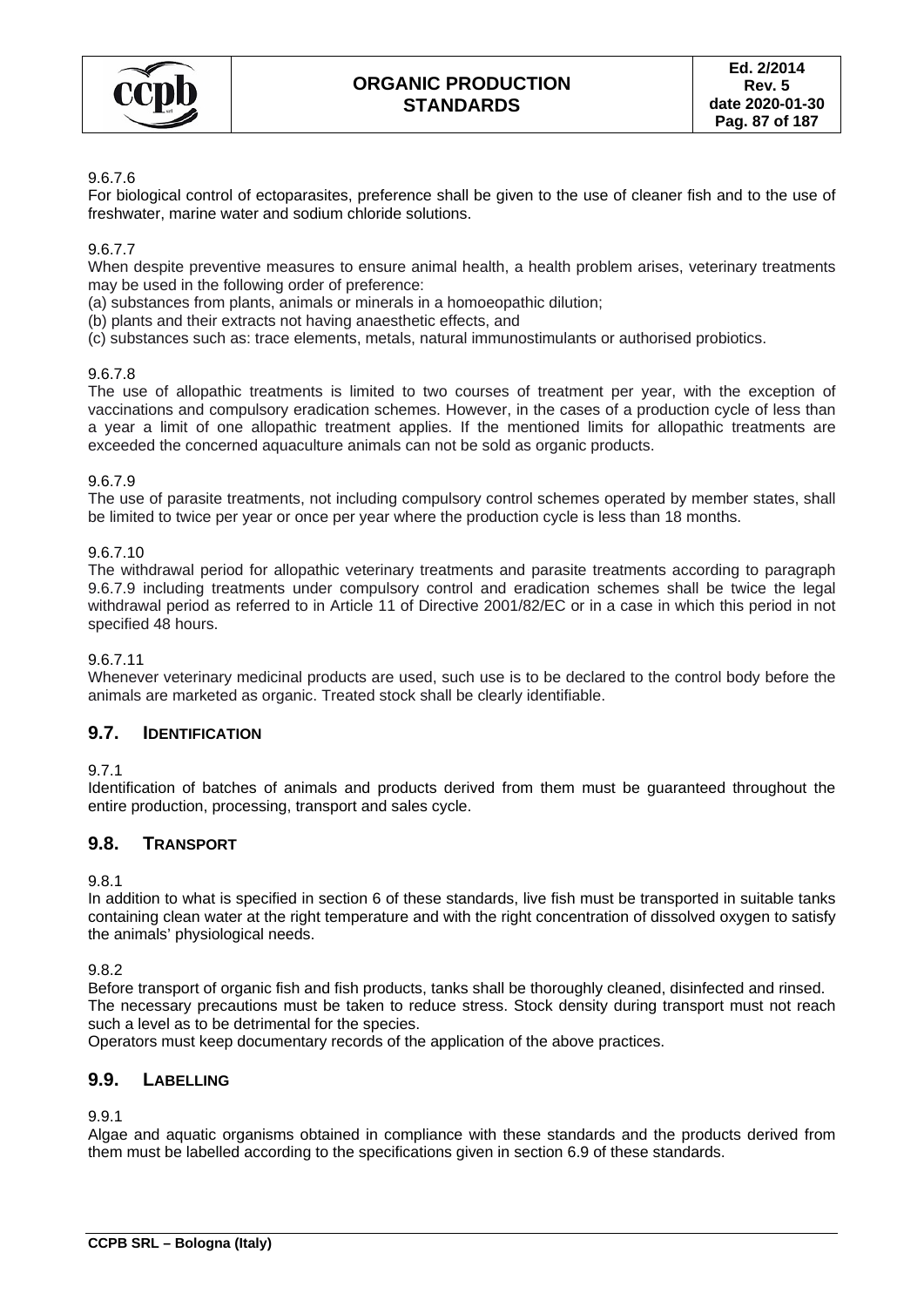9.6.7.6

For biological control of ectoparasites, preference shall be given to the use of cleaner fish and to the use of freshwater, marine water and sodium chloride solutions.

9.6.7.7

When despite preventive measures to ensure animal health, a health problem arises, veterinary treatments may be used in the following order of preference:

(a) substances from plants, animals or minerals in a homoeopathic dilution;

(b) plants and their extracts not having anaesthetic effects, and

(c) substances such as: trace elements, metals, natural immunostimulants or authorised probiotics.

9.6.7.8

The use of allopathic treatments is limited to two courses of treatment per year, with the exception of vaccinations and compulsory eradication schemes. However, in the cases of a production cycle of less than a year a limit of one allopathic treatment applies. If the mentioned limits for allopathic treatments are exceeded the concerned aquaculture animals can not be sold as organic products.

9.6.7.9

The use of parasite treatments, not including compulsory control schemes operated by member states, shall be limited to twice per year or once per year where the production cycle is less than 18 months.

9.6.7.10

The withdrawal period for allopathic veterinary treatments and parasite treatments according to paragraph 9.6.7.9 including treatments under compulsory control and eradication schemes shall be twice the legal withdrawal period as referred to in Article 11 of Directive 2001/82/EC or in a case in which this period in not specified 48 hours.

9.6.7.11

Whenever veterinary medicinal products are used, such use is to be declared to the control body before the animals are marketed as organic. Treated stock shall be clearly identifiable.

## 9.7. IDENTIFICATION

9.7.1

Identification of batches of animals and products derived from them must be guaranteed throughout the entire production, processing, transport and sales cycle.

## 9.8. TRANSPORT

9.8.1

In addition to what is specified in section 6 of these standards, live fish must be transported in suitable tanks containing clean water at the right temperature and with the right concentration of dissolved oxygen to satisfy the animals' physiological needs.

9.8.2

Before transport of organic fish and fish products, tanks shall be thoroughly cleaned, disinfected and rinsed. The necessary precautions must be taken to reduce stress. Stock density during transport must not reach such a level as to be detrimental for the species.

Operators must keep documentary records of the application of the above practices.

## 9.9. LABELLING

9.9.1

Algae and aquatic organisms obtained in compliance with these standards and the products derived from them must be labelled according to the specifications given in section 6.9 of these standards.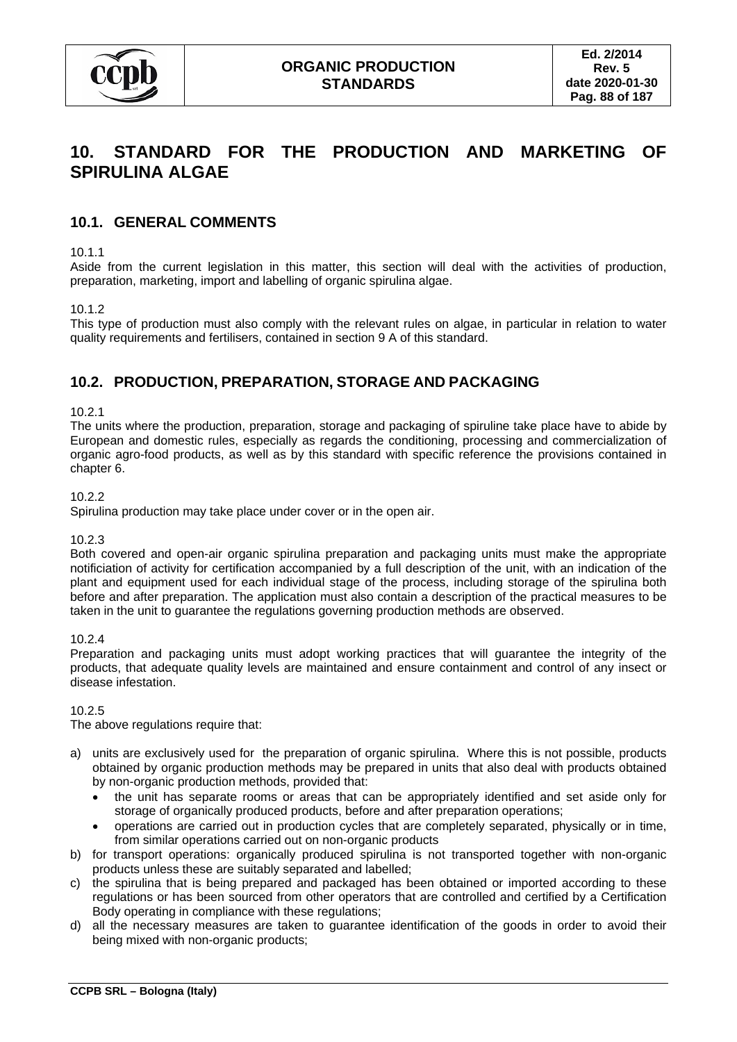# 10. STANDARD FOR THE PRODUCTION AND MARKETING OF SPIRULINA ALGAE

## 10.1. GENERAL COMMENTS

10.1.1

Aside from the current legislation in this matter, this section will deal with the activities of production, preparation, marketing, import and labelling of organic spirulina algae.

10.1.2

This type of production must also comply with the relevant rules on algae, in particular in relation to water quality requirements and fertilisers, contained in section 9 A of this standard.

## 10.2. PRODUCTION, PREPARATION, STORAGE AND PACKAGING

10.2.1

The units where the production, preparation, storage and packaging of spiruline take place have to abide by European and domestic rules, especially as regards the conditioning, processing and commercialization of organic agro-food products, as well as by this standard with specific reference the provisions contained in chapter 6.

10.2.2

Spirulina production may take place under cover or in the open air.

10.2.3

Both covered and open-air organic spirulina preparation and packaging units must make the appropriate notificiation of activity for certification accompanied by a full description of the unit, with an indication of the plant and equipment used for each individual stage of the process, including storage of the spirulina both before and after preparation. The application must also contain a description of the practical measures to be taken in the unit to guarantee the regulations governing production methods are observed.

10.2.4

Preparation and packaging units must adopt working practices that will guarantee the integrity of the products, that adequate quality levels are maintained and ensure containment and control of any insect or disease infestation.

10.2.5

The above regulations require that:

a) units are exclusively used for the preparation of organic spirulina. Where this is not possible, products obtained by organic production methods may be prepared in units that also deal with products obtained by non-organic production methods, provided that:
   - the unit has separate rooms or areas that can be appropriately identified and set aside only for storage of organically produced products, before and after preparation operations;
   - operations are carried out in production cycles that are completely separated, physically or in time, from similar operations carried out on non-organic products
b) for transport operations: organically produced spirulina is not transported together with non-organic products unless these are suitably separated and labelled;
c) the spirulina that is being prepared and packaged has been obtained or imported according to these regulations or has been sourced from other operators that are controlled and certified by a Certification Body operating in compliance with these regulations;
d) all the necessary measures are taken to guarantee identification of the goods in order to avoid their being mixed with non-organic products;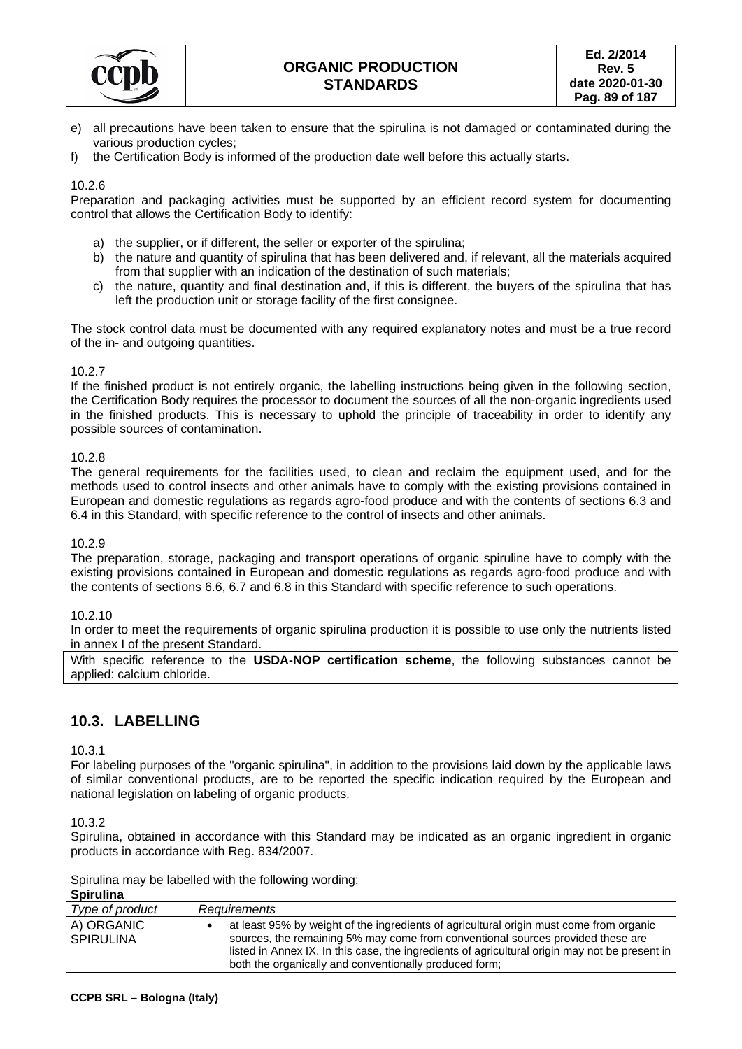e) all precautions have been taken to ensure that the spirulina is not damaged or contaminated during the various production cycles;

f) the Certification Body is informed of the production date well before this actually starts.

10.2.6

Preparation and packaging activities must be supported by an efficient record system for documenting control that allows the Certification Body to identify:

a) the supplier, or if different, the seller or exporter of the spirulina;
b) the nature and quantity of spirulina that has been delivered and, if relevant, all the materials acquired from that supplier with an indication of the destination of such materials;
c) the nature, quantity and final destination and, if this is different, the buyers of the spirulina that has left the production unit or storage facility of the first consignee.

The stock control data must be documented with any required explanatory notes and must be a true record of the in- and outgoing quantities.

10.2.7

If the finished product is not entirely organic, the labelling instructions being given in the following section, the Certification Body requires the processor to document the sources of all the non-organic ingredients used in the finished products. This is necessary to uphold the principle of traceability in order to identify any possible sources of contamination.

10.2.8

The general requirements for the facilities used, to clean and reclaim the equipment used, and for the methods used to control insects and other animals have to comply with the existing provisions contained in European and domestic regulations as regards agro-food produce and with the contents of sections 6.3 and 6.4 in this Standard, with specific reference to the control of insects and other animals.

10.2.9

The preparation, storage, packaging and transport operations of organic spiruline have to comply with the existing provisions contained in European and domestic regulations as regards agro-food produce and with the contents of sections 6.6, 6.7 and 6.8 in this Standard with specific reference to such operations.

10.2.10

In order to meet the requirements of organic spirulina production it is possible to use only the nutrients listed in annex I of the present Standard.

With specific reference to the **USDA-NOP certification scheme**, the following substances cannot be applied: calcium chloride.

## 10.3. LABELLING

10.3.1

For labeling purposes of the "organic spirulina", in addition to the provisions laid down by the applicable laws of similar conventional products, are to be reported the specific indication required by the European and national legislation on labeling of organic products.

10.3.2

Spirulina, obtained in accordance with this Standard may be indicated as an organic ingredient in organic products in accordance with Reg. 834/2007.

Spirulina may be labelled with the following wording:

**Spirulina**

| *Type of product* | *Requirements* |
|---|---|
| A) ORGANIC SPIRULINA | • at least 95% by weight of the ingredients of agricultural origin must come from organic sources, the remaining 5% may come from conventional sources provided these are listed in Annex IX. In this case, the ingredients of agricultural origin may not be present in both the organically and conventionally produced form; |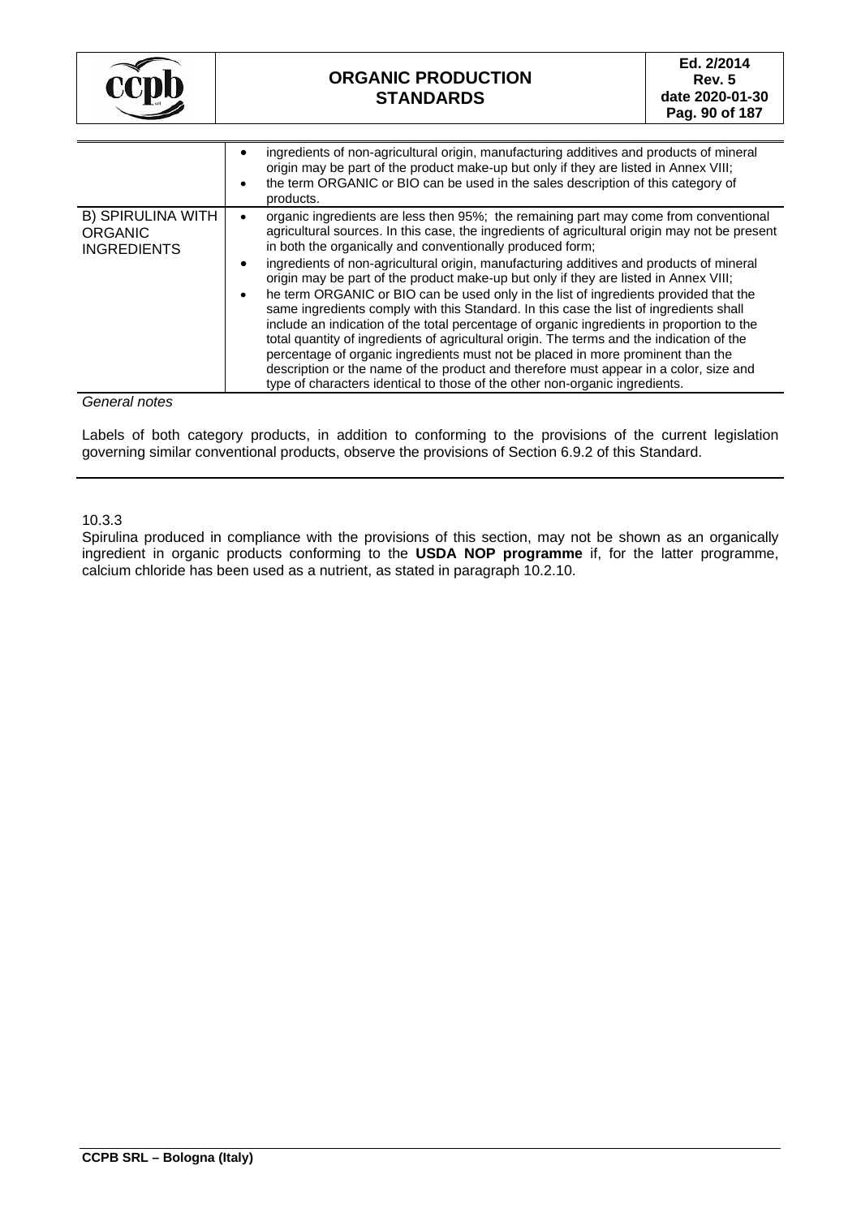| | |
|---|---|
| | • ingredients of non-agricultural origin, manufacturing additives and products of mineral origin may be part of the product make-up but only if they are listed in Annex VIII;<br>• the term ORGANIC or BIO can be used in the sales description of this category of products. |
| B) SPIRULINA WITH ORGANIC INGREDIENTS | • organic ingredients are less then 95%; the remaining part may come from conventional agricultural sources. In this case, the ingredients of agricultural origin may not be present in both the organically and conventionally produced form;<br>• ingredients of non-agricultural origin, manufacturing additives and products of mineral origin may be part of the product make-up but only if they are listed in Annex VIII;<br>• he term ORGANIC or BIO can be used only in the list of ingredients provided that the same ingredients comply with this Standard. In this case the list of ingredients shall include an indication of the total percentage of organic ingredients in proportion to the total quantity of ingredients of agricultural origin. The terms and the indication of the percentage of organic ingredients must not be placed in more prominent than the description or the name of the product and therefore must appear in a color, size and type of characters identical to those of the other non-organic ingredients. |

*General notes*

Labels of both category products, in addition to conforming to the provisions of the current legislation governing similar conventional products, observe the provisions of Section 6.9.2 of this Standard.

10.3.3

Spirulina produced in compliance with the provisions of this section, may not be shown as an organically ingredient in organic products conforming to the **USDA NOP programme** if, for the latter programme, calcium chloride has been used as a nutrient, as stated in paragraph 10.2.10.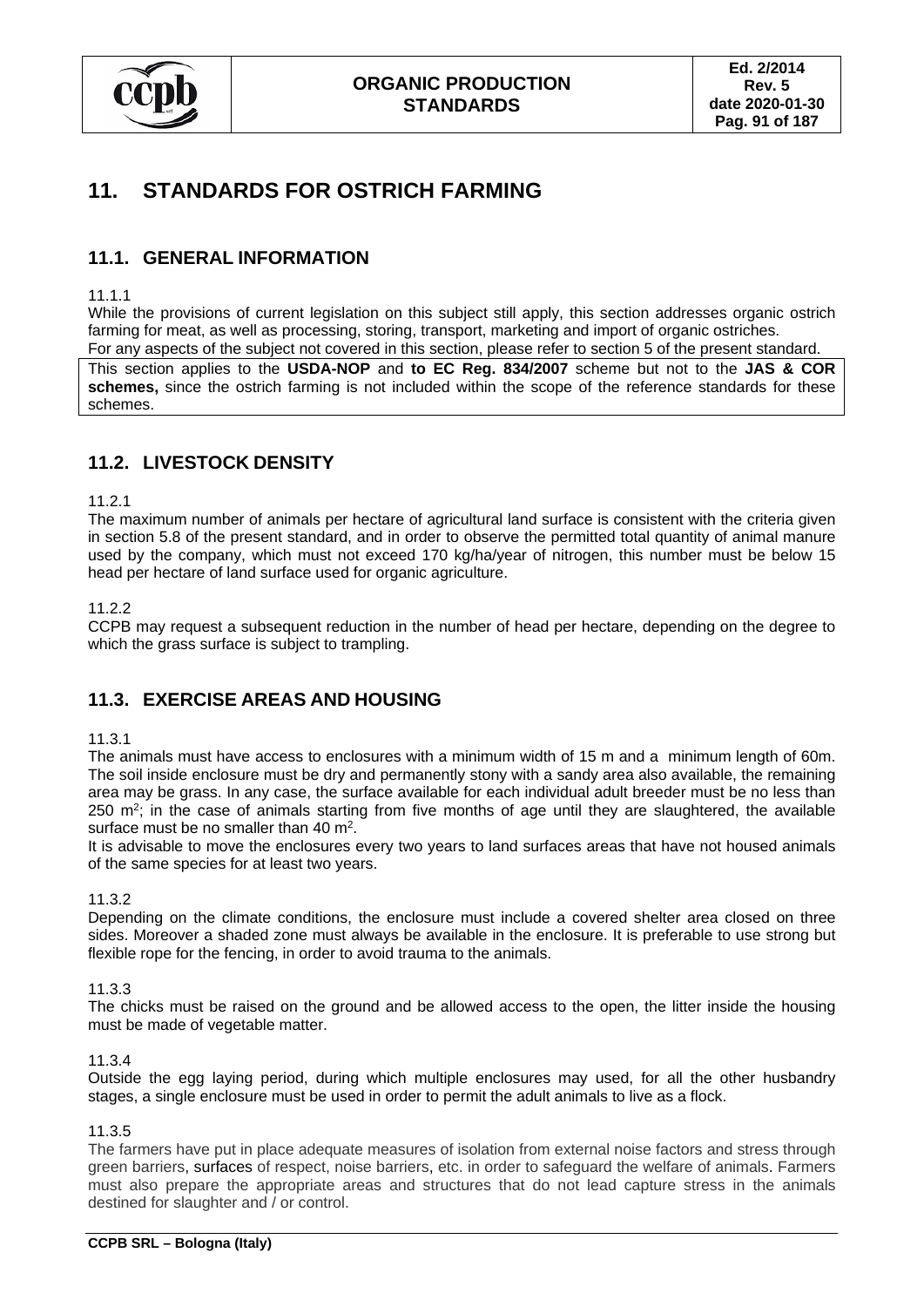# 11. STANDARDS FOR OSTRICH FARMING

## 11.1. GENERAL INFORMATION

11.1.1

While the provisions of current legislation on this subject still apply, this section addresses organic ostrich farming for meat, as well as processing, storing, transport, marketing and import of organic ostriches.

For any aspects of the subject not covered in this section, please refer to section 5 of the present standard.

This section applies to the **USDA-NOP** and **to EC Reg. 834/2007** scheme but not to the **JAS & COR schemes,** since the ostrich farming is not included within the scope of the reference standards for these schemes.

## 11.2. LIVESTOCK DENSITY

11.2.1

The maximum number of animals per hectare of agricultural land surface is consistent with the criteria given in section 5.8 of the present standard, and in order to observe the permitted total quantity of animal manure used by the company, which must not exceed 170 kg/ha/year of nitrogen, this number must be below 15 head per hectare of land surface used for organic agriculture.

11.2.2

CCPB may request a subsequent reduction in the number of head per hectare, depending on the degree to which the grass surface is subject to trampling.

## 11.3. EXERCISE AREAS AND HOUSING

11.3.1

The animals must have access to enclosures with a minimum width of 15 m and a minimum length of 60m. The soil inside enclosure must be dry and permanently stony with a sandy area also available, the remaining area may be grass. In any case, the surface available for each individual adult breeder must be no less than 250 $m^2$; in the case of animals starting from five months of age until they are slaughtered, the available surface must be no smaller than 40 $m^2$.

It is advisable to move the enclosures every two years to land surfaces areas that have not housed animals of the same species for at least two years.

11.3.2

Depending on the climate conditions, the enclosure must include a covered shelter area closed on three sides. Moreover a shaded zone must always be available in the enclosure. It is preferable to use strong but flexible rope for the fencing, in order to avoid trauma to the animals.

11.3.3

The chicks must be raised on the ground and be allowed access to the open, the litter inside the housing must be made of vegetable matter.

11.3.4

Outside the egg laying period, during which multiple enclosures may used, for all the other husbandry stages, a single enclosure must be used in order to permit the adult animals to live as a flock.

11.3.5

The farmers have put in place adequate measures of isolation from external noise factors and stress through green barriers, surfaces of respect, noise barriers, etc. in order to safeguard the welfare of animals. Farmers must also prepare the appropriate areas and structures that do not lead capture stress in the animals destined for slaughter and / or control.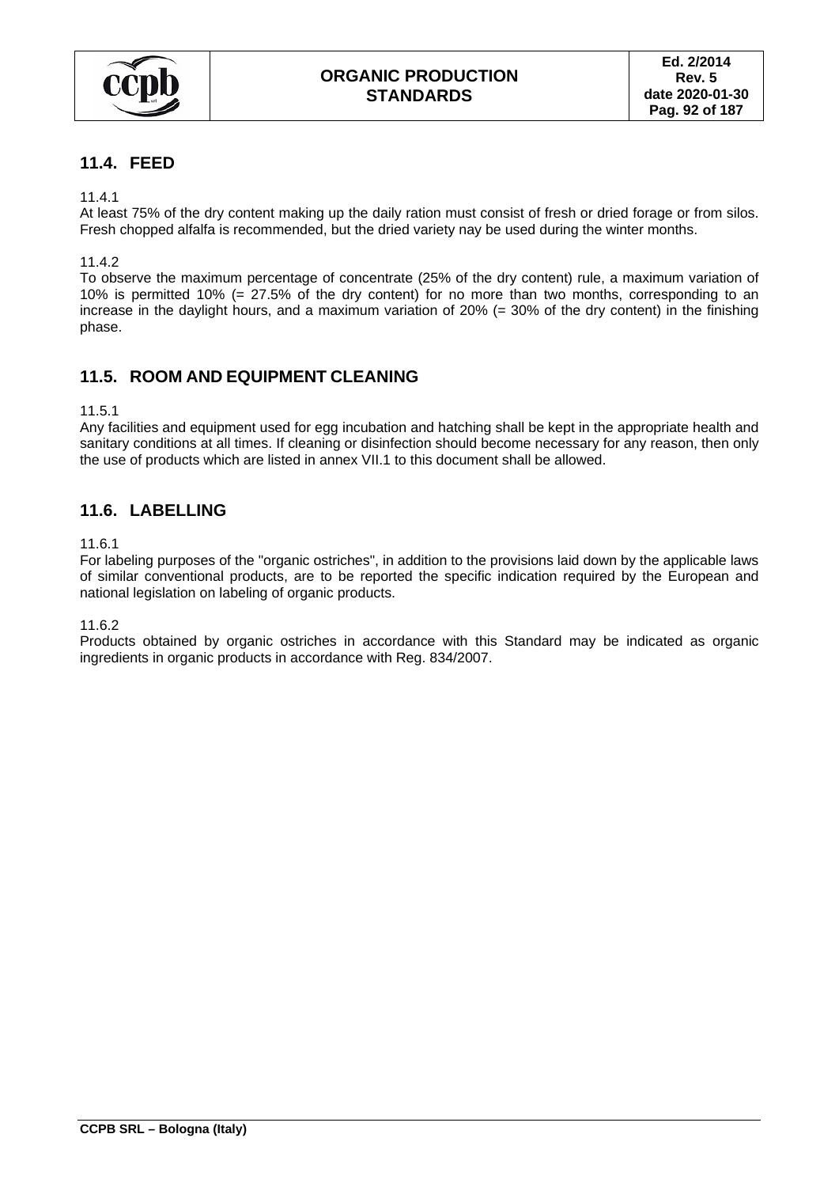## 11.4. FEED

11.4.1
At least 75% of the dry content making up the daily ration must consist of fresh or dried forage or from silos. Fresh chopped alfalfa is recommended, but the dried variety nay be used during the winter months.

11.4.2
To observe the maximum percentage of concentrate (25% of the dry content) rule, a maximum variation of 10% is permitted 10% (= 27.5% of the dry content) for no more than two months, corresponding to an increase in the daylight hours, and a maximum variation of 20% (= 30% of the dry content) in the finishing phase.

## 11.5. ROOM AND EQUIPMENT CLEANING

11.5.1
Any facilities and equipment used for egg incubation and hatching shall be kept in the appropriate health and sanitary conditions at all times. If cleaning or disinfection should become necessary for any reason, then only the use of products which are listed in annex VII.1 to this document shall be allowed.

## 11.6. LABELLING

11.6.1
For labeling purposes of the "organic ostriches", in addition to the provisions laid down by the applicable laws of similar conventional products, are to be reported the specific indication required by the European and national legislation on labeling of organic products.

11.6.2
Products obtained by organic ostriches in accordance with this Standard may be indicated as organic ingredients in organic products in accordance with Reg. 834/2007.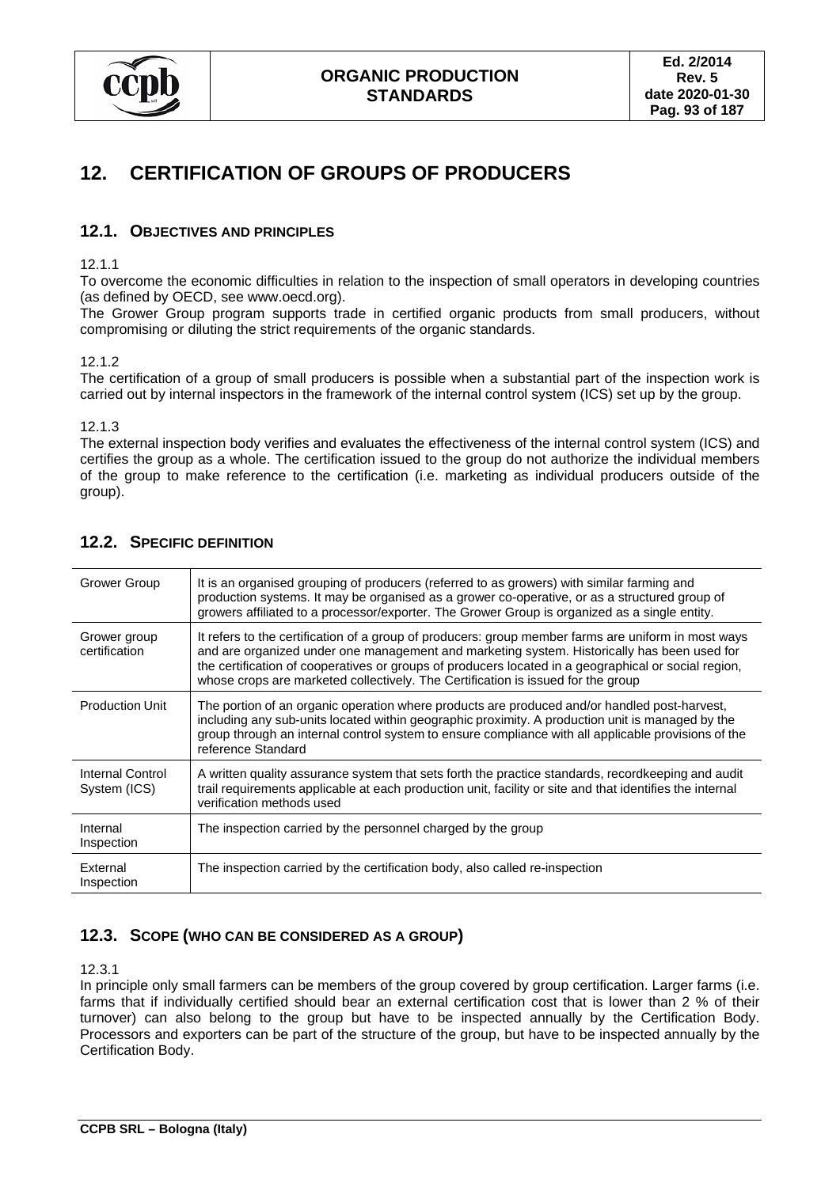# 12. CERTIFICATION OF GROUPS OF PRODUCERS

## 12.1. OBJECTIVES AND PRINCIPLES

12.1.1

To overcome the economic difficulties in relation to the inspection of small operators in developing countries (as defined by OECD, see www.oecd.org).

The Grower Group program supports trade in certified organic products from small producers, without compromising or diluting the strict requirements of the organic standards.

12.1.2

The certification of a group of small producers is possible when a substantial part of the inspection work is carried out by internal inspectors in the framework of the internal control system (ICS) set up by the group.

12.1.3

The external inspection body verifies and evaluates the effectiveness of the internal control system (ICS) and certifies the group as a whole. The certification issued to the group do not authorize the individual members of the group to make reference to the certification (i.e. marketing as individual producers outside of the group).

## 12.2. SPECIFIC DEFINITION

| | |
|---|---|
| Grower Group | It is an organised grouping of producers (referred to as growers) with similar farming and production systems. It may be organised as a grower co-operative, or as a structured group of growers affiliated to a processor/exporter. The Grower Group is organized as a single entity. |
| Grower group certification | It refers to the certification of a group of producers: group member farms are uniform in most ways and are organized under one management and marketing system. Historically has been used for the certification of cooperatives or groups of producers located in a geographical or social region, whose crops are marketed collectively. The Certification is issued for the group |
| Production Unit | The portion of an organic operation where products are produced and/or handled post-harvest, including any sub-units located within geographic proximity. A production unit is managed by the group through an internal control system to ensure compliance with all applicable provisions of the reference Standard |
| Internal Control System (ICS) | A written quality assurance system that sets forth the practice standards, recordkeeping and audit trail requirements applicable at each production unit, facility or site and that identifies the internal verification methods used |
| Internal Inspection | The inspection carried by the personnel charged by the group |
| External Inspection | The inspection carried by the certification body, also called re-inspection |

## 12.3. SCOPE (WHO CAN BE CONSIDERED AS A GROUP)

12.3.1

In principle only small farmers can be members of the group covered by group certification. Larger farms (i.e. farms that if individually certified should bear an external certification cost that is lower than 2 % of their turnover) can also belong to the group but have to be inspected annually by the Certification Body. Processors and exporters can be part of the structure of the group, but have to be inspected annually by the Certification Body.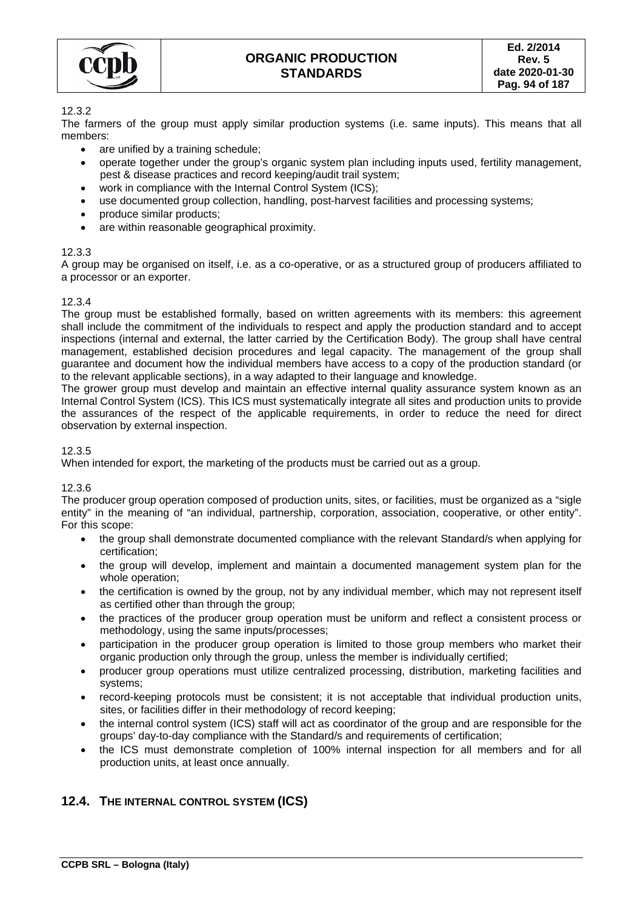12.3.2

The farmers of the group must apply similar production systems (i.e. same inputs). This means that all members:

- are unified by a training schedule;
- operate together under the group's organic system plan including inputs used, fertility management, pest & disease practices and record keeping/audit trail system;
- work in compliance with the Internal Control System (ICS);
- use documented group collection, handling, post-harvest facilities and processing systems;
- produce similar products;
- are within reasonable geographical proximity.

12.3.3

A group may be organised on itself, i.e. as a co-operative, or as a structured group of producers affiliated to a processor or an exporter.

12.3.4

The group must be established formally, based on written agreements with its members: this agreement shall include the commitment of the individuals to respect and apply the production standard and to accept inspections (internal and external, the latter carried by the Certification Body). The group shall have central management, established decision procedures and legal capacity. The management of the group shall guarantee and document how the individual members have access to a copy of the production standard (or to the relevant applicable sections), in a way adapted to their language and knowledge.

The grower group must develop and maintain an effective internal quality assurance system known as an Internal Control System (ICS). This ICS must systematically integrate all sites and production units to provide the assurances of the respect of the applicable requirements, in order to reduce the need for direct observation by external inspection.

12.3.5

When intended for export, the marketing of the products must be carried out as a group.

12.3.6

The producer group operation composed of production units, sites, or facilities, must be organized as a "sigle entity" in the meaning of "an individual, partnership, corporation, association, cooperative, or other entity". For this scope:

- the group shall demonstrate documented compliance with the relevant Standard/s when applying for certification;
- the group will develop, implement and maintain a documented management system plan for the whole operation;
- the certification is owned by the group, not by any individual member, which may not represent itself as certified other than through the group;
- the practices of the producer group operation must be uniform and reflect a consistent process or methodology, using the same inputs/processes;
- participation in the producer group operation is limited to those group members who market their organic production only through the group, unless the member is individually certified;
- producer group operations must utilize centralized processing, distribution, marketing facilities and systems;
- record-keeping protocols must be consistent; it is not acceptable that individual production units, sites, or facilities differ in their methodology of record keeping;
- the internal control system (ICS) staff will act as coordinator of the group and are responsible for the groups' day-to-day compliance with the Standard/s and requirements of certification;
- the ICS must demonstrate completion of 100% internal inspection for all members and for all production units, at least once annually.

## 12.4. THE INTERNAL CONTROL SYSTEM (ICS)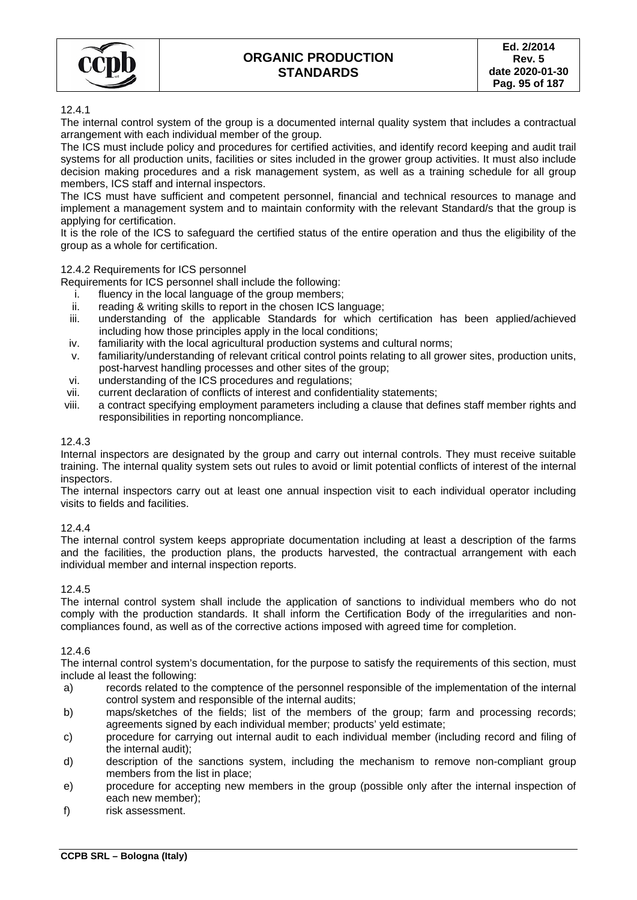12.4.1

The internal control system of the group is a documented internal quality system that includes a contractual arrangement with each individual member of the group.

The ICS must include policy and procedures for certified activities, and identify record keeping and audit trail systems for all production units, facilities or sites included in the grower group activities. It must also include decision making procedures and a risk management system, as well as a training schedule for all group members, ICS staff and internal inspectors.

The ICS must have sufficient and competent personnel, financial and technical resources to manage and implement a management system and to maintain conformity with the relevant Standard/s that the group is applying for certification.

It is the role of the ICS to safeguard the certified status of the entire operation and thus the eligibility of the group as a whole for certification.

12.4.2 Requirements for ICS personnel

Requirements for ICS personnel shall include the following:

i. fluency in the local language of the group members;
ii. reading & writing skills to report in the chosen ICS language;
iii. understanding of the applicable Standards for which certification has been applied/achieved including how those principles apply in the local conditions;
iv. familiarity with the local agricultural production systems and cultural norms;
v. familiarity/understanding of relevant critical control points relating to all grower sites, production units, post-harvest handling processes and other sites of the group;
vi. understanding of the ICS procedures and regulations;
vii. current declaration of conflicts of interest and confidentiality statements;
viii. a contract specifying employment parameters including a clause that defines staff member rights and responsibilities in reporting noncompliance.

12.4.3

Internal inspectors are designated by the group and carry out internal controls. They must receive suitable training. The internal quality system sets out rules to avoid or limit potential conflicts of interest of the internal inspectors.

The internal inspectors carry out at least one annual inspection visit to each individual operator including visits to fields and facilities.

12.4.4

The internal control system keeps appropriate documentation including at least a description of the farms and the facilities, the production plans, the products harvested, the contractual arrangement with each individual member and internal inspection reports.

12.4.5

The internal control system shall include the application of sanctions to individual members who do not comply with the production standards. It shall inform the Certification Body of the irregularities and non-compliances found, as well as of the corrective actions imposed with agreed time for completion.

12.4.6

The internal control system's documentation, for the purpose to satisfy the requirements of this section, must include al least the following:

a) records related to the comptence of the personnel responsible of the implementation of the internal control system and responsible of the internal audits;
b) maps/sketches of the fields; list of the members of the group; farm and processing records; agreements signed by each individual member; products' yeld estimate;
c) procedure for carrying out internal audit to each individual member (including record and filing of the internal audit);
d) description of the sanctions system, including the mechanism to remove non-compliant group members from the list in place;
e) procedure for accepting new members in the group (possible only after the internal inspection of each new member);
f) risk assessment.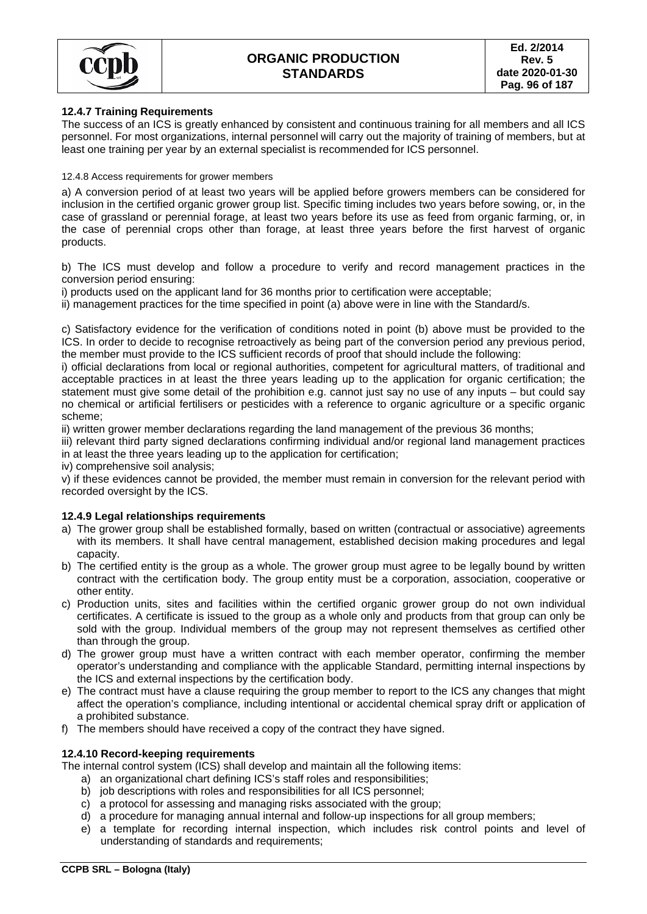### 12.4.7 Training Requirements

The success of an ICS is greatly enhanced by consistent and continuous training for all members and all ICS personnel. For most organizations, internal personnel will carry out the majority of training of members, but at least one training per year by an external specialist is recommended for ICS personnel.

12.4.8 Access requirements for grower members

a) A conversion period of at least two years will be applied before growers members can be considered for inclusion in the certified organic grower group list. Specific timing includes two years before sowing, or, in the case of grassland or perennial forage, at least two years before its use as feed from organic farming, or, in the case of perennial crops other than forage, at least three years before the first harvest of organic products.

b) The ICS must develop and follow a procedure to verify and record management practices in the conversion period ensuring:

i) products used on the applicant land for 36 months prior to certification were acceptable;

ii) management practices for the time specified in point (a) above were in line with the Standard/s.

c) Satisfactory evidence for the verification of conditions noted in point (b) above must be provided to the ICS. In order to decide to recognise retroactively as being part of the conversion period any previous period, the member must provide to the ICS sufficient records of proof that should include the following:

i) official declarations from local or regional authorities, competent for agricultural matters, of traditional and acceptable practices in at least the three years leading up to the application for organic certification; the statement must give some detail of the prohibition e.g. cannot just say no use of any inputs – but could say no chemical or artificial fertilisers or pesticides with a reference to organic agriculture or a specific organic scheme;

ii) written grower member declarations regarding the land management of the previous 36 months;

iii) relevant third party signed declarations confirming individual and/or regional land management practices in at least the three years leading up to the application for certification;

iv) comprehensive soil analysis;

v) if these evidences cannot be provided, the member must remain in conversion for the relevant period with recorded oversight by the ICS.

### 12.4.9 Legal relationships requirements

a) The grower group shall be established formally, based on written (contractual or associative) agreements with its members. It shall have central management, established decision making procedures and legal capacity.
b) The certified entity is the group as a whole. The grower group must agree to be legally bound by written contract with the certification body. The group entity must be a corporation, association, cooperative or other entity.
c) Production units, sites and facilities within the certified organic grower group do not own individual certificates. A certificate is issued to the group as a whole only and products from that group can only be sold with the group. Individual members of the group may not represent themselves as certified other than through the group.
d) The grower group must have a written contract with each member operator, confirming the member operator's understanding and compliance with the applicable Standard, permitting internal inspections by the ICS and external inspections by the certification body.
e) The contract must have a clause requiring the group member to report to the ICS any changes that might affect the operation's compliance, including intentional or accidental chemical spray drift or application of a prohibited substance.
f) The members should have received a copy of the contract they have signed.

### 12.4.10 Record-keeping requirements

The internal control system (ICS) shall develop and maintain all the following items:

a) an organizational chart defining ICS's staff roles and responsibilities;
b) job descriptions with roles and responsibilities for all ICS personnel;
c) a protocol for assessing and managing risks associated with the group;
d) a procedure for managing annual internal and follow-up inspections for all group members;
e) a template for recording internal inspection, which includes risk control points and level of understanding of standards and requirements;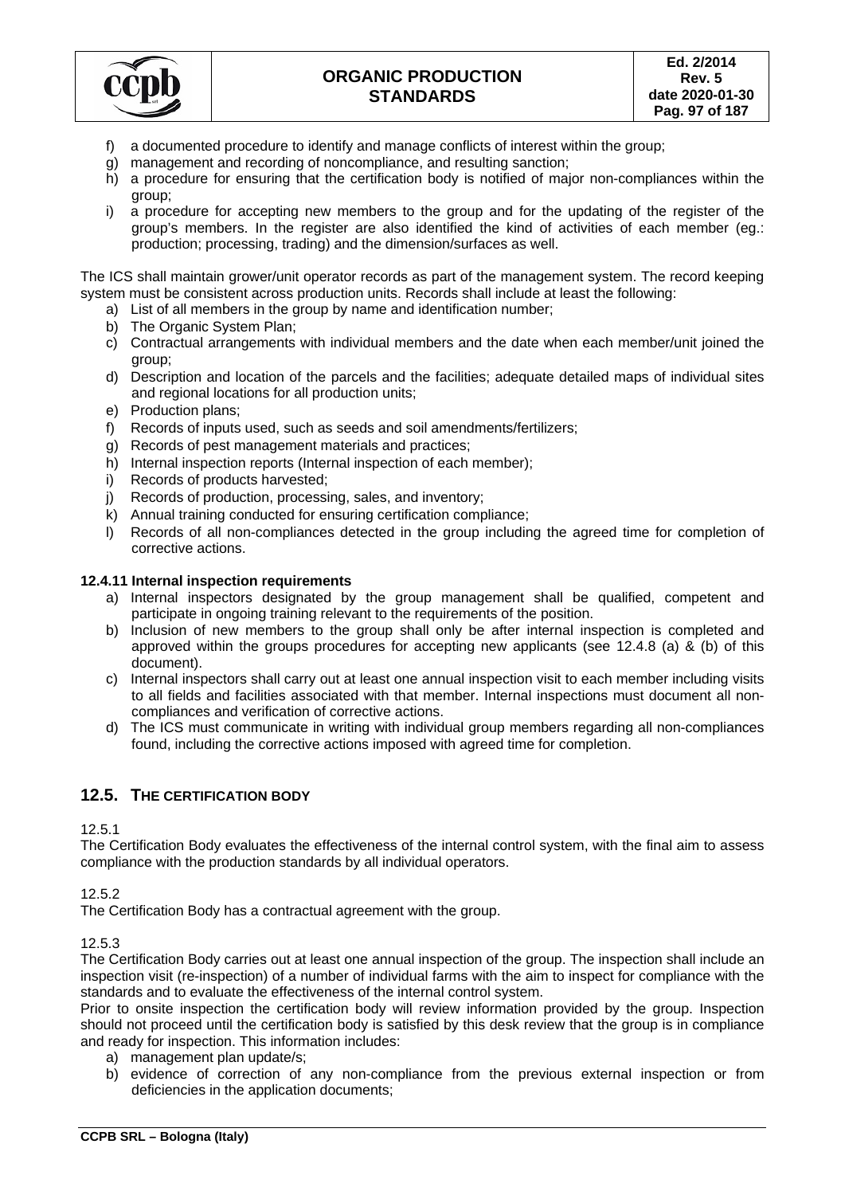f) a documented procedure to identify and manage conflicts of interest within the group;
g) management and recording of noncompliance, and resulting sanction;
h) a procedure for ensuring that the certification body is notified of major non-compliances within the group;
i) a procedure for accepting new members to the group and for the updating of the register of the group's members. In the register are also identified the kind of activities of each member (eg.: production; processing, trading) and the dimension/surfaces as well.

The ICS shall maintain grower/unit operator records as part of the management system. The record keeping system must be consistent across production units. Records shall include at least the following:

a) List of all members in the group by name and identification number;
b) The Organic System Plan;
c) Contractual arrangements with individual members and the date when each member/unit joined the group;
d) Description and location of the parcels and the facilities; adequate detailed maps of individual sites and regional locations for all production units;
e) Production plans;
f) Records of inputs used, such as seeds and soil amendments/fertilizers;
g) Records of pest management materials and practices;
h) Internal inspection reports (Internal inspection of each member);
i) Records of products harvested;
j) Records of production, processing, sales, and inventory;
k) Annual training conducted for ensuring certification compliance;
l) Records of all non-compliances detected in the group including the agreed time for completion of corrective actions.

**12.4.11 Internal inspection requirements**

a) Internal inspectors designated by the group management shall be qualified, competent and participate in ongoing training relevant to the requirements of the position.
b) Inclusion of new members to the group shall only be after internal inspection is completed and approved within the groups procedures for accepting new applicants (see 12.4.8 (a) & (b) of this document).
c) Internal inspectors shall carry out at least one annual inspection visit to each member including visits to all fields and facilities associated with that member. Internal inspections must document all non-compliances and verification of corrective actions.
d) The ICS must communicate in writing with individual group members regarding all non-compliances found, including the corrective actions imposed with agreed time for completion.

## 12.5. THE CERTIFICATION BODY

12.5.1
The Certification Body evaluates the effectiveness of the internal control system, with the final aim to assess compliance with the production standards by all individual operators.

12.5.2
The Certification Body has a contractual agreement with the group.

12.5.3
The Certification Body carries out at least one annual inspection of the group. The inspection shall include an inspection visit (re-inspection) of a number of individual farms with the aim to inspect for compliance with the standards and to evaluate the effectiveness of the internal control system.
Prior to onsite inspection the certification body will review information provided by the group. Inspection should not proceed until the certification body is satisfied by this desk review that the group is in compliance and ready for inspection. This information includes:

a) management plan update/s;
b) evidence of correction of any non-compliance from the previous external inspection or from deficiencies in the application documents;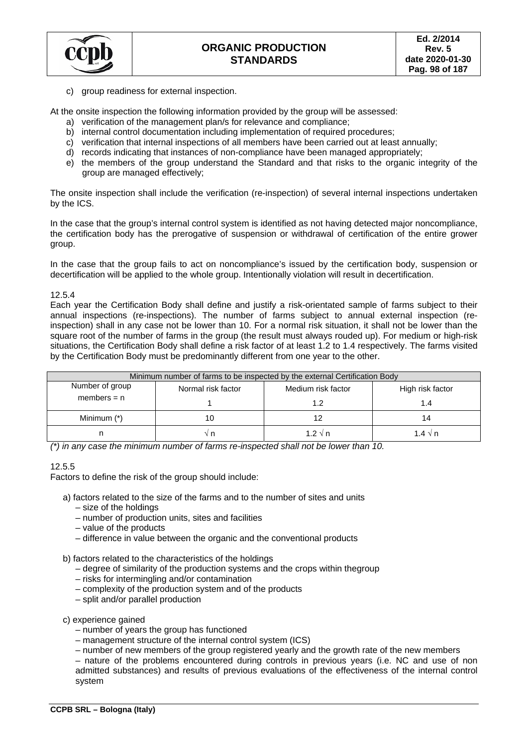c) group readiness for external inspection.

At the onsite inspection the following information provided by the group will be assessed:

a) verification of the management plan/s for relevance and compliance;
b) internal control documentation including implementation of required procedures;
c) verification that internal inspections of all members have been carried out at least annually;
d) records indicating that instances of non-compliance have been managed appropriately;
e) the members of the group understand the Standard and that risks to the organic integrity of the group are managed effectively;

The onsite inspection shall include the verification (re-inspection) of several internal inspections undertaken by the ICS.

In the case that the group's internal control system is identified as not having detected major noncompliance, the certification body has the prerogative of suspension or withdrawal of certification of the entire grower group.

In the case that the group fails to act on noncompliance's issued by the certification body, suspension or decertification will be applied to the whole group. Intentionally violation will result in decertification.

12.5.4

Each year the Certification Body shall define and justify a risk-orientated sample of farms subject to their annual inspections (re-inspections). The number of farms subject to annual external inspection (re-inspection) shall in any case not be lower than 10. For a normal risk situation, it shall not be lower than the square root of the number of farms in the group (the result must always rouded up). For medium or high-risk situations, the Certification Body shall define a risk factor of at least 1.2 to 1.4 respectively. The farms visited by the Certification Body must be predominantly different from one year to the other.

| Minimum number of farms to be inspected by the external Certification Body | | | |
|---|---|---|---|
| Number of group members = n | Normal risk factor 1 | Medium risk factor 1.2 | High risk factor 1.4 |
| Minimum (*) | 10 | 12 | 14 |
| n | $\sqrt{n}$ | $1.2\sqrt{n}$ | $1.4\sqrt{n}$ |

*(\*) in any case the minimum number of farms re-inspected shall not be lower than 10.*

12.5.5

Factors to define the risk of the group should include:

a) factors related to the size of the farms and to the number of sites and units
- size of the holdings
- number of production units, sites and facilities
- value of the products
- difference in value between the organic and the conventional products

b) factors related to the characteristics of the holdings
- degree of similarity of the production systems and the crops within thegroup
- risks for intermingling and/or contamination
- complexity of the production system and of the products
- split and/or parallel production

c) experience gained
- number of years the group has functioned
- management structure of the internal control system (ICS)
- number of new members of the group registered yearly and the growth rate of the new members
- nature of the problems encountered during controls in previous years (i.e. NC and use of non admitted substances) and results of previous evaluations of the effectiveness of the internal control system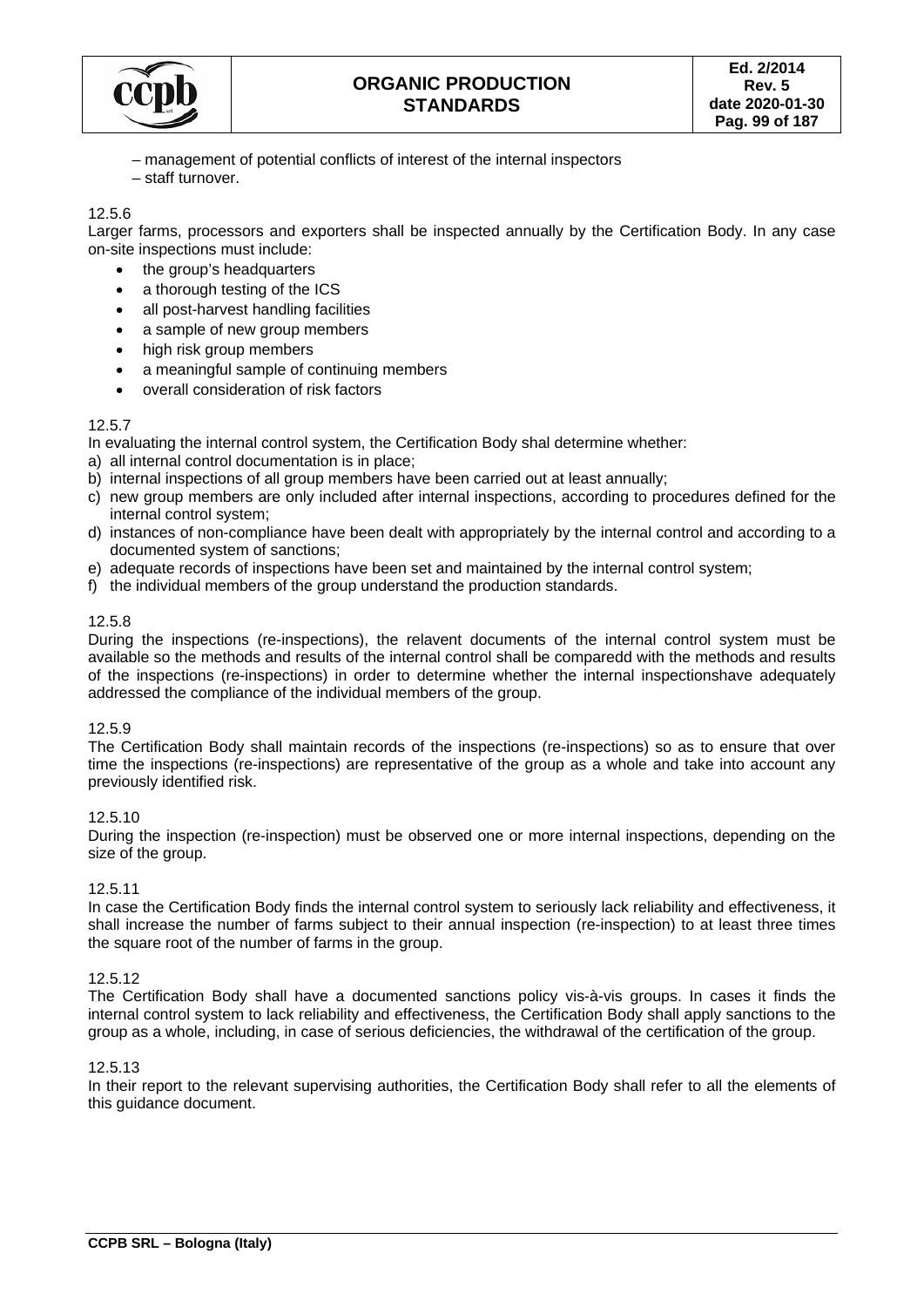– management of potential conflicts of interest of the internal inspectors
– staff turnover.

12.5.6
Larger farms, processors and exporters shall be inspected annually by the Certification Body. In any case on-site inspections must include:

- the group's headquarters
- a thorough testing of the ICS
- all post-harvest handling facilities
- a sample of new group members
- high risk group members
- a meaningful sample of continuing members
- overall consideration of risk factors

12.5.7
In evaluating the internal control system, the Certification Body shal determine whether:

a) all internal control documentation is in place;
b) internal inspections of all group members have been carried out at least annually;
c) new group members are only included after internal inspections, according to procedures defined for the internal control system;
d) instances of non-compliance have been dealt with appropriately by the internal control and according to a documented system of sanctions;
e) adequate records of inspections have been set and maintained by the internal control system;
f) the individual members of the group understand the production standards.

12.5.8
During the inspections (re-inspections), the relavent documents of the internal control system must be available so the methods and results of the internal control shall be comparedd with the methods and results of the inspections (re-inspections) in order to determine whether the internal inspectionshave adequately addressed the compliance of the individual members of the group.

12.5.9
The Certification Body shall maintain records of the inspections (re-inspections) so as to ensure that over time the inspections (re-inspections) are representative of the group as a whole and take into account any previously identified risk.

12.5.10
During the inspection (re-inspection) must be observed one or more internal inspections, depending on the size of the group.

12.5.11
In case the Certification Body finds the internal control system to seriously lack reliability and effectiveness, it shall increase the number of farms subject to their annual inspection (re-inspection) to at least three times the square root of the number of farms in the group.

12.5.12
The Certification Body shall have a documented sanctions policy vis-à-vis groups. In cases it finds the internal control system to lack reliability and effectiveness, the Certification Body shall apply sanctions to the group as a whole, including, in case of serious deficiencies, the withdrawal of the certification of the group.

12.5.13
In their report to the relevant supervising authorities, the Certification Body shall refer to all the elements of this guidance document.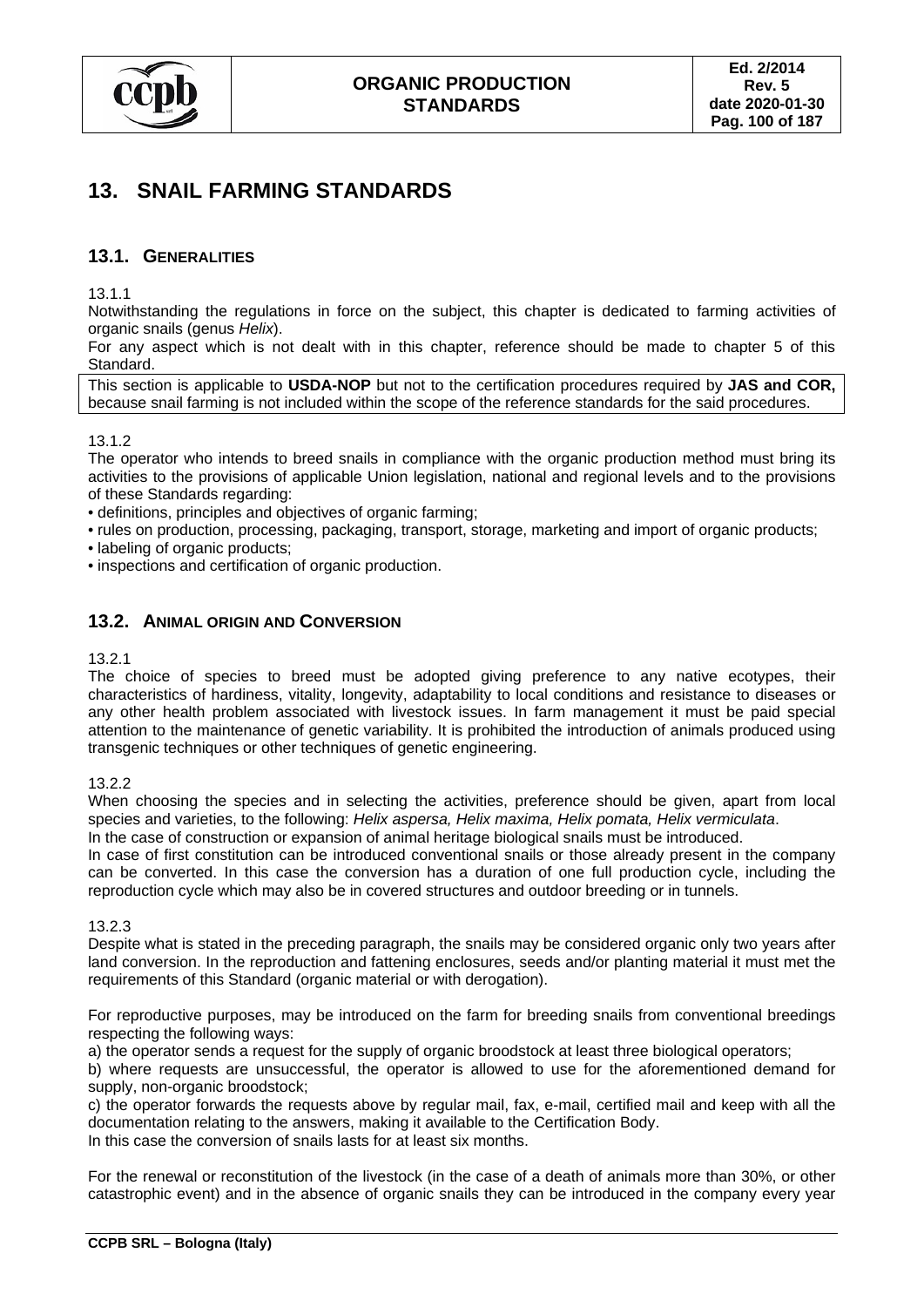# 13. SNAIL FARMING STANDARDS

## 13.1. GENERALITIES

13.1.1

Notwithstanding the regulations in force on the subject, this chapter is dedicated to farming activities of organic snails (genus *Helix*).

For any aspect which is not dealt with in this chapter, reference should be made to chapter 5 of this Standard.

This section is applicable to **USDA-NOP** but not to the certification procedures required by **JAS and COR,** because snail farming is not included within the scope of the reference standards for the said procedures.

13.1.2

The operator who intends to breed snails in compliance with the organic production method must bring its activities to the provisions of applicable Union legislation, national and regional levels and to the provisions of these Standards regarding:

- definitions, principles and objectives of organic farming;
- rules on production, processing, packaging, transport, storage, marketing and import of organic products;
- labeling of organic products;
- inspections and certification of organic production.

## 13.2. ANIMAL ORIGIN AND CONVERSION

13.2.1

The choice of species to breed must be adopted giving preference to any native ecotypes, their characteristics of hardiness, vitality, longevity, adaptability to local conditions and resistance to diseases or any other health problem associated with livestock issues. In farm management it must be paid special attention to the maintenance of genetic variability. It is prohibited the introduction of animals produced using transgenic techniques or other techniques of genetic engineering.

13.2.2

When choosing the species and in selecting the activities, preference should be given, apart from local species and varieties, to the following: *Helix aspersa, Helix maxima, Helix pomata, Helix vermiculata*.

In the case of construction or expansion of animal heritage biological snails must be introduced.

In case of first constitution can be introduced conventional snails or those already present in the company can be converted. In this case the conversion has a duration of one full production cycle, including the reproduction cycle which may also be in covered structures and outdoor breeding or in tunnels.

13.2.3

Despite what is stated in the preceding paragraph, the snails may be considered organic only two years after land conversion. In the reproduction and fattening enclosures, seeds and/or planting material it must met the requirements of this Standard (organic material or with derogation).

For reproductive purposes, may be introduced on the farm for breeding snails from conventional breedings respecting the following ways:

a) the operator sends a request for the supply of organic broodstock at least three biological operators;

b) where requests are unsuccessful, the operator is allowed to use for the aforementioned demand for supply, non-organic broodstock;

c) the operator forwards the requests above by regular mail, fax, e-mail, certified mail and keep with all the documentation relating to the answers, making it available to the Certification Body.

In this case the conversion of snails lasts for at least six months.

For the renewal or reconstitution of the livestock (in the case of a death of animals more than 30%, or other catastrophic event) and in the absence of organic snails they can be introduced in the company every year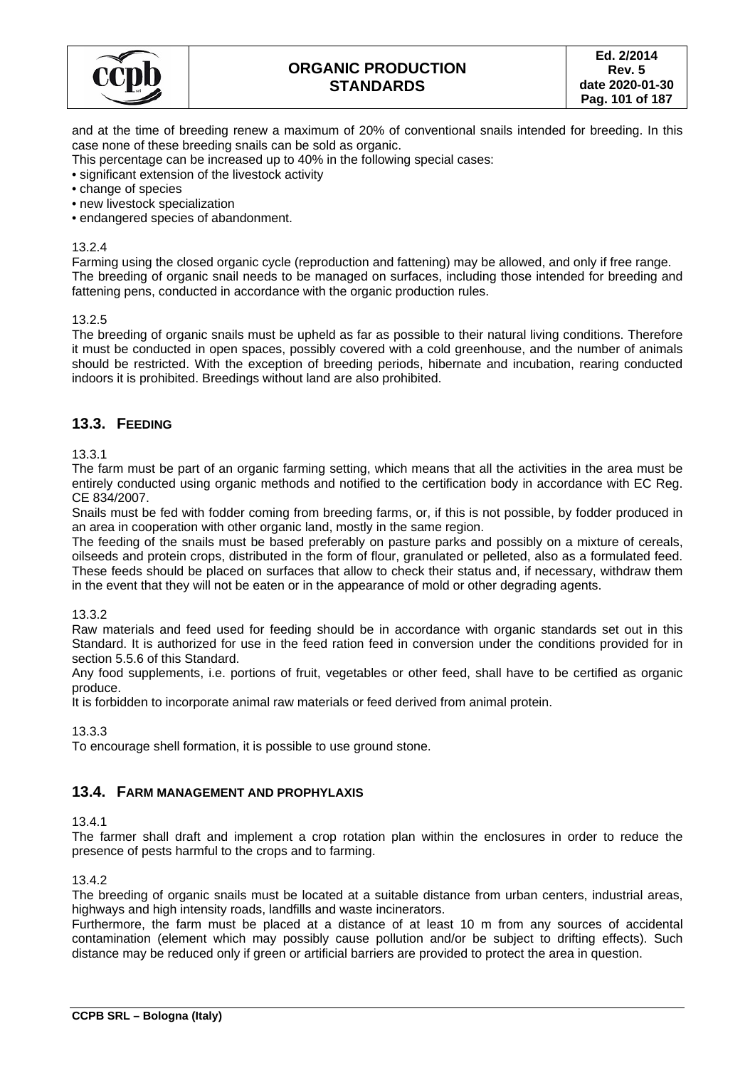and at the time of breeding renew a maximum of 20% of conventional snails intended for breeding. In this case none of these breeding snails can be sold as organic.

This percentage can be increased up to 40% in the following special cases:

- significant extension of the livestock activity
- change of species
- new livestock specialization
- endangered species of abandonment.

13.2.4

Farming using the closed organic cycle (reproduction and fattening) may be allowed, and only if free range. The breeding of organic snail needs to be managed on surfaces, including those intended for breeding and fattening pens, conducted in accordance with the organic production rules.

13.2.5

The breeding of organic snails must be upheld as far as possible to their natural living conditions. Therefore it must be conducted in open spaces, possibly covered with a cold greenhouse, and the number of animals should be restricted. With the exception of breeding periods, hibernate and incubation, rearing conducted indoors it is prohibited. Breedings without land are also prohibited.

## 13.3. FEEDING

13.3.1

The farm must be part of an organic farming setting, which means that all the activities in the area must be entirely conducted using organic methods and notified to the certification body in accordance with EC Reg. CE 834/2007.

Snails must be fed with fodder coming from breeding farms, or, if this is not possible, by fodder produced in an area in cooperation with other organic land, mostly in the same region.

The feeding of the snails must be based preferably on pasture parks and possibly on a mixture of cereals, oilseeds and protein crops, distributed in the form of flour, granulated or pelleted, also as a formulated feed. These feeds should be placed on surfaces that allow to check their status and, if necessary, withdraw them in the event that they will not be eaten or in the appearance of mold or other degrading agents.

13.3.2

Raw materials and feed used for feeding should be in accordance with organic standards set out in this Standard. It is authorized for use in the feed ration feed in conversion under the conditions provided for in section 5.5.6 of this Standard.

Any food supplements, i.e. portions of fruit, vegetables or other feed, shall have to be certified as organic produce.

It is forbidden to incorporate animal raw materials or feed derived from animal protein.

13.3.3

To encourage shell formation, it is possible to use ground stone.

## 13.4. FARM MANAGEMENT AND PROPHYLAXIS

13.4.1

The farmer shall draft and implement a crop rotation plan within the enclosures in order to reduce the presence of pests harmful to the crops and to farming.

13.4.2

The breeding of organic snails must be located at a suitable distance from urban centers, industrial areas, highways and high intensity roads, landfills and waste incinerators.

Furthermore, the farm must be placed at a distance of at least 10 m from any sources of accidental contamination (element which may possibly cause pollution and/or be subject to drifting effects). Such distance may be reduced only if green or artificial barriers are provided to protect the area in question.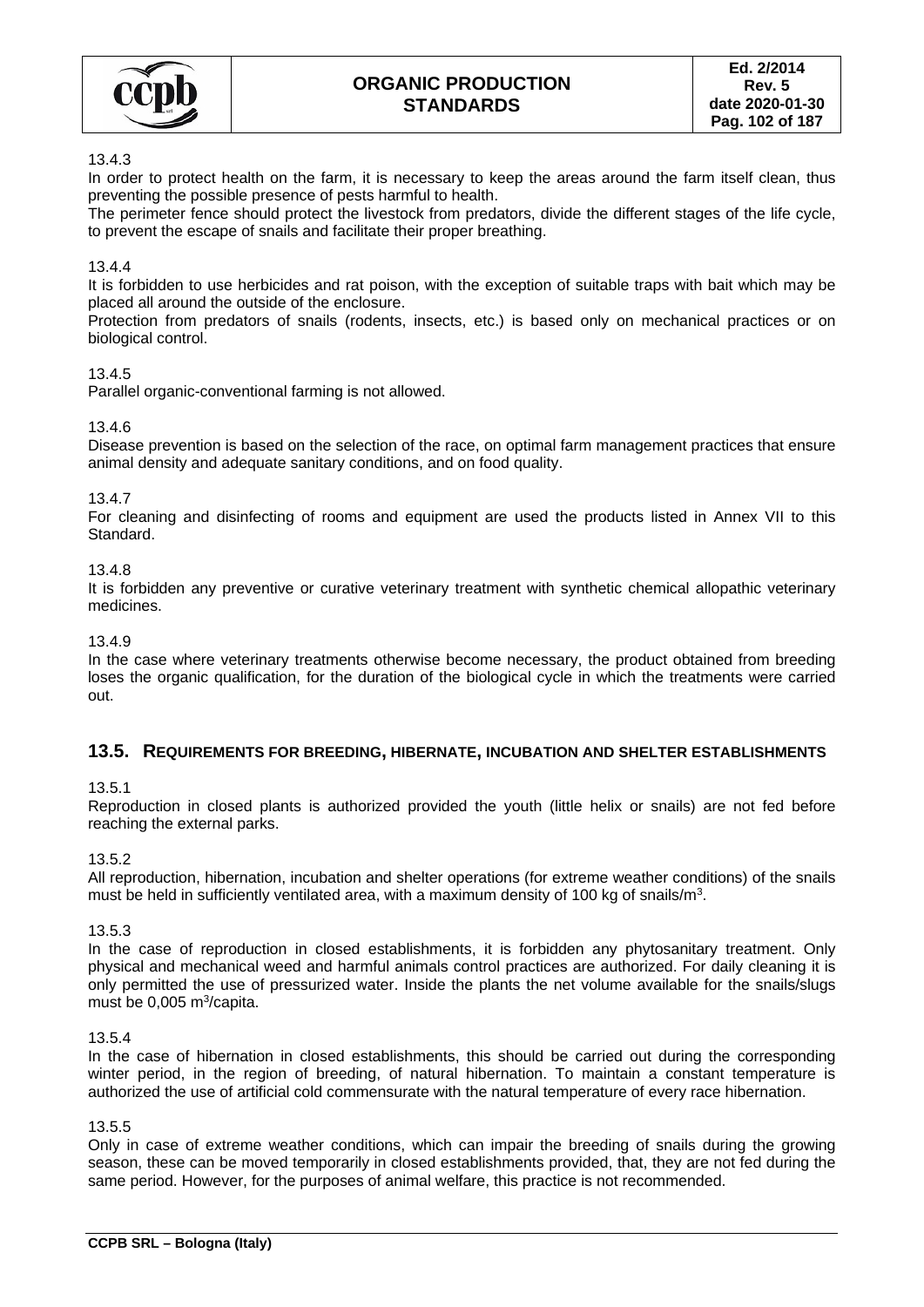13.4.3

In order to protect health on the farm, it is necessary to keep the areas around the farm itself clean, thus preventing the possible presence of pests harmful to health.

The perimeter fence should protect the livestock from predators, divide the different stages of the life cycle, to prevent the escape of snails and facilitate their proper breathing.

13.4.4

It is forbidden to use herbicides and rat poison, with the exception of suitable traps with bait which may be placed all around the outside of the enclosure.

Protection from predators of snails (rodents, insects, etc.) is based only on mechanical practices or on biological control.

13.4.5

Parallel organic-conventional farming is not allowed.

13.4.6

Disease prevention is based on the selection of the race, on optimal farm management practices that ensure animal density and adequate sanitary conditions, and on food quality.

13.4.7

For cleaning and disinfecting of rooms and equipment are used the products listed in Annex VII to this Standard.

13.4.8

It is forbidden any preventive or curative veterinary treatment with synthetic chemical allopathic veterinary medicines.

13.4.9

In the case where veterinary treatments otherwise become necessary, the product obtained from breeding loses the organic qualification, for the duration of the biological cycle in which the treatments were carried out.

## 13.5. REQUIREMENTS FOR BREEDING, HIBERNATE, INCUBATION AND SHELTER ESTABLISHMENTS

13.5.1

Reproduction in closed plants is authorized provided the youth (little helix or snails) are not fed before reaching the external parks.

13.5.2

All reproduction, hibernation, incubation and shelter operations (for extreme weather conditions) of the snails must be held in sufficiently ventilated area, with a maximum density of 100 kg of snails/m$^3$.

13.5.3

In the case of reproduction in closed establishments, it is forbidden any phytosanitary treatment. Only physical and mechanical weed and harmful animals control practices are authorized. For daily cleaning it is only permitted the use of pressurized water. Inside the plants the net volume available for the snails/slugs must be 0,005 m$^3$/capita.

13.5.4

In the case of hibernation in closed establishments, this should be carried out during the corresponding winter period, in the region of breeding, of natural hibernation. To maintain a constant temperature is authorized the use of artificial cold commensurate with the natural temperature of every race hibernation.

13.5.5

Only in case of extreme weather conditions, which can impair the breeding of snails during the growing season, these can be moved temporarily in closed establishments provided, that, they are not fed during the same period. However, for the purposes of animal welfare, this practice is not recommended.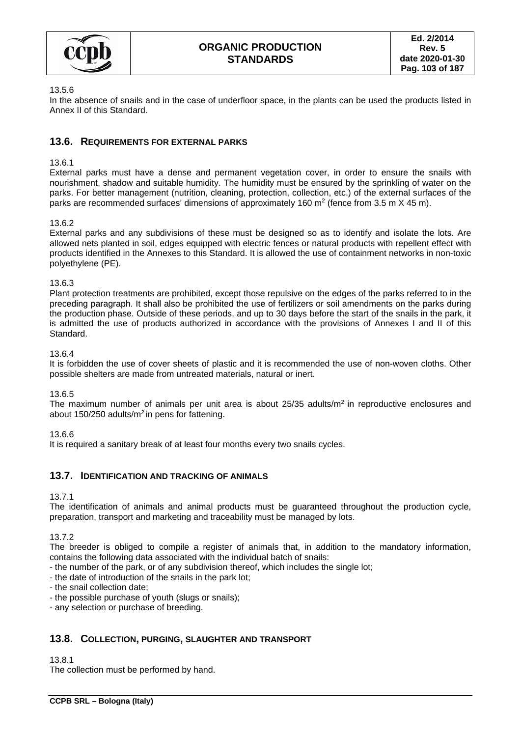13.5.6

In the absence of snails and in the case of underfloor space, in the plants can be used the products listed in Annex II of this Standard.

## 13.6. REQUIREMENTS FOR EXTERNAL PARKS

13.6.1

External parks must have a dense and permanent vegetation cover, in order to ensure the snails with nourishment, shadow and suitable humidity. The humidity must be ensured by the sprinkling of water on the parks. For better management (nutrition, cleaning, protection, collection, etc.) of the external surfaces of the parks are recommended surfaces' dimensions of approximately 160 $m^2$ (fence from 3.5 m X 45 m).

13.6.2

External parks and any subdivisions of these must be designed so as to identify and isolate the lots. Are allowed nets planted in soil, edges equipped with electric fences or natural products with repellent effect with products identified in the Annexes to this Standard. It is allowed the use of containment networks in non-toxic polyethylene (PE).

13.6.3

Plant protection treatments are prohibited, except those repulsive on the edges of the parks referred to in the preceding paragraph. It shall also be prohibited the use of fertilizers or soil amendments on the parks during the production phase. Outside of these periods, and up to 30 days before the start of the snails in the park, it is admitted the use of products authorized in accordance with the provisions of Annexes I and II of this Standard.

13.6.4

It is forbidden the use of cover sheets of plastic and it is recommended the use of non-woven cloths. Other possible shelters are made from untreated materials, natural or inert.

13.6.5

The maximum number of animals per unit area is about 25/35 adults/$m^2$ in reproductive enclosures and about 150/250 adults/$m^2$ in pens for fattening.

13.6.6

It is required a sanitary break of at least four months every two snails cycles.

## 13.7. IDENTIFICATION AND TRACKING OF ANIMALS

13.7.1

The identification of animals and animal products must be guaranteed throughout the production cycle, preparation, transport and marketing and traceability must be managed by lots.

13.7.2

The breeder is obliged to compile a register of animals that, in addition to the mandatory information, contains the following data associated with the individual batch of snails:

- the number of the park, or of any subdivision thereof, which includes the single lot;
- the date of introduction of the snails in the park lot;
- the snail collection date;
- the possible purchase of youth (slugs or snails);
- any selection or purchase of breeding.

## 13.8. COLLECTION, PURGING, SLAUGHTER AND TRANSPORT

13.8.1

The collection must be performed by hand.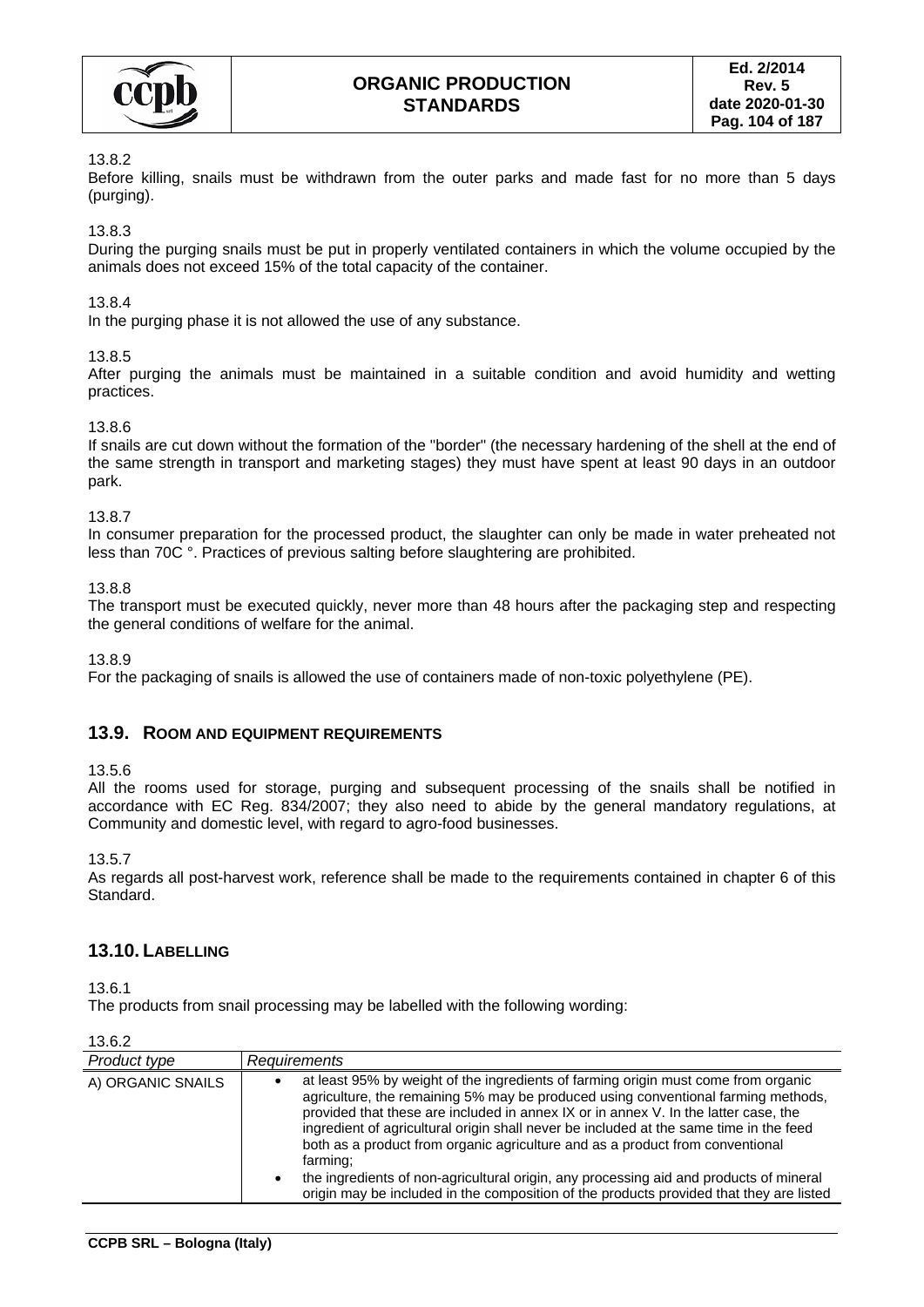13.8.2

Before killing, snails must be withdrawn from the outer parks and made fast for no more than 5 days (purging).

13.8.3

During the purging snails must be put in properly ventilated containers in which the volume occupied by the animals does not exceed 15% of the total capacity of the container.

13.8.4

In the purging phase it is not allowed the use of any substance.

13.8.5

After purging the animals must be maintained in a suitable condition and avoid humidity and wetting practices.

13.8.6

If snails are cut down without the formation of the "border" (the necessary hardening of the shell at the end of the same strength in transport and marketing stages) they must have spent at least 90 days in an outdoor park.

13.8.7

In consumer preparation for the processed product, the slaughter can only be made in water preheated not less than 70C °. Practices of previous salting before slaughtering are prohibited.

13.8.8

The transport must be executed quickly, never more than 48 hours after the packaging step and respecting the general conditions of welfare for the animal.

13.8.9

For the packaging of snails is allowed the use of containers made of non-toxic polyethylene (PE).

## 13.9. ROOM AND EQUIPMENT REQUIREMENTS

13.5.6

All the rooms used for storage, purging and subsequent processing of the snails shall be notified in accordance with EC Reg. 834/2007; they also need to abide by the general mandatory regulations, at Community and domestic level, with regard to agro-food businesses.

13.5.7

As regards all post-harvest work, reference shall be made to the requirements contained in chapter 6 of this Standard.

## 13.10. LABELLING

13.6.1

The products from snail processing may be labelled with the following wording:

13.6.2

| *Product type* | *Requirements* |
|---|---|
| A) ORGANIC SNAILS | • at least 95% by weight of the ingredients of farming origin must come from organic agriculture, the remaining 5% may be produced using conventional farming methods, provided that these are included in annex IX or in annex V. In the latter case, the ingredient of agricultural origin shall never be included at the same time in the feed both as a product from organic agriculture and as a product from conventional farming;<br>• the ingredients of non-agricultural origin, any processing aid and products of mineral origin may be included in the composition of the products provided that they are listed |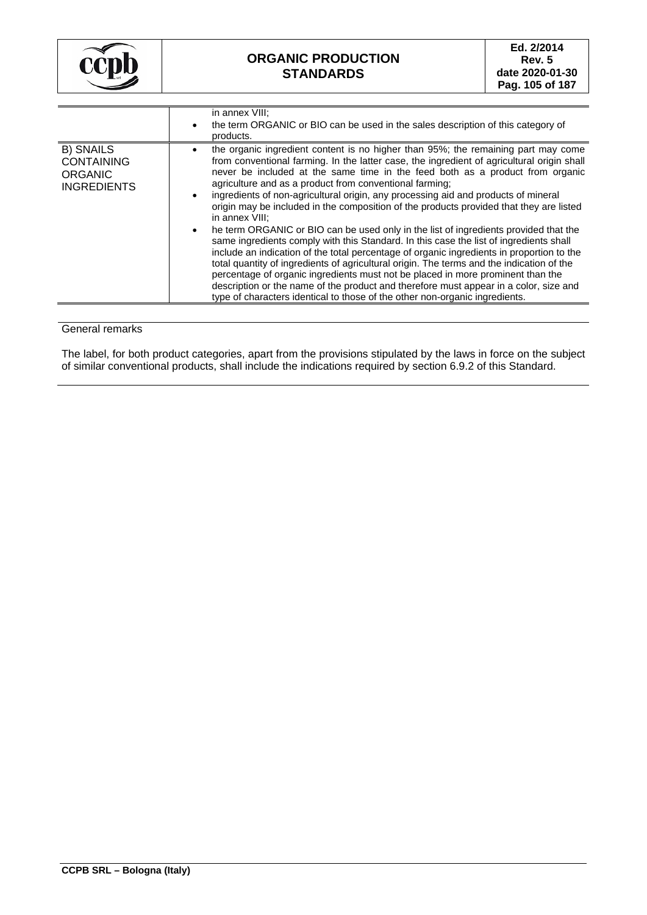| | |
|---|---|
| | in annex VIII;<br>• the term ORGANIC or BIO can be used in the sales description of this category of products. |
| B) SNAILS CONTAINING ORGANIC INGREDIENTS | • the organic ingredient content is no higher than 95%; the remaining part may come from conventional farming. In the latter case, the ingredient of agricultural origin shall never be included at the same time in the feed both as a product from organic agriculture and as a product from conventional farming;<br>• ingredients of non-agricultural origin, any processing aid and products of mineral origin may be included in the composition of the products provided that they are listed in annex VIII;<br>• he term ORGANIC or BIO can be used only in the list of ingredients provided that the same ingredients comply with this Standard. In this case the list of ingredients shall include an indication of the total percentage of organic ingredients in proportion to the total quantity of ingredients of agricultural origin. The terms and the indication of the percentage of organic ingredients must not be placed in more prominent than the description or the name of the product and therefore must appear in a color, size and type of characters identical to those of the other non-organic ingredients. |

General remarks

The label, for both product categories, apart from the provisions stipulated by the laws in force on the subject of similar conventional products, shall include the indications required by section 6.9.2 of this Standard.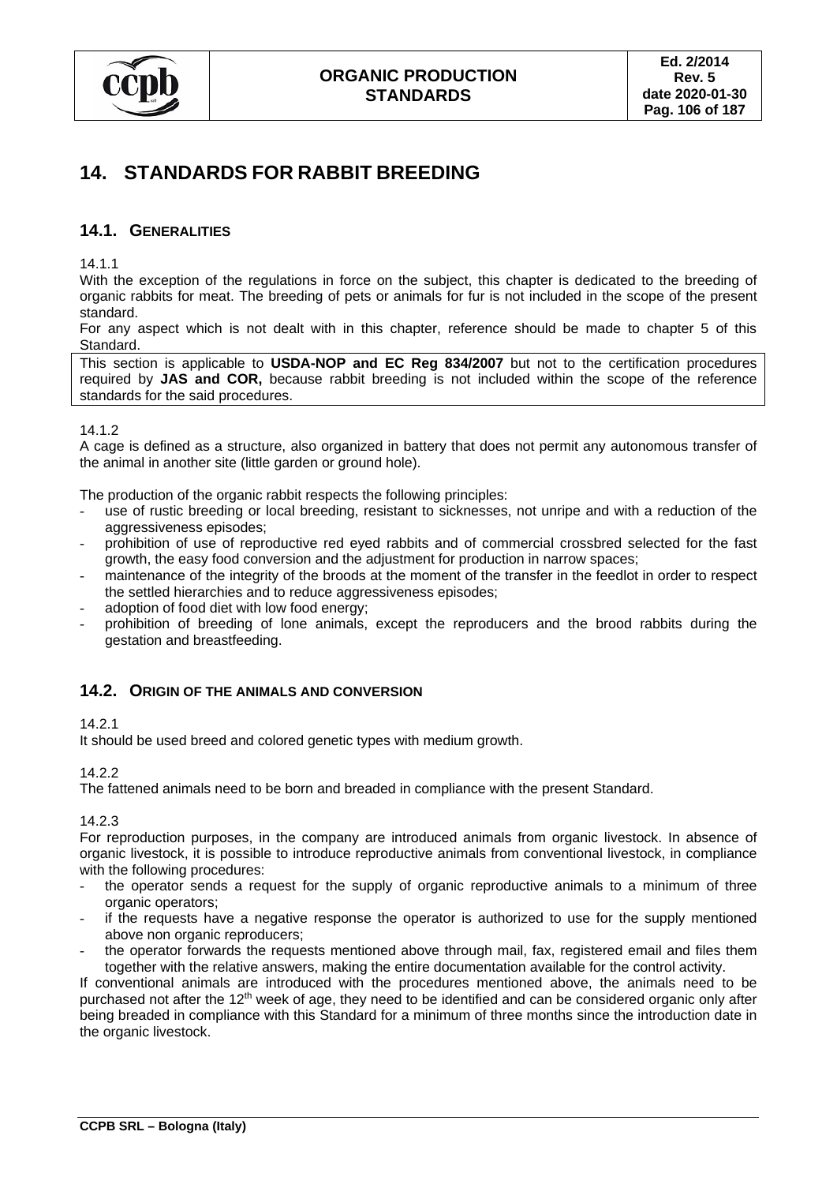# 14. STANDARDS FOR RABBIT BREEDING

## 14.1. Generalities

14.1.1

With the exception of the regulations in force on the subject, this chapter is dedicated to the breeding of organic rabbits for meat. The breeding of pets or animals for fur is not included in the scope of the present standard.

For any aspect which is not dealt with in this chapter, reference should be made to chapter 5 of this Standard.

This section is applicable to **USDA-NOP and EC Reg 834/2007** but not to the certification procedures required by **JAS and COR,** because rabbit breeding is not included within the scope of the reference standards for the said procedures.

14.1.2

A cage is defined as a structure, also organized in battery that does not permit any autonomous transfer of the animal in another site (little garden or ground hole).

The production of the organic rabbit respects the following principles:

- use of rustic breeding or local breeding, resistant to sicknesses, not unripe and with a reduction of the aggressiveness episodes;
- prohibition of use of reproductive red eyed rabbits and of commercial crossbred selected for the fast growth, the easy food conversion and the adjustment for production in narrow spaces;
- maintenance of the integrity of the broods at the moment of the transfer in the feedlot in order to respect the settled hierarchies and to reduce aggressiveness episodes;
- adoption of food diet with low food energy;
- prohibition of breeding of lone animals, except the reproducers and the brood rabbits during the gestation and breastfeeding.

## 14.2. Origin of the animals and conversion

14.2.1

It should be used breed and colored genetic types with medium growth.

14.2.2

The fattened animals need to be born and breaded in compliance with the present Standard.

14.2.3

For reproduction purposes, in the company are introduced animals from organic livestock. In absence of organic livestock, it is possible to introduce reproductive animals from conventional livestock, in compliance with the following procedures:

- the operator sends a request for the supply of organic reproductive animals to a minimum of three organic operators;
- if the requests have a negative response the operator is authorized to use for the supply mentioned above non organic reproducers;
- the operator forwards the requests mentioned above through mail, fax, registered email and files them together with the relative answers, making the entire documentation available for the control activity.

If conventional animals are introduced with the procedures mentioned above, the animals need to be purchased not after the 12th week of age, they need to be identified and can be considered organic only after being breaded in compliance with this Standard for a minimum of three months since the introduction date in the organic livestock.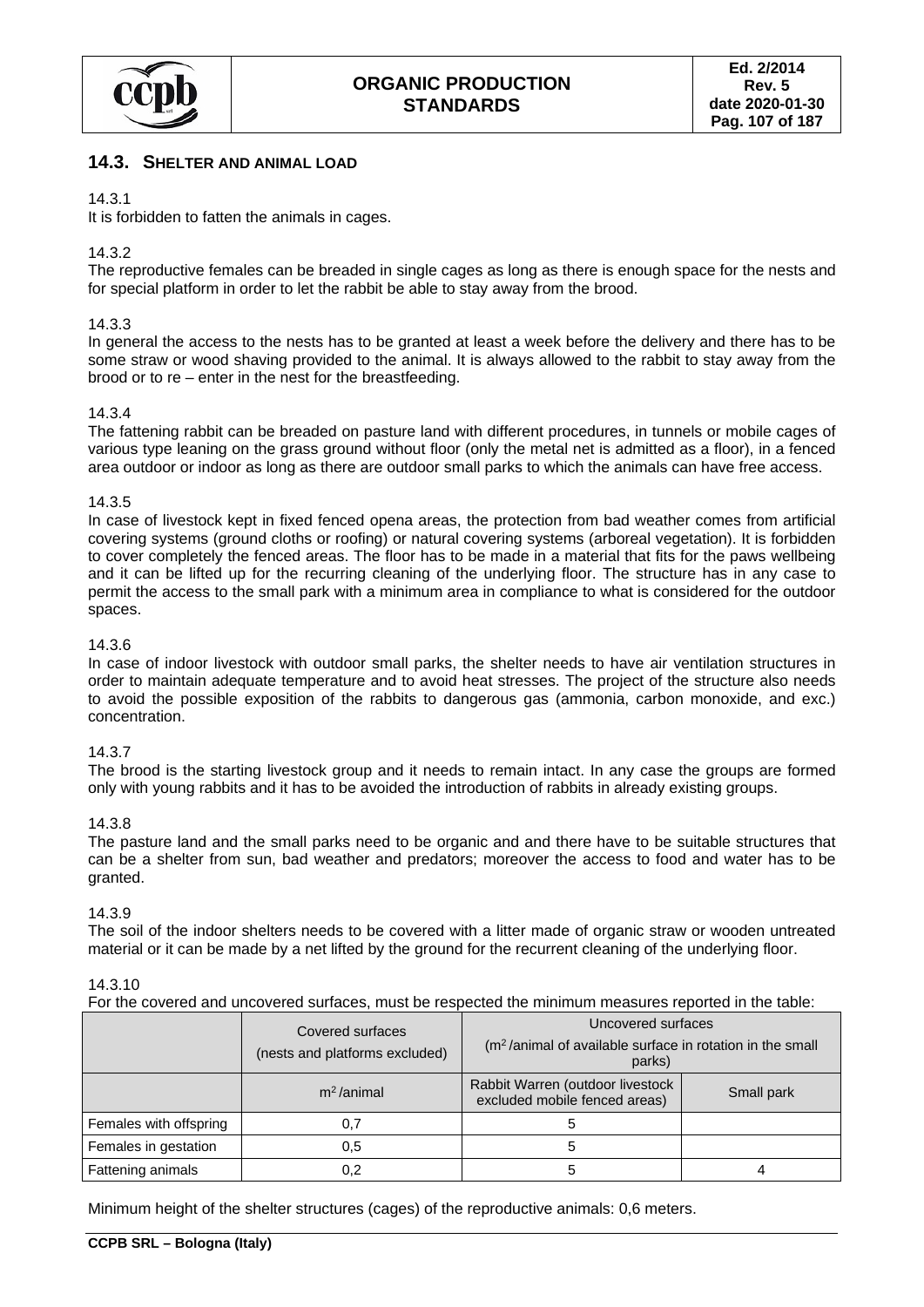## 14.3. SHELTER AND ANIMAL LOAD

14.3.1
It is forbidden to fatten the animals in cages.

14.3.2
The reproductive females can be breaded in single cages as long as there is enough space for the nests and for special platform in order to let the rabbit be able to stay away from the brood.

14.3.3
In general the access to the nests has to be granted at least a week before the delivery and there has to be some straw or wood shaving provided to the animal. It is always allowed to the rabbit to stay away from the brood or to re – enter in the nest for the breastfeeding.

14.3.4
The fattening rabbit can be breaded on pasture land with different procedures, in tunnels or mobile cages of various type leaning on the grass ground without floor (only the metal net is admitted as a floor), in a fenced area outdoor or indoor as long as there are outdoor small parks to which the animals can have free access.

14.3.5
In case of livestock kept in fixed fenced opena areas, the protection from bad weather comes from artificial covering systems (ground cloths or roofing) or natural covering systems (arboreal vegetation). It is forbidden to cover completely the fenced areas. The floor has to be made in a material that fits for the paws wellbeing and it can be lifted up for the recurring cleaning of the underlying floor. The structure has in any case to permit the access to the small park with a minimum area in compliance to what is considered for the outdoor spaces.

14.3.6
In case of indoor livestock with outdoor small parks, the shelter needs to have air ventilation structures in order to maintain adequate temperature and to avoid heat stresses. The project of the structure also needs to avoid the possible exposition of the rabbits to dangerous gas (ammonia, carbon monoxide, and exc.) concentration.

14.3.7
The brood is the starting livestock group and it needs to remain intact. In any case the groups are formed only with young rabbits and it has to be avoided the introduction of rabbits in already existing groups.

14.3.8
The pasture land and the small parks need to be organic and and there have to be suitable structures that can be a shelter from sun, bad weather and predators; moreover the access to food and water has to be granted.

14.3.9
The soil of the indoor shelters needs to be covered with a litter made of organic straw or wooden untreated material or it can be made by a net lifted by the ground for the recurrent cleaning of the underlying floor.

14.3.10
For the covered and uncovered surfaces, must be respected the minimum measures reported in the table:

| | Covered surfaces (nests and platforms excluded) | Uncovered surfaces ($m^2$/animal of available surface in rotation in the small parks) | |
|---|---|---|---|
| | $m^2$/animal | Rabbit Warren (outdoor livestock excluded mobile fenced areas) | Small park |
| Females with offspring | 0,7 | 5 | |
| Females in gestation | 0,5 | 5 | |
| Fattening animals | 0,2 | 5 | 4 |

Minimum height of the shelter structures (cages) of the reproductive animals: 0,6 meters.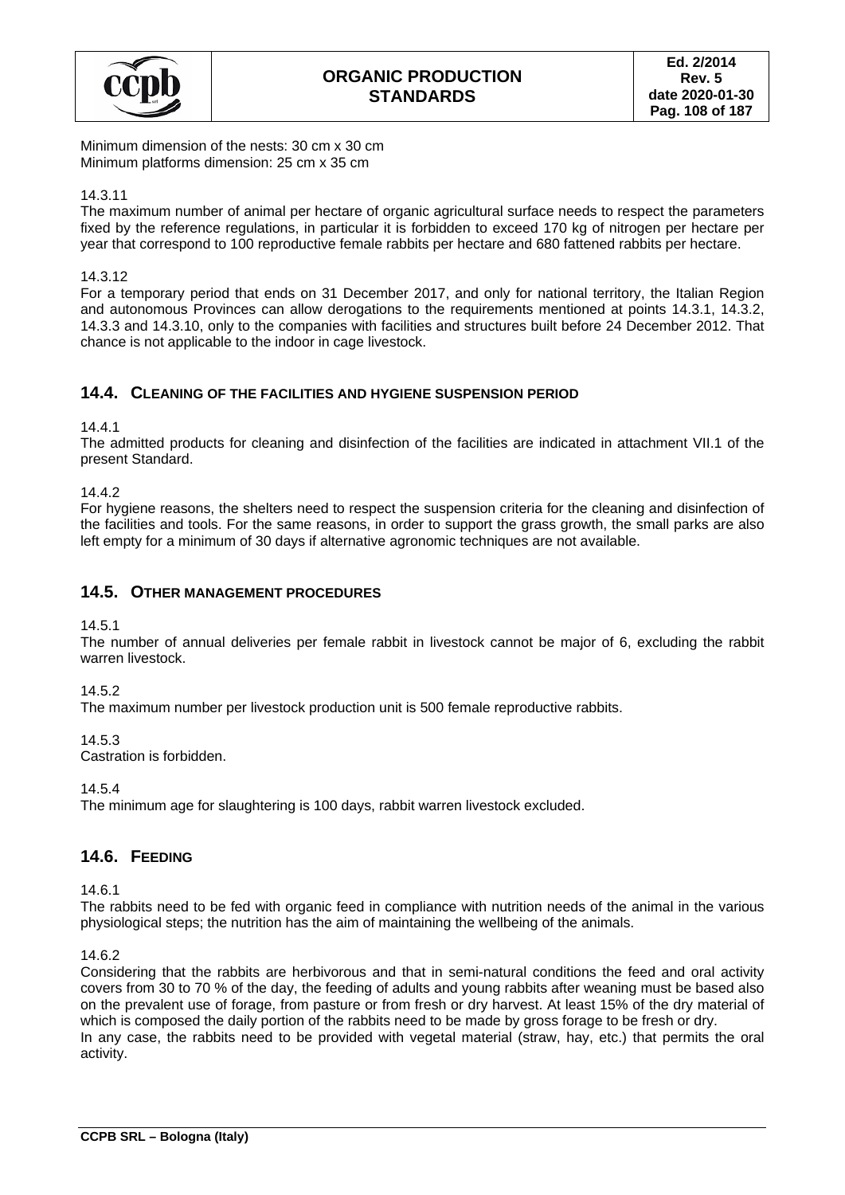Minimum dimension of the nests: 30 cm x 30 cm
Minimum platforms dimension: 25 cm x 35 cm

14.3.11
The maximum number of animal per hectare of organic agricultural surface needs to respect the parameters fixed by the reference regulations, in particular it is forbidden to exceed 170 kg of nitrogen per hectare per year that correspond to 100 reproductive female rabbits per hectare and 680 fattened rabbits per hectare.

14.3.12
For a temporary period that ends on 31 December 2017, and only for national territory, the Italian Region and autonomous Provinces can allow derogations to the requirements mentioned at points 14.3.1, 14.3.2, 14.3.3 and 14.3.10, only to the companies with facilities and structures built before 24 December 2012. That chance is not applicable to the indoor in cage livestock.

## 14.4. Cleaning of the facilities and hygiene suspension period

14.4.1
The admitted products for cleaning and disinfection of the facilities are indicated in attachment VII.1 of the present Standard.

14.4.2
For hygiene reasons, the shelters need to respect the suspension criteria for the cleaning and disinfection of the facilities and tools. For the same reasons, in order to support the grass growth, the small parks are also left empty for a minimum of 30 days if alternative agronomic techniques are not available.

## 14.5. Other management procedures

14.5.1
The number of annual deliveries per female rabbit in livestock cannot be major of 6, excluding the rabbit warren livestock.

14.5.2
The maximum number per livestock production unit is 500 female reproductive rabbits.

14.5.3
Castration is forbidden.

14.5.4
The minimum age for slaughtering is 100 days, rabbit warren livestock excluded.

## 14.6. Feeding

14.6.1
The rabbits need to be fed with organic feed in compliance with nutrition needs of the animal in the various physiological steps; the nutrition has the aim of maintaining the wellbeing of the animals.

14.6.2
Considering that the rabbits are herbivorous and that in semi-natural conditions the feed and oral activity covers from 30 to 70 % of the day, the feeding of adults and young rabbits after weaning must be based also on the prevalent use of forage, from pasture or from fresh or dry harvest. At least 15% of the dry material of which is composed the daily portion of the rabbits need to be made by gross forage to be fresh or dry.
In any case, the rabbits need to be provided with vegetal material (straw, hay, etc.) that permits the oral activity.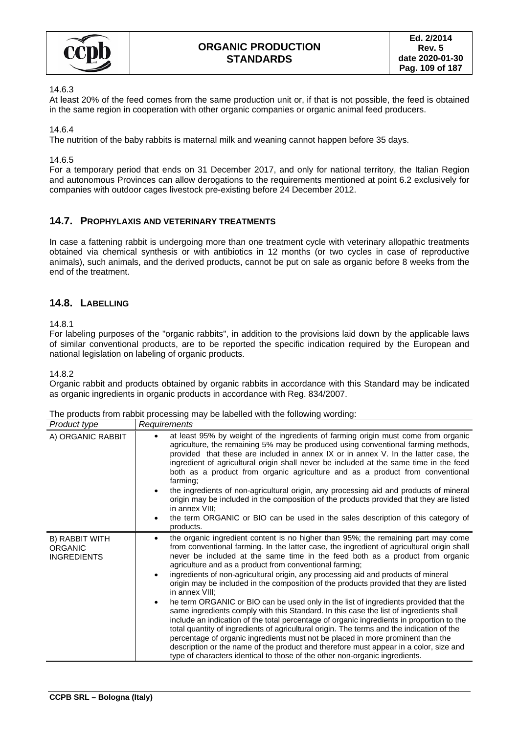14.6.3

At least 20% of the feed comes from the same production unit or, if that is not possible, the feed is obtained in the same region in cooperation with other organic companies or organic animal feed producers.

14.6.4

The nutrition of the baby rabbits is maternal milk and weaning cannot happen before 35 days.

14.6.5

For a temporary period that ends on 31 December 2017, and only for national territory, the Italian Region and autonomous Provinces can allow derogations to the requirements mentioned at point 6.2 exclusively for companies with outdoor cages livestock pre-existing before 24 December 2012.

## 14.7. PROPHYLAXIS AND VETERINARY TREATMENTS

In case a fattening rabbit is undergoing more than one treatment cycle with veterinary allopathic treatments obtained via chemical synthesis or with antibiotics in 12 months (or two cycles in case of reproductive animals), such animals, and the derived products, cannot be put on sale as organic before 8 weeks from the end of the treatment.

## 14.8. LABELLING

14.8.1

For labeling purposes of the "organic rabbits", in addition to the provisions laid down by the applicable laws of similar conventional products, are to be reported the specific indication required by the European and national legislation on labeling of organic products.

14.8.2

Organic rabbit and products obtained by organic rabbits in accordance with this Standard may be indicated as organic ingredients in organic products in accordance with Reg. 834/2007.

The products from rabbit processing may be labelled with the following wording:

| *Product type* | *Requirements* |
|---|---|
| A) ORGANIC RABBIT | • at least 95% by weight of the ingredients of farming origin must come from organic agriculture, the remaining 5% may be produced using conventional farming methods, provided that these are included in annex IX or in annex V. In the latter case, the ingredient of agricultural origin shall never be included at the same time in the feed both as a product from organic agriculture and as a product from conventional farming;<br>• the ingredients of non-agricultural origin, any processing aid and products of mineral origin may be included in the composition of the products provided that they are listed in annex VIII;<br>• the term ORGANIC or BIO can be used in the sales description of this category of products. |
| B) RABBIT WITH ORGANIC INGREDIENTS | • the organic ingredient content is no higher than 95%; the remaining part may come from conventional farming. In the latter case, the ingredient of agricultural origin shall never be included at the same time in the feed both as a product from organic agriculture and as a product from conventional farming;<br>• ingredients of non-agricultural origin, any processing aid and products of mineral origin may be included in the composition of the products provided that they are listed in annex VIII;<br>• he term ORGANIC or BIO can be used only in the list of ingredients provided that the same ingredients comply with this Standard. In this case the list of ingredients shall include an indication of the total percentage of organic ingredients in proportion to the total quantity of ingredients of agricultural origin. The terms and the indication of the percentage of organic ingredients must not be placed in more prominent than the description or the name of the product and therefore must appear in a color, size and type of characters identical to those of the other non-organic ingredients. |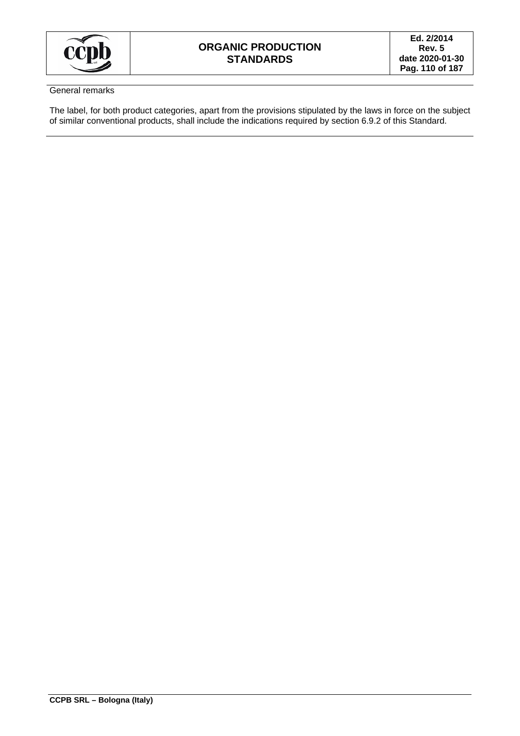General remarks

The label, for both product categories, apart from the provisions stipulated by the laws in force on the subject of similar conventional products, shall include the indications required by section 6.9.2 of this Standard.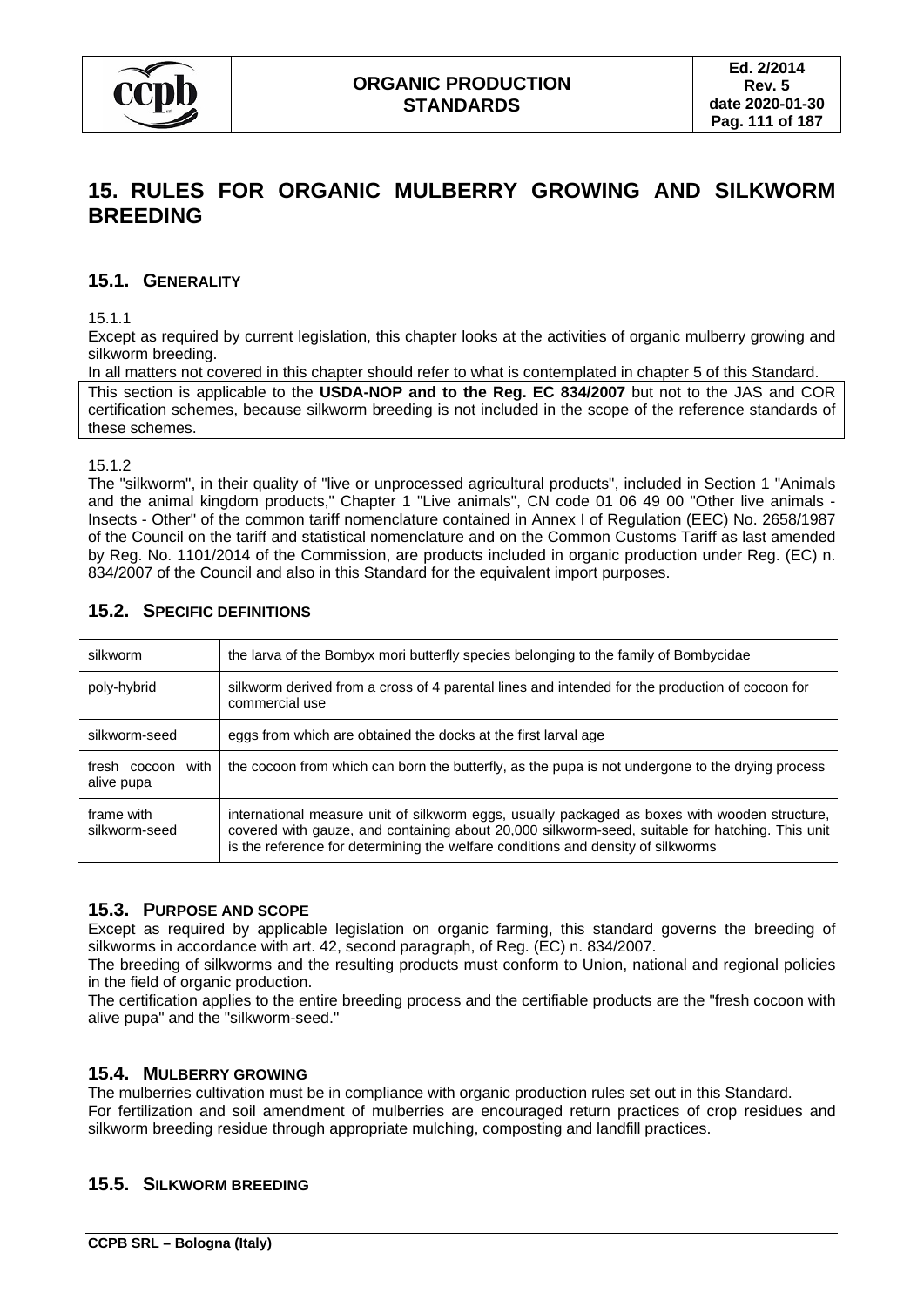# 15. RULES FOR ORGANIC MULBERRY GROWING AND SILKWORM BREEDING

## 15.1. GENERALITY

15.1.1

Except as required by current legislation, this chapter looks at the activities of organic mulberry growing and silkworm breeding.

In all matters not covered in this chapter should refer to what is contemplated in chapter 5 of this Standard.

This section is applicable to the **USDA-NOP and to the Reg. EC 834/2007** but not to the JAS and COR certification schemes, because silkworm breeding is not included in the scope of the reference standards of these schemes.

15.1.2

The "silkworm", in their quality of "live or unprocessed agricultural products", included in Section 1 "Animals and the animal kingdom products," Chapter 1 "Live animals", CN code 01 06 49 00 "Other live animals - Insects - Other" of the common tariff nomenclature contained in Annex I of Regulation (EEC) No. 2658/1987 of the Council on the tariff and statistical nomenclature and on the Common Customs Tariff as last amended by Reg. No. 1101/2014 of the Commission, are products included in organic production under Reg. (EC) n. 834/2007 of the Council and also in this Standard for the equivalent import purposes.

## 15.2. SPECIFIC DEFINITIONS

| | |
|---|---|
| silkworm | the larva of the Bombyx mori butterfly species belonging to the family of Bombycidae |
| poly-hybrid | silkworm derived from a cross of 4 parental lines and intended for the production of cocoon for commercial use |
| silkworm-seed | eggs from which are obtained the docks at the first larval age |
| fresh cocoon with alive pupa | the cocoon from which can born the butterfly, as the pupa is not undergone to the drying process |
| frame with silkworm-seed | international measure unit of silkworm eggs, usually packaged as boxes with wooden structure, covered with gauze, and containing about 20,000 silkworm-seed, suitable for hatching. This unit is the reference for determining the welfare conditions and density of silkworms |

## 15.3. PURPOSE AND SCOPE

Except as required by applicable legislation on organic farming, this standard governs the breeding of silkworms in accordance with art. 42, second paragraph, of Reg. (EC) n. 834/2007.

The breeding of silkworms and the resulting products must conform to Union, national and regional policies in the field of organic production.

The certification applies to the entire breeding process and the certifiable products are the "fresh cocoon with alive pupa" and the "silkworm-seed."

## 15.4. MULBERRY GROWING

The mulberries cultivation must be in compliance with organic production rules set out in this Standard.

For fertilization and soil amendment of mulberries are encouraged return practices of crop residues and silkworm breeding residue through appropriate mulching, composting and landfill practices.

## 15.5. SILKWORM BREEDING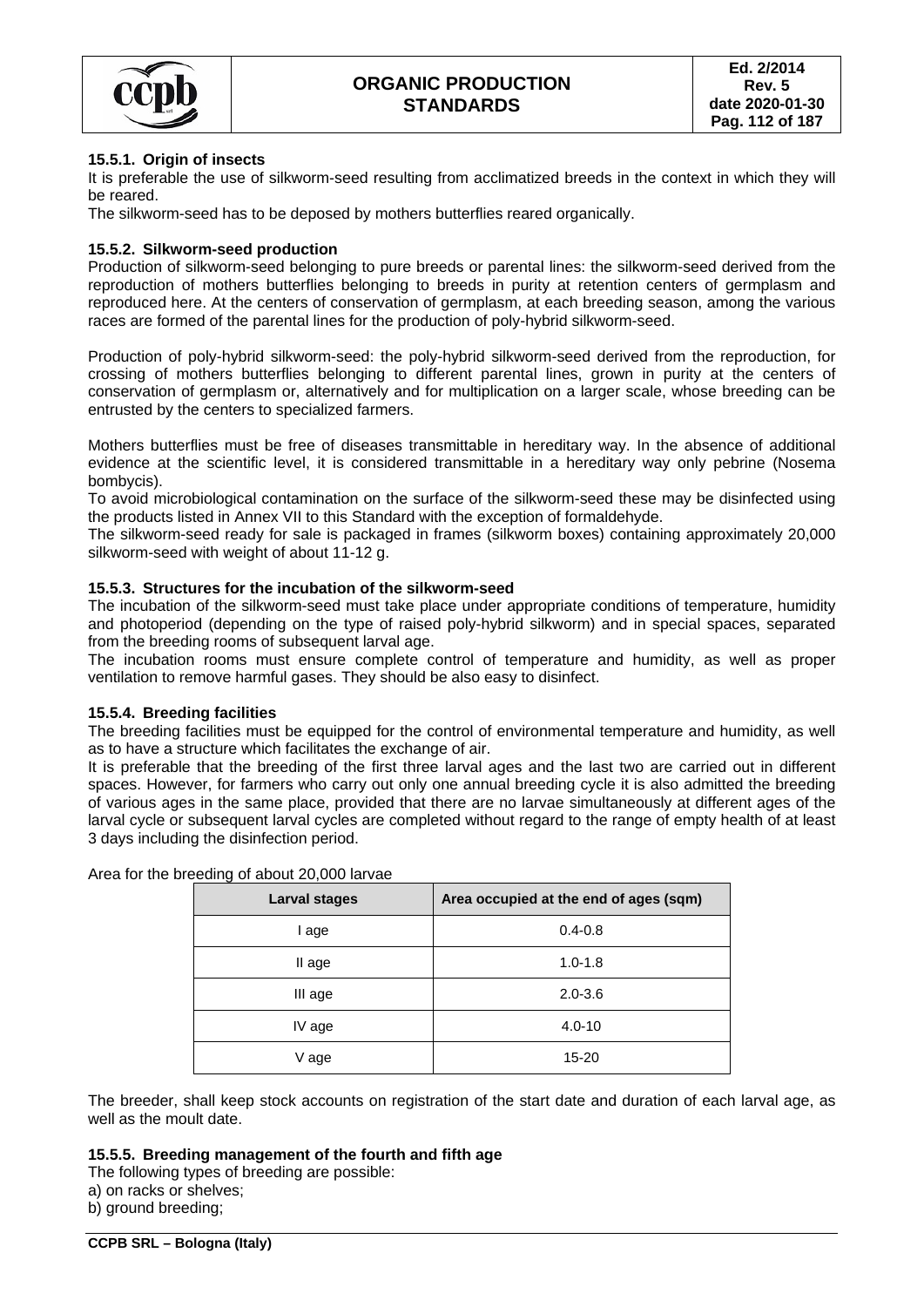#### 15.5.1. Origin of insects

It is preferable the use of silkworm-seed resulting from acclimatized breeds in the context in which they will be reared.

The silkworm-seed has to be deposed by mothers butterflies reared organically.

#### 15.5.2. Silkworm-seed production

Production of silkworm-seed belonging to pure breeds or parental lines: the silkworm-seed derived from the reproduction of mothers butterflies belonging to breeds in purity at retention centers of germplasm and reproduced here. At the centers of conservation of germplasm, at each breeding season, among the various races are formed of the parental lines for the production of poly-hybrid silkworm-seed.

Production of poly-hybrid silkworm-seed: the poly-hybrid silkworm-seed derived from the reproduction, for crossing of mothers butterflies belonging to different parental lines, grown in purity at the centers of conservation of germplasm or, alternatively and for multiplication on a larger scale, whose breeding can be entrusted by the centers to specialized farmers.

Mothers butterflies must be free of diseases transmittable in hereditary way. In the absence of additional evidence at the scientific level, it is considered transmittable in a hereditary way only pebrine (Nosema bombycis).

To avoid microbiological contamination on the surface of the silkworm-seed these may be disinfected using the products listed in Annex VII to this Standard with the exception of formaldehyde.

The silkworm-seed ready for sale is packaged in frames (silkworm boxes) containing approximately 20,000 silkworm-seed with weight of about 11-12 g.

#### 15.5.3. Structures for the incubation of the silkworm-seed

The incubation of the silkworm-seed must take place under appropriate conditions of temperature, humidity and photoperiod (depending on the type of raised poly-hybrid silkworm) and in special spaces, separated from the breeding rooms of subsequent larval age.

The incubation rooms must ensure complete control of temperature and humidity, as well as proper ventilation to remove harmful gases. They should be also easy to disinfect.

#### 15.5.4. Breeding facilities

The breeding facilities must be equipped for the control of environmental temperature and humidity, as well as to have a structure which facilitates the exchange of air.

It is preferable that the breeding of the first three larval ages and the last two are carried out in different spaces. However, for farmers who carry out only one annual breeding cycle it is also admitted the breeding of various ages in the same place, provided that there are no larvae simultaneously at different ages of the larval cycle or subsequent larval cycles are completed without regard to the range of empty health of at least 3 days including the disinfection period.

Area for the breeding of about 20,000 larvae

| Larval stages | Area occupied at the end of ages (sqm) |
|---|---|
| I age | 0.4-0.8 |
| II age | 1.0-1.8 |
| III age | 2.0-3.6 |
| IV age | 4.0-10 |
| V age | 15-20 |

The breeder, shall keep stock accounts on registration of the start date and duration of each larval age, as well as the moult date.

#### 15.5.5. Breeding management of the fourth and fifth age

The following types of breeding are possible:

a) on racks or shelves;

b) ground breeding;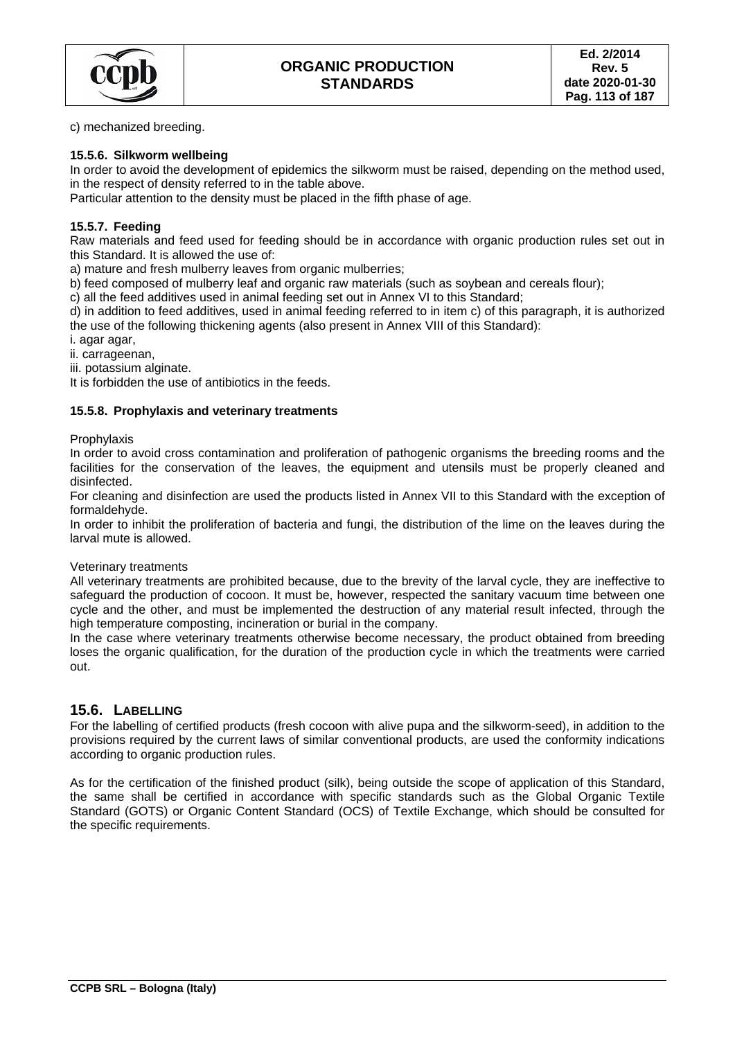c) mechanized breeding.

### 15.5.6. Silkworm wellbeing

In order to avoid the development of epidemics the silkworm must be raised, depending on the method used, in the respect of density referred to in the table above.

Particular attention to the density must be placed in the fifth phase of age.

### 15.5.7. Feeding

Raw materials and feed used for feeding should be in accordance with organic production rules set out in this Standard. It is allowed the use of:

a) mature and fresh mulberry leaves from organic mulberries;

b) feed composed of mulberry leaf and organic raw materials (such as soybean and cereals flour);

c) all the feed additives used in animal feeding set out in Annex VI to this Standard;

d) in addition to feed additives, used in animal feeding referred to in item c) of this paragraph, it is authorized the use of the following thickening agents (also present in Annex VIII of this Standard):

i. agar agar,

ii. carrageenan,

iii. potassium alginate.

It is forbidden the use of antibiotics in the feeds.

### 15.5.8. Prophylaxis and veterinary treatments

Prophylaxis

In order to avoid cross contamination and proliferation of pathogenic organisms the breeding rooms and the facilities for the conservation of the leaves, the equipment and utensils must be properly cleaned and disinfected.

For cleaning and disinfection are used the products listed in Annex VII to this Standard with the exception of formaldehyde.

In order to inhibit the proliferation of bacteria and fungi, the distribution of the lime on the leaves during the larval mute is allowed.

Veterinary treatments

All veterinary treatments are prohibited because, due to the brevity of the larval cycle, they are ineffective to safeguard the production of cocoon. It must be, however, respected the sanitary vacuum time between one cycle and the other, and must be implemented the destruction of any material result infected, through the high temperature composting, incineration or burial in the company.

In the case where veterinary treatments otherwise become necessary, the product obtained from breeding loses the organic qualification, for the duration of the production cycle in which the treatments were carried out.

## 15.6. LABELLING

For the labelling of certified products (fresh cocoon with alive pupa and the silkworm-seed), in addition to the provisions required by the current laws of similar conventional products, are used the conformity indications according to organic production rules.

As for the certification of the finished product (silk), being outside the scope of application of this Standard, the same shall be certified in accordance with specific standards such as the Global Organic Textile Standard (GOTS) or Organic Content Standard (OCS) of Textile Exchange, which should be consulted for the specific requirements.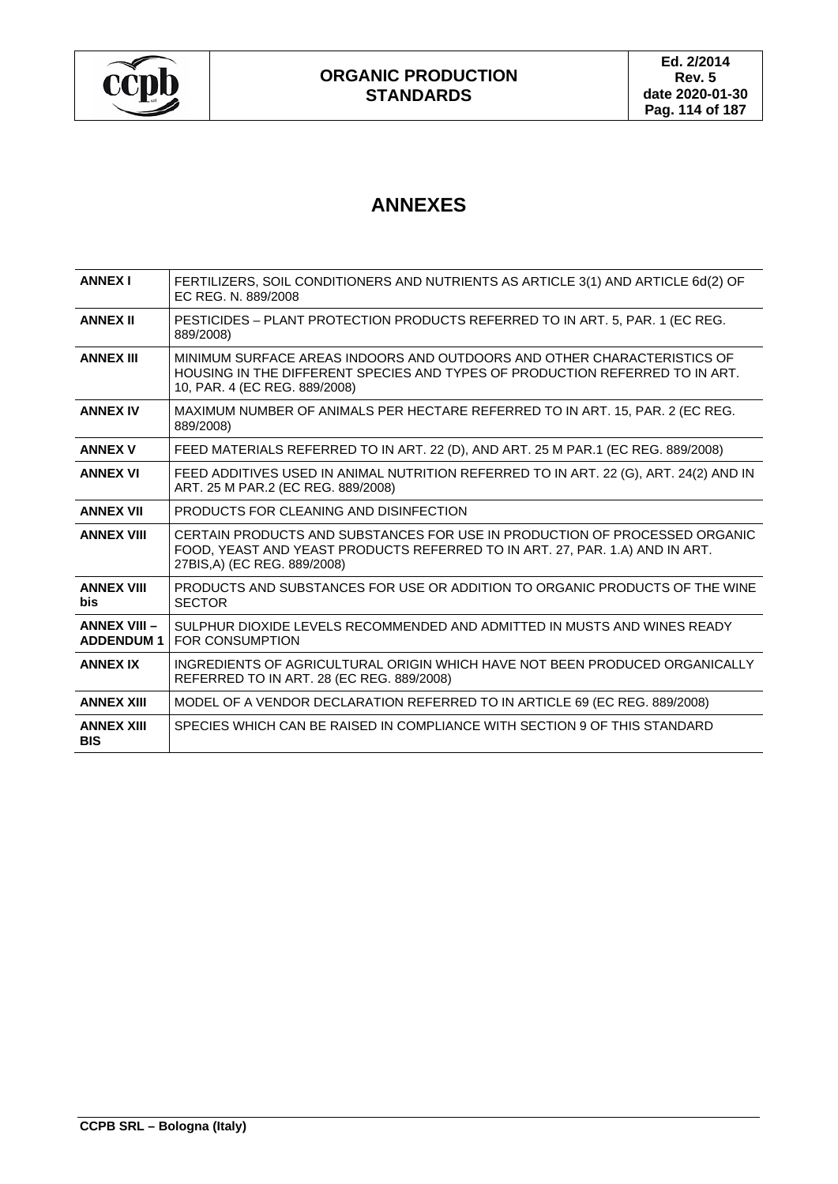# ANNEXES

| | |
|---|---|
| **ANNEX I** | FERTILIZERS, SOIL CONDITIONERS AND NUTRIENTS AS ARTICLE 3(1) AND ARTICLE 6d(2) OF EC REG. N. 889/2008 |
| **ANNEX II** | PESTICIDES – PLANT PROTECTION PRODUCTS REFERRED TO IN ART. 5, PAR. 1 (EC REG. 889/2008) |
| **ANNEX III** | MINIMUM SURFACE AREAS INDOORS AND OUTDOORS AND OTHER CHARACTERISTICS OF HOUSING IN THE DIFFERENT SPECIES AND TYPES OF PRODUCTION REFERRED TO IN ART. 10, PAR. 4 (EC REG. 889/2008) |
| **ANNEX IV** | MAXIMUM NUMBER OF ANIMALS PER HECTARE REFERRED TO IN ART. 15, PAR. 2 (EC REG. 889/2008) |
| **ANNEX V** | FEED MATERIALS REFERRED TO IN ART. 22 (D), AND ART. 25 M PAR.1 (EC REG. 889/2008) |
| **ANNEX VI** | FEED ADDITIVES USED IN ANIMAL NUTRITION REFERRED TO IN ART. 22 (G), ART. 24(2) AND IN ART. 25 M PAR.2 (EC REG. 889/2008) |
| **ANNEX VII** | PRODUCTS FOR CLEANING AND DISINFECTION |
| **ANNEX VIII** | CERTAIN PRODUCTS AND SUBSTANCES FOR USE IN PRODUCTION OF PROCESSED ORGANIC FOOD, YEAST AND YEAST PRODUCTS REFERRED TO IN ART. 27, PAR. 1.A) AND IN ART. 27BIS,A) (EC REG. 889/2008) |
| **ANNEX VIII bis** | PRODUCTS AND SUBSTANCES FOR USE OR ADDITION TO ORGANIC PRODUCTS OF THE WINE SECTOR |
| **ANNEX VIII – ADDENDUM 1** | SULPHUR DIOXIDE LEVELS RECOMMENDED AND ADMITTED IN MUSTS AND WINES READY FOR CONSUMPTION |
| **ANNEX IX** | INGREDIENTS OF AGRICULTURAL ORIGIN WHICH HAVE NOT BEEN PRODUCED ORGANICALLY REFERRED TO IN ART. 28 (EC REG. 889/2008) |
| **ANNEX XIII** | MODEL OF A VENDOR DECLARATION REFERRED TO IN ARTICLE 69 (EC REG. 889/2008) |
| **ANNEX XIII BIS** | SPECIES WHICH CAN BE RAISED IN COMPLIANCE WITH SECTION 9 OF THIS STANDARD |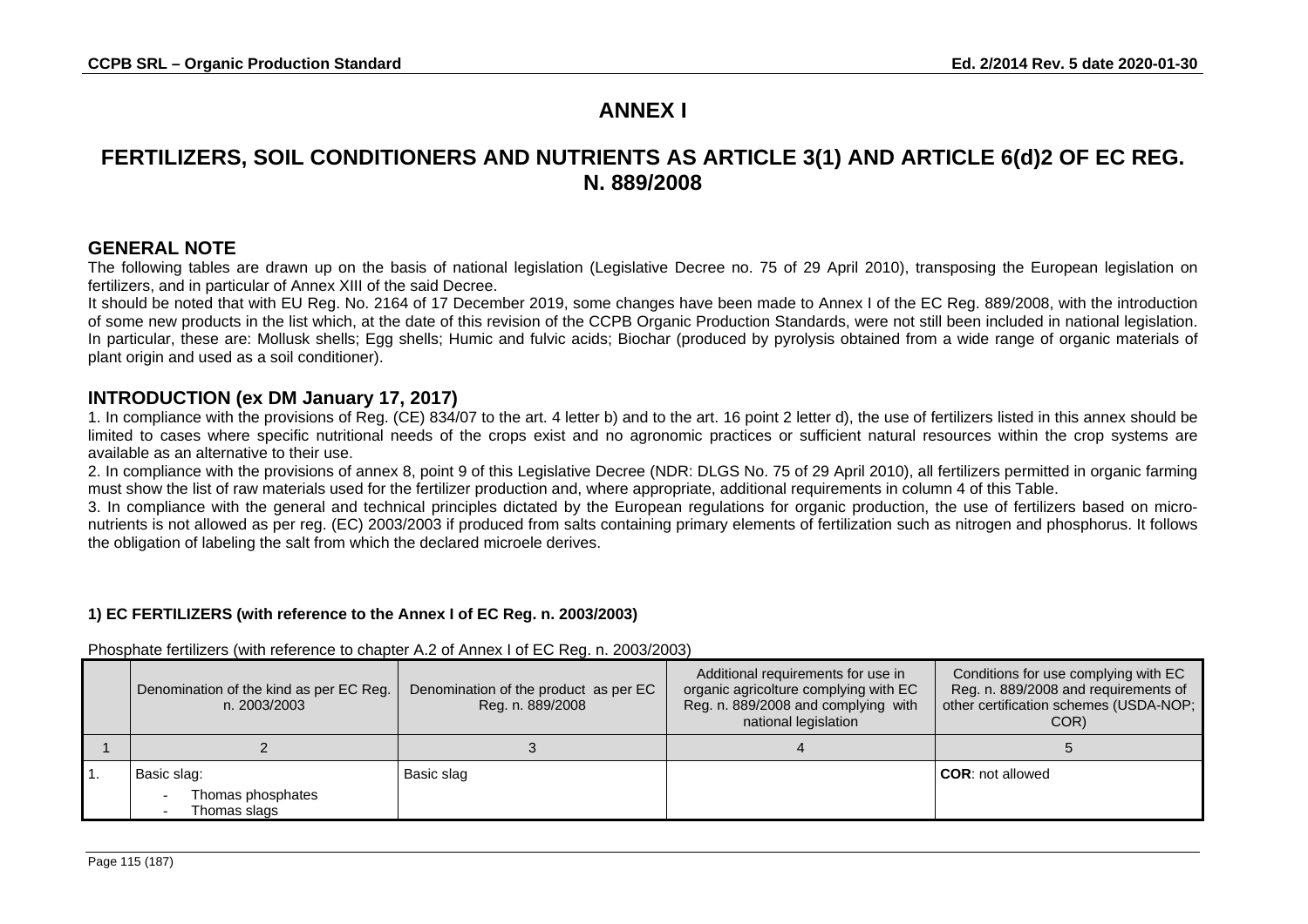# ANNEX I

## FERTILIZERS, SOIL CONDITIONERS AND NUTRIENTS AS ARTICLE 3(1) AND ARTICLE 6(d)2 OF EC REG. N. 889/2008

### GENERAL NOTE

The following tables are drawn up on the basis of national legislation (Legislative Decree no. 75 of 29 April 2010), transposing the European legislation on fertilizers, and in particular of Annex XIII of the said Decree.

It should be noted that with EU Reg. No. 2164 of 17 December 2019, some changes have been made to Annex I of the EC Reg. 889/2008, with the introduction of some new products in the list which, at the date of this revision of the CCPB Organic Production Standards, were not still been included in national legislation. In particular, these are: Mollusk shells; Egg shells; Humic and fulvic acids; Biochar (produced by pyrolysis obtained from a wide range of organic materials of plant origin and used as a soil conditioner).

### INTRODUCTION (ex DM January 17, 2017)

1. In compliance with the provisions of Reg. (CE) 834/07 to the art. 4 letter b) and to the art. 16 point 2 letter d), the use of fertilizers listed in this annex should be limited to cases where specific nutritional needs of the crops exist and no agronomic practices or sufficient natural resources within the crop systems are available as an alternative to their use.
2. In compliance with the provisions of annex 8, point 9 of this Legislative Decree (NDR: DLGS No. 75 of 29 April 2010), all fertilizers permitted in organic farming must show the list of raw materials used for the fertilizer production and, where appropriate, additional requirements in column 4 of this Table.
3. In compliance with the general and technical principles dictated by the European regulations for organic production, the use of fertilizers based on micro-nutrients is not allowed as per reg. (EC) 2003/2003 if produced from salts containing primary elements of fertilization such as nitrogen and phosphorus. It follows the obligation of labeling the salt from which the declared microele derives.

**1) EC FERTILIZERS (with reference to the Annex I of EC Reg. n. 2003/2003)**

Phosphate fertilizers (with reference to chapter A.2 of Annex I of EC Reg. n. 2003/2003)

| | Denomination of the kind as per EC Reg. n. 2003/2003 | Denomination of the product as per EC Reg. n. 889/2008 | Additional requirements for use in organic agricolture complying with EC Reg. n. 889/2008 and complying with national legislation | Conditions for use complying with EC Reg. n. 889/2008 and requirements of other certification schemes (USDA-NOP; COR) |
|---|---|---|---|---|
| 1 | 2 | 3 | 4 | 5 |
| 1. | Basic slag:<br>- Thomas phosphates<br>- Thomas slags | Basic slag | | **COR**: not allowed |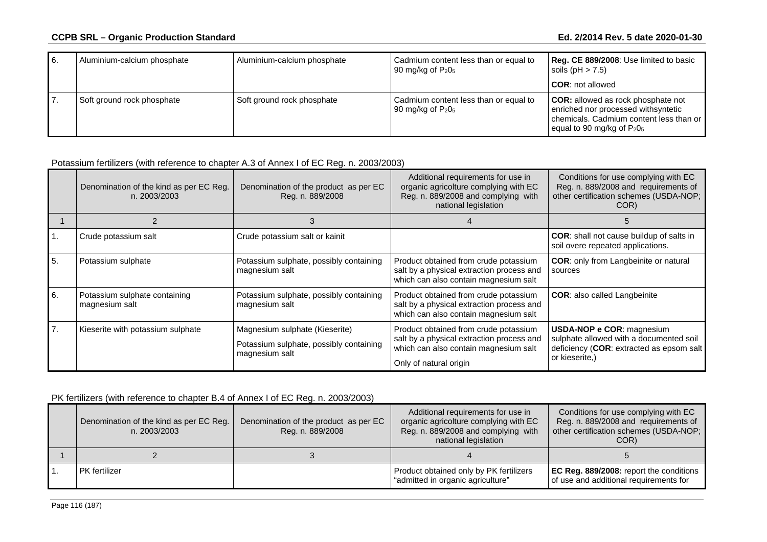| 6. | Aluminium-calcium phosphate | Aluminium-calcium phosphate | Cadmium content less than or equal to 90 mg/kg of $P_2O_5$ | **Reg. CE 889/2008**: Use limited to basic soils (pH > 7.5)<br>**COR**: not allowed |
|---|---|---|---|---|
| 7. | Soft ground rock phosphate | Soft ground rock phosphate | Cadmium content less than or equal to 90 mg/kg of $P_2O_5$ | **COR:** allowed as rock phosphate not enriched nor processed withsyntetic chemicals. Cadmium content less than or equal to 90 mg/kg of $P_2O_5$ |

Potassium fertilizers (with reference to chapter A.3 of Annex I of EC Reg. n. 2003/2003)

| | Denomination of the kind as per EC Reg. n. 2003/2003 | Denomination of the product as per EC Reg. n. 889/2008 | Additional requirements for use in organic agricolture complying with EC Reg. n. 889/2008 and complying with national legislation | Conditions for use complying with EC Reg. n. 889/2008 and requirements of other certification schemes (USDA-NOP; COR) |
|---|---|---|---|---|
| 1 | 2 | 3 | 4 | 5 |
| 1. | Crude potassium salt | Crude potassium salt or kainit | | **COR**: shall not cause buildup of salts in soil overe repeated applications. |
| 5. | Potassium sulphate | Potassium sulphate, possibly containing magnesium salt | Product obtained from crude potassium salt by a physical extraction process and which can also contain magnesium salt | **COR**: only from Langbeinite or natural sources |
| 6. | Potassium sulphate containing magnesium salt | Potassium sulphate, possibly containing magnesium salt | Product obtained from crude potassium salt by a physical extraction process and which can also contain magnesium salt | **COR**: also called Langbeinite |
| 7. | Kieserite with potassium sulphate | Magnesium sulphate (Kieserite)<br>Potassium sulphate, possibly containing magnesium salt | Product obtained from crude potassium salt by a physical extraction process and which can also contain magnesium salt<br>Only of natural origin | **USDA-NOP e COR**: magnesium sulphate allowed with a documented soil deficiency (**COR**: extracted as epsom salt or kieserite,) |

PK fertilizers (with reference to chapter B.4 of Annex I of EC Reg. n. 2003/2003)

| | Denomination of the kind as per EC Reg. n. 2003/2003 | Denomination of the product as per EC Reg. n. 889/2008 | Additional requirements for use in organic agricolture complying with EC Reg. n. 889/2008 and complying with national legislation | Conditions for use complying with EC Reg. n. 889/2008 and requirements of other certification schemes (USDA-NOP; COR) |
|---|---|---|---|---|
| 1 | 2 | 3 | 4 | 5 |
| 1. | PK fertilizer | | Product obtained only by PK fertilizers "admitted in organic agriculture" | **EC Reg. 889/2008:** report the conditions of use and additional requirements for |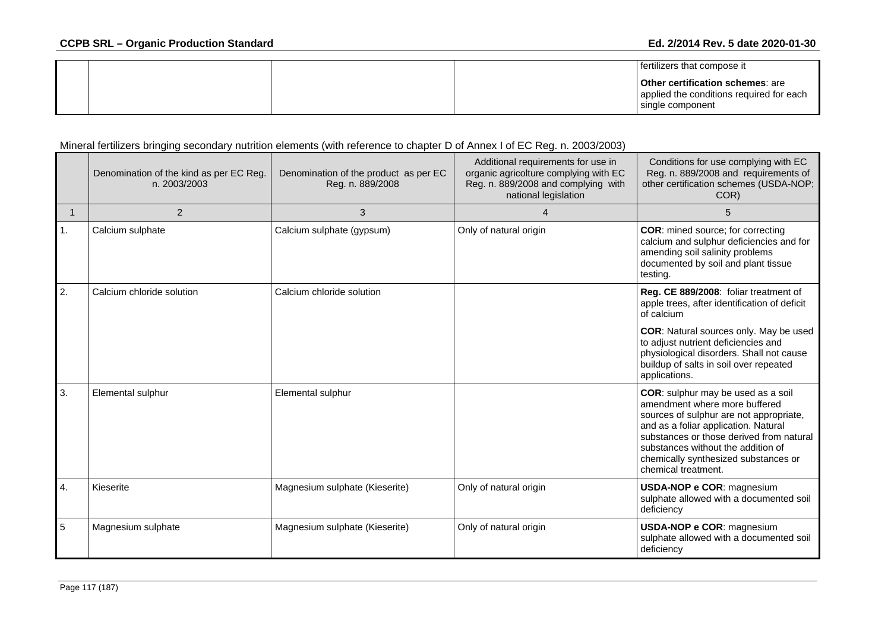| | | | | fertilizers that compose it<br><br>**Other certification schemes**: are applied the conditions required for each single component |
|---|---|---|---|---|

Mineral fertilizers bringing secondary nutrition elements (with reference to chapter D of Annex I of EC Reg. n. 2003/2003)

| | Denomination of the kind as per EC Reg. n. 2003/2003 | Denomination of the product as per EC Reg. n. 889/2008 | Additional requirements for use in organic agricolture complying with EC Reg. n. 889/2008 and complying with national legislation | Conditions for use complying with EC Reg. n. 889/2008 and requirements of other certification schemes (USDA-NOP; COR) |
|---|---|---|---|---|
| 1 | 2 | 3 | 4 | 5 |
| 1. | Calcium sulphate | Calcium sulphate (gypsum) | Only of natural origin | **COR**: mined source; for correcting calcium and sulphur deficiencies and for amending soil salinity problems documented by soil and plant tissue testing. |
| 2. | Calcium chloride solution | Calcium chloride solution | | **Reg. CE 889/2008**: foliar treatment of apple trees, after identification of deficit of calcium<br><br>**COR**: Natural sources only. May be used to adjust nutrient deficiencies and physiological disorders. Shall not cause buildup of salts in soil over repeated applications. |
| 3. | Elemental sulphur | Elemental sulphur | | **COR**: sulphur may be used as a soil amendment where more buffered sources of sulphur are not appropriate, and as a foliar application. Natural substances or those derived from natural substances without the addition of chemically synthesized substances or chemical treatment. |
| 4. | Kieserite | Magnesium sulphate (Kieserite) | Only of natural origin | **USDA-NOP e COR**: magnesium sulphate allowed with a documented soil deficiency |
| 5 | Magnesium sulphate | Magnesium sulphate (Kieserite) | Only of natural origin | **USDA-NOP e COR**: magnesium sulphate allowed with a documented soil deficiency |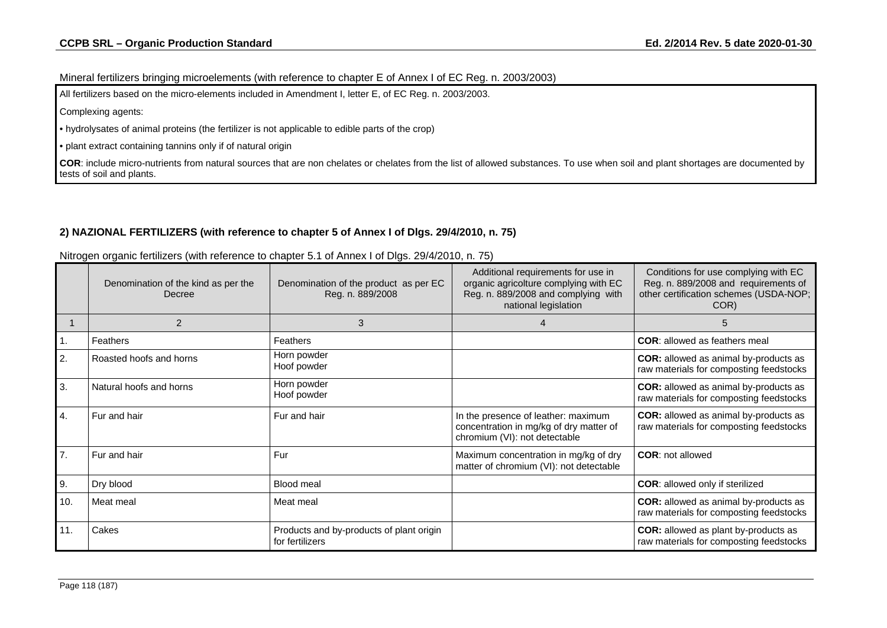Mineral fertilizers bringing microelements (with reference to chapter E of Annex I of EC Reg. n. 2003/2003)

All fertilizers based on the micro-elements included in Amendment I, letter E, of EC Reg. n. 2003/2003.

Complexing agents:

- hydrolysates of animal proteins (the fertilizer is not applicable to edible parts of the crop)
- plant extract containing tannins only if of natural origin

**COR**: include micro-nutrients from natural sources that are non chelates or chelates from the list of allowed substances. To use when soil and plant shortages are documented by tests of soil and plants.

## 2) NAZIONAL FERTILIZERS (with reference to chapter 5 of Annex I of Dlgs. 29/4/2010, n. 75)

Nitrogen organic fertilizers (with reference to chapter 5.1 of Annex I of Dlgs. 29/4/2010, n. 75)

| | Denomination of the kind as per the Decree | Denomination of the product as per EC Reg. n. 889/2008 | Additional requirements for use in organic agricolture complying with EC Reg. n. 889/2008 and complying with national legislation | Conditions for use complying with EC Reg. n. 889/2008 and requirements of other certification schemes (USDA-NOP; COR) |
|---|---|---|---|---|
| 1 | 2 | 3 | 4 | 5 |
| 1. | Feathers | Feathers | | **COR**: allowed as feathers meal |
| 2. | Roasted hoofs and horns | Horn powder<br>Hoof powder | | **COR:** allowed as animal by-products as raw materials for composting feedstocks |
| 3. | Natural hoofs and horns | Horn powder<br>Hoof powder | | **COR:** allowed as animal by-products as raw materials for composting feedstocks |
| 4. | Fur and hair | Fur and hair | In the presence of leather: maximum concentration in mg/kg of dry matter of chromium (VI): not detectable | **COR:** allowed as animal by-products as raw materials for composting feedstocks |
| 7. | Fur and hair | Fur | Maximum concentration in mg/kg of dry matter of chromium (VI): not detectable | **COR**: not allowed |
| 9. | Dry blood | Blood meal | | **COR**: allowed only if sterilized |
| 10. | Meat meal | Meat meal | | **COR:** allowed as animal by-products as raw materials for composting feedstocks |
| 11. | Cakes | Products and by-products of plant origin for fertilizers | | **COR:** allowed as plant by-products as raw materials for composting feedstocks |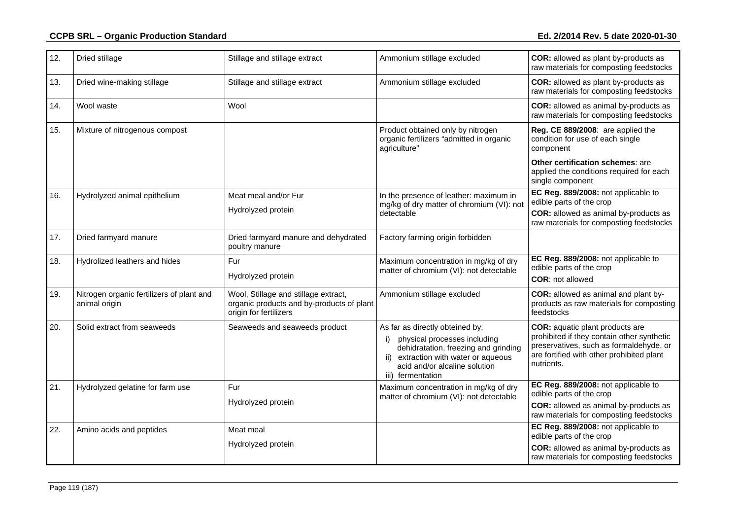| 12. | Dried stillage | Stillage and stillage extract | Ammonium stillage excluded | **COR:** allowed as plant by-products as raw materials for composting feedstocks |
|---|---|---|---|---|
| 13. | Dried wine-making stillage | Stillage and stillage extract | Ammonium stillage excluded | **COR:** allowed as plant by-products as raw materials for composting feedstocks |
| 14. | Wool waste | Wool | | **COR:** allowed as animal by-products as raw materials for composting feedstocks |
| 15. | Mixture of nitrogenous compost | | Product obtained only by nitrogen organic fertilizers "admitted in organic agriculture" | **Reg. CE 889/2008**: are applied the condition for use of each single component<br><br>**Other certification schemes**: are applied the conditions required for each single component |
| 16. | Hydrolyzed animal epithelium | Meat meal and/or Fur<br><br>Hydrolyzed protein | In the presence of leather: maximum in mg/kg of dry matter of chromium (VI): not detectable | **EC Reg. 889/2008:** not applicable to edible parts of the crop<br>**COR:** allowed as animal by-products as raw materials for composting feedstocks |
| 17. | Dried farmyard manure | Dried farmyard manure and dehydrated poultry manure | Factory farming origin forbidden | |
| 18. | Hydrolized leathers and hides | Fur<br><br>Hydrolyzed protein | Maximum concentration in mg/kg of dry matter of chromium (VI): not detectable | **EC Reg. 889/2008:** not applicable to edible parts of the crop<br>**COR**: not allowed |
| 19. | Nitrogen organic fertilizers of plant and animal origin | Wool, Stillage and stillage extract, organic products and by-products of plant origin for fertilizers | Ammonium stillage excluded | **COR:** allowed as animal and plant by-products as raw materials for composting feedstocks |
| 20. | Solid extract from seaweeds | Seaweeds and seaweeds product | As far as directly obteined by:<br>i) physical processes including dehidratation, freezing and grinding<br>ii) extraction with water or aqueous acid and/or alcaline solution<br>iii) fermentation | **COR:** aquatic plant products are prohibited if they contain other synthetic preservatives, such as formaldehyde, or are fortified with other prohibited plant nutrients. |
| 21. | Hydrolyzed gelatine for farm use | Fur<br><br>Hydrolyzed protein | Maximum concentration in mg/kg of dry matter of chromium (VI): not detectable | **EC Reg. 889/2008:** not applicable to edible parts of the crop<br>**COR:** allowed as animal by-products as raw materials for composting feedstocks |
| 22. | Amino acids and peptides | Meat meal<br><br>Hydrolyzed protein | | **EC Reg. 889/2008:** not applicable to edible parts of the crop<br>**COR:** allowed as animal by-products as raw materials for composting feedstocks |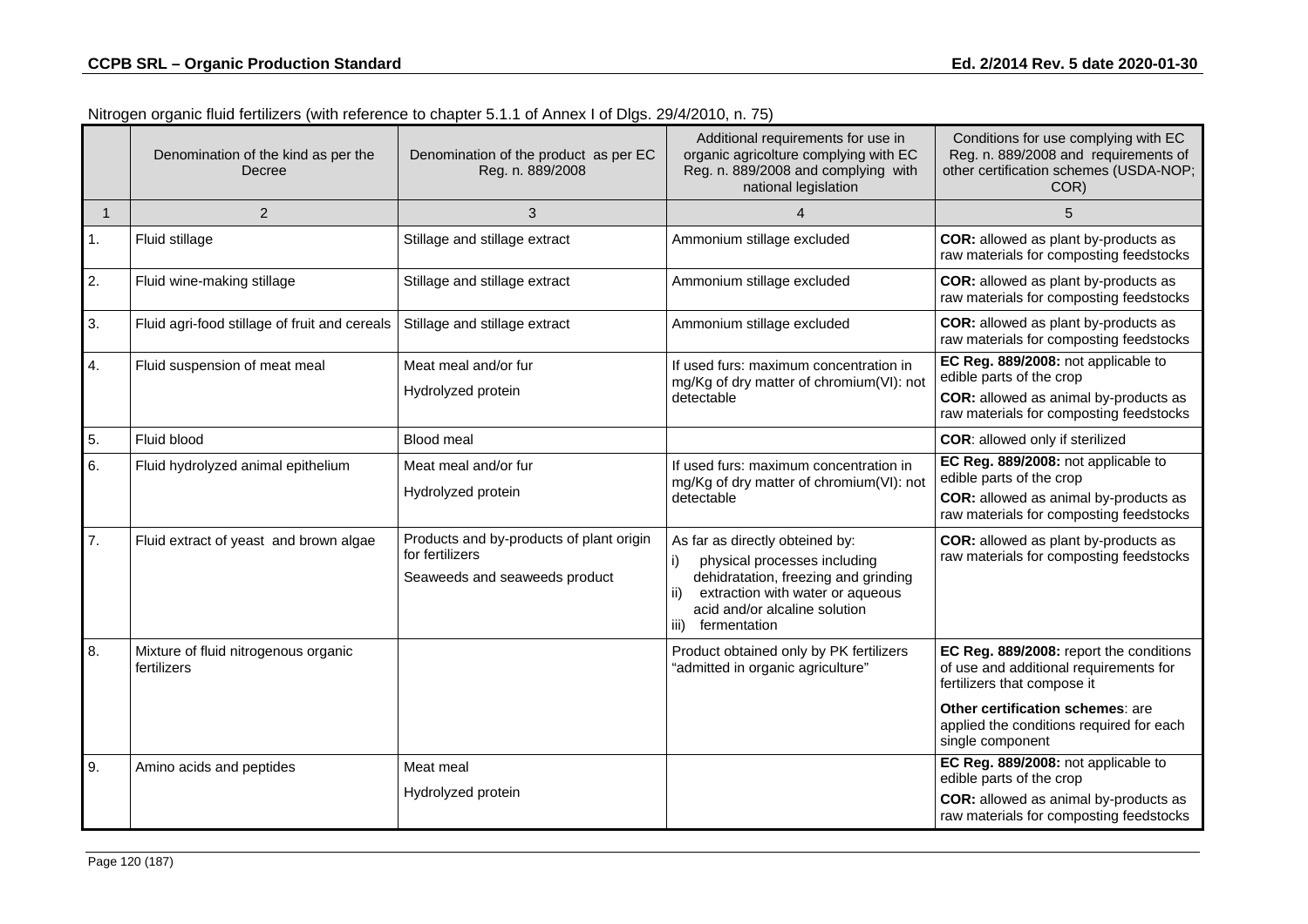Nitrogen organic fluid fertilizers (with reference to chapter 5.1.1 of Annex I of Dlgs. 29/4/2010, n. 75)

| | Denomination of the kind as per the Decree | Denomination of the product as per EC Reg. n. 889/2008 | Additional requirements for use in organic agricolture complying with EC Reg. n. 889/2008 and complying with national legislation | Conditions for use complying with EC Reg. n. 889/2008 and requirements of other certification schemes (USDA-NOP; COR) |
|---|---|---|---|---|
| 1 | 2 | 3 | 4 | 5 |
| 1. | Fluid stillage | Stillage and stillage extract | Ammonium stillage excluded | **COR:** allowed as plant by-products as raw materials for composting feedstocks |
| 2. | Fluid wine-making stillage | Stillage and stillage extract | Ammonium stillage excluded | **COR:** allowed as plant by-products as raw materials for composting feedstocks |
| 3. | Fluid agri-food stillage of fruit and cereals | Stillage and stillage extract | Ammonium stillage excluded | **COR:** allowed as plant by-products as raw materials for composting feedstocks |
| 4. | Fluid suspension of meat meal | Meat meal and/or fur<br>Hydrolyzed protein | If used furs: maximum concentration in mg/Kg of dry matter of chromium(VI): not detectable | **EC Reg. 889/2008:** not applicable to edible parts of the crop<br>**COR:** allowed as animal by-products as raw materials for composting feedstocks |
| 5. | Fluid blood | Blood meal | | **COR**: allowed only if sterilized |
| 6. | Fluid hydrolyzed animal epithelium | Meat meal and/or fur<br>Hydrolyzed protein | If used furs: maximum concentration in mg/Kg of dry matter of chromium(VI): not detectable | **EC Reg. 889/2008:** not applicable to edible parts of the crop<br>**COR:** allowed as animal by-products as raw materials for composting feedstocks |
| 7. | Fluid extract of yeast and brown algae | Products and by-products of plant origin for fertilizers<br>Seaweeds and seaweeds product | As far as directly obteined by:<br>i) physical processes including dehidratation, freezing and grinding<br>ii) extraction with water or aqueous acid and/or alcaline solution<br>iii) fermentation | **COR:** allowed as plant by-products as raw materials for composting feedstocks |
| 8. | Mixture of fluid nitrogenous organic fertilizers | | Product obtained only by PK fertilizers "admitted in organic agriculture" | **EC Reg. 889/2008:** report the conditions of use and additional requirements for fertilizers that compose it<br>**Other certification schemes**: are applied the conditions required for each single component |
| 9. | Amino acids and peptides | Meat meal<br>Hydrolyzed protein | | **EC Reg. 889/2008:** not applicable to edible parts of the crop<br>**COR:** allowed as animal by-products as raw materials for composting feedstocks |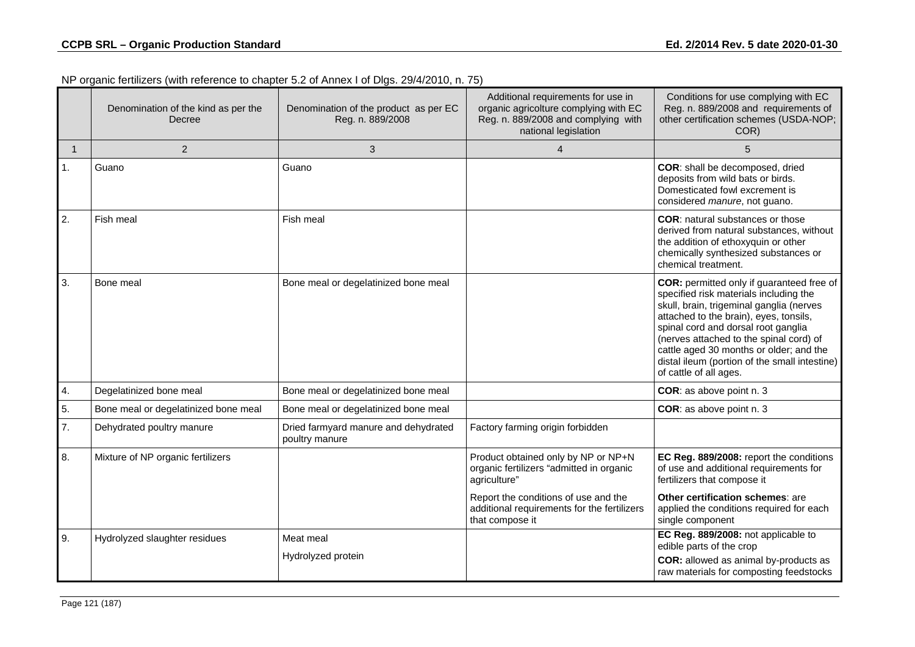NP organic fertilizers (with reference to chapter 5.2 of Annex I of Dlgs. 29/4/2010, n. 75)

| | Denomination of the kind as per the Decree | Denomination of the product as per EC Reg. n. 889/2008 | Additional requirements for use in organic agricolture complying with EC Reg. n. 889/2008 and complying with national legislation | Conditions for use complying with EC Reg. n. 889/2008 and requirements of other certification schemes (USDA-NOP; COR) |
|---|---|---|---|---|
| 1 | 2 | 3 | 4 | 5 |
| 1. | Guano | Guano | | **COR**: shall be decomposed, dried deposits from wild bats or birds. Domesticated fowl excrement is considered *manure*, not guano. |
| 2. | Fish meal | Fish meal | | **COR**: natural substances or those derived from natural substances, without the addition of ethoxyquin or other chemically synthesized substances or chemical treatment. |
| 3. | Bone meal | Bone meal or degelatinized bone meal | | **COR:** permitted only if guaranteed free of specified risk materials including the skull, brain, trigeminal ganglia (nerves attached to the brain), eyes, tonsils, spinal cord and dorsal root ganglia (nerves attached to the spinal cord) of cattle aged 30 months or older; and the distal ileum (portion of the small intestine) of cattle of all ages. |
| 4. | Degelatinized bone meal | Bone meal or degelatinized bone meal | | **COR**: as above point n. 3 |
| 5. | Bone meal or degelatinized bone meal | Bone meal or degelatinized bone meal | | **COR**: as above point n. 3 |
| 7. | Dehydrated poultry manure | Dried farmyard manure and dehydrated poultry manure | Factory farming origin forbidden | |
| 8. | Mixture of NP organic fertilizers | | Product obtained only by NP or NP+N organic fertilizers "admitted in organic agriculture"<br><br>Report the conditions of use and the additional requirements for the fertilizers that compose it | **EC Reg. 889/2008:** report the conditions of use and additional requirements for fertilizers that compose it<br><br>**Other certification schemes**: are applied the conditions required for each single component |
| 9. | Hydrolyzed slaughter residues | Meat meal<br><br>Hydrolyzed protein | | **EC Reg. 889/2008:** not applicable to edible parts of the crop<br><br>**COR:** allowed as animal by-products as raw materials for composting feedstocks |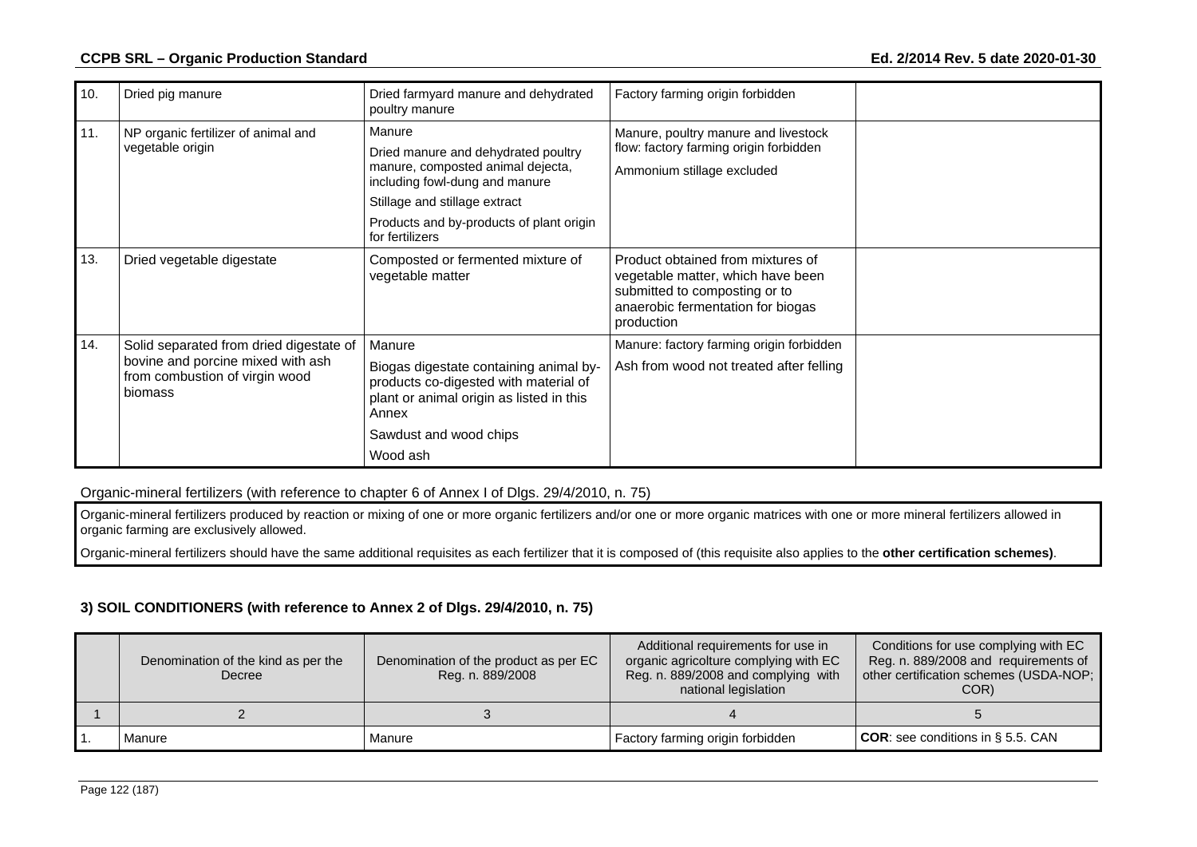| | | | | |
|---|---|---|---|---|
| 10. | Dried pig manure | Dried farmyard manure and dehydrated poultry manure | Factory farming origin forbidden | |
| 11. | NP organic fertilizer of animal and vegetable origin | Manure<br>Dried manure and dehydrated poultry manure, composted animal dejecta, including fowl-dung and manure<br>Stillage and stillage extract<br>Products and by-products of plant origin for fertilizers | Manure, poultry manure and livestock flow: factory farming origin forbidden<br>Ammonium stillage excluded | |
| 13. | Dried vegetable digestate | Composted or fermented mixture of vegetable matter | Product obtained from mixtures of vegetable matter, which have been submitted to composting or to anaerobic fermentation for biogas production | |
| 14. | Solid separated from dried digestate of bovine and porcine mixed with ash from combustion of virgin wood biomass | Manure<br>Biogas digestate containing animal by-products co-digested with material of plant or animal origin as listed in this Annex<br>Sawdust and wood chips<br>Wood ash | Manure: factory farming origin forbidden<br>Ash from wood not treated after felling | |

Organic-mineral fertilizers (with reference to chapter 6 of Annex I of Dlgs. 29/4/2010, n. 75)

Organic-mineral fertilizers produced by reaction or mixing of one or more organic fertilizers and/or one or more organic matrices with one or more mineral fertilizers allowed in organic farming are exclusively allowed.

Organic-mineral fertilizers should have the same additional requisites as each fertilizer that it is composed of (this requisite also applies to the **other certification schemes)**.

### 3) SOIL CONDITIONERS (with reference to Annex 2 of Dlgs. 29/4/2010, n. 75)

| | Denomination of the kind as per the Decree | Denomination of the product as per EC Reg. n. 889/2008 | Additional requirements for use in organic agricolture complying with EC Reg. n. 889/2008 and complying with national legislation | Conditions for use complying with EC Reg. n. 889/2008 and requirements of other certification schemes (USDA-NOP; COR) |
|---|---|---|---|---|
| 1 | 2 | 3 | 4 | 5 |
| 1. | Manure | Manure | Factory farming origin forbidden | **COR**: see conditions in § 5.5. CAN |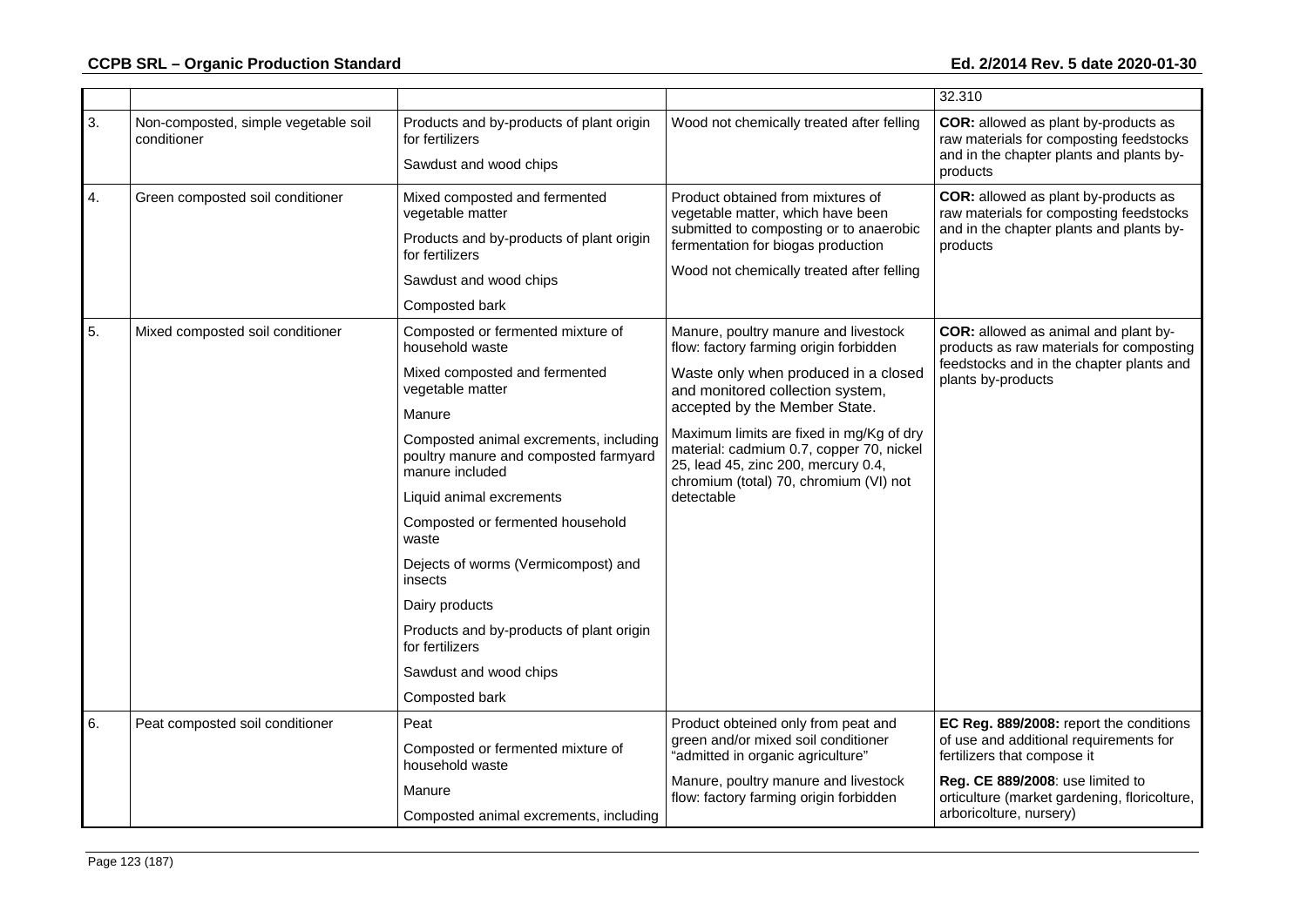| | | | | 32.310 |
|---|---|---|---|---|
| 3. | Non-composted, simple vegetable soil conditioner | Products and by-products of plant origin for fertilizers<br><br>Sawdust and wood chips | Wood not chemically treated after felling | **COR:** allowed as plant by-products as raw materials for composting feedstocks and in the chapter plants and plants by-products |
| 4. | Green composted soil conditioner | Mixed composted and fermented vegetable matter<br><br>Products and by-products of plant origin for fertilizers<br><br>Sawdust and wood chips<br><br>Composted bark | Product obtained from mixtures of vegetable matter, which have been submitted to composting or to anaerobic fermentation for biogas production<br><br>Wood not chemically treated after felling | **COR:** allowed as plant by-products as raw materials for composting feedstocks and in the chapter plants and plants by-products |
| 5. | Mixed composted soil conditioner | Composted or fermented mixture of household waste<br><br>Mixed composted and fermented vegetable matter<br><br>Manure<br><br>Composted animal excrements, including poultry manure and composted farmyard manure included<br><br>Liquid animal excrements<br><br>Composted or fermented household waste<br><br>Dejects of worms (Vermicompost) and insects<br><br>Dairy products<br><br>Products and by-products of plant origin for fertilizers<br><br>Sawdust and wood chips<br><br>Composted bark | Manure, poultry manure and livestock flow: factory farming origin forbidden<br><br>Waste only when produced in a closed and monitored collection system, accepted by the Member State.<br><br>Maximum limits are fixed in mg/Kg of dry material: cadmium 0.7, copper 70, nickel 25, lead 45, zinc 200, mercury 0.4, chromium (total) 70, chromium (VI) not detectable | **COR:** allowed as animal and plant by-products as raw materials for composting feedstocks and in the chapter plants and plants by-products |
| 6. | Peat composted soil conditioner | Peat<br><br>Composted or fermented mixture of household waste<br><br>Manure<br><br>Composted animal excrements, including | Product obteined only from peat and green and/or mixed soil conditioner "admitted in organic agriculture"<br><br>Manure, poultry manure and livestock flow: factory farming origin forbidden | **EC Reg. 889/2008:** report the conditions of use and additional requirements for fertilizers that compose it<br><br>**Reg. CE 889/2008**: use limited to orticulture (market gardening, floricolture, arboricolture, nursery) |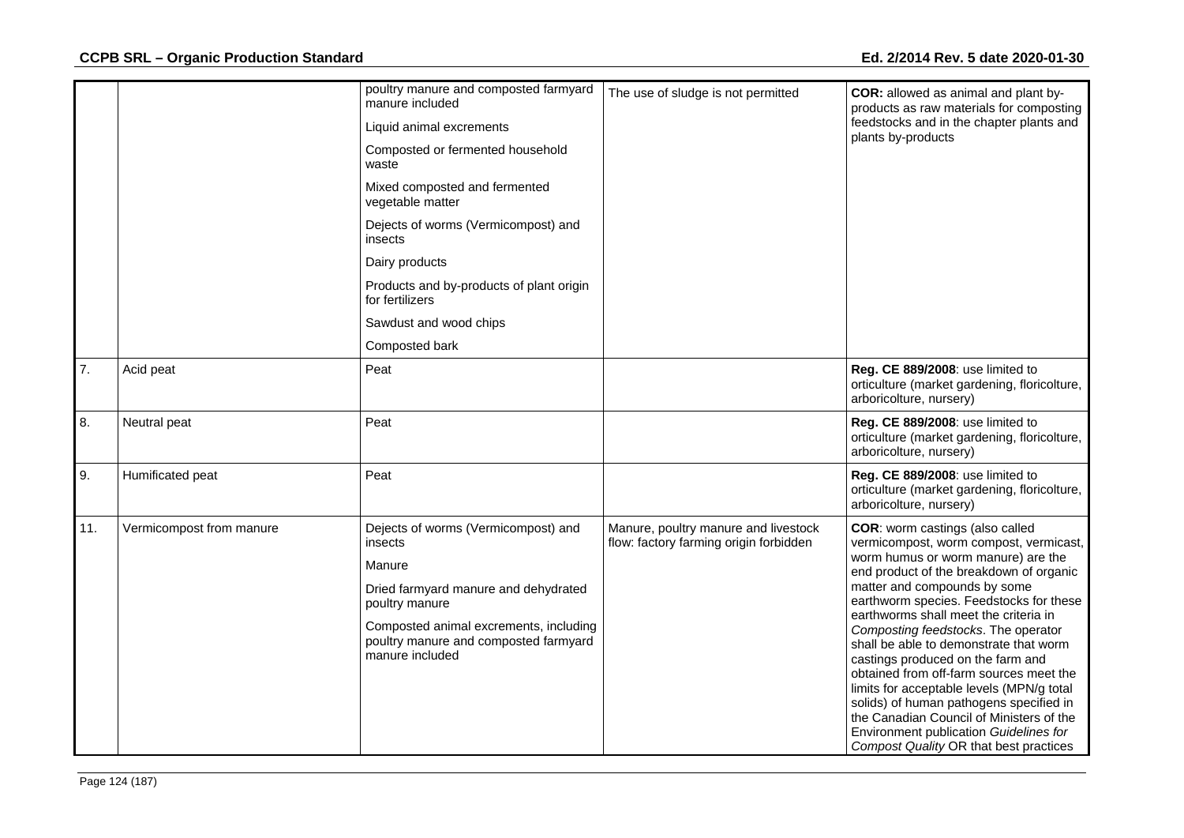| | | | | |
|---|---|---|---|---|
| | | poultry manure and composted farmyard manure included<br><br>Liquid animal excrements<br><br>Composted or fermented household waste<br><br>Mixed composted and fermented vegetable matter<br><br>Dejects of worms (Vermicompost) and insects<br><br>Dairy products<br><br>Products and by-products of plant origin for fertilizers<br><br>Sawdust and wood chips<br><br>Composted bark | The use of sludge is not permitted | **COR:** allowed as animal and plant by-products as raw materials for composting feedstocks and in the chapter plants and plants by-products |
| 7. | Acid peat | Peat | | **Reg. CE 889/2008**: use limited to orticulture (market gardening, floricolture, arboricolture, nursery) |
| 8. | Neutral peat | Peat | | **Reg. CE 889/2008**: use limited to orticulture (market gardening, floricolture, arboricolture, nursery) |
| 9. | Humificated peat | Peat | | **Reg. CE 889/2008**: use limited to orticulture (market gardening, floricolture, arboricolture, nursery) |
| 11. | Vermicompost from manure | Dejects of worms (Vermicompost) and insects<br><br>Manure<br><br>Dried farmyard manure and dehydrated poultry manure<br><br>Composted animal excrements, including poultry manure and composted farmyard manure included | Manure, poultry manure and livestock flow: factory farming origin forbidden | **COR**: worm castings (also called vermicompost, worm compost, vermicast, worm humus or worm manure) are the end product of the breakdown of organic matter and compounds by some earthworm species. Feedstocks for these earthworms shall meet the criteria in *Composting feedstocks*. The operator shall be able to demonstrate that worm castings produced on the farm and obtained from off-farm sources meet the limits for acceptable levels (MPN/g total solids) of human pathogens specified in the Canadian Council of Ministers of the Environment publication *Guidelines for Compost Quality* OR that best practices |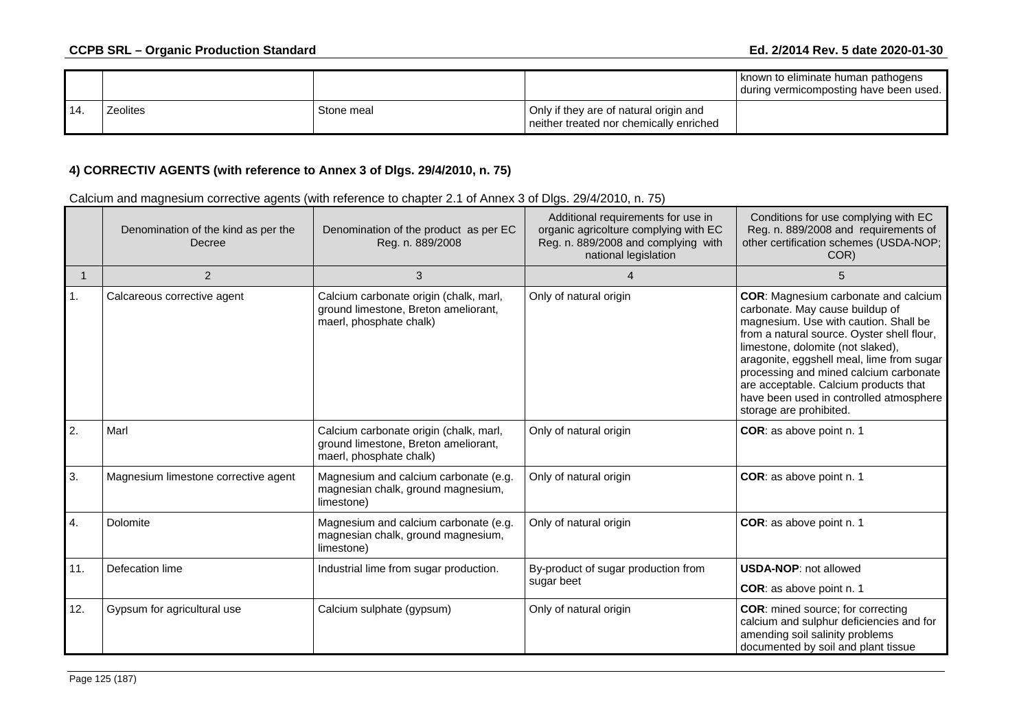|  |  |  |  | known to eliminate human pathogens during vermicomposting have been used. |
|---|---|---|---|---|
| 14. | Zeolites | Stone meal | Only if they are of natural origin and neither treated nor chemically enriched |  |

**4) CORRECTIV AGENTS (with reference to Annex 3 of Dlgs. 29/4/2010, n. 75)**

Calcium and magnesium corrective agents (with reference to chapter 2.1 of Annex 3 of Dlgs. 29/4/2010, n. 75)

|  | Denomination of the kind as per the Decree | Denomination of the product as per EC Reg. n. 889/2008 | Additional requirements for use in organic agricolture complying with EC Reg. n. 889/2008 and complying with national legislation | Conditions for use complying with EC Reg. n. 889/2008 and requirements of other certification schemes (USDA-NOP; COR) |
|---|---|---|---|---|
| 1 | 2 | 3 | 4 | 5 |
| 1. | Calcareous corrective agent | Calcium carbonate origin (chalk, marl, ground limestone, Breton ameliorant, maerl, phosphate chalk) | Only of natural origin | **COR**: Magnesium carbonate and calcium carbonate. May cause buildup of magnesium. Use with caution. Shall be from a natural source. Oyster shell flour, limestone, dolomite (not slaked), aragonite, eggshell meal, lime from sugar processing and mined calcium carbonate are acceptable. Calcium products that have been used in controlled atmosphere storage are prohibited. |
| 2. | Marl | Calcium carbonate origin (chalk, marl, ground limestone, Breton ameliorant, maerl, phosphate chalk) | Only of natural origin | **COR**: as above point n. 1 |
| 3. | Magnesium limestone corrective agent | Magnesium and calcium carbonate (e.g. magnesian chalk, ground magnesium, limestone) | Only of natural origin | **COR**: as above point n. 1 |
| 4. | Dolomite | Magnesium and calcium carbonate (e.g. magnesian chalk, ground magnesium, limestone) | Only of natural origin | **COR**: as above point n. 1 |
| 11. | Defecation lime | Industrial lime from sugar production. | By-product of sugar production from sugar beet | **USDA-NOP**: not allowed<br>**COR**: as above point n. 1 |
| 12. | Gypsum for agricultural use | Calcium sulphate (gypsum) | Only of natural origin | **COR**: mined source; for correcting calcium and sulphur deficiencies and for amending soil salinity problems documented by soil and plant tissue |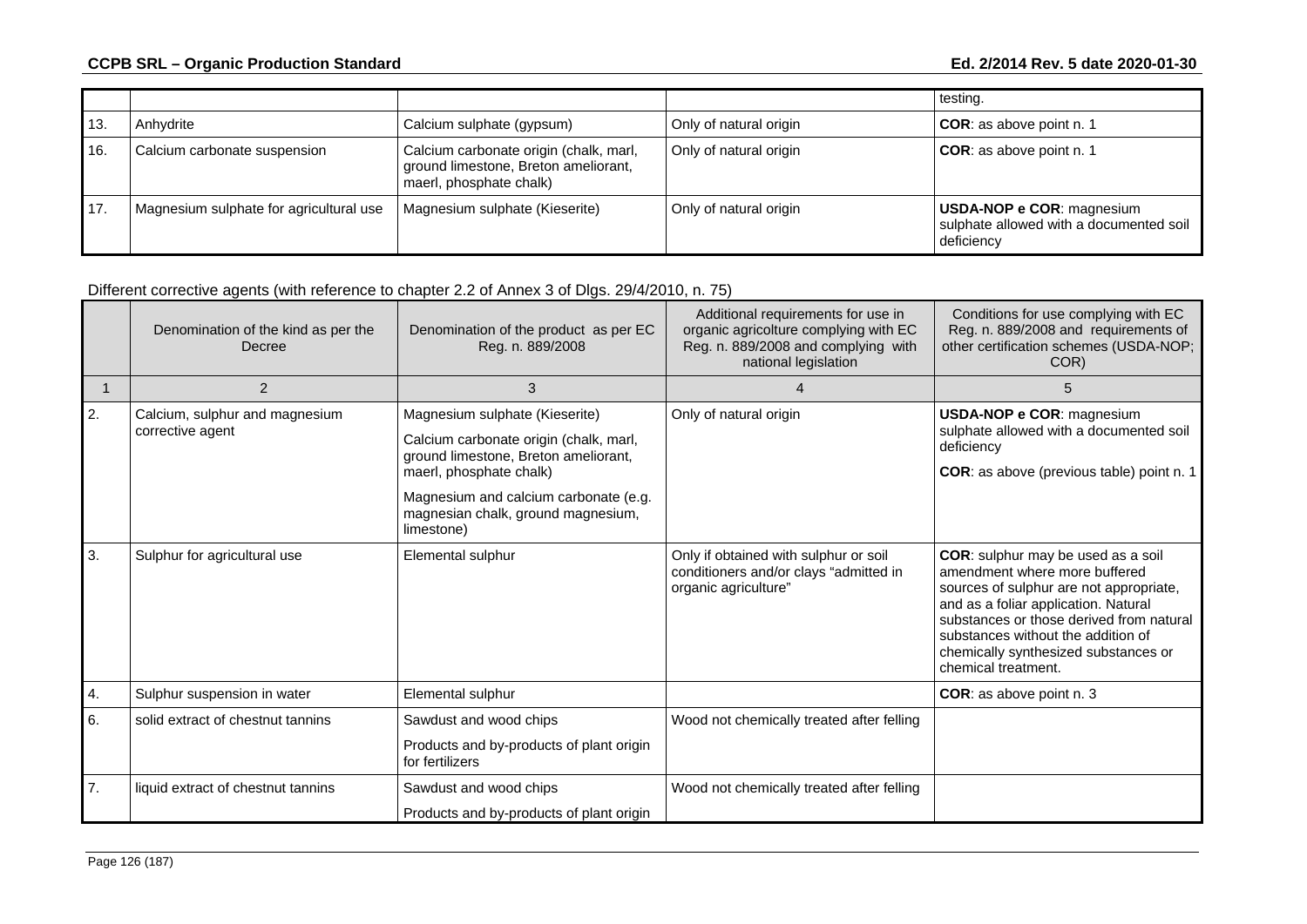|  |  |  |  | testing. |
|---|---|---|---|---|
| 13. | Anhydrite | Calcium sulphate (gypsum) | Only of natural origin | **COR**: as above point n. 1 |
| 16. | Calcium carbonate suspension | Calcium carbonate origin (chalk, marl, ground limestone, Breton ameliorant, maerl, phosphate chalk) | Only of natural origin | **COR**: as above point n. 1 |
| 17. | Magnesium sulphate for agricultural use | Magnesium sulphate (Kieserite) | Only of natural origin | **USDA-NOP e COR**: magnesium sulphate allowed with a documented soil deficiency |

Different corrective agents (with reference to chapter 2.2 of Annex 3 of Dlgs. 29/4/2010, n. 75)

|  | Denomination of the kind as per the Decree | Denomination of the product as per EC Reg. n. 889/2008 | Additional requirements for use in organic agricolture complying with EC Reg. n. 889/2008 and complying with national legislation | Conditions for use complying with EC Reg. n. 889/2008 and requirements of other certification schemes (USDA-NOP; COR) |
|---|---|---|---|---|
| 1 | 2 | 3 | 4 | 5 |
| 2. | Calcium, sulphur and magnesium corrective agent | Magnesium sulphate (Kieserite)<br>Calcium carbonate origin (chalk, marl, ground limestone, Breton ameliorant, maerl, phosphate chalk)<br>Magnesium and calcium carbonate (e.g. magnesian chalk, ground magnesium, limestone) | Only of natural origin | **USDA-NOP e COR**: magnesium sulphate allowed with a documented soil deficiency<br>**COR**: as above (previous table) point n. 1 |
| 3. | Sulphur for agricultural use | Elemental sulphur | Only if obtained with sulphur or soil conditioners and/or clays "admitted in organic agriculture" | **COR**: sulphur may be used as a soil amendment where more buffered sources of sulphur are not appropriate, and as a foliar application. Natural substances or those derived from natural substances without the addition of chemically synthesized substances or chemical treatment. |
| 4. | Sulphur suspension in water | Elemental sulphur |  | **COR**: as above point n. 3 |
| 6. | solid extract of chestnut tannins | Sawdust and wood chips<br>Products and by-products of plant origin for fertilizers | Wood not chemically treated after felling |  |
| 7. | liquid extract of chestnut tannins | Sawdust and wood chips<br>Products and by-products of plant origin | Wood not chemically treated after felling |  |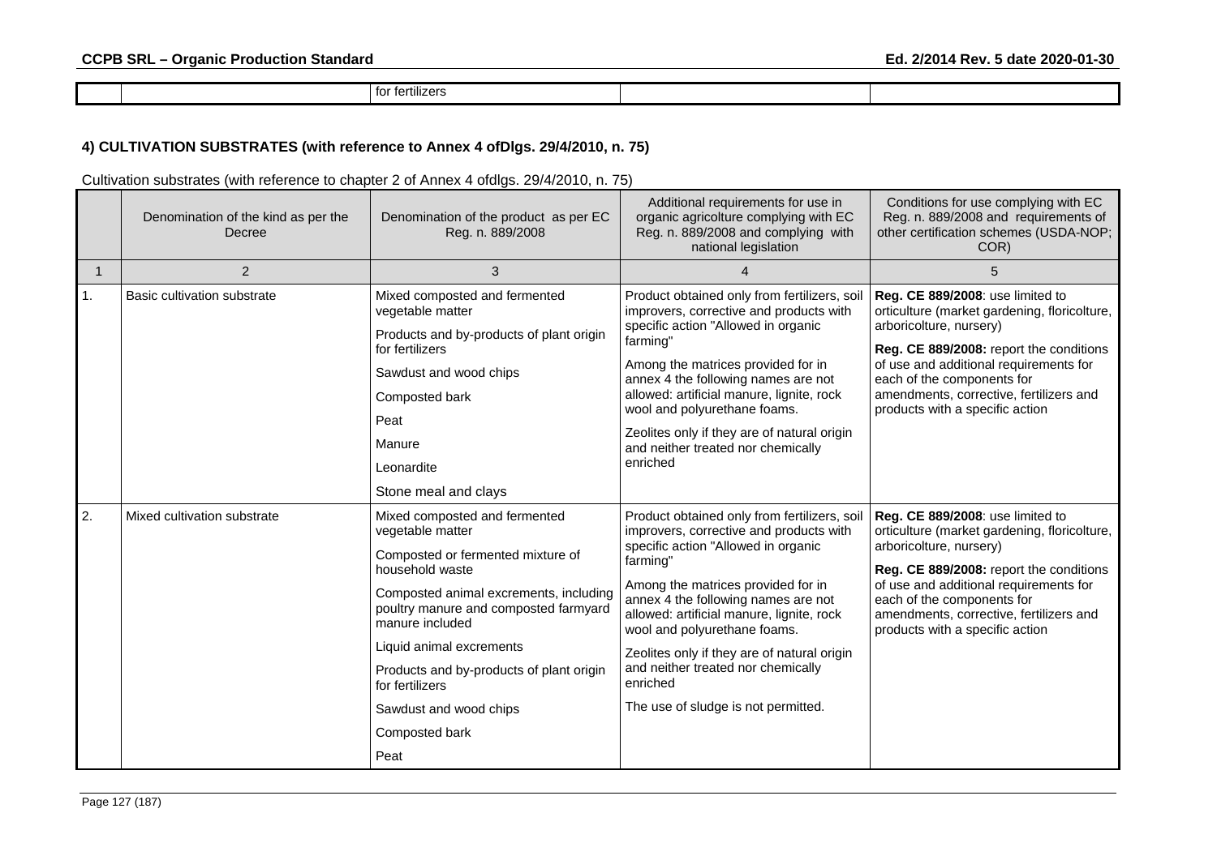| | | for fertilizers | | |
|---|---|---|---|---|

## 4) CULTIVATION SUBSTRATES (with reference to Annex 4 ofDlgs. 29/4/2010, n. 75)

Cultivation substrates (with reference to chapter 2 of Annex 4 ofdlgs. 29/4/2010, n. 75)

| | Denomination of the kind as per the Decree | Denomination of the product as per EC Reg. n. 889/2008 | Additional requirements for use in organic agricolture complying with EC Reg. n. 889/2008 and complying with national legislation | Conditions for use complying with EC Reg. n. 889/2008 and requirements of other certification schemes (USDA-NOP; COR) |
|---|---|---|---|---|
| 1 | 2 | 3 | 4 | 5 |
| 1. | Basic cultivation substrate | Mixed composted and fermented vegetable matter<br><br>Products and by-products of plant origin for fertilizers<br><br>Sawdust and wood chips<br><br>Composted bark<br><br>Peat<br><br>Manure<br><br>Leonardite<br><br>Stone meal and clays | Product obtained only from fertilizers, soil improvers, corrective and products with specific action "Allowed in organic farming"<br><br>Among the matrices provided for in annex 4 the following names are not allowed: artificial manure, lignite, rock wool and polyurethane foams.<br><br>Zeolites only if they are of natural origin and neither treated nor chemically enriched | **Reg. CE 889/2008**: use limited to orticulture (market gardening, floricolture, arboricolture, nursery)<br><br>**Reg. CE 889/2008:** report the conditions of use and additional requirements for each of the components for amendments, corrective, fertilizers and products with a specific action |
| 2. | Mixed cultivation substrate | Mixed composted and fermented vegetable matter<br><br>Composted or fermented mixture of household waste<br><br>Composted animal excrements, including poultry manure and composted farmyard manure included<br><br>Liquid animal excrements<br><br>Products and by-products of plant origin for fertilizers<br><br>Sawdust and wood chips<br><br>Composted bark<br><br>Peat | Product obtained only from fertilizers, soil improvers, corrective and products with specific action "Allowed in organic farming"<br><br>Among the matrices provided for in annex 4 the following names are not allowed: artificial manure, lignite, rock wool and polyurethane foams.<br><br>Zeolites only if they are of natural origin and neither treated nor chemically enriched<br><br>The use of sludge is not permitted. | **Reg. CE 889/2008**: use limited to orticulture (market gardening, floricolture, arboricolture, nursery)<br><br>**Reg. CE 889/2008:** report the conditions of use and additional requirements for each of the components for amendments, corrective, fertilizers and products with a specific action |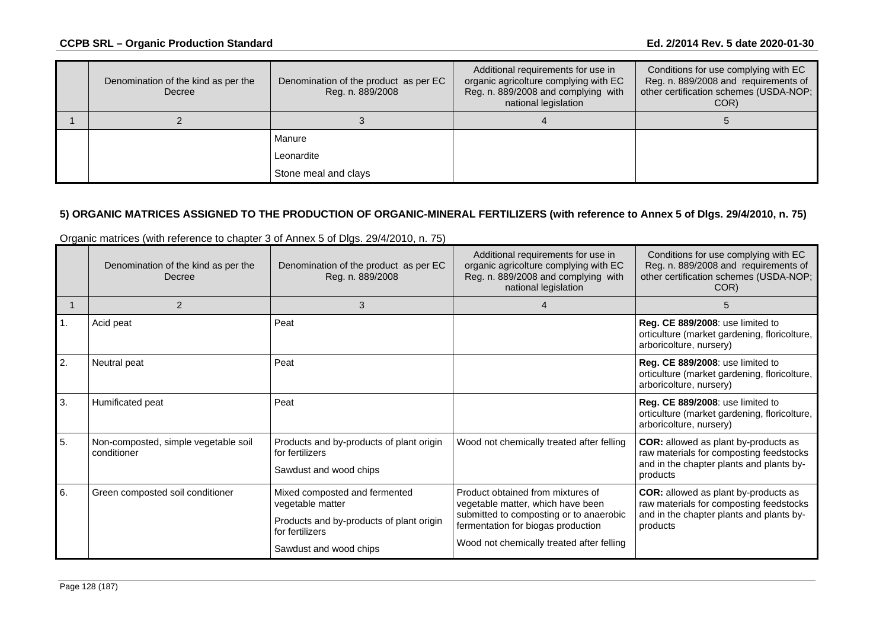| | Denomination of the kind as per the Decree | Denomination of the product as per EC Reg. n. 889/2008 | Additional requirements for use in organic agricolture complying with EC Reg. n. 889/2008 and complying with national legislation | Conditions for use complying with EC Reg. n. 889/2008 and requirements of other certification schemes (USDA-NOP; COR) |
|---|---|---|---|---|
| 1 | 2 | 3 | 4 | 5 |
| | | Manure<br>Leonardite<br>Stone meal and clays | | |

**5) ORGANIC MATRICES ASSIGNED TO THE PRODUCTION OF ORGANIC-MINERAL FERTILIZERS (with reference to Annex 5 of Dlgs. 29/4/2010, n. 75)**

Organic matrices (with reference to chapter 3 of Annex 5 of Dlgs. 29/4/2010, n. 75)

| | Denomination of the kind as per the Decree | Denomination of the product as per EC Reg. n. 889/2008 | Additional requirements for use in organic agricolture complying with EC Reg. n. 889/2008 and complying with national legislation | Conditions for use complying with EC Reg. n. 889/2008 and requirements of other certification schemes (USDA-NOP; COR) |
|---|---|---|---|---|
| 1 | 2 | 3 | 4 | 5 |
| 1. | Acid peat | Peat | | **Reg. CE 889/2008**: use limited to orticulture (market gardening, floricolture, arboricolture, nursery) |
| 2. | Neutral peat | Peat | | **Reg. CE 889/2008**: use limited to orticulture (market gardening, floricolture, arboricolture, nursery) |
| 3. | Humificated peat | Peat | | **Reg. CE 889/2008**: use limited to orticulture (market gardening, floricolture, arboricolture, nursery) |
| 5. | Non-composted, simple vegetable soil conditioner | Products and by-products of plant origin for fertilizers<br>Sawdust and wood chips | Wood not chemically treated after felling | **COR:** allowed as plant by-products as raw materials for composting feedstocks and in the chapter plants and plants by-products |
| 6. | Green composted soil conditioner | Mixed composted and fermented vegetable matter<br>Products and by-products of plant origin for fertilizers<br>Sawdust and wood chips | Product obtained from mixtures of vegetable matter, which have been submitted to composting or to anaerobic fermentation for biogas production<br>Wood not chemically treated after felling | **COR:** allowed as plant by-products as raw materials for composting feedstocks and in the chapter plants and plants by-products |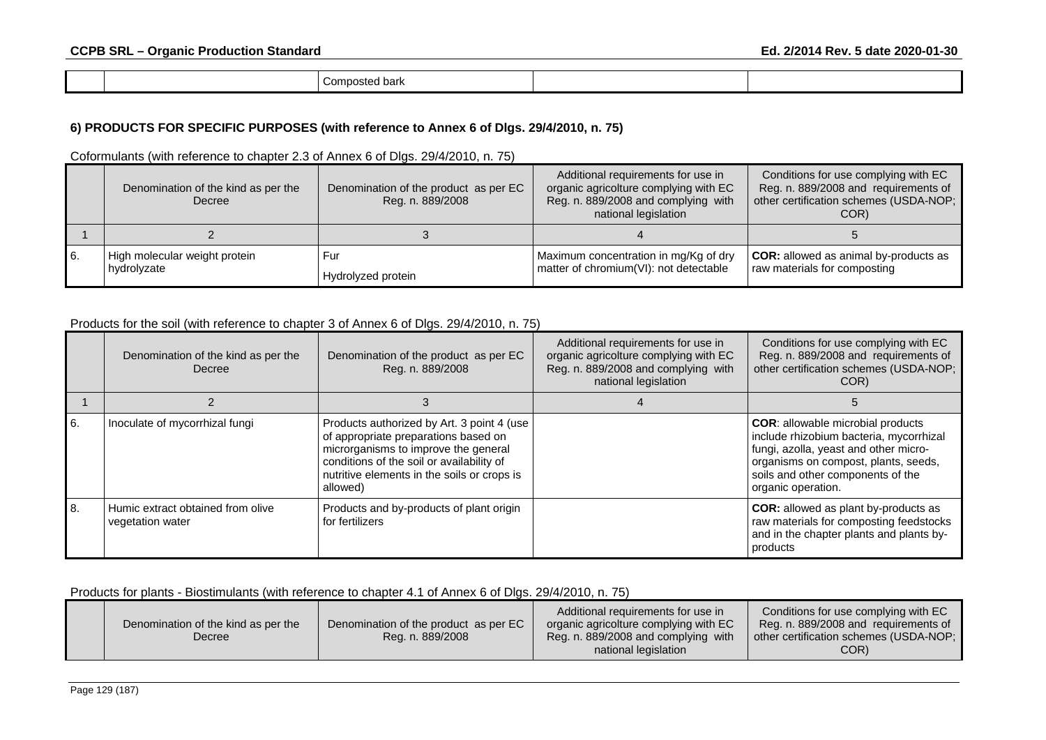| | | Composted bark | | |
|---|---|---|---|---|

### 6) PRODUCTS FOR SPECIFIC PURPOSES (with reference to Annex 6 of Dlgs. 29/4/2010, n. 75)

Coformulants (with reference to chapter 2.3 of Annex 6 of Dlgs. 29/4/2010, n. 75)

| | Denomination of the kind as per the Decree | Denomination of the product as per EC Reg. n. 889/2008 | Additional requirements for use in organic agricolture complying with EC Reg. n. 889/2008 and complying with national legislation | Conditions for use complying with EC Reg. n. 889/2008 and requirements of other certification schemes (USDA-NOP; COR) |
|---|---|---|---|---|
| 1 | 2 | 3 | 4 | 5 |
| 6. | High molecular weight protein hydrolyzate | Fur<br>Hydrolyzed protein | Maximum concentration in mg/Kg of dry matter of chromium(VI): not detectable | **COR:** allowed as animal by-products as raw materials for composting |

Products for the soil (with reference to chapter 3 of Annex 6 of Dlgs. 29/4/2010, n. 75)

| | Denomination of the kind as per the Decree | Denomination of the product as per EC Reg. n. 889/2008 | Additional requirements for use in organic agricolture complying with EC Reg. n. 889/2008 and complying with national legislation | Conditions for use complying with EC Reg. n. 889/2008 and requirements of other certification schemes (USDA-NOP; COR) |
|---|---|---|---|---|
| 1 | 2 | 3 | 4 | 5 |
| 6. | Inoculate of mycorrhizal fungi | Products authorized by Art. 3 point 4 (use of appropriate preparations based on microrganisms to improve the general conditions of the soil or availability of nutritive elements in the soils or crops is allowed) | | **COR**: allowable microbial products include rhizobium bacteria, mycorrhizal fungi, azolla, yeast and other micro-organisms on compost, plants, seeds, soils and other components of the organic operation. |
| 8. | Humic extract obtained from olive vegetation water | Products and by-products of plant origin for fertilizers | | **COR:** allowed as plant by-products as raw materials for composting feedstocks and in the chapter plants and plants by-products |

Products for plants - Biostimulants (with reference to chapter 4.1 of Annex 6 of Dlgs. 29/4/2010, n. 75)

| | Denomination of the kind as per the Decree | Denomination of the product as per EC Reg. n. 889/2008 | Additional requirements for use in organic agricolture complying with EC Reg. n. 889/2008 and complying with national legislation | Conditions for use complying with EC Reg. n. 889/2008 and requirements of other certification schemes (USDA-NOP; COR) |
|---|---|---|---|---|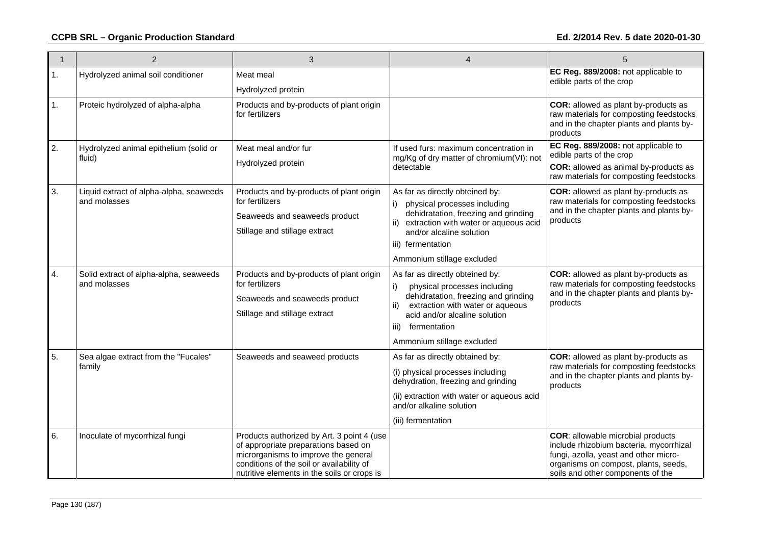| 1 | 2 | 3 | 4 | 5 |
|---|---|---|---|---|
| 1. | Hydrolyzed animal soil conditioner | Meat meal<br>Hydrolyzed protein | | **EC Reg. 889/2008:** not applicable to edible parts of the crop |
| 1. | Proteic hydrolyzed of alpha-alpha | Products and by-products of plant origin for fertilizers | | **COR:** allowed as plant by-products as raw materials for composting feedstocks and in the chapter plants and plants by-products |
| 2. | Hydrolyzed animal epithelium (solid or fluid) | Meat meal and/or fur<br>Hydrolyzed protein | If used furs: maximum concentration in mg/Kg of dry matter of chromium(VI): not detectable | **EC Reg. 889/2008:** not applicable to edible parts of the crop<br>**COR:** allowed as animal by-products as raw materials for composting feedstocks |
| 3. | Liquid extract of alpha-alpha, seaweeds and molasses | Products and by-products of plant origin for fertilizers<br>Seaweeds and seaweeds product<br>Stillage and stillage extract | As far as directly obteined by:<br>i) physical processes including dehidratation, freezing and grinding<br>ii) extraction with water or aqueous acid and/or alcaline solution<br>iii) fermentation<br>Ammonium stillage excluded | **COR:** allowed as plant by-products as raw materials for composting feedstocks and in the chapter plants and plants by-products |
| 4. | Solid extract of alpha-alpha, seaweeds and molasses | Products and by-products of plant origin for fertilizers<br>Seaweeds and seaweeds product<br>Stillage and stillage extract | As far as directly obteined by:<br>i) physical processes including dehidratation, freezing and grinding<br>ii) extraction with water or aqueous acid and/or alcaline solution<br>iii) fermentation<br>Ammonium stillage excluded | **COR:** allowed as plant by-products as raw materials for composting feedstocks and in the chapter plants and plants by-products |
| 5. | Sea algae extract from the "Fucales" family | Seaweeds and seaweed products | As far as directly obtained by:<br>(i) physical processes including dehydration, freezing and grinding<br>(ii) extraction with water or aqueous acid and/or alkaline solution<br>(iii) fermentation | **COR:** allowed as plant by-products as raw materials for composting feedstocks and in the chapter plants and plants by-products |
| 6. | Inoculate of mycorrhizal fungi | Products authorized by Art. 3 point 4 (use of appropriate preparations based on microrganisms to improve the general conditions of the soil or availability of nutritive elements in the soils or crops is | | **COR**: allowable microbial products include rhizobium bacteria, mycorrhizal fungi, azolla, yeast and other micro-organisms on compost, plants, seeds, soils and other components of the |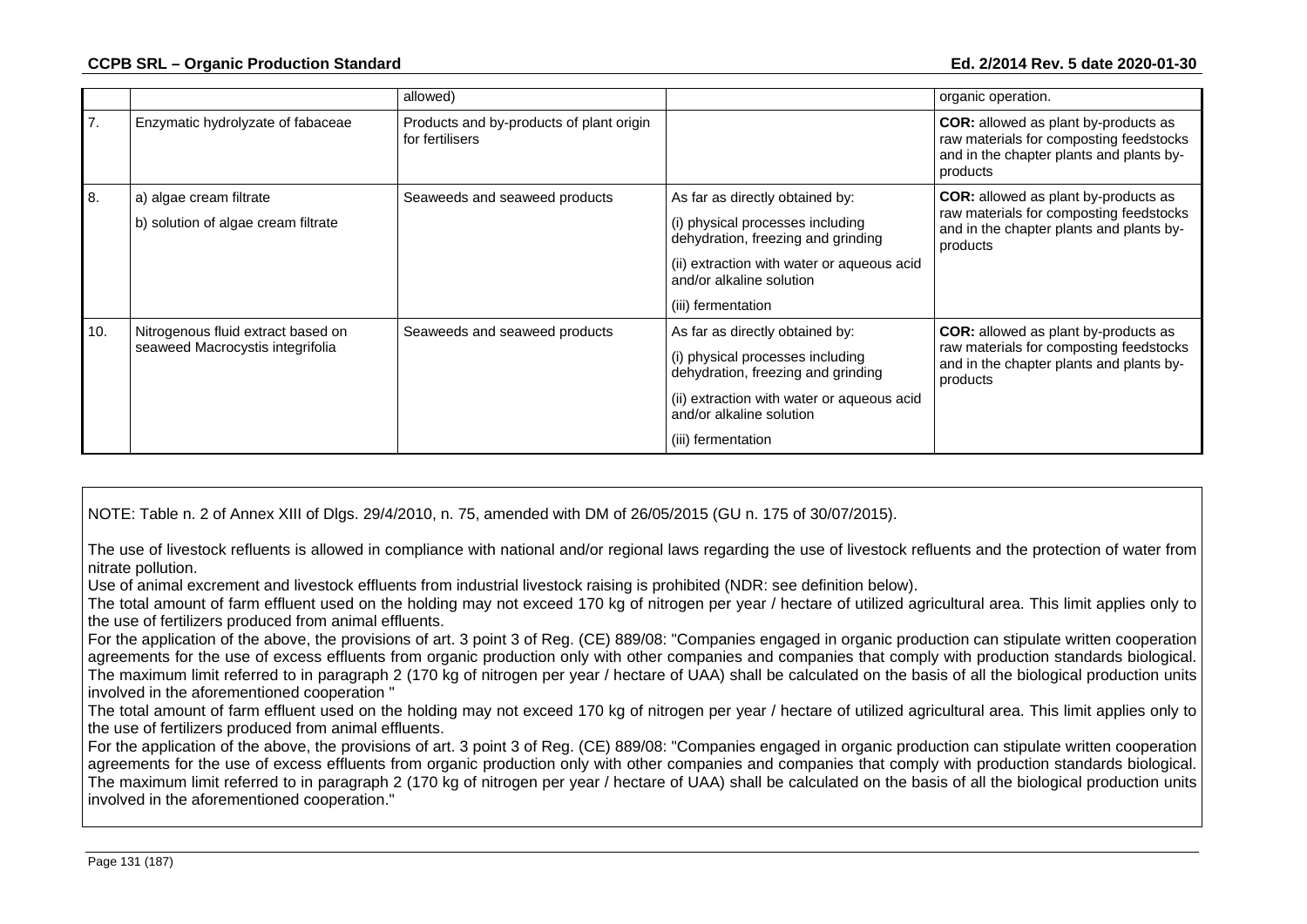|  |  | allowed) |  | organic operation. |
|---|---|---|---|---|
| 7. | Enzymatic hydrolyzate of fabaceae | Products and by-products of plant origin for fertilisers |  | **COR:** allowed as plant by-products as raw materials for composting feedstocks and in the chapter plants and plants by-products |
| 8. | a) algae cream filtrate<br><br>b) solution of algae cream filtrate | Seaweeds and seaweed products | As far as directly obtained by:<br><br>(i) physical processes including dehydration, freezing and grinding<br><br>(ii) extraction with water or aqueous acid and/or alkaline solution<br><br>(iii) fermentation | **COR:** allowed as plant by-products as raw materials for composting feedstocks and in the chapter plants and plants by-products |
| 10. | Nitrogenous fluid extract based on seaweed Macrocystis integrifolia | Seaweeds and seaweed products | As far as directly obtained by:<br><br>(i) physical processes including dehydration, freezing and grinding<br><br>(ii) extraction with water or aqueous acid and/or alkaline solution<br><br>(iii) fermentation | **COR:** allowed as plant by-products as raw materials for composting feedstocks and in the chapter plants and plants by-products |

NOTE: Table n. 2 of Annex XIII of Dlgs. 29/4/2010, n. 75, amended with DM of 26/05/2015 (GU n. 175 of 30/07/2015).

The use of livestock refluents is allowed in compliance with national and/or regional laws regarding the use of livestock refluents and the protection of water from nitrate pollution.
Use of animal excrement and livestock effluents from industrial livestock raising is prohibited (NDR: see definition below).
The total amount of farm effluent used on the holding may not exceed 170 kg of nitrogen per year / hectare of utilized agricultural area. This limit applies only to the use of fertilizers produced from animal effluents.
For the application of the above, the provisions of art. 3 point 3 of Reg. (CE) 889/08: "Companies engaged in organic production can stipulate written cooperation agreements for the use of excess effluents from organic production only with other companies and companies that comply with production standards biological. The maximum limit referred to in paragraph 2 (170 kg of nitrogen per year / hectare of UAA) shall be calculated on the basis of all the biological production units involved in the aforementioned cooperation "
The total amount of farm effluent used on the holding may not exceed 170 kg of nitrogen per year / hectare of utilized agricultural area. This limit applies only to the use of fertilizers produced from animal effluents.
For the application of the above, the provisions of art. 3 point 3 of Reg. (CE) 889/08: "Companies engaged in organic production can stipulate written cooperation agreements for the use of excess effluents from organic production only with other companies and companies that comply with production standards biological. The maximum limit referred to in paragraph 2 (170 kg of nitrogen per year / hectare of UAA) shall be calculated on the basis of all the biological production units involved in the aforementioned cooperation."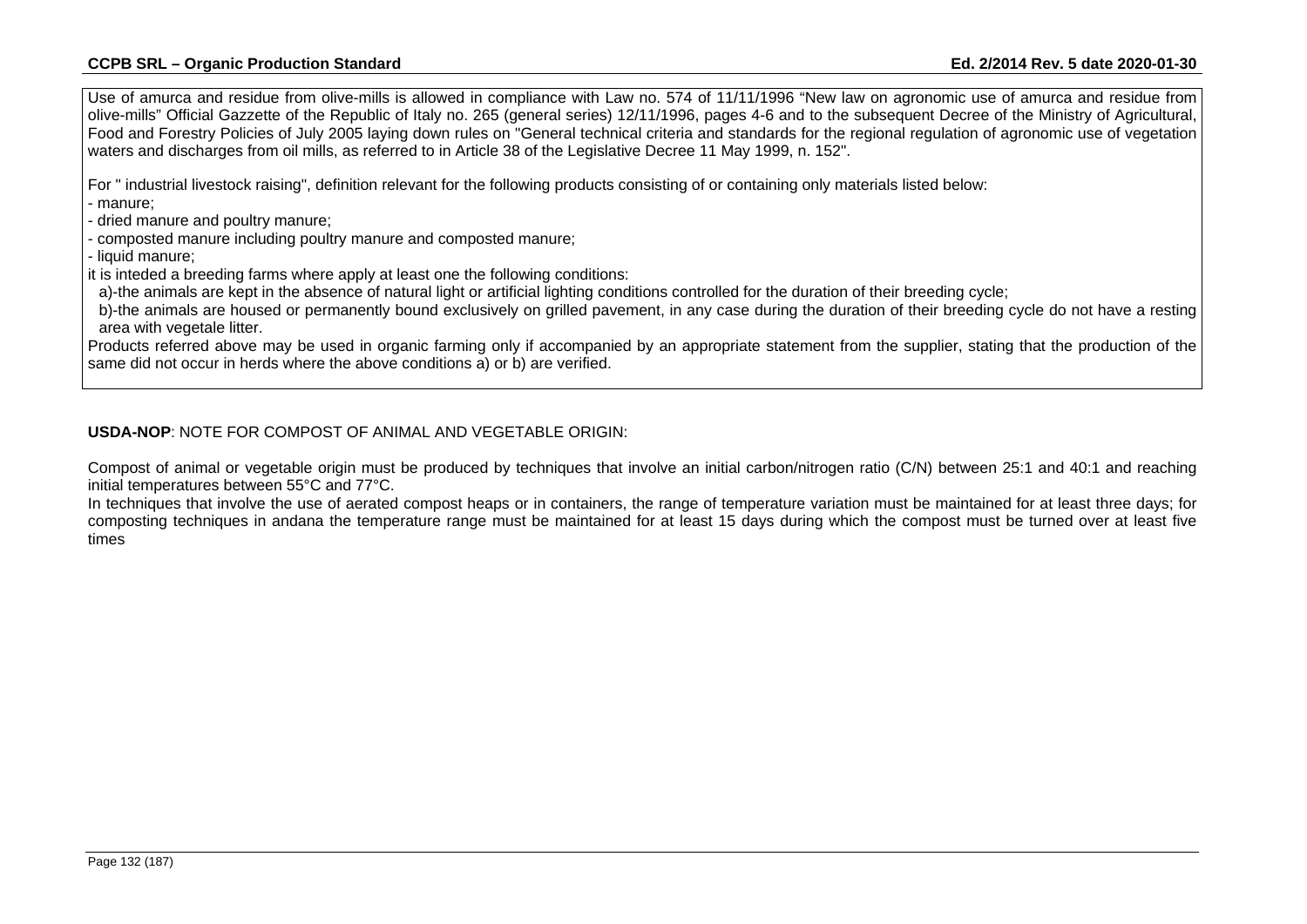Use of amurca and residue from olive-mills is allowed in compliance with Law no. 574 of 11/11/1996 “New law on agronomic use of amurca and residue from olive-mills” Official Gazzette of the Republic of Italy no. 265 (general series) 12/11/1996, pages 4-6 and to the subsequent Decree of the Ministry of Agricultural, Food and Forestry Policies of July 2005 laying down rules on "General technical criteria and standards for the regional regulation of agronomic use of vegetation waters and discharges from oil mills, as referred to in Article 38 of the Legislative Decree 11 May 1999, n. 152".

For " industrial livestock raising", definition relevant for the following products consisting of or containing only materials listed below:

- manure;
- dried manure and poultry manure;
- composted manure including poultry manure and composted manure;
- liquid manure;

it is inteded a breeding farms where apply at least one the following conditions:

a)-the animals are kept in the absence of natural light or artificial lighting conditions controlled for the duration of their breeding cycle;

b)-the animals are housed or permanently bound exclusively on grilled pavement, in any case during the duration of their breeding cycle do not have a resting area with vegetale litter.

Products referred above may be used in organic farming only if accompanied by an appropriate statement from the supplier, stating that the production of the same did not occur in herds where the above conditions a) or b) are verified.

**USDA-NOP**: NOTE FOR COMPOST OF ANIMAL AND VEGETABLE ORIGIN:

Compost of animal or vegetable origin must be produced by techniques that involve an initial carbon/nitrogen ratio (C/N) between 25:1 and 40:1 and reaching initial temperatures between 55°C and 77°C.

In techniques that involve the use of aerated compost heaps or in containers, the range of temperature variation must be maintained for at least three days; for composting techniques in andana the temperature range must be maintained for at least 15 days during which the compost must be turned over at least five times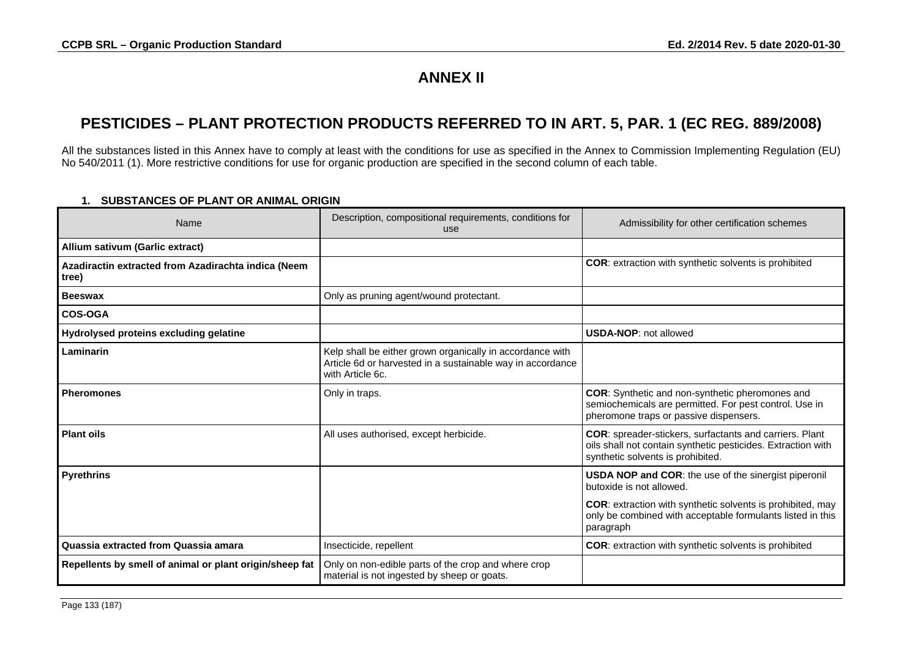# ANNEX II

## PESTICIDES – PLANT PROTECTION PRODUCTS REFERRED TO IN ART. 5, PAR. 1 (EC REG. 889/2008)

All the substances listed in this Annex have to comply at least with the conditions for use as specified in the Annex to Commission Implementing Regulation (EU) No 540/2011 (1). More restrictive conditions for use for organic production are specified in the second column of each table.

### 1. SUBSTANCES OF PLANT OR ANIMAL ORIGIN

| Name | Description, compositional requirements, conditions for use | Admissibility for other certification schemes |
|---|---|---|
| **Allium sativum (Garlic extract)** | | |
| **Azadiractin extracted from Azadirachta indica (Neem tree)** | | **COR**: extraction with synthetic solvents is prohibited |
| **Beeswax** | Only as pruning agent/wound protectant. | |
| **COS-OGA** | | |
| **Hydrolysed proteins excluding gelatine** | | **USDA-NOP**: not allowed |
| **Laminarin** | Kelp shall be either grown organically in accordance with Article 6d or harvested in a sustainable way in accordance with Article 6c. | |
| **Pheromones** | Only in traps. | **COR**: Synthetic and non-synthetic pheromones and semiochemicals are permitted. For pest control. Use in pheromone traps or passive dispensers. |
| **Plant oils** | All uses authorised, except herbicide. | **COR**: spreader-stickers, surfactants and carriers. Plant oils shall not contain synthetic pesticides. Extraction with synthetic solvents is prohibited. |
| **Pyrethrins** | | **USDA NOP and COR**: the use of the sinergist piperonil butoxide is not allowed.<br>**COR**: extraction with synthetic solvents is prohibited, may only be combined with acceptable formulants listed in this paragraph |
| **Quassia extracted from Quassia amara** | Insecticide, repellent | **COR**: extraction with synthetic solvents is prohibited |
| **Repellents by smell of animal or plant origin/sheep fat** | Only on non-edible parts of the crop and where crop material is not ingested by sheep or goats. | |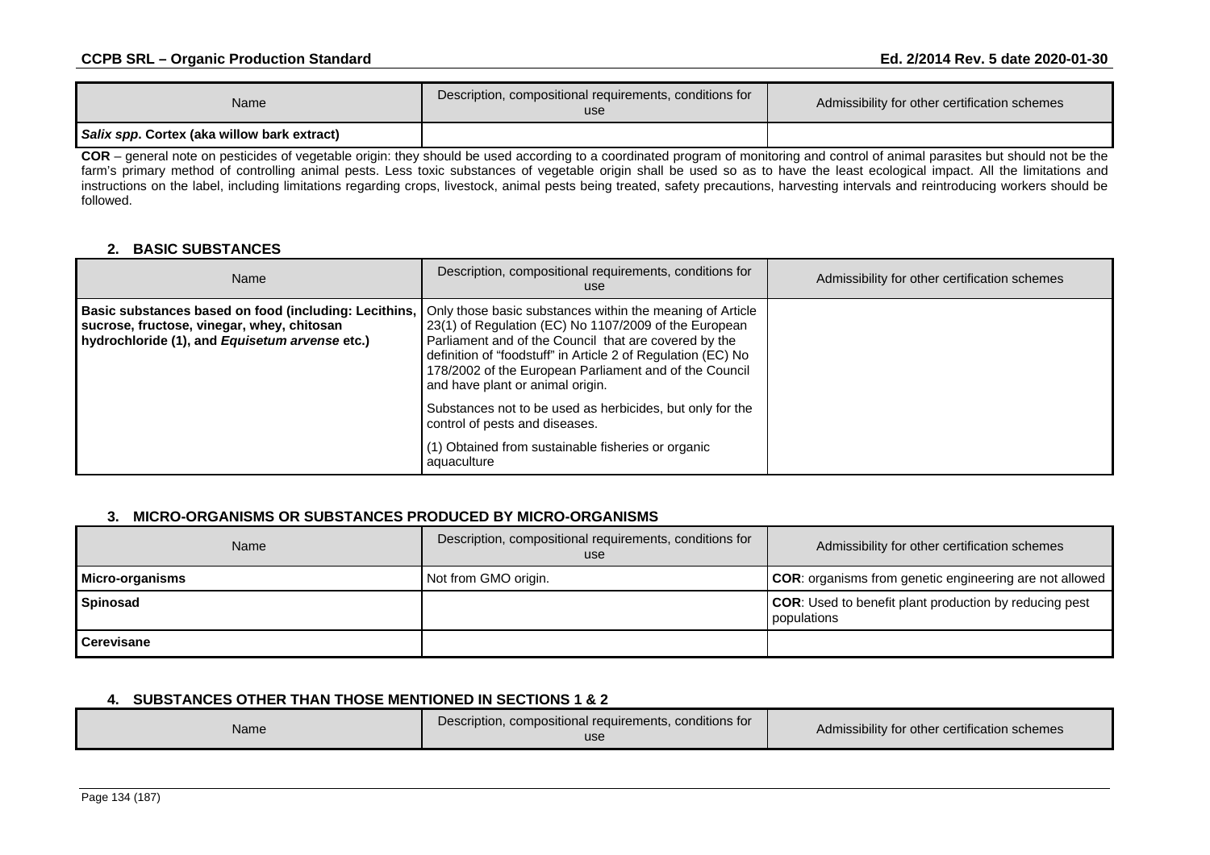| Name | Description, compositional requirements, conditions for use | Admissibility for other certification schemes |
|---|---|---|
| ***Salix spp*. Cortex (aka willow bark extract)** | | |

**COR** – general note on pesticides of vegetable origin: they should be used according to a coordinated program of monitoring and control of animal parasites but should not be the farm's primary method of controlling animal pests. Less toxic substances of vegetable origin shall be used so as to have the least ecological impact. All the limitations and instructions on the label, including limitations regarding crops, livestock, animal pests being treated, safety precautions, harvesting intervals and reintroducing workers should be followed.

## 2. BASIC SUBSTANCES

| Name | Description, compositional requirements, conditions for use | Admissibility for other certification schemes |
|---|---|---|
| **Basic substances based on food (including: Lecithins, sucrose, fructose, vinegar, whey, chitosan hydrochloride (1), and *Equisetum arvense* etc.)** | Only those basic substances within the meaning of Article 23(1) of Regulation (EC) No 1107/2009 of the European Parliament and of the Council that are covered by the definition of "foodstuff" in Article 2 of Regulation (EC) No 178/2002 of the European Parliament and of the Council and have plant or animal origin.<br><br>Substances not to be used as herbicides, but only for the control of pests and diseases.<br><br>(1) Obtained from sustainable fisheries or organic aquaculture | |

## 3. MICRO-ORGANISMS OR SUBSTANCES PRODUCED BY MICRO-ORGANISMS

| Name | Description, compositional requirements, conditions for use | Admissibility for other certification schemes |
|---|---|---|
| **Micro-organisms** | Not from GMO origin. | **COR**: organisms from genetic engineering are not allowed |
| **Spinosad** | | **COR**: Used to benefit plant production by reducing pest populations |
| **Cerevisane** | | |

## 4. SUBSTANCES OTHER THAN THOSE MENTIONED IN SECTIONS 1 & 2

| Name | Description, compositional requirements, conditions for use | Admissibility for other certification schemes |
|---|---|---|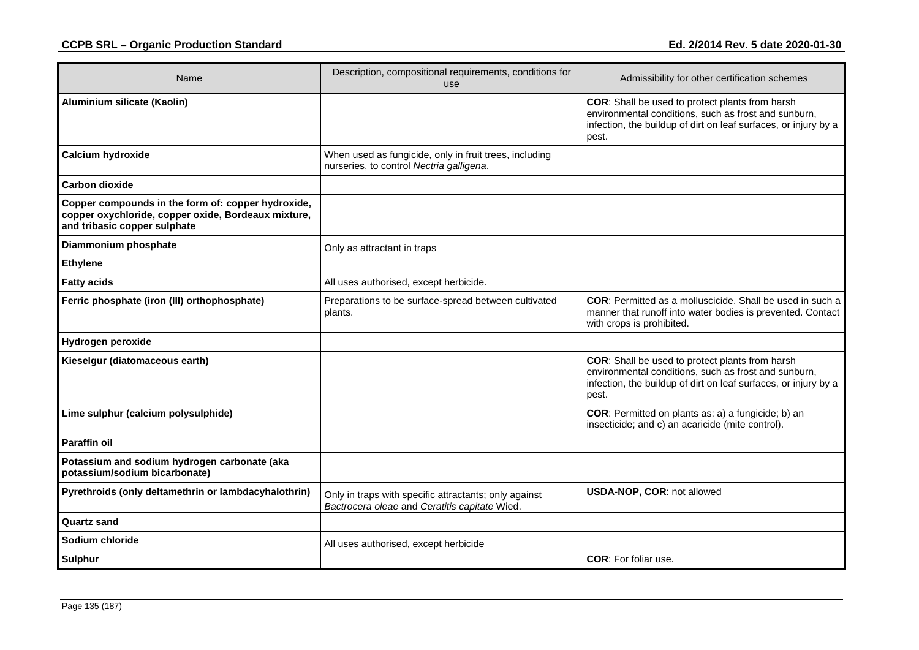| Name | Description, compositional requirements, conditions for use | Admissibility for other certification schemes |
|---|---|---|
| **Aluminium silicate (Kaolin)** | | **COR**: Shall be used to protect plants from harsh environmental conditions, such as frost and sunburn, infection, the buildup of dirt on leaf surfaces, or injury by a pest. |
| **Calcium hydroxide** | When used as fungicide, only in fruit trees, including nurseries, to control *Nectria galligena*. | |
| **Carbon dioxide** | | |
| **Copper compounds in the form of: copper hydroxide, copper oxychloride, copper oxide, Bordeaux mixture, and tribasic copper sulphate** | | |
| **Diammonium phosphate** | Only as attractant in traps | |
| **Ethylene** | | |
| **Fatty acids** | All uses authorised, except herbicide. | |
| **Ferric phosphate (iron (III) orthophosphate)** | Preparations to be surface-spread between cultivated plants. | **COR**: Permitted as a molluscicide. Shall be used in such a manner that runoff into water bodies is prevented. Contact with crops is prohibited. |
| **Hydrogen peroxide** | | |
| **Kieselgur (diatomaceous earth)** | | **COR**: Shall be used to protect plants from harsh environmental conditions, such as frost and sunburn, infection, the buildup of dirt on leaf surfaces, or injury by a pest. |
| **Lime sulphur (calcium polysulphide)** | | **COR**: Permitted on plants as: a) a fungicide; b) an insecticide; and c) an acaricide (mite control). |
| **Paraffin oil** | | |
| **Potassium and sodium hydrogen carbonate (aka potassium/sodium bicarbonate)** | | |
| **Pyrethroids (only deltamethrin or lambdacyhalothrin)** | Only in traps with specific attractants; only against *Bactrocera oleae* and *Ceratitis capitate* Wied. | **USDA-NOP, COR**: not allowed |
| **Quartz sand** | | |
| **Sodium chloride** | All uses authorised, except herbicide | |
| **Sulphur** | | **COR**: For foliar use. |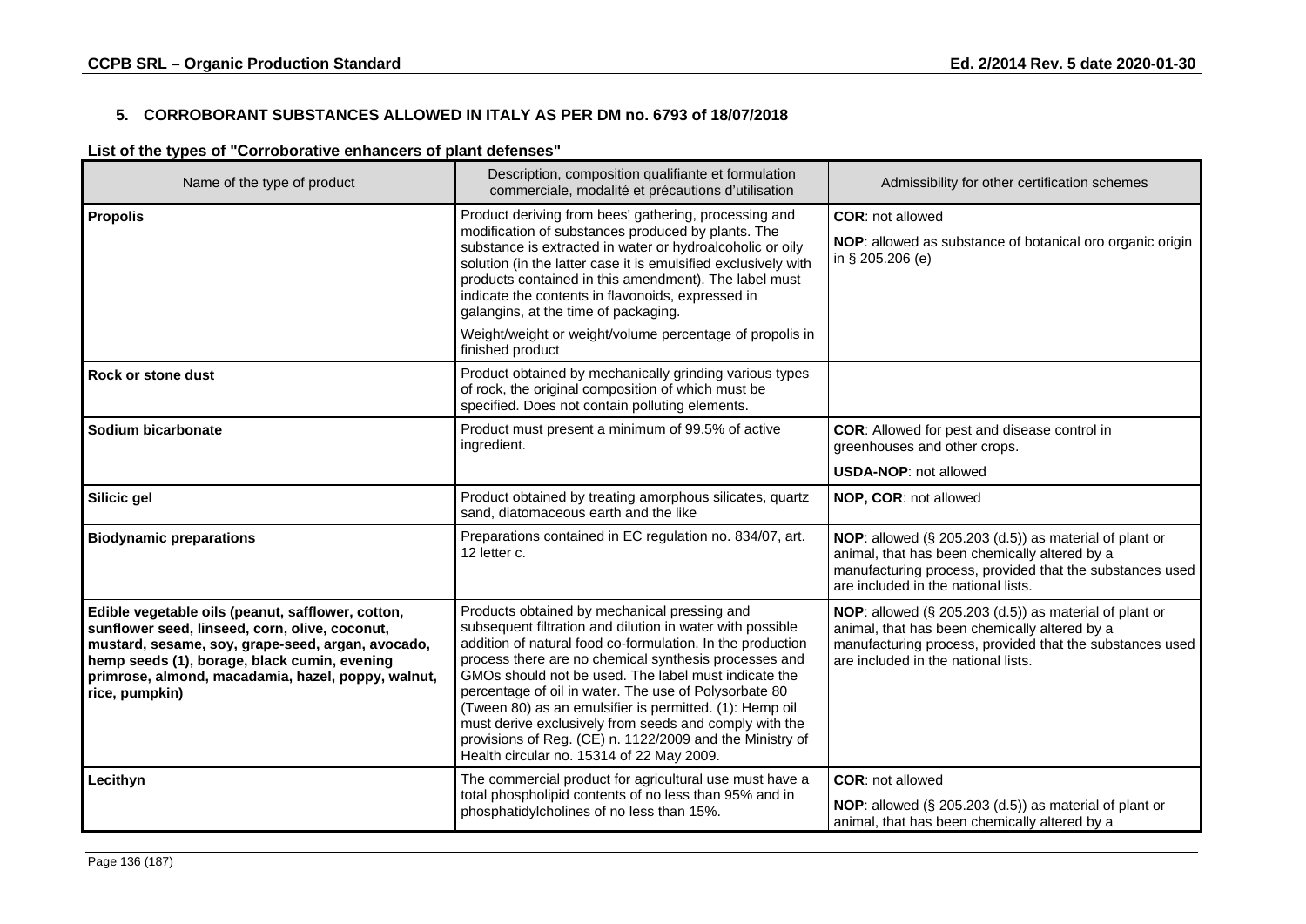## 5. CORROBORANT SUBSTANCES ALLOWED IN ITALY AS PER DM no. 6793 of 18/07/2018

**List of the types of "Corroborative enhancers of plant defenses"**

| Name of the type of product | Description, composition qualifiante et formulation commerciale, modalité et précautions d'utilisation | Admissibility for other certification schemes |
|---|---|---|
| **Propolis** | Product deriving from bees' gathering, processing and modification of substances produced by plants. The substance is extracted in water or hydroalcoholic or oily solution (in the latter case it is emulsified exclusively with products contained in this amendment). The label must indicate the contents in flavonoids, expressed in galangins, at the time of packaging.<br>Weight/weight or weight/volume percentage of propolis in finished product | **COR**: not allowed<br>**NOP**: allowed as substance of botanical oro organic origin in § 205.206 (e) |
| **Rock or stone dust** | Product obtained by mechanically grinding various types of rock, the original composition of which must be specified. Does not contain polluting elements. | |
| **Sodium bicarbonate** | Product must present a minimum of 99.5% of active ingredient. | **COR**: Allowed for pest and disease control in greenhouses and other crops.<br>**USDA-NOP**: not allowed |
| **Silicic gel** | Product obtained by treating amorphous silicates, quartz sand, diatomaceous earth and the like | **NOP, COR**: not allowed |
| **Biodynamic preparations** | Preparations contained in EC regulation no. 834/07, art. 12 letter c. | **NOP**: allowed (§ 205.203 (d.5)) as material of plant or animal, that has been chemically altered by a manufacturing process, provided that the substances used are included in the national lists. |
| **Edible vegetable oils (peanut, safflower, cotton, sunflower seed, linseed, corn, olive, coconut, mustard, sesame, soy, grape-seed, argan, avocado, hemp seeds (1), borage, black cumin, evening primrose, almond, macadamia, hazel, poppy, walnut, rice, pumpkin)** | Products obtained by mechanical pressing and subsequent filtration and dilution in water with possible addition of natural food co-formulation. In the production process there are no chemical synthesis processes and GMOs should not be used. The label must indicate the percentage of oil in water. The use of Polysorbate 80 (Tween 80) as an emulsifier is permitted. (1): Hemp oil must derive exclusively from seeds and comply with the provisions of Reg. (CE) n. 1122/2009 and the Ministry of Health circular no. 15314 of 22 May 2009. | **NOP**: allowed (§ 205.203 (d.5)) as material of plant or animal, that has been chemically altered by a manufacturing process, provided that the substances used are included in the national lists. |
| **Lecithyn** | The commercial product for agricultural use must have a total phospholipid contents of no less than 95% and in phosphatidylcholines of no less than 15%. | **COR**: not allowed<br>**NOP**: allowed (§ 205.203 (d.5)) as material of plant or animal, that has been chemically altered by a |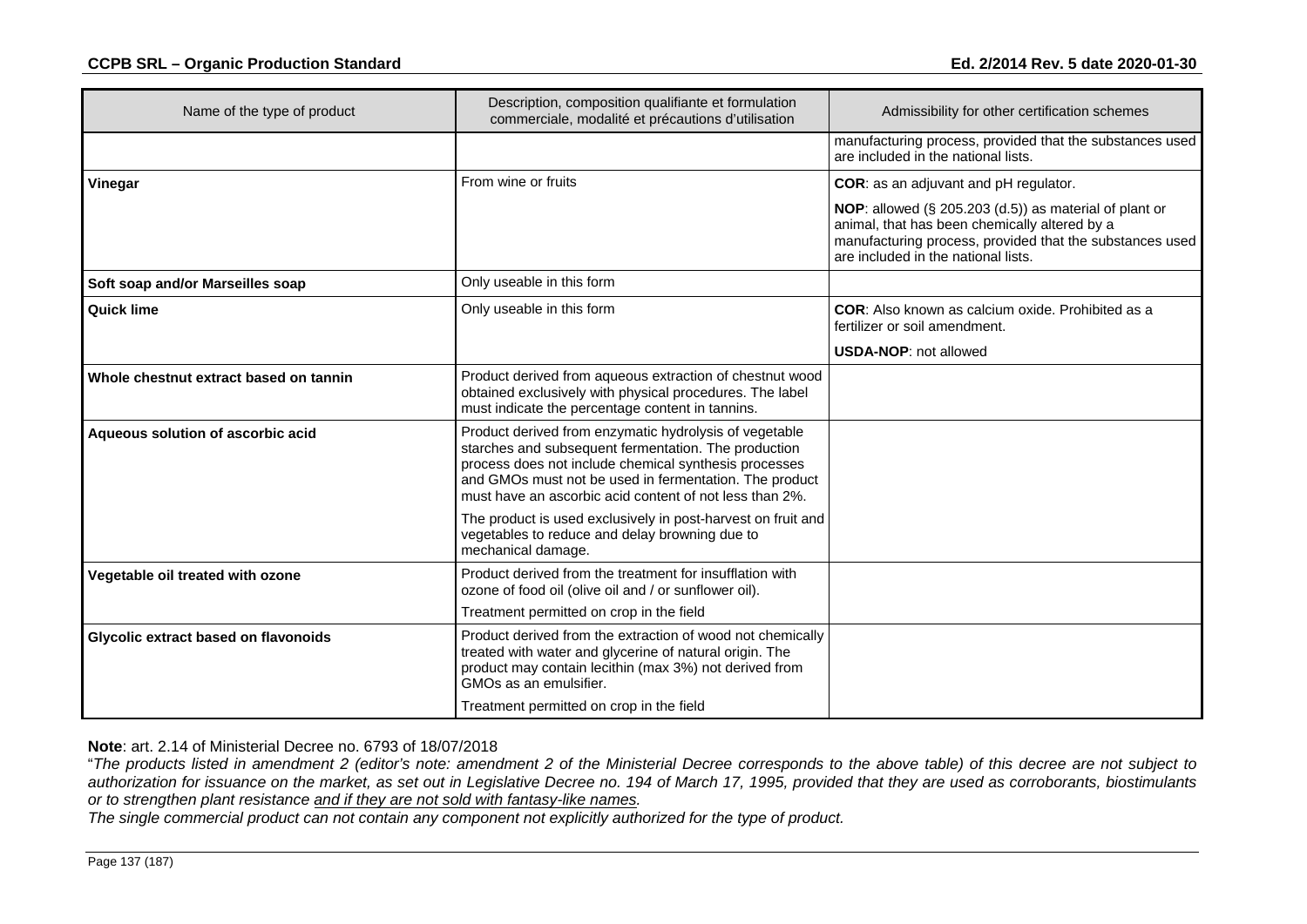| Name of the type of product | Description, composition qualifiante et formulation commerciale, modalité et précautions d'utilisation | Admissibility for other certification schemes |
|---|---|---|
| | | manufacturing process, provided that the substances used are included in the national lists. |
| **Vinegar** | From wine or fruits | **COR**: as an adjuvant and pH regulator.<br><br>**NOP**: allowed (§ 205.203 (d.5)) as material of plant or animal, that has been chemically altered by a manufacturing process, provided that the substances used are included in the national lists. |
| **Soft soap and/or Marseilles soap** | Only useable in this form | |
| **Quick lime** | Only useable in this form | **COR**: Also known as calcium oxide. Prohibited as a fertilizer or soil amendment.<br><br>**USDA-NOP**: not allowed |
| **Whole chestnut extract based on tannin** | Product derived from aqueous extraction of chestnut wood obtained exclusively with physical procedures. The label must indicate the percentage content in tannins. | |
| **Aqueous solution of ascorbic acid** | Product derived from enzymatic hydrolysis of vegetable starches and subsequent fermentation. The production process does not include chemical synthesis processes and GMOs must not be used in fermentation. The product must have an ascorbic acid content of not less than 2%.<br><br>The product is used exclusively in post-harvest on fruit and vegetables to reduce and delay browning due to mechanical damage. | |
| **Vegetable oil treated with ozone** | Product derived from the treatment for insufflation with ozone of food oil (olive oil and / or sunflower oil).<br><br>Treatment permitted on crop in the field | |
| **Glycolic extract based on flavonoids** | Product derived from the extraction of wood not chemically treated with water and glycerine of natural origin. The product may contain lecithin (max 3%) not derived from GMOs as an emulsifier.<br><br>Treatment permitted on crop in the field | |

**Note**: art. 2.14 of Ministerial Decree no. 6793 of 18/07/2018

"*The products listed in amendment 2 (editor's note: amendment 2 of the Ministerial Decree corresponds to the above table) of this decree are not subject to authorization for issuance on the market, as set out in Legislative Decree no. 194 of March 17, 1995, provided that they are used as corroborants, biostimulants or to strengthen plant resistance and if they are not sold with fantasy-like names.*

*The single commercial product can not contain any component not explicitly authorized for the type of product.*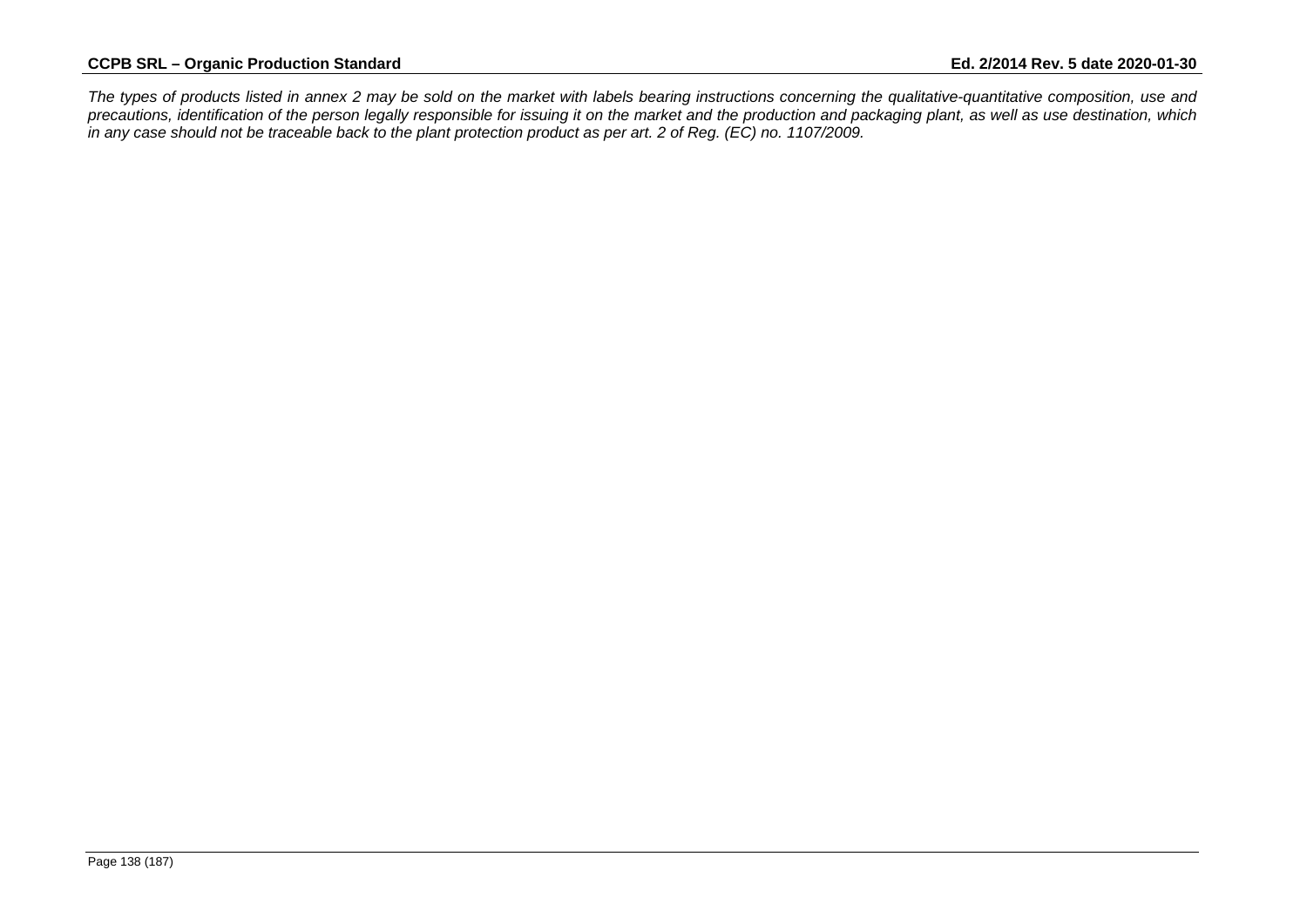*The types of products listed in annex 2 may be sold on the market with labels bearing instructions concerning the qualitative-quantitative composition, use and precautions, identification of the person legally responsible for issuing it on the market and the production and packaging plant, as well as use destination, which in any case should not be traceable back to the plant protection product as per art. 2 of Reg. (EC) no. 1107/2009.*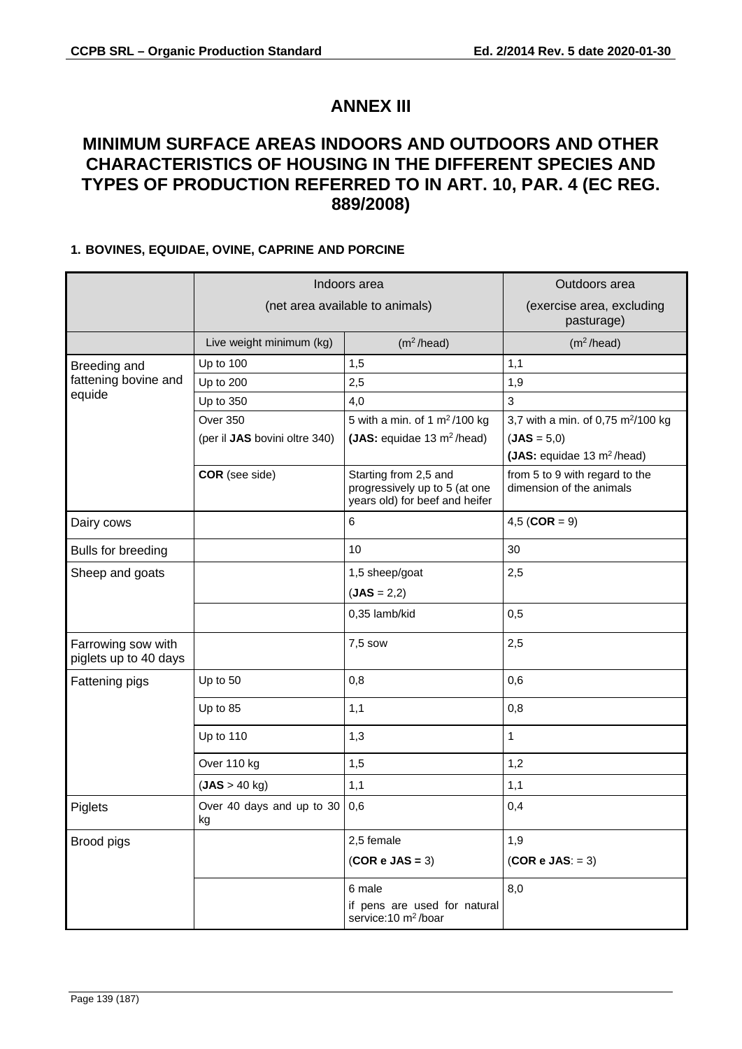# ANNEX III

## MINIMUM SURFACE AREAS INDOORS AND OUTDOORS AND OTHER CHARACTERISTICS OF HOUSING IN THE DIFFERENT SPECIES AND TYPES OF PRODUCTION REFERRED TO IN ART. 10, PAR. 4 (EC REG. 889/2008)

### 1. BOVINES, EQUIDAE, OVINE, CAPRINE AND PORCINE

| | Indoors area (net area available to animals) | | Outdoors area (exercise area, excluding pasturage) |
|---|---|---|---|
| | Live weight minimum (kg) | ($m^2$/head) | ($m^2$/head) |
| Breeding and fattening bovine and equide | Up to 100 | 1,5 | 1,1 |
| | Up to 200 | 2,5 | 1,9 |
| | Up to 350 | 4,0 | 3 |
| | Over 350<br>(per il **JAS** bovini oltre 340) | 5 with a min. of 1 $m^2$/100 kg<br>**(JAS:** equidae 13 $m^2$/head) | 3,7 with a min. of 0,75 $m^2$/100 kg<br>(**JAS** = 5,0)<br>**(JAS:** equidae 13 $m^2$/head) |
| | **COR** (see side) | Starting from 2,5 and progressively up to 5 (at one years old) for beef and heifer | from 5 to 9 with regard to the dimension of the animals |
| Dairy cows | | 6 | 4,5 (**COR** = 9) |
| Bulls for breeding | | 10 | 30 |
| Sheep and goats | | 1,5 sheep/goat<br>(**JAS** = 2,2) | 2,5 |
| | | 0,35 lamb/kid | 0,5 |
| Farrowing sow with piglets up to 40 days | | 7,5 sow | 2,5 |
| Fattening pigs | Up to 50 | 0,8 | 0,6 |
| | Up to 85 | 1,1 | 0,8 |
| | Up to 110 | 1,3 | 1 |
| | Over 110 kg | 1,5 | 1,2 |
| | (**JAS** > 40 kg) | 1,1 | 1,1 |
| Piglets | Over 40 days and up to 30 kg | 0,6 | 0,4 |
| Brood pigs | | 2,5 female<br>(**COR e JAS =** 3) | 1,9<br>(**COR e JAS**: = 3) |
| | | 6 male<br>if pens are used for natural service:10 $m^2$/boar | 8,0 |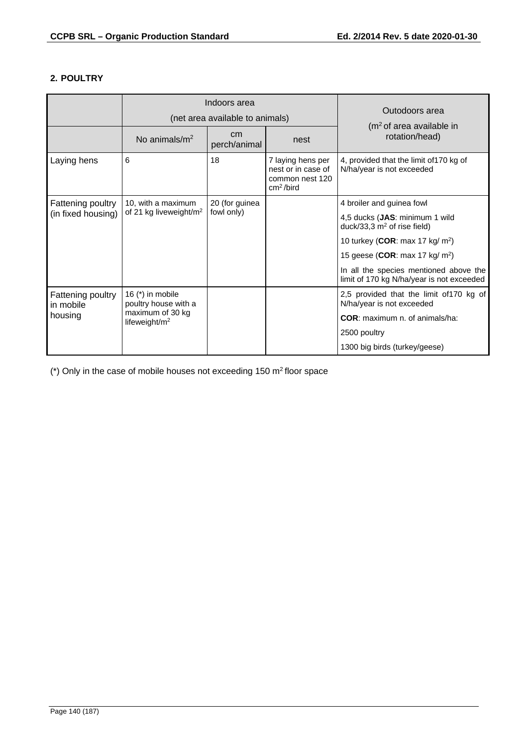**2. POULTRY**

| | Indoors area (net area available to animals) | | | Outodoors area ($m^2$ of area available in rotation/head) |
|---|---|---|---|---|
| | No animals/$m^2$ | cm perch/animal | nest | |
| Laying hens | 6 | 18 | 7 laying hens per nest or in case of common nest 120 $cm^2$ /bird | 4, provided that the limit of170 kg of N/ha/year is not exceeded |
| Fattening poultry (in fixed housing) | 10, with a maximum of 21 kg liveweight/$m^2$ | 20 (for guinea fowl only) | | 4 broiler and guinea fowl<br>4,5 ducks (**JAS**: minimum 1 wild duck/33,3 $m^2$ of rise field)<br>10 turkey (**COR**: max 17 kg/ $m^2$)<br>15 geese (**COR**: max 17 kg/ $m^2$)<br>In all the species mentioned above the limit of 170 kg N/ha/year is not exceeded |
| Fattening poultry in mobile housing | 16 (*) in mobile poultry house with a maximum of 30 kg lifeweight/$m^2$ | | | 2,5 provided that the limit of170 kg of N/ha/year is not exceeded<br>**COR**: maximum n. of animals/ha:<br>2500 poultry<br>1300 big birds (turkey/geese) |

(*) Only in the case of mobile houses not exceeding 150 $m^2$ floor space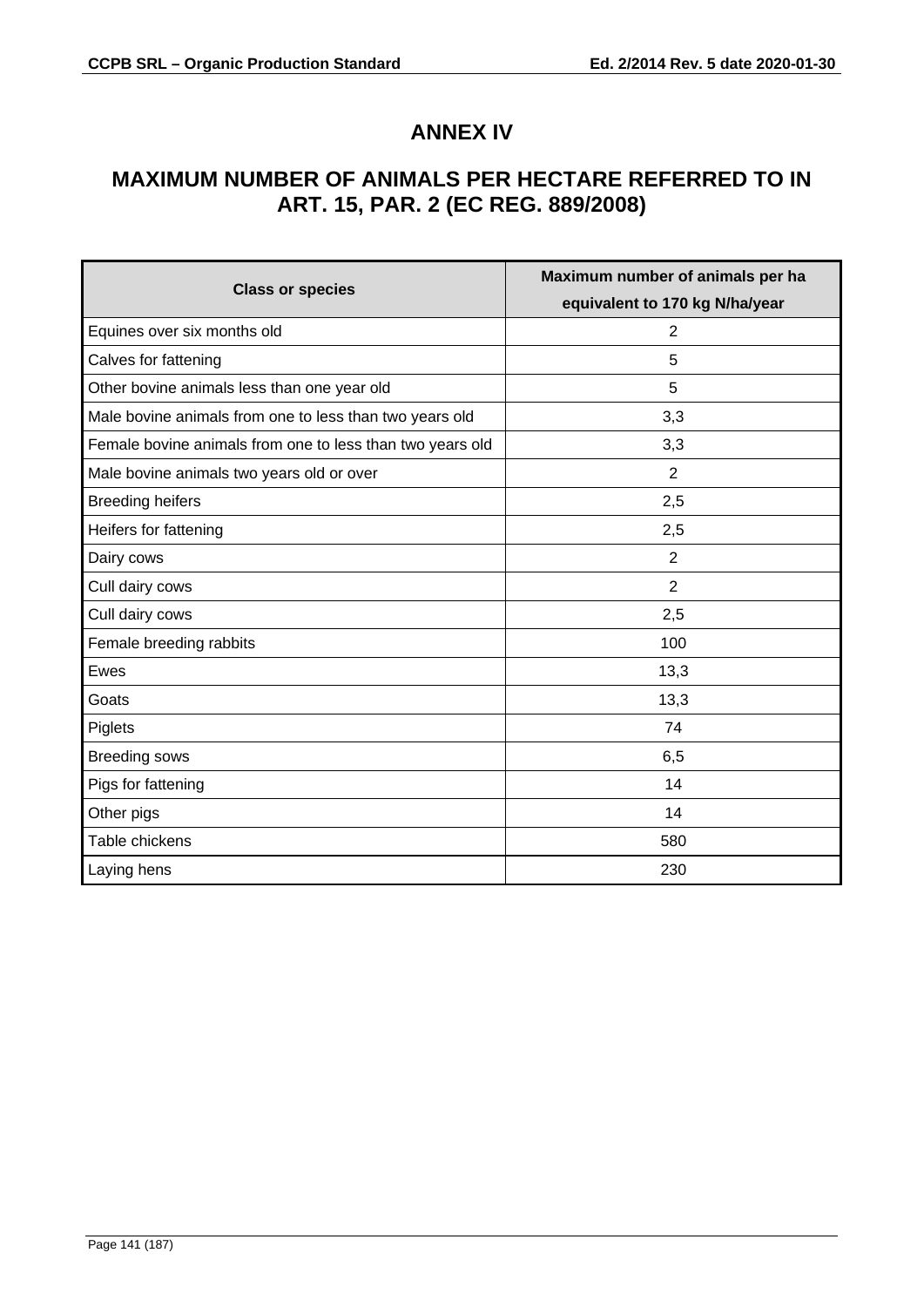# ANNEX IV

## MAXIMUM NUMBER OF ANIMALS PER HECTARE REFERRED TO IN ART. 15, PAR. 2 (EC REG. 889/2008)

| Class or species | Maximum number of animals per ha equivalent to 170 kg N/ha/year |
|---|---|
| Equines over six months old | 2 |
| Calves for fattening | 5 |
| Other bovine animals less than one year old | 5 |
| Male bovine animals from one to less than two years old | 3,3 |
| Female bovine animals from one to less than two years old | 3,3 |
| Male bovine animals two years old or over | 2 |
| Breeding heifers | 2,5 |
| Heifers for fattening | 2,5 |
| Dairy cows | 2 |
| Cull dairy cows | 2 |
| Cull dairy cows | 2,5 |
| Female breeding rabbits | 100 |
| Ewes | 13,3 |
| Goats | 13,3 |
| Piglets | 74 |
| Breeding sows | 6,5 |
| Pigs for fattening | 14 |
| Other pigs | 14 |
| Table chickens | 580 |
| Laying hens | 230 |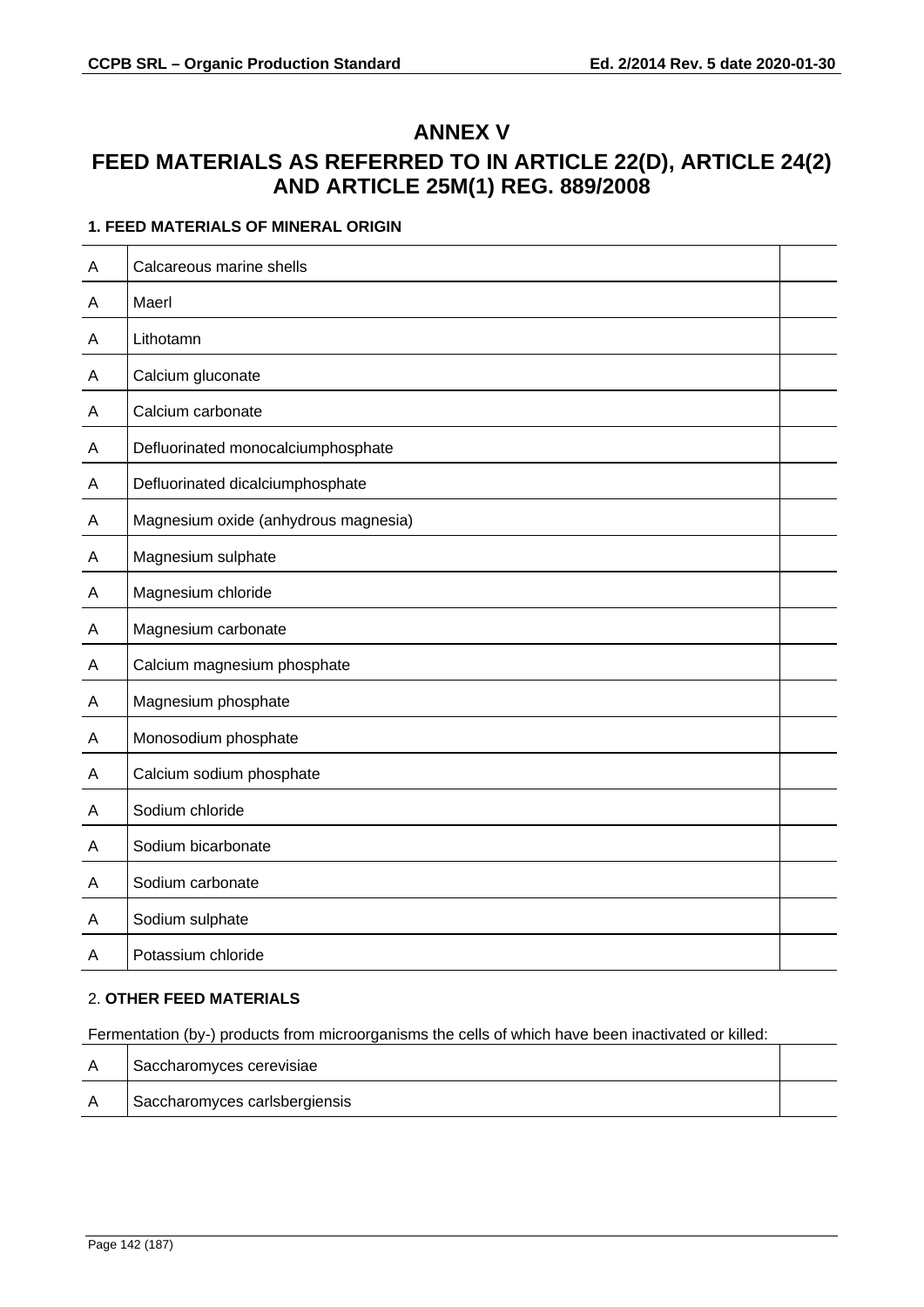# ANNEX V

## FEED MATERIALS AS REFERRED TO IN ARTICLE 22(D), ARTICLE 24(2) AND ARTICLE 25M(1) REG. 889/2008

### 1. FEED MATERIALS OF MINERAL ORIGIN

| | | |
|---|---|---|
| A | Calcareous marine shells | |
| A | Maerl | |
| A | Lithotamn | |
| A | Calcium gluconate | |
| A | Calcium carbonate | |
| A | Defluorinated monocalciumphosphate | |
| A | Defluorinated dicalciumphosphate | |
| A | Magnesium oxide (anhydrous magnesia) | |
| A | Magnesium sulphate | |
| A | Magnesium chloride | |
| A | Magnesium carbonate | |
| A | Calcium magnesium phosphate | |
| A | Magnesium phosphate | |
| A | Monosodium phosphate | |
| A | Calcium sodium phosphate | |
| A | Sodium chloride | |
| A | Sodium bicarbonate | |
| A | Sodium carbonate | |
| A | Sodium sulphate | |
| A | Potassium chloride | |

### 2. OTHER FEED MATERIALS

Fermentation (by-) products from microorganisms the cells of which have been inactivated or killed:

| | | |
|---|---|---|
| A | Saccharomyces cerevisiae | |
| A | Saccharomyces carlsbergiensis | |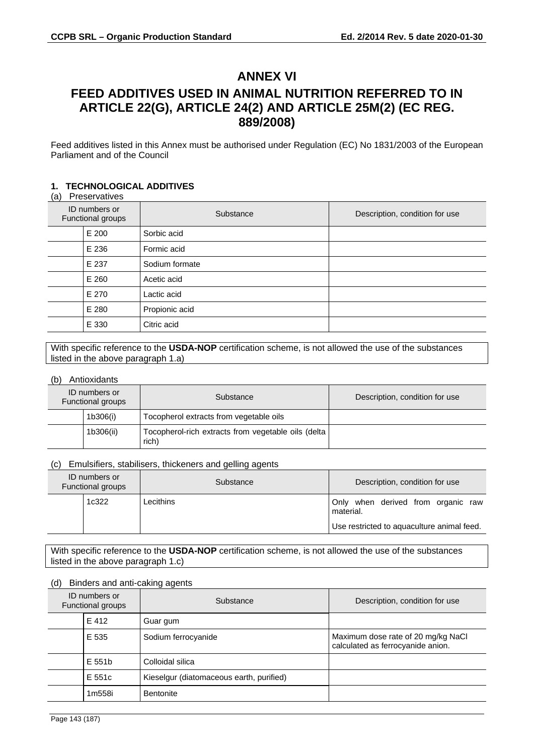# ANNEX VI

# FEED ADDITIVES USED IN ANIMAL NUTRITION REFERRED TO IN ARTICLE 22(G), ARTICLE 24(2) AND ARTICLE 25M(2) (EC REG. 889/2008)

Feed additives listed in this Annex must be authorised under Regulation (EC) No 1831/2003 of the European Parliament and of the Council

### 1. TECHNOLOGICAL ADDITIVES

(a) Preservatives

| ID numbers or Functional groups | | Substance | Description, condition for use |
|---|---|---|---|
| | E 200 | Sorbic acid | |
| | E 236 | Formic acid | |
| | E 237 | Sodium formate | |
| | E 260 | Acetic acid | |
| | E 270 | Lactic acid | |
| | E 280 | Propionic acid | |
| | E 330 | Citric acid | |

With specific reference to the **USDA-NOP** certification scheme, is not allowed the use of the substances listed in the above paragraph 1.a)

(b) Antioxidants

| ID numbers or Functional groups | | Substance | Description, condition for use |
|---|---|---|---|
| | 1b306(i) | Tocopherol extracts from vegetable oils | |
| | 1b306(ii) | Tocopherol-rich extracts from vegetable oils (delta rich) | |

(c) Emulsifiers, stabilisers, thickeners and gelling agents

| ID numbers or Functional groups | | Substance | Description, condition for use |
|---|---|---|---|
| | 1c322 | Lecithins | Only when derived from organic raw material.<br>Use restricted to aquaculture animal feed. |

With specific reference to the **USDA-NOP** certification scheme, is not allowed the use of the substances listed in the above paragraph 1.c)

(d) Binders and anti-caking agents

| ID numbers or Functional groups | | Substance | Description, condition for use |
|---|---|---|---|
| | E 412 | Guar gum | |
| | E 535 | Sodium ferrocyanide | Maximum dose rate of 20 mg/kg NaCl calculated as ferrocyanide anion. |
| | E 551b | Colloidal silica | |
| | E 551c | Kieselgur (diatomaceous earth, purified) | |
| | 1m558i | Bentonite | |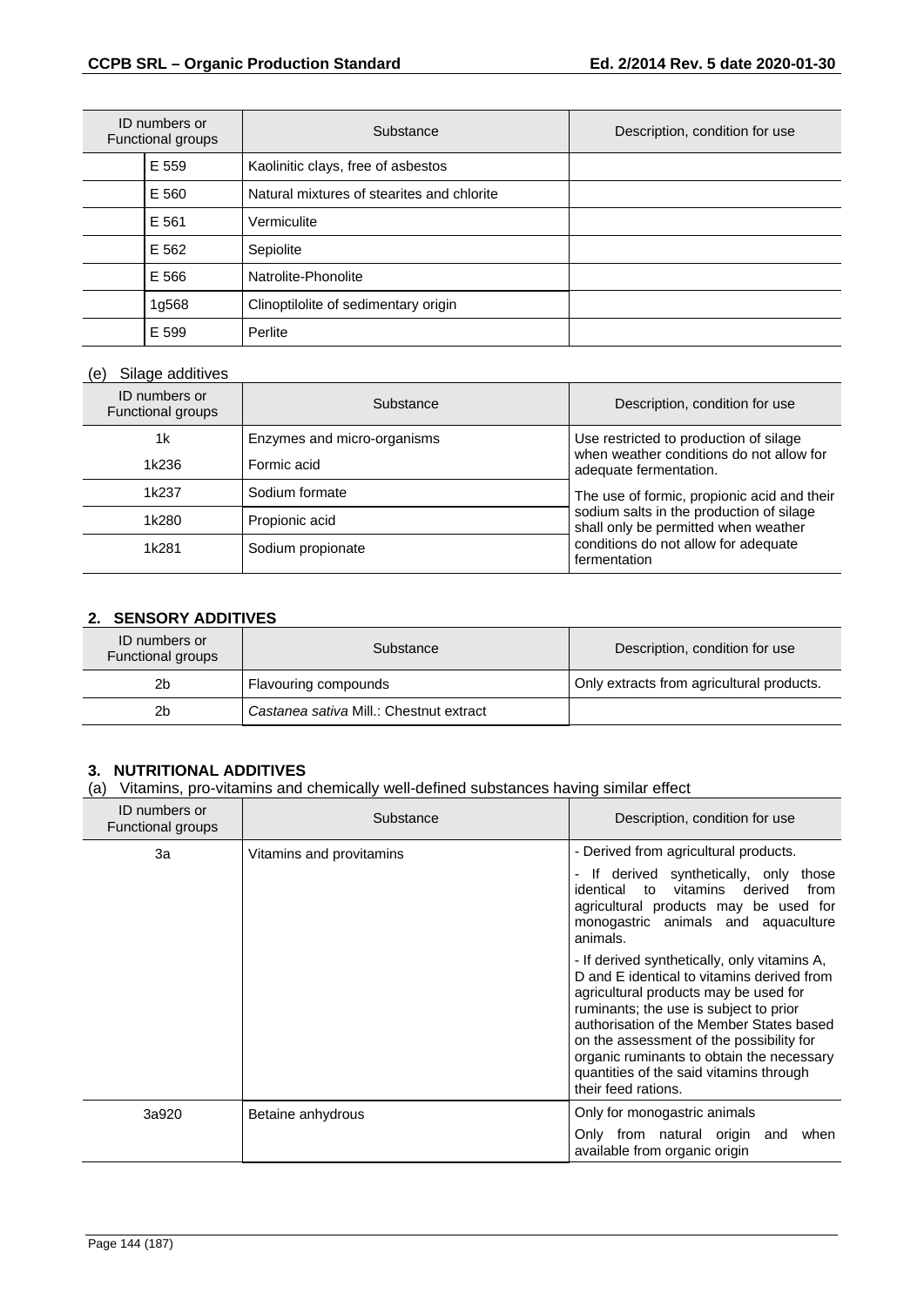| ID numbers or Functional groups | | Substance | Description, condition for use |
|---|---|---|---|
| | E 559 | Kaolinitic clays, free of asbestos | |
| | E 560 | Natural mixtures of stearites and chlorite | |
| | E 561 | Vermiculite | |
| | E 562 | Sepiolite | |
| | E 566 | Natrolite-Phonolite | |
| | 1g568 | Clinoptilolite of sedimentary origin | |
| | E 599 | Perlite | |

(e) Silage additives

| ID numbers or Functional groups | Substance | Description, condition for use |
|---|---|---|
| 1k | Enzymes and micro-organisms | Use restricted to production of silage when weather conditions do not allow for adequate fermentation. |
| 1k236 | Formic acid | |
| 1k237 | Sodium formate | The use of formic, propionic acid and their sodium salts in the production of silage shall only be permitted when weather conditions do not allow for adequate fermentation |
| 1k280 | Propionic acid | |
| 1k281 | Sodium propionate | |

## 2. SENSORY ADDITIVES

| ID numbers or Functional groups | Substance | Description, condition for use |
|---|---|---|
| 2b | Flavouring compounds | Only extracts from agricultural products. |
| 2b | *Castanea sativa* Mill.: Chestnut extract | |

## 3. NUTRITIONAL ADDITIVES

(a) Vitamins, pro-vitamins and chemically well-defined substances having similar effect

| ID numbers or Functional groups | Substance | Description, condition for use |
|---|---|---|
| 3a | Vitamins and provitamins | - Derived from agricultural products.<br>- If derived synthetically, only those identical to vitamins derived from agricultural products may be used for monogastric animals and aquaculture animals.<br>- If derived synthetically, only vitamins A, D and E identical to vitamins derived from agricultural products may be used for ruminants; the use is subject to prior authorisation of the Member States based on the assessment of the possibility for organic ruminants to obtain the necessary quantities of the said vitamins through their feed rations. |
| 3a920 | Betaine anhydrous | Only for monogastric animals<br>Only from natural origin and when available from organic origin |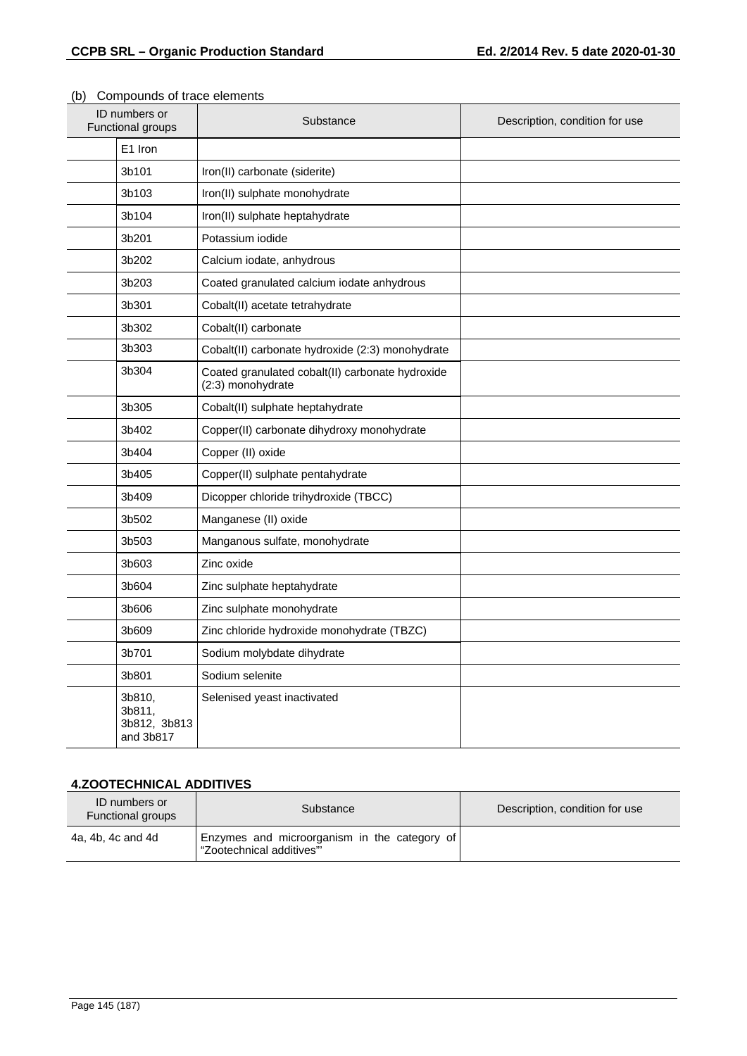(b) Compounds of trace elements

| ID numbers or Functional groups | | Substance | Description, condition for use |
|---|---|---|---|
| | E1 Iron | | |
| | 3b101 | Iron(II) carbonate (siderite) | |
| | 3b103 | Iron(II) sulphate monohydrate | |
| | 3b104 | Iron(II) sulphate heptahydrate | |
| | 3b201 | Potassium iodide | |
| | 3b202 | Calcium iodate, anhydrous | |
| | 3b203 | Coated granulated calcium iodate anhydrous | |
| | 3b301 | Cobalt(II) acetate tetrahydrate | |
| | 3b302 | Cobalt(II) carbonate | |
| | 3b303 | Cobalt(II) carbonate hydroxide (2:3) monohydrate | |
| | 3b304 | Coated granulated cobalt(II) carbonate hydroxide (2:3) monohydrate | |
| | 3b305 | Cobalt(II) sulphate heptahydrate | |
| | 3b402 | Copper(II) carbonate dihydroxy monohydrate | |
| | 3b404 | Copper (II) oxide | |
| | 3b405 | Copper(II) sulphate pentahydrate | |
| | 3b409 | Dicopper chloride trihydroxide (TBCC) | |
| | 3b502 | Manganese (II) oxide | |
| | 3b503 | Manganous sulfate, monohydrate | |
| | 3b603 | Zinc oxide | |
| | 3b604 | Zinc sulphate heptahydrate | |
| | 3b606 | Zinc sulphate monohydrate | |
| | 3b609 | Zinc chloride hydroxide monohydrate (TBZC) | |
| | 3b701 | Sodium molybdate dihydrate | |
| | 3b801 | Sodium selenite | |
| | 3b810, 3b811, 3b812, 3b813 and 3b817 | Selenised yeast inactivated | |

## 4.ZOOTECHNICAL ADDITIVES

| ID numbers or Functional groups | Substance | Description, condition for use |
|---|---|---|
| 4a, 4b, 4c and 4d | Enzymes and microorganism in the category of "Zootechnical additives"' | |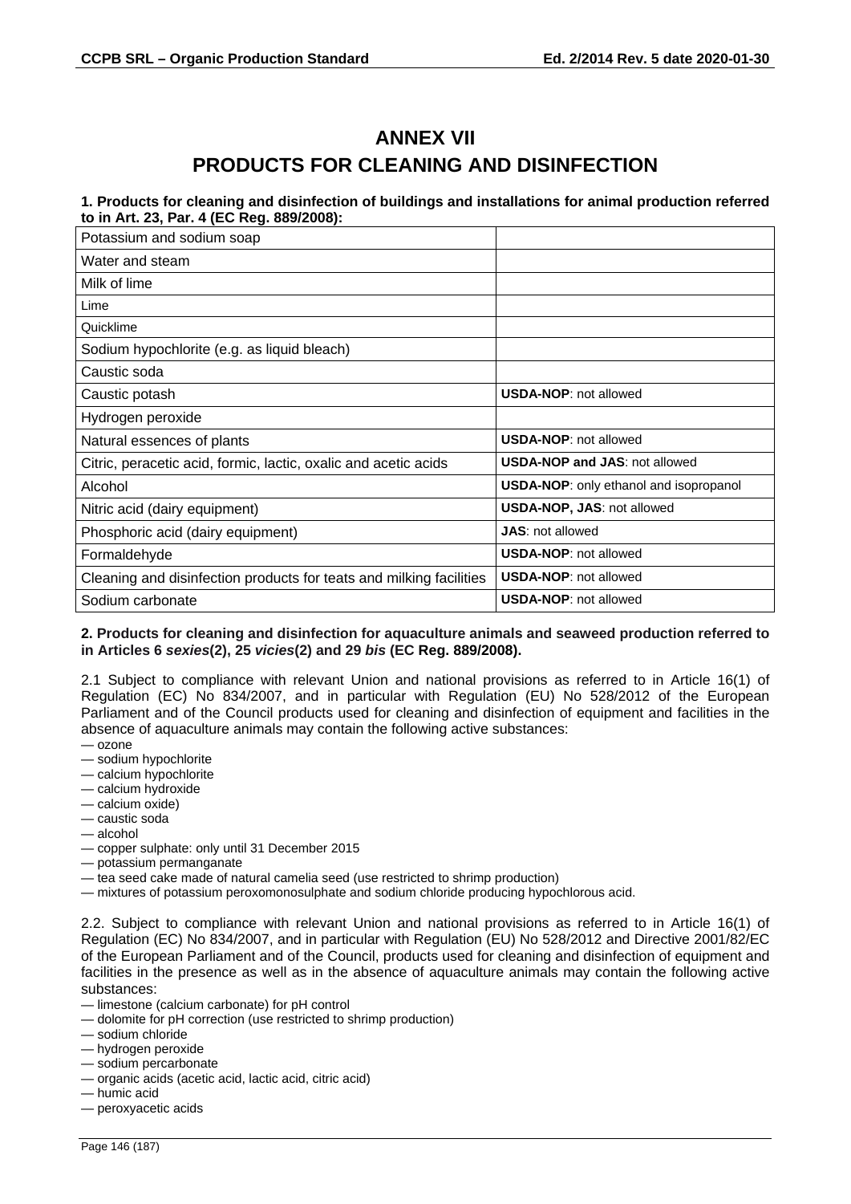# ANNEX VII
# PRODUCTS FOR CLEANING AND DISINFECTION

**1. Products for cleaning and disinfection of buildings and installations for animal production referred to in Art. 23, Par. 4 (EC Reg. 889/2008):**

| | |
|---|---|
| Potassium and sodium soap | |
| Water and steam | |
| Milk of lime | |
| Lime | |
| Quicklime | |
| Sodium hypochlorite (e.g. as liquid bleach) | |
| Caustic soda | |
| Caustic potash | **USDA-NOP**: not allowed |
| Hydrogen peroxide | |
| Natural essences of plants | **USDA-NOP**: not allowed |
| Citric, peracetic acid, formic, lactic, oxalic and acetic acids | **USDA-NOP and JAS**: not allowed |
| Alcohol | **USDA-NOP**: only ethanol and isopropanol |
| Nitric acid (dairy equipment) | **USDA-NOP, JAS**: not allowed |
| Phosphoric acid (dairy equipment) | **JAS**: not allowed |
| Formaldehyde | **USDA-NOP**: not allowed |
| Cleaning and disinfection products for teats and milking facilities | **USDA-NOP**: not allowed |
| Sodium carbonate | **USDA-NOP**: not allowed |

**2. Products for cleaning and disinfection for aquaculture animals and seaweed production referred to in Articles 6 *sexies*(2), 25 *vicies*(2) and 29 *bis* (EC Reg. 889/2008).**

2.1 Subject to compliance with relevant Union and national provisions as referred to in Article 16(1) of Regulation (EC) No 834/2007, and in particular with Regulation (EU) No 528/2012 of the European Parliament and of the Council products used for cleaning and disinfection of equipment and facilities in the absence of aquaculture animals may contain the following active substances:

— ozone
— sodium hypochlorite
— calcium hypochlorite
— calcium hydroxide
— calcium oxide)
— caustic soda
— alcohol
— copper sulphate: only until 31 December 2015
— potassium permanganate
— tea seed cake made of natural camelia seed (use restricted to shrimp production)
— mixtures of potassium peroxomonosulphate and sodium chloride producing hypochlorous acid.

2.2. Subject to compliance with relevant Union and national provisions as referred to in Article 16(1) of Regulation (EC) No 834/2007, and in particular with Regulation (EU) No 528/2012 and Directive 2001/82/EC of the European Parliament and of the Council, products used for cleaning and disinfection of equipment and facilities in the presence as well as in the absence of aquaculture animals may contain the following active substances:

— limestone (calcium carbonate) for pH control
— dolomite for pH correction (use restricted to shrimp production)
— sodium chloride
— hydrogen peroxide
— sodium percarbonate
— organic acids (acetic acid, lactic acid, citric acid)
— humic acid
— peroxyacetic acids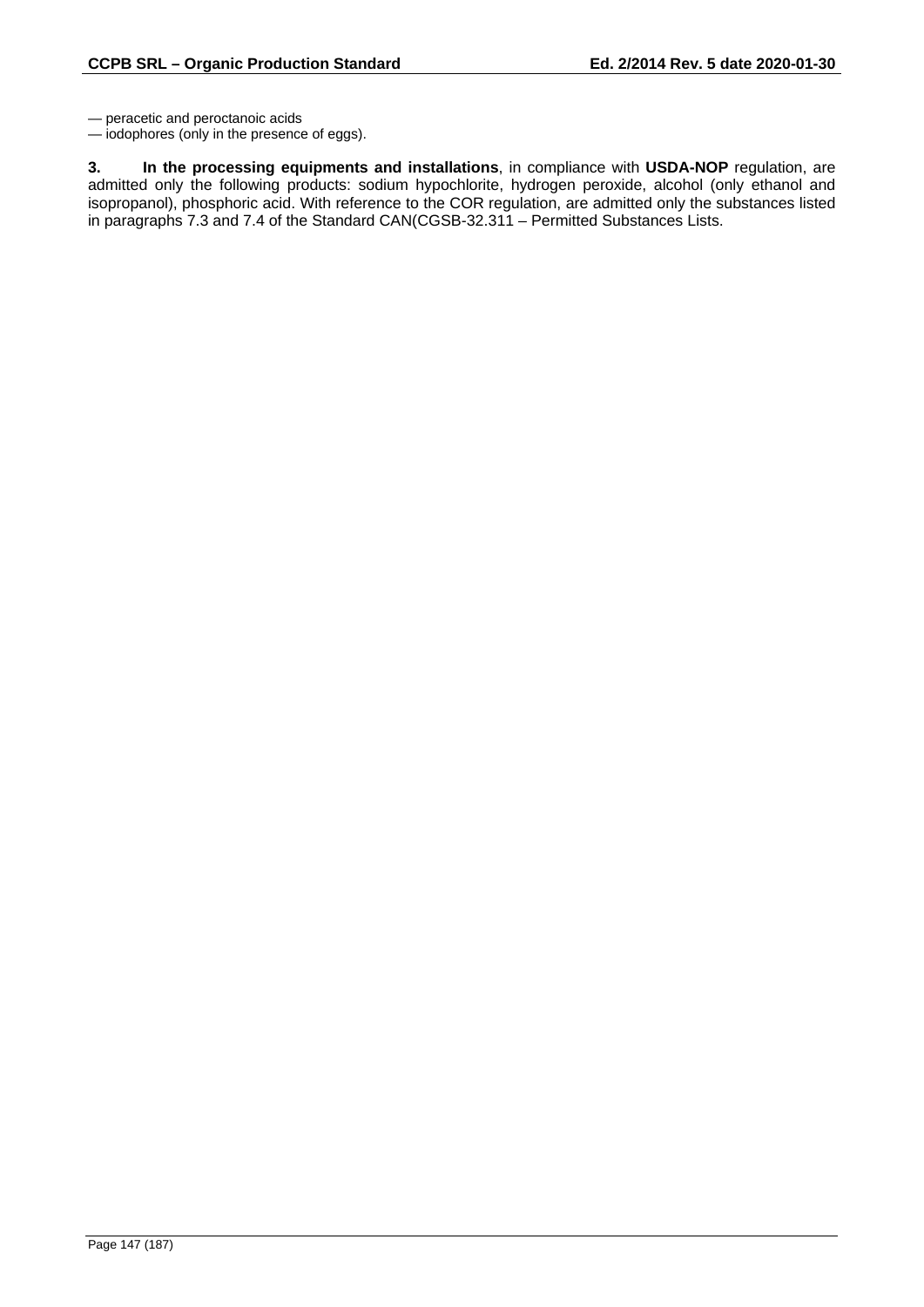— peracetic and peroctanoic acids
— iodophores (only in the presence of eggs).

**3. In the processing equipments and installations**, in compliance with **USDA-NOP** regulation, are admitted only the following products: sodium hypochlorite, hydrogen peroxide, alcohol (only ethanol and isopropanol), phosphoric acid. With reference to the COR regulation, are admitted only the substances listed in paragraphs 7.3 and 7.4 of the Standard CAN(CGSB-32.311 – Permitted Substances Lists.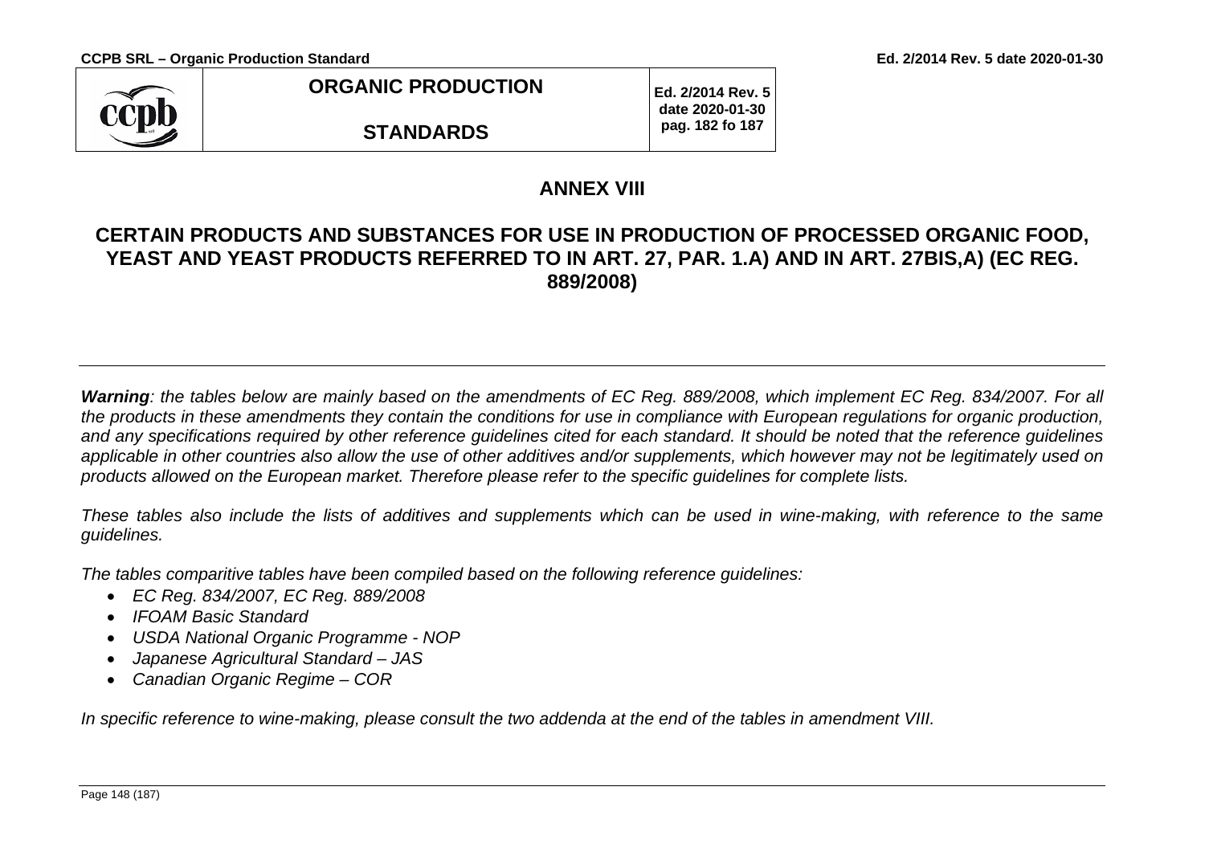## ANNEX VIII

## CERTAIN PRODUCTS AND SUBSTANCES FOR USE IN PRODUCTION OF PROCESSED ORGANIC FOOD, YEAST AND YEAST PRODUCTS REFERRED TO IN ART. 27, PAR. 1.A) AND IN ART. 27BIS,A) (EC REG. 889/2008)

***Warning**: the tables below are mainly based on the amendments of EC Reg. 889/2008, which implement EC Reg. 834/2007. For all the products in these amendments they contain the conditions for use in compliance with European regulations for organic production, and any specifications required by other reference guidelines cited for each standard. It should be noted that the reference guidelines applicable in other countries also allow the use of other additives and/or supplements, which however may not be legitimately used on products allowed on the European market. Therefore please refer to the specific guidelines for complete lists.*

*These tables also include the lists of additives and supplements which can be used in wine-making, with reference to the same guidelines.*

*The tables comparitive tables have been compiled based on the following reference guidelines:*

- *EC Reg. 834/2007, EC Reg. 889/2008*
- *IFOAM Basic Standard*
- *USDA National Organic Programme - NOP*
- *Japanese Agricultural Standard – JAS*
- *Canadian Organic Regime – COR*

*In specific reference to wine-making, please consult the two addenda at the end of the tables in amendment VIII.*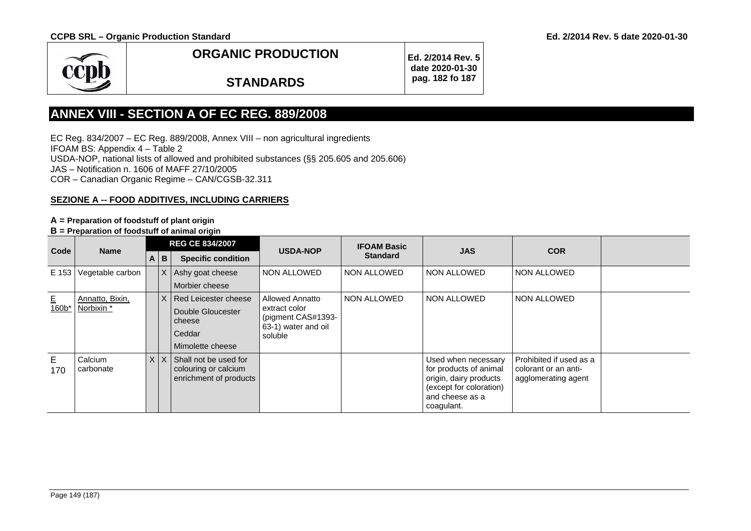| ORGANIC PRODUCTION STANDARDS | Ed. 2/2014 Rev. 5 date 2020-01-30 pag. 182 fo 187 |
|---|---|

## ANNEX VIII - SECTION A OF EC REG. 889/2008

EC Reg. 834/2007 – EC Reg. 889/2008, Annex VIII – non agricultural ingredients
IFOAM BS: Appendix 4 – Table 2
USDA-NOP, national lists of allowed and prohibited substances (§§ 205.605 and 205.606)
JAS – Notification n. 1606 of MAFF 27/10/2005
COR – Canadian Organic Regime – CAN/CGSB-32.311

### SEZIONE A -- FOOD ADDITIVES, INCLUDING CARRIERS

**A = Preparation of foodstuff of plant origin**
**B = Preparation of foodstuff of animal origin**

| Code | Name | REG CE 834/2007 | | | USDA-NOP | IFOAM Basic Standard | JAS | COR | |
|---|---|---|---|---|---|---|---|---|---|
| | | A | B | Specific condition | | | | | |
| E 153 | Vegetable carbon | | X | Ashy goat cheese<br>Morbier cheese | NON ALLOWED | NON ALLOWED | NON ALLOWED | NON ALLOWED | |
| E 160b* | Annatto, Bixin, Norbixin * | | X | Red Leicester cheese<br>Double Gloucester cheese<br>Ceddar<br>Mimolette cheese | Allowed Annatto extract color (pigment CAS#1393-63-1) water and oil soluble | NON ALLOWED | NON ALLOWED | NON ALLOWED | |
| E 170 | Calcium carbonate | X | X | Shall not be used for colouring or calcium enrichment of products | | | Used when necessary for products of animal origin, dairy products (except for coloration) and cheese as a coagulant. | Prohibited if used as a colorant or an anti-agglomerating agent | |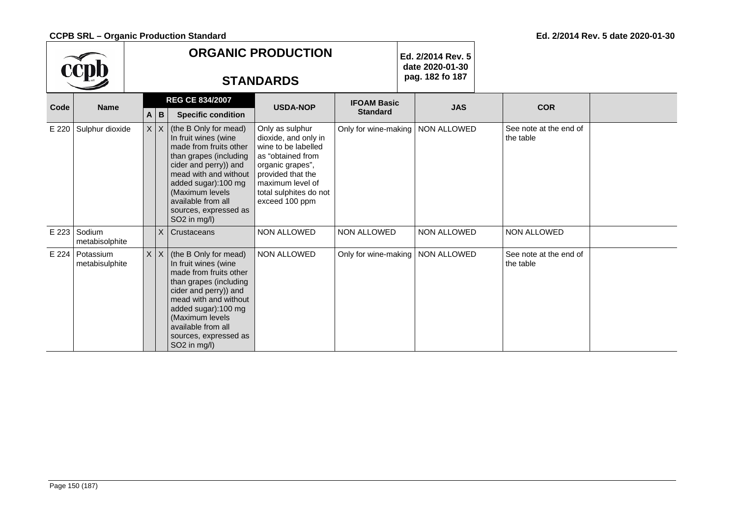# ORGANIC PRODUCTION STANDARDS

Ed. 2/2014 Rev. 5 date 2020-01-30 pag. 182 fo 187

| Code | Name | REG CE 834/2007 | | | USDA-NOP | IFOAM Basic Standard | JAS | COR | |
|---|---|---|---|---|---|---|---|---|---|
| | | A | B | Specific condition | | | | | |
| E 220 | Sulphur dioxide | X | X | (the B Only for mead) In fruit wines (wine made from fruits other than grapes (including cider and perry)) and mead with and without added sugar):100 mg (Maximum levels available from all sources, expressed as SO2 in mg/l) | Only as sulphur dioxide, and only in wine to be labelled as "obtained from organic grapes", provided that the maximum level of total sulphites do not exceed 100 ppm | Only for wine-making | NON ALLOWED | See note at the end of the table | |
| E 223 | Sodium metabisolphite | | X | Crustaceans | NON ALLOWED | NON ALLOWED | NON ALLOWED | NON ALLOWED | |
| E 224 | Potassium metabisulphite | X | X | (the B Only for mead) In fruit wines (wine made from fruits other than grapes (including cider and perry)) and mead with and without added sugar):100 mg (Maximum levels available from all sources, expressed as SO2 in mg/l) | NON ALLOWED | Only for wine-making | NON ALLOWED | See note at the end of the table | |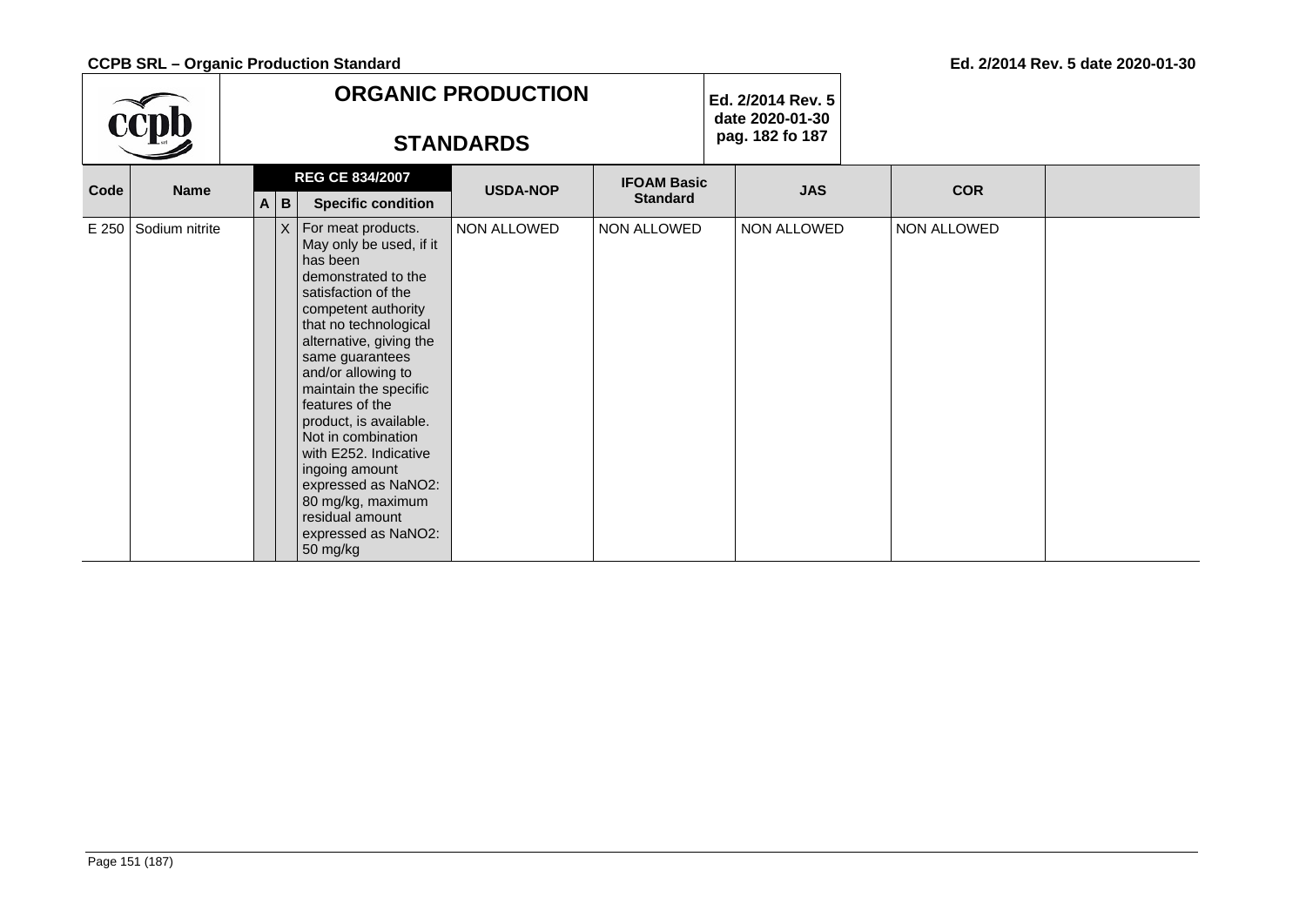| Code | Name | REG CE 834/2007 | | | USDA-NOP | IFOAM Basic Standard | JAS | COR | |
|---|---|---|---|---|---|---|---|---|---|
| | | A | B | Specific condition | | | | | |
| E 250 | Sodium nitrite | | X | For meat products. May only be used, if it has been demonstrated to the satisfaction of the competent authority that no technological alternative, giving the same guarantees and/or allowing to maintain the specific features of the product, is available. Not in combination with E252. Indicative ingoing amount expressed as $NaNO_2$: 80 mg/kg, maximum residual amount expressed as $NaNO_2$: 50 mg/kg | NON ALLOWED | NON ALLOWED | NON ALLOWED | NON ALLOWED | |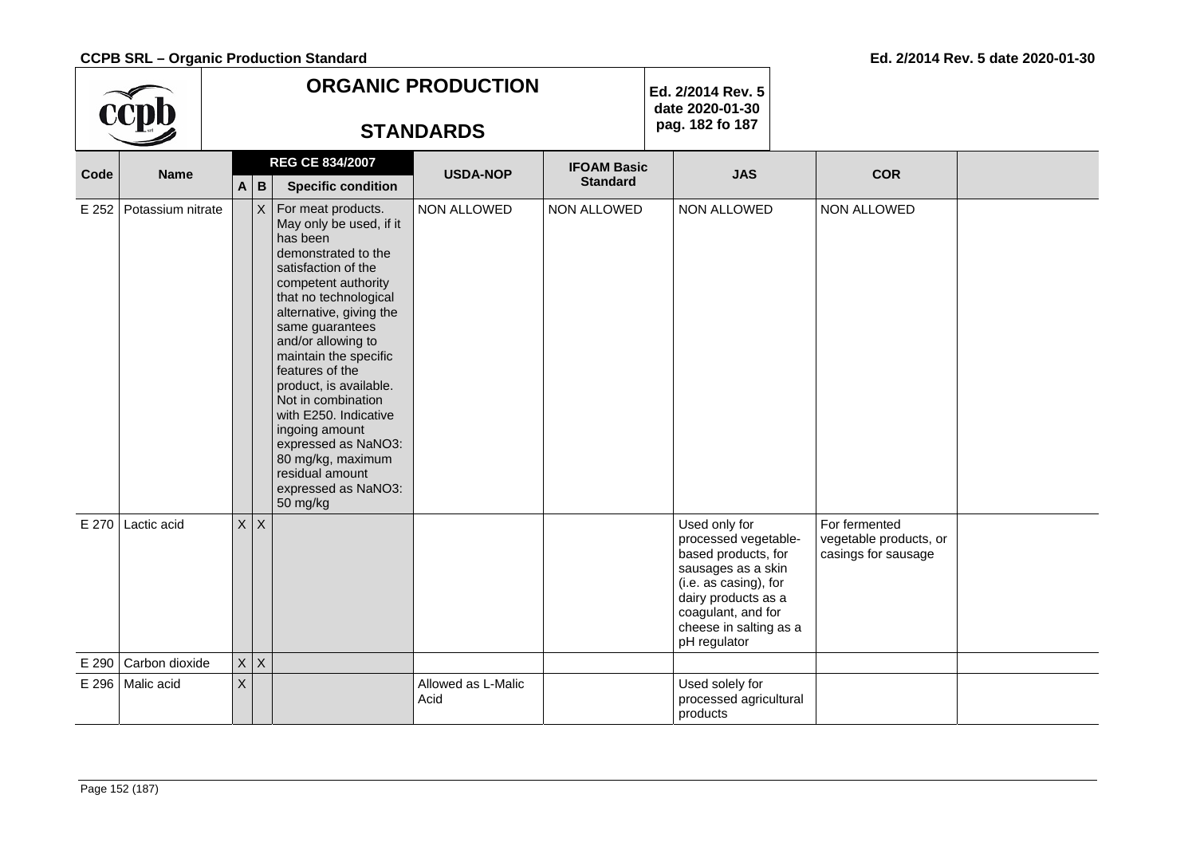| Code | Name | REG CE 834/2007 | | | USDA-NOP | IFOAM Basic Standard | JAS | COR | |
|---|---|---|---|---|---|---|---|---|---|
| | | A | B | Specific condition | | | | | |
| E 252 | Potassium nitrate | | X | For meat products. May only be used, if it has been demonstrated to the satisfaction of the competent authority that no technological alternative, giving the same guarantees and/or allowing to maintain the specific features of the product, is available. Not in combination with E250. Indicative ingoing amount expressed as $NaNO_3$: 80 mg/kg, maximum residual amount expressed as $NaNO_3$: 50 mg/kg | NON ALLOWED | NON ALLOWED | NON ALLOWED | NON ALLOWED | |
| E 270 | Lactic acid | X | X | | | | Used only for processed vegetable-based products, for sausages as a skin (i.e. as casing), for dairy products as a coagulant, and for cheese in salting as a pH regulator | For fermented vegetable products, or casings for sausage | |
| E 290 | Carbon dioxide | X | X | | | | | | |
| E 296 | Malic acid | X | | | Allowed as L-Malic Acid | | Used solely for processed agricultural products | | |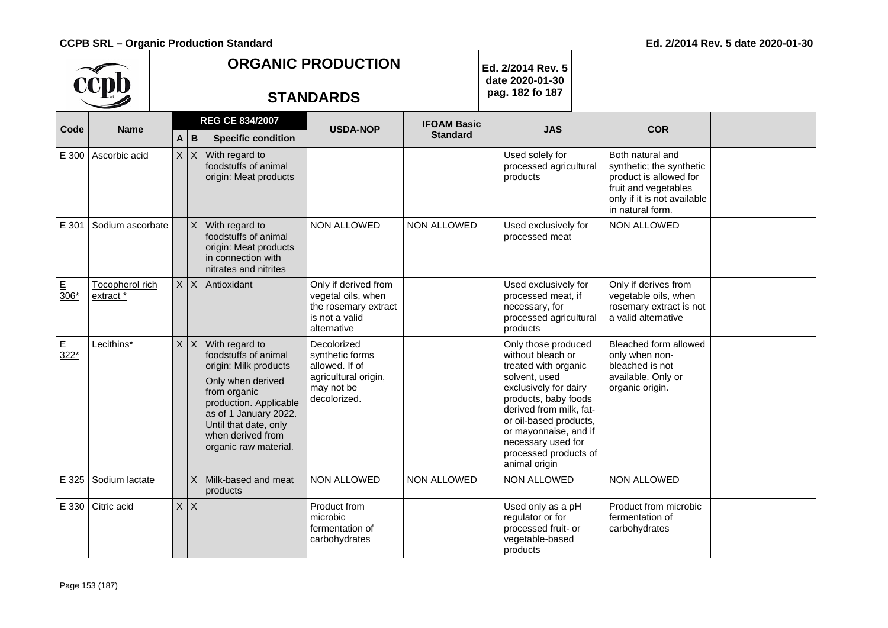# ORGANIC PRODUCTION STANDARDS

Ed. 2/2014 Rev. 5 date 2020-01-30 pag. 182 fo 187

| Code | Name | REG CE 834/2007 | | | USDA-NOP | IFOAM Basic Standard | JAS | COR | |
|---|---|---|---|---|---|---|---|---|---|
| | | A | B | Specific condition | | | | | |
| E 300 | Ascorbic acid | X | X | With regard to foodstuffs of animal origin: Meat products | | | Used solely for processed agricultural products | Both natural and synthetic; the synthetic product is allowed for fruit and vegetables only if it is not available in natural form. | |
| E 301 | Sodium ascorbate | | X | With regard to foodstuffs of animal origin: Meat products in connection with nitrates and nitrites | NON ALLOWED | NON ALLOWED | Used exclusively for processed meat | NON ALLOWED | |
| E 306* | Tocopherol rich extract * | X | X | Antioxidant | Only if derived from vegetal oils, when the rosemary extract is not a valid alternative | | Used exclusively for processed meat, if necessary, for processed agricultural products | Only if derives from vegetable oils, when rosemary extract is not a valid alternative | |
| E 322* | Lecithins* | X | X | With regard to foodstuffs of animal origin: Milk products<br>Only when derived from organic production. Applicable as of 1 January 2022. Until that date, only when derived from organic raw material. | Decolorized synthetic forms allowed. If of agricultural origin, may not be decolorized. | | Only those produced without bleach or treated with organic solvent, used exclusively for dairy products, baby foods derived from milk, fat- or oil-based products, or mayonnaise, and if necessary used for processed products of animal origin | Bleached form allowed only when non-bleached is not available. Only or organic origin. | |
| E 325 | Sodium lactate | | X | Milk-based and meat products | NON ALLOWED | NON ALLOWED | NON ALLOWED | NON ALLOWED | |
| E 330 | Citric acid | X | X | | Product from microbic fermentation of carbohydrates | | Used only as a pH regulator or for processed fruit- or vegetable-based products | Product from microbic fermentation of carbohydrates | |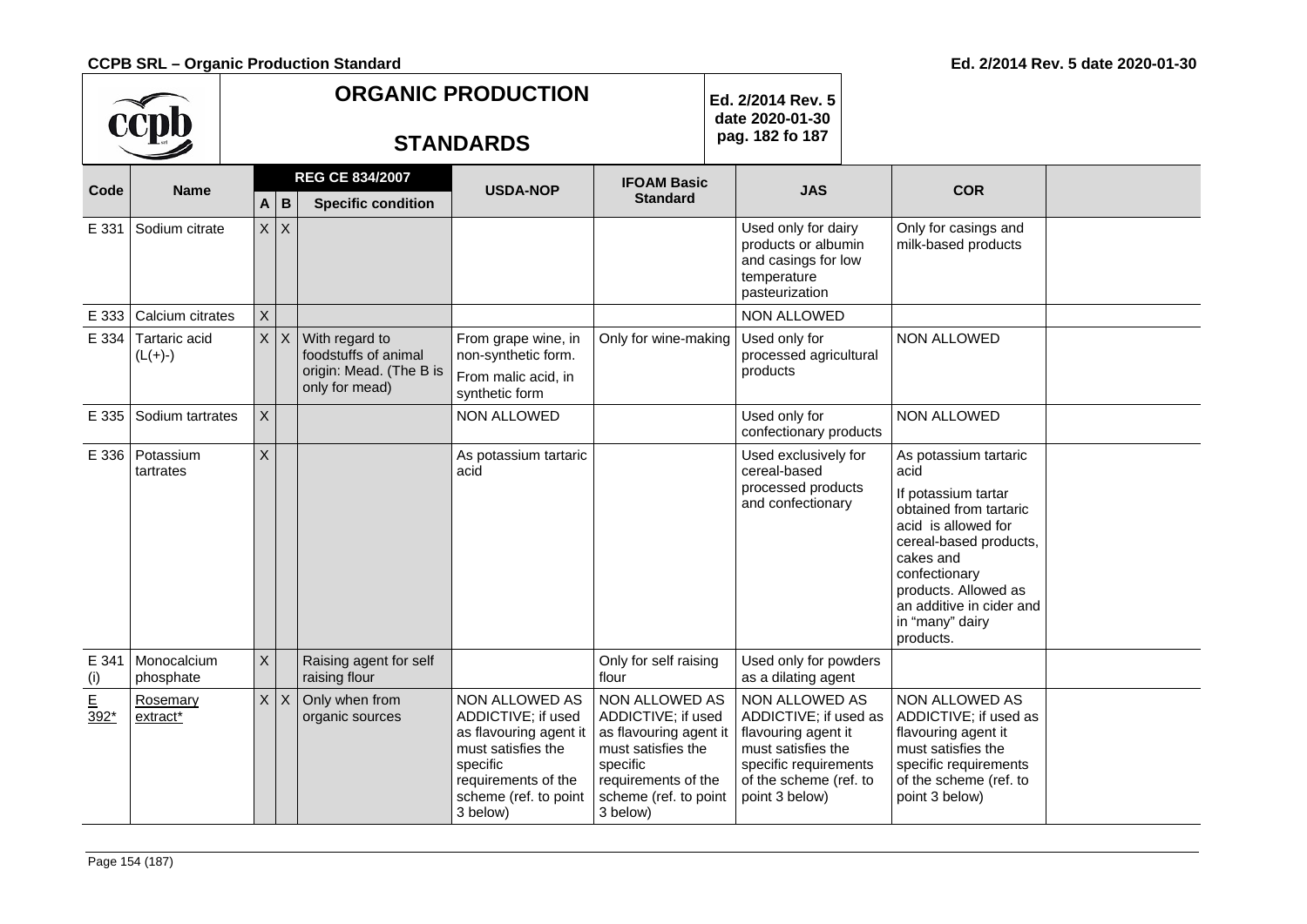| Code | Name | REG CE 834/2007 | | | USDA-NOP | IFOAM Basic Standard | JAS | COR | |
|---|---|---|---|---|---|---|---|---|---|
| | | A | B | Specific condition | | | | | |
| E 331 | Sodium citrate | X | X | | | | Used only for dairy products or albumin and casings for low temperature pasteurization | Only for casings and milk-based products | |
| E 333 | Calcium citrates | X | | | | | NON ALLOWED | | |
| E 334 | Tartaric acid (L(+)-) | X | X | With regard to foodstuffs of animal origin: Mead. (The B is only for mead) | From grape wine, in non-synthetic form. From malic acid, in synthetic form | Only for wine-making | Used only for processed agricultural products | NON ALLOWED | |
| E 335 | Sodium tartrates | X | | | NON ALLOWED | | Used only for confectionary products | NON ALLOWED | |
| E 336 | Potassium tartrates | X | | | As potassium tartaric acid | | Used exclusively for cereal-based processed products and confectionary | As potassium tartaric acid<br>If potassium tartar obtained from tartaric acid is allowed for cereal-based products, cakes and confectionary products. Allowed as an additive in cider and in "many" dairy products. | |
| E 341 (i) | Monocalcium phosphate | X | | Raising agent for self raising flour | | Only for self raising flour | Used only for powders as a dilating agent | | |
| E 392* | Rosemary extract* | X | X | Only when from organic sources | NON ALLOWED AS ADDICTIVE; if used as flavouring agent it must satisfies the specific requirements of the scheme (ref. to point 3 below) | NON ALLOWED AS ADDICTIVE; if used as flavouring agent it must satisfies the specific requirements of the scheme (ref. to point 3 below) | NON ALLOWED AS ADDICTIVE; if used as flavouring agent it must satisfies the specific requirements of the scheme (ref. to point 3 below) | NON ALLOWED AS ADDICTIVE; if used as flavouring agent it must satisfies the specific requirements of the scheme (ref. to point 3 below) | |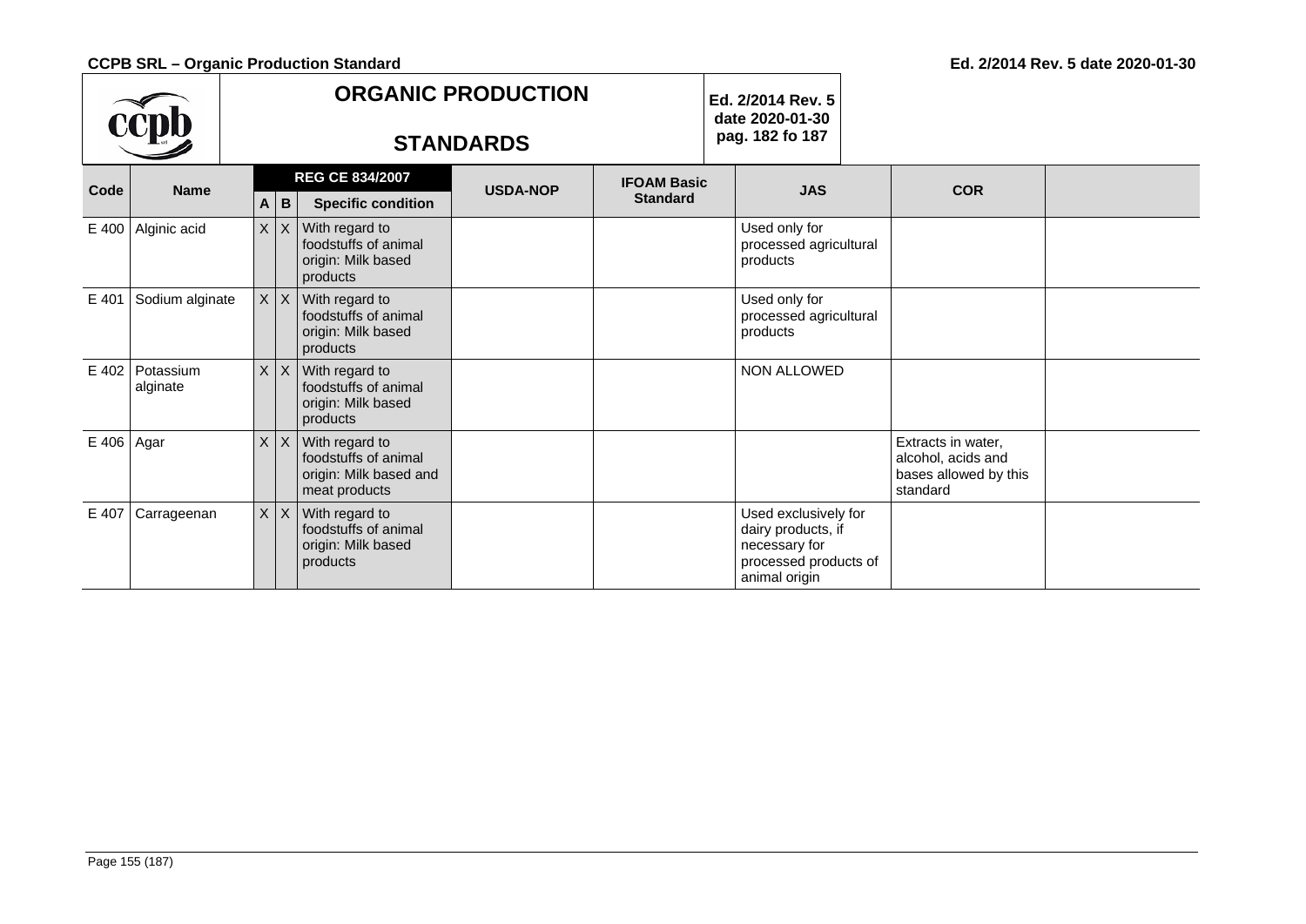| Code | Name | REG CE 834/2007 | | | USDA-NOP | IFOAM Basic Standard | JAS | COR | |
|---|---|---|---|---|---|---|---|---|---|
| | | A | B | Specific condition | | | | | |
| E 400 | Alginic acid | X | X | With regard to foodstuffs of animal origin: Milk based products | | | Used only for processed agricultural products | | |
| E 401 | Sodium alginate | X | X | With regard to foodstuffs of animal origin: Milk based products | | | Used only for processed agricultural products | | |
| E 402 | Potassium alginate | X | X | With regard to foodstuffs of animal origin: Milk based products | | | NON ALLOWED | | |
| E 406 | Agar | X | X | With regard to foodstuffs of animal origin: Milk based and meat products | | | | Extracts in water, alcohol, acids and bases allowed by this standard | |
| E 407 | Carrageenan | X | X | With regard to foodstuffs of animal origin: Milk based products | | | Used exclusively for dairy products, if necessary for processed products of animal origin | | |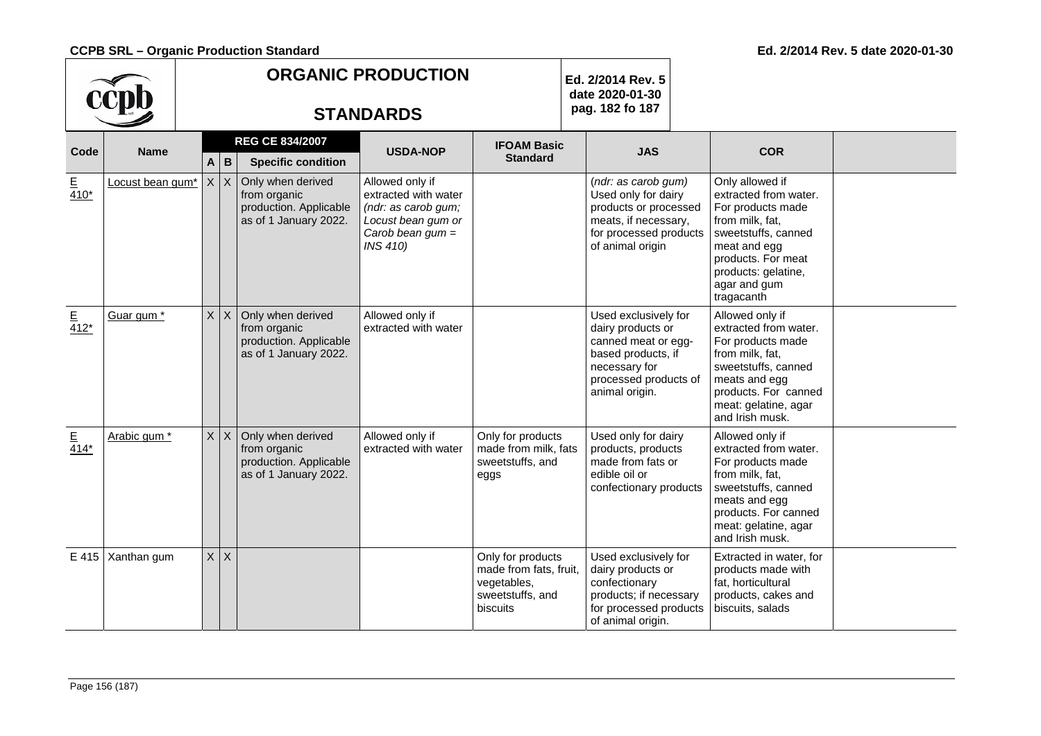| Code | Name | REG CE 834/2007 | | | USDA-NOP | IFOAM Basic Standard | JAS | COR | |
|---|---|---|---|---|---|---|---|---|---|
| | | A | B | Specific condition | | | | | |
| E 410* | Locust bean gum* | X | X | Only when derived from organic production. Applicable as of 1 January 2022. | Allowed only if extracted with water *(ndr: as carob gum; Locust bean gum or Carob bean gum = INS 410)* | | (*ndr: as carob gum)* Used only for dairy products or processed meats, if necessary, for processed products of animal origin | Only allowed if extracted from water. For products made from milk, fat, sweetstuffs, canned meat and egg products. For meat products: gelatine, agar and gum tragacanth | |
| E 412* | Guar gum * | X | X | Only when derived from organic production. Applicable as of 1 January 2022. | Allowed only if extracted with water | | Used exclusively for dairy products or canned meat or egg-based products, if necessary for processed products of animal origin. | Allowed only if extracted from water. For products made from milk, fat, sweetstuffs, canned meats and egg products. For canned meat: gelatine, agar and Irish musk. | |
| E 414* | Arabic gum * | X | X | Only when derived from organic production. Applicable as of 1 January 2022. | Allowed only if extracted with water | Only for products made from milk, fats sweetstuffs, and eggs | Used only for dairy products, products made from fats or edible oil or confectionary products | Allowed only if extracted from water. For products made from milk, fat, sweetstuffs, canned meats and egg products. For canned meat: gelatine, agar and Irish musk. | |
| E 415 | Xanthan gum | X | X | | | Only for products made from fats, fruit, vegetables, sweetstuffs, and biscuits | Used exclusively for dairy products or confectionary products; if necessary for processed products of animal origin. | Extracted in water, for products made with fat, horticultural products, cakes and biscuits, salads | |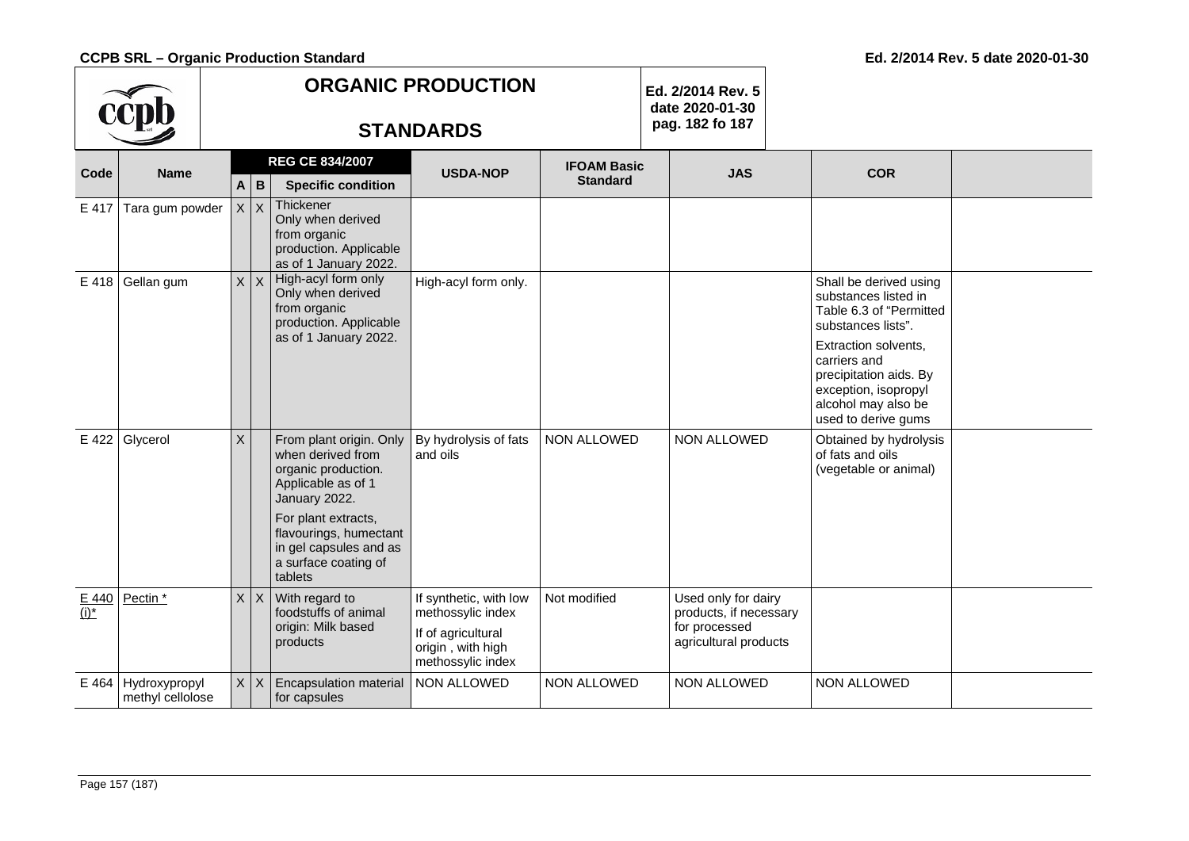| Code | Name | REG CE 834/2007 | | | USDA-NOP | IFOAM Basic Standard | JAS | COR | |
|---|---|---|---|---|---|---|---|---|---|
| | | A | B | Specific condition | | | | | |
| E 417 | Tara gum powder | X | X | Thickener<br>Only when derived from organic production. Applicable as of 1 January 2022. | | | | | |
| E 418 | Gellan gum | X | X | High-acyl form only<br>Only when derived from organic production. Applicable as of 1 January 2022. | High-acyl form only. | | | Shall be derived using substances listed in Table 6.3 of "Permitted substances lists".<br>Extraction solvents, carriers and precipitation aids. By exception, isopropyl alcohol may also be used to derive gums | |
| E 422 | Glycerol | X | | From plant origin. Only when derived from organic production. Applicable as of 1 January 2022.<br>For plant extracts, flavourings, humectant in gel capsules and as a surface coating of tablets | By hydrolysis of fats and oils | NON ALLOWED | NON ALLOWED | Obtained by hydrolysis of fats and oils (vegetable or animal) | |
| E 440 (i)* | Pectin * | X | X | With regard to foodstuffs of animal origin: Milk based products | If synthetic, with low methossylic index<br>If of agricultural origin , with high methossylic index | Not modified | Used only for dairy products, if necessary for processed agricultural products | | |
| E 464 | Hydroxypropyl methyl cellulose | X | X | Encapsulation material for capsules | NON ALLOWED | NON ALLOWED | NON ALLOWED | NON ALLOWED | |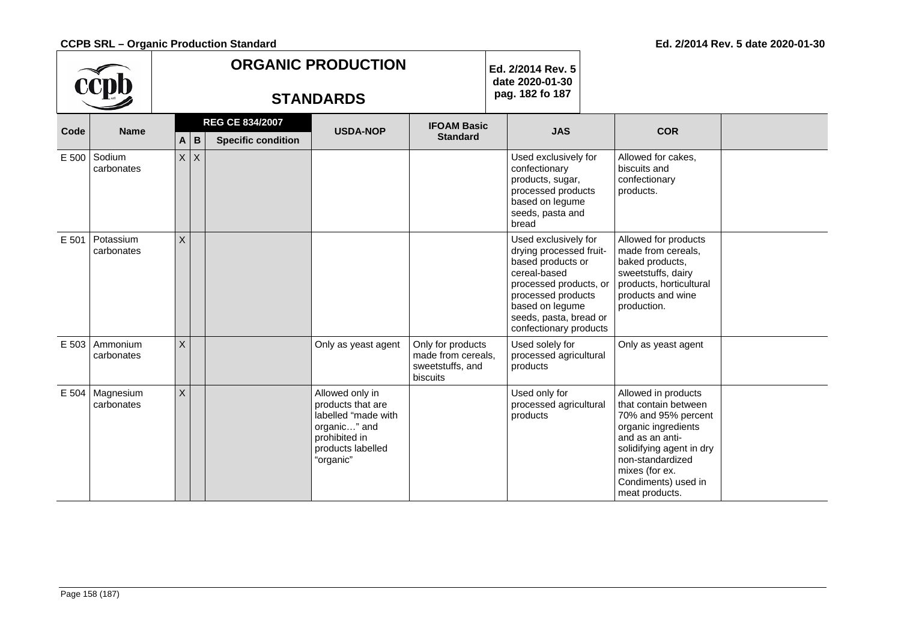| Code | Name | REG CE 834/2007 | | | USDA-NOP | IFOAM Basic Standard | JAS | COR | |
|---|---|---|---|---|---|---|---|---|---|
| | | A | B | Specific condition | | | | | |
| E 500 | Sodium carbonates | X | X | | | | Used exclusively for confectionary products, sugar, processed products based on legume seeds, pasta and bread | Allowed for cakes, biscuits and confectionary products. | |
| E 501 | Potassium carbonates | X | | | | | Used exclusively for drying processed fruit-based products or cereal-based processed products, or processed products based on legume seeds, pasta, bread or confectionary products | Allowed for products made from cereals, baked products, sweetstuffs, dairy products, horticultural products and wine production. | |
| E 503 | Ammonium carbonates | X | | | Only as yeast agent | Only for products made from cereals, sweetstuffs, and biscuits | Used solely for processed agricultural products | Only as yeast agent | |
| E 504 | Magnesium carbonates | X | | | Allowed only in products that are labelled "made with organic…" and prohibited in products labelled "organic" | | Used only for processed agricultural products | Allowed in products that contain between 70% and 95% percent organic ingredients and as an anti-solidifying agent in dry non-standardized mixes (for ex. Condiments) used in meat products. | |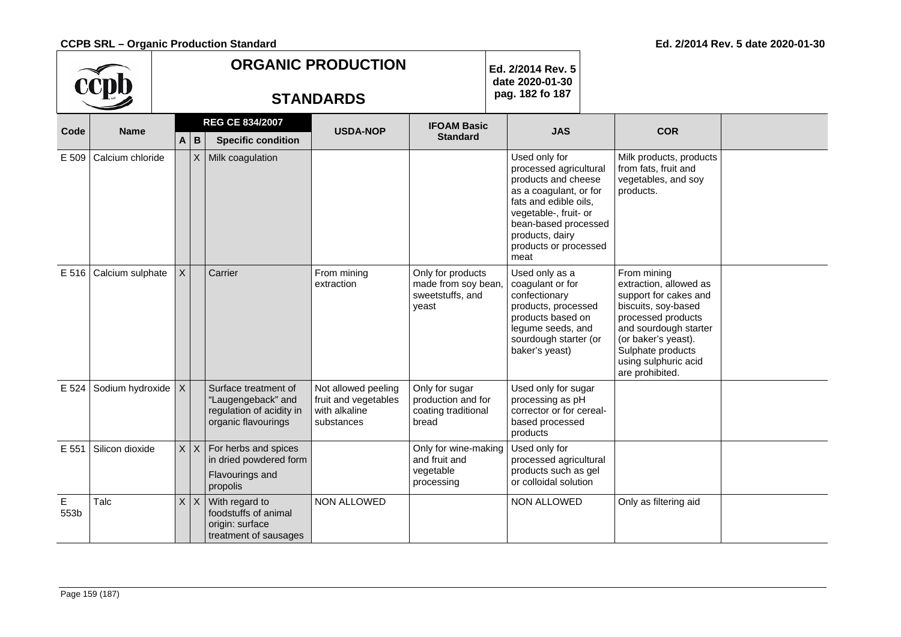| Code | Name | REG CE 834/2007 | | | USDA-NOP | IFOAM Basic Standard | JAS | COR | |
|---|---|---|---|---|---|---|---|---|---|
| | | A | B | Specific condition | | | | | |
| E 509 | Calcium chloride | | X | Milk coagulation | | | Used only for processed agricultural products and cheese as a coagulant, or for fats and edible oils, vegetable-, fruit- or bean-based processed products, dairy products or processed meat | Milk products, products from fats, fruit and vegetables, and soy products. | |
| E 516 | Calcium sulphate | X | | Carrier | From mining extraction | Only for products made from soy bean, sweetstuffs, and yeast | Used only as a coagulant or for confectionary products, processed products based on legume seeds, and sourdough starter (or baker's yeast) | From mining extraction, allowed as support for cakes and biscuits, soy-based processed products and sourdough starter (or baker's yeast). Sulphate products using sulphuric acid are prohibited. | |
| E 524 | Sodium hydroxide | X | | Surface treatment of "Laugengeback" and regulation of acidity in organic flavourings | Not allowed peeling fruit and vegetables with alkaline substances | Only for sugar production and for coating traditional bread | Used only for sugar processing as pH corrector or for cereal-based processed products | | |
| E 551 | Silicon dioxide | X | X | For herbs and spices in dried powdered form<br>Flavourings and propolis | | Only for wine-making and fruit and vegetable processing | Used only for processed agricultural products such as gel or colloidal solution | | |
| E 553b | Talc | X | X | With regard to foodstuffs of animal origin: surface treatment of sausages | NON ALLOWED | | NON ALLOWED | Only as filtering aid | |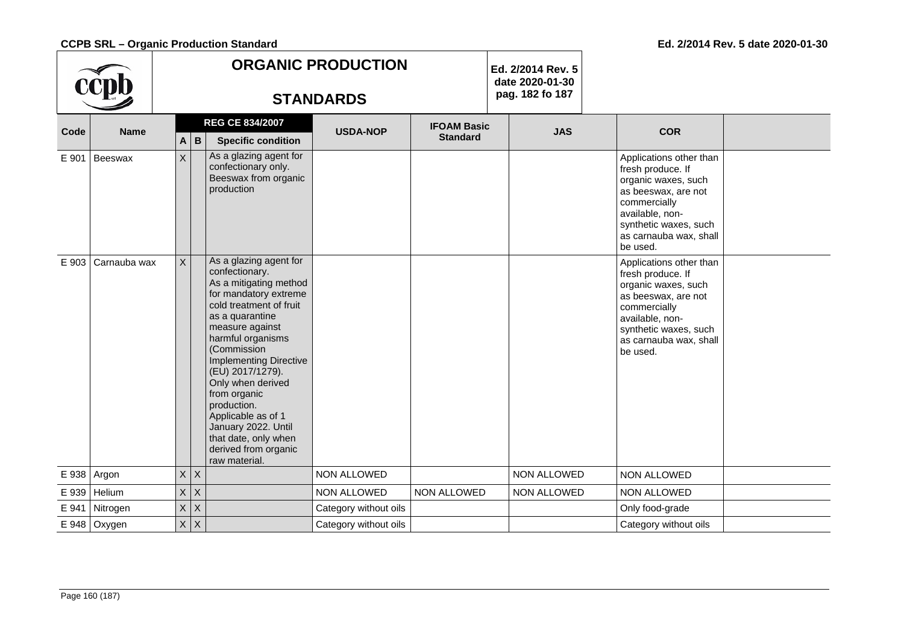| Code | Name | REG CE 834/2007 | | | USDA-NOP | IFOAM Basic Standard | JAS | COR | |
|---|---|---|---|---|---|---|---|---|---|
| | | A | B | Specific condition | | | | | |
| E 901 | Beeswax | X | | As a glazing agent for confectionary only. Beeswax from organic production | | | | Applications other than fresh produce. If organic waxes, such as beeswax, are not commercially available, non-synthetic waxes, such as carnauba wax, shall be used. | |
| E 903 | Carnauba wax | X | | As a glazing agent for confectionary. As a mitigating method for mandatory extreme cold treatment of fruit as a quarantine measure against harmful organisms (Commission Implementing Directive (EU) 2017/1279). Only when derived from organic production. Applicable as of 1 January 2022. Until that date, only when derived from organic raw material. | | | | Applications other than fresh produce. If organic waxes, such as beeswax, are not commercially available, non-synthetic waxes, such as carnauba wax, shall be used. | |
| E 938 | Argon | X | X | | NON ALLOWED | | NON ALLOWED | NON ALLOWED | |
| E 939 | Helium | X | X | | NON ALLOWED | NON ALLOWED | NON ALLOWED | NON ALLOWED | |
| E 941 | Nitrogen | X | X | | Category without oils | | | Only food-grade | |
| E 948 | Oxygen | X | X | | Category without oils | | | Category without oils | |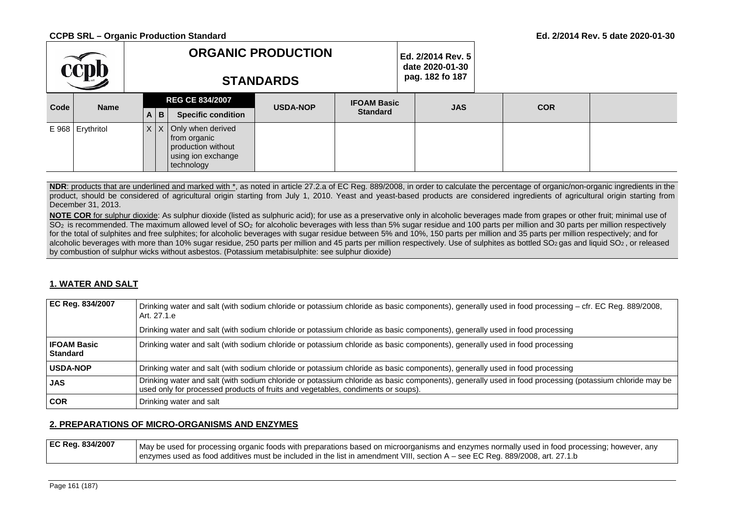| Code | Name | REG CE 834/2007 | | | USDA-NOP | IFOAM Basic Standard | JAS | COR | |
|---|---|---|---|---|---|---|---|---|---|
| | | A | B | Specific condition | | | | | |
| E 968 | Erythritol | X | X | Only when derived from organic production without using ion exchange technology | | | | | |

**NDR**: products that are underlined and marked with *, as noted in article 27.2.a of EC Reg. 889/2008, in order to calculate the percentage of organic/non-organic ingredients in the product, should be considered of agricultural origin starting from July 1, 2010. Yeast and yeast-based products are considered ingredients of agricultural origin starting from December 31, 2013.

**NOTE COR** for sulphur dioxide: As sulphur dioxide (listed as sulphuric acid); for use as a preservative only in alcoholic beverages made from grapes or other fruit; minimal use of $SO_2$ is recommended. The maximum allowed level of $SO_2$ for alcoholic beverages with less than 5% sugar residue and 100 parts per million and 30 parts per million respectively for the total of sulphites and free sulphites; for alcoholic beverages with sugar residue between 5% and 10%, 150 parts per million and 35 parts per million respectively; and for alcoholic beverages with more than 10% sugar residue, 250 parts per million and 45 parts per million respectively. Use of sulphites as bottled $SO_2$ gas and liquid $SO_2$, or released by combustion of sulphur wicks without asbestos. (Potassium metabisulphite: see sulphur dioxide)

## 1. WATER AND SALT

| | |
|---|---|
| EC Reg. 834/2007 | Drinking water and salt (with sodium chloride or potassium chloride as basic components), generally used in food processing – cfr. EC Reg. 889/2008, Art. 27.1.e<br><br>Drinking water and salt (with sodium chloride or potassium chloride as basic components), generally used in food processing |
| IFOAM Basic Standard | Drinking water and salt (with sodium chloride or potassium chloride as basic components), generally used in food processing |
| USDA-NOP | Drinking water and salt (with sodium chloride or potassium chloride as basic components), generally used in food processing |
| JAS | Drinking water and salt (with sodium chloride or potassium chloride as basic components), generally used in food processing (potassium chloride may be used only for processed products of fruits and vegetables, condiments or soups). |
| COR | Drinking water and salt |

## 2. PREPARATIONS OF MICRO-ORGANISMS AND ENZYMES

| | |
|---|---|
| EC Reg. 834/2007 | May be used for processing organic foods with preparations based on microorganisms and enzymes normally used in food processing; however, any enzymes used as food additives must be included in the list in amendment VIII, section A – see EC Reg. 889/2008, art. 27.1.b |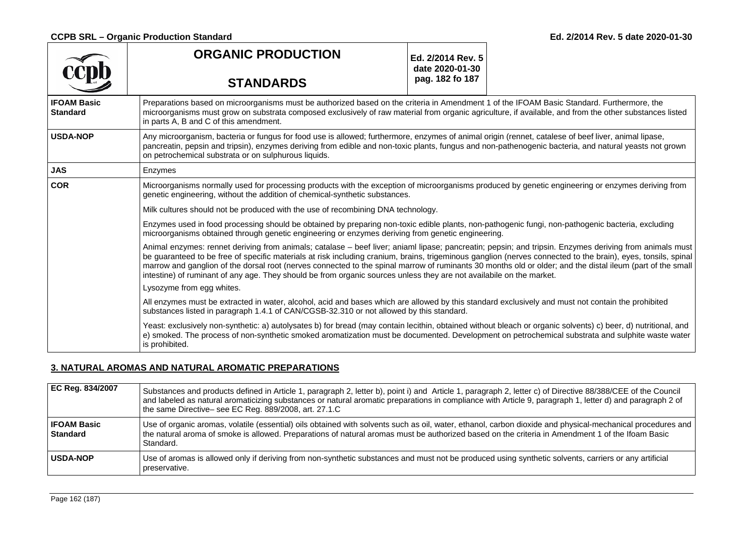| | | |
|---|---|---|
| **IFOAM Basic Standard** | Preparations based on microorganisms must be authorized based on the criteria in Amendment 1 of the IFOAM Basic Standard. Furthermore, the microorganisms must grow on substrata composed exclusively of raw material from organic agriculture, if available, and from the other substances listed in parts A, B and C of this amendment. | |
| **USDA-NOP** | Any microorganism, bacteria or fungus for food use is allowed; furthermore, enzymes of animal origin (rennet, catalese of beef liver, animal lipase, pancreatin, pepsin and tripsin), enzymes deriving from edible and non-toxic plants, fungus and non-pathenogenic bacteria, and natural yeasts not grown on petrochemical substrata or on sulphurous liquids. | |
| **JAS** | Enzymes | |
| **COR** | Microorganisms normally used for processing products with the exception of microorganisms produced by genetic engineering or enzymes deriving from genetic engineering, without the addition of chemical-synthetic substances. | |
| | Milk cultures should not be produced with the use of recombining DNA technology. | |
| | Enzymes used in food processing should be obtained by preparing non-toxic edible plants, non-pathogenic fungi, non-pathogenic bacteria, excluding microorganisms obtained through genetic engineering or enzymes deriving from genetic engineering. | |
| | Animal enzymes: rennet deriving from animals; catalase – beef liver; aniaml lipase; pancreatin; pepsin; and tripsin. Enzymes deriving from animals must be guaranteed to be free of specific materials at risk including cranium, brains, trigeminous ganglion (nerves connected to the brain), eyes, tonsils, spinal marrow and ganglion of the dorsal root (nerves connected to the spinal marrow of ruminants 30 months old or older; and the distal ileum (part of the small intestine) of ruminant of any age. They should be from organic sources unless they are not availabile on the market. | |
| | Lysozyme from egg whites. | |
| | All enzymes must be extracted in water, alcohol, acid and bases which are allowed by this standard exclusively and must not contain the prohibited substances listed in paragraph 1.4.1 of CAN/CGSB-32.310 or not allowed by this standard. | |
| | Yeast: exclusively non-synthetic: a) autolysates b) for bread (may contain lecithin, obtained without bleach or organic solvents) c) beer, d) nutritional, and e) smoked. The process of non-synthetic smoked aromatization must be documented. Development on petrochemical substrata and sulphite waste water is prohibited. | |

## 3. NATURAL AROMAS AND NATURAL AROMATIC PREPARATIONS

| | |
|---|---|
| **EC Reg. 834/2007** | Substances and products defined in Article 1, paragraph 2, letter b), point i) and Article 1, paragraph 2, letter c) of Directive 88/388/CEE of the Council and labeled as natural aromaticizing substances or natural aromatic preparations in compliance with Article 9, paragraph 1, letter d) and paragraph 2 of the same Directive– see EC Reg. 889/2008, art. 27.1.C |
| **IFOAM Basic Standard** | Use of organic aromas, volatile (essential) oils obtained with solvents such as oil, water, ethanol, carbon dioxide and physical-mechanical procedures and the natural aroma of smoke is allowed. Preparations of natural aromas must be authorized based on the criteria in Amendment 1 of the Ifoam Basic Standard. |
| **USDA-NOP** | Use of aromas is allowed only if deriving from non-synthetic substances and must not be produced using synthetic solvents, carriers or any artificial preservative. |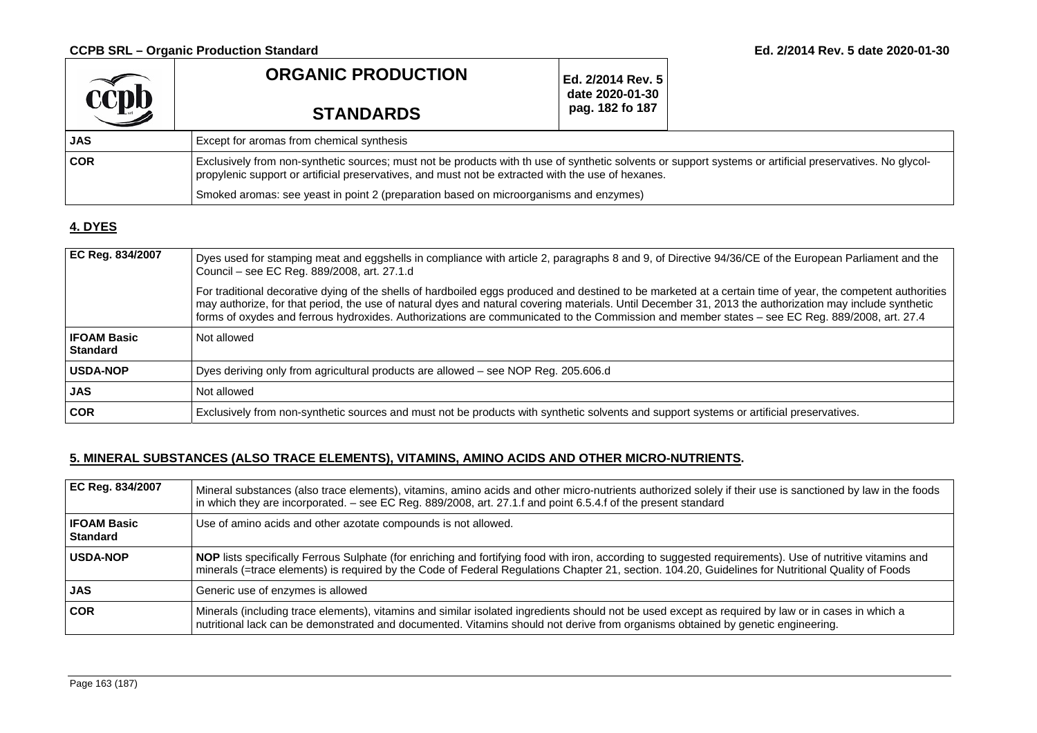| JAS | Except for aromas from chemical synthesis |
|---|---|
| COR | Exclusively from non-synthetic sources; must not be products with th use of synthetic solvents or support systems or artificial preservatives. No glycol-propylenic support or artificial preservatives, and must not be extracted with the use of hexanes.<br><br>Smoked aromas: see yeast in point 2 (preparation based on microorganisms and enzymes) |

## 4. DYES

| EC Reg. 834/2007 | Dyes used for stamping meat and eggshells in compliance with article 2, paragraphs 8 and 9, of Directive 94/36/CE of the European Parliament and the Council – see EC Reg. 889/2008, art. 27.1.d<br><br>For traditional decorative dying of the shells of hardboiled eggs produced and destined to be marketed at a certain time of year, the competent authorities may authorize, for that period, the use of natural dyes and natural covering materials. Until December 31, 2013 the authorization may include synthetic forms of oxydes and ferrous hydroxides. Authorizations are communicated to the Commission and member states – see EC Reg. 889/2008, art. 27.4 |
|---|---|
| IFOAM Basic Standard | Not allowed |
| USDA-NOP | Dyes deriving only from agricultural products are allowed – see NOP Reg. 205.606.d |
| JAS | Not allowed |
| COR | Exclusively from non-synthetic sources and must not be products with synthetic solvents and support systems or artificial preservatives. |

## 5. MINERAL SUBSTANCES (ALSO TRACE ELEMENTS), VITAMINS, AMINO ACIDS AND OTHER MICRO-NUTRIENTS.

| EC Reg. 834/2007 | Mineral substances (also trace elements), vitamins, amino acids and other micro-nutrients authorized solely if their use is sanctioned by law in the foods in which they are incorporated. – see EC Reg. 889/2008, art. 27.1.f and point 6.5.4.f of the present standard |
|---|---|
| IFOAM Basic Standard | Use of amino acids and other azotate compounds is not allowed. |
| USDA-NOP | **NOP** lists specifically Ferrous Sulphate (for enriching and fortifying food with iron, according to suggested requirements). Use of nutritive vitamins and minerals (=trace elements) is required by the Code of Federal Regulations Chapter 21, section. 104.20, Guidelines for Nutritional Quality of Foods |
| JAS | Generic use of enzymes is allowed |
| COR | Minerals (including trace elements), vitamins and similar isolated ingredients should not be used except as required by law or in cases in which a nutritional lack can be demonstrated and documented. Vitamins should not derive from organisms obtained by genetic engineering. |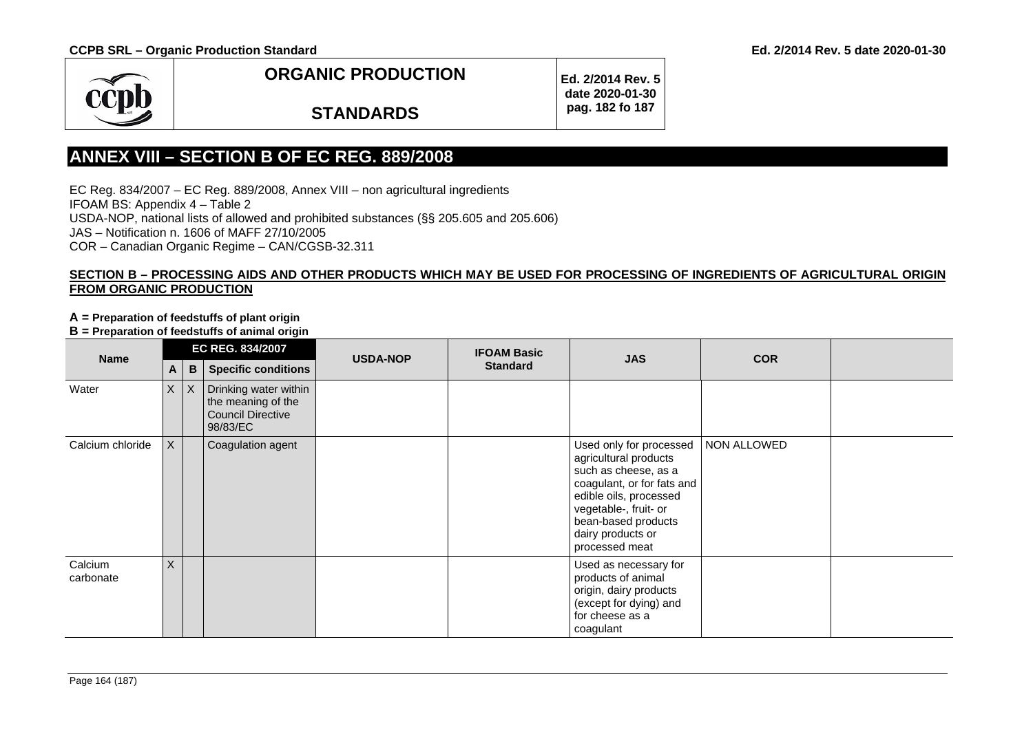| | **ORGANIC PRODUCTION**<br><br>**STANDARDS** | Ed. 2/2014 Rev. 5 date 2020-01-30 pag. 182 fo 187 |
|---|---|---|

## ANNEX VIII – SECTION B OF EC REG. 889/2008

EC Reg. 834/2007 – EC Reg. 889/2008, Annex VIII – non agricultural ingredients
IFOAM BS: Appendix 4 – Table 2
USDA-NOP, national lists of allowed and prohibited substances (§§ 205.605 and 205.606)
JAS – Notification n. 1606 of MAFF 27/10/2005
COR – Canadian Organic Regime – CAN/CGSB-32.311

**SECTION B – PROCESSING AIDS AND OTHER PRODUCTS WHICH MAY BE USED FOR PROCESSING OF INGREDIENTS OF AGRICULTURAL ORIGIN FROM ORGANIC PRODUCTION**

**A = Preparation of feedstuffs of plant origin**
**B = Preparation of feedstuffs of animal origin**

| Name | EC REG. 834/2007 | | | USDA-NOP | IFOAM Basic Standard | JAS | COR | |
|---|---|---|---|---|---|---|---|---|
| | A | B | Specific conditions | | | | | |
| Water | X | X | Drinking water within the meaning of the Council Directive 98/83/EC | | | | | |
| Calcium chloride | X | | Coagulation agent | | | Used only for processed agricultural products such as cheese, as a coagulant, or for fats and edible oils, processed vegetable-, fruit- or bean-based products dairy products or processed meat | NON ALLOWED | |
| Calcium carbonate | X | | | | | Used as necessary for products of animal origin, dairy products (except for dying) and for cheese as a coagulant | | |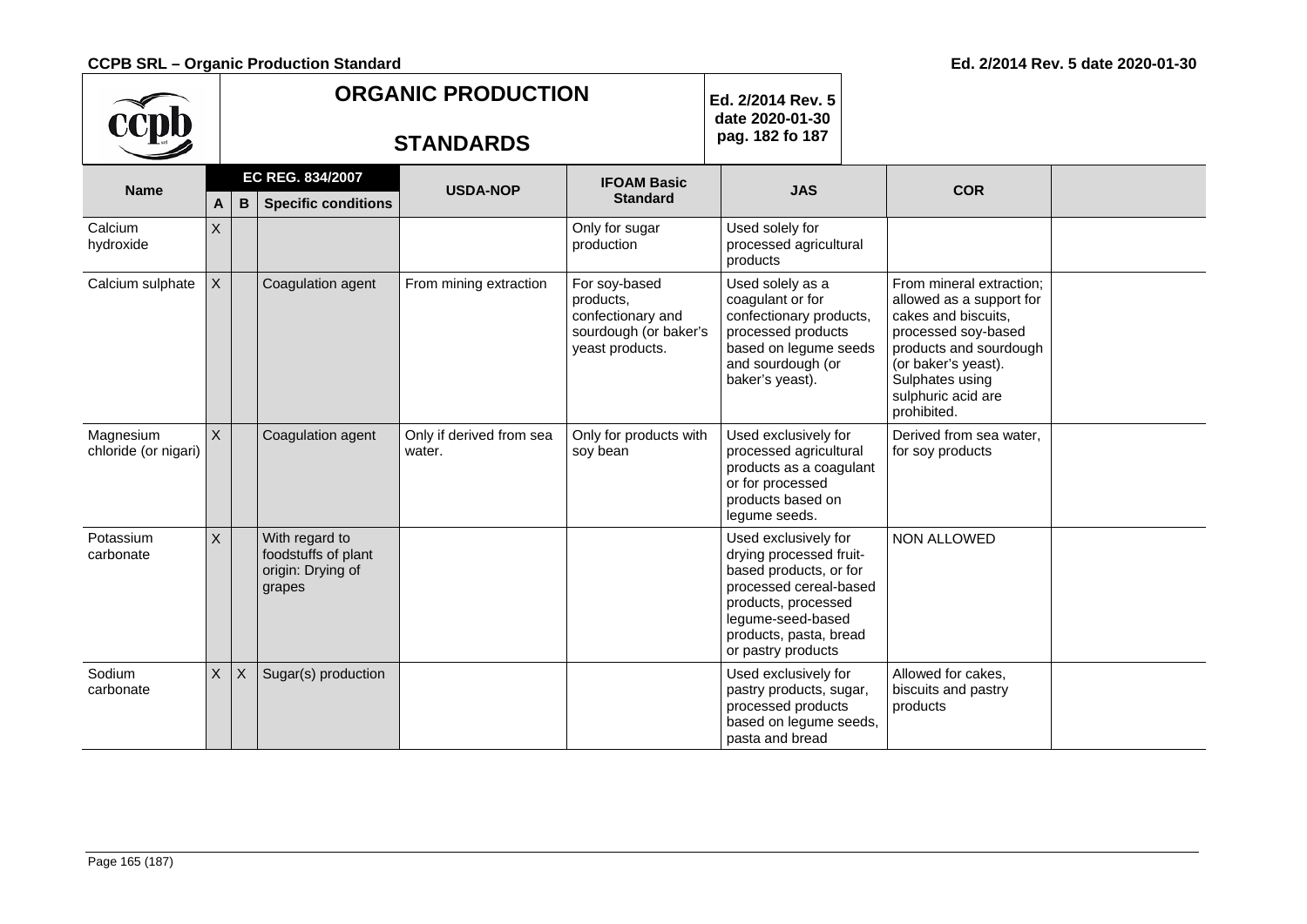| Name | EC REG. 834/2007 | | | USDA-NOP | IFOAM Basic Standard | JAS | COR | |
|---|---|---|---|---|---|---|---|---|
| | A | B | Specific conditions | | | | | |
| Calcium hydroxide | X | | | | Only for sugar production | Used solely for processed agricultural products | | |
| Calcium sulphate | X | | Coagulation agent | From mining extraction | For soy-based products, confectionary and sourdough (or baker's yeast products. | Used solely as a coagulant or for confectionary products, processed products based on legume seeds and sourdough (or baker's yeast). | From mineral extraction; allowed as a support for cakes and biscuits, processed soy-based products and sourdough (or baker's yeast). Sulphates using sulphuric acid are prohibited. | |
| Magnesium chloride (or nigari) | X | | Coagulation agent | Only if derived from sea water. | Only for products with soy bean | Used exclusively for processed agricultural products as a coagulant or for processed products based on legume seeds. | Derived from sea water, for soy products | |
| Potassium carbonate | X | | With regard to foodstuffs of plant origin: Drying of grapes | | | Used exclusively for drying processed fruit-based products, or for processed cereal-based products, processed legume-seed-based products, pasta, bread or pastry products | NON ALLOWED | |
| Sodium carbonate | X | X | Sugar(s) production | | | Used exclusively for pastry products, sugar, processed products based on legume seeds, pasta and bread | Allowed for cakes, biscuits and pastry products | |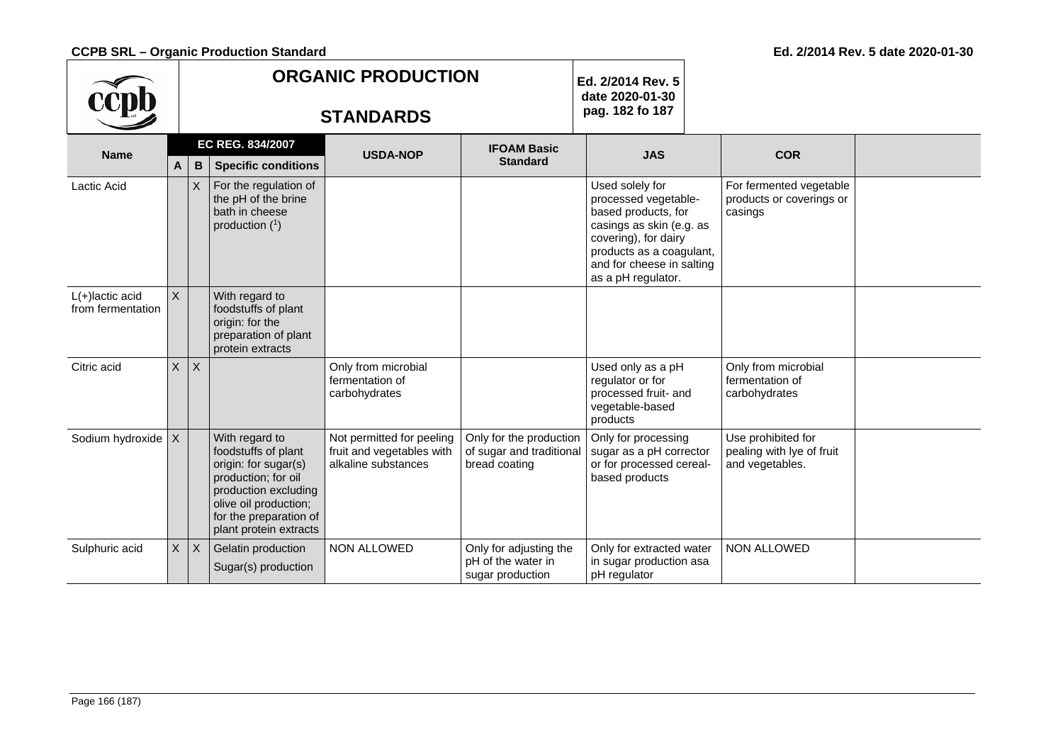| **ORGANIC PRODUCTION STANDARDS** | | | | | | Ed. 2/2014 Rev. 5 date 2020-01-30 pag. 182 fo 187 | | |
|---|---|---|---|---|---|---|---|---|
| **Name** | **EC REG. 834/2007** | | | **USDA-NOP** | **IFOAM Basic Standard** | **JAS** | **COR** | |
| | **A** | **B** | **Specific conditions** | | | | | |
| Lactic Acid | | X | For the regulation of the pH of the brine bath in cheese production ([1]) | | | Used solely for processed vegetable-based products, for casings as skin (e.g. as covering), for dairy products as a coagulant, and for cheese in salting as a pH regulator. | For fermented vegetable products or coverings or casings | |
| L(+)lactic acid from fermentation | X | | With regard to foodstuffs of plant origin: for the preparation of plant protein extracts | | | | | |
| Citric acid | X | X | | Only from microbial fermentation of carbohydrates | | Used only as a pH regulator or for processed fruit- and vegetable-based products | Only from microbial fermentation of carbohydrates | |
| Sodium hydroxide | X | | With regard to foodstuffs of plant origin: for sugar(s) production; for oil production excluding olive oil production; for the preparation of plant protein extracts | Not permitted for peeling fruit and vegetables with alkaline substances | Only for the production of sugar and traditional bread coating | Only for processing sugar as a pH corrector or for processed cereal-based products | Use prohibited for pealing with lye of fruit and vegetables. | |
| Sulphuric acid | X | X | Gelatin production<br>Sugar(s) production | NON ALLOWED | Only for adjusting the pH of the water in sugar production | Only for extracted water in sugar production asa pH regulator | NON ALLOWED | |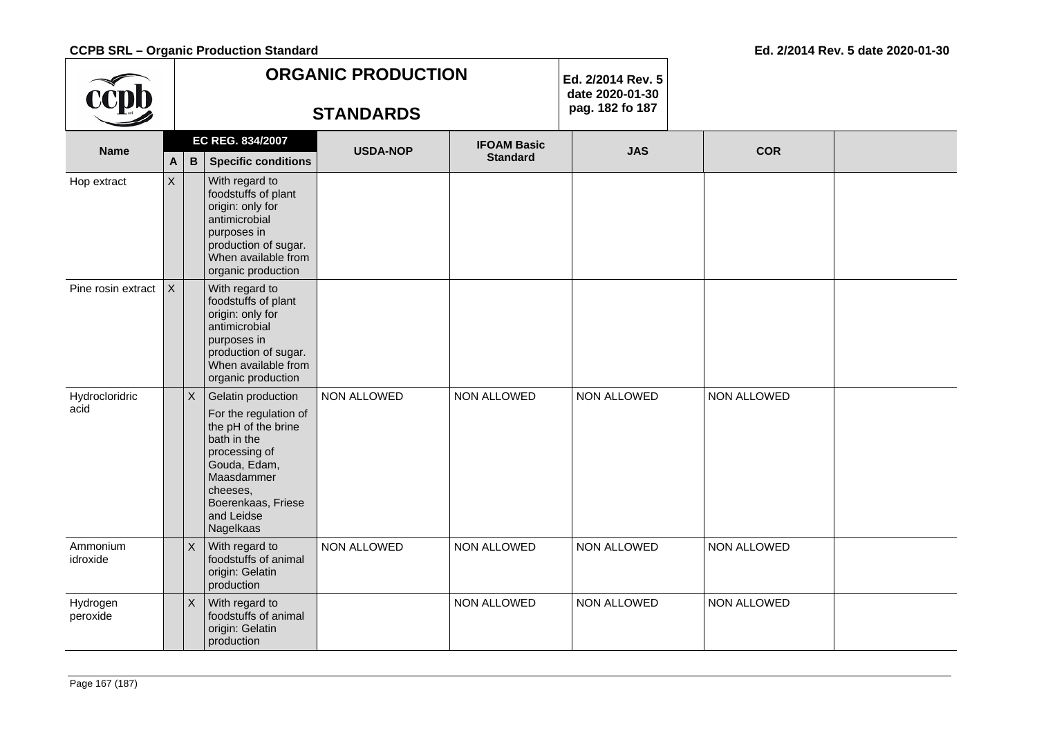| Name | EC REG. 834/2007 | | | USDA-NOP | IFOAM Basic Standard | JAS | COR | |
|---|---|---|---|---|---|---|---|---|
| | A | B | Specific conditions | | | | | |
| Hop extract | X | | With regard to foodstuffs of plant origin: only for antimicrobial purposes in production of sugar. When available from organic production | | | | | |
| Pine rosin extract | X | | With regard to foodstuffs of plant origin: only for antimicrobial purposes in production of sugar. When available from organic production | | | | | |
| Hydrocloridric acid | | X | Gelatin production<br>For the regulation of the pH of the brine bath in the processing of Gouda, Edam, Maasdammer cheeses, Boerenkaas, Friese and Leidse Nagelkaas | NON ALLOWED | NON ALLOWED | NON ALLOWED | NON ALLOWED | |
| Ammonium idroxide | | X | With regard to foodstuffs of animal origin: Gelatin production | NON ALLOWED | NON ALLOWED | NON ALLOWED | NON ALLOWED | |
| Hydrogen peroxide | | X | With regard to foodstuffs of animal origin: Gelatin production | | NON ALLOWED | NON ALLOWED | NON ALLOWED | |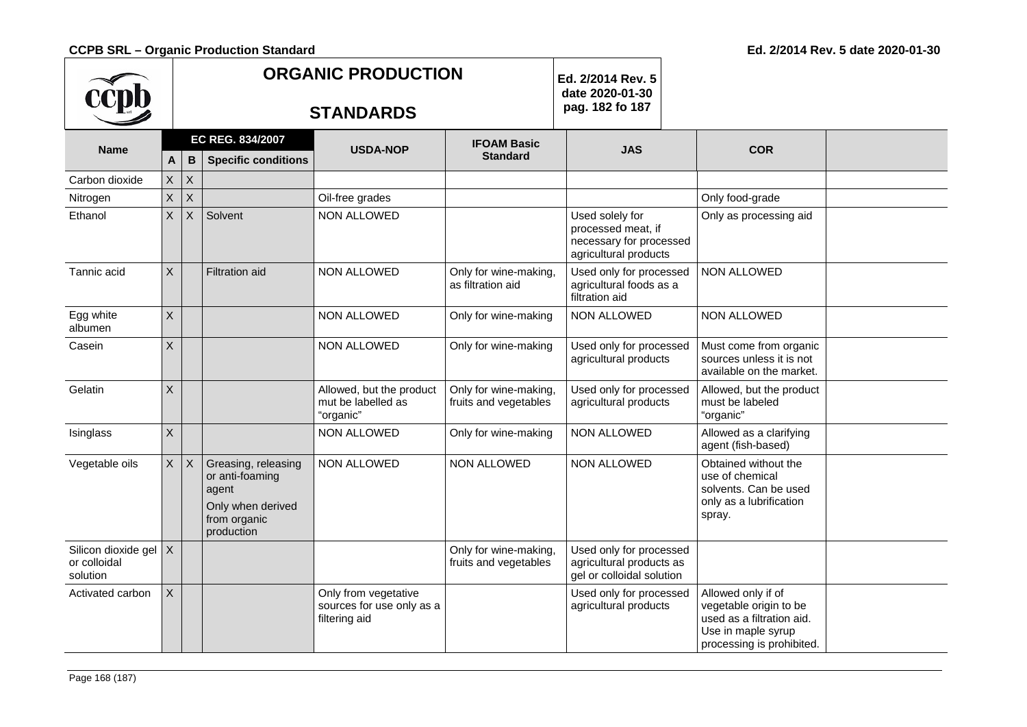| Name | EC REG. 834/2007 | | | USDA-NOP | IFOAM Basic Standard | JAS | COR | |
|---|---|---|---|---|---|---|---|---|
| | A | B | Specific conditions | | | | | |
| Carbon dioxide | X | X | | | | | | |
| Nitrogen | X | X | | Oil-free grades | | | Only food-grade | |
| Ethanol | X | X | Solvent | NON ALLOWED | | Used solely for processed meat, if necessary for processed agricultural products | Only as processing aid | |
| Tannic acid | X | | Filtration aid | NON ALLOWED | Only for wine-making, as filtration aid | Used only for processed agricultural foods as a filtration aid | NON ALLOWED | |
| Egg white albumen | X | | | NON ALLOWED | Only for wine-making | NON ALLOWED | NON ALLOWED | |
| Casein | X | | | NON ALLOWED | Only for wine-making | Used only for processed agricultural products | Must come from organic sources unless it is not available on the market. | |
| Gelatin | X | | | Allowed, but the product mut be labelled as "organic" | Only for wine-making, fruits and vegetables | Used only for processed agricultural products | Allowed, but the product must be labeled "organic" | |
| Isinglass | X | | | NON ALLOWED | Only for wine-making | NON ALLOWED | Allowed as a clarifying agent (fish-based) | |
| Vegetable oils | X | X | Greasing, releasing or anti-foaming agent<br>Only when derived from organic production | NON ALLOWED | NON ALLOWED | NON ALLOWED | Obtained without the use of chemical solvents. Can be used only as a lubrification spray. | |
| Silicon dioxide gel or colloidal solution | X | | | | Only for wine-making, fruits and vegetables | Used only for processed agricultural products as gel or colloidal solution | | |
| Activated carbon | X | | | Only from vegetative sources for use only as a filtering aid | | Used only for processed agricultural products | Allowed only if of vegetable origin to be used as a filtration aid. Use in maple syrup processing is prohibited. | |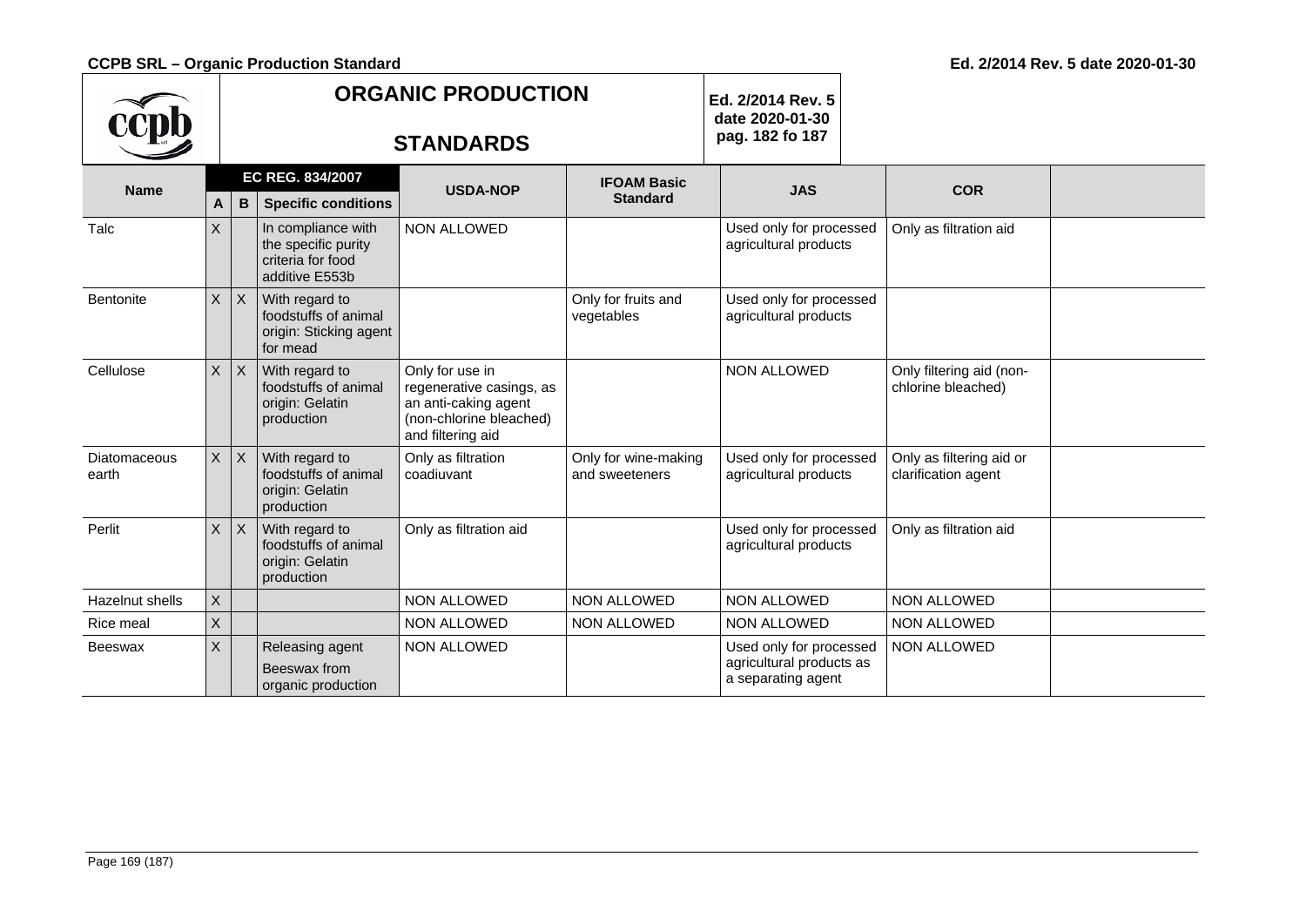| Name | EC REG. 834/2007 | | | USDA-NOP | IFOAM Basic Standard | JAS | COR | |
|---|---|---|---|---|---|---|---|---|
| | A | B | Specific conditions | | | | | |
| Talc | X | | In compliance with the specific purity criteria for food additive E553b | NON ALLOWED | | Used only for processed agricultural products | Only as filtration aid | |
| Bentonite | X | X | With regard to foodstuffs of animal origin: Sticking agent for mead | | Only for fruits and vegetables | Used only for processed agricultural products | | |
| Cellulose | X | X | With regard to foodstuffs of animal origin: Gelatin production | Only for use in regenerative casings, as an anti-caking agent (non-chlorine bleached) and filtering aid | | NON ALLOWED | Only filtering aid (non-chlorine bleached) | |
| Diatomaceous earth | X | X | With regard to foodstuffs of animal origin: Gelatin production | Only as filtration coadiuvant | Only for wine-making and sweeteners | Used only for processed agricultural products | Only as filtering aid or clarification agent | |
| Perlit | X | X | With regard to foodstuffs of animal origin: Gelatin production | Only as filtration aid | | Used only for processed agricultural products | Only as filtration aid | |
| Hazelnut shells | X | | | NON ALLOWED | NON ALLOWED | NON ALLOWED | NON ALLOWED | |
| Rice meal | X | | | NON ALLOWED | NON ALLOWED | NON ALLOWED | NON ALLOWED | |
| Beeswax | X | | Releasing agent Beeswax from organic production | NON ALLOWED | | Used only for processed agricultural products as a separating agent | NON ALLOWED | |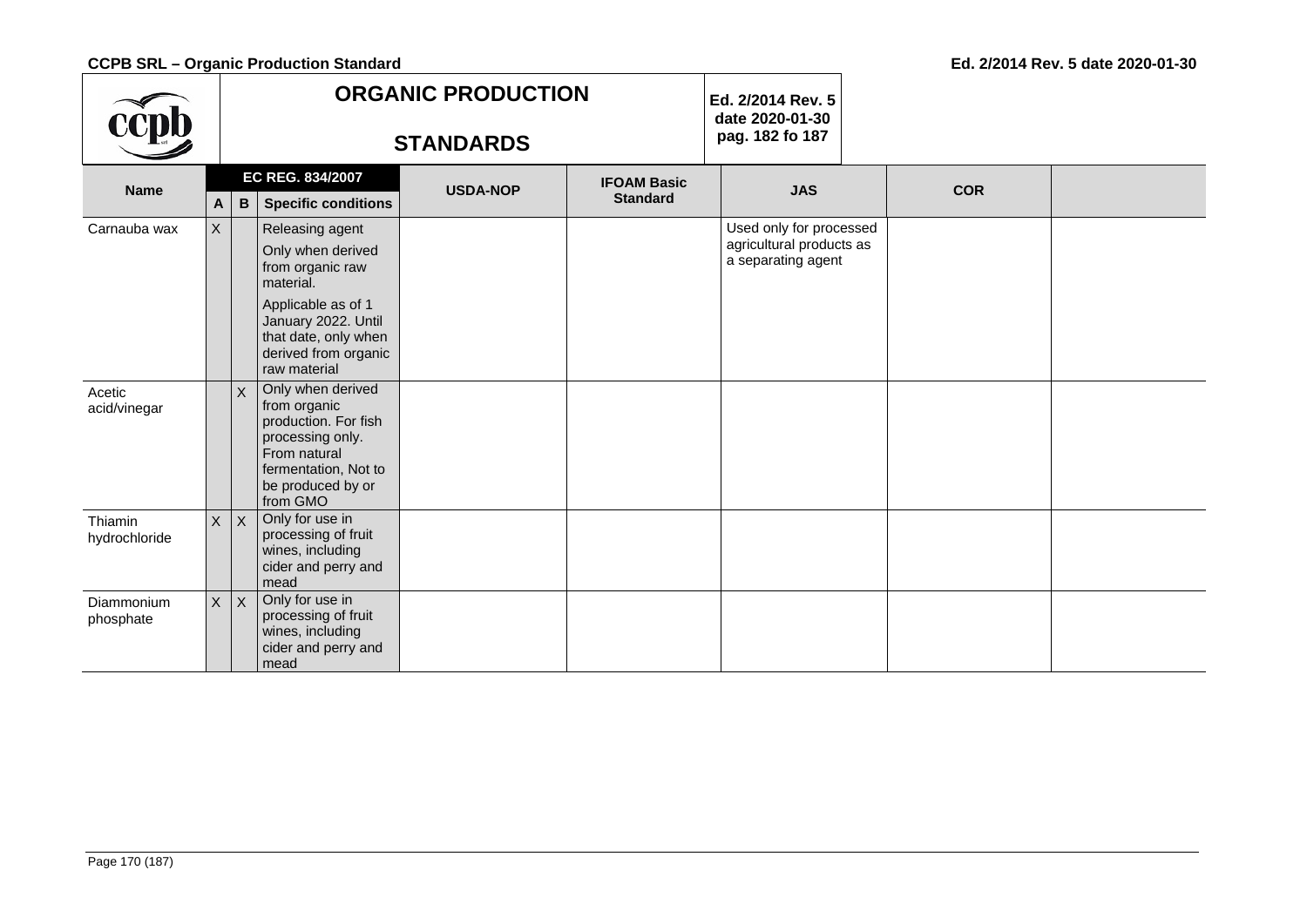| Name | EC REG. 834/2007 | | | USDA-NOP | IFOAM Basic Standard | JAS | COR | |
|---|---|---|---|---|---|---|---|---|
| | A | B | Specific conditions | | | | | |
| Carnauba wax | X | | Releasing agent<br><br>Only when derived from organic raw material.<br><br>Applicable as of 1 January 2022. Until that date, only when derived from organic raw material | | | Used only for processed agricultural products as a separating agent | | |
| Acetic acid/vinegar | | X | Only when derived from organic production. For fish processing only. From natural fermentation, Not to be produced by or from GMO | | | | | |
| Thiamin hydrochloride | X | X | Only for use in processing of fruit wines, including cider and perry and mead | | | | | |
| Diammonium phosphate | X | X | Only for use in processing of fruit wines, including cider and perry and mead | | | | | |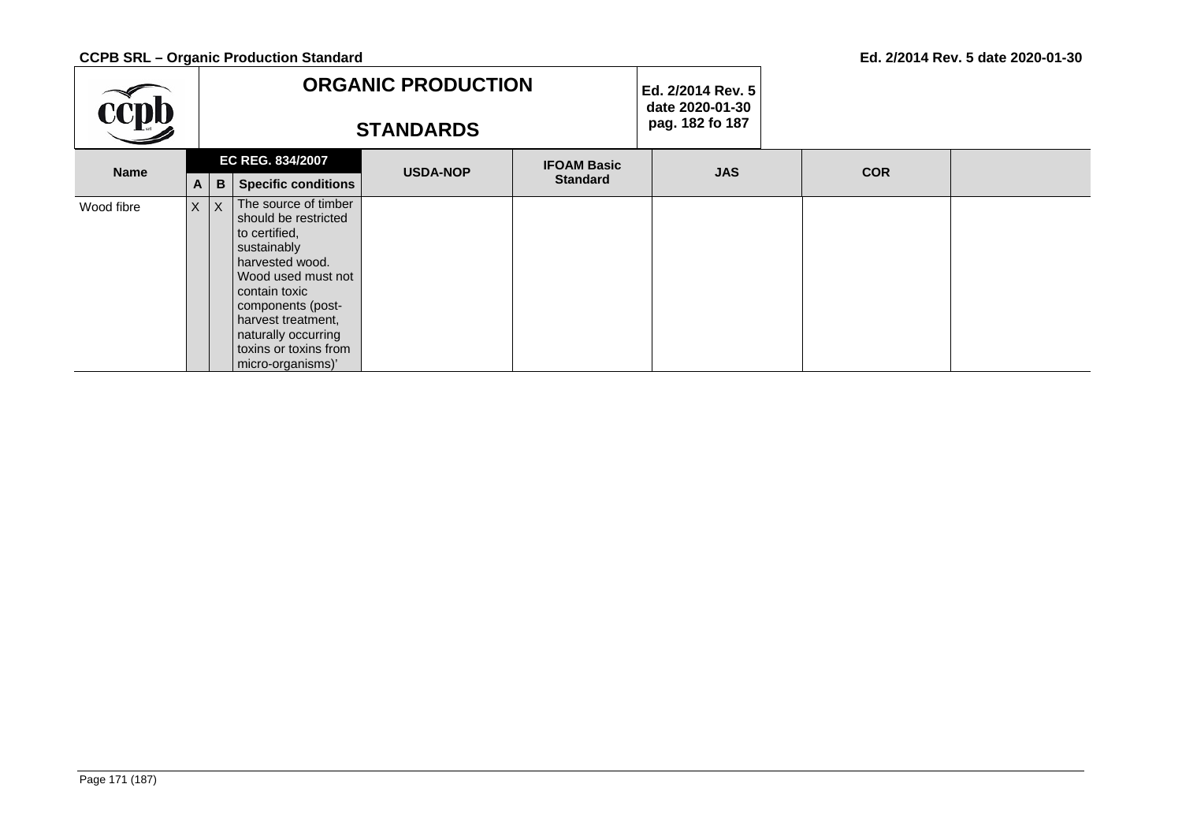| Name | EC REG. 834/2007 | | | USDA-NOP | IFOAM Basic Standard | JAS | COR | |
|---|---|---|---|---|---|---|---|---|
| | A | B | Specific conditions | | | | | |
| Wood fibre | X | X | The source of timber should be restricted to certified, sustainably harvested wood. Wood used must not contain toxic components (post-harvest treatment, naturally occurring toxins or toxins from micro-organisms)' | | | | | |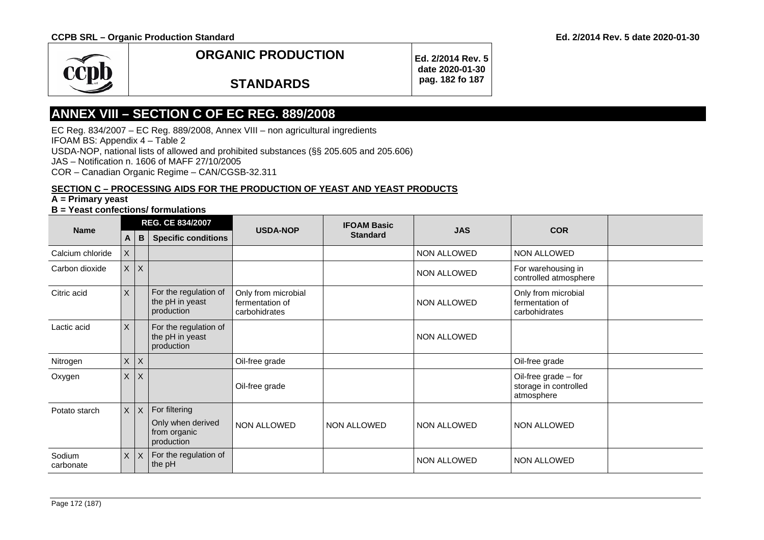## ANNEX VIII – SECTION C OF EC REG. 889/2008

EC Reg. 834/2007 – EC Reg. 889/2008, Annex VIII – non agricultural ingredients
IFOAM BS: Appendix 4 – Table 2
USDA-NOP, national lists of allowed and prohibited substances (§§ 205.605 and 205.606)
JAS – Notification n. 1606 of MAFF 27/10/2005
COR – Canadian Organic Regime – CAN/CGSB-32.311

**SECTION C – PROCESSING AIDS FOR THE PRODUCTION OF YEAST AND YEAST PRODUCTS**

**A = Primary yeast**

**B = Yeast confections/ formulations**

| Name | REG. CE 834/2007 | | | USDA-NOP | IFOAM Basic Standard | JAS | COR | |
|---|---|---|---|---|---|---|---|---|
| | A | B | Specific conditions | | | | | |
| Calcium chloride | X | | | | | NON ALLOWED | NON ALLOWED | |
| Carbon dioxide | X | X | | | | NON ALLOWED | For warehousing in controlled atmosphere | |
| Citric acid | X | | For the regulation of the pH in yeast production | Only from microbial fermentation of carbohidrates | | NON ALLOWED | Only from microbial fermentation of carbohidrates | |
| Lactic acid | X | | For the regulation of the pH in yeast production | | | NON ALLOWED | | |
| Nitrogen | X | X | | Oil-free grade | | | Oil-free grade | |
| Oxygen | X | X | | Oil-free grade | | | Oil-free grade – for storage in controlled atmosphere | |
| Potato starch | X | X | For filtering<br>Only when derived from organic production | NON ALLOWED | NON ALLOWED | NON ALLOWED | NON ALLOWED | |
| Sodium carbonate | X | X | For the regulation of the pH | | | NON ALLOWED | NON ALLOWED | |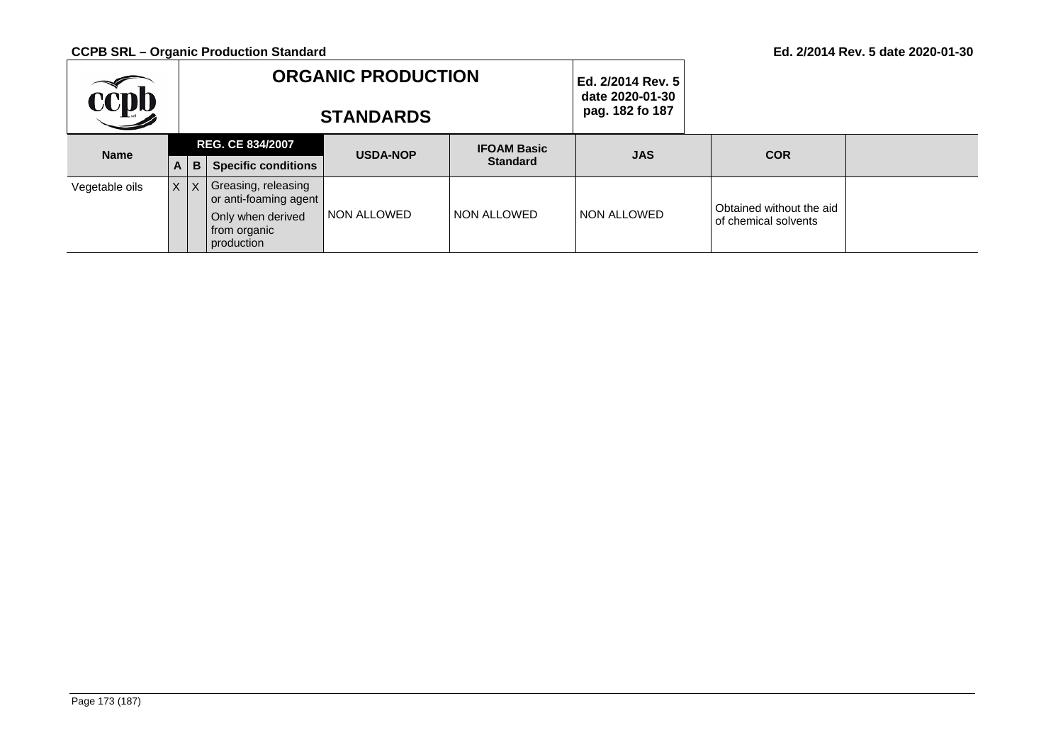| Name | REG. CE 834/2007 | | | USDA-NOP | IFOAM Basic Standard | JAS | COR | |
|---|---|---|---|---|---|---|---|---|
| | A | B | Specific conditions | | | | | |
| Vegetable oils | X | X | Greasing, releasing or anti-foaming agent<br>Only when derived from organic production | NON ALLOWED | NON ALLOWED | NON ALLOWED | Obtained without the aid of chemical solvents | |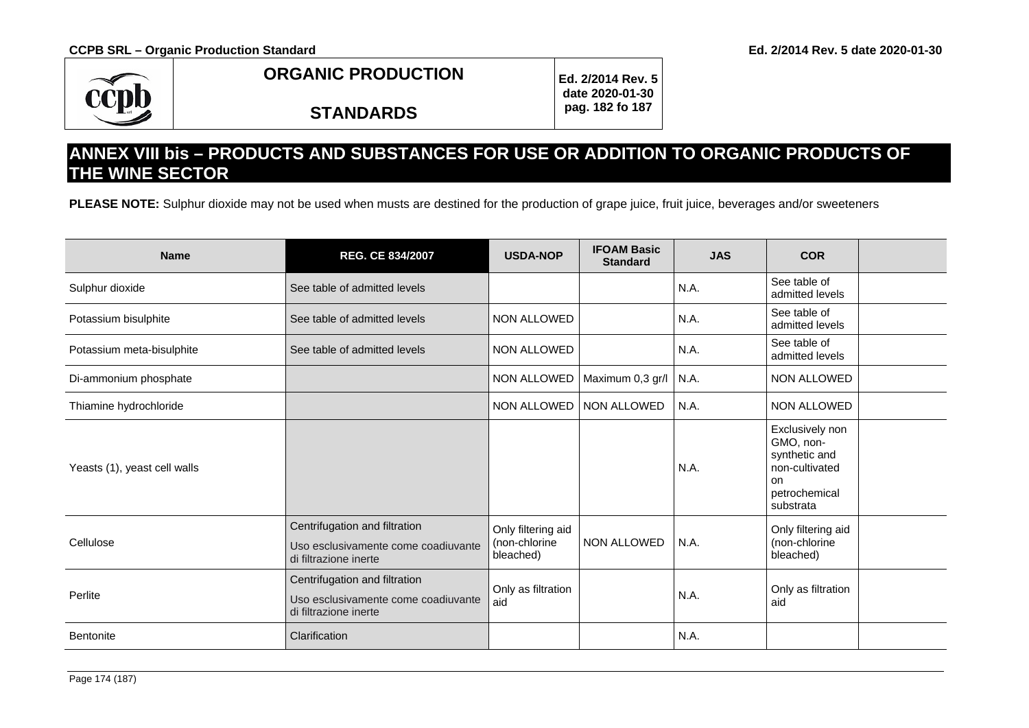## ANNEX VIII bis – PRODUCTS AND SUBSTANCES FOR USE OR ADDITION TO ORGANIC PRODUCTS OF THE WINE SECTOR

**PLEASE NOTE:** Sulphur dioxide may not be used when musts are destined for the production of grape juice, fruit juice, beverages and/or sweeteners

| Name | REG. CE 834/2007 | USDA-NOP | IFOAM Basic Standard | JAS | COR | |
|---|---|---|---|---|---|---|
| Sulphur dioxide | See table of admitted levels | | | N.A. | See table of admitted levels | |
| Potassium bisulphite | See table of admitted levels | NON ALLOWED | | N.A. | See table of admitted levels | |
| Potassium meta-bisulphite | See table of admitted levels | NON ALLOWED | | N.A. | See table of admitted levels | |
| Di-ammonium phosphate | | NON ALLOWED | Maximum 0,3 gr/l | N.A. | NON ALLOWED | |
| Thiamine hydrochloride | | NON ALLOWED | NON ALLOWED | N.A. | NON ALLOWED | |
| Yeasts (1), yeast cell walls | | | | N.A. | Exclusively non GMO, non-synthetic and non-cultivated on petrochemical substrata | |
| Cellulose | Centrifugation and filtration<br>Uso esclusivamente come coadiuvante di filtrazione inerte | Only filtering aid (non-chlorine bleached) | NON ALLOWED | N.A. | Only filtering aid (non-chlorine bleached) | |
| Perlite | Centrifugation and filtration<br>Uso esclusivamente come coadiuvante di filtrazione inerte | Only as filtration aid | | N.A. | Only as filtration aid | |
| Bentonite | Clarification | | | N.A. | | |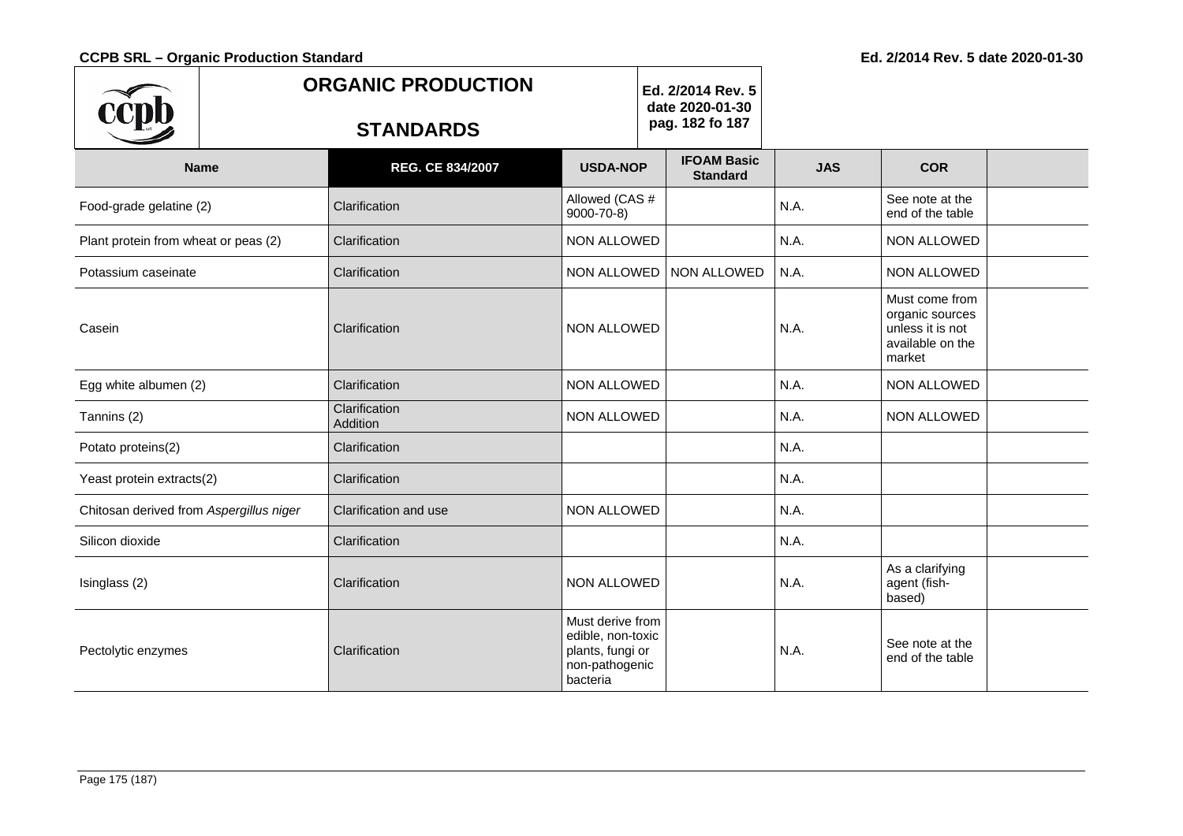| Name | REG. CE 834/2007 | USDA-NOP | IFOAM Basic Standard | JAS | COR | |
|---|---|---|---|---|---|---|
| Food-grade gelatine (2) | Clarification | Allowed (CAS # 9000-70-8) | | N.A. | See note at the end of the table | |
| Plant protein from wheat or peas (2) | Clarification | NON ALLOWED | | N.A. | NON ALLOWED | |
| Potassium caseinate | Clarification | NON ALLOWED | NON ALLOWED | N.A. | NON ALLOWED | |
| Casein | Clarification | NON ALLOWED | | N.A. | Must come from organic sources unless it is not available on the market | |
| Egg white albumen (2) | Clarification | NON ALLOWED | | N.A. | NON ALLOWED | |
| Tannins (2) | Clarification Addition | NON ALLOWED | | N.A. | NON ALLOWED | |
| Potato proteins(2) | Clarification | | | N.A. | | |
| Yeast protein extracts(2) | Clarification | | | N.A. | | |
| Chitosan derived from *Aspergillus niger* | Clarification and use | NON ALLOWED | | N.A. | | |
| Silicon dioxide | Clarification | | | N.A. | | |
| Isinglass (2) | Clarification | NON ALLOWED | | N.A. | As a clarifying agent (fish-based) | |
| Pectolytic enzymes | Clarification | Must derive from edible, non-toxic plants, fungi or non-pathogenic bacteria | | N.A. | See note at the end of the table | |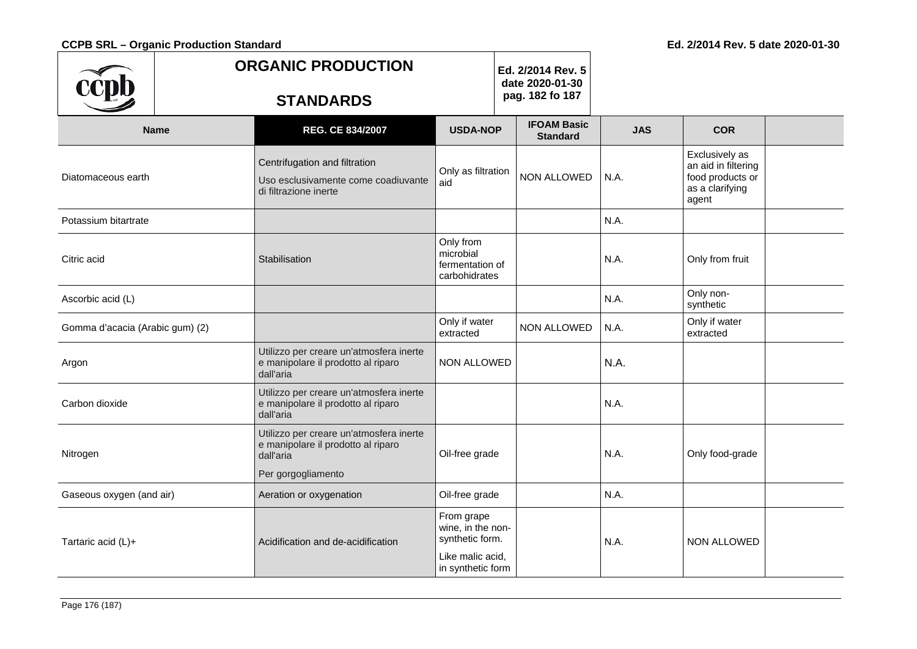| Name | REG. CE 834/2007 | USDA-NOP | IFOAM Basic Standard | JAS | COR | |
|---|---|---|---|---|---|---|
| Diatomaceous earth | Centrifugation and filtration<br>Uso esclusivamente come coadiuvante di filtrazione inerte | Only as filtration aid | NON ALLOWED | N.A. | Exclusively as an aid in filtering food products or as a clarifying agent | |
| Potassium bitartrate | | | | N.A. | | |
| Citric acid | Stabilisation | Only from microbial fermentation of carbohidrates | | N.A. | Only from fruit | |
| Ascorbic acid (L) | | | | N.A. | Only non-synthetic | |
| Gomma d'acacia (Arabic gum) (2) | | Only if water extracted | NON ALLOWED | N.A. | Only if water extracted | |
| Argon | Utilizzo per creare un'atmosfera inerte e manipolare il prodotto al riparo dall'aria | NON ALLOWED | | N.A. | | |
| Carbon dioxide | Utilizzo per creare un'atmosfera inerte e manipolare il prodotto al riparo dall'aria | | | N.A. | | |
| Nitrogen | Utilizzo per creare un'atmosfera inerte e manipolare il prodotto al riparo dall'aria<br>Per gorgogliamento | Oil-free grade | | N.A. | Only food-grade | |
| Gaseous oxygen (and air) | Aeration or oxygenation | Oil-free grade | | N.A. | | |
| Tartaric acid (L)+ | Acidification and de-acidification | From grape wine, in the non-synthetic form.<br>Like malic acid, in synthetic form | | N.A. | NON ALLOWED | |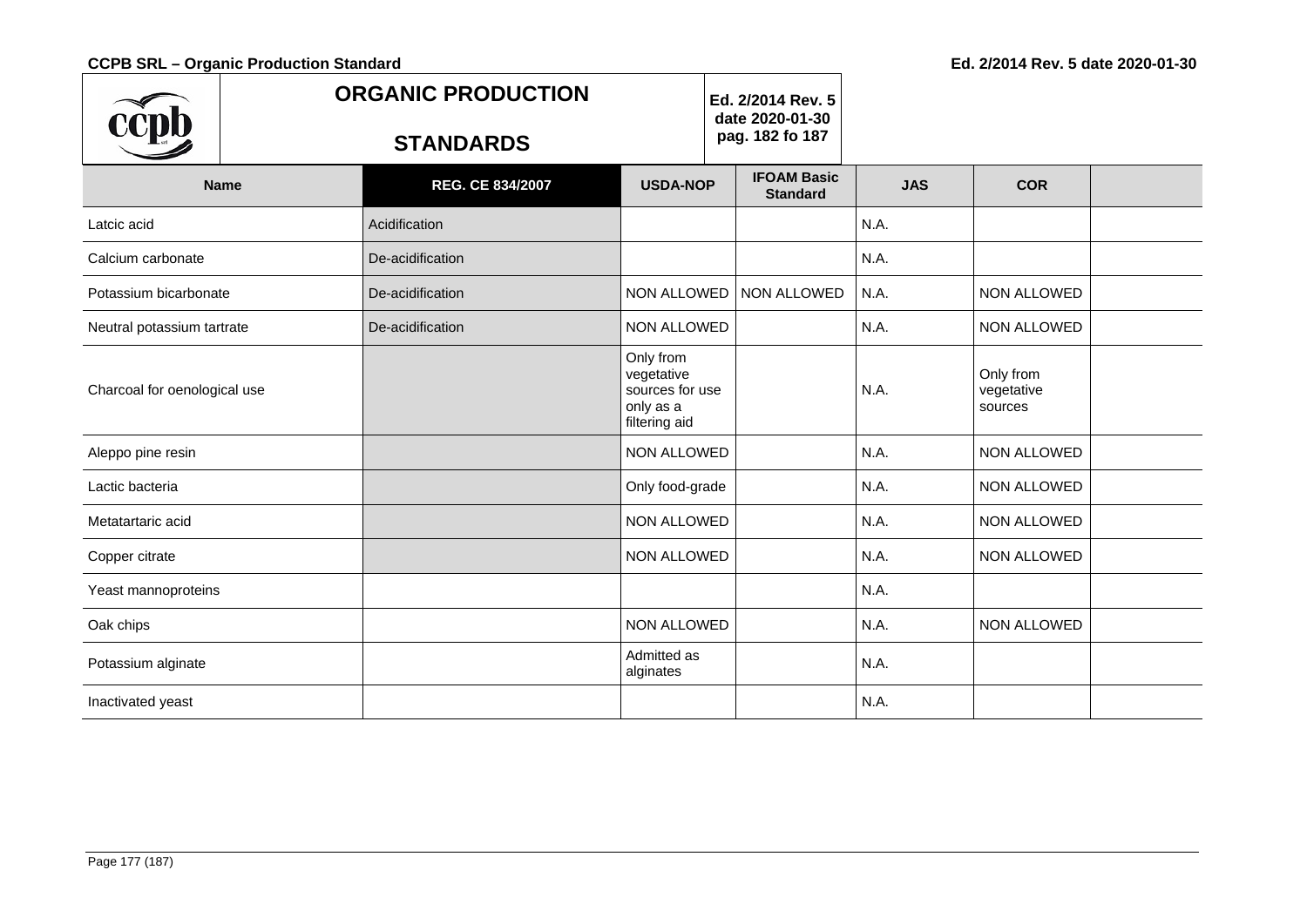| Name | REG. CE 834/2007 | USDA-NOP | IFOAM Basic Standard | JAS | COR | |
|---|---|---|---|---|---|---|
| Latcic acid | Acidification | | | N.A. | | |
| Calcium carbonate | De-acidification | | | N.A. | | |
| Potassium bicarbonate | De-acidification | NON ALLOWED | NON ALLOWED | N.A. | NON ALLOWED | |
| Neutral potassium tartrate | De-acidification | NON ALLOWED | | N.A. | NON ALLOWED | |
| Charcoal for oenological use | | Only from vegetative sources for use only as a filtering aid | | N.A. | Only from vegetative sources | |
| Aleppo pine resin | | NON ALLOWED | | N.A. | NON ALLOWED | |
| Lactic bacteria | | Only food-grade | | N.A. | NON ALLOWED | |
| Metatartaric acid | | NON ALLOWED | | N.A. | NON ALLOWED | |
| Copper citrate | | NON ALLOWED | | N.A. | NON ALLOWED | |
| Yeast mannoproteins | | | | N.A. | | |
| Oak chips | | NON ALLOWED | | N.A. | NON ALLOWED | |
| Potassium alginate | | Admitted as alginates | | N.A. | | |
| Inactivated yeast | | | | N.A. | | |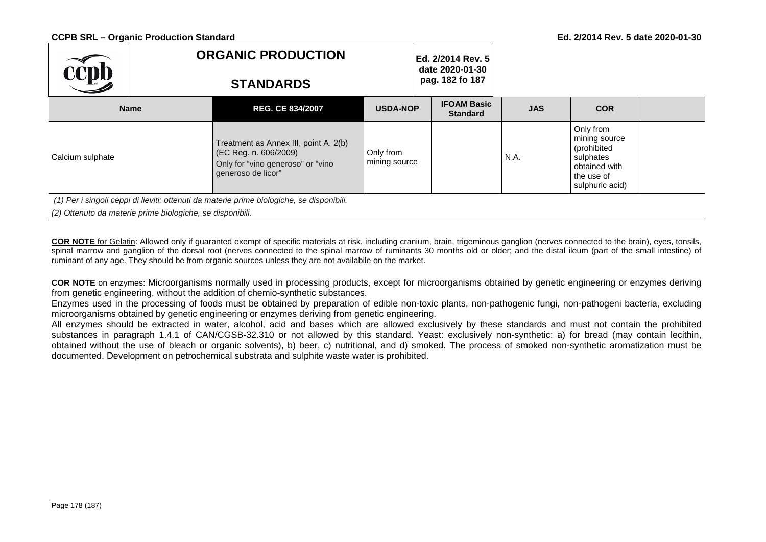| Name | REG. CE 834/2007 | USDA-NOP | IFOAM Basic Standard | JAS | COR | |
|---|---|---|---|---|---|---|
| Calcium sulphate | Treatment as Annex III, point A. 2(b) (EC Reg. n. 606/2009) Only for "vino generoso" or "vino generoso de licor" | Only from mining source | | N.A. | Only from mining source (prohibited sulphates obtained with the use of sulphuric acid) | |

*(1) Per i singoli ceppi di lieviti: ottenuti da materie prime biologiche, se disponibili.*

*(2) Ottenuto da materie prime biologiche, se disponibili.*

**COR NOTE** for Gelatin: Allowed only if guaranted exempt of specific materials at risk, including cranium, brain, trigeminous ganglion (nerves connected to the brain), eyes, tonsils, spinal marrow and ganglion of the dorsal root (nerves connected to the spinal marrow of ruminants 30 months old or older; and the distal ileum (part of the small intestine) of ruminant of any age. They should be from organic sources unless they are not availabile on the market.

**COR NOTE** on enzymes: Microorganisms normally used in processing products, except for microorganisms obtained by genetic engineering or enzymes deriving from genetic engineering, without the addition of chemio-synthetic substances.

Enzymes used in the processing of foods must be obtained by preparation of edible non-toxic plants, non-pathogenic fungi, non-pathogeni bacteria, excluding microorganisms obtained by genetic engineering or enzymes deriving from genetic engineering.

All enzymes should be extracted in water, alcohol, acid and bases which are allowed exclusively by these standards and must not contain the prohibited substances in paragraph 1.4.1 of CAN/CGSB-32.310 or not allowed by this standard. Yeast: exclusively non-synthetic: a) for bread (may contain lecithin, obtained without the use of bleach or organic solvents), b) beer, c) nutritional, and d) smoked. The process of smoked non-synthetic aromatization must be documented. Development on petrochemical substrata and sulphite waste water is prohibited.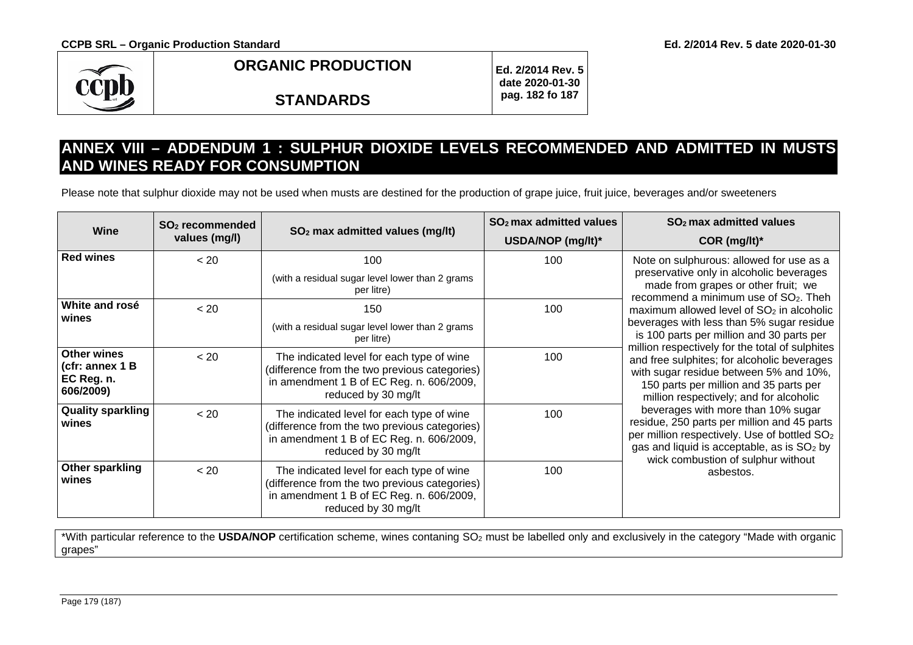## ANNEX VIII – ADDENDUM 1 : SULPHUR DIOXIDE LEVELS RECOMMENDED AND ADMITTED IN MUSTS AND WINES READY FOR CONSUMPTION

Please note that sulphur dioxide may not be used when musts are destined for the production of grape juice, fruit juice, beverages and/or sweeteners

| Wine | $SO_2$ recommended values (mg/l) | $SO_2$ max admitted values (mg/lt) | $SO_2$ max admitted values USDA/NOP (mg/lt)* | $SO_2$ max admitted values COR (mg/lt)* |
|---|---|---|---|---|
| **Red wines** | < 20 | 100 (with a residual sugar level lower than 2 grams per litre) | 100 | Note on sulphurous: allowed for use as a preservative only in alcoholic beverages made from grapes or other fruit; we recommend a minimum use of $SO_2$. Theh maximum allowed level of $SO_2$ in alcoholic beverages with less than 5% sugar residue is 100 parts per million and 30 parts per million respectively for the total of sulphites and free sulphites; for alcoholic beverages with sugar residue between 5% and 10%, 150 parts per million and 35 parts per million respectively; and for alcoholic beverages with more than 10% sugar residue, 250 parts per million and 45 parts per million respectively. Use of bottled $SO_2$ gas and liquid is acceptable, as is $SO_2$ by wick combustion of sulphur without asbestos. |
| **White and rosé wines** | < 20 | 150 (with a residual sugar level lower than 2 grams per litre) | 100 | |
| **Other wines (cfr: annex 1 B EC Reg. n. 606/2009)** | < 20 | The indicated level for each type of wine (difference from the two previous categories) in amendment 1 B of EC Reg. n. 606/2009, reduced by 30 mg/lt | 100 | |
| **Quality sparkling wines** | < 20 | The indicated level for each type of wine (difference from the two previous categories) in amendment 1 B of EC Reg. n. 606/2009, reduced by 30 mg/lt | 100 | |
| **Other sparkling wines** | < 20 | The indicated level for each type of wine (difference from the two previous categories) in amendment 1 B of EC Reg. n. 606/2009, reduced by 30 mg/lt | 100 | |

*With particular reference to the **USDA/NOP** certification scheme, wines contaning $SO_2$ must be labelled only and exclusively in the category "Made with organic grapes"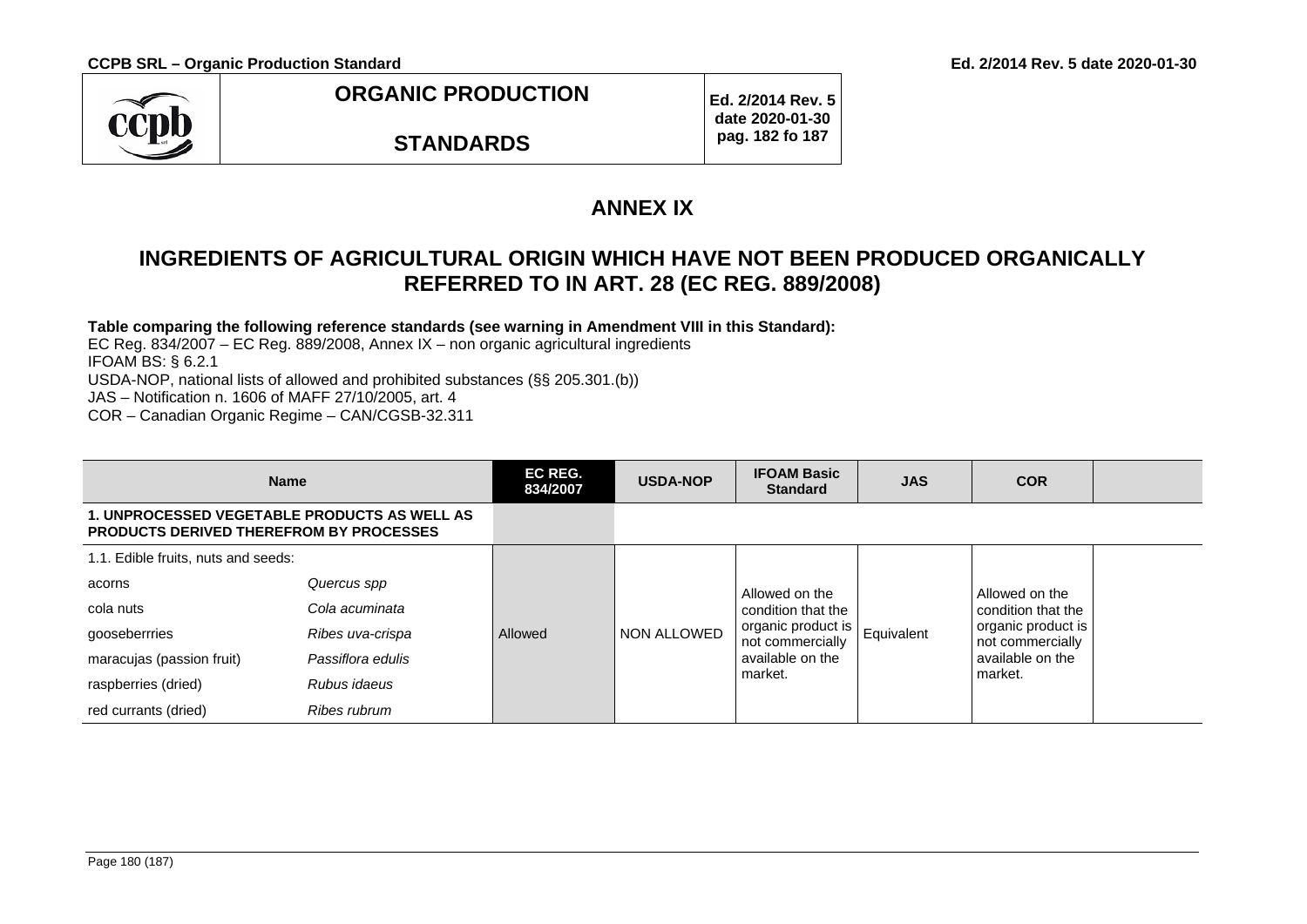## ANNEX IX

## INGREDIENTS OF AGRICULTURAL ORIGIN WHICH HAVE NOT BEEN PRODUCED ORGANICALLY REFERRED TO IN ART. 28 (EC REG. 889/2008)

**Table comparing the following reference standards (see warning in Amendment VIII in this Standard):**

EC Reg. 834/2007 – EC Reg. 889/2008, Annex IX – non organic agricultural ingredients
IFOAM BS: § 6.2.1
USDA-NOP, national lists of allowed and prohibited substances (§§ 205.301.(b))
JAS – Notification n. 1606 of MAFF 27/10/2005, art. 4
COR – Canadian Organic Regime – CAN/CGSB-32.311

| Name | | EC REG. 834/2007 | USDA-NOP | IFOAM Basic Standard | JAS | COR | |
|---|---|---|---|---|---|---|---|
| **1. UNPROCESSED VEGETABLE PRODUCTS AS WELL AS PRODUCTS DERIVED THEREFROM BY PROCESSES** | | | | | | | |
| 1.1. Edible fruits, nuts and seeds: | | | | | | | |
| acorns | *Quercus spp* | Allowed | NON ALLOWED | Allowed on the condition that the organic product is not commercially available on the market. | Equivalent | Allowed on the condition that the organic product is not commercially available on the market. | |
| cola nuts | *Cola acuminata* | | | | | | |
| gooseberrries | *Ribes uva-crispa* | | | | | | |
| maracujas (passion fruit) | *Passiflora edulis* | | | | | | |
| raspberries (dried) | *Rubus idaeus* | | | | | | |
| red currants (dried) | *Ribes rubrum* | | | | | | |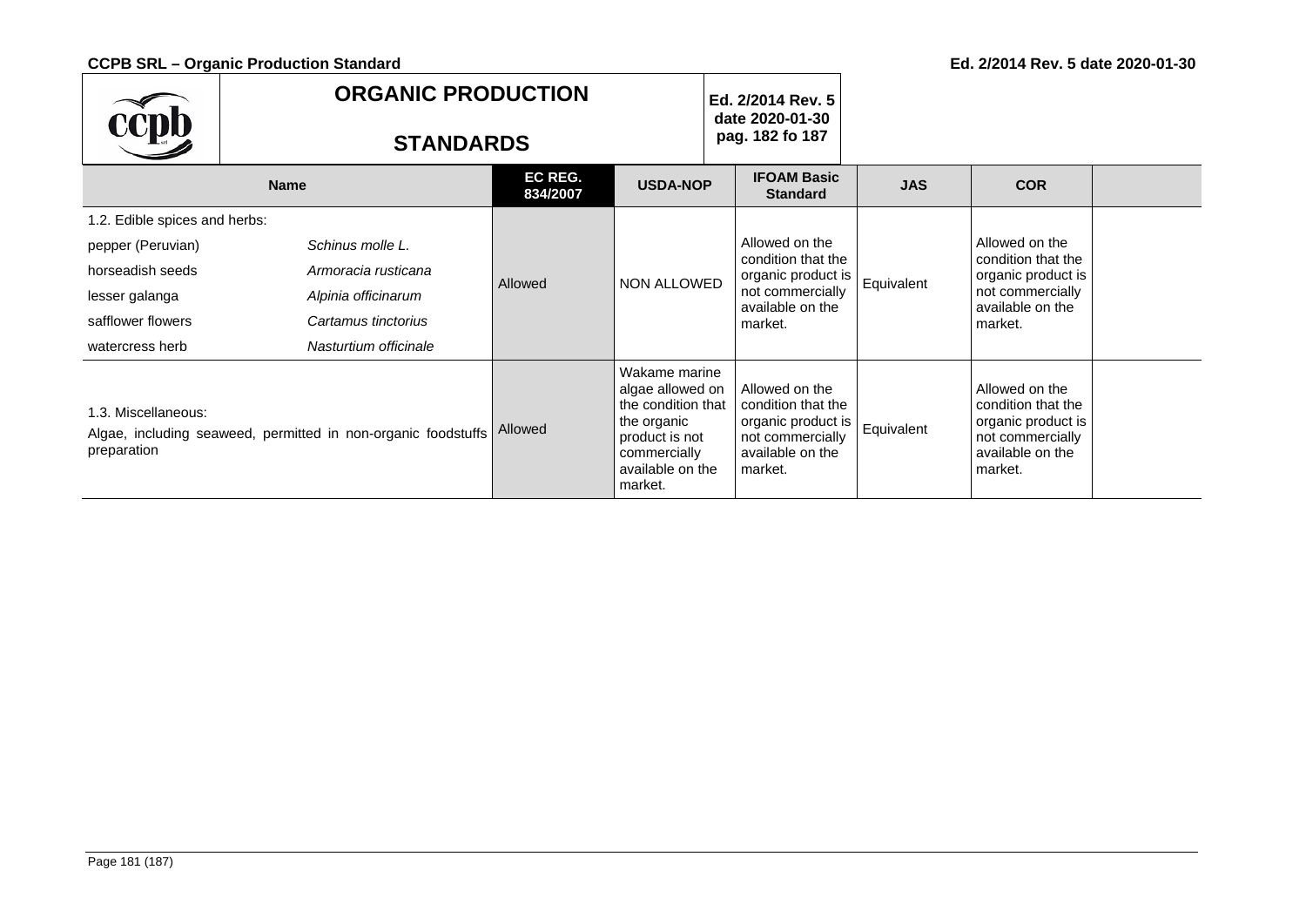| Name | | EC REG. 834/2007 | USDA-NOP | IFOAM Basic Standard | JAS | COR | |
|---|---|---|---|---|---|---|---|
| 1.2. Edible spices and herbs: | | | | | | | |
| pepper (Peruvian) | *Schinus molle L.* | Allowed | NON ALLOWED | Allowed on the condition that the organic product is not commercially available on the market. | Equivalent | Allowed on the condition that the organic product is not commercially available on the market. | |
| horseadish seeds | *Armoracia rusticana* | | | | | | |
| lesser galanga | *Alpinia officinarum* | | | | | | |
| safflower flowers | *Cartamus tinctorius* | | | | | | |
| watercress herb | *Nasturtium officinale* | | | | | | |
| 1.3. Miscellaneous: Algae, including seaweed, permitted in non-organic foodstuffs preparation | | Allowed | Wakame marine algae allowed on the condition that the organic product is not commercially available on the market. | Allowed on the condition that the organic product is not commercially available on the market. | Equivalent | Allowed on the condition that the organic product is not commercially available on the market. | |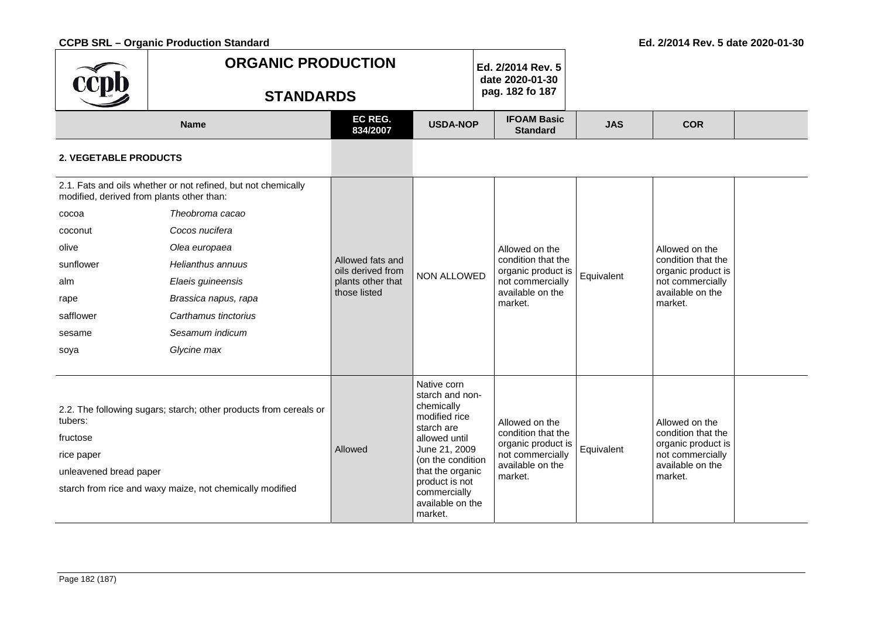| Name | | EC REG. 834/2007 | USDA-NOP | IFOAM Basic Standard | JAS | COR | |
|---|---|---|---|---|---|---|---|
| **2. VEGETABLE PRODUCTS** | | | | | | | |
| 2.1. Fats and oils whether or not refined, but not chemically modified, derived from plants other than:<br>cocoa *Theobroma cacao*<br>coconut *Cocos nucifera*<br>olive *Olea europaea*<br>sunflower *Helianthus annuus*<br>alm *Elaeis guineensis*<br>rape *Brassica napus, rapa*<br>safflower *Carthamus tinctorius*<br>sesame *Sesamum indicum*<br>soya *Glycine max* | | Allowed fats and oils derived from plants other that those listed | NON ALLOWED | Allowed on the condition that the organic product is not commercially available on the market. | Equivalent | Allowed on the condition that the organic product is not commercially available on the market. | |
| 2.2. The following sugars; starch; other products from cereals or tubers:<br>fructose<br>rice paper<br>unleavened bread paper<br>starch from rice and waxy maize, not chemically modified | | Allowed | Native corn starch and non-chemically modified rice starch are allowed until June 21, 2009 (on the condition that the organic product is not commercially available on the market. | Allowed on the condition that the organic product is not commercially available on the market. | Equivalent | Allowed on the condition that the organic product is not commercially available on the market. | |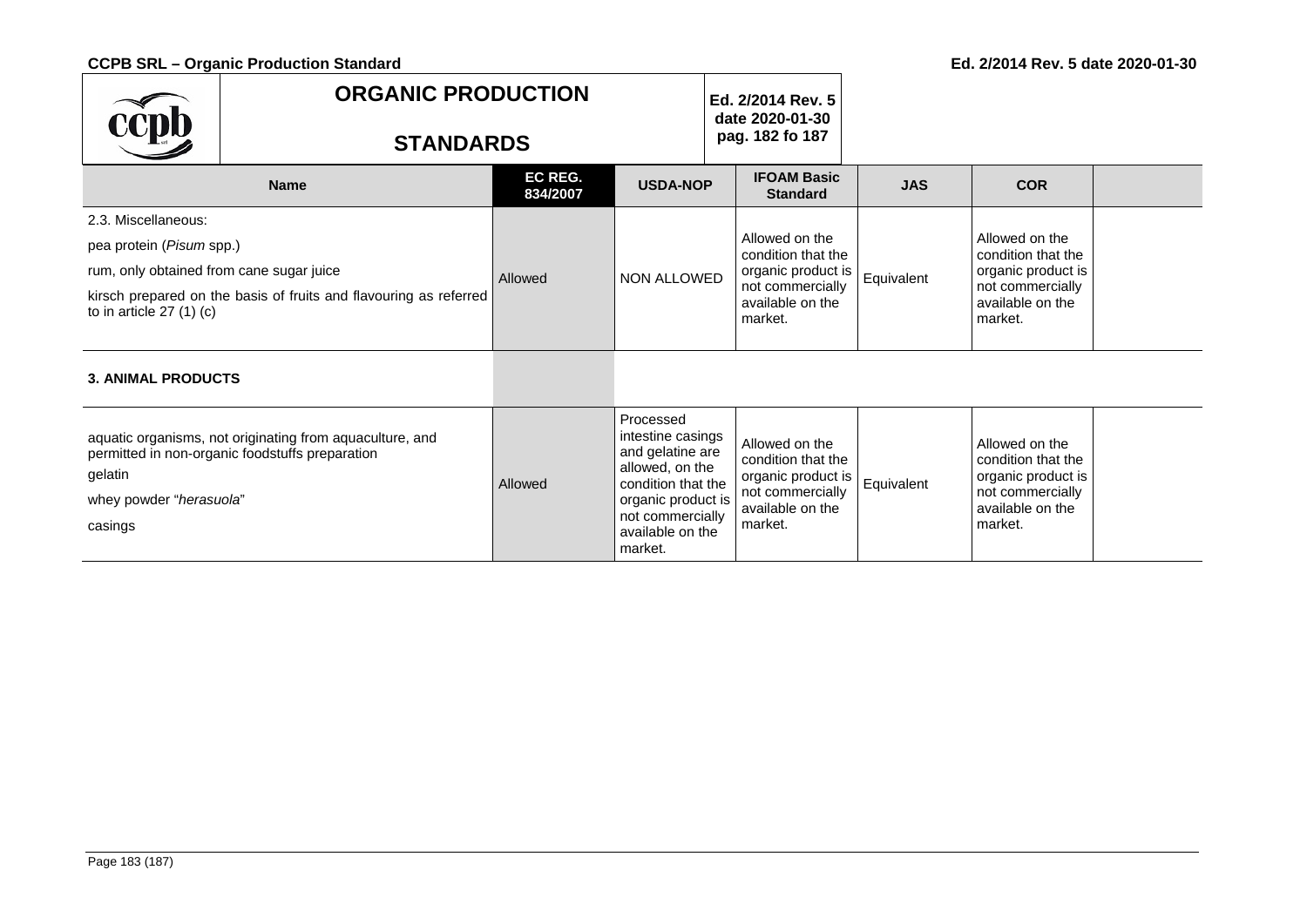| Name | EC REG. 834/2007 | USDA-NOP | IFOAM Basic Standard | JAS | COR | |
|---|---|---|---|---|---|---|
| 2.3. Miscellaneous:<br>pea protein (*Pisum* spp.)<br>rum, only obtained from cane sugar juice<br>kirsch prepared on the basis of fruits and flavouring as referred to in article 27 (1) (c) | Allowed | NON ALLOWED | Allowed on the condition that the organic product is not commercially available on the market. | Equivalent | Allowed on the condition that the organic product is not commercially available on the market. | |
| **3. ANIMAL PRODUCTS** | | | | | | |
| aquatic organisms, not originating from aquaculture, and permitted in non-organic foodstuffs preparation<br>gelatin<br>whey powder "*herasuola*"<br>casings | Allowed | Processed intestine casings and gelatine are allowed, on the condition that the organic product is not commercially available on the market. | Allowed on the condition that the organic product is not commercially available on the market. | Equivalent | Allowed on the condition that the organic product is not commercially available on the market. | |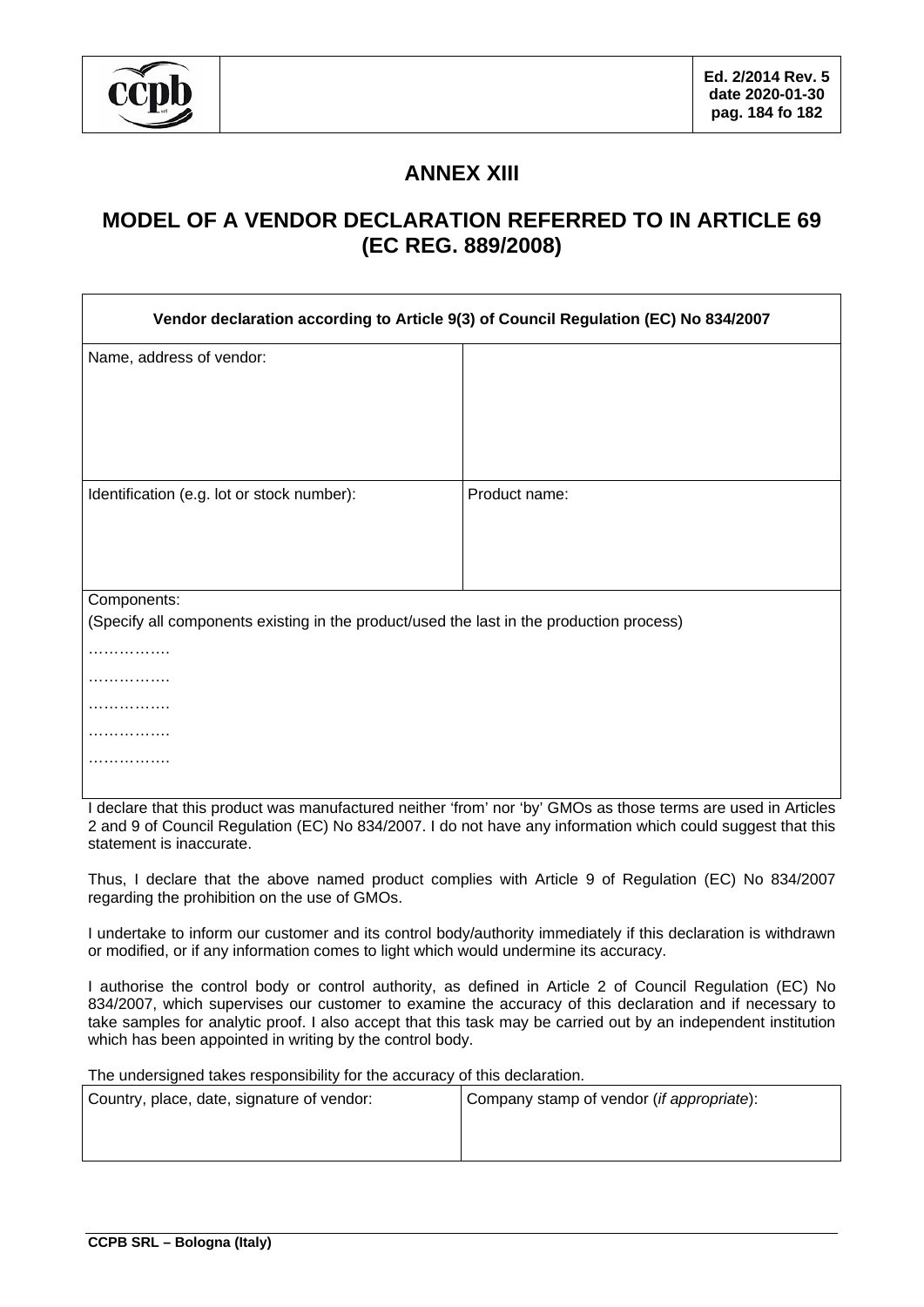# ANNEX XIII

## MODEL OF A VENDOR DECLARATION REFERRED TO IN ARTICLE 69 (EC REG. 889/2008)

| **Vendor declaration according to Article 9(3) of Council Regulation (EC) No 834/2007** | |
|---|---|
| Name, address of vendor: | |
| Identification (e.g. lot or stock number): | Product name: |
| Components:<br>(Specify all components existing in the product/used the last in the production process)<br>…………….<br>…………….<br>…………….<br>…………….<br>……………. | |

I declare that this product was manufactured neither 'from' nor 'by' GMOs as those terms are used in Articles 2 and 9 of Council Regulation (EC) No 834/2007. I do not have any information which could suggest that this statement is inaccurate.

Thus, I declare that the above named product complies with Article 9 of Regulation (EC) No 834/2007 regarding the prohibition on the use of GMOs.

I undertake to inform our customer and its control body/authority immediately if this declaration is withdrawn or modified, or if any information comes to light which would undermine its accuracy.

I authorise the control body or control authority, as defined in Article 2 of Council Regulation (EC) No 834/2007, which supervises our customer to examine the accuracy of this declaration and if necessary to take samples for analytic proof. I also accept that this task may be carried out by an independent institution which has been appointed in writing by the control body.

The undersigned takes responsibility for the accuracy of this declaration.

| Country, place, date, signature of vendor: | Company stamp of vendor (*if appropriate*): |
|---|---|
| | |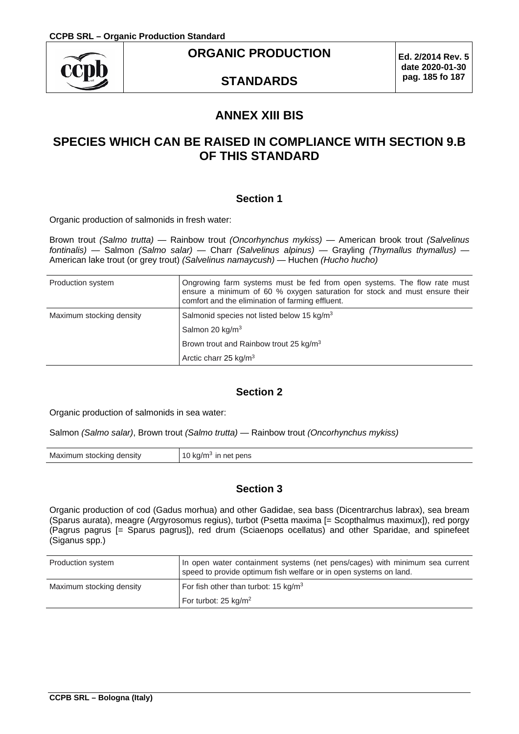# ANNEX XIII BIS

## SPECIES WHICH CAN BE RAISED IN COMPLIANCE WITH SECTION 9.B OF THIS STANDARD

### Section 1

Organic production of salmonids in fresh water:

Brown trout *(Salmo trutta)* — Rainbow trout *(Oncorhynchus mykiss)* — American brook trout *(Salvelinus fontinalis)* — Salmon *(Salmo salar)* — Charr *(Salvelinus alpinus)* — Grayling *(Thymallus thymallus)* — American lake trout (or grey trout) *(Salvelinus namaycush)* — Huchen *(Hucho hucho)*

| Production system | Ongrowing farm systems must be fed from open systems. The flow rate must ensure a minimum of 60 % oxygen saturation for stock and must ensure their comfort and the elimination of farming effluent. |
|---|---|
| Maximum stocking density | Salmonid species not listed below 15 kg/m$^3$ |
| | Salmon 20 kg/m$^3$ |
| | Brown trout and Rainbow trout 25 kg/m$^3$ |
| | Arctic charr 25 kg/m$^3$ |

### Section 2

Organic production of salmonids in sea water:

Salmon *(Salmo salar)*, Brown trout *(Salmo trutta)* — Rainbow trout *(Oncorhynchus mykiss)*

| Maximum stocking density | 10 kg/m$^3$ in net pens |
|---|---|

### Section 3

Organic production of cod (Gadus morhua) and other Gadidae, sea bass (Dicentrarchus labrax), sea bream (Sparus aurata), meagre (Argyrosomus regius), turbot (Psetta maxima [= Scopthalmus maximux]), red porgy (Pagrus pagrus [= Sparus pagrus]), red drum (Sciaenops ocellatus) and other Sparidae, and spinefeet (Siganus spp.)

| Production system | In open water containment systems (net pens/cages) with minimum sea current speed to provide optimum fish welfare or in open systems on land. |
|---|---|
| Maximum stocking density | For fish other than turbot: 15 kg/m$^3$ |
| | For turbot: 25 kg/m$^2$ |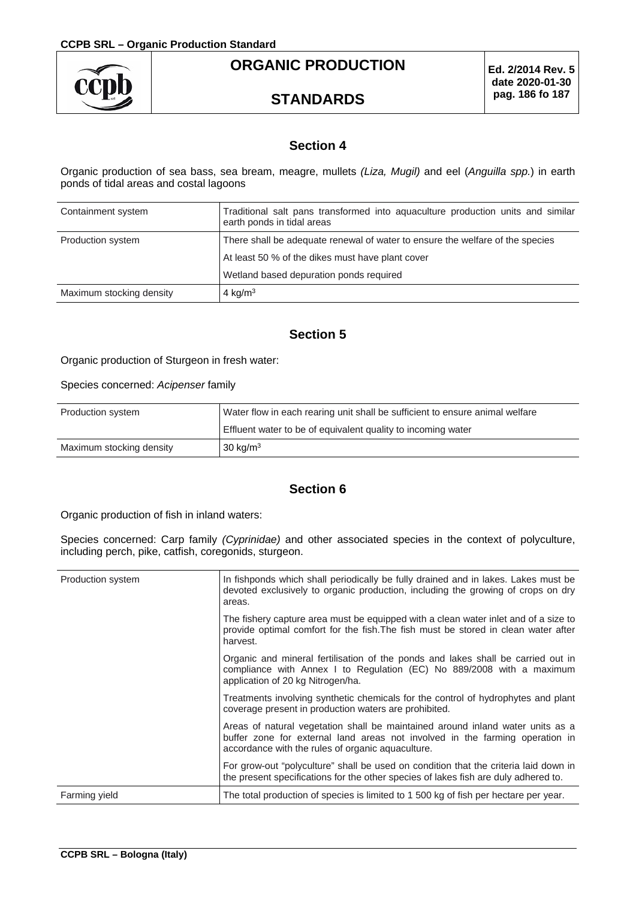## Section 4

Organic production of sea bass, sea bream, meagre, mullets *(Liza, Mugil)* and eel (*Anguilla spp.*) in earth ponds of tidal areas and costal lagoons

| | |
|---|---|
| Containment system | Traditional salt pans transformed into aquaculture production units and similar earth ponds in tidal areas |
| Production system | There shall be adequate renewal of water to ensure the welfare of the species<br>At least 50 % of the dikes must have plant cover<br>Wetland based depuration ponds required |
| Maximum stocking density | 4 kg/m$^3$ |

## Section 5

Organic production of Sturgeon in fresh water:

Species concerned: *Acipenser* family

| | |
|---|---|
| Production system | Water flow in each rearing unit shall be sufficient to ensure animal welfare<br>Effluent water to be of equivalent quality to incoming water |
| Maximum stocking density | 30 kg/m$^3$ |

## Section 6

Organic production of fish in inland waters:

Species concerned: Carp family *(Cyprinidae)* and other associated species in the context of polyculture, including perch, pike, catfish, coregonids, sturgeon.

| | |
|---|---|
| Production system | In fishponds which shall periodically be fully drained and in lakes. Lakes must be devoted exclusively to organic production, including the growing of crops on dry areas.<br>The fishery capture area must be equipped with a clean water inlet and of a size to provide optimal comfort for the fish.The fish must be stored in clean water after harvest.<br>Organic and mineral fertilisation of the ponds and lakes shall be carried out in compliance with Annex I to Regulation (EC) No 889/2008 with a maximum application of 20 kg Nitrogen/ha.<br>Treatments involving synthetic chemicals for the control of hydrophytes and plant coverage present in production waters are prohibited.<br>Areas of natural vegetation shall be maintained around inland water units as a buffer zone for external land areas not involved in the farming operation in accordance with the rules of organic aquaculture.<br>For grow-out "polyculture" shall be used on condition that the criteria laid down in the present specifications for the other species of lakes fish are duly adhered to. |
| Farming yield | The total production of species is limited to 1 500 kg of fish per hectare per year. |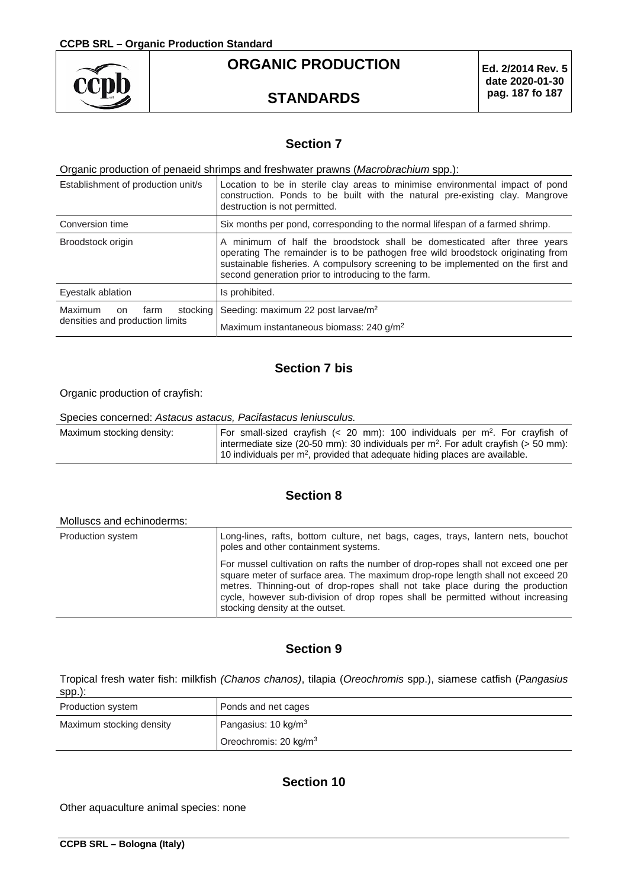## Section 7

Organic production of penaeid shrimps and freshwater prawns (*Macrobrachium* spp.):

| | |
|---|---|
| Establishment of production unit/s | Location to be in sterile clay areas to minimise environmental impact of pond construction. Ponds to be built with the natural pre-existing clay. Mangrove destruction is not permitted. |
| Conversion time | Six months per pond, corresponding to the normal lifespan of a farmed shrimp. |
| Broodstock origin | A minimum of half the broodstock shall be domesticated after three years operating The remainder is to be pathogen free wild broodstock originating from sustainable fisheries. A compulsory screening to be implemented on the first and second generation prior to introducing to the farm. |
| Eyestalk ablation | Is prohibited. |
| Maximum on farm stocking densities and production limits | Seeding: maximum 22 post larvae/m$^2$<br>Maximum instantaneous biomass: 240 g/m$^2$ |

## Section 7 bis

Organic production of crayfish:

Species concerned: *Astacus astacus, Pacifastacus leniusculus.*

| | |
|---|---|
| Maximum stocking density: | For small-sized crayfish (< 20 mm): 100 individuals per m$^2$. For crayfish of intermediate size (20-50 mm): 30 individuals per m$^2$. For adult crayfish (> 50 mm): 10 individuals per m$^2$, provided that adequate hiding places are available. |

## Section 8

Molluscs and echinoderms:

| | |
|---|---|
| Production system | Long-lines, rafts, bottom culture, net bags, cages, trays, lantern nets, bouchot poles and other containment systems.<br>For mussel cultivation on rafts the number of drop-ropes shall not exceed one per square meter of surface area. The maximum drop-rope length shall not exceed 20 metres. Thinning-out of drop-ropes shall not take place during the production cycle, however sub-division of drop ropes shall be permitted without increasing stocking density at the outset. |

## Section 9

Tropical fresh water fish: milkfish *(Chanos chanos)*, tilapia (*Oreochromis* spp.), siamese catfish (*Pangasius* spp.):

| | |
|---|---|
| Production system | Ponds and net cages |
| Maximum stocking density | Pangasius: 10 kg/m$^3$<br>Oreochromis: 20 kg/m$^3$ |

## Section 10

Other aquaculture animal species: none